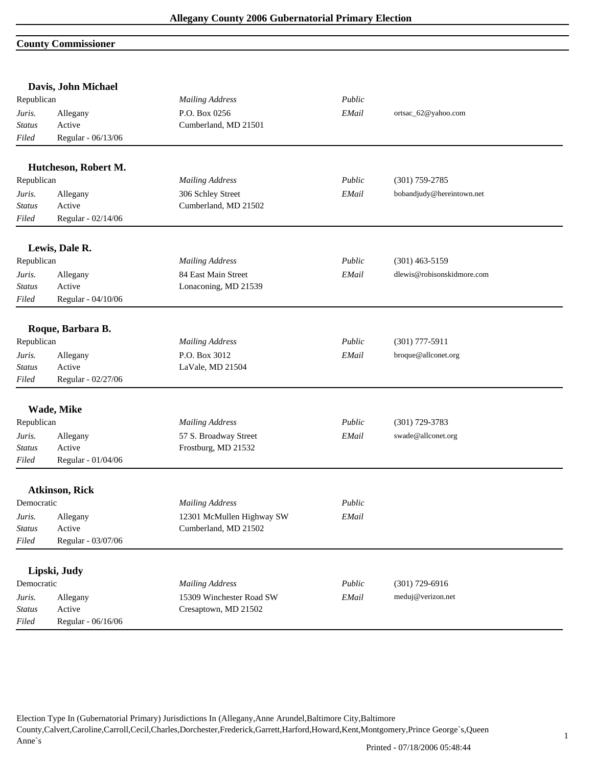# Allegany County 2006 Gubernatorial Primary Election

## County Commissioner

### Davis, John Michael

Republican

| | | | | |
|---|---|---|---|---|
| *Juris.* | Allegany | *Mailing Address* | *Public* | |
| *Status* | Active | P.O. Box 0256 | *EMail* | ortsac_62@yahoo.com |
| *Filed* | Regular - 06/13/06 | Cumberland, MD 21501 | | |

### Hutcheson, Robert M.

Republican

| | | | | |
|---|---|---|---|---|
| *Juris.* | Allegany | *Mailing Address* | *Public* | (301) 759-2785 |
| *Status* | Active | 306 Schley Street | *EMail* | bobandjudy@hereintown.net |
| *Filed* | Regular - 02/14/06 | Cumberland, MD 21502 | | |

### Lewis, Dale R.

Republican

| | | | | |
|---|---|---|---|---|
| *Juris.* | Allegany | *Mailing Address* | *Public* | (301) 463-5159 |
| *Status* | Active | 84 East Main Street | *EMail* | dlewis@robisonskidmore.com |
| *Filed* | Regular - 04/10/06 | Lonaconing, MD 21539 | | |

### Roque, Barbara B.

Republican

| | | | | |
|---|---|---|---|---|
| *Juris.* | Allegany | *Mailing Address* | *Public* | (301) 777-5911 |
| *Status* | Active | P.O. Box 3012 | *EMail* | broque@allconet.org |
| *Filed* | Regular - 02/27/06 | LaVale, MD 21504 | | |

### Wade, Mike

Republican

| | | | | |
|---|---|---|---|---|
| *Juris.* | Allegany | *Mailing Address* | *Public* | (301) 729-3783 |
| *Status* | Active | 57 S. Broadway Street | *EMail* | swade@allconet.org |
| *Filed* | Regular - 01/04/06 | Frostburg, MD 21532 | | |

### Atkinson, Rick

Democratic

| | | | | |
|---|---|---|---|---|
| *Juris.* | Allegany | *Mailing Address* | *Public* | |
| *Status* | Active | 12301 McMullen Highway SW | *EMail* | |
| *Filed* | Regular - 03/07/06 | Cumberland, MD 21502 | | |

### Lipski, Judy

Democratic

| | | | | |
|---|---|---|---|---|
| *Juris.* | Allegany | *Mailing Address* | *Public* | (301) 729-6916 |
| *Status* | Active | 15309 Winchester Road SW | *EMail* | meduj@verizon.net |
| *Filed* | Regular - 06/16/06 | Cresaptown, MD 21502 | | |

Election Type In (Gubernatorial Primary) Jurisdictions In (Allegany,Anne Arundel,Baltimore City,Baltimore County,Calvert,Caroline,Carroll,Cecil,Charles,Dorchester,Frederick,Garrett,Harford,Howard,Kent,Montgomery,Prince George`s,Queen Anne`s

Printed - 07/18/2006 05:48:44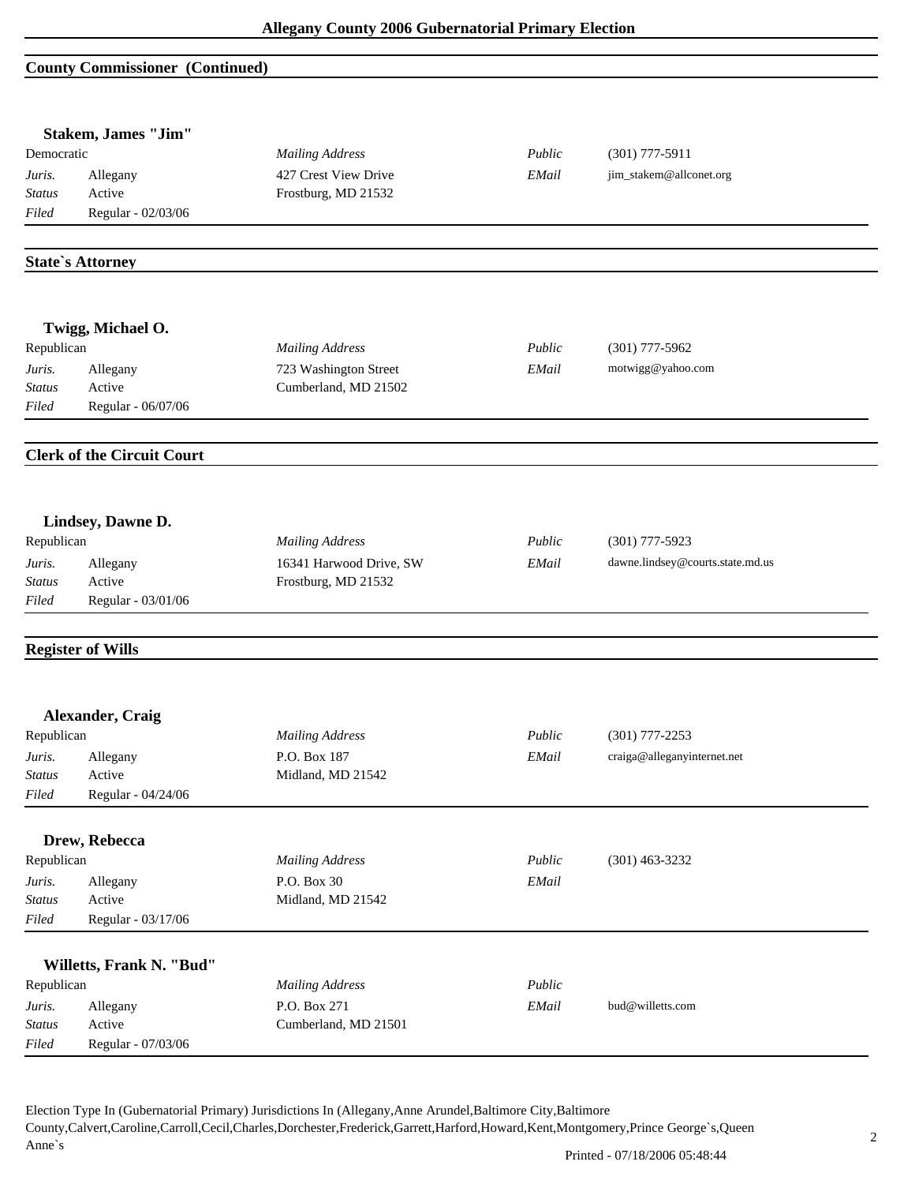## County Commissioner (Continued)

### Stakem, James "Jim"

| | | | | |
|---|---|---|---|---|
| Democratic | | *Mailing Address* | *Public* | (301) 777-5911 |
| *Juris.* | Allegany | 427 Crest View Drive | *EMail* | jim_stakem@allconet.org |
| *Status* | Active | Frostburg, MD 21532 | | |
| *Filed* | Regular - 02/03/06 | | | |

## State`s Attorney

### Twigg, Michael O.

| | | | | |
|---|---|---|---|---|
| Republican | | *Mailing Address* | *Public* | (301) 777-5962 |
| *Juris.* | Allegany | 723 Washington Street | *EMail* | motwigg@yahoo.com |
| *Status* | Active | Cumberland, MD 21502 | | |
| *Filed* | Regular - 06/07/06 | | | |

## Clerk of the Circuit Court

### Lindsey, Dawne D.

| | | | | |
|---|---|---|---|---|
| Republican | | *Mailing Address* | *Public* | (301) 777-5923 |
| *Juris.* | Allegany | 16341 Harwood Drive, SW | *EMail* | dawne.lindsey@courts.state.md.us |
| *Status* | Active | Frostburg, MD 21532 | | |
| *Filed* | Regular - 03/01/06 | | | |

## Register of Wills

### Alexander, Craig

| | | | | |
|---|---|---|---|---|
| Republican | | *Mailing Address* | *Public* | (301) 777-2253 |
| *Juris.* | Allegany | P.O. Box 187 | *EMail* | craiga@alleganyinternet.net |
| *Status* | Active | Midland, MD 21542 | | |
| *Filed* | Regular - 04/24/06 | | | |

### Drew, Rebecca

| | | | | |
|---|---|---|---|---|
| Republican | | *Mailing Address* | *Public* | (301) 463-3232 |
| *Juris.* | Allegany | P.O. Box 30 | *EMail* | |
| *Status* | Active | Midland, MD 21542 | | |
| *Filed* | Regular - 03/17/06 | | | |

### Willetts, Frank N. "Bud"

| | | | | |
|---|---|---|---|---|
| Republican | | *Mailing Address* | *Public* | |
| *Juris.* | Allegany | P.O. Box 271 | *EMail* | bud@willetts.com |
| *Status* | Active | Cumberland, MD 21501 | | |
| *Filed* | Regular - 07/03/06 | | | |

Election Type In (Gubernatorial Primary) Jurisdictions In (Allegany,Anne Arundel,Baltimore City,Baltimore County,Calvert,Caroline,Carroll,Cecil,Charles,Dorchester,Frederick,Garrett,Harford,Howard,Kent,Montgomery,Prince George`s,Queen Anne`s

Printed - 07/18/2006 05:48:44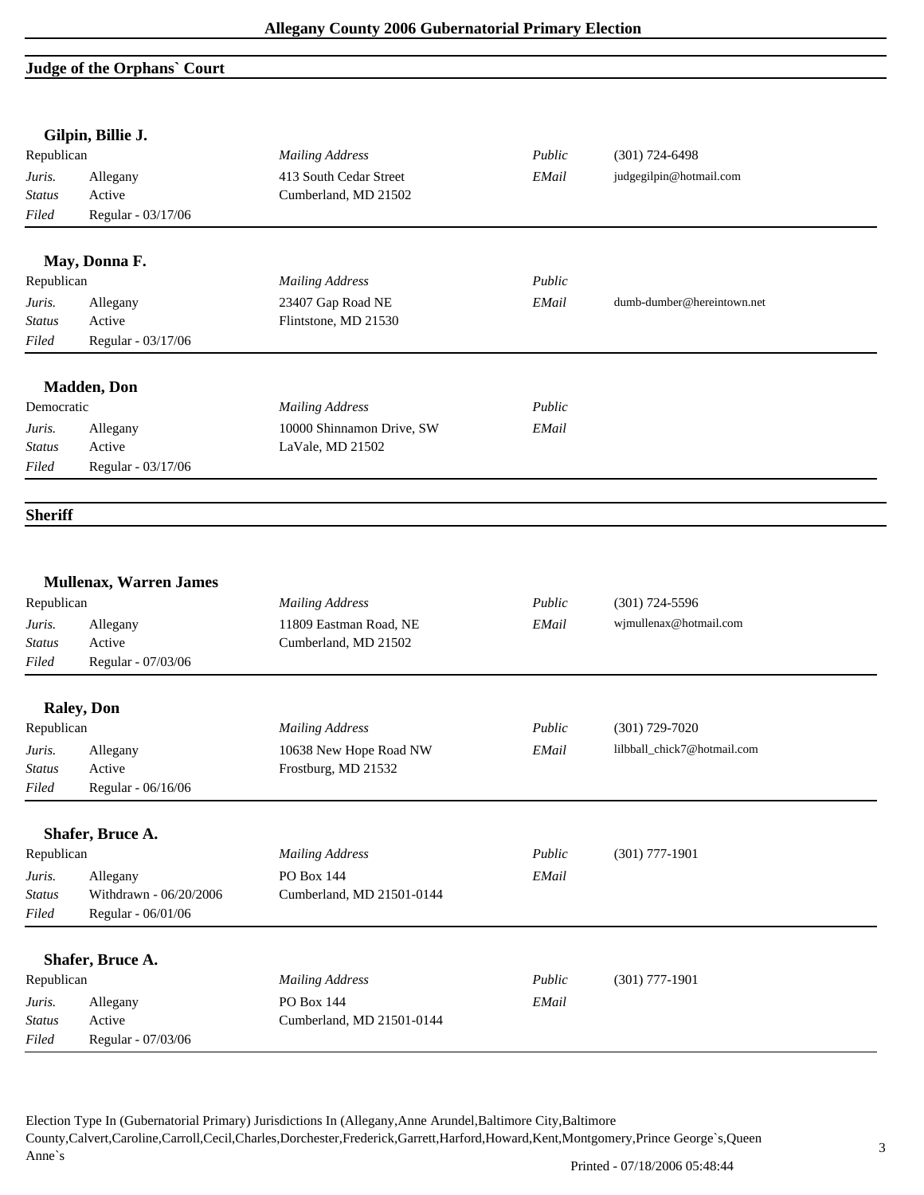## Judge of the Orphans` Court

### Gilpin, Billie J.

| Republican | | *Mailing Address* | *Public* | (301) 724-6498 |
|---|---|---|---|---|
| *Juris.* | Allegany | 413 South Cedar Street | *EMail* | judgegilpin@hotmail.com |
| *Status* | Active | Cumberland, MD 21502 | | |
| *Filed* | Regular - 03/17/06 | | | |

### May, Donna F.

| Republican | | *Mailing Address* | *Public* | |
|---|---|---|---|---|
| *Juris.* | Allegany | 23407 Gap Road NE | *EMail* | dumb-dumber@hereintown.net |
| *Status* | Active | Flintstone, MD 21530 | | |
| *Filed* | Regular - 03/17/06 | | | |

### Madden, Don

| Democratic | | *Mailing Address* | *Public* | |
|---|---|---|---|---|
| *Juris.* | Allegany | 10000 Shinnamon Drive, SW | *EMail* | |
| *Status* | Active | LaVale, MD 21502 | | |
| *Filed* | Regular - 03/17/06 | | | |

## Sheriff

### Mullenax, Warren James

| Republican | | *Mailing Address* | *Public* | (301) 724-5596 |
|---|---|---|---|---|
| *Juris.* | Allegany | 11809 Eastman Road, NE | *EMail* | wjmullenax@hotmail.com |
| *Status* | Active | Cumberland, MD 21502 | | |
| *Filed* | Regular - 07/03/06 | | | |

### Raley, Don

| Republican | | *Mailing Address* | *Public* | (301) 729-7020 |
|---|---|---|---|---|
| *Juris.* | Allegany | 10638 New Hope Road NW | *EMail* | lilbball_chick7@hotmail.com |
| *Status* | Active | Frostburg, MD 21532 | | |
| *Filed* | Regular - 06/16/06 | | | |

### Shafer, Bruce A.

| Republican | | *Mailing Address* | *Public* | (301) 777-1901 |
|---|---|---|---|---|
| *Juris.* | Allegany | PO Box 144 | *EMail* | |
| *Status* | Withdrawn - 06/20/2006 | Cumberland, MD 21501-0144 | | |
| *Filed* | Regular - 06/01/06 | | | |

### Shafer, Bruce A.

| Republican | | *Mailing Address* | *Public* | (301) 777-1901 |
|---|---|---|---|---|
| *Juris.* | Allegany | PO Box 144 | *EMail* | |
| *Status* | Active | Cumberland, MD 21501-0144 | | |
| *Filed* | Regular - 07/03/06 | | | |

Election Type In (Gubernatorial Primary) Jurisdictions In (Allegany,Anne Arundel,Baltimore City,Baltimore County,Calvert,Caroline,Carroll,Cecil,Charles,Dorchester,Frederick,Garrett,Harford,Howard,Kent,Montgomery,Prince George`s,Queen Anne`s

Printed - 07/18/2006 05:48:44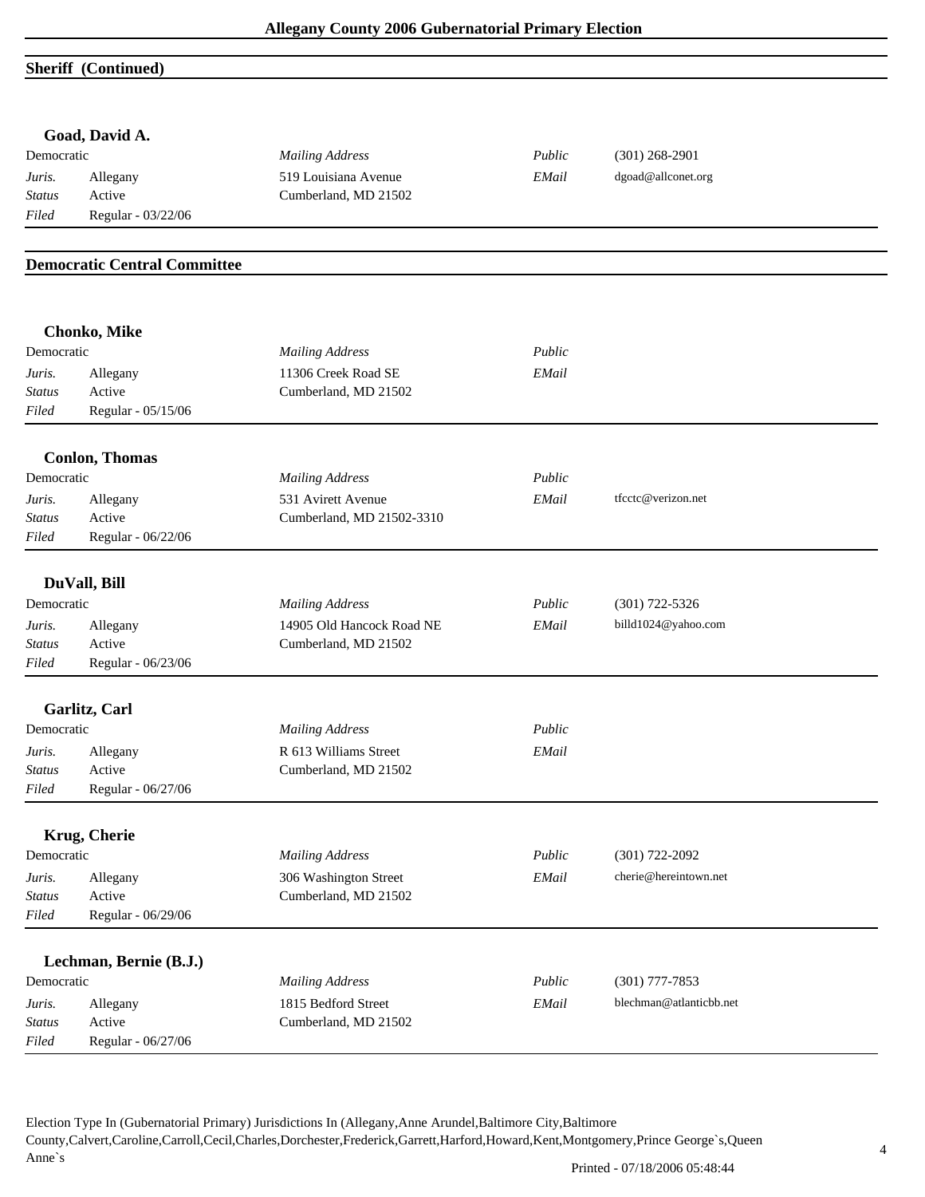## Sheriff (Continued)

### Goad, David A.

| | | | | |
|---|---|---|---|---|
| Democratic | | *Mailing Address* | *Public* | (301) 268-2901 |
| *Juris.* | Allegany | 519 Louisiana Avenue | *EMail* | dgoad@allconet.org |
| *Status* | Active | Cumberland, MD 21502 | | |
| *Filed* | Regular - 03/22/06 | | | |

## Democratic Central Committee

### Chonko, Mike

| | | | | |
|---|---|---|---|---|
| Democratic | | *Mailing Address* | *Public* | |
| *Juris.* | Allegany | 11306 Creek Road SE | *EMail* | |
| *Status* | Active | Cumberland, MD 21502 | | |
| *Filed* | Regular - 05/15/06 | | | |

### Conlon, Thomas

| | | | | |
|---|---|---|---|---|
| Democratic | | *Mailing Address* | *Public* | |
| *Juris.* | Allegany | 531 Avirett Avenue | *EMail* | tfcctc@verizon.net |
| *Status* | Active | Cumberland, MD 21502-3310 | | |
| *Filed* | Regular - 06/22/06 | | | |

### DuVall, Bill

| | | | | |
|---|---|---|---|---|
| Democratic | | *Mailing Address* | *Public* | (301) 722-5326 |
| *Juris.* | Allegany | 14905 Old Hancock Road NE | *EMail* | billd1024@yahoo.com |
| *Status* | Active | Cumberland, MD 21502 | | |
| *Filed* | Regular - 06/23/06 | | | |

### Garlitz, Carl

| | | | | |
|---|---|---|---|---|
| Democratic | | *Mailing Address* | *Public* | |
| *Juris.* | Allegany | R 613 Williams Street | *EMail* | |
| *Status* | Active | Cumberland, MD 21502 | | |
| *Filed* | Regular - 06/27/06 | | | |

### Krug, Cherie

| | | | | |
|---|---|---|---|---|
| Democratic | | *Mailing Address* | *Public* | (301) 722-2092 |
| *Juris.* | Allegany | 306 Washington Street | *EMail* | cherie@hereintown.net |
| *Status* | Active | Cumberland, MD 21502 | | |
| *Filed* | Regular - 06/29/06 | | | |

### Lechman, Bernie (B.J.)

| | | | | |
|---|---|---|---|---|
| Democratic | | *Mailing Address* | *Public* | (301) 777-7853 |
| *Juris.* | Allegany | 1815 Bedford Street | *EMail* | blechman@atlanticbb.net |
| *Status* | Active | Cumberland, MD 21502 | | |
| *Filed* | Regular - 06/27/06 | | | |

Election Type In (Gubernatorial Primary) Jurisdictions In (Allegany,Anne Arundel,Baltimore City,Baltimore County,Calvert,Caroline,Carroll,Cecil,Charles,Dorchester,Frederick,Garrett,Harford,Howard,Kent,Montgomery,Prince George`s,Queen Anne`s

Printed - 07/18/2006 05:48:44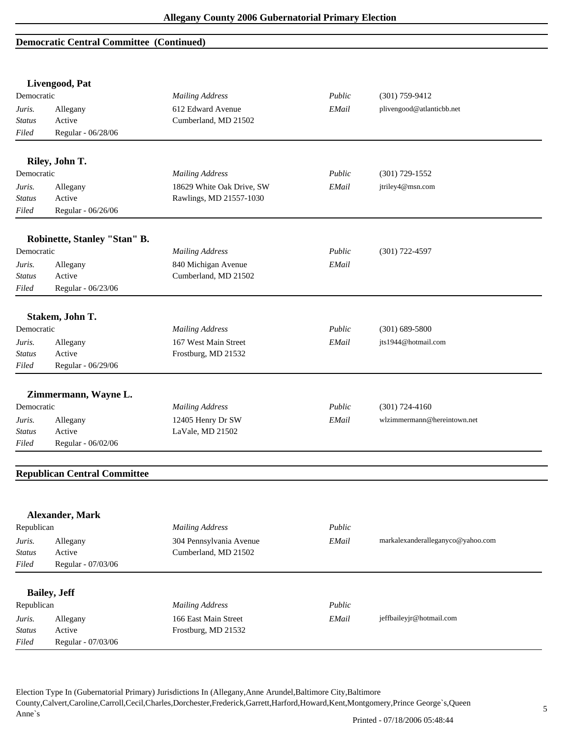## Democratic Central Committee (Continued)

### Livengood, Pat

| | | | | |
|---|---|---|---|---|
| Democratic | | *Mailing Address* | *Public* | (301) 759-9412 |
| *Juris.* | Allegany | 612 Edward Avenue | *EMail* | plivengood@atlanticbb.net |
| *Status* | Active | Cumberland, MD 21502 | | |
| *Filed* | Regular - 06/28/06 | | | |

### Riley, John T.

| | | | | |
|---|---|---|---|---|
| Democratic | | *Mailing Address* | *Public* | (301) 729-1552 |
| *Juris.* | Allegany | 18629 White Oak Drive, SW | *EMail* | jtriley4@msn.com |
| *Status* | Active | Rawlings, MD 21557-1030 | | |
| *Filed* | Regular - 06/26/06 | | | |

### Robinette, Stanley "Stan" B.

| | | | | |
|---|---|---|---|---|
| Democratic | | *Mailing Address* | *Public* | (301) 722-4597 |
| *Juris.* | Allegany | 840 Michigan Avenue | *EMail* | |
| *Status* | Active | Cumberland, MD 21502 | | |
| *Filed* | Regular - 06/23/06 | | | |

### Stakem, John T.

| | | | | |
|---|---|---|---|---|
| Democratic | | *Mailing Address* | *Public* | (301) 689-5800 |
| *Juris.* | Allegany | 167 West Main Street | *EMail* | jts1944@hotmail.com |
| *Status* | Active | Frostburg, MD 21532 | | |
| *Filed* | Regular - 06/29/06 | | | |

### Zimmermann, Wayne L.

| | | | | |
|---|---|---|---|---|
| Democratic | | *Mailing Address* | *Public* | (301) 724-4160 |
| *Juris.* | Allegany | 12405 Henry Dr SW | *EMail* | wlzimmermann@hereintown.net |
| *Status* | Active | LaVale, MD 21502 | | |
| *Filed* | Regular - 06/02/06 | | | |

## Republican Central Committee

### Alexander, Mark

| | | | | |
|---|---|---|---|---|
| Republican | | *Mailing Address* | *Public* | |
| *Juris.* | Allegany | 304 Pennsylvania Avenue | *EMail* | markalexanderalleganyco@yahoo.com |
| *Status* | Active | Cumberland, MD 21502 | | |
| *Filed* | Regular - 07/03/06 | | | |

### Bailey, Jeff

| | | | | |
|---|---|---|---|---|
| Republican | | *Mailing Address* | *Public* | |
| *Juris.* | Allegany | 166 East Main Street | *EMail* | jeffbaileyjr@hotmail.com |
| *Status* | Active | Frostburg, MD 21532 | | |
| *Filed* | Regular - 07/03/06 | | | |

Election Type In (Gubernatorial Primary) Jurisdictions In (Allegany,Anne Arundel,Baltimore City,Baltimore County,Calvert,Caroline,Carroll,Cecil,Charles,Dorchester,Frederick,Garrett,Harford,Howard,Kent,Montgomery,Prince George`s,Queen Anne`s

Printed - 07/18/2006 05:48:44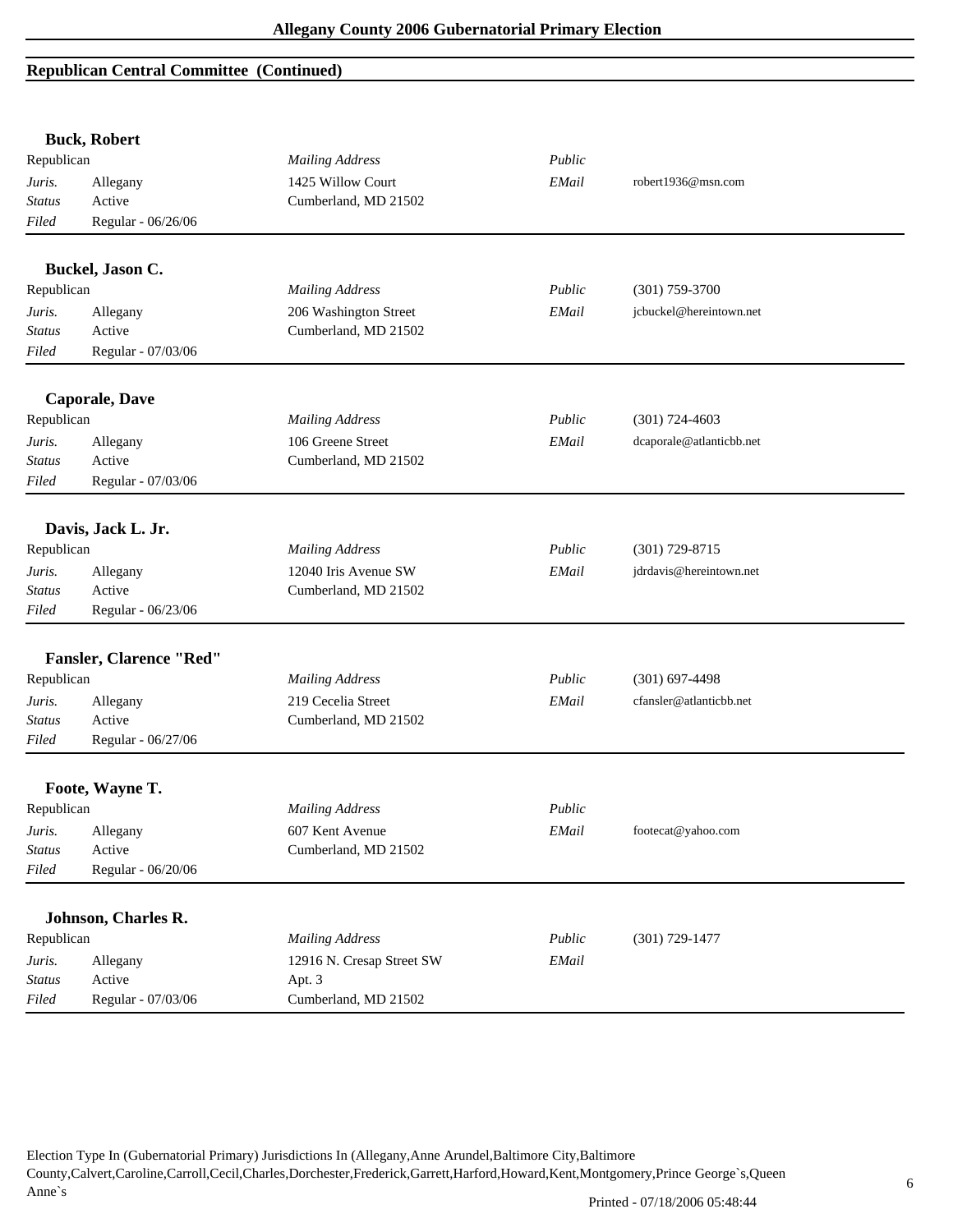## Republican Central Committee (Continued)

**Buck, Robert**

| Republican | | *Mailing Address* | *Public* | |
|---|---|---|---|---|
| *Juris.* | Allegany | 1425 Willow Court | *EMail* | robert1936@msn.com |
| *Status* | Active | Cumberland, MD 21502 | | |
| *Filed* | Regular - 06/26/06 | | | |

**Buckel, Jason C.**

| Republican | | *Mailing Address* | *Public* | (301) 759-3700 |
|---|---|---|---|---|
| *Juris.* | Allegany | 206 Washington Street | *EMail* | jcbuckel@hereintown.net |
| *Status* | Active | Cumberland, MD 21502 | | |
| *Filed* | Regular - 07/03/06 | | | |

**Caporale, Dave**

| Republican | | *Mailing Address* | *Public* | (301) 724-4603 |
|---|---|---|---|---|
| *Juris.* | Allegany | 106 Greene Street | *EMail* | dcaporale@atlanticbb.net |
| *Status* | Active | Cumberland, MD 21502 | | |
| *Filed* | Regular - 07/03/06 | | | |

**Davis, Jack L. Jr.**

| Republican | | *Mailing Address* | *Public* | (301) 729-8715 |
|---|---|---|---|---|
| *Juris.* | Allegany | 12040 Iris Avenue SW | *EMail* | jdrdavis@hereintown.net |
| *Status* | Active | Cumberland, MD 21502 | | |
| *Filed* | Regular - 06/23/06 | | | |

**Fansler, Clarence "Red"**

| Republican | | *Mailing Address* | *Public* | (301) 697-4498 |
|---|---|---|---|---|
| *Juris.* | Allegany | 219 Cecelia Street | *EMail* | cfansler@atlanticbb.net |
| *Status* | Active | Cumberland, MD 21502 | | |
| *Filed* | Regular - 06/27/06 | | | |

**Foote, Wayne T.**

| Republican | | *Mailing Address* | *Public* | |
|---|---|---|---|---|
| *Juris.* | Allegany | 607 Kent Avenue | *EMail* | footecat@yahoo.com |
| *Status* | Active | Cumberland, MD 21502 | | |
| *Filed* | Regular - 06/20/06 | | | |

**Johnson, Charles R.**

| Republican | | *Mailing Address* | *Public* | (301) 729-1477 |
|---|---|---|---|---|
| *Juris.* | Allegany | 12916 N. Cresap Street SW | *EMail* | |
| *Status* | Active | Apt. 3 | | |
| *Filed* | Regular - 07/03/06 | Cumberland, MD 21502 | | |

Election Type In (Gubernatorial Primary) Jurisdictions In (Allegany,Anne Arundel,Baltimore City,Baltimore County,Calvert,Caroline,Carroll,Cecil,Charles,Dorchester,Frederick,Garrett,Harford,Howard,Kent,Montgomery,Prince George`s,Queen Anne`s

Printed - 07/18/2006 05:48:44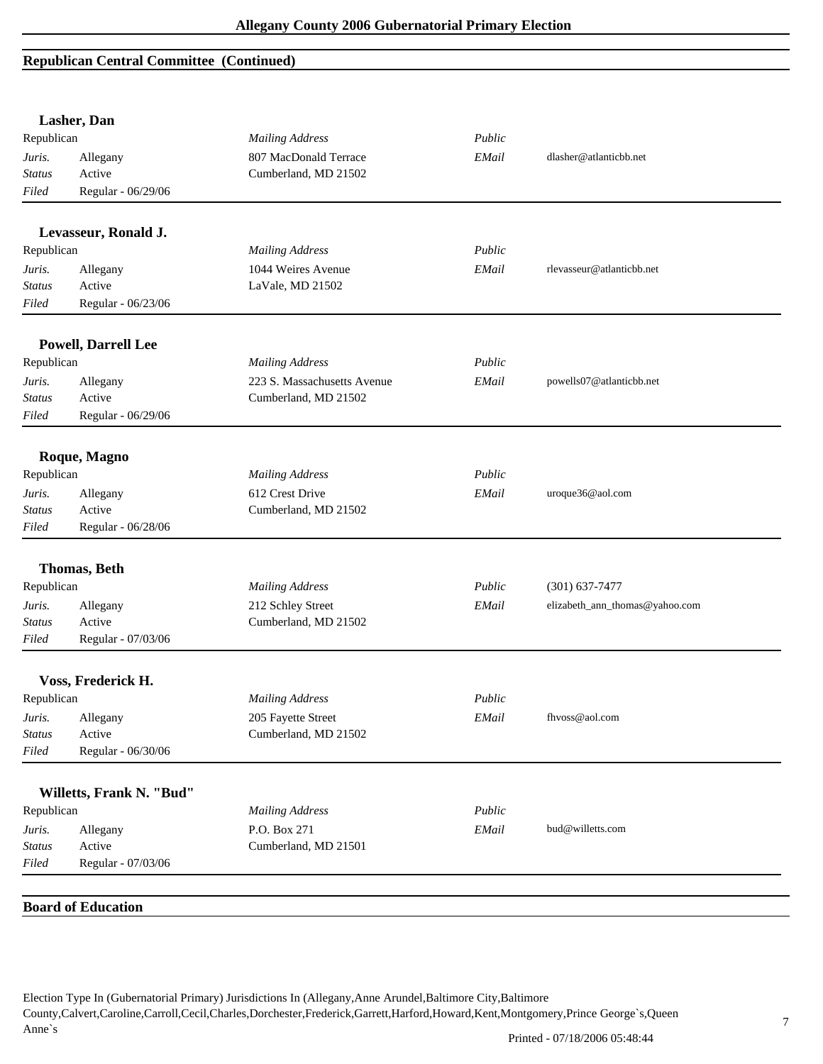## Republican Central Committee (Continued)

### Lasher, Dan

Republican

*Juris.* Allegany
*Status* Active
*Filed* Regular - 06/29/06

*Mailing Address*
807 MacDonald Terrace
Cumberland, MD 21502

*Public*
*EMail* dlasher@atlanticbb.net

---

### Levasseur, Ronald J.

Republican

*Juris.* Allegany
*Status* Active
*Filed* Regular - 06/23/06

*Mailing Address*
1044 Weires Avenue
LaVale, MD 21502

*Public*
*EMail* rlevasseur@atlanticbb.net

---

### Powell, Darrell Lee

Republican

*Juris.* Allegany
*Status* Active
*Filed* Regular - 06/29/06

*Mailing Address*
223 S. Massachusetts Avenue
Cumberland, MD 21502

*Public*
*EMail* powells07@atlanticbb.net

---

### Roque, Magno

Republican

*Juris.* Allegany
*Status* Active
*Filed* Regular - 06/28/06

*Mailing Address*
612 Crest Drive
Cumberland, MD 21502

*Public*
*EMail* uroque36@aol.com

---

### Thomas, Beth

Republican

*Juris.* Allegany
*Status* Active
*Filed* Regular - 07/03/06

*Mailing Address*
212 Schley Street
Cumberland, MD 21502

*Public* (301) 637-7477
*EMail* elizabeth_ann_thomas@yahoo.com

---

### Voss, Frederick H.

Republican

*Juris.* Allegany
*Status* Active
*Filed* Regular - 06/30/06

*Mailing Address*
205 Fayette Street
Cumberland, MD 21502

*Public*
*EMail* fhvoss@aol.com

---

### Willetts, Frank N. "Bud"

Republican

*Juris.* Allegany
*Status* Active
*Filed* Regular - 07/03/06

*Mailing Address*
P.O. Box 271
Cumberland, MD 21501

*Public*
*EMail* bud@willetts.com

---

## Board of Education

Election Type In (Gubernatorial Primary) Jurisdictions In (Allegany,Anne Arundel,Baltimore City,Baltimore County,Calvert,Caroline,Carroll,Cecil,Charles,Dorchester,Frederick,Garrett,Harford,Howard,Kent,Montgomery,Prince George`s,Queen Anne`s

Printed - 07/18/2006 05:48:44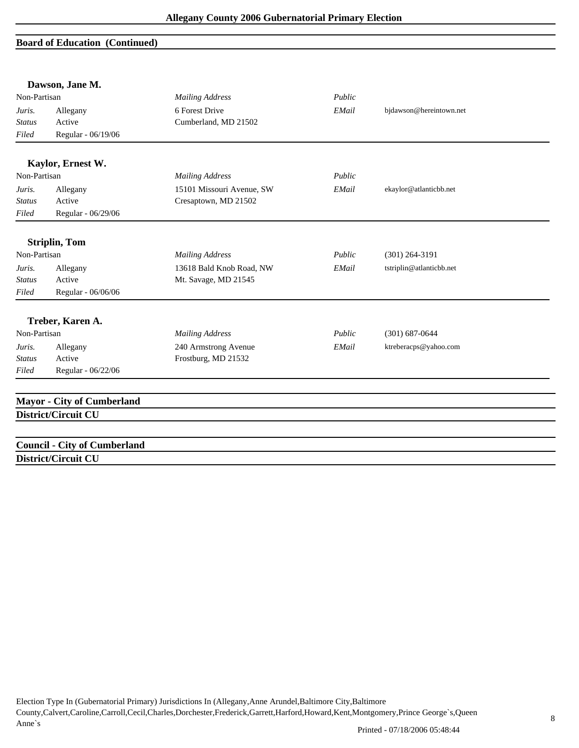## Board of Education (Continued)

### Dawson, Jane M.

| | | | | |
|---|---|---|---|---|
| Non-Partisan | | *Mailing Address* | *Public* | |
| *Juris.* | Allegany | 6 Forest Drive | *EMail* | bjdawson@hereintown.net |
| *Status* | Active | Cumberland, MD 21502 | | |
| *Filed* | Regular - 06/19/06 | | | |

### Kaylor, Ernest W.

| | | | | |
|---|---|---|---|---|
| Non-Partisan | | *Mailing Address* | *Public* | |
| *Juris.* | Allegany | 15101 Missouri Avenue, SW | *EMail* | ekaylor@atlanticbb.net |
| *Status* | Active | Cresaptown, MD 21502 | | |
| *Filed* | Regular - 06/29/06 | | | |

### Striplin, Tom

| | | | | |
|---|---|---|---|---|
| Non-Partisan | | *Mailing Address* | *Public* | (301) 264-3191 |
| *Juris.* | Allegany | 13618 Bald Knob Road, NW | *EMail* | tstriplin@atlanticbb.net |
| *Status* | Active | Mt. Savage, MD 21545 | | |
| *Filed* | Regular - 06/06/06 | | | |

### Treber, Karen A.

| | | | | |
|---|---|---|---|---|
| Non-Partisan | | *Mailing Address* | *Public* | (301) 687-0644 |
| *Juris.* | Allegany | 240 Armstrong Avenue | *EMail* | ktreberacps@yahoo.com |
| *Status* | Active | Frostburg, MD 21532 | | |
| *Filed* | Regular - 06/22/06 | | | |

## Mayor - City of Cumberland
**District/Circuit CU**

## Council - City of Cumberland
**District/Circuit CU**

Election Type In (Gubernatorial Primary) Jurisdictions In (Allegany,Anne Arundel,Baltimore City,Baltimore County,Calvert,Caroline,Carroll,Cecil,Charles,Dorchester,Frederick,Garrett,Harford,Howard,Kent,Montgomery,Prince George`s,Queen Anne`s

Printed - 07/18/2006 05:48:44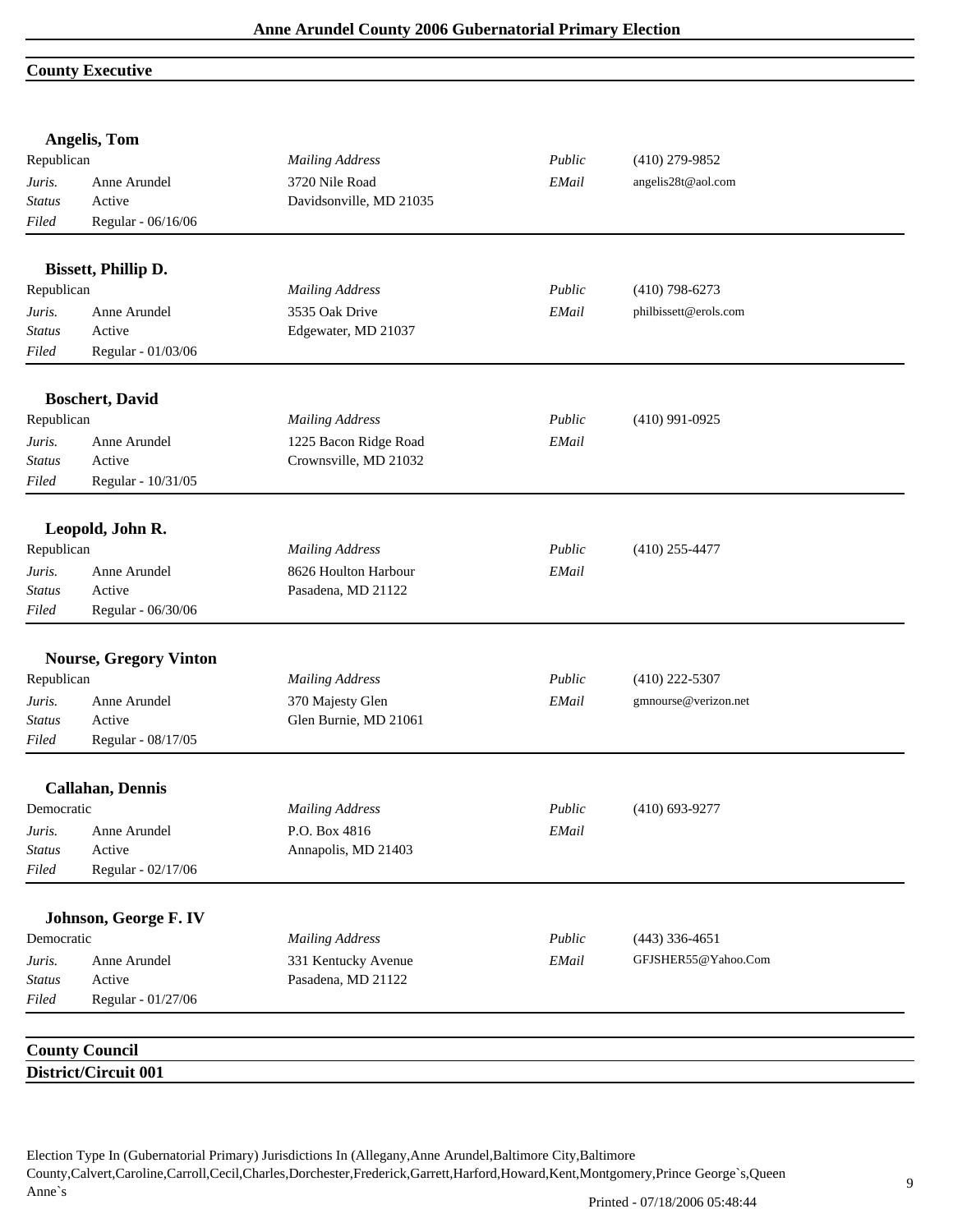## County Executive

### Angelis, Tom

| | | | | |
|---|---|---|---|---|
| Republican | | *Mailing Address* | *Public* | (410) 279-9852 |
| *Juris.* | Anne Arundel | 3720 Nile Road | *EMail* | angelis28t@aol.com |
| *Status* | Active | Davidsonville, MD 21035 | | |
| *Filed* | Regular - 06/16/06 | | | |

### Bissett, Phillip D.

| | | | | |
|---|---|---|---|---|
| Republican | | *Mailing Address* | *Public* | (410) 798-6273 |
| *Juris.* | Anne Arundel | 3535 Oak Drive | *EMail* | philbissett@erols.com |
| *Status* | Active | Edgewater, MD 21037 | | |
| *Filed* | Regular - 01/03/06 | | | |

### Boschert, David

| | | | | |
|---|---|---|---|---|
| Republican | | *Mailing Address* | *Public* | (410) 991-0925 |
| *Juris.* | Anne Arundel | 1225 Bacon Ridge Road | *EMail* | |
| *Status* | Active | Crownsville, MD 21032 | | |
| *Filed* | Regular - 10/31/05 | | | |

### Leopold, John R.

| | | | | |
|---|---|---|---|---|
| Republican | | *Mailing Address* | *Public* | (410) 255-4477 |
| *Juris.* | Anne Arundel | 8626 Houlton Harbour | *EMail* | |
| *Status* | Active | Pasadena, MD 21122 | | |
| *Filed* | Regular - 06/30/06 | | | |

### Nourse, Gregory Vinton

| | | | | |
|---|---|---|---|---|
| Republican | | *Mailing Address* | *Public* | (410) 222-5307 |
| *Juris.* | Anne Arundel | 370 Majesty Glen | *EMail* | gmnourse@verizon.net |
| *Status* | Active | Glen Burnie, MD 21061 | | |
| *Filed* | Regular - 08/17/05 | | | |

### Callahan, Dennis

| | | | | |
|---|---|---|---|---|
| Democratic | | *Mailing Address* | *Public* | (410) 693-9277 |
| *Juris.* | Anne Arundel | P.O. Box 4816 | *EMail* | |
| *Status* | Active | Annapolis, MD 21403 | | |
| *Filed* | Regular - 02/17/06 | | | |

### Johnson, George F. IV

| | | | | |
|---|---|---|---|---|
| Democratic | | *Mailing Address* | *Public* | (443) 336-4651 |
| *Juris.* | Anne Arundel | 331 Kentucky Avenue | *EMail* | GFJSHER55@Yahoo.Com |
| *Status* | Active | Pasadena, MD 21122 | | |
| *Filed* | Regular - 01/27/06 | | | |

## County Council

### District/Circuit 001

Election Type In (Gubernatorial Primary) Jurisdictions In (Allegany,Anne Arundel,Baltimore City,Baltimore County,Calvert,Caroline,Carroll,Cecil,Charles,Dorchester,Frederick,Garrett,Harford,Howard,Kent,Montgomery,Prince George`s,Queen Anne`s

Printed - 07/18/2006 05:48:44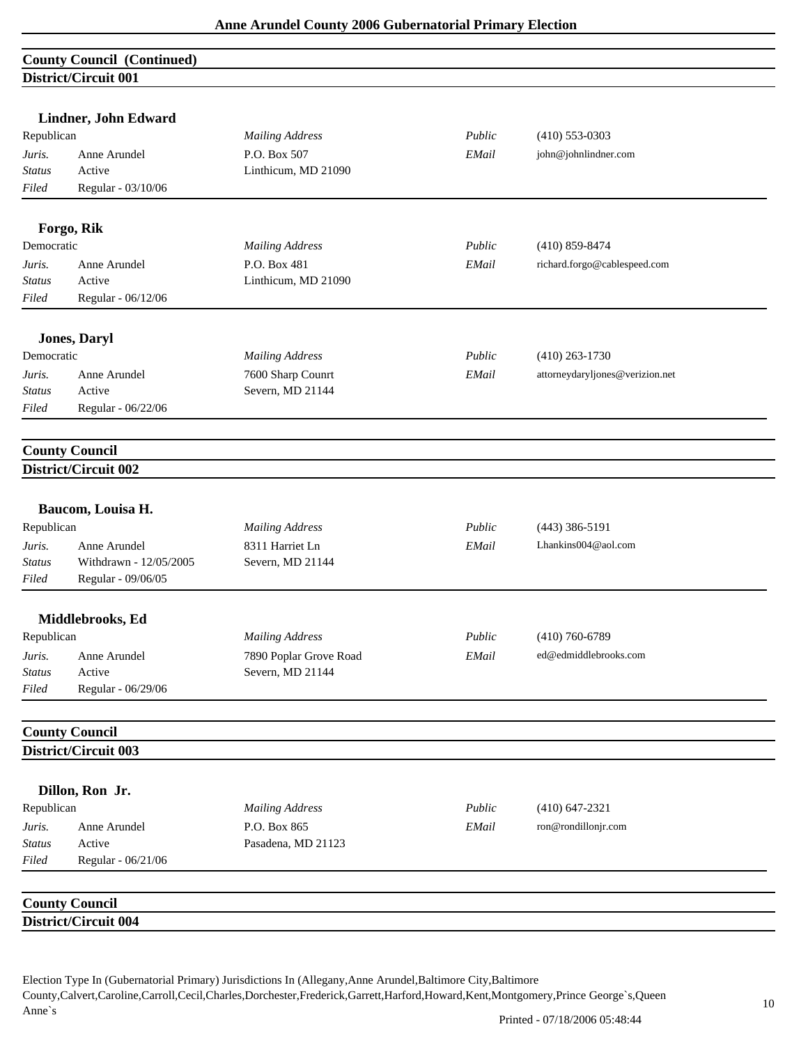## County Council (Continued)

### District/Circuit 001

**Lindner, John Edward**

| Republican | | *Mailing Address* | *Public* | (410) 553-0303 |
|---|---|---|---|---|
| *Juris.* | Anne Arundel | P.O. Box 507 | *EMail* | john@johnlindner.com |
| *Status* | Active | Linthicum, MD 21090 | | |
| *Filed* | Regular - 03/10/06 | | | |

**Forgo, Rik**

| Democratic | | *Mailing Address* | *Public* | (410) 859-8474 |
|---|---|---|---|---|
| *Juris.* | Anne Arundel | P.O. Box 481 | *EMail* | richard.forgo@cablespeed.com |
| *Status* | Active | Linthicum, MD 21090 | | |
| *Filed* | Regular - 06/12/06 | | | |

**Jones, Daryl**

| Democratic | | *Mailing Address* | *Public* | (410) 263-1730 |
|---|---|---|---|---|
| *Juris.* | Anne Arundel | 7600 Sharp Counrt | *EMail* | attorneydaryljones@verizion.net |
| *Status* | Active | Severn, MD 21144 | | |
| *Filed* | Regular - 06/22/06 | | | |

## County Council

### District/Circuit 002

**Baucom, Louisa H.**

| Republican | | *Mailing Address* | *Public* | (443) 386-5191 |
|---|---|---|---|---|
| *Juris.* | Anne Arundel | 8311 Harriet Ln | *EMail* | Lhankins004@aol.com |
| *Status* | Withdrawn - 12/05/2005 | Severn, MD 21144 | | |
| *Filed* | Regular - 09/06/05 | | | |

**Middlebrooks, Ed**

| Republican | | *Mailing Address* | *Public* | (410) 760-6789 |
|---|---|---|---|---|
| *Juris.* | Anne Arundel | 7890 Poplar Grove Road | *EMail* | ed@edmiddlebrooks.com |
| *Status* | Active | Severn, MD 21144 | | |
| *Filed* | Regular - 06/29/06 | | | |

## County Council

### District/Circuit 003

**Dillon, Ron Jr.**

| Republican | | *Mailing Address* | *Public* | (410) 647-2321 |
|---|---|---|---|---|
| *Juris.* | Anne Arundel | P.O. Box 865 | *EMail* | ron@rondillonjr.com |
| *Status* | Active | Pasadena, MD 21123 | | |
| *Filed* | Regular - 06/21/06 | | | |

## County Council

### District/Circuit 004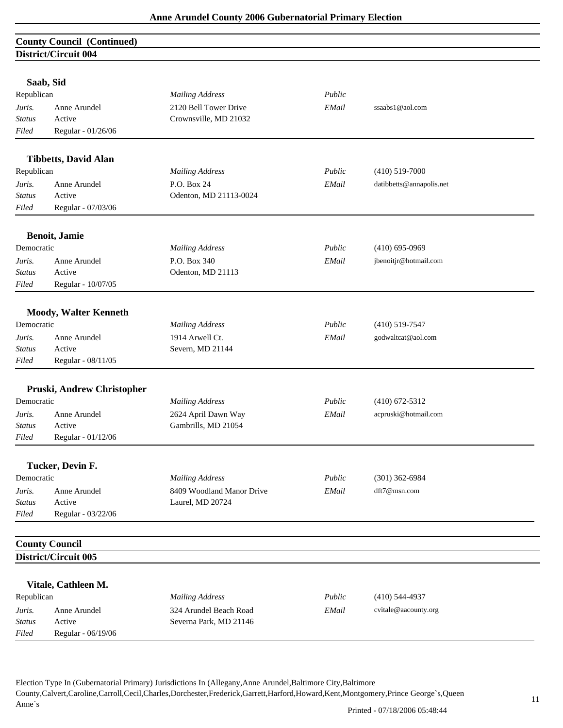## County Council (Continued)

### District/Circuit 004

**Saab, Sid**

| Republican | | *Mailing Address* | *Public* | |
|---|---|---|---|---|
| *Juris.* | Anne Arundel | 2120 Bell Tower Drive | *EMail* | ssaabs1@aol.com |
| *Status* | Active | Crownsville, MD 21032 | | |
| *Filed* | Regular - 01/26/06 | | | |

**Tibbetts, David Alan**

| Republican | | *Mailing Address* | *Public* | (410) 519-7000 |
|---|---|---|---|---|
| *Juris.* | Anne Arundel | P.O. Box 24 | *EMail* | datibbetts@annapolis.net |
| *Status* | Active | Odenton, MD 21113-0024 | | |
| *Filed* | Regular - 07/03/06 | | | |

**Benoit, Jamie**

| Democratic | | *Mailing Address* | *Public* | (410) 695-0969 |
|---|---|---|---|---|
| *Juris.* | Anne Arundel | P.O. Box 340 | *EMail* | jbenoitjr@hotmail.com |
| *Status* | Active | Odenton, MD 21113 | | |
| *Filed* | Regular - 10/07/05 | | | |

**Moody, Walter Kenneth**

| Democratic | | *Mailing Address* | *Public* | (410) 519-7547 |
|---|---|---|---|---|
| *Juris.* | Anne Arundel | 1914 Arwell Ct. | *EMail* | godwaltcat@aol.com |
| *Status* | Active | Severn, MD 21144 | | |
| *Filed* | Regular - 08/11/05 | | | |

**Pruski, Andrew Christopher**

| Democratic | | *Mailing Address* | *Public* | (410) 672-5312 |
|---|---|---|---|---|
| *Juris.* | Anne Arundel | 2624 April Dawn Way | *EMail* | acpruski@hotmail.com |
| *Status* | Active | Gambrills, MD 21054 | | |
| *Filed* | Regular - 01/12/06 | | | |

**Tucker, Devin F.**

| Democratic | | *Mailing Address* | *Public* | (301) 362-6984 |
|---|---|---|---|---|
| *Juris.* | Anne Arundel | 8409 Woodland Manor Drive | *EMail* | dft7@msn.com |
| *Status* | Active | Laurel, MD 20724 | | |
| *Filed* | Regular - 03/22/06 | | | |

## County Council

### District/Circuit 005

**Vitale, Cathleen M.**

| Republican | | *Mailing Address* | *Public* | (410) 544-4937 |
|---|---|---|---|---|
| *Juris.* | Anne Arundel | 324 Arundel Beach Road | *EMail* | cvitale@aacounty.org |
| *Status* | Active | Severna Park, MD 21146 | | |
| *Filed* | Regular - 06/19/06 | | | |

Election Type In (Gubernatorial Primary) Jurisdictions In (Allegany,Anne Arundel,Baltimore City,Baltimore County,Calvert,Caroline,Carroll,Cecil,Charles,Dorchester,Frederick,Garrett,Harford,Howard,Kent,Montgomery,Prince George`s,Queen Anne`s

Printed - 07/18/2006 05:48:44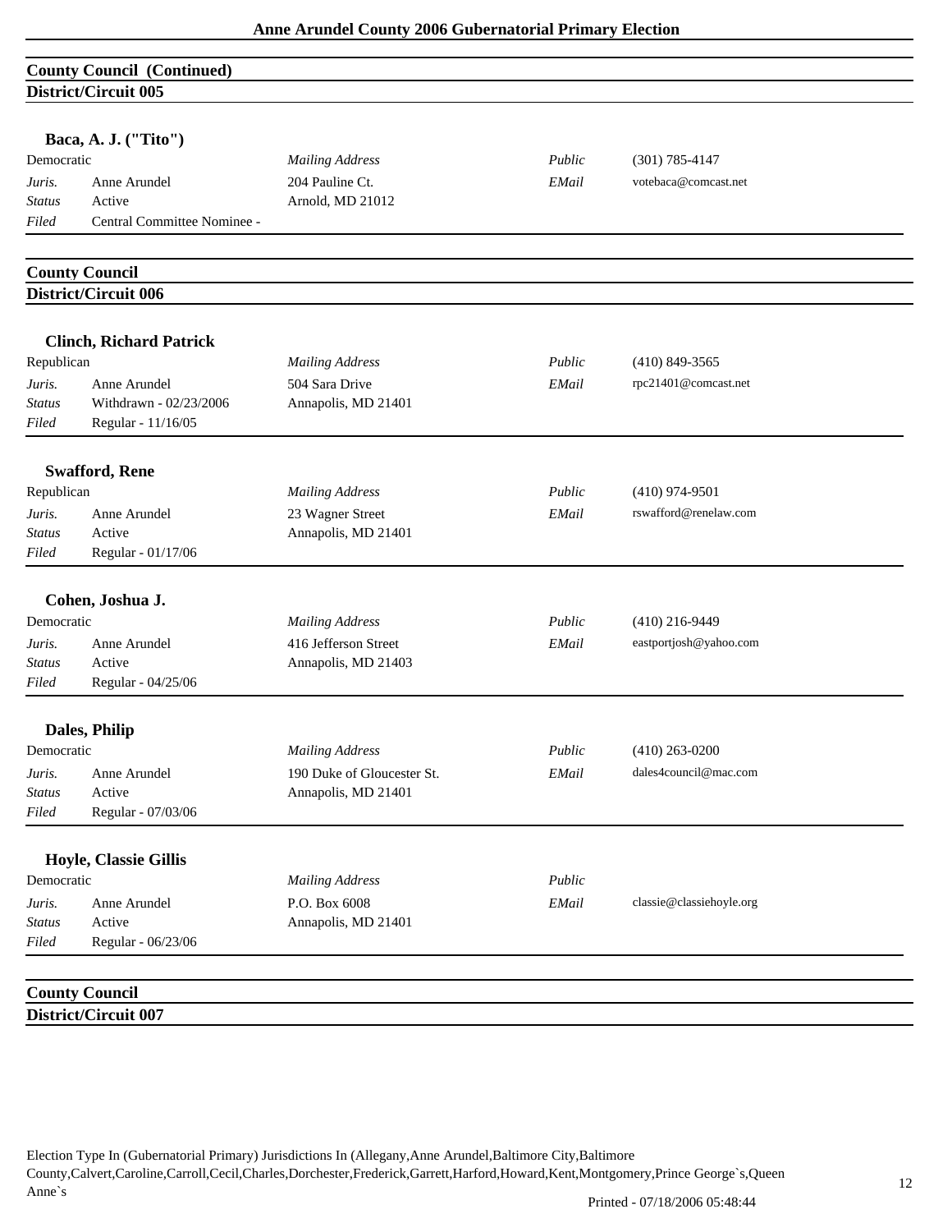## County Council (Continued)
### District/Circuit 005

**Baca, A. J. ("Tito")**

| Democratic | | *Mailing Address* | *Public* | (301) 785-4147 |
|---|---|---|---|---|
| *Juris.* | Anne Arundel | 204 Pauline Ct. | *EMail* | votebaca@comcast.net |
| *Status* | Active | Arnold, MD 21012 | | |
| *Filed* | Central Committee Nominee - | | | |

## County Council
### District/Circuit 006

**Clinch, Richard Patrick**

| Republican | | *Mailing Address* | *Public* | (410) 849-3565 |
|---|---|---|---|---|
| *Juris.* | Anne Arundel | 504 Sara Drive | *EMail* | rpc21401@comcast.net |
| *Status* | Withdrawn - 02/23/2006 | Annapolis, MD 21401 | | |
| *Filed* | Regular - 11/16/05 | | | |

**Swafford, Rene**

| Republican | | *Mailing Address* | *Public* | (410) 974-9501 |
|---|---|---|---|---|
| *Juris.* | Anne Arundel | 23 Wagner Street | *EMail* | rswafford@renelaw.com |
| *Status* | Active | Annapolis, MD 21401 | | |
| *Filed* | Regular - 01/17/06 | | | |

**Cohen, Joshua J.**

| Democratic | | *Mailing Address* | *Public* | (410) 216-9449 |
|---|---|---|---|---|
| *Juris.* | Anne Arundel | 416 Jefferson Street | *EMail* | eastportjosh@yahoo.com |
| *Status* | Active | Annapolis, MD 21403 | | |
| *Filed* | Regular - 04/25/06 | | | |

**Dales, Philip**

| Democratic | | *Mailing Address* | *Public* | (410) 263-0200 |
|---|---|---|---|---|
| *Juris.* | Anne Arundel | 190 Duke of Gloucester St. | *EMail* | dales4council@mac.com |
| *Status* | Active | Annapolis, MD 21401 | | |
| *Filed* | Regular - 07/03/06 | | | |

**Hoyle, Classie Gillis**

| Democratic | | *Mailing Address* | *Public* | |
|---|---|---|---|---|
| *Juris.* | Anne Arundel | P.O. Box 6008 | *EMail* | classie@classiehoyle.org |
| *Status* | Active | Annapolis, MD 21401 | | |
| *Filed* | Regular - 06/23/06 | | | |

## County Council
### District/Circuit 007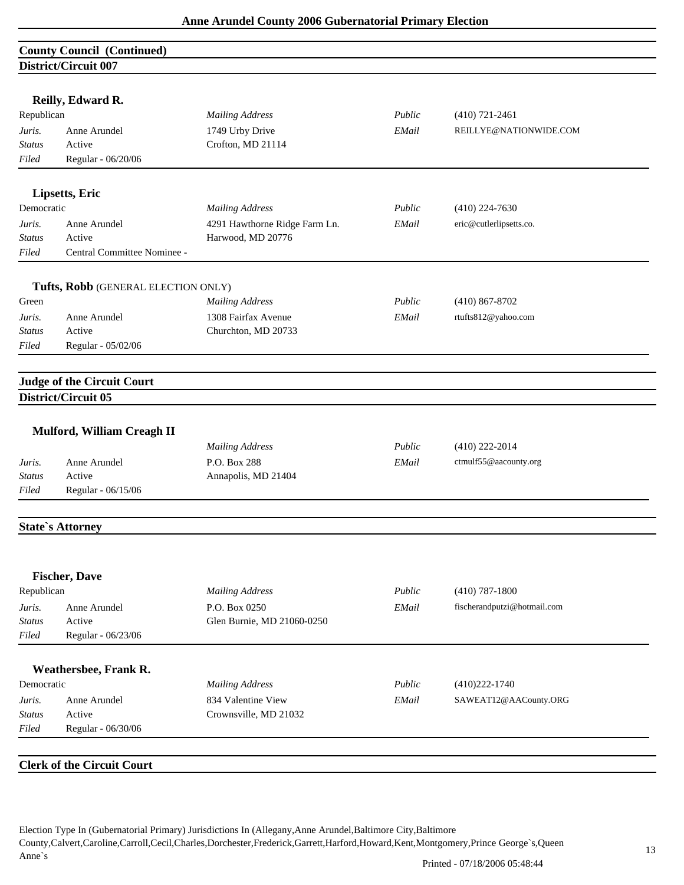## County Council (Continued)

### District/Circuit 007

**Reilly, Edward R.**

| | | | | |
|---|---|---|---|---|
| Republican | | *Mailing Address* | *Public* | (410) 721-2461 |
| *Juris.* | Anne Arundel | 1749 Urby Drive | *EMail* | REILLYE@NATIONWIDE.COM |
| *Status* | Active | Crofton, MD 21114 | | |
| *Filed* | Regular - 06/20/06 | | | |

**Lipsetts, Eric**

| | | | | |
|---|---|---|---|---|
| Democratic | | *Mailing Address* | *Public* | (410) 224-7630 |
| *Juris.* | Anne Arundel | 4291 Hawthorne Ridge Farm Ln. | *EMail* | eric@cutlerlipsetts.co. |
| *Status* | Active | Harwood, MD 20776 | | |
| *Filed* | Central Committee Nominee - | | | |

**Tufts, Robb** (GENERAL ELECTION ONLY)

| | | | | |
|---|---|---|---|---|
| Green | | *Mailing Address* | *Public* | (410) 867-8702 |
| *Juris.* | Anne Arundel | 1308 Fairfax Avenue | *EMail* | rtufts812@yahoo.com |
| *Status* | Active | Churchton, MD 20733 | | |
| *Filed* | Regular - 05/02/06 | | | |

## Judge of the Circuit Court

### District/Circuit 05

**Mulford, William Creagh II**

| | | | | |
|---|---|---|---|---|
| | | *Mailing Address* | *Public* | (410) 222-2014 |
| *Juris.* | Anne Arundel | P.O. Box 288 | *EMail* | ctmulf55@aacounty.org |
| *Status* | Active | Annapolis, MD 21404 | | |
| *Filed* | Regular - 06/15/06 | | | |

## State`s Attorney

**Fischer, Dave**

| | | | | |
|---|---|---|---|---|
| Republican | | *Mailing Address* | *Public* | (410) 787-1800 |
| *Juris.* | Anne Arundel | P.O. Box 0250 | *EMail* | fischerandputzi@hotmail.com |
| *Status* | Active | Glen Burnie, MD 21060-0250 | | |
| *Filed* | Regular - 06/23/06 | | | |

**Weathersbee, Frank R.**

| | | | | |
|---|---|---|---|---|
| Democratic | | *Mailing Address* | *Public* | (410)222-1740 |
| *Juris.* | Anne Arundel | 834 Valentine View | *EMail* | SAWEAT12@AACounty.ORG |
| *Status* | Active | Crownsville, MD 21032 | | |
| *Filed* | Regular - 06/30/06 | | | |

## Clerk of the Circuit Court

Election Type In (Gubernatorial Primary) Jurisdictions In (Allegany,Anne Arundel,Baltimore City,Baltimore County,Calvert,Caroline,Carroll,Cecil,Charles,Dorchester,Frederick,Garrett,Harford,Howard,Kent,Montgomery,Prince George`s,Queen Anne`s

Printed - 07/18/2006 05:48:44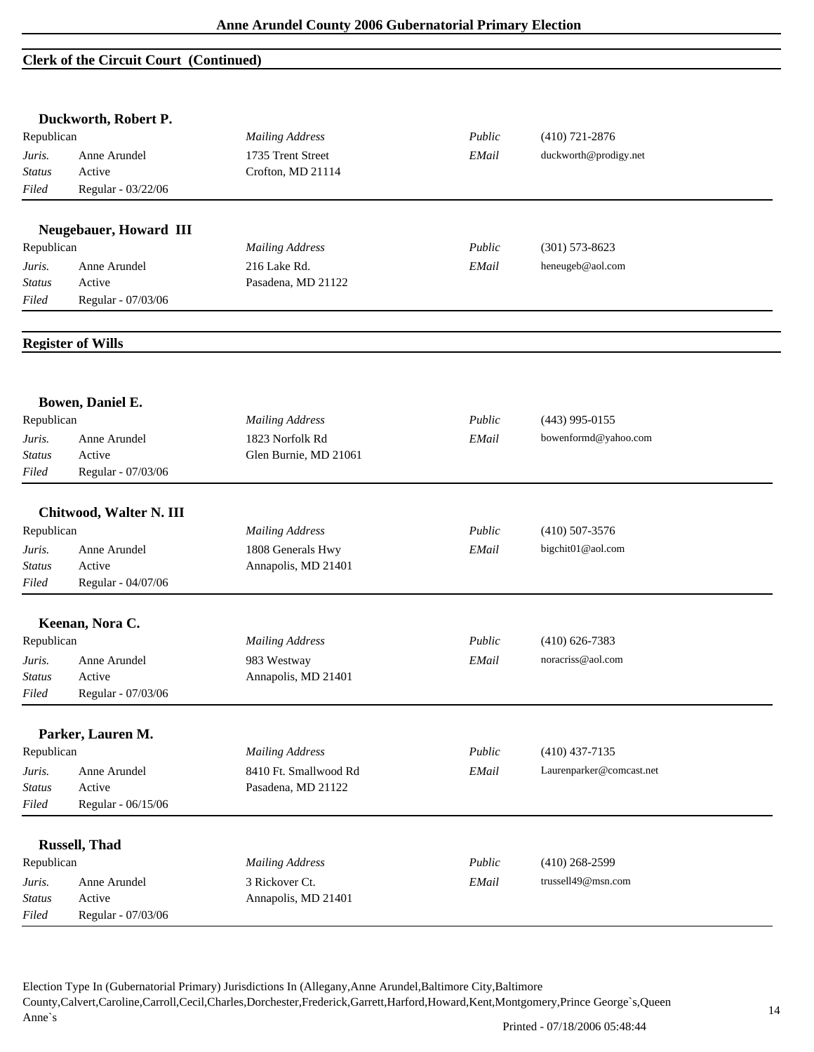## Clerk of the Circuit Court (Continued)

### Duckworth, Robert P.

| Republican | | *Mailing Address* | *Public* | (410) 721-2876 |
|---|---|---|---|---|
| *Juris.* | Anne Arundel | 1735 Trent Street | *EMail* | duckworth@prodigy.net |
| *Status* | Active | Crofton, MD 21114 | | |
| *Filed* | Regular - 03/22/06 | | | |

### Neugebauer, Howard III

| Republican | | *Mailing Address* | *Public* | (301) 573-8623 |
|---|---|---|---|---|
| *Juris.* | Anne Arundel | 216 Lake Rd. | *EMail* | heneugeb@aol.com |
| *Status* | Active | Pasadena, MD 21122 | | |
| *Filed* | Regular - 07/03/06 | | | |

## Register of Wills

### Bowen, Daniel E.

| Republican | | *Mailing Address* | *Public* | (443) 995-0155 |
|---|---|---|---|---|
| *Juris.* | Anne Arundel | 1823 Norfolk Rd | *EMail* | bowenformd@yahoo.com |
| *Status* | Active | Glen Burnie, MD 21061 | | |
| *Filed* | Regular - 07/03/06 | | | |

### Chitwood, Walter N. III

| Republican | | *Mailing Address* | *Public* | (410) 507-3576 |
|---|---|---|---|---|
| *Juris.* | Anne Arundel | 1808 Generals Hwy | *EMail* | bigchit01@aol.com |
| *Status* | Active | Annapolis, MD 21401 | | |
| *Filed* | Regular - 04/07/06 | | | |

### Keenan, Nora C.

| Republican | | *Mailing Address* | *Public* | (410) 626-7383 |
|---|---|---|---|---|
| *Juris.* | Anne Arundel | 983 Westway | *EMail* | noracriss@aol.com |
| *Status* | Active | Annapolis, MD 21401 | | |
| *Filed* | Regular - 07/03/06 | | | |

### Parker, Lauren M.

| Republican | | *Mailing Address* | *Public* | (410) 437-7135 |
|---|---|---|---|---|
| *Juris.* | Anne Arundel | 8410 Ft. Smallwood Rd | *EMail* | Laurenparker@comcast.net |
| *Status* | Active | Pasadena, MD 21122 | | |
| *Filed* | Regular - 06/15/06 | | | |

### Russell, Thad

| Republican | | *Mailing Address* | *Public* | (410) 268-2599 |
|---|---|---|---|---|
| *Juris.* | Anne Arundel | 3 Rickover Ct. | *EMail* | trussell49@msn.com |
| *Status* | Active | Annapolis, MD 21401 | | |
| *Filed* | Regular - 07/03/06 | | | |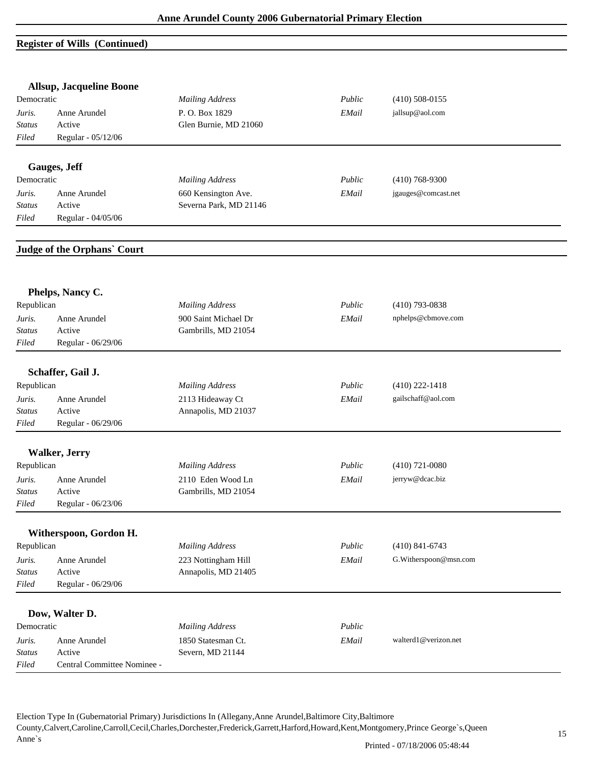## Register of Wills (Continued)

### Allsup, Jacqueline Boone

| | | | | |
|---|---|---|---|---|
| Democratic | | *Mailing Address* | *Public* | (410) 508-0155 |
| *Juris.* | Anne Arundel | P. O. Box 1829 | *EMail* | jallsup@aol.com |
| *Status* | Active | Glen Burnie, MD 21060 | | |
| *Filed* | Regular - 05/12/06 | | | |

### Gauges, Jeff

| | | | | |
|---|---|---|---|---|
| Democratic | | *Mailing Address* | *Public* | (410) 768-9300 |
| *Juris.* | Anne Arundel | 660 Kensington Ave. | *EMail* | jgauges@comcast.net |
| *Status* | Active | Severna Park, MD 21146 | | |
| *Filed* | Regular - 04/05/06 | | | |

## Judge of the Orphans` Court

### Phelps, Nancy C.

| | | | | |
|---|---|---|---|---|
| Republican | | *Mailing Address* | *Public* | (410) 793-0838 |
| *Juris.* | Anne Arundel | 900 Saint Michael Dr | *EMail* | nphelps@cbmove.com |
| *Status* | Active | Gambrills, MD 21054 | | |
| *Filed* | Regular - 06/29/06 | | | |

### Schaffer, Gail J.

| | | | | |
|---|---|---|---|---|
| Republican | | *Mailing Address* | *Public* | (410) 222-1418 |
| *Juris.* | Anne Arundel | 2113 Hideaway Ct | *EMail* | gailschaff@aol.com |
| *Status* | Active | Annapolis, MD 21037 | | |
| *Filed* | Regular - 06/29/06 | | | |

### Walker, Jerry

| | | | | |
|---|---|---|---|---|
| Republican | | *Mailing Address* | *Public* | (410) 721-0080 |
| *Juris.* | Anne Arundel | 2110 Eden Wood Ln | *EMail* | jerryw@dcac.biz |
| *Status* | Active | Gambrills, MD 21054 | | |
| *Filed* | Regular - 06/23/06 | | | |

### Witherspoon, Gordon H.

| | | | | |
|---|---|---|---|---|
| Republican | | *Mailing Address* | *Public* | (410) 841-6743 |
| *Juris.* | Anne Arundel | 223 Nottingham Hill | *EMail* | G.Witherspoon@msn.com |
| *Status* | Active | Annapolis, MD 21405 | | |
| *Filed* | Regular - 06/29/06 | | | |

### Dow, Walter D.

| | | | | |
|---|---|---|---|---|
| Democratic | | *Mailing Address* | *Public* | |
| *Juris.* | Anne Arundel | 1850 Statesman Ct. | *EMail* | walterd1@verizon.net |
| *Status* | Active | Severn, MD 21144 | | |
| *Filed* | Central Committee Nominee - | | | |

Election Type In (Gubernatorial Primary) Jurisdictions In (Allegany,Anne Arundel,Baltimore City,Baltimore County,Calvert,Caroline,Carroll,Cecil,Charles,Dorchester,Frederick,Garrett,Harford,Howard,Kent,Montgomery,Prince George`s,Queen Anne`s

Printed - 07/18/2006 05:48:44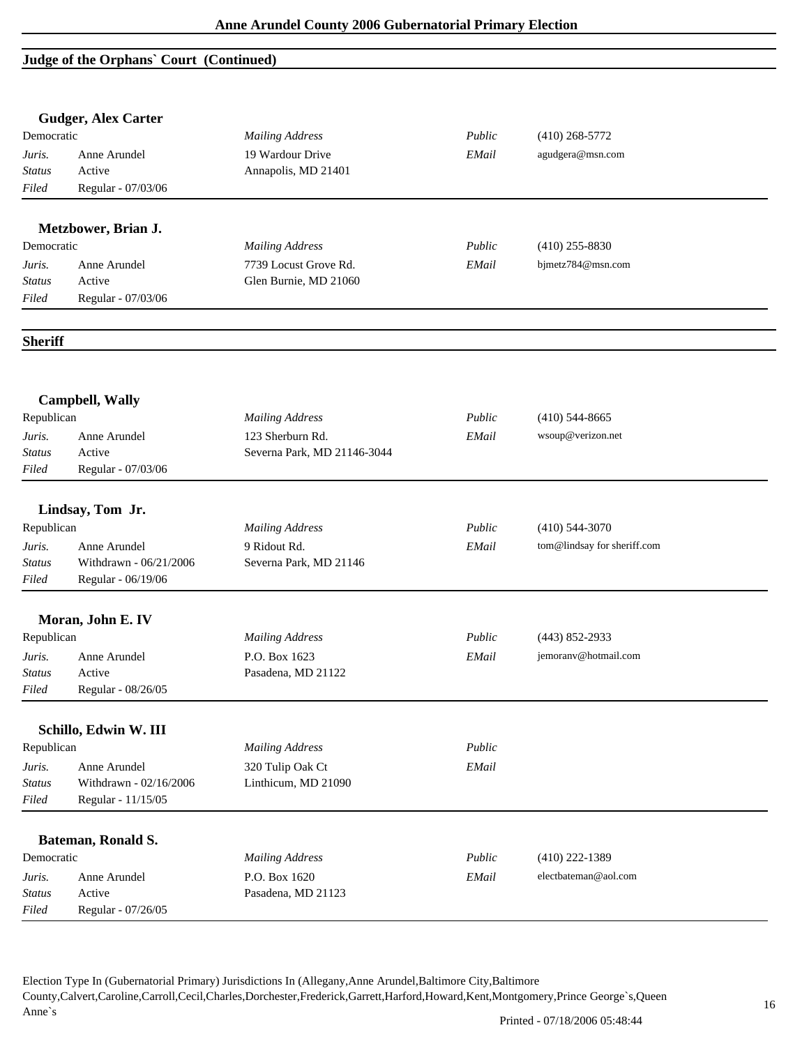## Judge of the Orphans` Court (Continued)

### Gudger, Alex Carter

| Democratic | | Mailing Address | Public | (410) 268-5772 |
|---|---|---|---|---|
| *Juris.* | Anne Arundel | 19 Wardour Drive | *EMail* | agudgera@msn.com |
| *Status* | Active | Annapolis, MD 21401 | | |
| *Filed* | Regular - 07/03/06 | | | |

### Metzbower, Brian J.

| Democratic | | Mailing Address | Public | (410) 255-8830 |
|---|---|---|---|---|
| *Juris.* | Anne Arundel | 7739 Locust Grove Rd. | *EMail* | bjmetz784@msn.com |
| *Status* | Active | Glen Burnie, MD 21060 | | |
| *Filed* | Regular - 07/03/06 | | | |

## Sheriff

### Campbell, Wally

| Republican | | Mailing Address | Public | (410) 544-8665 |
|---|---|---|---|---|
| *Juris.* | Anne Arundel | 123 Sherburn Rd. | *EMail* | wsoup@verizon.net |
| *Status* | Active | Severna Park, MD 21146-3044 | | |
| *Filed* | Regular - 07/03/06 | | | |

### Lindsay, Tom Jr.

| Republican | | Mailing Address | Public | (410) 544-3070 |
|---|---|---|---|---|
| *Juris.* | Anne Arundel | 9 Ridout Rd. | *EMail* | tom@lindsay for sheriff.com |
| *Status* | Withdrawn - 06/21/2006 | Severna Park, MD 21146 | | |
| *Filed* | Regular - 06/19/06 | | | |

### Moran, John E. IV

| Republican | | Mailing Address | Public | (443) 852-2933 |
|---|---|---|---|---|
| *Juris.* | Anne Arundel | P.O. Box 1623 | *EMail* | jemoranv@hotmail.com |
| *Status* | Active | Pasadena, MD 21122 | | |
| *Filed* | Regular - 08/26/05 | | | |

### Schillo, Edwin W. III

| Republican | | Mailing Address | Public | |
|---|---|---|---|---|
| *Juris.* | Anne Arundel | 320 Tulip Oak Ct | *EMail* | |
| *Status* | Withdrawn - 02/16/2006 | Linthicum, MD 21090 | | |
| *Filed* | Regular - 11/15/05 | | | |

### Bateman, Ronald S.

| Democratic | | Mailing Address | Public | (410) 222-1389 |
|---|---|---|---|---|
| *Juris.* | Anne Arundel | P.O. Box 1620 | *EMail* | electbateman@aol.com |
| *Status* | Active | Pasadena, MD 21123 | | |
| *Filed* | Regular - 07/26/05 | | | |

Election Type In (Gubernatorial Primary) Jurisdictions In (Allegany,Anne Arundel,Baltimore City,Baltimore County,Calvert,Caroline,Carroll,Cecil,Charles,Dorchester,Frederick,Garrett,Harford,Howard,Kent,Montgomery,Prince George`s,Queen Anne`s

Printed - 07/18/2006 05:48:44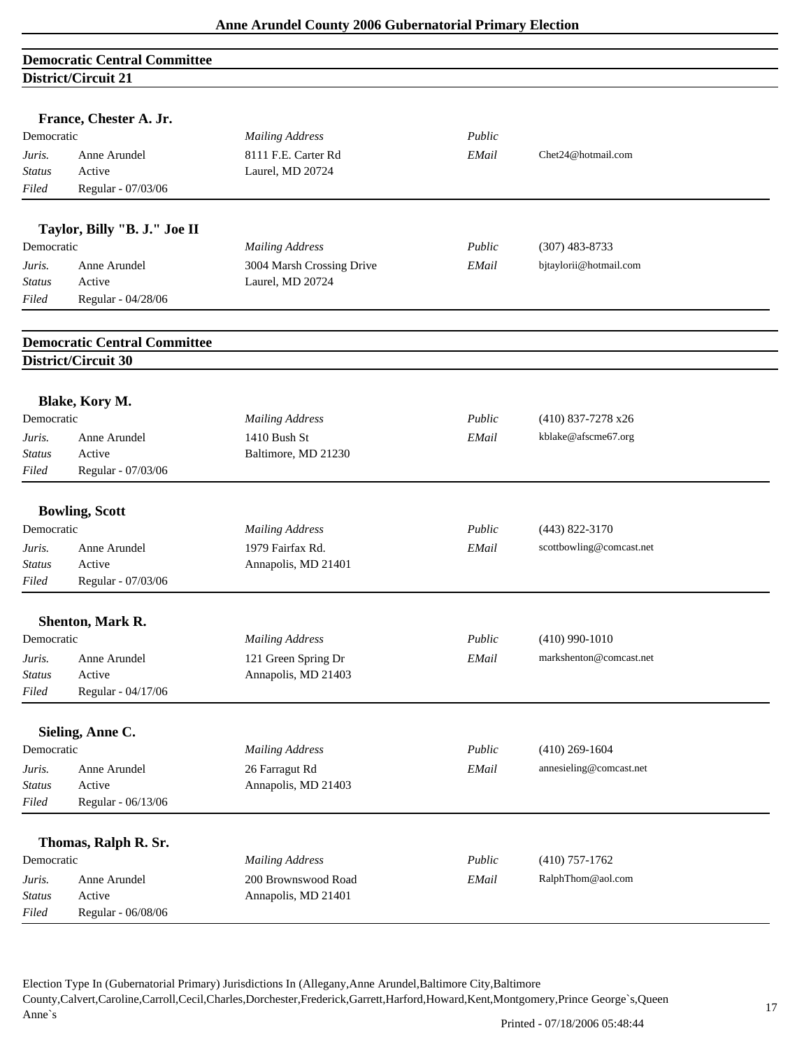## Democratic Central Committee

### District/Circuit 21

**France, Chester A. Jr.**

| Democratic | | *Mailing Address* | *Public* | |
|---|---|---|---|---|
| *Juris.* | Anne Arundel | 8111 F.E. Carter Rd | *EMail* | Chet24@hotmail.com |
| *Status* | Active | Laurel, MD 20724 | | |
| *Filed* | Regular - 07/03/06 | | | |

**Taylor, Billy "B. J." Joe II**

| Democratic | | *Mailing Address* | *Public* | (307) 483-8733 |
|---|---|---|---|---|
| *Juris.* | Anne Arundel | 3004 Marsh Crossing Drive | *EMail* | bjtaylorii@hotmail.com |
| *Status* | Active | Laurel, MD 20724 | | |
| *Filed* | Regular - 04/28/06 | | | |

## Democratic Central Committee

### District/Circuit 30

**Blake, Kory M.**

| Democratic | | *Mailing Address* | *Public* | (410) 837-7278 x26 |
|---|---|---|---|---|
| *Juris.* | Anne Arundel | 1410 Bush St | *EMail* | kblake@afscme67.org |
| *Status* | Active | Baltimore, MD 21230 | | |
| *Filed* | Regular - 07/03/06 | | | |

**Bowling, Scott**

| Democratic | | *Mailing Address* | *Public* | (443) 822-3170 |
|---|---|---|---|---|
| *Juris.* | Anne Arundel | 1979 Fairfax Rd. | *EMail* | scottbowling@comcast.net |
| *Status* | Active | Annapolis, MD 21401 | | |
| *Filed* | Regular - 07/03/06 | | | |

**Shenton, Mark R.**

| Democratic | | *Mailing Address* | *Public* | (410) 990-1010 |
|---|---|---|---|---|
| *Juris.* | Anne Arundel | 121 Green Spring Dr | *EMail* | markshenton@comcast.net |
| *Status* | Active | Annapolis, MD 21403 | | |
| *Filed* | Regular - 04/17/06 | | | |

**Sieling, Anne C.**

| Democratic | | *Mailing Address* | *Public* | (410) 269-1604 |
|---|---|---|---|---|
| *Juris.* | Anne Arundel | 26 Farragut Rd | *EMail* | annesieling@comcast.net |
| *Status* | Active | Annapolis, MD 21403 | | |
| *Filed* | Regular - 06/13/06 | | | |

**Thomas, Ralph R. Sr.**

| Democratic | | *Mailing Address* | *Public* | (410) 757-1762 |
|---|---|---|---|---|
| *Juris.* | Anne Arundel | 200 Brownswood Road | *EMail* | RalphThom@aol.com |
| *Status* | Active | Annapolis, MD 21401 | | |
| *Filed* | Regular - 06/08/06 | | | |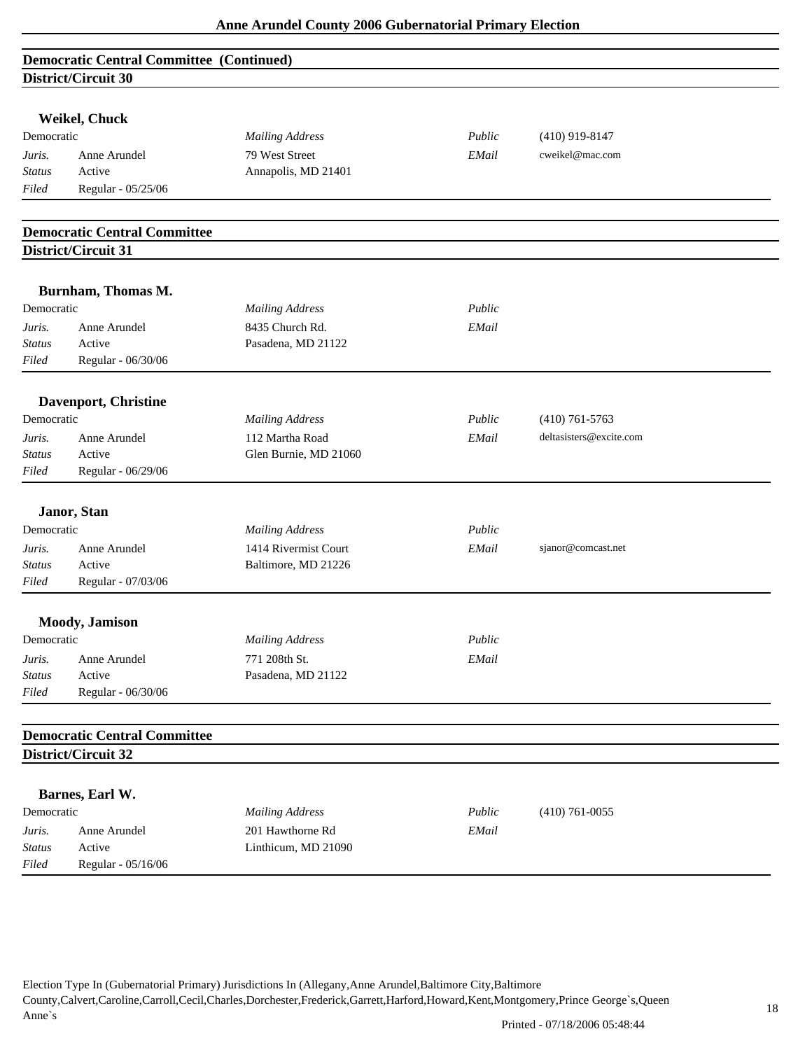## Democratic Central Committee (Continued)

### District/Circuit 30

**Weikel, Chuck**

| Democratic | | *Mailing Address* | *Public* | (410) 919-8147 |
|---|---|---|---|---|
| *Juris.* | Anne Arundel | 79 West Street | *EMail* | cweikel@mac.com |
| *Status* | Active | Annapolis, MD 21401 | | |
| *Filed* | Regular - 05/25/06 | | | |

## Democratic Central Committee

### District/Circuit 31

**Burnham, Thomas M.**

| Democratic | | *Mailing Address* | *Public* | |
|---|---|---|---|---|
| *Juris.* | Anne Arundel | 8435 Church Rd. | *EMail* | |
| *Status* | Active | Pasadena, MD 21122 | | |
| *Filed* | Regular - 06/30/06 | | | |

**Davenport, Christine**

| Democratic | | *Mailing Address* | *Public* | (410) 761-5763 |
|---|---|---|---|---|
| *Juris.* | Anne Arundel | 112 Martha Road | *EMail* | deltasisters@excite.com |
| *Status* | Active | Glen Burnie, MD 21060 | | |
| *Filed* | Regular - 06/29/06 | | | |

**Janor, Stan**

| Democratic | | *Mailing Address* | *Public* | |
|---|---|---|---|---|
| *Juris.* | Anne Arundel | 1414 Rivermist Court | *EMail* | sjanor@comcast.net |
| *Status* | Active | Baltimore, MD 21226 | | |
| *Filed* | Regular - 07/03/06 | | | |

**Moody, Jamison**

| Democratic | | *Mailing Address* | *Public* | |
|---|---|---|---|---|
| *Juris.* | Anne Arundel | 771 208th St. | *EMail* | |
| *Status* | Active | Pasadena, MD 21122 | | |
| *Filed* | Regular - 06/30/06 | | | |

## Democratic Central Committee

### District/Circuit 32

**Barnes, Earl W.**

| Democratic | | *Mailing Address* | *Public* | (410) 761-0055 |
|---|---|---|---|---|
| *Juris.* | Anne Arundel | 201 Hawthorne Rd | *EMail* | |
| *Status* | Active | Linthicum, MD 21090 | | |
| *Filed* | Regular - 05/16/06 | | | |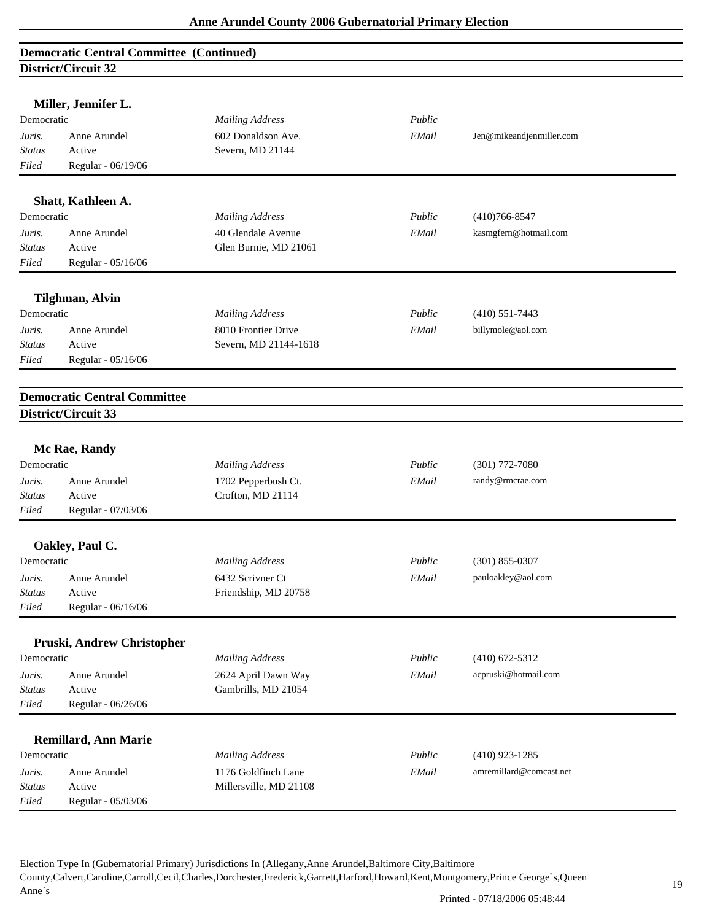## Democratic Central Committee (Continued)

### District/Circuit 32

**Miller, Jennifer L.**

| Democratic | | *Mailing Address* | *Public* | |
|---|---|---|---|---|
| *Juris.* | Anne Arundel | 602 Donaldson Ave. | *EMail* | Jen@mikeandjenmiller.com |
| *Status* | Active | Severn, MD 21144 | | |
| *Filed* | Regular - 06/19/06 | | | |

**Shatt, Kathleen A.**

| Democratic | | *Mailing Address* | *Public* | (410)766-8547 |
|---|---|---|---|---|
| *Juris.* | Anne Arundel | 40 Glendale Avenue | *EMail* | kasmgfern@hotmail.com |
| *Status* | Active | Glen Burnie, MD 21061 | | |
| *Filed* | Regular - 05/16/06 | | | |

**Tilghman, Alvin**

| Democratic | | *Mailing Address* | *Public* | (410) 551-7443 |
|---|---|---|---|---|
| *Juris.* | Anne Arundel | 8010 Frontier Drive | *EMail* | billymole@aol.com |
| *Status* | Active | Severn, MD 21144-1618 | | |
| *Filed* | Regular - 05/16/06 | | | |

## Democratic Central Committee

### District/Circuit 33

**Mc Rae, Randy**

| Democratic | | *Mailing Address* | *Public* | (301) 772-7080 |
|---|---|---|---|---|
| *Juris.* | Anne Arundel | 1702 Pepperbush Ct. | *EMail* | randy@rmcrae.com |
| *Status* | Active | Crofton, MD 21114 | | |
| *Filed* | Regular - 07/03/06 | | | |

**Oakley, Paul C.**

| Democratic | | *Mailing Address* | *Public* | (301) 855-0307 |
|---|---|---|---|---|
| *Juris.* | Anne Arundel | 6432 Scrivner Ct | *EMail* | pauloakley@aol.com |
| *Status* | Active | Friendship, MD 20758 | | |
| *Filed* | Regular - 06/16/06 | | | |

**Pruski, Andrew Christopher**

| Democratic | | *Mailing Address* | *Public* | (410) 672-5312 |
|---|---|---|---|---|
| *Juris.* | Anne Arundel | 2624 April Dawn Way | *EMail* | acpruski@hotmail.com |
| *Status* | Active | Gambrills, MD 21054 | | |
| *Filed* | Regular - 06/26/06 | | | |

**Remillard, Ann Marie**

| Democratic | | *Mailing Address* | *Public* | (410) 923-1285 |
|---|---|---|---|---|
| *Juris.* | Anne Arundel | 1176 Goldfinch Lane | *EMail* | amremillard@comcast.net |
| *Status* | Active | Millersville, MD 21108 | | |
| *Filed* | Regular - 05/03/06 | | | |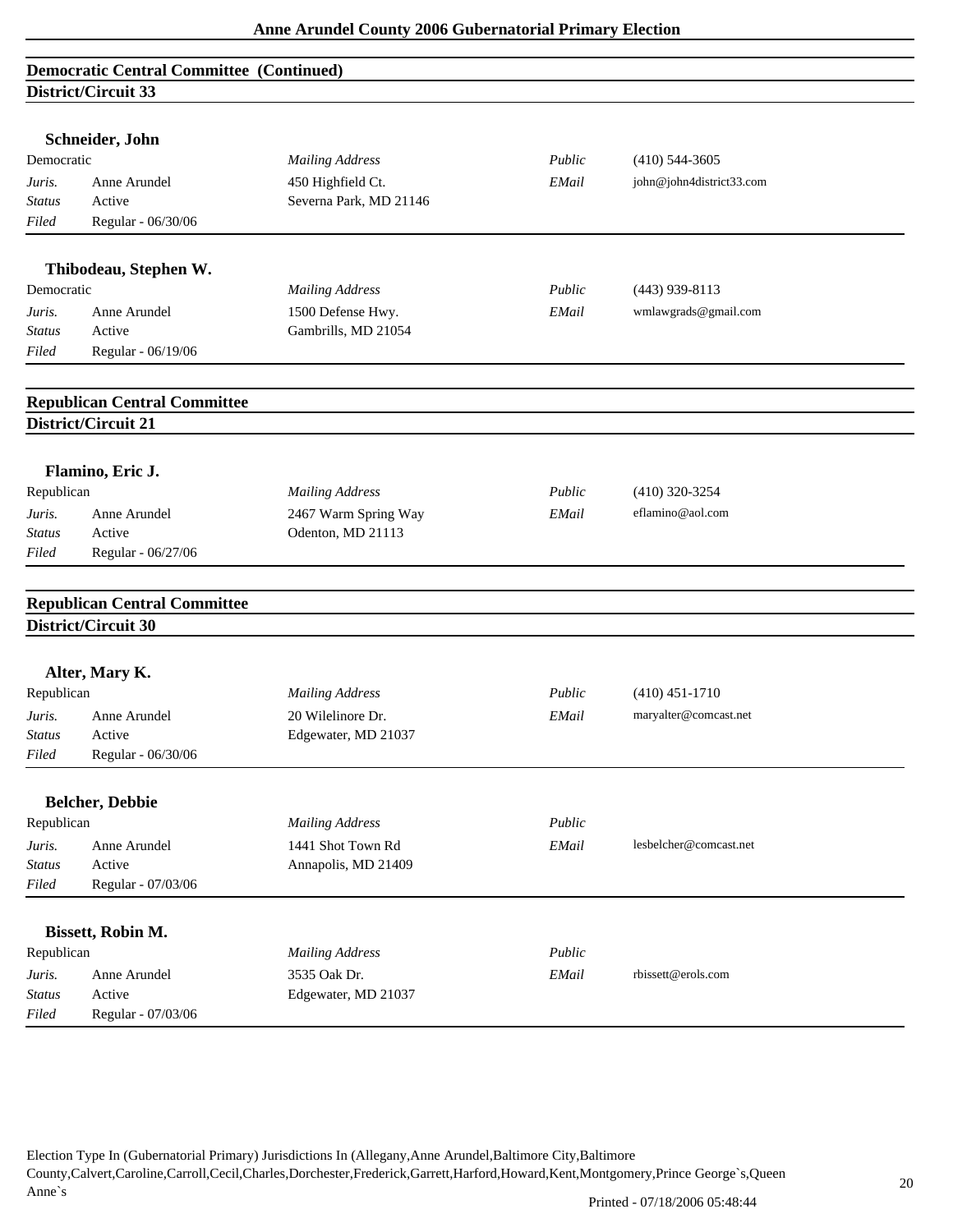## Democratic Central Committee (Continued)

### District/Circuit 33

**Schneider, John**

| | | | | |
|---|---|---|---|---|
| Democratic | | *Mailing Address* | *Public* | (410) 544-3605 |
| *Juris.* | Anne Arundel | 450 Highfield Ct. | *EMail* | john@john4district33.com |
| *Status* | Active | Severna Park, MD 21146 | | |
| *Filed* | Regular - 06/30/06 | | | |

**Thibodeau, Stephen W.**

| | | | | |
|---|---|---|---|---|
| Democratic | | *Mailing Address* | *Public* | (443) 939-8113 |
| *Juris.* | Anne Arundel | 1500 Defense Hwy. | *EMail* | wmlawgrads@gmail.com |
| *Status* | Active | Gambrills, MD 21054 | | |
| *Filed* | Regular - 06/19/06 | | | |

## Republican Central Committee

### District/Circuit 21

**Flamino, Eric J.**

| | | | | |
|---|---|---|---|---|
| Republican | | *Mailing Address* | *Public* | (410) 320-3254 |
| *Juris.* | Anne Arundel | 2467 Warm Spring Way | *EMail* | eflamino@aol.com |
| *Status* | Active | Odenton, MD 21113 | | |
| *Filed* | Regular - 06/27/06 | | | |

## Republican Central Committee

### District/Circuit 30

**Alter, Mary K.**

| | | | | |
|---|---|---|---|---|
| Republican | | *Mailing Address* | *Public* | (410) 451-1710 |
| *Juris.* | Anne Arundel | 20 Wilelinore Dr. | *EMail* | maryalter@comcast.net |
| *Status* | Active | Edgewater, MD 21037 | | |
| *Filed* | Regular - 06/30/06 | | | |

**Belcher, Debbie**

| | | | | |
|---|---|---|---|---|
| Republican | | *Mailing Address* | *Public* | |
| *Juris.* | Anne Arundel | 1441 Shot Town Rd | *EMail* | lesbelcher@comcast.net |
| *Status* | Active | Annapolis, MD 21409 | | |
| *Filed* | Regular - 07/03/06 | | | |

**Bissett, Robin M.**

| | | | | |
|---|---|---|---|---|
| Republican | | *Mailing Address* | *Public* | |
| *Juris.* | Anne Arundel | 3535 Oak Dr. | *EMail* | rbissett@erols.com |
| *Status* | Active | Edgewater, MD 21037 | | |
| *Filed* | Regular - 07/03/06 | | | |

Election Type In (Gubernatorial Primary) Jurisdictions In (Allegany,Anne Arundel,Baltimore City,Baltimore County,Calvert,Caroline,Carroll,Cecil,Charles,Dorchester,Frederick,Garrett,Harford,Howard,Kent,Montgomery,Prince George`s,Queen Anne`s

Printed - 07/18/2006 05:48:44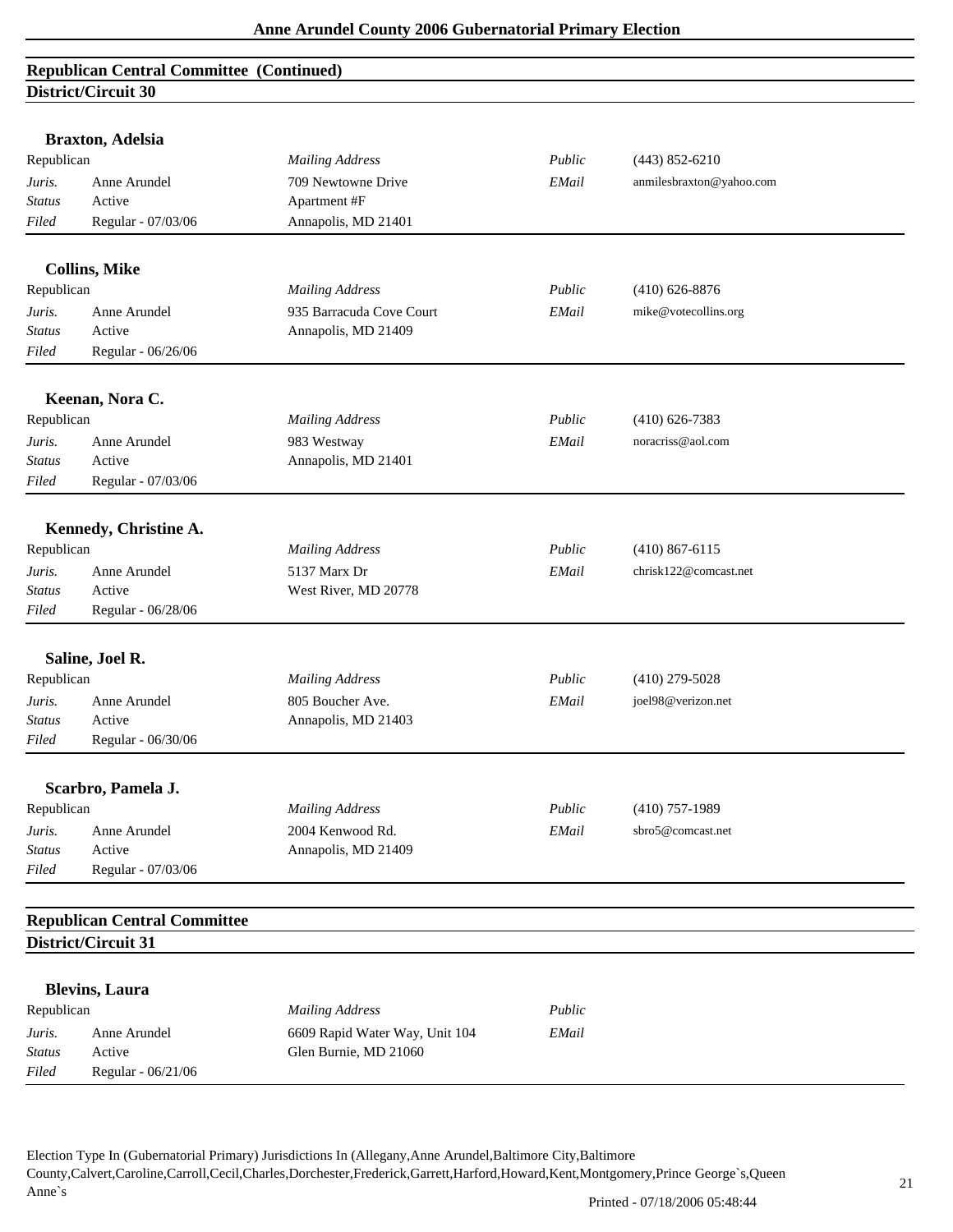## Republican Central Committee (Continued)

### District/Circuit 30

**Braxton, Adelsia**

| Republican | | *Mailing Address* | *Public* | (443) 852-6210 |
|---|---|---|---|---|
| *Juris.* | Anne Arundel | 709 Newtowne Drive | *EMail* | anmilesbraxton@yahoo.com |
| *Status* | Active | Apartment #F | | |
| *Filed* | Regular - 07/03/06 | Annapolis, MD 21401 | | |

**Collins, Mike**

| Republican | | *Mailing Address* | *Public* | (410) 626-8876 |
|---|---|---|---|---|
| *Juris.* | Anne Arundel | 935 Barracuda Cove Court | *EMail* | mike@votecollins.org |
| *Status* | Active | Annapolis, MD 21409 | | |
| *Filed* | Regular - 06/26/06 | | | |

**Keenan, Nora C.**

| Republican | | *Mailing Address* | *Public* | (410) 626-7383 |
|---|---|---|---|---|
| *Juris.* | Anne Arundel | 983 Westway | *EMail* | noracriss@aol.com |
| *Status* | Active | Annapolis, MD 21401 | | |
| *Filed* | Regular - 07/03/06 | | | |

**Kennedy, Christine A.**

| Republican | | *Mailing Address* | *Public* | (410) 867-6115 |
|---|---|---|---|---|
| *Juris.* | Anne Arundel | 5137 Marx Dr | *EMail* | chrisk122@comcast.net |
| *Status* | Active | West River, MD 20778 | | |
| *Filed* | Regular - 06/28/06 | | | |

**Saline, Joel R.**

| Republican | | *Mailing Address* | *Public* | (410) 279-5028 |
|---|---|---|---|---|
| *Juris.* | Anne Arundel | 805 Boucher Ave. | *EMail* | joel98@verizon.net |
| *Status* | Active | Annapolis, MD 21403 | | |
| *Filed* | Regular - 06/30/06 | | | |

**Scarbro, Pamela J.**

| Republican | | *Mailing Address* | *Public* | (410) 757-1989 |
|---|---|---|---|---|
| *Juris.* | Anne Arundel | 2004 Kenwood Rd. | *EMail* | sbro5@comcast.net |
| *Status* | Active | Annapolis, MD 21409 | | |
| *Filed* | Regular - 07/03/06 | | | |

## Republican Central Committee

### District/Circuit 31

**Blevins, Laura**

| Republican | | *Mailing Address* | *Public* | |
|---|---|---|---|---|
| *Juris.* | Anne Arundel | 6609 Rapid Water Way, Unit 104 | *EMail* | |
| *Status* | Active | Glen Burnie, MD 21060 | | |
| *Filed* | Regular - 06/21/06 | | | |

Election Type In (Gubernatorial Primary) Jurisdictions In (Allegany,Anne Arundel,Baltimore City,Baltimore County,Calvert,Caroline,Carroll,Cecil,Charles,Dorchester,Frederick,Garrett,Harford,Howard,Kent,Montgomery,Prince George`s,Queen Anne`s

Printed - 07/18/2006 05:48:44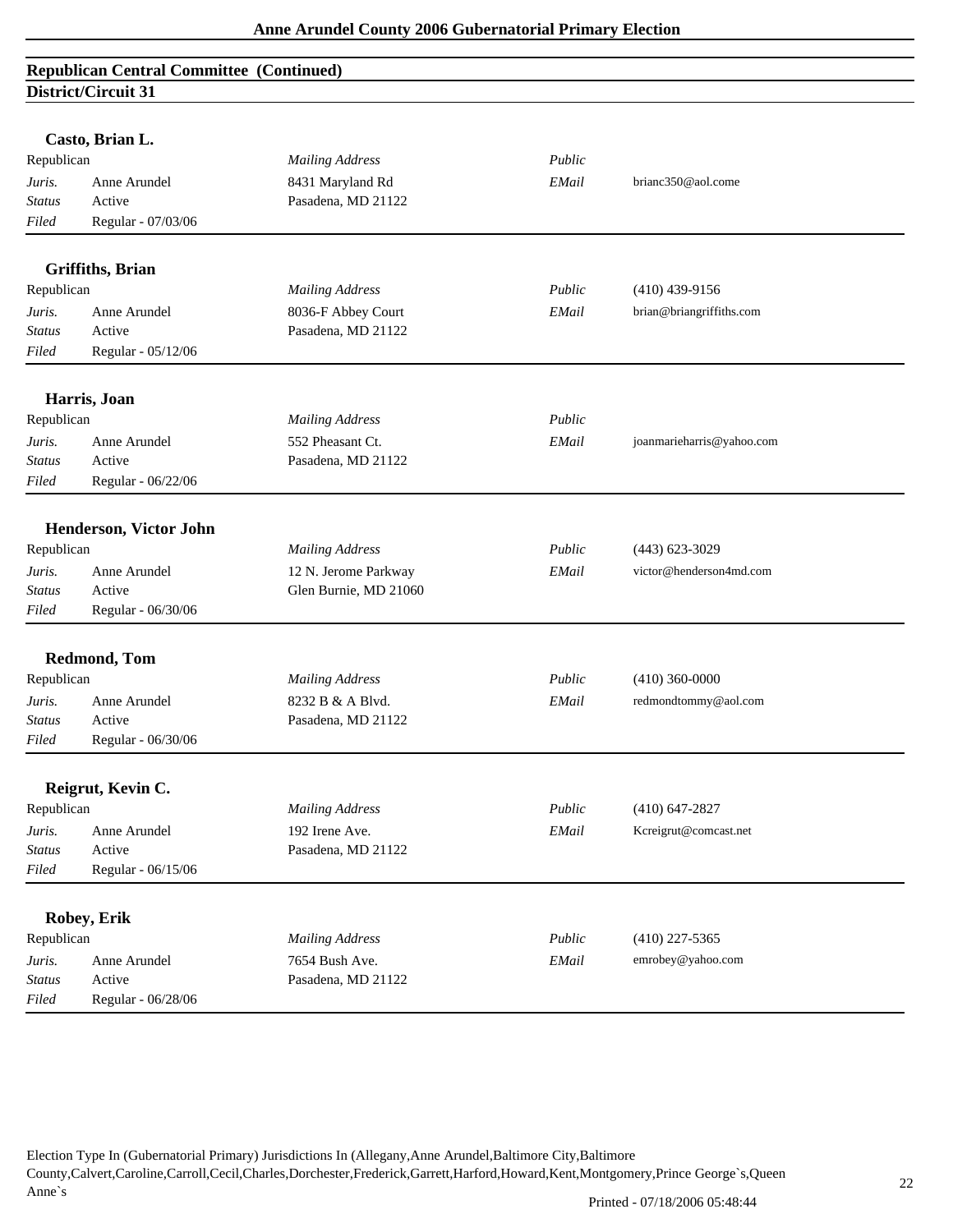## Republican Central Committee (Continued)

### District/Circuit 31

**Casto, Brian L.**

| Republican | | *Mailing Address* | *Public* | |
|---|---|---|---|---|
| *Juris.* | Anne Arundel | 8431 Maryland Rd | *EMail* | brianc350@aol.come |
| *Status* | Active | Pasadena, MD 21122 | | |
| *Filed* | Regular - 07/03/06 | | | |

**Griffiths, Brian**

| Republican | | *Mailing Address* | *Public* | (410) 439-9156 |
|---|---|---|---|---|
| *Juris.* | Anne Arundel | 8036-F Abbey Court | *EMail* | brian@briangriffiths.com |
| *Status* | Active | Pasadena, MD 21122 | | |
| *Filed* | Regular - 05/12/06 | | | |

**Harris, Joan**

| Republican | | *Mailing Address* | *Public* | |
|---|---|---|---|---|
| *Juris.* | Anne Arundel | 552 Pheasant Ct. | *EMail* | joanmarieharris@yahoo.com |
| *Status* | Active | Pasadena, MD 21122 | | |
| *Filed* | Regular - 06/22/06 | | | |

**Henderson, Victor John**

| Republican | | *Mailing Address* | *Public* | (443) 623-3029 |
|---|---|---|---|---|
| *Juris.* | Anne Arundel | 12 N. Jerome Parkway | *EMail* | victor@henderson4md.com |
| *Status* | Active | Glen Burnie, MD 21060 | | |
| *Filed* | Regular - 06/30/06 | | | |

**Redmond, Tom**

| Republican | | *Mailing Address* | *Public* | (410) 360-0000 |
|---|---|---|---|---|
| *Juris.* | Anne Arundel | 8232 B & A Blvd. | *EMail* | redmondtommy@aol.com |
| *Status* | Active | Pasadena, MD 21122 | | |
| *Filed* | Regular - 06/30/06 | | | |

**Reigrut, Kevin C.**

| Republican | | *Mailing Address* | *Public* | (410) 647-2827 |
|---|---|---|---|---|
| *Juris.* | Anne Arundel | 192 Irene Ave. | *EMail* | Kcreigrut@comcast.net |
| *Status* | Active | Pasadena, MD 21122 | | |
| *Filed* | Regular - 06/15/06 | | | |

**Robey, Erik**

| Republican | | *Mailing Address* | *Public* | (410) 227-5365 |
|---|---|---|---|---|
| *Juris.* | Anne Arundel | 7654 Bush Ave. | *EMail* | emrobey@yahoo.com |
| *Status* | Active | Pasadena, MD 21122 | | |
| *Filed* | Regular - 06/28/06 | | | |

Election Type In (Gubernatorial Primary) Jurisdictions In (Allegany,Anne Arundel,Baltimore City,Baltimore County,Calvert,Caroline,Carroll,Cecil,Charles,Dorchester,Frederick,Garrett,Harford,Howard,Kent,Montgomery,Prince George`s,Queen Anne`s

Printed - 07/18/2006 05:48:44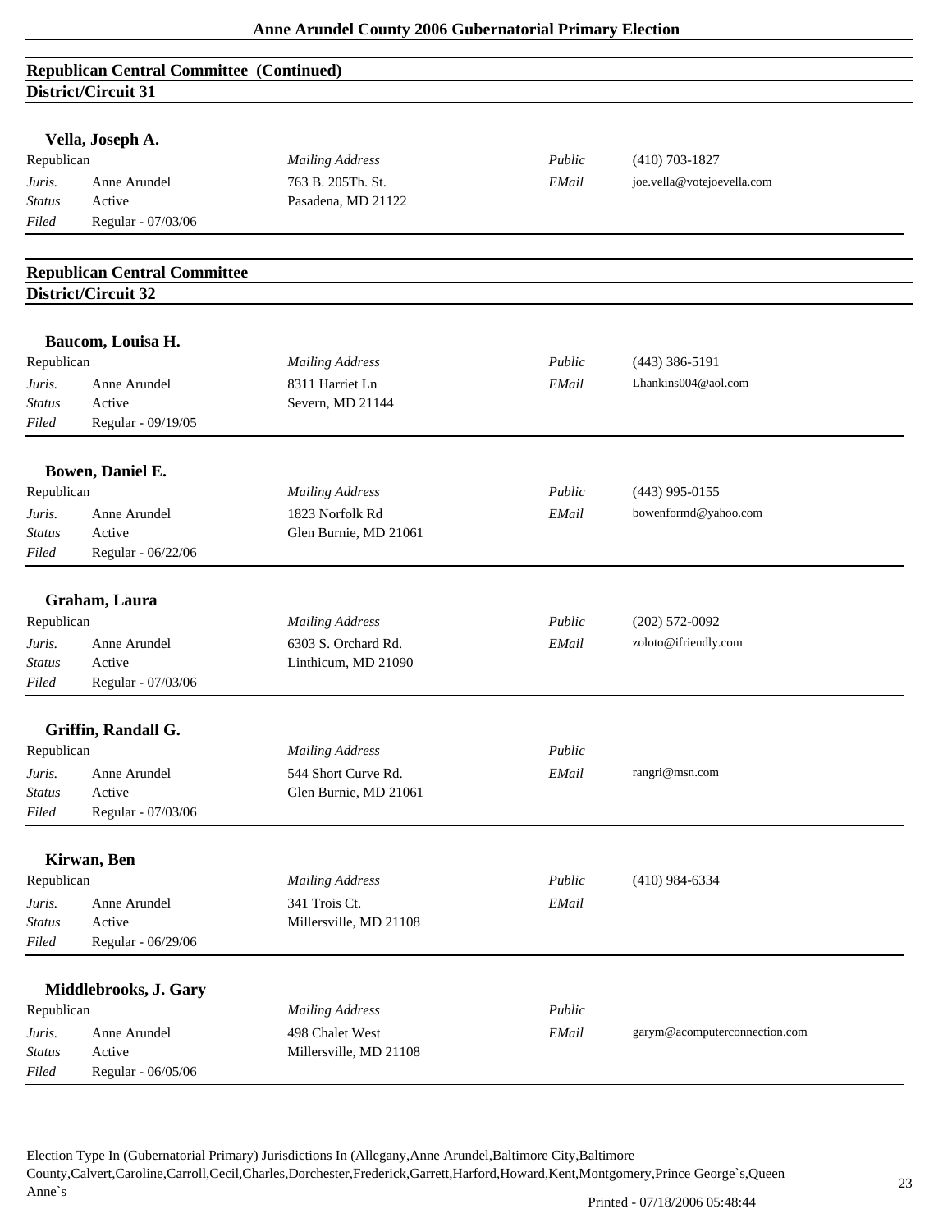## Republican Central Committee (Continued)

### District/Circuit 31

**Vella, Joseph A.**

| | | | | |
|---|---|---|---|---|
| Republican | | *Mailing Address* | *Public* | (410) 703-1827 |
| *Juris.* | Anne Arundel | 763 B. 205Th. St. | *EMail* | joe.vella@votejoevella.com |
| *Status* | Active | Pasadena, MD 21122 | | |
| *Filed* | Regular - 07/03/06 | | | |

## Republican Central Committee

### District/Circuit 32

**Baucom, Louisa H.**

| | | | | |
|---|---|---|---|---|
| Republican | | *Mailing Address* | *Public* | (443) 386-5191 |
| *Juris.* | Anne Arundel | 8311 Harriet Ln | *EMail* | Lhankins004@aol.com |
| *Status* | Active | Severn, MD 21144 | | |
| *Filed* | Regular - 09/19/05 | | | |

**Bowen, Daniel E.**

| | | | | |
|---|---|---|---|---|
| Republican | | *Mailing Address* | *Public* | (443) 995-0155 |
| *Juris.* | Anne Arundel | 1823 Norfolk Rd | *EMail* | bowenformd@yahoo.com |
| *Status* | Active | Glen Burnie, MD 21061 | | |
| *Filed* | Regular - 06/22/06 | | | |

**Graham, Laura**

| | | | | |
|---|---|---|---|---|
| Republican | | *Mailing Address* | *Public* | (202) 572-0092 |
| *Juris.* | Anne Arundel | 6303 S. Orchard Rd. | *EMail* | zoloto@ifriendly.com |
| *Status* | Active | Linthicum, MD 21090 | | |
| *Filed* | Regular - 07/03/06 | | | |

**Griffin, Randall G.**

| | | | | |
|---|---|---|---|---|
| Republican | | *Mailing Address* | *Public* | |
| *Juris.* | Anne Arundel | 544 Short Curve Rd. | *EMail* | rangri@msn.com |
| *Status* | Active | Glen Burnie, MD 21061 | | |
| *Filed* | Regular - 07/03/06 | | | |

**Kirwan, Ben**

| | | | | |
|---|---|---|---|---|
| Republican | | *Mailing Address* | *Public* | (410) 984-6334 |
| *Juris.* | Anne Arundel | 341 Trois Ct. | *EMail* | |
| *Status* | Active | Millersville, MD 21108 | | |
| *Filed* | Regular - 06/29/06 | | | |

**Middlebrooks, J. Gary**

| | | | | |
|---|---|---|---|---|
| Republican | | *Mailing Address* | *Public* | |
| *Juris.* | Anne Arundel | 498 Chalet West | *EMail* | garym@acomputerconnection.com |
| *Status* | Active | Millersville, MD 21108 | | |
| *Filed* | Regular - 06/05/06 | | | |

Election Type In (Gubernatorial Primary) Jurisdictions In (Allegany,Anne Arundel,Baltimore City,Baltimore County,Calvert,Caroline,Carroll,Cecil,Charles,Dorchester,Frederick,Garrett,Harford,Howard,Kent,Montgomery,Prince George`s,Queen Anne`s

Printed - 07/18/2006 05:48:44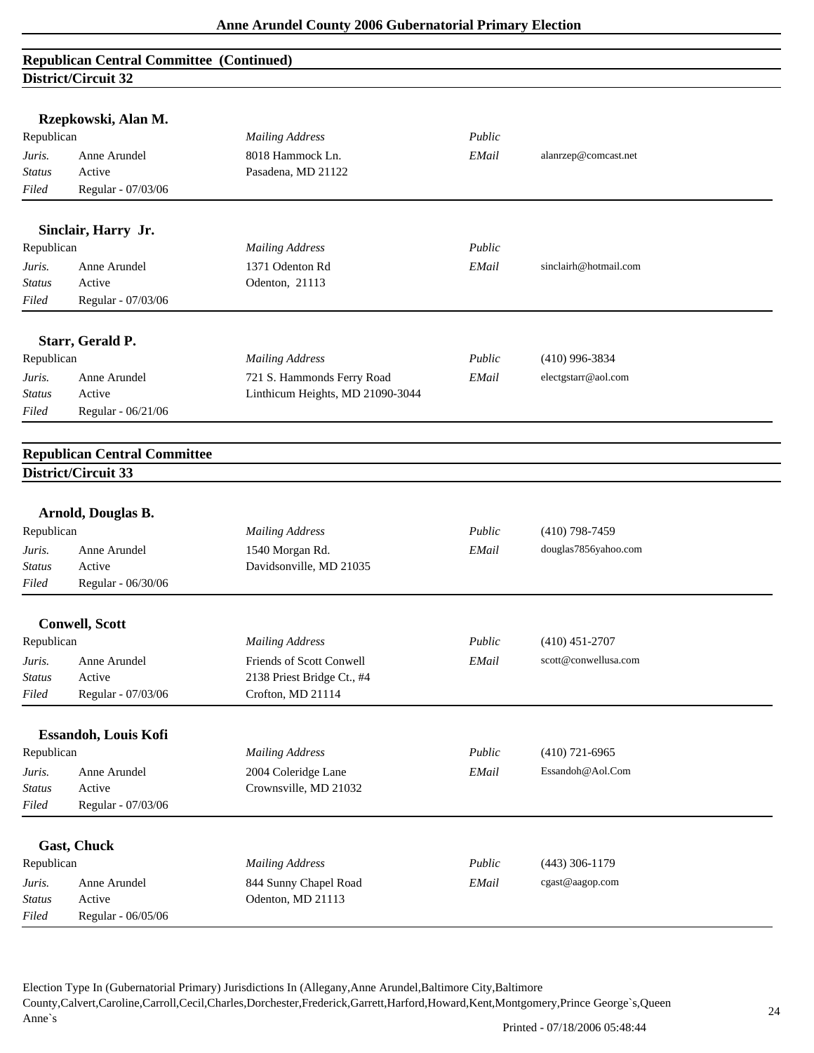## Republican Central Committee (Continued)

### District/Circuit 32

**Rzepkowski, Alan M.**

| Republican | | *Mailing Address* | *Public* | |
|---|---|---|---|---|
| *Juris.* | Anne Arundel | 8018 Hammock Ln. | *EMail* | alanrzep@comcast.net |
| *Status* | Active | Pasadena, MD 21122 | | |
| *Filed* | Regular - 07/03/06 | | | |

**Sinclair, Harry Jr.**

| Republican | | *Mailing Address* | *Public* | |
|---|---|---|---|---|
| *Juris.* | Anne Arundel | 1371 Odenton Rd | *EMail* | sinclairh@hotmail.com |
| *Status* | Active | Odenton, 21113 | | |
| *Filed* | Regular - 07/03/06 | | | |

**Starr, Gerald P.**

| Republican | | *Mailing Address* | *Public* | (410) 996-3834 |
|---|---|---|---|---|
| *Juris.* | Anne Arundel | 721 S. Hammonds Ferry Road | *EMail* | electgstarr@aol.com |
| *Status* | Active | Linthicum Heights, MD 21090-3044 | | |
| *Filed* | Regular - 06/21/06 | | | |

## Republican Central Committee

### District/Circuit 33

**Arnold, Douglas B.**

| Republican | | *Mailing Address* | *Public* | (410) 798-7459 |
|---|---|---|---|---|
| *Juris.* | Anne Arundel | 1540 Morgan Rd. | *EMail* | douglas7856yahoo.com |
| *Status* | Active | Davidsonville, MD 21035 | | |
| *Filed* | Regular - 06/30/06 | | | |

**Conwell, Scott**

| Republican | | *Mailing Address* | *Public* | (410) 451-2707 |
|---|---|---|---|---|
| *Juris.* | Anne Arundel | Friends of Scott Conwell | *EMail* | scott@conwellusa.com |
| *Status* | Active | 2138 Priest Bridge Ct., #4 | | |
| *Filed* | Regular - 07/03/06 | Crofton, MD 21114 | | |

**Essandoh, Louis Kofi**

| Republican | | *Mailing Address* | *Public* | (410) 721-6965 |
|---|---|---|---|---|
| *Juris.* | Anne Arundel | 2004 Coleridge Lane | *EMail* | Essandoh@Aol.Com |
| *Status* | Active | Crownsville, MD 21032 | | |
| *Filed* | Regular - 07/03/06 | | | |

**Gast, Chuck**

| Republican | | *Mailing Address* | *Public* | (443) 306-1179 |
|---|---|---|---|---|
| *Juris.* | Anne Arundel | 844 Sunny Chapel Road | *EMail* | cgast@aagop.com |
| *Status* | Active | Odenton, MD 21113 | | |
| *Filed* | Regular - 06/05/06 | | | |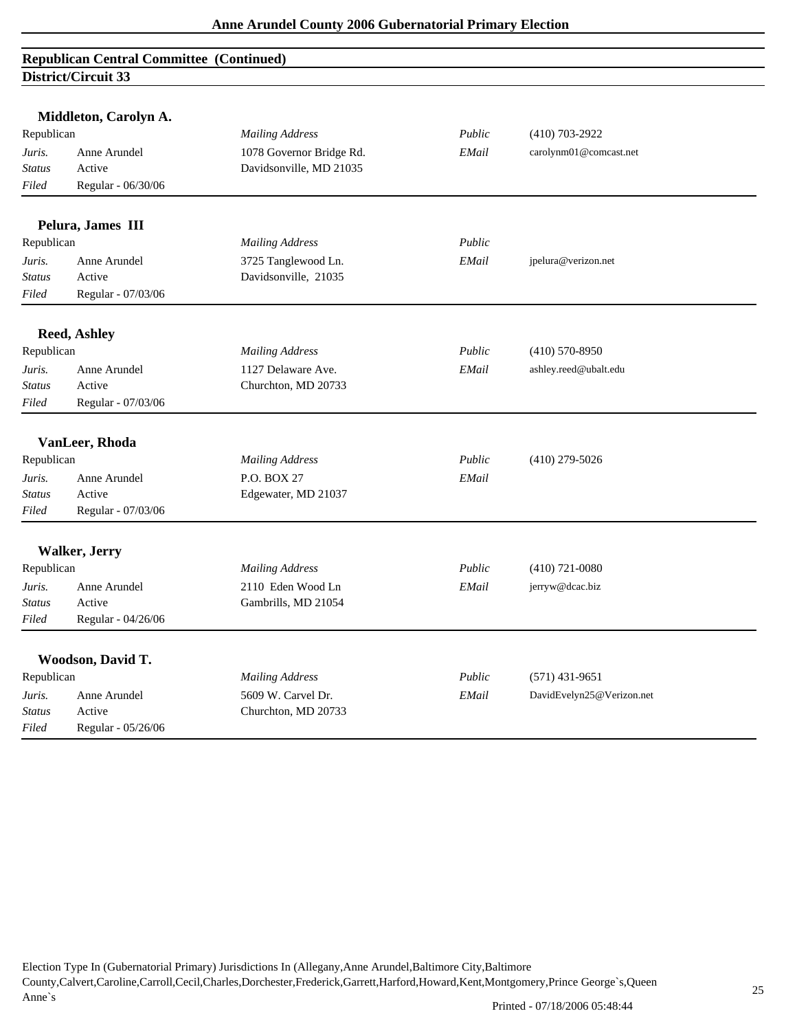## Republican Central Committee (Continued)

### District/Circuit 33

**Middleton, Carolyn A.**

| | | | | |
|---|---|---|---|---|
| Republican | | *Mailing Address* | *Public* | (410) 703-2922 |
| *Juris.* | Anne Arundel | 1078 Governor Bridge Rd. | *EMail* | carolynm01@comcast.net |
| *Status* | Active | Davidsonville, MD 21035 | | |
| *Filed* | Regular - 06/30/06 | | | |

**Pelura, James III**

| | | | | |
|---|---|---|---|---|
| Republican | | *Mailing Address* | *Public* | |
| *Juris.* | Anne Arundel | 3725 Tanglewood Ln. | *EMail* | jpelura@verizon.net |
| *Status* | Active | Davidsonville, 21035 | | |
| *Filed* | Regular - 07/03/06 | | | |

**Reed, Ashley**

| | | | | |
|---|---|---|---|---|
| Republican | | *Mailing Address* | *Public* | (410) 570-8950 |
| *Juris.* | Anne Arundel | 1127 Delaware Ave. | *EMail* | ashley.reed@ubalt.edu |
| *Status* | Active | Churchton, MD 20733 | | |
| *Filed* | Regular - 07/03/06 | | | |

**VanLeer, Rhoda**

| | | | | |
|---|---|---|---|---|
| Republican | | *Mailing Address* | *Public* | (410) 279-5026 |
| *Juris.* | Anne Arundel | P.O. BOX 27 | *EMail* | |
| *Status* | Active | Edgewater, MD 21037 | | |
| *Filed* | Regular - 07/03/06 | | | |

**Walker, Jerry**

| | | | | |
|---|---|---|---|---|
| Republican | | *Mailing Address* | *Public* | (410) 721-0080 |
| *Juris.* | Anne Arundel | 2110 Eden Wood Ln | *EMail* | jerryw@dcac.biz |
| *Status* | Active | Gambrills, MD 21054 | | |
| *Filed* | Regular - 04/26/06 | | | |

**Woodson, David T.**

| | | | | |
|---|---|---|---|---|
| Republican | | *Mailing Address* | *Public* | (571) 431-9651 |
| *Juris.* | Anne Arundel | 5609 W. Carvel Dr. | *EMail* | DavidEvelyn25@Verizon.net |
| *Status* | Active | Churchton, MD 20733 | | |
| *Filed* | Regular - 05/26/06 | | | |

Election Type In (Gubernatorial Primary) Jurisdictions In (Allegany,Anne Arundel,Baltimore City,Baltimore County,Calvert,Caroline,Carroll,Cecil,Charles,Dorchester,Frederick,Garrett,Harford,Howard,Kent,Montgomery,Prince George`s,Queen Anne`s

Printed - 07/18/2006 05:48:44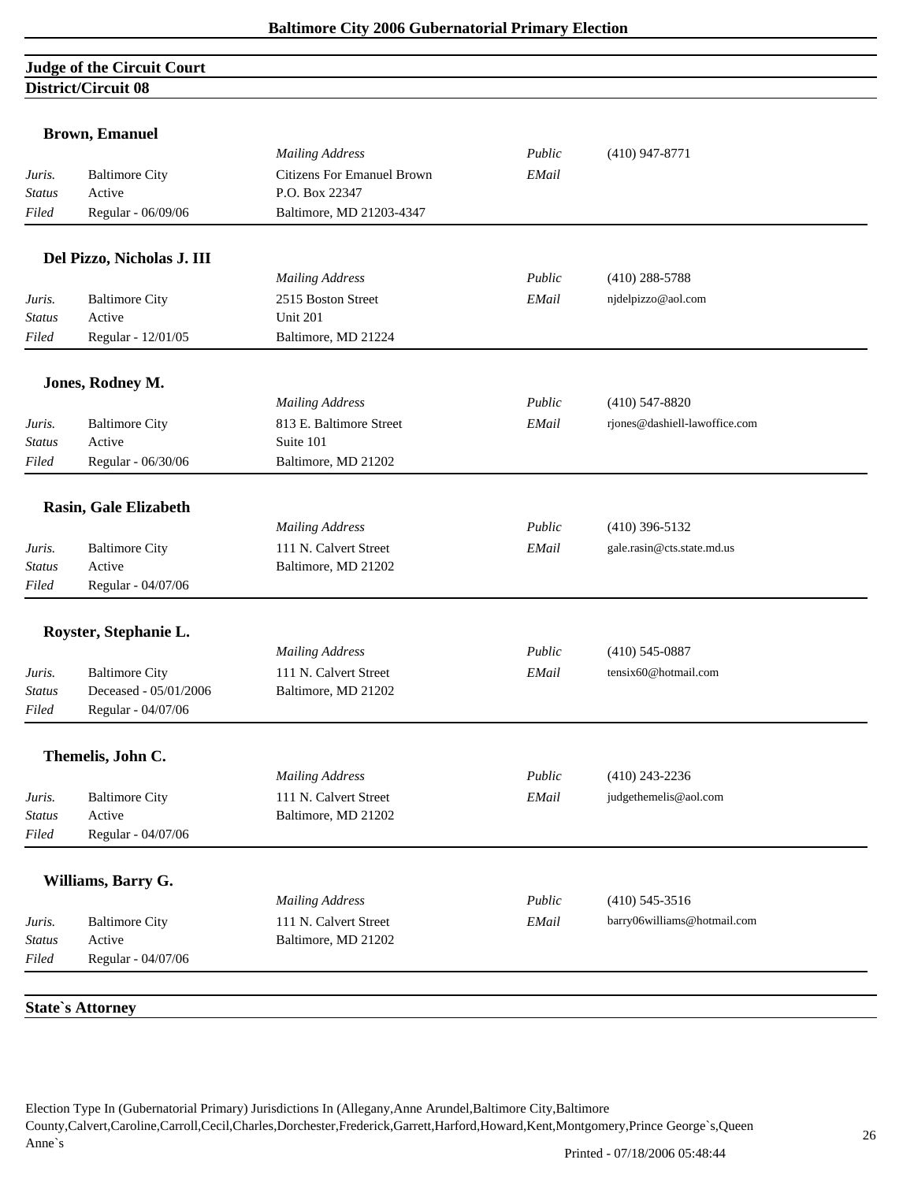## Judge of the Circuit Court

### District/Circuit 08

**Brown, Emanuel**

| | | *Mailing Address* | *Public* | (410) 947-8771 |
|---|---|---|---|---|
| *Juris.* | Baltimore City | Citizens For Emanuel Brown | *EMail* | |
| *Status* | Active | P.O. Box 22347 | | |
| *Filed* | Regular - 06/09/06 | Baltimore, MD 21203-4347 | | |

**Del Pizzo, Nicholas J. III**

| | | *Mailing Address* | *Public* | (410) 288-5788 |
|---|---|---|---|---|
| *Juris.* | Baltimore City | 2515 Boston Street | *EMail* | njdelpizzo@aol.com |
| *Status* | Active | Unit 201 | | |
| *Filed* | Regular - 12/01/05 | Baltimore, MD 21224 | | |

**Jones, Rodney M.**

| | | *Mailing Address* | *Public* | (410) 547-8820 |
|---|---|---|---|---|
| *Juris.* | Baltimore City | 813 E. Baltimore Street | *EMail* | rjones@dashiell-lawoffice.com |
| *Status* | Active | Suite 101 | | |
| *Filed* | Regular - 06/30/06 | Baltimore, MD 21202 | | |

**Rasin, Gale Elizabeth**

| | | *Mailing Address* | *Public* | (410) 396-5132 |
|---|---|---|---|---|
| *Juris.* | Baltimore City | 111 N. Calvert Street | *EMail* | gale.rasin@cts.state.md.us |
| *Status* | Active | Baltimore, MD 21202 | | |
| *Filed* | Regular - 04/07/06 | | | |

**Royster, Stephanie L.**

| | | *Mailing Address* | *Public* | (410) 545-0887 |
|---|---|---|---|---|
| *Juris.* | Baltimore City | 111 N. Calvert Street | *EMail* | tensix60@hotmail.com |
| *Status* | Deceased - 05/01/2006 | Baltimore, MD 21202 | | |
| *Filed* | Regular - 04/07/06 | | | |

**Themelis, John C.**

| | | *Mailing Address* | *Public* | (410) 243-2236 |
|---|---|---|---|---|
| *Juris.* | Baltimore City | 111 N. Calvert Street | *EMail* | judgethemelis@aol.com |
| *Status* | Active | Baltimore, MD 21202 | | |
| *Filed* | Regular - 04/07/06 | | | |

**Williams, Barry G.**

| | | *Mailing Address* | *Public* | (410) 545-3516 |
|---|---|---|---|---|
| *Juris.* | Baltimore City | 111 N. Calvert Street | *EMail* | barry06williams@hotmail.com |
| *Status* | Active | Baltimore, MD 21202 | | |
| *Filed* | Regular - 04/07/06 | | | |

## State`s Attorney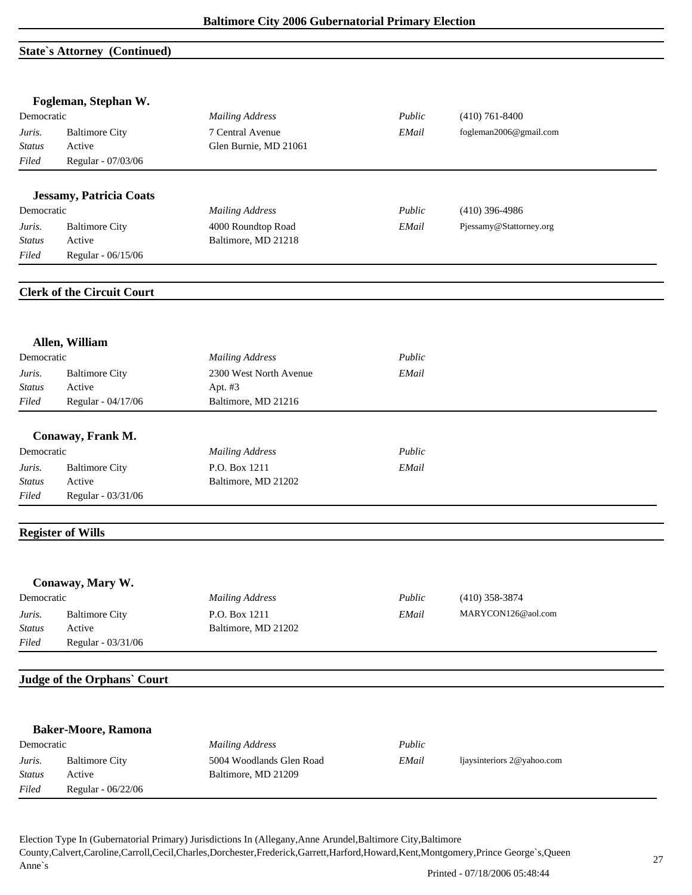## State`s Attorney (Continued)

### Fogleman, Stephan W.

| Democratic | | *Mailing Address* | *Public* | (410) 761-8400 |
|---|---|---|---|---|
| *Juris.* | Baltimore City | 7 Central Avenue | *EMail* | fogleman2006@gmail.com |
| *Status* | Active | Glen Burnie, MD 21061 | | |
| *Filed* | Regular - 07/03/06 | | | |

### Jessamy, Patricia Coats

| Democratic | | *Mailing Address* | *Public* | (410) 396-4986 |
|---|---|---|---|---|
| *Juris.* | Baltimore City | 4000 Roundtop Road | *EMail* | Pjessamy@Stattorney.org |
| *Status* | Active | Baltimore, MD 21218 | | |
| *Filed* | Regular - 06/15/06 | | | |

## Clerk of the Circuit Court

### Allen, William

| Democratic | | *Mailing Address* | *Public* | |
|---|---|---|---|---|
| *Juris.* | Baltimore City | 2300 West North Avenue | *EMail* | |
| *Status* | Active | Apt. #3 | | |
| *Filed* | Regular - 04/17/06 | Baltimore, MD 21216 | | |

### Conaway, Frank M.

| Democratic | | *Mailing Address* | *Public* | |
|---|---|---|---|---|
| *Juris.* | Baltimore City | P.O. Box 1211 | *EMail* | |
| *Status* | Active | Baltimore, MD 21202 | | |
| *Filed* | Regular - 03/31/06 | | | |

## Register of Wills

### Conaway, Mary W.

| Democratic | | *Mailing Address* | *Public* | (410) 358-3874 |
|---|---|---|---|---|
| *Juris.* | Baltimore City | P.O. Box 1211 | *EMail* | MARYCON126@aol.com |
| *Status* | Active | Baltimore, MD 21202 | | |
| *Filed* | Regular - 03/31/06 | | | |

## Judge of the Orphans` Court

### Baker-Moore, Ramona

| Democratic | | *Mailing Address* | *Public* | |
|---|---|---|---|---|
| *Juris.* | Baltimore City | 5004 Woodlands Glen Road | *EMail* | ljaysinteriors 2@yahoo.com |
| *Status* | Active | Baltimore, MD 21209 | | |
| *Filed* | Regular - 06/22/06 | | | |

Election Type In (Gubernatorial Primary) Jurisdictions In (Allegany,Anne Arundel,Baltimore City,Baltimore County,Calvert,Caroline,Carroll,Cecil,Charles,Dorchester,Frederick,Garrett,Harford,Howard,Kent,Montgomery,Prince George`s,Queen Anne`s

Printed - 07/18/2006 05:48:44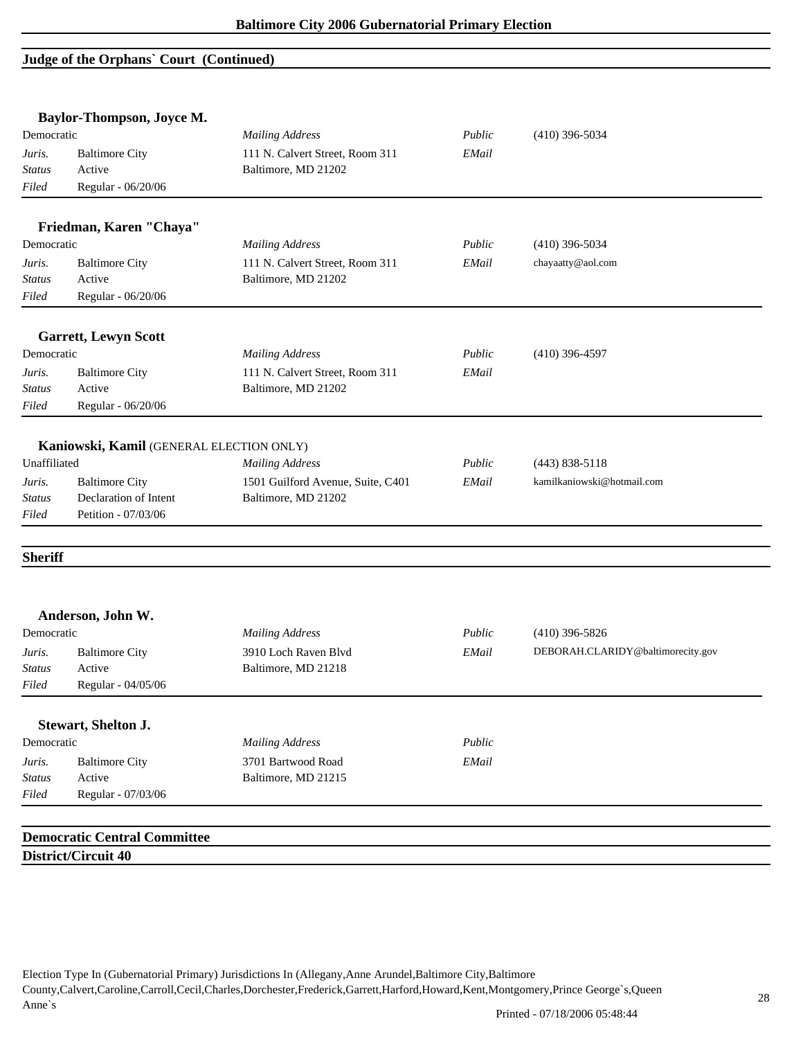## Judge of the Orphans` Court (Continued)

### Baylor-Thompson, Joyce M.

| Democratic | | *Mailing Address* | *Public* | (410) 396-5034 |
|---|---|---|---|---|
| *Juris.* | Baltimore City | 111 N. Calvert Street, Room 311 | *EMail* | |
| *Status* | Active | Baltimore, MD 21202 | | |
| *Filed* | Regular - 06/20/06 | | | |

### Friedman, Karen "Chaya"

| Democratic | | *Mailing Address* | *Public* | (410) 396-5034 |
|---|---|---|---|---|
| *Juris.* | Baltimore City | 111 N. Calvert Street, Room 311 | *EMail* | chayaatty@aol.com |
| *Status* | Active | Baltimore, MD 21202 | | |
| *Filed* | Regular - 06/20/06 | | | |

### Garrett, Lewyn Scott

| Democratic | | *Mailing Address* | *Public* | (410) 396-4597 |
|---|---|---|---|---|
| *Juris.* | Baltimore City | 111 N. Calvert Street, Room 311 | *EMail* | |
| *Status* | Active | Baltimore, MD 21202 | | |
| *Filed* | Regular - 06/20/06 | | | |

### Kaniowski, Kamil (GENERAL ELECTION ONLY)

| Unaffiliated | | *Mailing Address* | *Public* | (443) 838-5118 |
|---|---|---|---|---|
| *Juris.* | Baltimore City | 1501 Guilford Avenue, Suite, C401 | *EMail* | kamilkaniowski@hotmail.com |
| *Status* | Declaration of Intent | Baltimore, MD 21202 | | |
| *Filed* | Petition - 07/03/06 | | | |

## Sheriff

### Anderson, John W.

| Democratic | | *Mailing Address* | *Public* | (410) 396-5826 |
|---|---|---|---|---|
| *Juris.* | Baltimore City | 3910 Loch Raven Blvd | *EMail* | DEBORAH.CLARIDY@baltimorecity.gov |
| *Status* | Active | Baltimore, MD 21218 | | |
| *Filed* | Regular - 04/05/06 | | | |

### Stewart, Shelton J.

| Democratic | | *Mailing Address* | *Public* | |
|---|---|---|---|---|
| *Juris.* | Baltimore City | 3701 Bartwood Road | *EMail* | |
| *Status* | Active | Baltimore, MD 21215 | | |
| *Filed* | Regular - 07/03/06 | | | |

## Democratic Central Committee

## District/Circuit 40

Election Type In (Gubernatorial Primary) Jurisdictions In (Allegany,Anne Arundel,Baltimore City,Baltimore County,Calvert,Caroline,Carroll,Cecil,Charles,Dorchester,Frederick,Garrett,Harford,Howard,Kent,Montgomery,Prince George`s,Queen Anne`s

Printed - 07/18/2006 05:48:44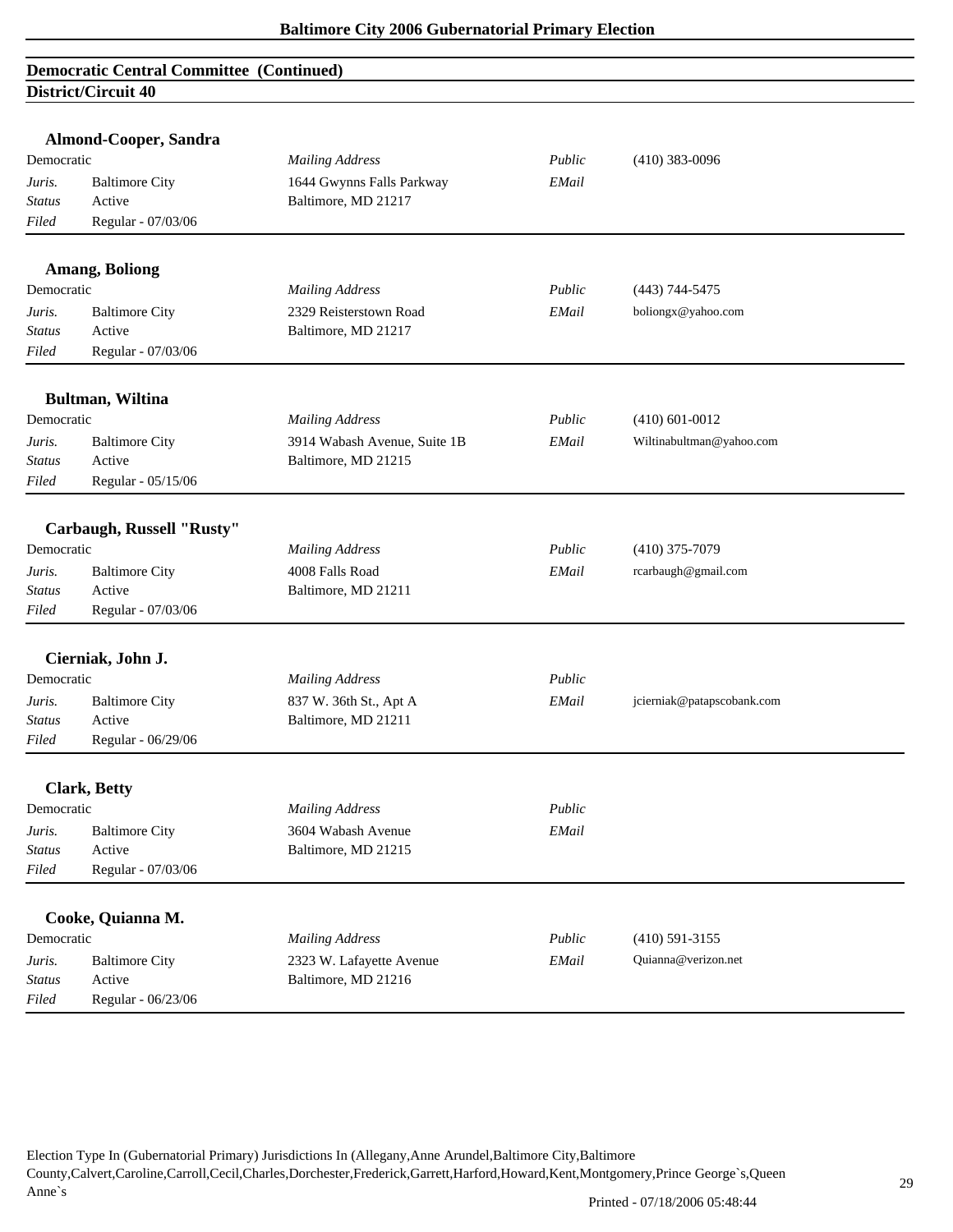## Democratic Central Committee (Continued)

### District/Circuit 40

**Almond-Cooper, Sandra**

| | | | | |
|---|---|---|---|---|
| Democratic | | *Mailing Address* | *Public* | (410) 383-0096 |
| *Juris.* | Baltimore City | 1644 Gwynns Falls Parkway | *EMail* | |
| *Status* | Active | Baltimore, MD 21217 | | |
| *Filed* | Regular - 07/03/06 | | | |

**Amang, Boliong**

| | | | | |
|---|---|---|---|---|
| Democratic | | *Mailing Address* | *Public* | (443) 744-5475 |
| *Juris.* | Baltimore City | 2329 Reisterstown Road | *EMail* | boliongx@yahoo.com |
| *Status* | Active | Baltimore, MD 21217 | | |
| *Filed* | Regular - 07/03/06 | | | |

**Bultman, Wiltina**

| | | | | |
|---|---|---|---|---|
| Democratic | | *Mailing Address* | *Public* | (410) 601-0012 |
| *Juris.* | Baltimore City | 3914 Wabash Avenue, Suite 1B | *EMail* | Wiltinabultman@yahoo.com |
| *Status* | Active | Baltimore, MD 21215 | | |
| *Filed* | Regular - 05/15/06 | | | |

**Carbaugh, Russell "Rusty"**

| | | | | |
|---|---|---|---|---|
| Democratic | | *Mailing Address* | *Public* | (410) 375-7079 |
| *Juris.* | Baltimore City | 4008 Falls Road | *EMail* | rcarbaugh@gmail.com |
| *Status* | Active | Baltimore, MD 21211 | | |
| *Filed* | Regular - 07/03/06 | | | |

**Cierniak, John J.**

| | | | | |
|---|---|---|---|---|
| Democratic | | *Mailing Address* | *Public* | |
| *Juris.* | Baltimore City | 837 W. 36th St., Apt A | *EMail* | jcierniak@patapscobank.com |
| *Status* | Active | Baltimore, MD 21211 | | |
| *Filed* | Regular - 06/29/06 | | | |

**Clark, Betty**

| | | | | |
|---|---|---|---|---|
| Democratic | | *Mailing Address* | *Public* | |
| *Juris.* | Baltimore City | 3604 Wabash Avenue | *EMail* | |
| *Status* | Active | Baltimore, MD 21215 | | |
| *Filed* | Regular - 07/03/06 | | | |

**Cooke, Quianna M.**

| | | | | |
|---|---|---|---|---|
| Democratic | | *Mailing Address* | *Public* | (410) 591-3155 |
| *Juris.* | Baltimore City | 2323 W. Lafayette Avenue | *EMail* | Quianna@verizon.net |
| *Status* | Active | Baltimore, MD 21216 | | |
| *Filed* | Regular - 06/23/06 | | | |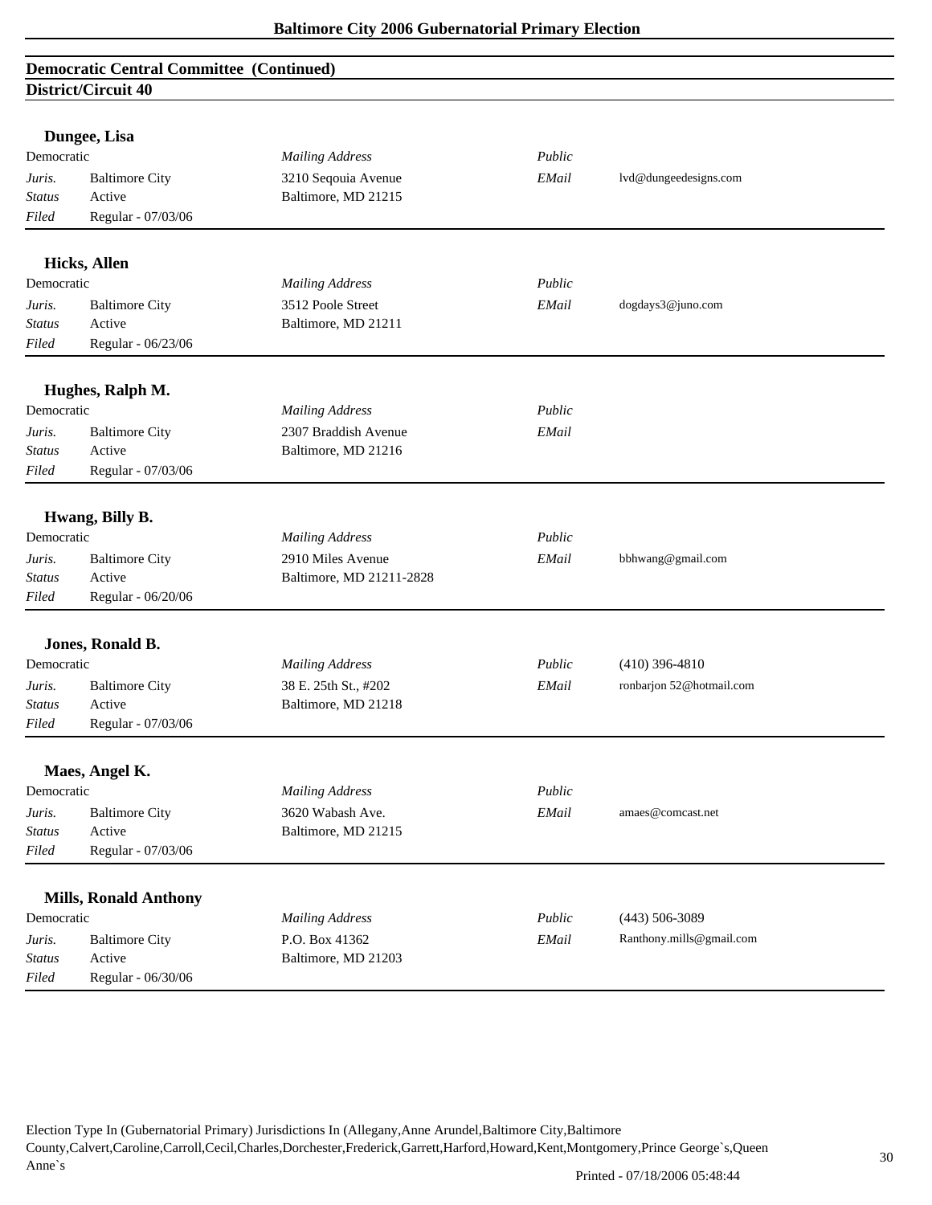## Democratic Central Committee (Continued)

### District/Circuit 40

**Dungee, Lisa**

| Democratic | | Mailing Address | Public | |
|---|---|---|---|---|
| *Juris.* | Baltimore City | 3210 Seqouia Avenue | *EMail* | lvd@dungeedesigns.com |
| *Status* | Active | Baltimore, MD 21215 | | |
| *Filed* | Regular - 07/03/06 | | | |

**Hicks, Allen**

| Democratic | | Mailing Address | Public | |
|---|---|---|---|---|
| *Juris.* | Baltimore City | 3512 Poole Street | *EMail* | dogdays3@juno.com |
| *Status* | Active | Baltimore, MD 21211 | | |
| *Filed* | Regular - 06/23/06 | | | |

**Hughes, Ralph M.**

| Democratic | | Mailing Address | Public | |
|---|---|---|---|---|
| *Juris.* | Baltimore City | 2307 Braddish Avenue | *EMail* | |
| *Status* | Active | Baltimore, MD 21216 | | |
| *Filed* | Regular - 07/03/06 | | | |

**Hwang, Billy B.**

| Democratic | | Mailing Address | Public | |
|---|---|---|---|---|
| *Juris.* | Baltimore City | 2910 Miles Avenue | *EMail* | bbhwang@gmail.com |
| *Status* | Active | Baltimore, MD 21211-2828 | | |
| *Filed* | Regular - 06/20/06 | | | |

**Jones, Ronald B.**

| Democratic | | Mailing Address | Public | (410) 396-4810 |
|---|---|---|---|---|
| *Juris.* | Baltimore City | 38 E. 25th St., #202 | *EMail* | ronbarjon 52@hotmail.com |
| *Status* | Active | Baltimore, MD 21218 | | |
| *Filed* | Regular - 07/03/06 | | | |

**Maes, Angel K.**

| Democratic | | Mailing Address | Public | |
|---|---|---|---|---|
| *Juris.* | Baltimore City | 3620 Wabash Ave. | *EMail* | amaes@comcast.net |
| *Status* | Active | Baltimore, MD 21215 | | |
| *Filed* | Regular - 07/03/06 | | | |

**Mills, Ronald Anthony**

| Democratic | | Mailing Address | Public | (443) 506-3089 |
|---|---|---|---|---|
| *Juris.* | Baltimore City | P.O. Box 41362 | *EMail* | Ranthony.mills@gmail.com |
| *Status* | Active | Baltimore, MD 21203 | | |
| *Filed* | Regular - 06/30/06 | | | |

Election Type In (Gubernatorial Primary) Jurisdictions In (Allegany,Anne Arundel,Baltimore City,Baltimore County,Calvert,Caroline,Carroll,Cecil,Charles,Dorchester,Frederick,Garrett,Harford,Howard,Kent,Montgomery,Prince George`s,Queen Anne`s

Printed - 07/18/2006 05:48:44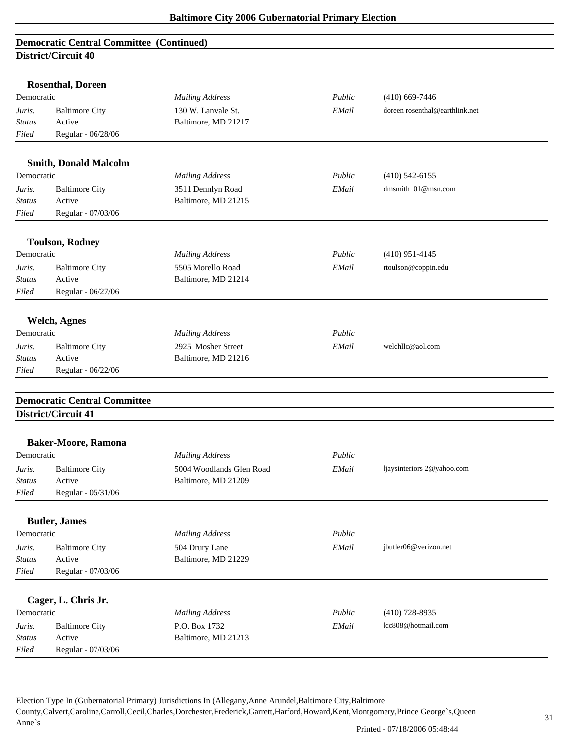# Baltimore City 2006 Gubernatorial Primary Election

## Democratic Central Committee (Continued)

### District/Circuit 40

**Rosenthal, Doreen**

| Democratic | | *Mailing Address* | *Public* | (410) 669-7446 |
|---|---|---|---|---|
| *Juris.* | Baltimore City | 130 W. Lanvale St. | *EMail* | doreen rosenthal@earthlink.net |
| *Status* | Active | Baltimore, MD 21217 | | |
| *Filed* | Regular - 06/28/06 | | | |

**Smith, Donald Malcolm**

| Democratic | | *Mailing Address* | *Public* | (410) 542-6155 |
|---|---|---|---|---|
| *Juris.* | Baltimore City | 3511 Dennlyn Road | *EMail* | dmsmith_01@msn.com |
| *Status* | Active | Baltimore, MD 21215 | | |
| *Filed* | Regular - 07/03/06 | | | |

**Toulson, Rodney**

| Democratic | | *Mailing Address* | *Public* | (410) 951-4145 |
|---|---|---|---|---|
| *Juris.* | Baltimore City | 5505 Morello Road | *EMail* | rtoulson@coppin.edu |
| *Status* | Active | Baltimore, MD 21214 | | |
| *Filed* | Regular - 06/27/06 | | | |

**Welch, Agnes**

| Democratic | | *Mailing Address* | *Public* | |
|---|---|---|---|---|
| *Juris.* | Baltimore City | 2925 Mosher Street | *EMail* | welchllc@aol.com |
| *Status* | Active | Baltimore, MD 21216 | | |
| *Filed* | Regular - 06/22/06 | | | |

## Democratic Central Committee

### District/Circuit 41

**Baker-Moore, Ramona**

| Democratic | | *Mailing Address* | *Public* | |
|---|---|---|---|---|
| *Juris.* | Baltimore City | 5004 Woodlands Glen Road | *EMail* | ljaysinteriors 2@yahoo.com |
| *Status* | Active | Baltimore, MD 21209 | | |
| *Filed* | Regular - 05/31/06 | | | |

**Butler, James**

| Democratic | | *Mailing Address* | *Public* | |
|---|---|---|---|---|
| *Juris.* | Baltimore City | 504 Drury Lane | *EMail* | jbutler06@verizon.net |
| *Status* | Active | Baltimore, MD 21229 | | |
| *Filed* | Regular - 07/03/06 | | | |

**Cager, L. Chris Jr.**

| Democratic | | *Mailing Address* | *Public* | (410) 728-8935 |
|---|---|---|---|---|
| *Juris.* | Baltimore City | P.O. Box 1732 | *EMail* | lcc808@hotmail.com |
| *Status* | Active | Baltimore, MD 21213 | | |
| *Filed* | Regular - 07/03/06 | | | |

Election Type In (Gubernatorial Primary) Jurisdictions In (Allegany,Anne Arundel,Baltimore City,Baltimore County,Calvert,Caroline,Carroll,Cecil,Charles,Dorchester,Frederick,Garrett,Harford,Howard,Kent,Montgomery,Prince George`s,Queen Anne`s

Printed - 07/18/2006 05:48:44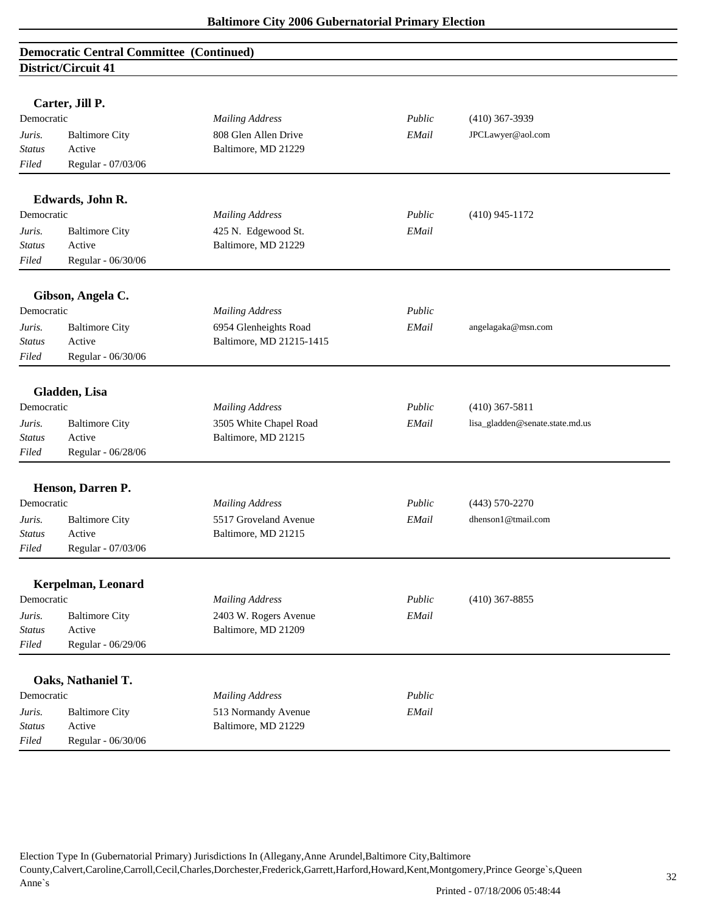**Baltimore City 2006 Gubernatorial Primary Election**

## Democratic Central Committee (Continued)

### District/Circuit 41

**Carter, Jill P.**

| | | | | |
|---|---|---|---|---|
| Democratic | | *Mailing Address* | *Public* | (410) 367-3939 |
| *Juris.* | Baltimore City | 808 Glen Allen Drive | *EMail* | JPCLawyer@aol.com |
| *Status* | Active | Baltimore, MD 21229 | | |
| *Filed* | Regular - 07/03/06 | | | |

**Edwards, John R.**

| | | | | |
|---|---|---|---|---|
| Democratic | | *Mailing Address* | *Public* | (410) 945-1172 |
| *Juris.* | Baltimore City | 425 N. Edgewood St. | *EMail* | |
| *Status* | Active | Baltimore, MD 21229 | | |
| *Filed* | Regular - 06/30/06 | | | |

**Gibson, Angela C.**

| | | | | |
|---|---|---|---|---|
| Democratic | | *Mailing Address* | *Public* | |
| *Juris.* | Baltimore City | 6954 Glenheights Road | *EMail* | angelagaka@msn.com |
| *Status* | Active | Baltimore, MD 21215-1415 | | |
| *Filed* | Regular - 06/30/06 | | | |

**Gladden, Lisa**

| | | | | |
|---|---|---|---|---|
| Democratic | | *Mailing Address* | *Public* | (410) 367-5811 |
| *Juris.* | Baltimore City | 3505 White Chapel Road | *EMail* | lisa_gladden@senate.state.md.us |
| *Status* | Active | Baltimore, MD 21215 | | |
| *Filed* | Regular - 06/28/06 | | | |

**Henson, Darren P.**

| | | | | |
|---|---|---|---|---|
| Democratic | | *Mailing Address* | *Public* | (443) 570-2270 |
| *Juris.* | Baltimore City | 5517 Groveland Avenue | *EMail* | dhenson1@tmail.com |
| *Status* | Active | Baltimore, MD 21215 | | |
| *Filed* | Regular - 07/03/06 | | | |

**Kerpelman, Leonard**

| | | | | |
|---|---|---|---|---|
| Democratic | | *Mailing Address* | *Public* | (410) 367-8855 |
| *Juris.* | Baltimore City | 2403 W. Rogers Avenue | *EMail* | |
| *Status* | Active | Baltimore, MD 21209 | | |
| *Filed* | Regular - 06/29/06 | | | |

**Oaks, Nathaniel T.**

| | | | | |
|---|---|---|---|---|
| Democratic | | *Mailing Address* | *Public* | |
| *Juris.* | Baltimore City | 513 Normandy Avenue | *EMail* | |
| *Status* | Active | Baltimore, MD 21229 | | |
| *Filed* | Regular - 06/30/06 | | | |

Election Type In (Gubernatorial Primary) Jurisdictions In (Allegany,Anne Arundel,Baltimore City,Baltimore County,Calvert,Caroline,Carroll,Cecil,Charles,Dorchester,Frederick,Garrett,Harford,Howard,Kent,Montgomery,Prince George`s,Queen Anne`s

Printed - 07/18/2006 05:48:44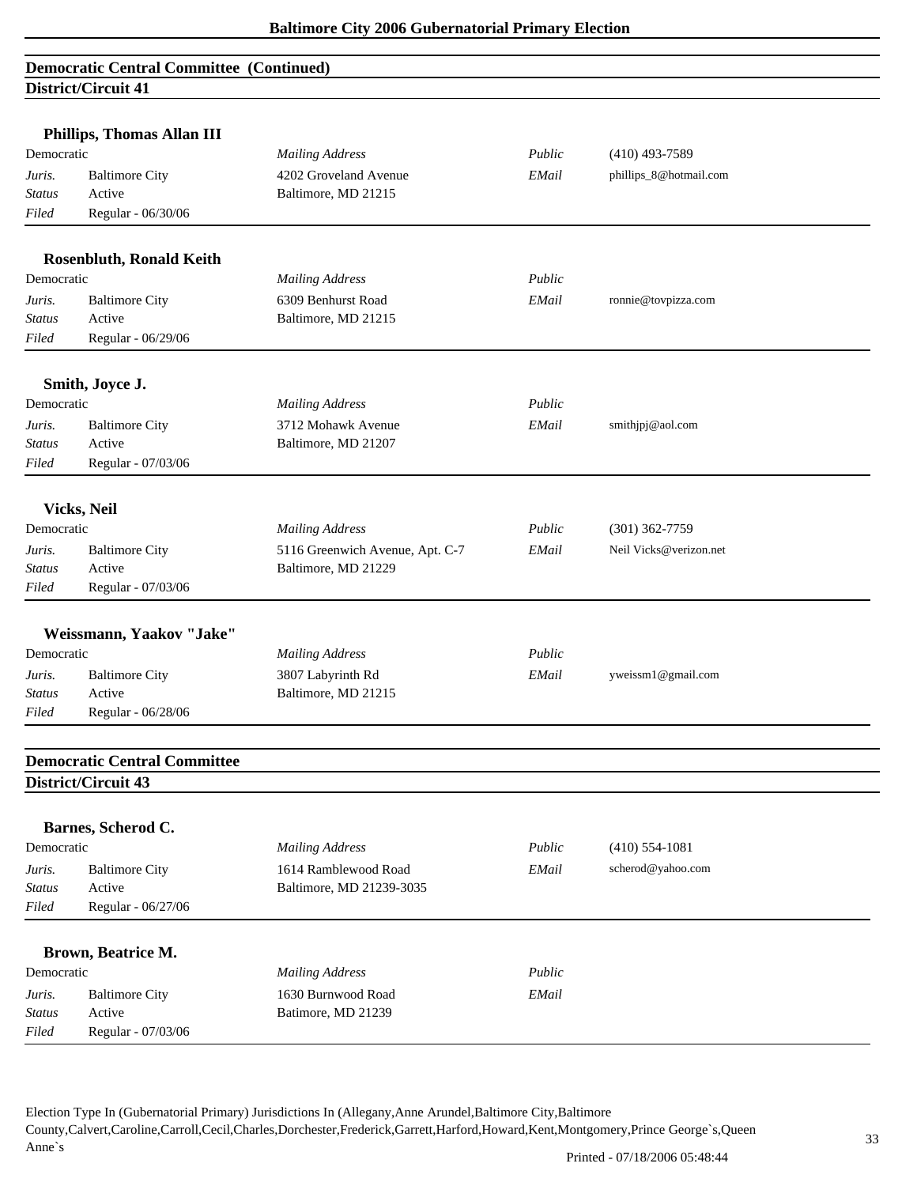## Democratic Central Committee (Continued)

### District/Circuit 41

**Phillips, Thomas Allan III**

| Democratic | | *Mailing Address* | *Public* | (410) 493-7589 |
|---|---|---|---|---|
| *Juris.* | Baltimore City | 4202 Groveland Avenue | *EMail* | phillips_8@hotmail.com |
| *Status* | Active | Baltimore, MD 21215 | | |
| *Filed* | Regular - 06/30/06 | | | |

**Rosenbluth, Ronald Keith**

| Democratic | | *Mailing Address* | *Public* | |
|---|---|---|---|---|
| *Juris.* | Baltimore City | 6309 Benhurst Road | *EMail* | ronnie@tovpizza.com |
| *Status* | Active | Baltimore, MD 21215 | | |
| *Filed* | Regular - 06/29/06 | | | |

**Smith, Joyce J.**

| Democratic | | *Mailing Address* | *Public* | |
|---|---|---|---|---|
| *Juris.* | Baltimore City | 3712 Mohawk Avenue | *EMail* | smithjpj@aol.com |
| *Status* | Active | Baltimore, MD 21207 | | |
| *Filed* | Regular - 07/03/06 | | | |

**Vicks, Neil**

| Democratic | | *Mailing Address* | *Public* | (301) 362-7759 |
|---|---|---|---|---|
| *Juris.* | Baltimore City | 5116 Greenwich Avenue, Apt. C-7 | *EMail* | Neil Vicks@verizon.net |
| *Status* | Active | Baltimore, MD 21229 | | |
| *Filed* | Regular - 07/03/06 | | | |

**Weissmann, Yaakov "Jake"**

| Democratic | | *Mailing Address* | *Public* | |
|---|---|---|---|---|
| *Juris.* | Baltimore City | 3807 Labyrinth Rd | *EMail* | yweissm1@gmail.com |
| *Status* | Active | Baltimore, MD 21215 | | |
| *Filed* | Regular - 06/28/06 | | | |

## Democratic Central Committee

### District/Circuit 43

**Barnes, Scherod C.**

| Democratic | | *Mailing Address* | *Public* | (410) 554-1081 |
|---|---|---|---|---|
| *Juris.* | Baltimore City | 1614 Ramblewood Road | *EMail* | scherod@yahoo.com |
| *Status* | Active | Baltimore, MD 21239-3035 | | |
| *Filed* | Regular - 06/27/06 | | | |

**Brown, Beatrice M.**

| Democratic | | *Mailing Address* | *Public* | |
|---|---|---|---|---|
| *Juris.* | Baltimore City | 1630 Burnwood Road | *EMail* | |
| *Status* | Active | Batimore, MD 21239 | | |
| *Filed* | Regular - 07/03/06 | | | |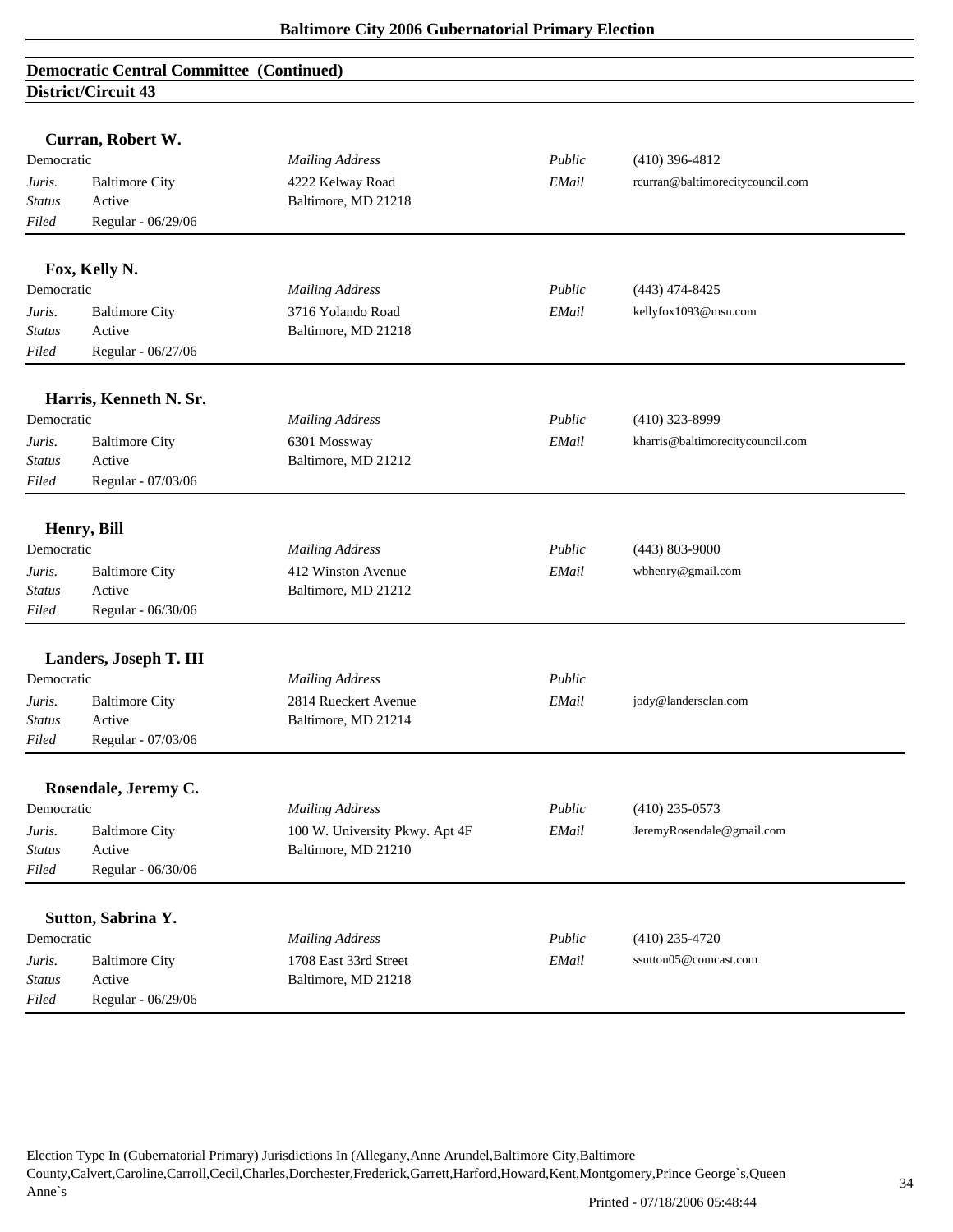## Democratic Central Committee (Continued)

### District/Circuit 43

**Curran, Robert W.**

| Democratic | | *Mailing Address* | *Public* | (410) 396-4812 |
|---|---|---|---|---|
| *Juris.* | Baltimore City | 4222 Kelway Road | *EMail* | rcurran@baltimorecitycouncil.com |
| *Status* | Active | Baltimore, MD 21218 | | |
| *Filed* | Regular - 06/29/06 | | | |

**Fox, Kelly N.**

| Democratic | | *Mailing Address* | *Public* | (443) 474-8425 |
|---|---|---|---|---|
| *Juris.* | Baltimore City | 3716 Yolando Road | *EMail* | kellyfox1093@msn.com |
| *Status* | Active | Baltimore, MD 21218 | | |
| *Filed* | Regular - 06/27/06 | | | |

**Harris, Kenneth N. Sr.**

| Democratic | | *Mailing Address* | *Public* | (410) 323-8999 |
|---|---|---|---|---|
| *Juris.* | Baltimore City | 6301 Mossway | *EMail* | kharris@baltimorecitycouncil.com |
| *Status* | Active | Baltimore, MD 21212 | | |
| *Filed* | Regular - 07/03/06 | | | |

**Henry, Bill**

| Democratic | | *Mailing Address* | *Public* | (443) 803-9000 |
|---|---|---|---|---|
| *Juris.* | Baltimore City | 412 Winston Avenue | *EMail* | wbhenry@gmail.com |
| *Status* | Active | Baltimore, MD 21212 | | |
| *Filed* | Regular - 06/30/06 | | | |

**Landers, Joseph T. III**

| Democratic | | *Mailing Address* | *Public* | |
|---|---|---|---|---|
| *Juris.* | Baltimore City | 2814 Rueckert Avenue | *EMail* | jody@landersclan.com |
| *Status* | Active | Baltimore, MD 21214 | | |
| *Filed* | Regular - 07/03/06 | | | |

**Rosendale, Jeremy C.**

| Democratic | | *Mailing Address* | *Public* | (410) 235-0573 |
|---|---|---|---|---|
| *Juris.* | Baltimore City | 100 W. University Pkwy. Apt 4F | *EMail* | JeremyRosendale@gmail.com |
| *Status* | Active | Baltimore, MD 21210 | | |
| *Filed* | Regular - 06/30/06 | | | |

**Sutton, Sabrina Y.**

| Democratic | | *Mailing Address* | *Public* | (410) 235-4720 |
|---|---|---|---|---|
| *Juris.* | Baltimore City | 1708 East 33rd Street | *EMail* | ssutton05@comcast.com |
| *Status* | Active | Baltimore, MD 21218 | | |
| *Filed* | Regular - 06/29/06 | | | |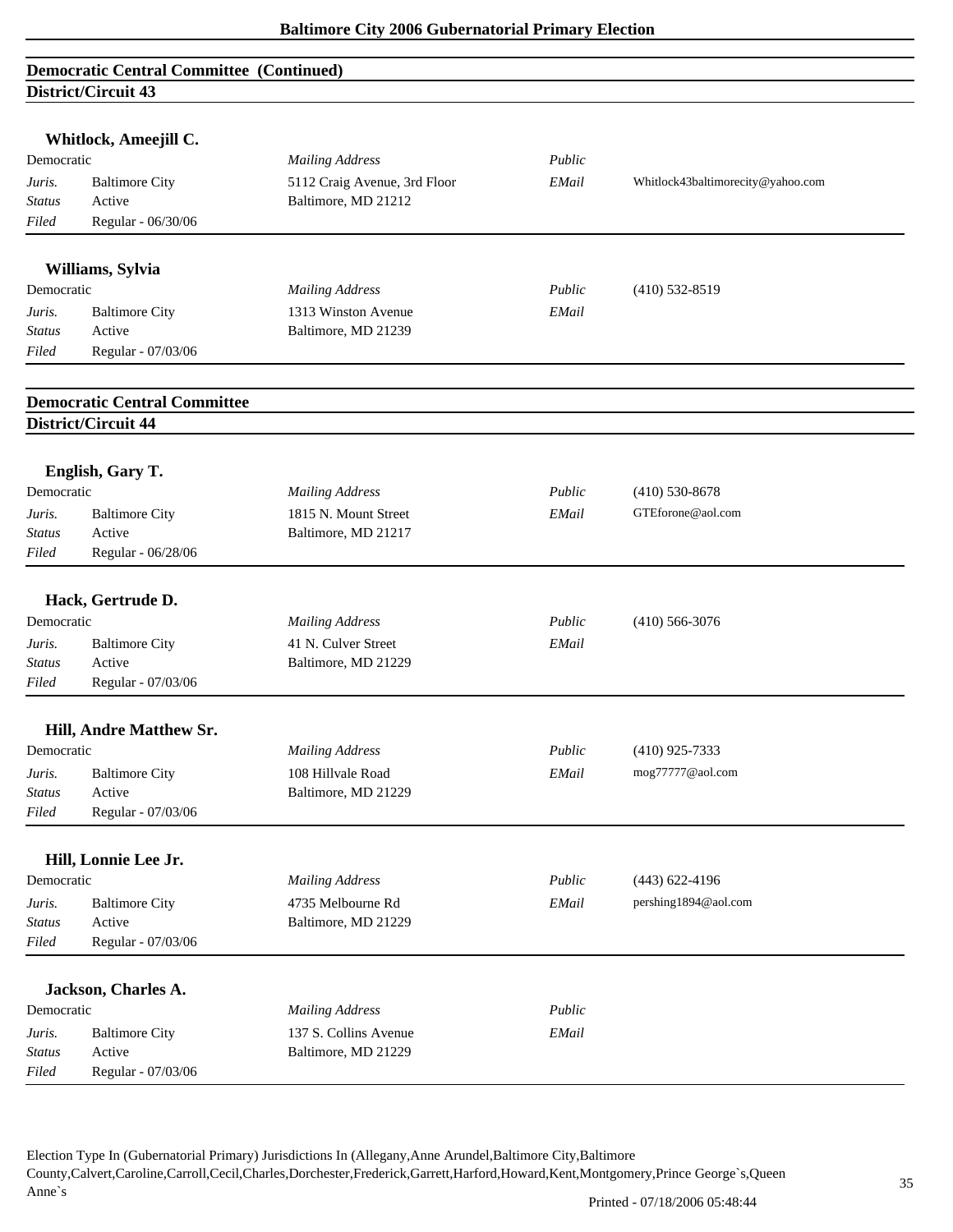## Democratic Central Committee (Continued)

### District/Circuit 43

**Whitlock, Ameejill C.**

| Democratic | | *Mailing Address* | *Public* | |
|---|---|---|---|---|
| *Juris.* | Baltimore City | 5112 Craig Avenue, 3rd Floor | *EMail* | Whitlock43baltimorecity@yahoo.com |
| *Status* | Active | Baltimore, MD 21212 | | |
| *Filed* | Regular - 06/30/06 | | | |

**Williams, Sylvia**

| Democratic | | *Mailing Address* | *Public* | (410) 532-8519 |
|---|---|---|---|---|
| *Juris.* | Baltimore City | 1313 Winston Avenue | *EMail* | |
| *Status* | Active | Baltimore, MD 21239 | | |
| *Filed* | Regular - 07/03/06 | | | |

## Democratic Central Committee

### District/Circuit 44

**English, Gary T.**

| Democratic | | *Mailing Address* | *Public* | (410) 530-8678 |
|---|---|---|---|---|
| *Juris.* | Baltimore City | 1815 N. Mount Street | *EMail* | GTEforone@aol.com |
| *Status* | Active | Baltimore, MD 21217 | | |
| *Filed* | Regular - 06/28/06 | | | |

**Hack, Gertrude D.**

| Democratic | | *Mailing Address* | *Public* | (410) 566-3076 |
|---|---|---|---|---|
| *Juris.* | Baltimore City | 41 N. Culver Street | *EMail* | |
| *Status* | Active | Baltimore, MD 21229 | | |
| *Filed* | Regular - 07/03/06 | | | |

**Hill, Andre Matthew Sr.**

| Democratic | | *Mailing Address* | *Public* | (410) 925-7333 |
|---|---|---|---|---|
| *Juris.* | Baltimore City | 108 Hillvale Road | *EMail* | mog77777@aol.com |
| *Status* | Active | Baltimore, MD 21229 | | |
| *Filed* | Regular - 07/03/06 | | | |

**Hill, Lonnie Lee Jr.**

| Democratic | | *Mailing Address* | *Public* | (443) 622-4196 |
|---|---|---|---|---|
| *Juris.* | Baltimore City | 4735 Melbourne Rd | *EMail* | pershing1894@aol.com |
| *Status* | Active | Baltimore, MD 21229 | | |
| *Filed* | Regular - 07/03/06 | | | |

**Jackson, Charles A.**

| Democratic | | *Mailing Address* | *Public* | |
|---|---|---|---|---|
| *Juris.* | Baltimore City | 137 S. Collins Avenue | *EMail* | |
| *Status* | Active | Baltimore, MD 21229 | | |
| *Filed* | Regular - 07/03/06 | | | |

Election Type In (Gubernatorial Primary) Jurisdictions In (Allegany,Anne Arundel,Baltimore City,Baltimore County,Calvert,Caroline,Carroll,Cecil,Charles,Dorchester,Frederick,Garrett,Harford,Howard,Kent,Montgomery,Prince George`s,Queen Anne`s

Printed - 07/18/2006 05:48:44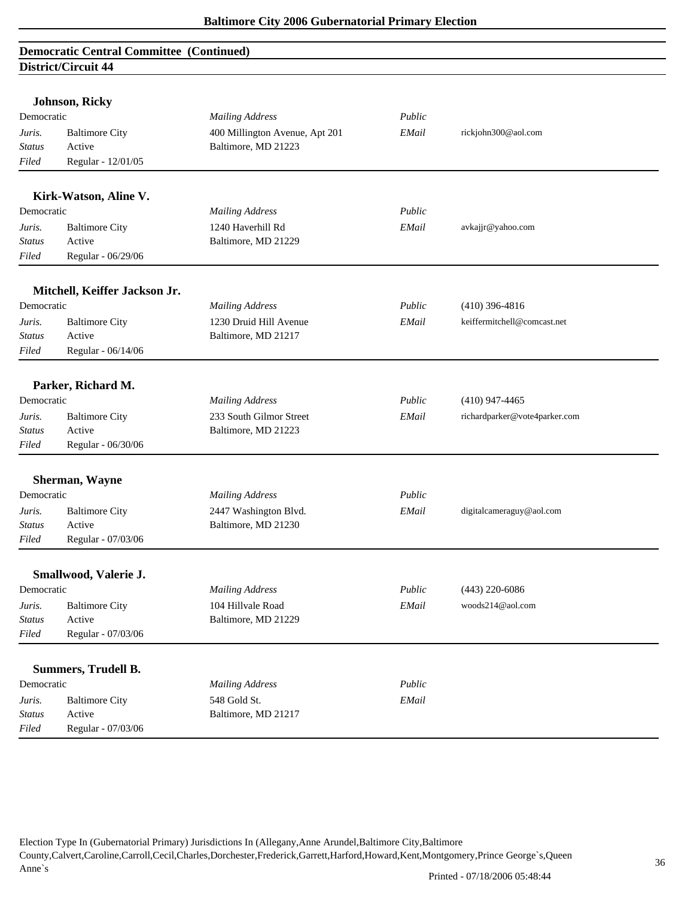## Democratic Central Committee (Continued)

### District/Circuit 44

**Johnson, Ricky**

| Democratic | | *Mailing Address* | *Public* | |
|---|---|---|---|---|
| *Juris.* | Baltimore City | 400 Millington Avenue, Apt 201 | *EMail* | rickjohn300@aol.com |
| *Status* | Active | Baltimore, MD 21223 | | |
| *Filed* | Regular - 12/01/05 | | | |

**Kirk-Watson, Aline V.**

| Democratic | | *Mailing Address* | *Public* | |
|---|---|---|---|---|
| *Juris.* | Baltimore City | 1240 Haverhill Rd | *EMail* | avkajjr@yahoo.com |
| *Status* | Active | Baltimore, MD 21229 | | |
| *Filed* | Regular - 06/29/06 | | | |

**Mitchell, Keiffer Jackson Jr.**

| Democratic | | *Mailing Address* | *Public* | (410) 396-4816 |
|---|---|---|---|---|
| *Juris.* | Baltimore City | 1230 Druid Hill Avenue | *EMail* | keiffermitchell@comcast.net |
| *Status* | Active | Baltimore, MD 21217 | | |
| *Filed* | Regular - 06/14/06 | | | |

**Parker, Richard M.**

| Democratic | | *Mailing Address* | *Public* | (410) 947-4465 |
|---|---|---|---|---|
| *Juris.* | Baltimore City | 233 South Gilmor Street | *EMail* | richardparker@vote4parker.com |
| *Status* | Active | Baltimore, MD 21223 | | |
| *Filed* | Regular - 06/30/06 | | | |

**Sherman, Wayne**

| Democratic | | *Mailing Address* | *Public* | |
|---|---|---|---|---|
| *Juris.* | Baltimore City | 2447 Washington Blvd. | *EMail* | digitalcameraguy@aol.com |
| *Status* | Active | Baltimore, MD 21230 | | |
| *Filed* | Regular - 07/03/06 | | | |

**Smallwood, Valerie J.**

| Democratic | | *Mailing Address* | *Public* | (443) 220-6086 |
|---|---|---|---|---|
| *Juris.* | Baltimore City | 104 Hillvale Road | *EMail* | woods214@aol.com |
| *Status* | Active | Baltimore, MD 21229 | | |
| *Filed* | Regular - 07/03/06 | | | |

**Summers, Trudell B.**

| Democratic | | *Mailing Address* | *Public* | |
|---|---|---|---|---|
| *Juris.* | Baltimore City | 548 Gold St. | *EMail* | |
| *Status* | Active | Baltimore, MD 21217 | | |
| *Filed* | Regular - 07/03/06 | | | |

Election Type In (Gubernatorial Primary) Jurisdictions In (Allegany,Anne Arundel,Baltimore City,Baltimore County,Calvert,Caroline,Carroll,Cecil,Charles,Dorchester,Frederick,Garrett,Harford,Howard,Kent,Montgomery,Prince George`s,Queen Anne`s

Printed - 07/18/2006 05:48:44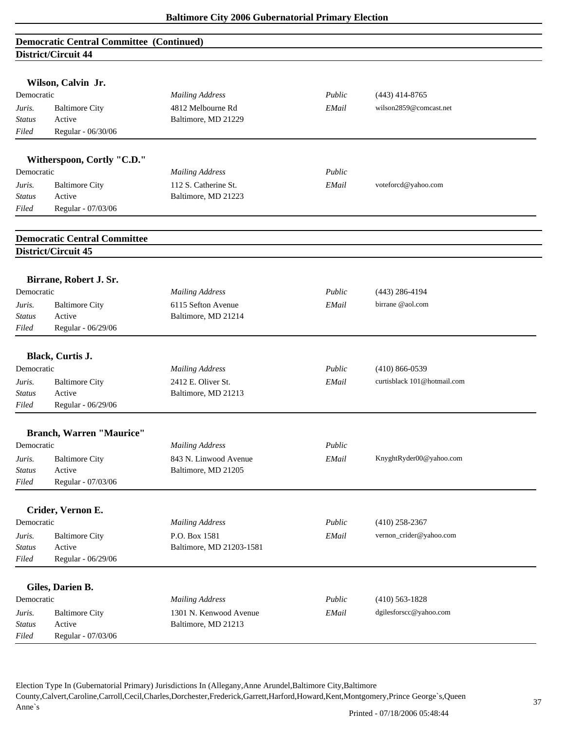## Democratic Central Committee (Continued)

### District/Circuit 44

**Wilson, Calvin Jr.**

| Democratic | | *Mailing Address* | *Public* | (443) 414-8765 |
|---|---|---|---|---|
| *Juris.* | Baltimore City | 4812 Melbourne Rd | *EMail* | wilson2859@comcast.net |
| *Status* | Active | Baltimore, MD 21229 | | |
| *Filed* | Regular - 06/30/06 | | | |

**Witherspoon, Cortly "C.D."**

| Democratic | | *Mailing Address* | *Public* | |
|---|---|---|---|---|
| *Juris.* | Baltimore City | 112 S. Catherine St. | *EMail* | voteforcd@yahoo.com |
| *Status* | Active | Baltimore, MD 21223 | | |
| *Filed* | Regular - 07/03/06 | | | |

## Democratic Central Committee

### District/Circuit 45

**Birrane, Robert J. Sr.**

| Democratic | | *Mailing Address* | *Public* | (443) 286-4194 |
|---|---|---|---|---|
| *Juris.* | Baltimore City | 6115 Sefton Avenue | *EMail* | birrane @aol.com |
| *Status* | Active | Baltimore, MD 21214 | | |
| *Filed* | Regular - 06/29/06 | | | |

**Black, Curtis J.**

| Democratic | | *Mailing Address* | *Public* | (410) 866-0539 |
|---|---|---|---|---|
| *Juris.* | Baltimore City | 2412 E. Oliver St. | *EMail* | curtisblack 101@hotmail.com |
| *Status* | Active | Baltimore, MD 21213 | | |
| *Filed* | Regular - 06/29/06 | | | |

**Branch, Warren "Maurice"**

| Democratic | | *Mailing Address* | *Public* | |
|---|---|---|---|---|
| *Juris.* | Baltimore City | 843 N. Linwood Avenue | *EMail* | KnyghtRyder00@yahoo.com |
| *Status* | Active | Baltimore, MD 21205 | | |
| *Filed* | Regular - 07/03/06 | | | |

**Crider, Vernon E.**

| Democratic | | *Mailing Address* | *Public* | (410) 258-2367 |
|---|---|---|---|---|
| *Juris.* | Baltimore City | P.O. Box 1581 | *EMail* | vernon_crider@yahoo.com |
| *Status* | Active | Baltimore, MD 21203-1581 | | |
| *Filed* | Regular - 06/29/06 | | | |

**Giles, Darien B.**

| Democratic | | *Mailing Address* | *Public* | (410) 563-1828 |
|---|---|---|---|---|
| *Juris.* | Baltimore City | 1301 N. Kenwood Avenue | *EMail* | dgilesforscc@yahoo.com |
| *Status* | Active | Baltimore, MD 21213 | | |
| *Filed* | Regular - 07/03/06 | | | |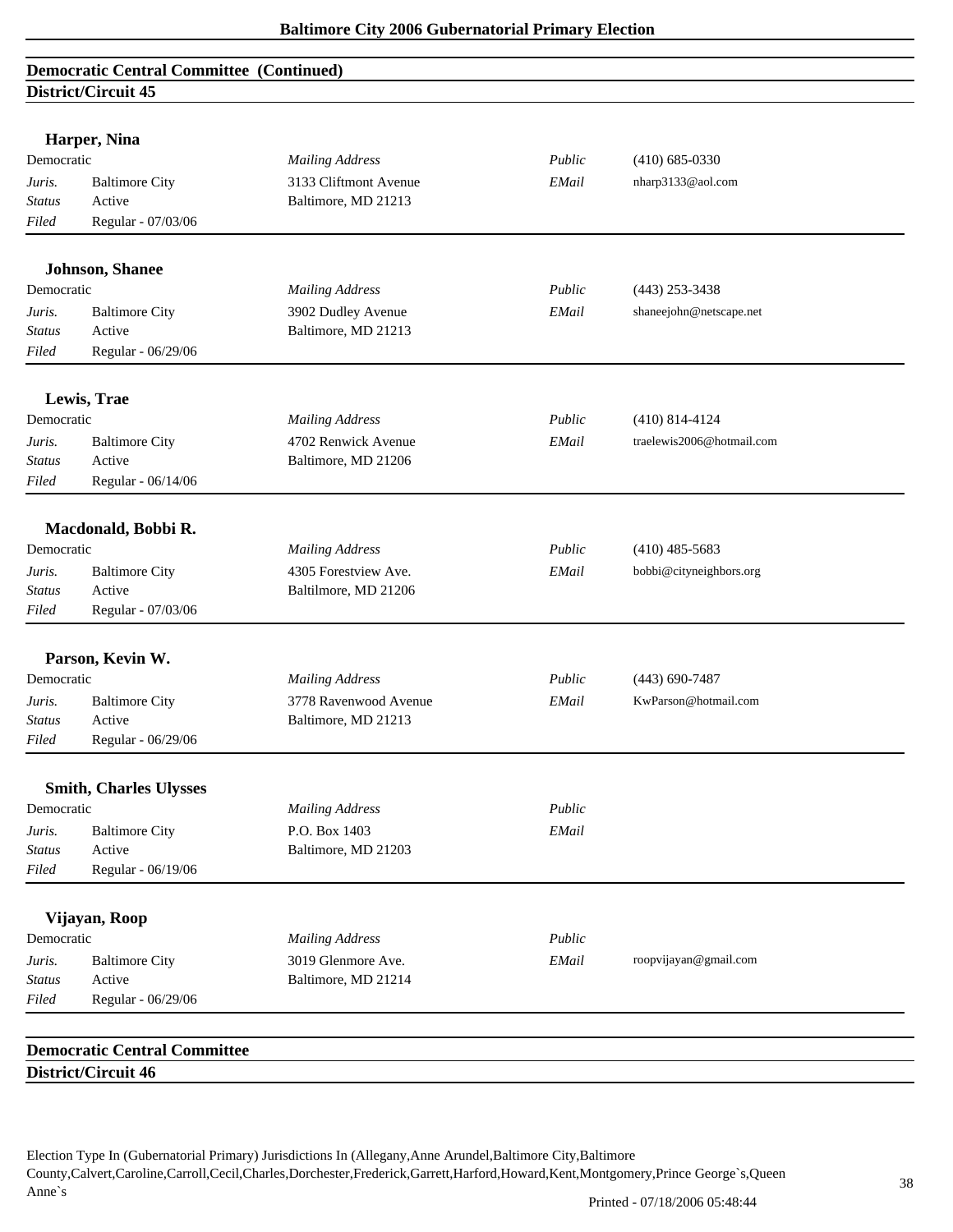## Democratic Central Committee (Continued)

### District/Circuit 45

**Harper, Nina**

| Democratic | | *Mailing Address* | *Public* | (410) 685-0330 |
|---|---|---|---|---|
| *Juris.* | Baltimore City | 3133 Cliftmont Avenue | *EMail* | nharp3133@aol.com |
| *Status* | Active | Baltimore, MD 21213 | | |
| *Filed* | Regular - 07/03/06 | | | |

**Johnson, Shanee**

| Democratic | | *Mailing Address* | *Public* | (443) 253-3438 |
|---|---|---|---|---|
| *Juris.* | Baltimore City | 3902 Dudley Avenue | *EMail* | shaneejohn@netscape.net |
| *Status* | Active | Baltimore, MD 21213 | | |
| *Filed* | Regular - 06/29/06 | | | |

**Lewis, Trae**

| Democratic | | *Mailing Address* | *Public* | (410) 814-4124 |
|---|---|---|---|---|
| *Juris.* | Baltimore City | 4702 Renwick Avenue | *EMail* | traelewis2006@hotmail.com |
| *Status* | Active | Baltimore, MD 21206 | | |
| *Filed* | Regular - 06/14/06 | | | |

**Macdonald, Bobbi R.**

| Democratic | | *Mailing Address* | *Public* | (410) 485-5683 |
|---|---|---|---|---|
| *Juris.* | Baltimore City | 4305 Forestview Ave. | *EMail* | bobbi@cityneighbors.org |
| *Status* | Active | Baltilmore, MD 21206 | | |
| *Filed* | Regular - 07/03/06 | | | |

**Parson, Kevin W.**

| Democratic | | *Mailing Address* | *Public* | (443) 690-7487 |
|---|---|---|---|---|
| *Juris.* | Baltimore City | 3778 Ravenwood Avenue | *EMail* | KwParson@hotmail.com |
| *Status* | Active | Baltimore, MD 21213 | | |
| *Filed* | Regular - 06/29/06 | | | |

**Smith, Charles Ulysses**

| Democratic | | *Mailing Address* | *Public* | |
|---|---|---|---|---|
| *Juris.* | Baltimore City | P.O. Box 1403 | *EMail* | |
| *Status* | Active | Baltimore, MD 21203 | | |
| *Filed* | Regular - 06/19/06 | | | |

**Vijayan, Roop**

| Democratic | | *Mailing Address* | *Public* | |
|---|---|---|---|---|
| *Juris.* | Baltimore City | 3019 Glenmore Ave. | *EMail* | roopvijayan@gmail.com |
| *Status* | Active | Baltimore, MD 21214 | | |
| *Filed* | Regular - 06/29/06 | | | |

## Democratic Central Committee

### District/Circuit 46

Election Type In (Gubernatorial Primary) Jurisdictions In (Allegany,Anne Arundel,Baltimore City,Baltimore County,Calvert,Caroline,Carroll,Cecil,Charles,Dorchester,Frederick,Garrett,Harford,Howard,Kent,Montgomery,Prince George`s,Queen Anne`s

Printed - 07/18/2006 05:48:44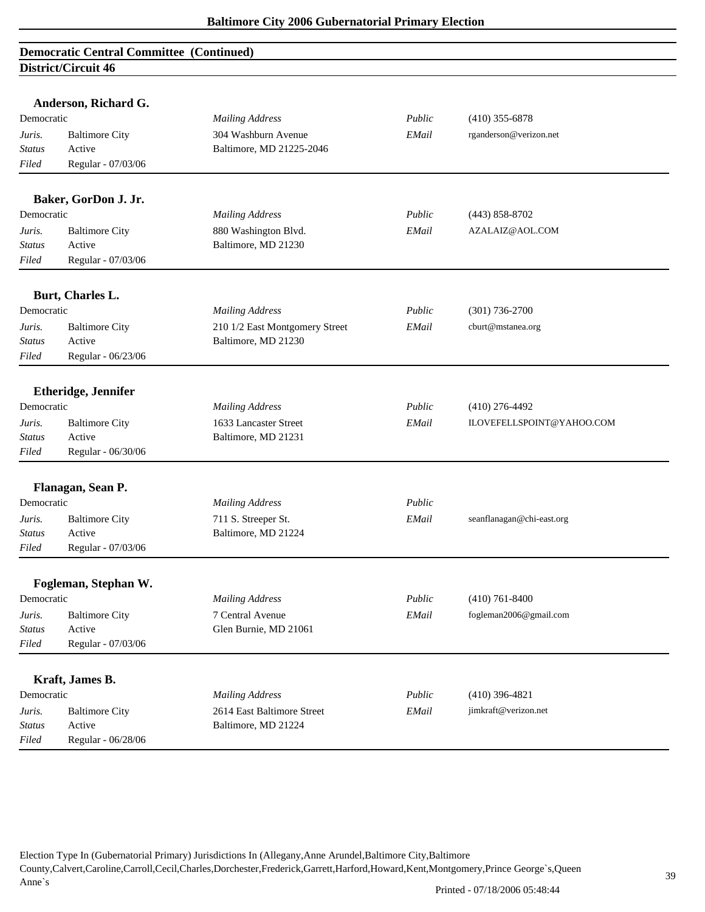## Democratic Central Committee (Continued)

### District/Circuit 46

**Anderson, Richard G.**

| Democratic | | *Mailing Address* | *Public* | (410) 355-6878 |
|---|---|---|---|---|
| *Juris.* | Baltimore City | 304 Washburn Avenue | *EMail* | rganderson@verizon.net |
| *Status* | Active | Baltimore, MD 21225-2046 | | |
| *Filed* | Regular - 07/03/06 | | | |

**Baker, GorDon J. Jr.**

| Democratic | | *Mailing Address* | *Public* | (443) 858-8702 |
|---|---|---|---|---|
| *Juris.* | Baltimore City | 880 Washington Blvd. | *EMail* | AZALAIZ@AOL.COM |
| *Status* | Active | Baltimore, MD 21230 | | |
| *Filed* | Regular - 07/03/06 | | | |

**Burt, Charles L.**

| Democratic | | *Mailing Address* | *Public* | (301) 736-2700 |
|---|---|---|---|---|
| *Juris.* | Baltimore City | 210 1/2 East Montgomery Street | *EMail* | cburt@mstanea.org |
| *Status* | Active | Baltimore, MD 21230 | | |
| *Filed* | Regular - 06/23/06 | | | |

**Etheridge, Jennifer**

| Democratic | | *Mailing Address* | *Public* | (410) 276-4492 |
|---|---|---|---|---|
| *Juris.* | Baltimore City | 1633 Lancaster Street | *EMail* | ILOVEFELLSPOINT@YAHOO.COM |
| *Status* | Active | Baltimore, MD 21231 | | |
| *Filed* | Regular - 06/30/06 | | | |

**Flanagan, Sean P.**

| Democratic | | *Mailing Address* | *Public* | |
|---|---|---|---|---|
| *Juris.* | Baltimore City | 711 S. Streeper St. | *EMail* | seanflanagan@chi-east.org |
| *Status* | Active | Baltimore, MD 21224 | | |
| *Filed* | Regular - 07/03/06 | | | |

**Fogleman, Stephan W.**

| Democratic | | *Mailing Address* | *Public* | (410) 761-8400 |
|---|---|---|---|---|
| *Juris.* | Baltimore City | 7 Central Avenue | *EMail* | fogleman2006@gmail.com |
| *Status* | Active | Glen Burnie, MD 21061 | | |
| *Filed* | Regular - 07/03/06 | | | |

**Kraft, James B.**

| Democratic | | *Mailing Address* | *Public* | (410) 396-4821 |
|---|---|---|---|---|
| *Juris.* | Baltimore City | 2614 East Baltimore Street | *EMail* | jimkraft@verizon.net |
| *Status* | Active | Baltimore, MD 21224 | | |
| *Filed* | Regular - 06/28/06 | | | |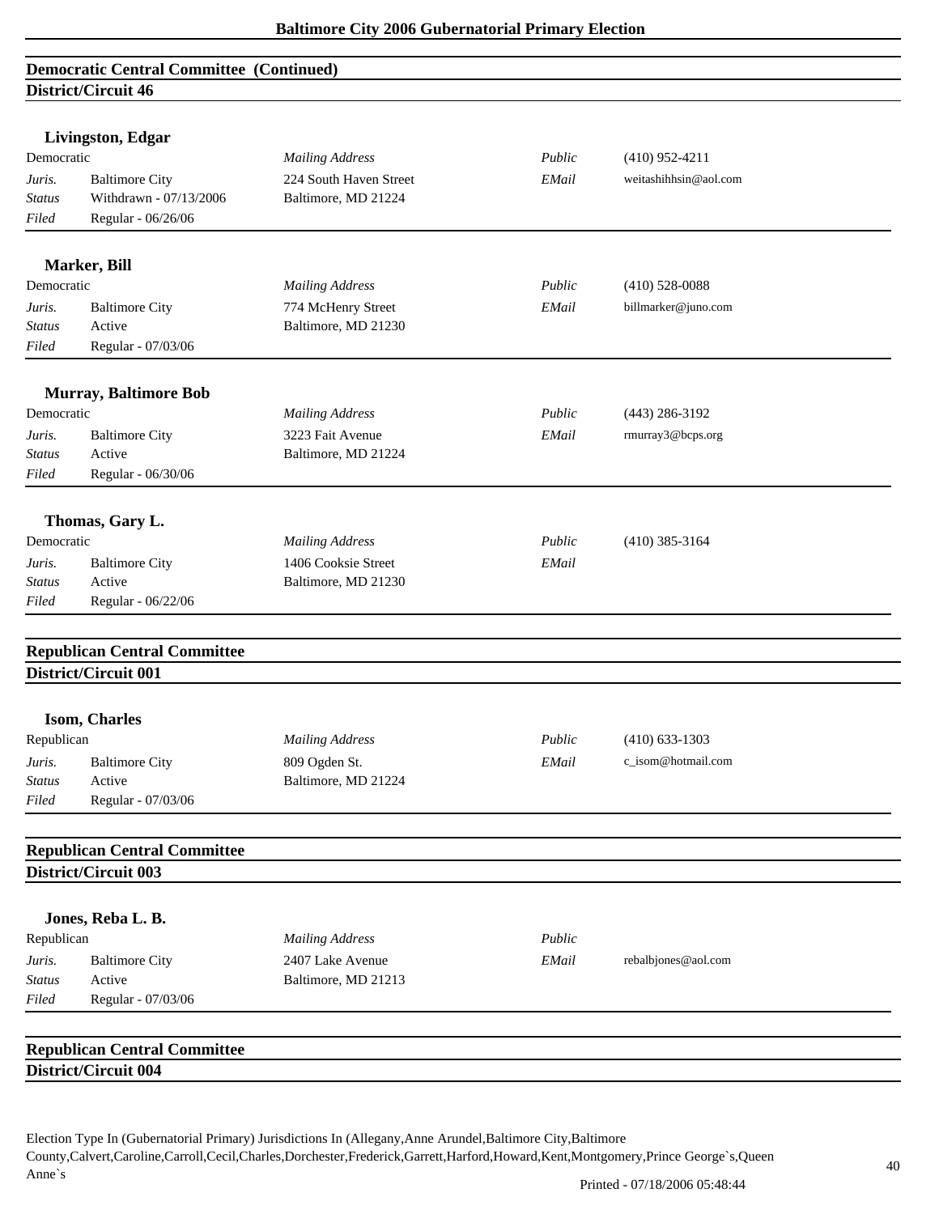## Democratic Central Committee (Continued)

### District/Circuit 46

**Livingston, Edgar**

| Democratic | | *Mailing Address* | *Public* | (410) 952-4211 |
|---|---|---|---|---|
| *Juris.* | Baltimore City | 224 South Haven Street | *EMail* | weitashihhsin@aol.com |
| *Status* | Withdrawn - 07/13/2006 | Baltimore, MD 21224 | | |
| *Filed* | Regular - 06/26/06 | | | |

**Marker, Bill**

| Democratic | | *Mailing Address* | *Public* | (410) 528-0088 |
|---|---|---|---|---|
| *Juris.* | Baltimore City | 774 McHenry Street | *EMail* | billmarker@juno.com |
| *Status* | Active | Baltimore, MD 21230 | | |
| *Filed* | Regular - 07/03/06 | | | |

**Murray, Baltimore Bob**

| Democratic | | *Mailing Address* | *Public* | (443) 286-3192 |
|---|---|---|---|---|
| *Juris.* | Baltimore City | 3223 Fait Avenue | *EMail* | rmurray3@bcps.org |
| *Status* | Active | Baltimore, MD 21224 | | |
| *Filed* | Regular - 06/30/06 | | | |

**Thomas, Gary L.**

| Democratic | | *Mailing Address* | *Public* | (410) 385-3164 |
|---|---|---|---|---|
| *Juris.* | Baltimore City | 1406 Cooksie Street | *EMail* | |
| *Status* | Active | Baltimore, MD 21230 | | |
| *Filed* | Regular - 06/22/06 | | | |

## Republican Central Committee

### District/Circuit 001

**Isom, Charles**

| Republican | | *Mailing Address* | *Public* | (410) 633-1303 |
|---|---|---|---|---|
| *Juris.* | Baltimore City | 809 Ogden St. | *EMail* | c_isom@hotmail.com |
| *Status* | Active | Baltimore, MD 21224 | | |
| *Filed* | Regular - 07/03/06 | | | |

## Republican Central Committee

### District/Circuit 003

**Jones, Reba L. B.**

| Republican | | *Mailing Address* | *Public* | |
|---|---|---|---|---|
| *Juris.* | Baltimore City | 2407 Lake Avenue | *EMail* | rebalbjones@aol.com |
| *Status* | Active | Baltimore, MD 21213 | | |
| *Filed* | Regular - 07/03/06 | | | |

## Republican Central Committee

### District/Circuit 004

Election Type In (Gubernatorial Primary) Jurisdictions In (Allegany,Anne Arundel,Baltimore City,Baltimore County,Calvert,Caroline,Carroll,Cecil,Charles,Dorchester,Frederick,Garrett,Harford,Howard,Kent,Montgomery,Prince George`s,Queen Anne`s

Printed - 07/18/2006 05:48:44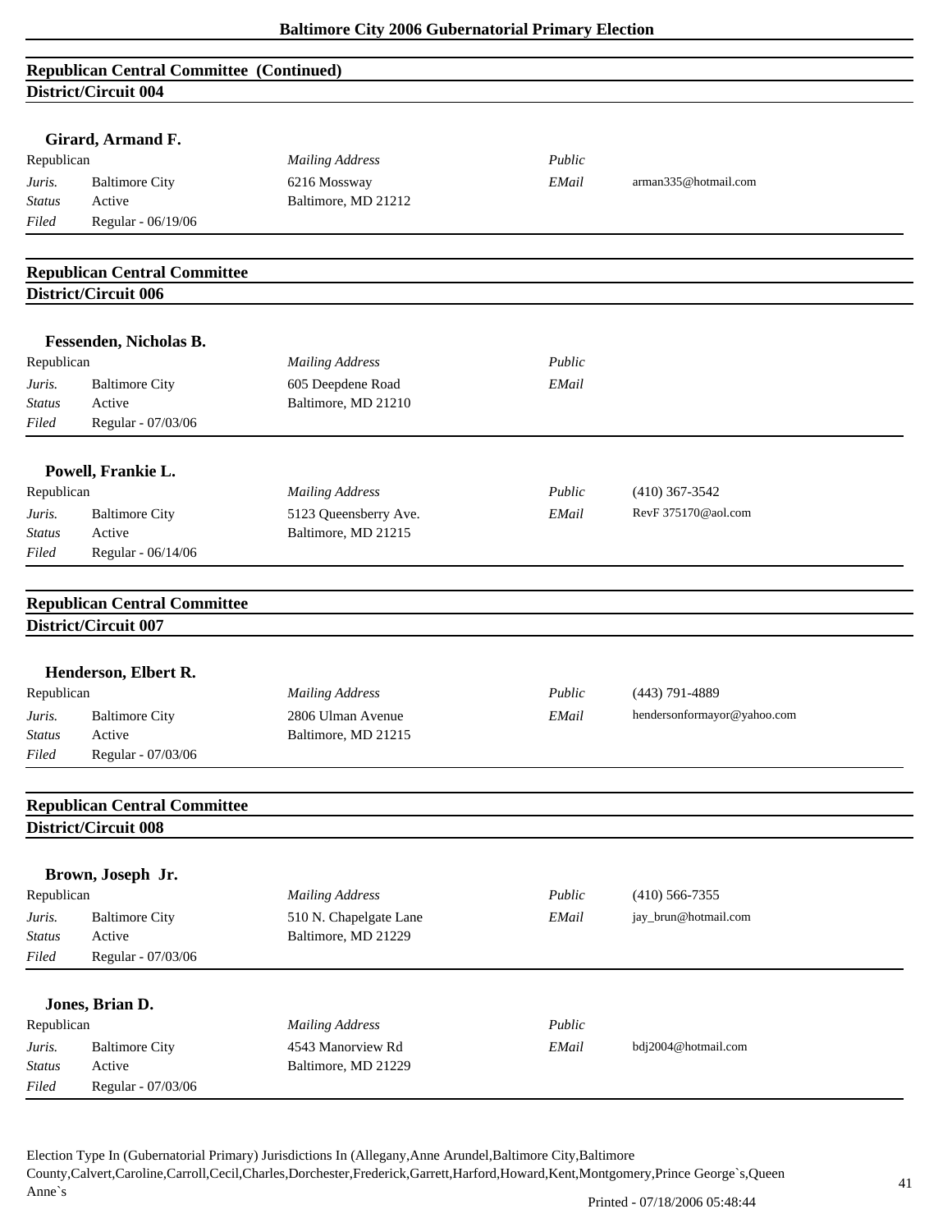## Republican Central Committee (Continued)
### District/Circuit 004

**Girard, Armand F.**

| Republican | | *Mailing Address* | *Public* | |
|---|---|---|---|---|
| *Juris.* | Baltimore City | 6216 Mossway | *EMail* | arman335@hotmail.com |
| *Status* | Active | Baltimore, MD 21212 | | |
| *Filed* | Regular - 06/19/06 | | | |

## Republican Central Committee
### District/Circuit 006

**Fessenden, Nicholas B.**

| Republican | | *Mailing Address* | *Public* | |
|---|---|---|---|---|
| *Juris.* | Baltimore City | 605 Deepdene Road | *EMail* | |
| *Status* | Active | Baltimore, MD 21210 | | |
| *Filed* | Regular - 07/03/06 | | | |

**Powell, Frankie L.**

| Republican | | *Mailing Address* | *Public* | (410) 367-3542 |
|---|---|---|---|---|
| *Juris.* | Baltimore City | 5123 Queensberry Ave. | *EMail* | RevF 375170@aol.com |
| *Status* | Active | Baltimore, MD 21215 | | |
| *Filed* | Regular - 06/14/06 | | | |

## Republican Central Committee
### District/Circuit 007

**Henderson, Elbert R.**

| Republican | | *Mailing Address* | *Public* | (443) 791-4889 |
|---|---|---|---|---|
| *Juris.* | Baltimore City | 2806 Ulman Avenue | *EMail* | hendersonformayor@yahoo.com |
| *Status* | Active | Baltimore, MD 21215 | | |
| *Filed* | Regular - 07/03/06 | | | |

## Republican Central Committee
### District/Circuit 008

**Brown, Joseph Jr.**

| Republican | | *Mailing Address* | *Public* | (410) 566-7355 |
|---|---|---|---|---|
| *Juris.* | Baltimore City | 510 N. Chapelgate Lane | *EMail* | jay_brun@hotmail.com |
| *Status* | Active | Baltimore, MD 21229 | | |
| *Filed* | Regular - 07/03/06 | | | |

**Jones, Brian D.**

| Republican | | *Mailing Address* | *Public* | |
|---|---|---|---|---|
| *Juris.* | Baltimore City | 4543 Manorview Rd | *EMail* | bdj2004@hotmail.com |
| *Status* | Active | Baltimore, MD 21229 | | |
| *Filed* | Regular - 07/03/06 | | | |

Election Type In (Gubernatorial Primary) Jurisdictions In (Allegany,Anne Arundel,Baltimore City,Baltimore County,Calvert,Caroline,Carroll,Cecil,Charles,Dorchester,Frederick,Garrett,Harford,Howard,Kent,Montgomery,Prince George`s,Queen Anne`s

Printed - 07/18/2006 05:48:44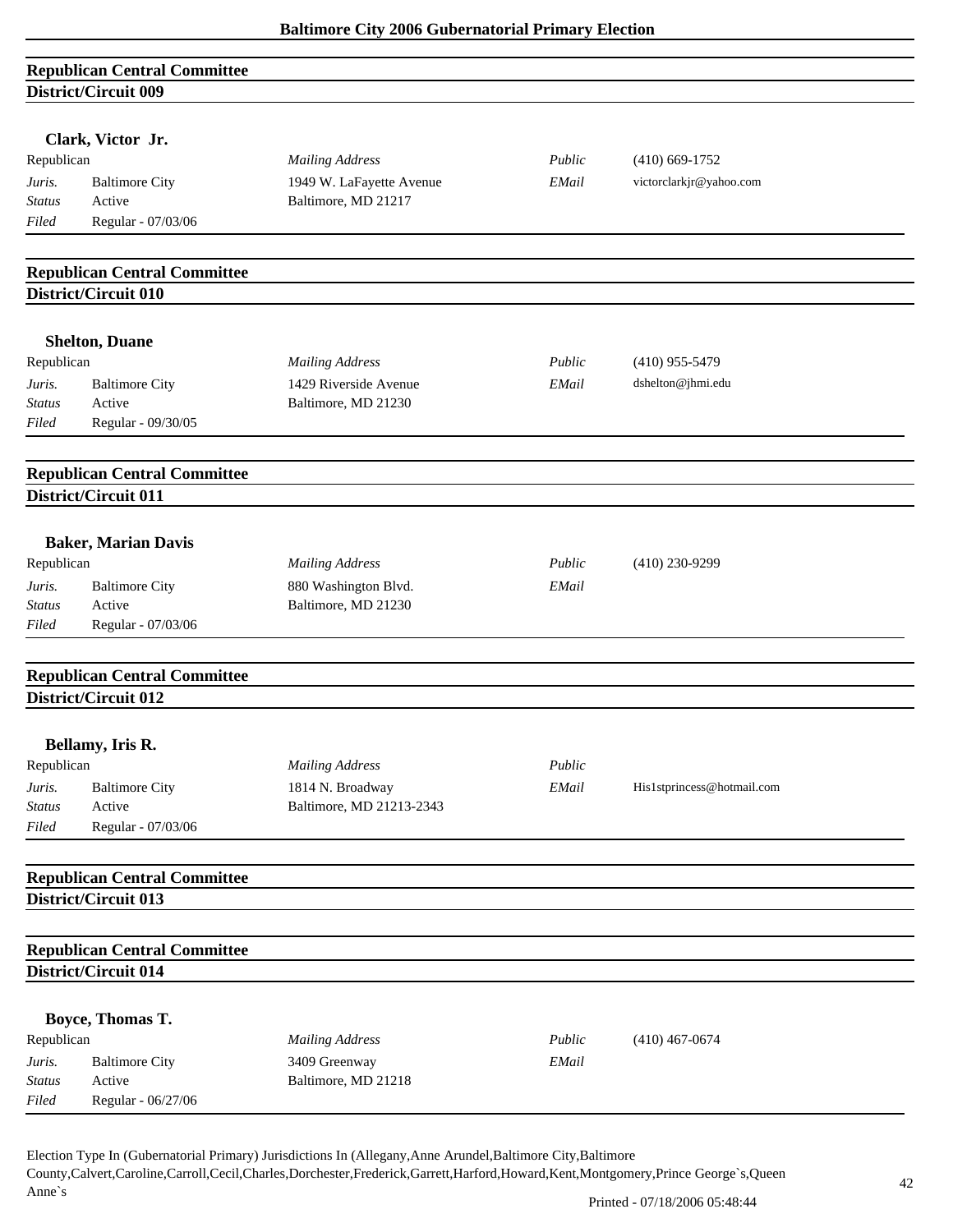## Republican Central Committee
### District/Circuit 009

**Clark, Victor Jr.**

| Republican | | *Mailing Address* | *Public* | (410) 669-1752 |
|---|---|---|---|---|
| *Juris.* | Baltimore City | 1949 W. LaFayette Avenue | *EMail* | victorclarkjr@yahoo.com |
| *Status* | Active | Baltimore, MD 21217 | | |
| *Filed* | Regular - 07/03/06 | | | |

## Republican Central Committee
### District/Circuit 010

**Shelton, Duane**

| Republican | | *Mailing Address* | *Public* | (410) 955-5479 |
|---|---|---|---|---|
| *Juris.* | Baltimore City | 1429 Riverside Avenue | *EMail* | dshelton@jhmi.edu |
| *Status* | Active | Baltimore, MD 21230 | | |
| *Filed* | Regular - 09/30/05 | | | |

## Republican Central Committee
### District/Circuit 011

**Baker, Marian Davis**

| Republican | | *Mailing Address* | *Public* | (410) 230-9299 |
|---|---|---|---|---|
| *Juris.* | Baltimore City | 880 Washington Blvd. | *EMail* | |
| *Status* | Active | Baltimore, MD 21230 | | |
| *Filed* | Regular - 07/03/06 | | | |

## Republican Central Committee
### District/Circuit 012

**Bellamy, Iris R.**

| Republican | | *Mailing Address* | *Public* | |
|---|---|---|---|---|
| *Juris.* | Baltimore City | 1814 N. Broadway | *EMail* | His1stprincess@hotmail.com |
| *Status* | Active | Baltimore, MD 21213-2343 | | |
| *Filed* | Regular - 07/03/06 | | | |

## Republican Central Committee
### District/Circuit 013

## Republican Central Committee
### District/Circuit 014

**Boyce, Thomas T.**

| Republican | | *Mailing Address* | *Public* | (410) 467-0674 |
|---|---|---|---|---|
| *Juris.* | Baltimore City | 3409 Greenway | *EMail* | |
| *Status* | Active | Baltimore, MD 21218 | | |
| *Filed* | Regular - 06/27/06 | | | |

Election Type In (Gubernatorial Primary) Jurisdictions In (Allegany,Anne Arundel,Baltimore City,Baltimore County,Calvert,Caroline,Carroll,Cecil,Charles,Dorchester,Frederick,Garrett,Harford,Howard,Kent,Montgomery,Prince George`s,Queen Anne`s

Printed - 07/18/2006 05:48:44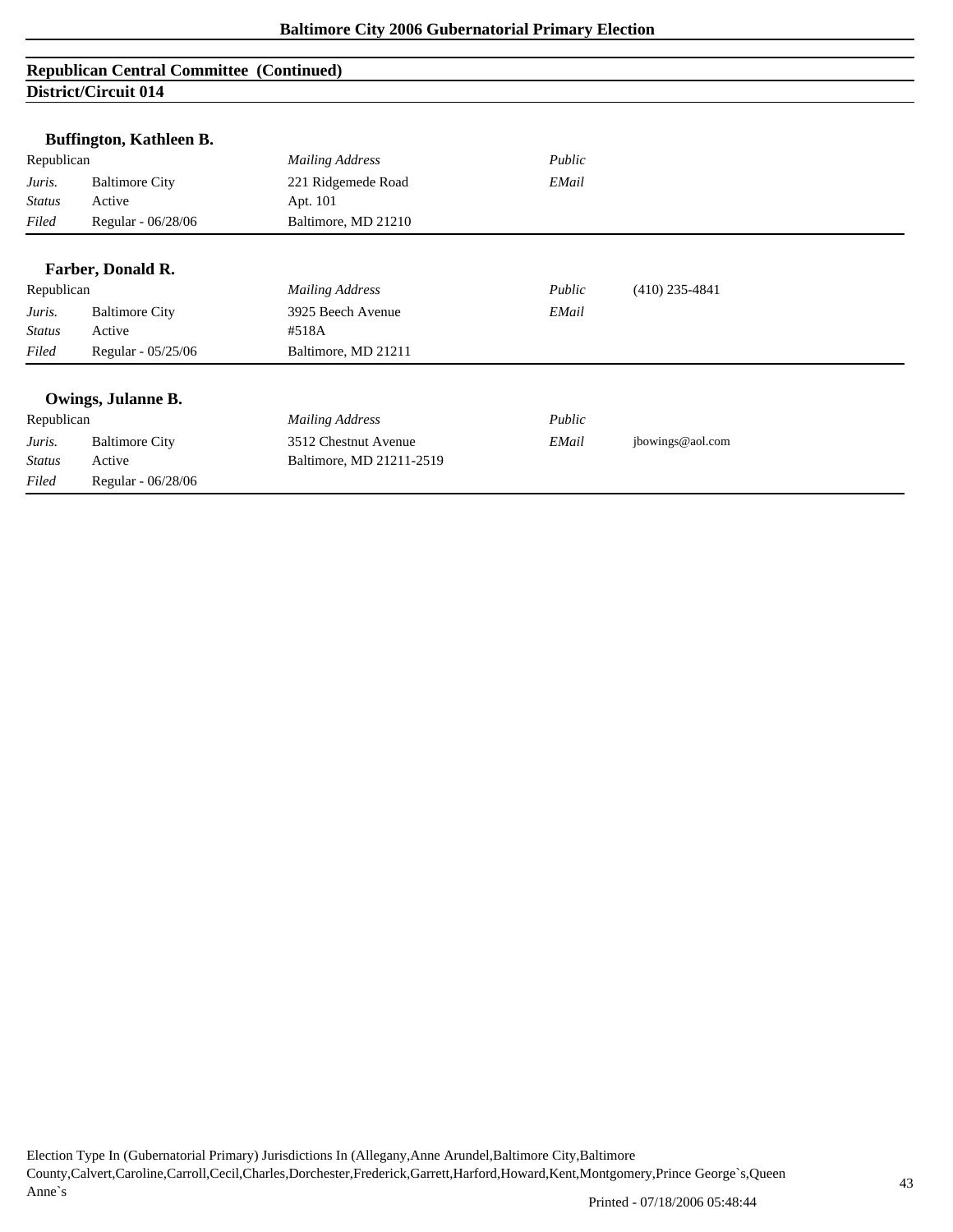## Republican Central Committee (Continued)

### District/Circuit 014

**Buffington, Kathleen B.**

| Republican | | *Mailing Address* | *Public* | |
|---|---|---|---|---|
| *Juris.* | Baltimore City | 221 Ridgemede Road | *EMail* | |
| *Status* | Active | Apt. 101 | | |
| *Filed* | Regular - 06/28/06 | Baltimore, MD 21210 | | |

**Farber, Donald R.**

| Republican | | *Mailing Address* | *Public* | (410) 235-4841 |
|---|---|---|---|---|
| *Juris.* | Baltimore City | 3925 Beech Avenue | *EMail* | |
| *Status* | Active | #518A | | |
| *Filed* | Regular - 05/25/06 | Baltimore, MD 21211 | | |

**Owings, Julanne B.**

| Republican | | *Mailing Address* | *Public* | |
|---|---|---|---|---|
| *Juris.* | Baltimore City | 3512 Chestnut Avenue | *EMail* | jbowings@aol.com |
| *Status* | Active | Baltimore, MD 21211-2519 | | |
| *Filed* | Regular - 06/28/06 | | | |

Election Type In (Gubernatorial Primary) Jurisdictions In (Allegany,Anne Arundel,Baltimore City,Baltimore County,Calvert,Caroline,Carroll,Cecil,Charles,Dorchester,Frederick,Garrett,Harford,Howard,Kent,Montgomery,Prince George`s,Queen Anne`s

Printed - 07/18/2006 05:48:44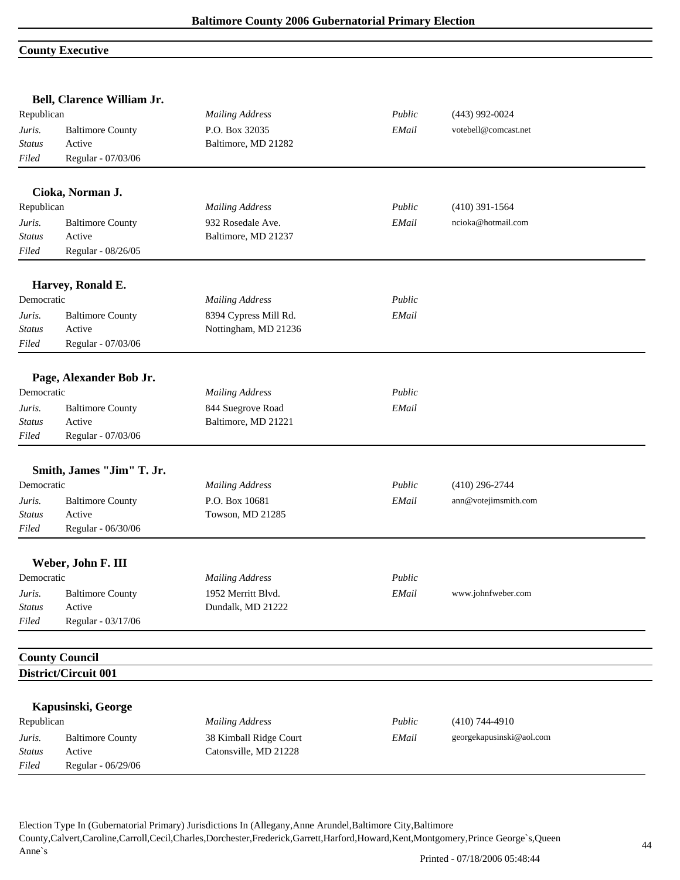# Baltimore County 2006 Gubernatorial Primary Election

## County Executive

### Bell, Clarence William Jr.

| | | | | |
|---|---|---|---|---|
| Republican | | *Mailing Address* | *Public* | (443) 992-0024 |
| *Juris.* | Baltimore County | P.O. Box 32035 | *EMail* | votebell@comcast.net |
| *Status* | Active | Baltimore, MD 21282 | | |
| *Filed* | Regular - 07/03/06 | | | |

### Cioka, Norman J.

| | | | | |
|---|---|---|---|---|
| Republican | | *Mailing Address* | *Public* | (410) 391-1564 |
| *Juris.* | Baltimore County | 932 Rosedale Ave. | *EMail* | ncioka@hotmail.com |
| *Status* | Active | Baltimore, MD 21237 | | |
| *Filed* | Regular - 08/26/05 | | | |

### Harvey, Ronald E.

| | | | | |
|---|---|---|---|---|
| Democratic | | *Mailing Address* | *Public* | |
| *Juris.* | Baltimore County | 8394 Cypress Mill Rd. | *EMail* | |
| *Status* | Active | Nottingham, MD 21236 | | |
| *Filed* | Regular - 07/03/06 | | | |

### Page, Alexander Bob Jr.

| | | | | |
|---|---|---|---|---|
| Democratic | | *Mailing Address* | *Public* | |
| *Juris.* | Baltimore County | 844 Suegrove Road | *EMail* | |
| *Status* | Active | Baltimore, MD 21221 | | |
| *Filed* | Regular - 07/03/06 | | | |

### Smith, James "Jim" T. Jr.

| | | | | |
|---|---|---|---|---|
| Democratic | | *Mailing Address* | *Public* | (410) 296-2744 |
| *Juris.* | Baltimore County | P.O. Box 10681 | *EMail* | ann@votejimsmith.com |
| *Status* | Active | Towson, MD 21285 | | |
| *Filed* | Regular - 06/30/06 | | | |

### Weber, John F. III

| | | | | |
|---|---|---|---|---|
| Democratic | | *Mailing Address* | *Public* | |
| *Juris.* | Baltimore County | 1952 Merritt Blvd. | *EMail* | www.johnfweber.com |
| *Status* | Active | Dundalk, MD 21222 | | |
| *Filed* | Regular - 03/17/06 | | | |

## County Council

## District/Circuit 001

### Kapusinski, George

| | | | | |
|---|---|---|---|---|
| Republican | | *Mailing Address* | *Public* | (410) 744-4910 |
| *Juris.* | Baltimore County | 38 Kimball Ridge Court | *EMail* | georgekapusinski@aol.com |
| *Status* | Active | Catonsville, MD 21228 | | |
| *Filed* | Regular - 06/29/06 | | | |

Election Type In (Gubernatorial Primary) Jurisdictions In (Allegany,Anne Arundel,Baltimore City,Baltimore County,Calvert,Caroline,Carroll,Cecil,Charles,Dorchester,Frederick,Garrett,Harford,Howard,Kent,Montgomery,Prince George`s,Queen Anne`s

Printed - 07/18/2006 05:48:44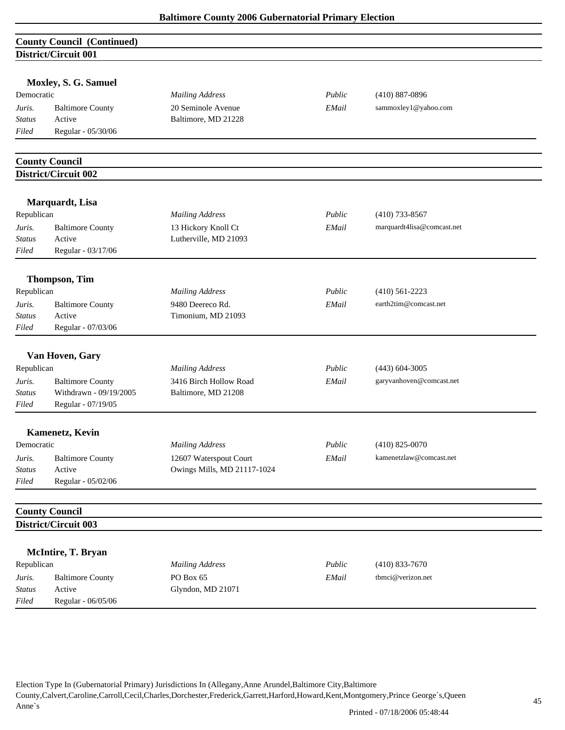## County Council (Continued)

### District/Circuit 001

**Moxley, S. G. Samuel**

| Democratic | | *Mailing Address* | *Public* | (410) 887-0896 |
|---|---|---|---|---|
| *Juris.* | Baltimore County | 20 Seminole Avenue | *EMail* | sammoxley1@yahoo.com |
| *Status* | Active | Baltimore, MD 21228 | | |
| *Filed* | Regular - 05/30/06 | | | |

## County Council

### District/Circuit 002

**Marquardt, Lisa**

| Republican | | *Mailing Address* | *Public* | (410) 733-8567 |
|---|---|---|---|---|
| *Juris.* | Baltimore County | 13 Hickory Knoll Ct | *EMail* | marquardt4lisa@comcast.net |
| *Status* | Active | Lutherville, MD 21093 | | |
| *Filed* | Regular - 03/17/06 | | | |

**Thompson, Tim**

| Republican | | *Mailing Address* | *Public* | (410) 561-2223 |
|---|---|---|---|---|
| *Juris.* | Baltimore County | 9480 Deereco Rd. | *EMail* | earth2tim@comcast.net |
| *Status* | Active | Timonium, MD 21093 | | |
| *Filed* | Regular - 07/03/06 | | | |

**Van Hoven, Gary**

| Republican | | *Mailing Address* | *Public* | (443) 604-3005 |
|---|---|---|---|---|
| *Juris.* | Baltimore County | 3416 Birch Hollow Road | *EMail* | garyvanhoven@comcast.net |
| *Status* | Withdrawn - 09/19/2005 | Baltimore, MD 21208 | | |
| *Filed* | Regular - 07/19/05 | | | |

**Kamenetz, Kevin**

| Democratic | | *Mailing Address* | *Public* | (410) 825-0070 |
|---|---|---|---|---|
| *Juris.* | Baltimore County | 12607 Waterspout Court | *EMail* | kamenetzlaw@comcast.net |
| *Status* | Active | Owings Mills, MD 21117-1024 | | |
| *Filed* | Regular - 05/02/06 | | | |

## County Council

### District/Circuit 003

**McIntire, T. Bryan**

| Republican | | *Mailing Address* | *Public* | (410) 833-7670 |
|---|---|---|---|---|
| *Juris.* | Baltimore County | PO Box 65 | *EMail* | tbmci@verizon.net |
| *Status* | Active | Glyndon, MD 21071 | | |
| *Filed* | Regular - 06/05/06 | | | |

Election Type In (Gubernatorial Primary) Jurisdictions In (Allegany,Anne Arundel,Baltimore City,Baltimore County,Calvert,Caroline,Carroll,Cecil,Charles,Dorchester,Frederick,Garrett,Harford,Howard,Kent,Montgomery,Prince George`s,Queen Anne`s

Printed - 07/18/2006 05:48:44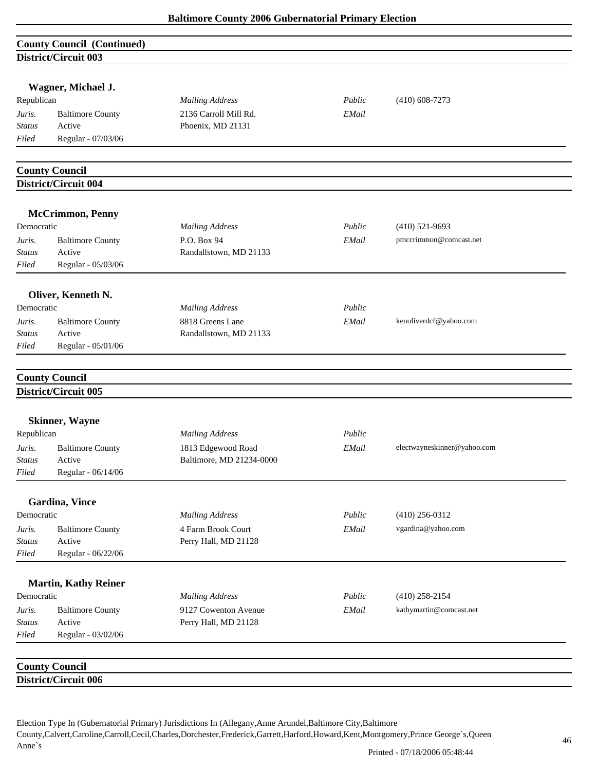## County Council (Continued)

### District/Circuit 003

**Wagner, Michael J.**

| | | | | |
|---|---|---|---|---|
| Republican | | *Mailing Address* | *Public* | (410) 608-7273 |
| *Juris.* | Baltimore County | 2136 Carroll Mill Rd. | *EMail* | |
| *Status* | Active | Phoenix, MD 21131 | | |
| *Filed* | Regular - 07/03/06 | | | |

## County Council

### District/Circuit 004

**McCrimmon, Penny**

| | | | | |
|---|---|---|---|---|
| Democratic | | *Mailing Address* | *Public* | (410) 521-9693 |
| *Juris.* | Baltimore County | P.O. Box 94 | *EMail* | pmccrimmon@comcast.net |
| *Status* | Active | Randallstown, MD 21133 | | |
| *Filed* | Regular - 05/03/06 | | | |

**Oliver, Kenneth N.**

| | | | | |
|---|---|---|---|---|
| Democratic | | *Mailing Address* | *Public* | |
| *Juris.* | Baltimore County | 8818 Greens Lane | *EMail* | kenoliverdcf@yahoo.com |
| *Status* | Active | Randallstown, MD 21133 | | |
| *Filed* | Regular - 05/01/06 | | | |

## County Council

### District/Circuit 005

**Skinner, Wayne**

| | | | | |
|---|---|---|---|---|
| Republican | | *Mailing Address* | *Public* | |
| *Juris.* | Baltimore County | 1813 Edgewood Road | *EMail* | electwayneskinner@yahoo.com |
| *Status* | Active | Baltimore, MD 21234-0000 | | |
| *Filed* | Regular - 06/14/06 | | | |

**Gardina, Vince**

| | | | | |
|---|---|---|---|---|
| Democratic | | *Mailing Address* | *Public* | (410) 256-0312 |
| *Juris.* | Baltimore County | 4 Farm Brook Court | *EMail* | vgardina@yahoo.com |
| *Status* | Active | Perry Hall, MD 21128 | | |
| *Filed* | Regular - 06/22/06 | | | |

**Martin, Kathy Reiner**

| | | | | |
|---|---|---|---|---|
| Democratic | | *Mailing Address* | *Public* | (410) 258-2154 |
| *Juris.* | Baltimore County | 9127 Cowenton Avenue | *EMail* | kathymartin@comcast.net |
| *Status* | Active | Perry Hall, MD 21128 | | |
| *Filed* | Regular - 03/02/06 | | | |

## County Council

### District/Circuit 006

Election Type In (Gubernatorial Primary) Jurisdictions In (Allegany,Anne Arundel,Baltimore City,Baltimore County,Calvert,Caroline,Carroll,Cecil,Charles,Dorchester,Frederick,Garrett,Harford,Howard,Kent,Montgomery,Prince George`s,Queen Anne`s

Printed - 07/18/2006 05:48:44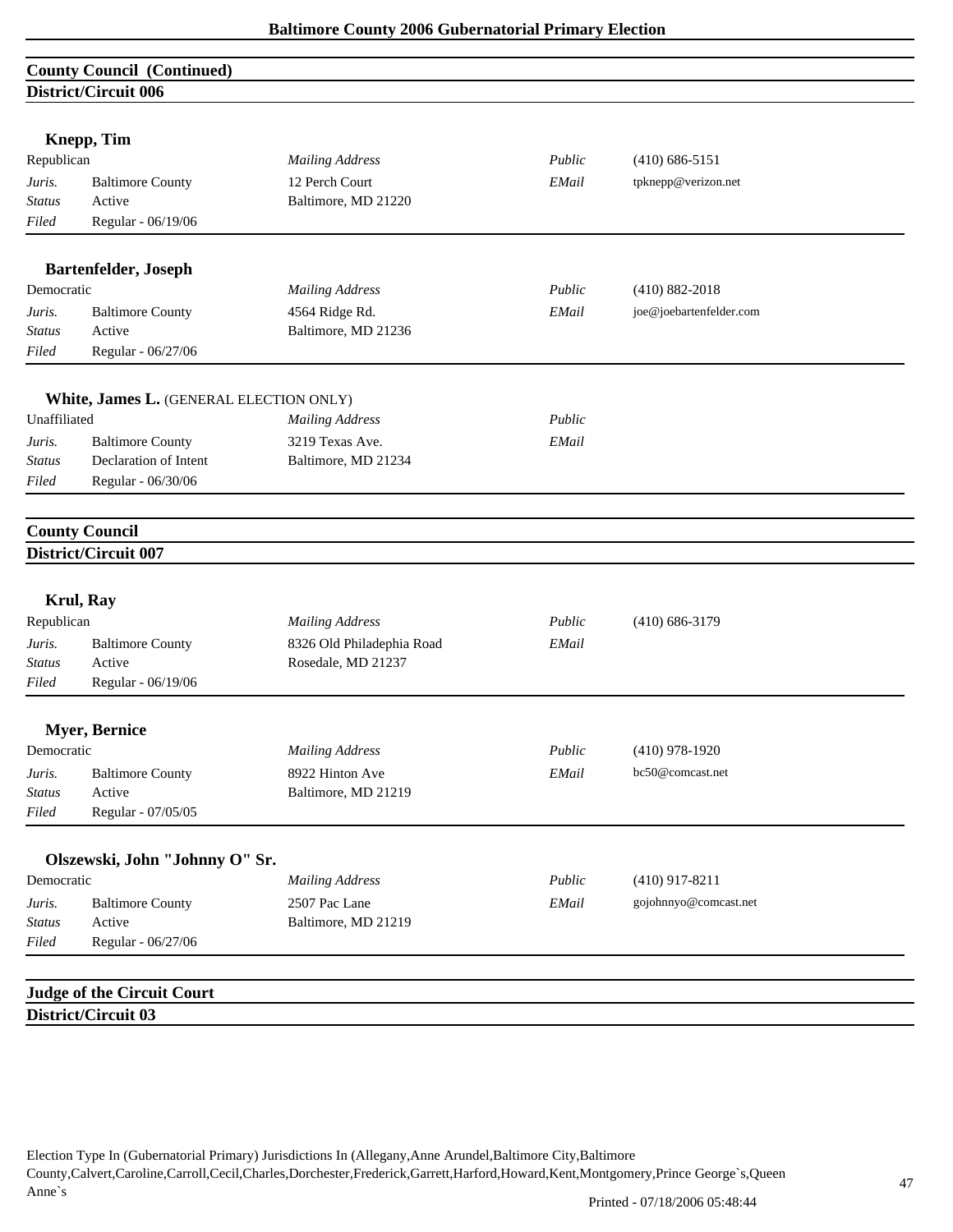## County Council (Continued)

### District/Circuit 006

**Knepp, Tim**

Republican

| | | | | |
|---|---|---|---|---|
| *Juris.* | Baltimore County | *Mailing Address* | *Public* | (410) 686-5151 |
| *Status* | Active | 12 Perch Court | *EMail* | tpknepp@verizon.net |
| *Filed* | Regular - 06/19/06 | Baltimore, MD 21220 | | |

**Bartenfelder, Joseph**

Democratic

| | | | | |
|---|---|---|---|---|
| *Juris.* | Baltimore County | *Mailing Address* | *Public* | (410) 882-2018 |
| *Status* | Active | 4564 Ridge Rd. | *EMail* | joe@joebartenfelder.com |
| *Filed* | Regular - 06/27/06 | Baltimore, MD 21236 | | |

**White, James L.** (GENERAL ELECTION ONLY)

Unaffiliated

| | | | | |
|---|---|---|---|---|
| *Juris.* | Baltimore County | *Mailing Address* | *Public* | |
| *Status* | Declaration of Intent | 3219 Texas Ave. | *EMail* | |
| *Filed* | Regular - 06/30/06 | Baltimore, MD 21234 | | |

## County Council

### District/Circuit 007

**Krul, Ray**

Republican

| | | | | |
|---|---|---|---|---|
| *Juris.* | Baltimore County | *Mailing Address* | *Public* | (410) 686-3179 |
| *Status* | Active | 8326 Old Philadephia Road | *EMail* | |
| *Filed* | Regular - 06/19/06 | Rosedale, MD 21237 | | |

**Myer, Bernice**

Democratic

| | | | | |
|---|---|---|---|---|
| *Juris.* | Baltimore County | *Mailing Address* | *Public* | (410) 978-1920 |
| *Status* | Active | 8922 Hinton Ave | *EMail* | bc50@comcast.net |
| *Filed* | Regular - 07/05/05 | Baltimore, MD 21219 | | |

**Olszewski, John "Johnny O" Sr.**

Democratic

| | | | | |
|---|---|---|---|---|
| *Juris.* | Baltimore County | *Mailing Address* | *Public* | (410) 917-8211 |
| *Status* | Active | 2507 Pac Lane | *EMail* | gojohnnyo@comcast.net |
| *Filed* | Regular - 06/27/06 | Baltimore, MD 21219 | | |

## Judge of the Circuit Court

### District/Circuit 03

Election Type In (Gubernatorial Primary) Jurisdictions In (Allegany,Anne Arundel,Baltimore City,Baltimore County,Calvert,Caroline,Carroll,Cecil,Charles,Dorchester,Frederick,Garrett,Harford,Howard,Kent,Montgomery,Prince George`s,Queen Anne`s

Printed - 07/18/2006 05:48:44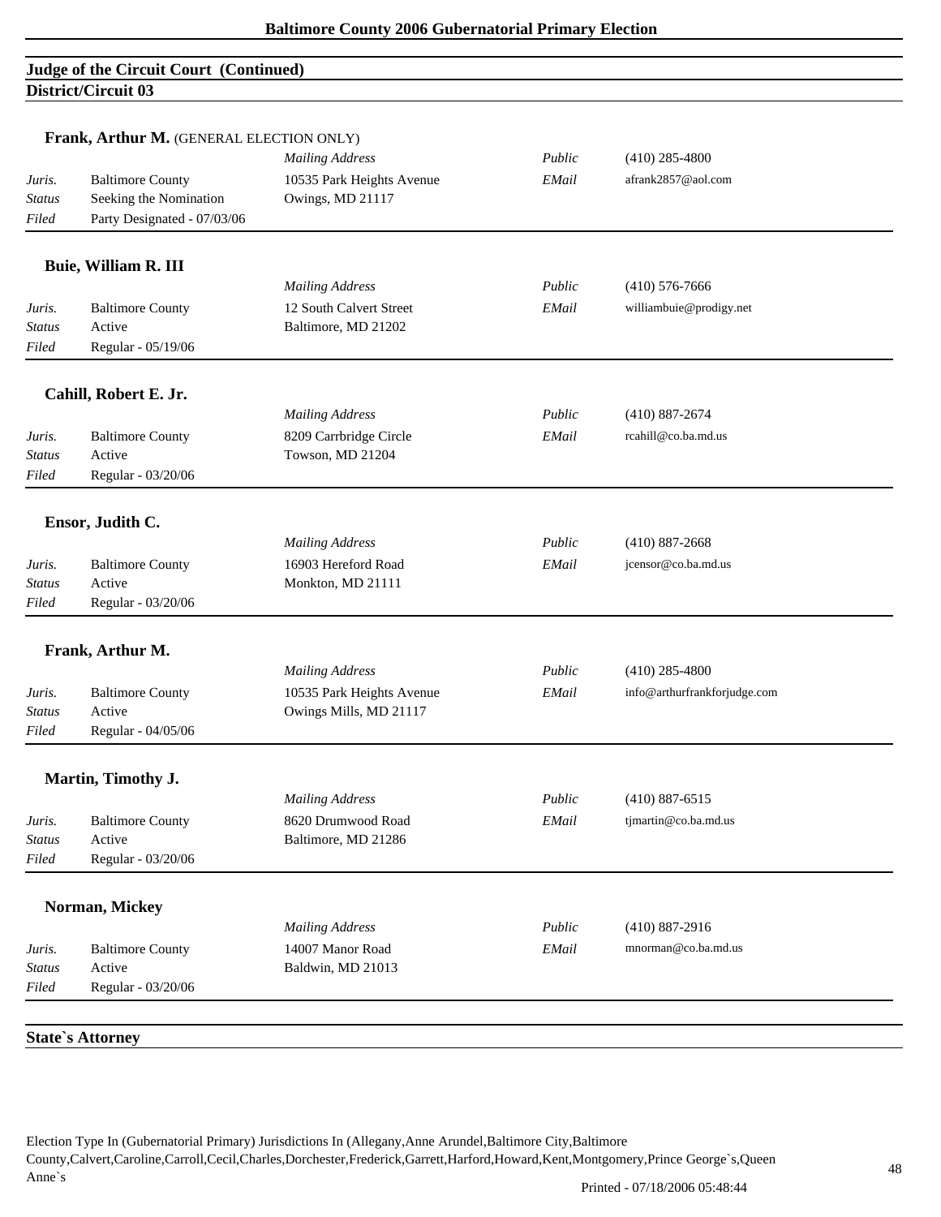## Judge of the Circuit Court (Continued)

### District/Circuit 03

**Frank, Arthur M.** (GENERAL ELECTION ONLY)

| | | *Mailing Address* | *Public* | (410) 285-4800 |
|---|---|---|---|---|
| *Juris.* | Baltimore County | 10535 Park Heights Avenue | *EMail* | afrank2857@aol.com |
| *Status* | Seeking the Nomination | Owings, MD 21117 | | |
| *Filed* | Party Designated - 07/03/06 | | | |

**Buie, William R. III**

| | | *Mailing Address* | *Public* | (410) 576-7666 |
|---|---|---|---|---|
| *Juris.* | Baltimore County | 12 South Calvert Street | *EMail* | williambuie@prodigy.net |
| *Status* | Active | Baltimore, MD 21202 | | |
| *Filed* | Regular - 05/19/06 | | | |

**Cahill, Robert E. Jr.**

| | | *Mailing Address* | *Public* | (410) 887-2674 |
|---|---|---|---|---|
| *Juris.* | Baltimore County | 8209 Carrbridge Circle | *EMail* | rcahill@co.ba.md.us |
| *Status* | Active | Towson, MD 21204 | | |
| *Filed* | Regular - 03/20/06 | | | |

**Ensor, Judith C.**

| | | *Mailing Address* | *Public* | (410) 887-2668 |
|---|---|---|---|---|
| *Juris.* | Baltimore County | 16903 Hereford Road | *EMail* | jcensor@co.ba.md.us |
| *Status* | Active | Monkton, MD 21111 | | |
| *Filed* | Regular - 03/20/06 | | | |

**Frank, Arthur M.**

| | | *Mailing Address* | *Public* | (410) 285-4800 |
|---|---|---|---|---|
| *Juris.* | Baltimore County | 10535 Park Heights Avenue | *EMail* | info@arthurfrankforjudge.com |
| *Status* | Active | Owings Mills, MD 21117 | | |
| *Filed* | Regular - 04/05/06 | | | |

**Martin, Timothy J.**

| | | *Mailing Address* | *Public* | (410) 887-6515 |
|---|---|---|---|---|
| *Juris.* | Baltimore County | 8620 Drumwood Road | *EMail* | tjmartin@co.ba.md.us |
| *Status* | Active | Baltimore, MD 21286 | | |
| *Filed* | Regular - 03/20/06 | | | |

**Norman, Mickey**

| | | *Mailing Address* | *Public* | (410) 887-2916 |
|---|---|---|---|---|
| *Juris.* | Baltimore County | 14007 Manor Road | *EMail* | mnorman@co.ba.md.us |
| *Status* | Active | Baltimore, MD 21013 | | |
| *Filed* | Regular - 03/20/06 | | | |

## State`s Attorney

Election Type In (Gubernatorial Primary) Jurisdictions In (Allegany,Anne Arundel,Baltimore City,Baltimore County,Calvert,Caroline,Carroll,Cecil,Charles,Dorchester,Frederick,Garrett,Harford,Howard,Kent,Montgomery,Prince George`s,Queen Anne`s

Printed - 07/18/2006 05:48:44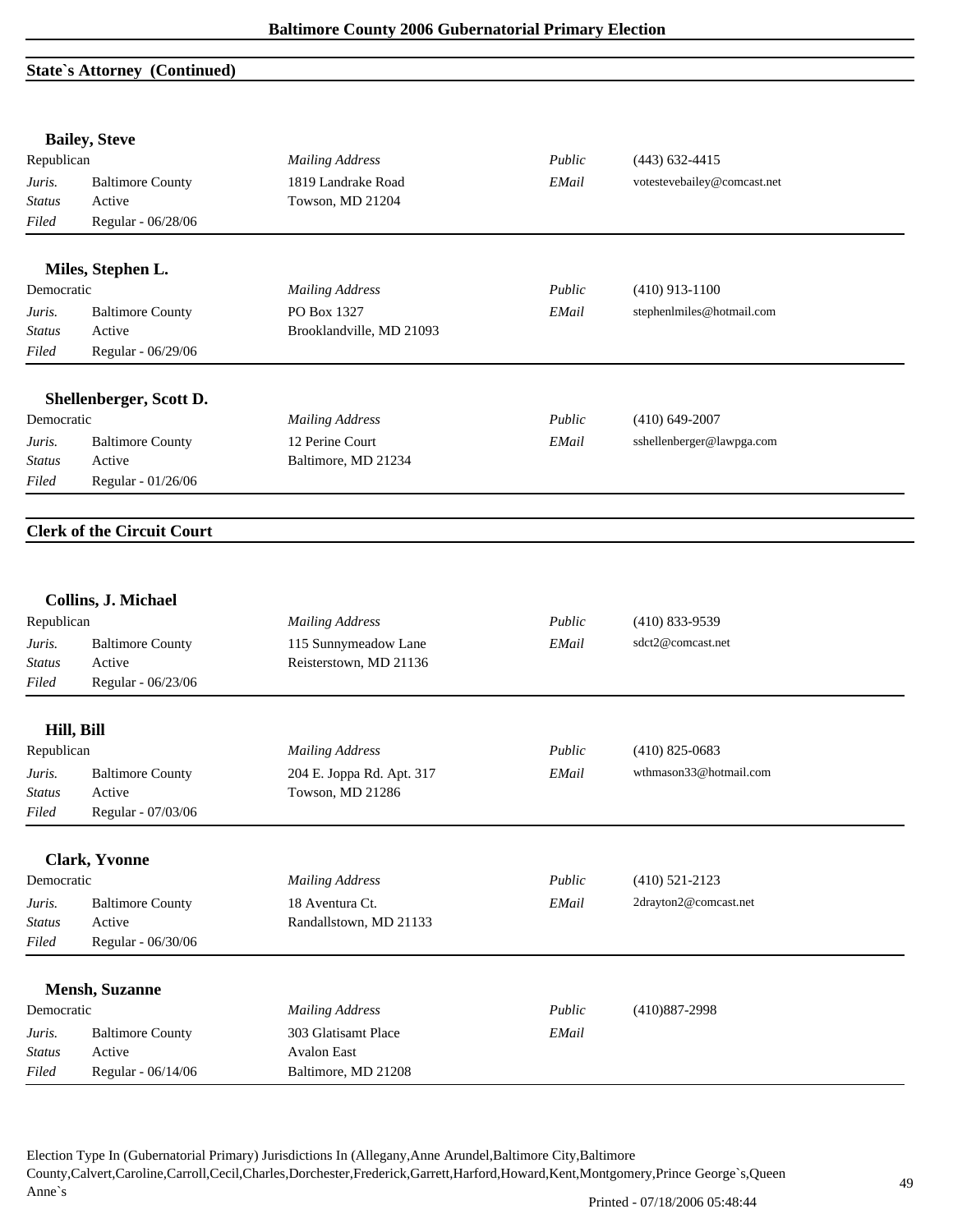## State`s Attorney (Continued)

### Bailey, Steve

| | | | | |
|---|---|---|---|---|
| Republican | | *Mailing Address* | *Public* | (443) 632-4415 |
| *Juris.* | Baltimore County | 1819 Landrake Road | *EMail* | votestevebailey@comcast.net |
| *Status* | Active | Towson, MD 21204 | | |
| *Filed* | Regular - 06/28/06 | | | |

### Miles, Stephen L.

| | | | | |
|---|---|---|---|---|
| Democratic | | *Mailing Address* | *Public* | (410) 913-1100 |
| *Juris.* | Baltimore County | PO Box 1327 | *EMail* | stephenlmiles@hotmail.com |
| *Status* | Active | Brooklandville, MD 21093 | | |
| *Filed* | Regular - 06/29/06 | | | |

### Shellenberger, Scott D.

| | | | | |
|---|---|---|---|---|
| Democratic | | *Mailing Address* | *Public* | (410) 649-2007 |
| *Juris.* | Baltimore County | 12 Perine Court | *EMail* | sshellenberger@lawpga.com |
| *Status* | Active | Baltimore, MD 21234 | | |
| *Filed* | Regular - 01/26/06 | | | |

## Clerk of the Circuit Court

### Collins, J. Michael

| | | | | |
|---|---|---|---|---|
| Republican | | *Mailing Address* | *Public* | (410) 833-9539 |
| *Juris.* | Baltimore County | 115 Sunnymeadow Lane | *EMail* | sdct2@comcast.net |
| *Status* | Active | Reisterstown, MD 21136 | | |
| *Filed* | Regular - 06/23/06 | | | |

### Hill, Bill

| | | | | |
|---|---|---|---|---|
| Republican | | *Mailing Address* | *Public* | (410) 825-0683 |
| *Juris.* | Baltimore County | 204 E. Joppa Rd. Apt. 317 | *EMail* | wthmason33@hotmail.com |
| *Status* | Active | Towson, MD 21286 | | |
| *Filed* | Regular - 07/03/06 | | | |

### Clark, Yvonne

| | | | | |
|---|---|---|---|---|
| Democratic | | *Mailing Address* | *Public* | (410) 521-2123 |
| *Juris.* | Baltimore County | 18 Aventura Ct. | *EMail* | 2drayton2@comcast.net |
| *Status* | Active | Randallstown, MD 21133 | | |
| *Filed* | Regular - 06/30/06 | | | |

### Mensh, Suzanne

| | | | | |
|---|---|---|---|---|
| Democratic | | *Mailing Address* | *Public* | (410)887-2998 |
| *Juris.* | Baltimore County | 303 Glatisamt Place | *EMail* | |
| *Status* | Active | Avalon East | | |
| *Filed* | Regular - 06/14/06 | Baltimore, MD 21208 | | |

Election Type In (Gubernatorial Primary) Jurisdictions In (Allegany,Anne Arundel,Baltimore City,Baltimore County,Calvert,Caroline,Carroll,Cecil,Charles,Dorchester,Frederick,Garrett,Harford,Howard,Kent,Montgomery,Prince George`s,Queen Anne`s

Printed - 07/18/2006 05:48:44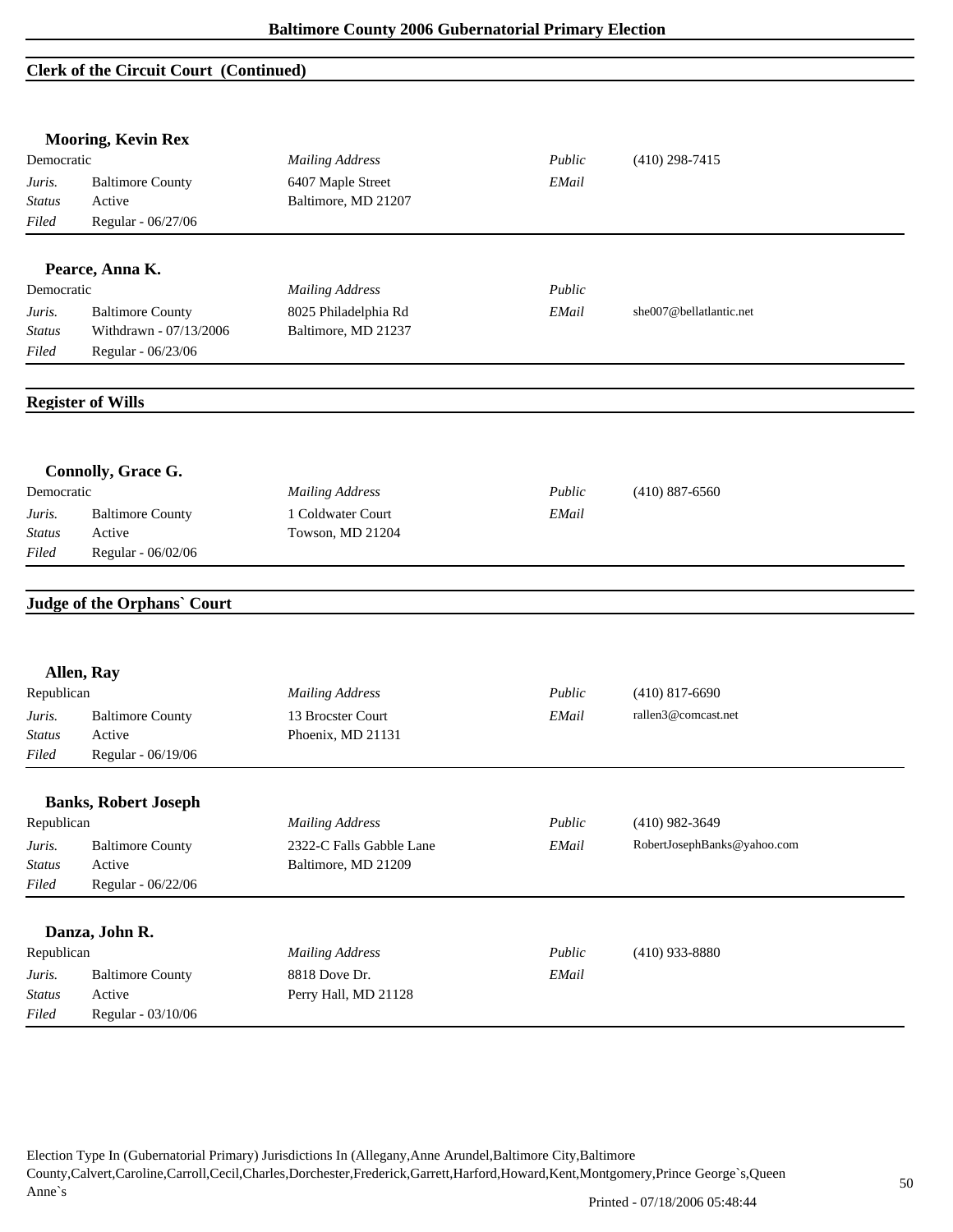## Clerk of the Circuit Court (Continued)

### Mooring, Kevin Rex

| Democratic | | *Mailing Address* | *Public* | (410) 298-7415 |
|---|---|---|---|---|
| *Juris.* | Baltimore County | 6407 Maple Street | *EMail* | |
| *Status* | Active | Baltimore, MD 21207 | | |
| *Filed* | Regular - 06/27/06 | | | |

### Pearce, Anna K.

| Democratic | | *Mailing Address* | *Public* | |
|---|---|---|---|---|
| *Juris.* | Baltimore County | 8025 Philadelphia Rd | *EMail* | she007@bellatlantic.net |
| *Status* | Withdrawn - 07/13/2006 | Baltimore, MD 21237 | | |
| *Filed* | Regular - 06/23/06 | | | |

## Register of Wills

### Connolly, Grace G.

| Democratic | | *Mailing Address* | *Public* | (410) 887-6560 |
|---|---|---|---|---|
| *Juris.* | Baltimore County | 1 Coldwater Court | *EMail* | |
| *Status* | Active | Towson, MD 21204 | | |
| *Filed* | Regular - 06/02/06 | | | |

## Judge of the Orphans` Court

### Allen, Ray

| Republican | | *Mailing Address* | *Public* | (410) 817-6690 |
|---|---|---|---|---|
| *Juris.* | Baltimore County | 13 Brocster Court | *EMail* | rallen3@comcast.net |
| *Status* | Active | Phoenix, MD 21131 | | |
| *Filed* | Regular - 06/19/06 | | | |

### Banks, Robert Joseph

| Republican | | *Mailing Address* | *Public* | (410) 982-3649 |
|---|---|---|---|---|
| *Juris.* | Baltimore County | 2322-C Falls Gabble Lane | *EMail* | RobertJosephBanks@yahoo.com |
| *Status* | Active | Baltimore, MD 21209 | | |
| *Filed* | Regular - 06/22/06 | | | |

### Danza, John R.

| Republican | | *Mailing Address* | *Public* | (410) 933-8880 |
|---|---|---|---|---|
| *Juris.* | Baltimore County | 8818 Dove Dr. | *EMail* | |
| *Status* | Active | Perry Hall, MD 21128 | | |
| *Filed* | Regular - 03/10/06 | | | |

Election Type In (Gubernatorial Primary) Jurisdictions In (Allegany,Anne Arundel,Baltimore City,Baltimore County,Calvert,Caroline,Carroll,Cecil,Charles,Dorchester,Frederick,Garrett,Harford,Howard,Kent,Montgomery,Prince George`s,Queen Anne`s

Printed - 07/18/2006 05:48:44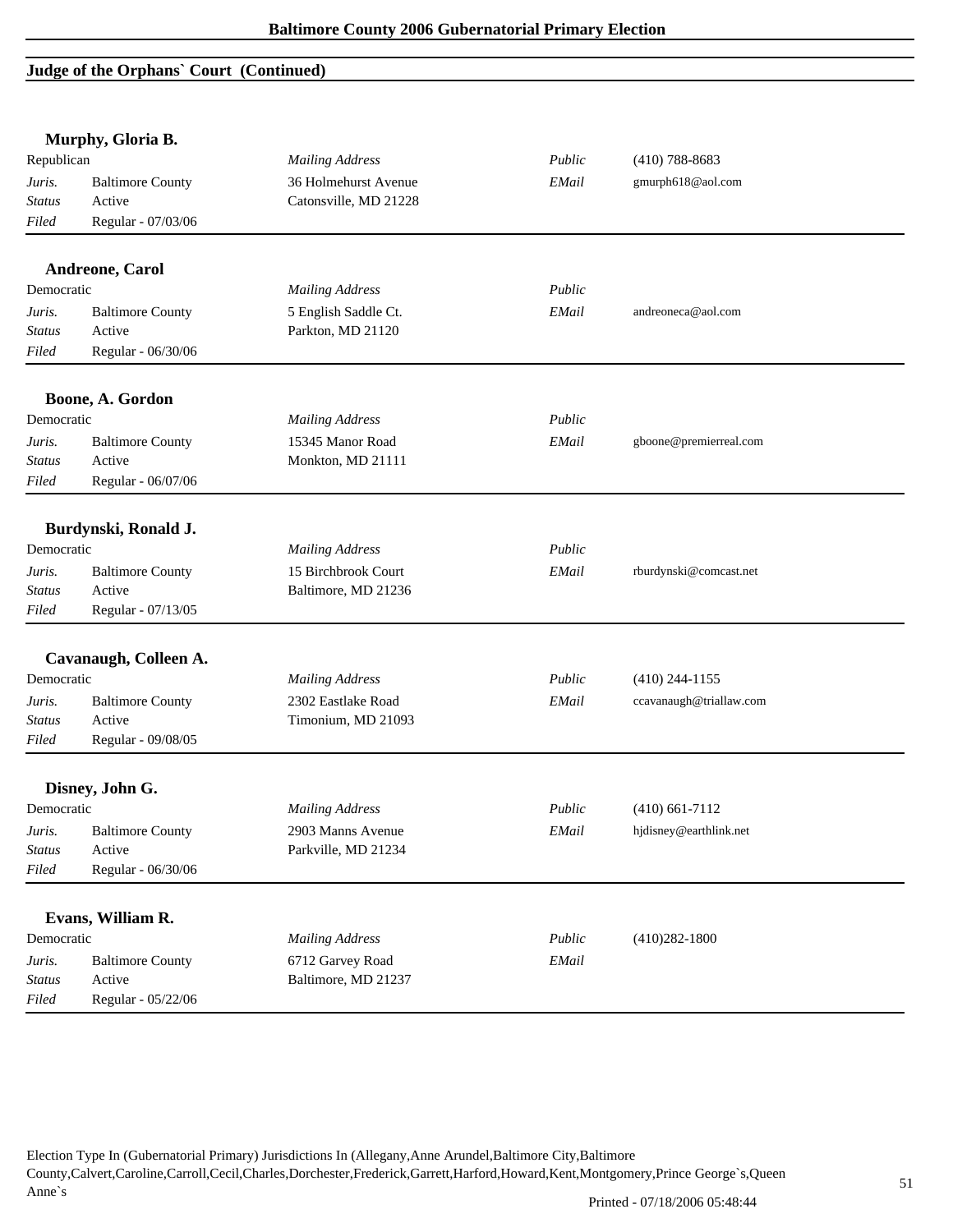## Judge of the Orphans` Court (Continued)

### Murphy, Gloria B.

| Republican | | *Mailing Address* | *Public* | (410) 788-8683 |
|---|---|---|---|---|
| *Juris.* | Baltimore County | 36 Holmehurst Avenue | *EMail* | gmurph618@aol.com |
| *Status* | Active | Catonsville, MD 21228 | | |
| *Filed* | Regular - 07/03/06 | | | |

### Andreone, Carol

| Democratic | | *Mailing Address* | *Public* | |
|---|---|---|---|---|
| *Juris.* | Baltimore County | 5 English Saddle Ct. | *EMail* | andreoneca@aol.com |
| *Status* | Active | Parkton, MD 21120 | | |
| *Filed* | Regular - 06/30/06 | | | |

### Boone, A. Gordon

| Democratic | | *Mailing Address* | *Public* | |
|---|---|---|---|---|
| *Juris.* | Baltimore County | 15345 Manor Road | *EMail* | gboone@premierreal.com |
| *Status* | Active | Monkton, MD 21111 | | |
| *Filed* | Regular - 06/07/06 | | | |

### Burdynski, Ronald J.

| Democratic | | *Mailing Address* | *Public* | |
|---|---|---|---|---|
| *Juris.* | Baltimore County | 15 Birchbrook Court | *EMail* | rburdynski@comcast.net |
| *Status* | Active | Baltimore, MD 21236 | | |
| *Filed* | Regular - 07/13/05 | | | |

### Cavanaugh, Colleen A.

| Democratic | | *Mailing Address* | *Public* | (410) 244-1155 |
|---|---|---|---|---|
| *Juris.* | Baltimore County | 2302 Eastlake Road | *EMail* | ccavanaugh@triallaw.com |
| *Status* | Active | Timonium, MD 21093 | | |
| *Filed* | Regular - 09/08/05 | | | |

### Disney, John G.

| Democratic | | *Mailing Address* | *Public* | (410) 661-7112 |
|---|---|---|---|---|
| *Juris.* | Baltimore County | 2903 Manns Avenue | *EMail* | hjdisney@earthlink.net |
| *Status* | Active | Parkville, MD 21234 | | |
| *Filed* | Regular - 06/30/06 | | | |

### Evans, William R.

| Democratic | | *Mailing Address* | *Public* | (410)282-1800 |
|---|---|---|---|---|
| *Juris.* | Baltimore County | 6712 Garvey Road | *EMail* | |
| *Status* | Active | Baltimore, MD 21237 | | |
| *Filed* | Regular - 05/22/06 | | | |

Election Type In (Gubernatorial Primary) Jurisdictions In (Allegany,Anne Arundel,Baltimore City,Baltimore County,Calvert,Caroline,Carroll,Cecil,Charles,Dorchester,Frederick,Garrett,Harford,Howard,Kent,Montgomery,Prince George`s,Queen Anne`s

Printed - 07/18/2006 05:48:44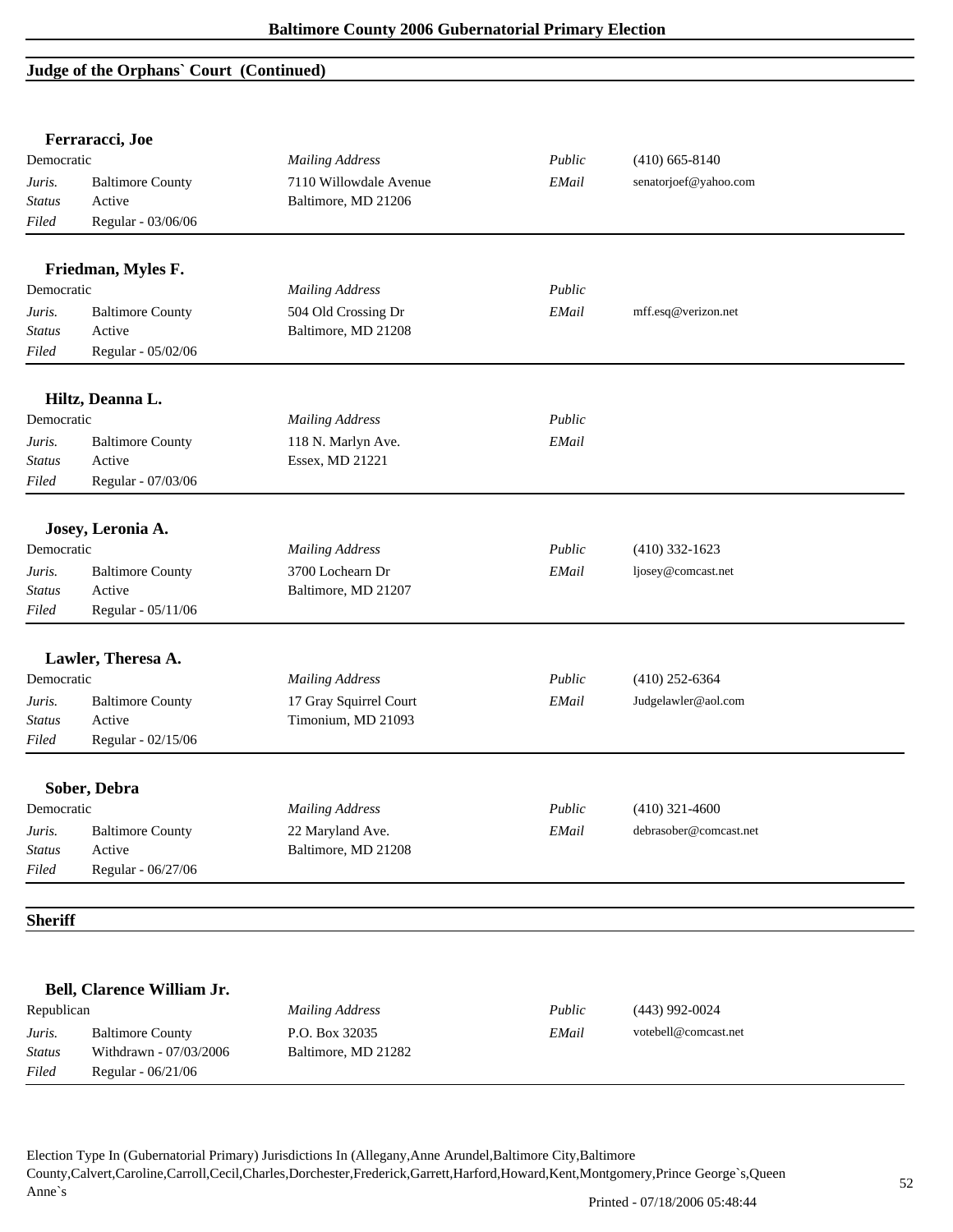## Judge of the Orphans` Court (Continued)

### Ferraracci, Joe

| Democratic | | *Mailing Address* | *Public* | (410) 665-8140 |
|---|---|---|---|---|
| *Juris.* | Baltimore County | 7110 Willowdale Avenue | *EMail* | senatorjoef@yahoo.com |
| *Status* | Active | Baltimore, MD 21206 | | |
| *Filed* | Regular - 03/06/06 | | | |

### Friedman, Myles F.

| Democratic | | *Mailing Address* | *Public* | |
|---|---|---|---|---|
| *Juris.* | Baltimore County | 504 Old Crossing Dr | *EMail* | mff.esq@verizon.net |
| *Status* | Active | Baltimore, MD 21208 | | |
| *Filed* | Regular - 05/02/06 | | | |

### Hiltz, Deanna L.

| Democratic | | *Mailing Address* | *Public* | |
|---|---|---|---|---|
| *Juris.* | Baltimore County | 118 N. Marlyn Ave. | *EMail* | |
| *Status* | Active | Essex, MD 21221 | | |
| *Filed* | Regular - 07/03/06 | | | |

### Josey, Leronia A.

| Democratic | | *Mailing Address* | *Public* | (410) 332-1623 |
|---|---|---|---|---|
| *Juris.* | Baltimore County | 3700 Lochearn Dr | *EMail* | ljosey@comcast.net |
| *Status* | Active | Baltimore, MD 21207 | | |
| *Filed* | Regular - 05/11/06 | | | |

### Lawler, Theresa A.

| Democratic | | *Mailing Address* | *Public* | (410) 252-6364 |
|---|---|---|---|---|
| *Juris.* | Baltimore County | 17 Gray Squirrel Court | *EMail* | Judgelawler@aol.com |
| *Status* | Active | Timonium, MD 21093 | | |
| *Filed* | Regular - 02/15/06 | | | |

### Sober, Debra

| Democratic | | *Mailing Address* | *Public* | (410) 321-4600 |
|---|---|---|---|---|
| *Juris.* | Baltimore County | 22 Maryland Ave. | *EMail* | debrasober@comcast.net |
| *Status* | Active | Baltimore, MD 21208 | | |
| *Filed* | Regular - 06/27/06 | | | |

## Sheriff

### Bell, Clarence William Jr.

| Republican | | *Mailing Address* | *Public* | (443) 992-0024 |
|---|---|---|---|---|
| *Juris.* | Baltimore County | P.O. Box 32035 | *EMail* | votebell@comcast.net |
| *Status* | Withdrawn - 07/03/2006 | Baltimore, MD 21282 | | |
| *Filed* | Regular - 06/21/06 | | | |

Election Type In (Gubernatorial Primary) Jurisdictions In (Allegany,Anne Arundel,Baltimore City,Baltimore County,Calvert,Caroline,Carroll,Cecil,Charles,Dorchester,Frederick,Garrett,Harford,Howard,Kent,Montgomery,Prince George`s,Queen Anne`s

Printed - 07/18/2006 05:48:44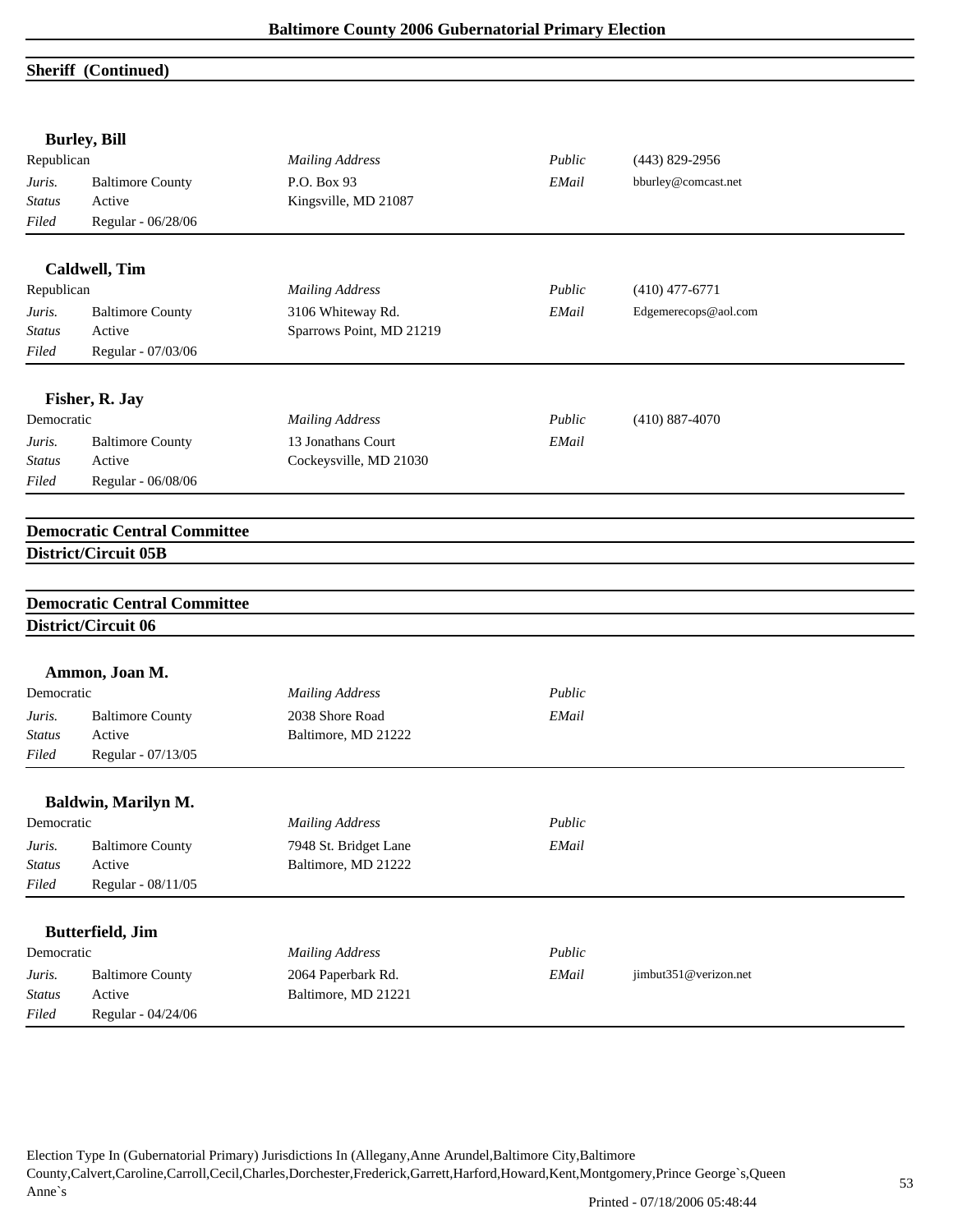## Sheriff (Continued)

### Burley, Bill

| Republican | | Mailing Address | Public | (443) 829-2956 |
|---|---|---|---|---|
| *Juris.* | Baltimore County | P.O. Box 93 | *EMail* | bburley@comcast.net |
| *Status* | Active | Kingsville, MD 21087 | | |
| *Filed* | Regular - 06/28/06 | | | |

### Caldwell, Tim

| Republican | | Mailing Address | Public | (410) 477-6771 |
|---|---|---|---|---|
| *Juris.* | Baltimore County | 3106 Whiteway Rd. | *EMail* | Edgemerecops@aol.com |
| *Status* | Active | Sparrows Point, MD 21219 | | |
| *Filed* | Regular - 07/03/06 | | | |

### Fisher, R. Jay

| Democratic | | Mailing Address | Public | (410) 887-4070 |
|---|---|---|---|---|
| *Juris.* | Baltimore County | 13 Jonathans Court | *EMail* | |
| *Status* | Active | Cockeysville, MD 21030 | | |
| *Filed* | Regular - 06/08/06 | | | |

## Democratic Central Committee
## District/Circuit 05B

## Democratic Central Committee
## District/Circuit 06

### Ammon, Joan M.

| Democratic | | Mailing Address | Public | |
|---|---|---|---|---|
| *Juris.* | Baltimore County | 2038 Shore Road | *EMail* | |
| *Status* | Active | Baltimore, MD 21222 | | |
| *Filed* | Regular - 07/13/05 | | | |

### Baldwin, Marilyn M.

| Democratic | | Mailing Address | Public | |
|---|---|---|---|---|
| *Juris.* | Baltimore County | 7948 St. Bridget Lane | *EMail* | |
| *Status* | Active | Baltimore, MD 21222 | | |
| *Filed* | Regular - 08/11/05 | | | |

### Butterfield, Jim

| Democratic | | Mailing Address | Public | |
|---|---|---|---|---|
| *Juris.* | Baltimore County | 2064 Paperbark Rd. | *EMail* | jimbut351@verizon.net |
| *Status* | Active | Baltimore, MD 21221 | | |
| *Filed* | Regular - 04/24/06 | | | |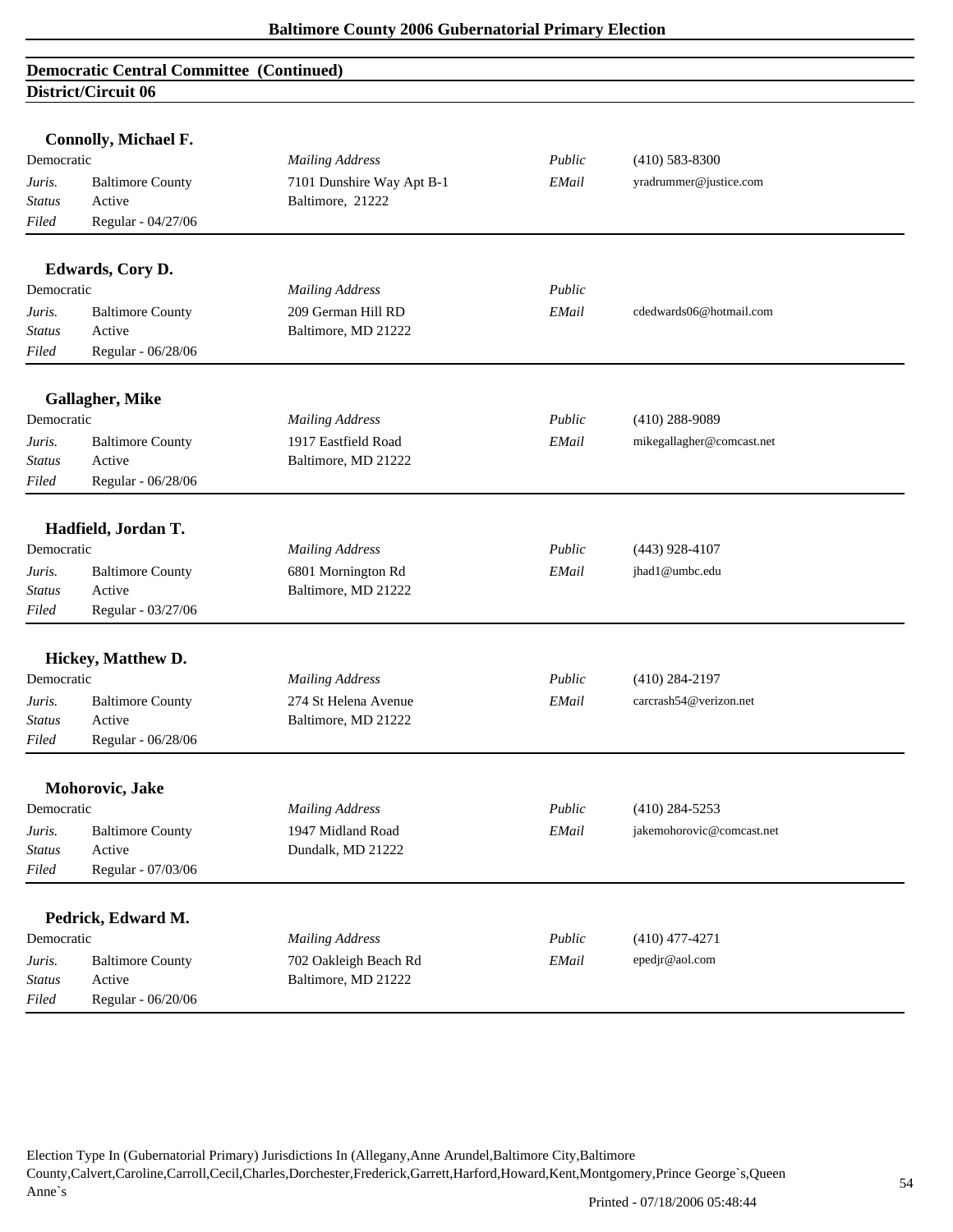## Democratic Central Committee (Continued)

### District/Circuit 06

**Connolly, Michael F.**

| | | | | |
|---|---|---|---|---|
| Democratic | | *Mailing Address* | *Public* | (410) 583-8300 |
| *Juris.* | Baltimore County | 7101 Dunshire Way Apt B-1 | *EMail* | yradrummer@justice.com |
| *Status* | Active | Baltimore, 21222 | | |
| *Filed* | Regular - 04/27/06 | | | |

**Edwards, Cory D.**

| | | | | |
|---|---|---|---|---|
| Democratic | | *Mailing Address* | *Public* | |
| *Juris.* | Baltimore County | 209 German Hill RD | *EMail* | cdedwards06@hotmail.com |
| *Status* | Active | Baltimore, MD 21222 | | |
| *Filed* | Regular - 06/28/06 | | | |

**Gallagher, Mike**

| | | | | |
|---|---|---|---|---|
| Democratic | | *Mailing Address* | *Public* | (410) 288-9089 |
| *Juris.* | Baltimore County | 1917 Eastfield Road | *EMail* | mikegallagher@comcast.net |
| *Status* | Active | Baltimore, MD 21222 | | |
| *Filed* | Regular - 06/28/06 | | | |

**Hadfield, Jordan T.**

| | | | | |
|---|---|---|---|---|
| Democratic | | *Mailing Address* | *Public* | (443) 928-4107 |
| *Juris.* | Baltimore County | 6801 Mornington Rd | *EMail* | jhad1@umbc.edu |
| *Status* | Active | Baltimore, MD 21222 | | |
| *Filed* | Regular - 03/27/06 | | | |

**Hickey, Matthew D.**

| | | | | |
|---|---|---|---|---|
| Democratic | | *Mailing Address* | *Public* | (410) 284-2197 |
| *Juris.* | Baltimore County | 274 St Helena Avenue | *EMail* | carcrash54@verizon.net |
| *Status* | Active | Baltimore, MD 21222 | | |
| *Filed* | Regular - 06/28/06 | | | |

**Mohorovic, Jake**

| | | | | |
|---|---|---|---|---|
| Democratic | | *Mailing Address* | *Public* | (410) 284-5253 |
| *Juris.* | Baltimore County | 1947 Midland Road | *EMail* | jakemohorovic@comcast.net |
| *Status* | Active | Dundalk, MD 21222 | | |
| *Filed* | Regular - 07/03/06 | | | |

**Pedrick, Edward M.**

| | | | | |
|---|---|---|---|---|
| Democratic | | *Mailing Address* | *Public* | (410) 477-4271 |
| *Juris.* | Baltimore County | 702 Oakleigh Beach Rd | *EMail* | epedjr@aol.com |
| *Status* | Active | Baltimore, MD 21222 | | |
| *Filed* | Regular - 06/20/06 | | | |

Election Type In (Gubernatorial Primary) Jurisdictions In (Allegany,Anne Arundel,Baltimore City,Baltimore County,Calvert,Caroline,Carroll,Cecil,Charles,Dorchester,Frederick,Garrett,Harford,Howard,Kent,Montgomery,Prince George`s,Queen Anne`s

Printed - 07/18/2006 05:48:44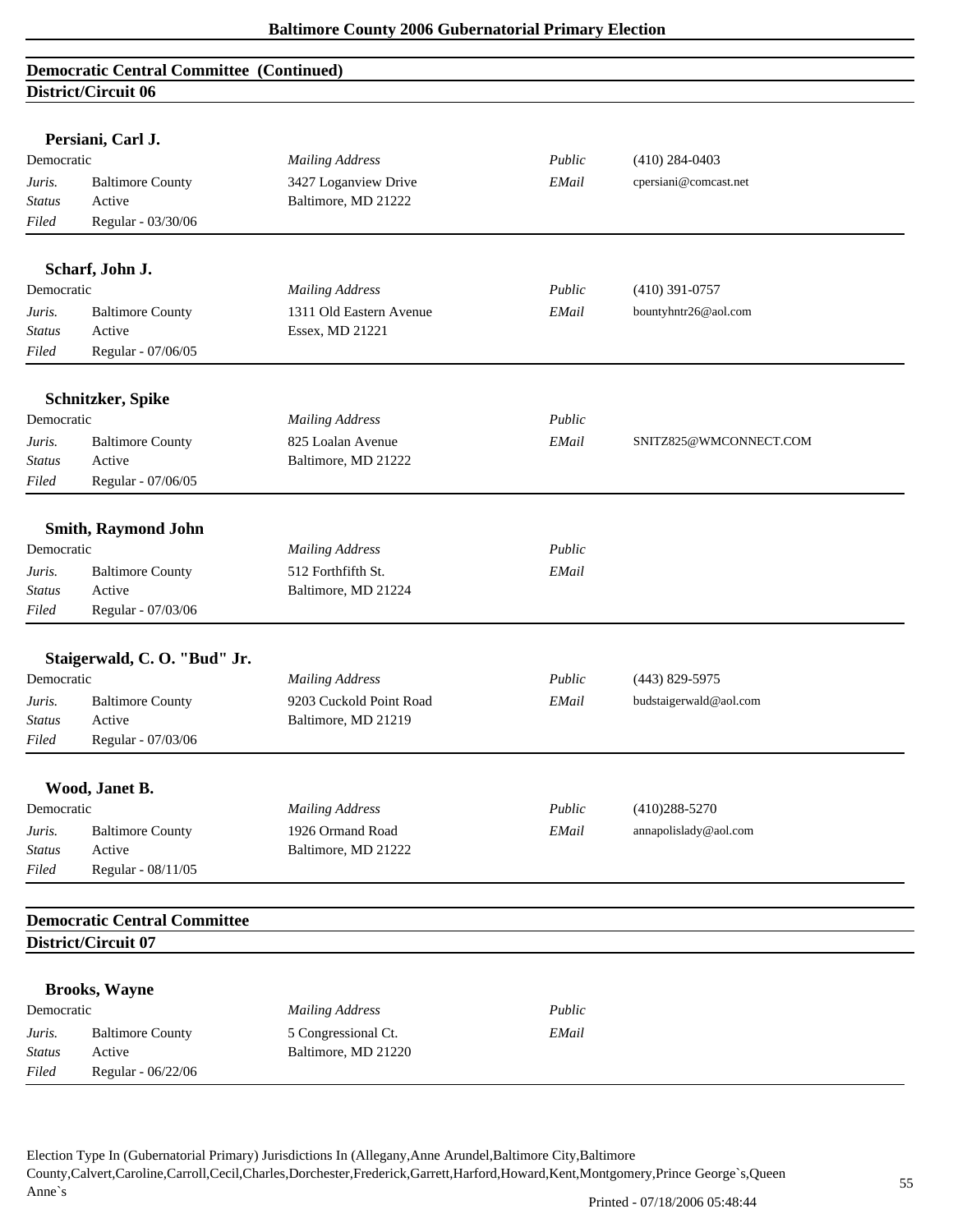## Democratic Central Committee (Continued)

### District/Circuit 06

**Persiani, Carl J.**

| Democratic | | *Mailing Address* | *Public* | (410) 284-0403 |
|---|---|---|---|---|
| *Juris.* | Baltimore County | 3427 Loganview Drive | *EMail* | cpersiani@comcast.net |
| *Status* | Active | Baltimore, MD 21222 | | |
| *Filed* | Regular - 03/30/06 | | | |

**Scharf, John J.**

| Democratic | | *Mailing Address* | *Public* | (410) 391-0757 |
|---|---|---|---|---|
| *Juris.* | Baltimore County | 1311 Old Eastern Avenue | *EMail* | bountyhntr26@aol.com |
| *Status* | Active | Essex, MD 21221 | | |
| *Filed* | Regular - 07/06/05 | | | |

**Schnitzker, Spike**

| Democratic | | *Mailing Address* | *Public* | |
|---|---|---|---|---|
| *Juris.* | Baltimore County | 825 Loalan Avenue | *EMail* | SNITZ825@WMCONNECT.COM |
| *Status* | Active | Baltimore, MD 21222 | | |
| *Filed* | Regular - 07/06/05 | | | |

**Smith, Raymond John**

| Democratic | | *Mailing Address* | *Public* | |
|---|---|---|---|---|
| *Juris.* | Baltimore County | 512 Forthfifth St. | *EMail* | |
| *Status* | Active | Baltimore, MD 21224 | | |
| *Filed* | Regular - 07/03/06 | | | |

**Staigerwald, C. O. "Bud" Jr.**

| Democratic | | *Mailing Address* | *Public* | (443) 829-5975 |
|---|---|---|---|---|
| *Juris.* | Baltimore County | 9203 Cuckold Point Road | *EMail* | budstaigerwald@aol.com |
| *Status* | Active | Baltimore, MD 21219 | | |
| *Filed* | Regular - 07/03/06 | | | |

**Wood, Janet B.**

| Democratic | | *Mailing Address* | *Public* | (410)288-5270 |
|---|---|---|---|---|
| *Juris.* | Baltimore County | 1926 Ormand Road | *EMail* | annapolislady@aol.com |
| *Status* | Active | Baltimore, MD 21222 | | |
| *Filed* | Regular - 08/11/05 | | | |

## Democratic Central Committee

### District/Circuit 07

**Brooks, Wayne**

| Democratic | | *Mailing Address* | *Public* | |
|---|---|---|---|---|
| *Juris.* | Baltimore County | 5 Congressional Ct. | *EMail* | |
| *Status* | Active | Baltimore, MD 21220 | | |
| *Filed* | Regular - 06/22/06 | | | |

Election Type In (Gubernatorial Primary) Jurisdictions In (Allegany,Anne Arundel,Baltimore City,Baltimore County,Calvert,Caroline,Carroll,Cecil,Charles,Dorchester,Frederick,Garrett,Harford,Howard,Kent,Montgomery,Prince George`s,Queen Anne`s

Printed - 07/18/2006 05:48:44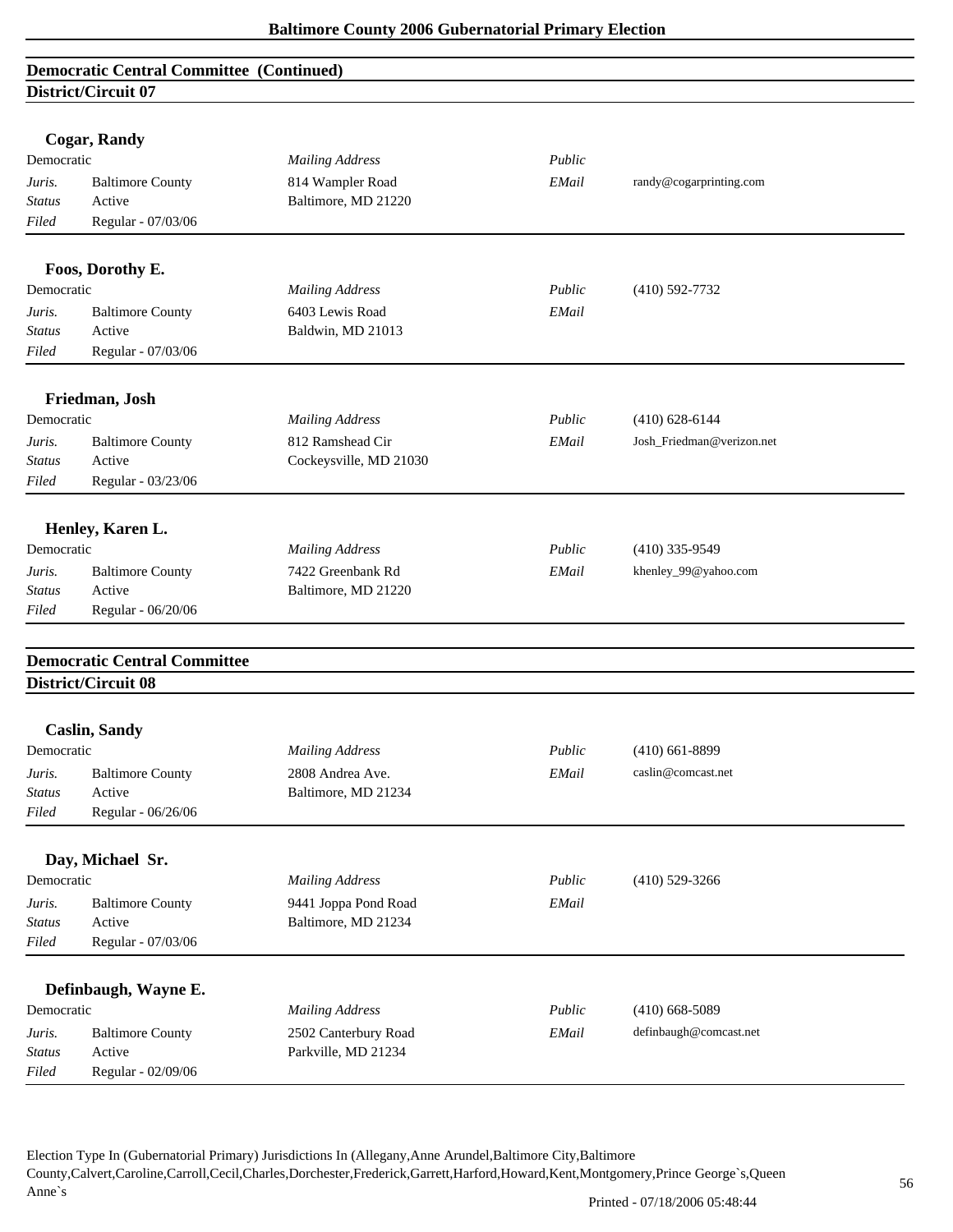## Democratic Central Committee (Continued)

### District/Circuit 07

**Cogar, Randy**

| Democratic | | *Mailing Address* | *Public* | |
|---|---|---|---|---|
| *Juris.* | Baltimore County | 814 Wampler Road | *EMail* | randy@cogarprinting.com |
| *Status* | Active | Baltimore, MD 21220 | | |
| *Filed* | Regular - 07/03/06 | | | |

**Foos, Dorothy E.**

| Democratic | | *Mailing Address* | *Public* | (410) 592-7732 |
|---|---|---|---|---|
| *Juris.* | Baltimore County | 6403 Lewis Road | *EMail* | |
| *Status* | Active | Baldwin, MD 21013 | | |
| *Filed* | Regular - 07/03/06 | | | |

**Friedman, Josh**

| Democratic | | *Mailing Address* | *Public* | (410) 628-6144 |
|---|---|---|---|---|
| *Juris.* | Baltimore County | 812 Ramshead Cir | *EMail* | Josh_Friedman@verizon.net |
| *Status* | Active | Cockeysville, MD 21030 | | |
| *Filed* | Regular - 03/23/06 | | | |

**Henley, Karen L.**

| Democratic | | *Mailing Address* | *Public* | (410) 335-9549 |
|---|---|---|---|---|
| *Juris.* | Baltimore County | 7422 Greenbank Rd | *EMail* | khenley_99@yahoo.com |
| *Status* | Active | Baltimore, MD 21220 | | |
| *Filed* | Regular - 06/20/06 | | | |

## Democratic Central Committee

### District/Circuit 08

**Caslin, Sandy**

| Democratic | | *Mailing Address* | *Public* | (410) 661-8899 |
|---|---|---|---|---|
| *Juris.* | Baltimore County | 2808 Andrea Ave. | *EMail* | caslin@comcast.net |
| *Status* | Active | Baltimore, MD 21234 | | |
| *Filed* | Regular - 06/26/06 | | | |

**Day, Michael Sr.**

| Democratic | | *Mailing Address* | *Public* | (410) 529-3266 |
|---|---|---|---|---|
| *Juris.* | Baltimore County | 9441 Joppa Pond Road | *EMail* | |
| *Status* | Active | Baltimore, MD 21234 | | |
| *Filed* | Regular - 07/03/06 | | | |

**Definbaugh, Wayne E.**

| Democratic | | *Mailing Address* | *Public* | (410) 668-5089 |
|---|---|---|---|---|
| *Juris.* | Baltimore County | 2502 Canterbury Road | *EMail* | definbaugh@comcast.net |
| *Status* | Active | Parkville, MD 21234 | | |
| *Filed* | Regular - 02/09/06 | | | |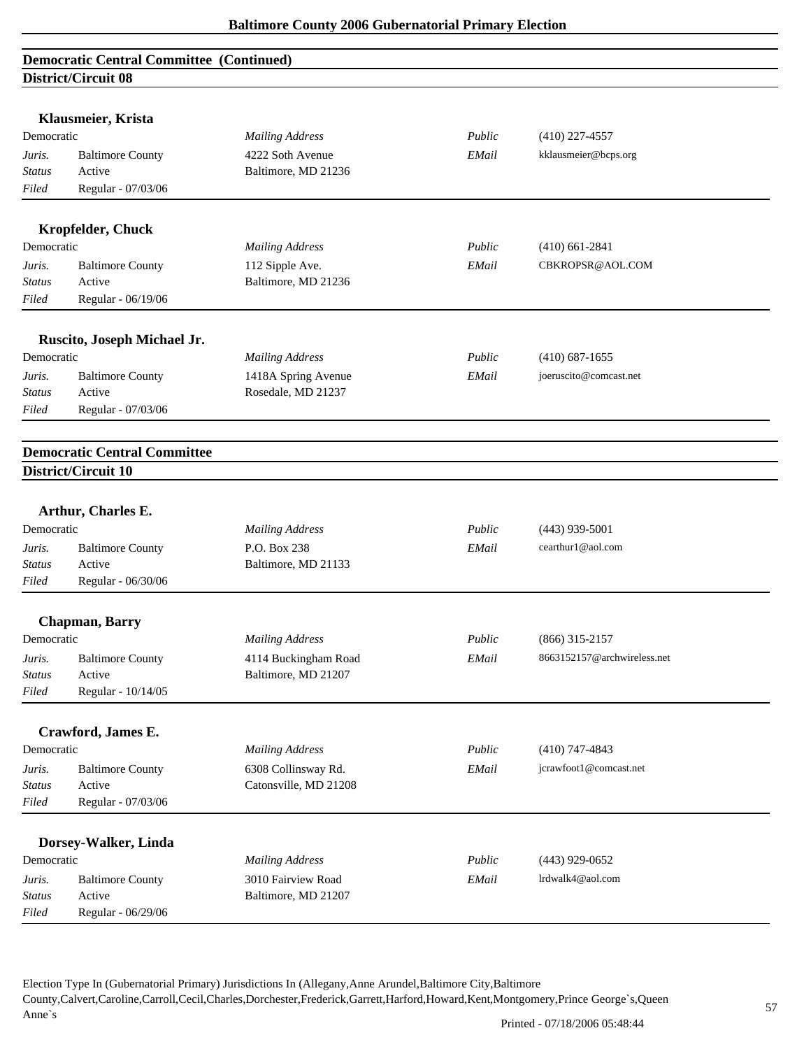## Democratic Central Committee (Continued)

### District/Circuit 08

**Klausmeier, Krista**

| Democratic | | *Mailing Address* | *Public* | (410) 227-4557 |
|---|---|---|---|---|
| *Juris.* | Baltimore County | 4222 Soth Avenue | *EMail* | kklausmeier@bcps.org |
| *Status* | Active | Baltimore, MD 21236 | | |
| *Filed* | Regular - 07/03/06 | | | |

**Kropfelder, Chuck**

| Democratic | | *Mailing Address* | *Public* | (410) 661-2841 |
|---|---|---|---|---|
| *Juris.* | Baltimore County | 112 Sipple Ave. | *EMail* | CBKROPSR@AOL.COM |
| *Status* | Active | Baltimore, MD 21236 | | |
| *Filed* | Regular - 06/19/06 | | | |

**Ruscito, Joseph Michael Jr.**

| Democratic | | *Mailing Address* | *Public* | (410) 687-1655 |
|---|---|---|---|---|
| *Juris.* | Baltimore County | 1418A Spring Avenue | *EMail* | joeruscito@comcast.net |
| *Status* | Active | Rosedale, MD 21237 | | |
| *Filed* | Regular - 07/03/06 | | | |

## Democratic Central Committee

### District/Circuit 10

**Arthur, Charles E.**

| Democratic | | *Mailing Address* | *Public* | (443) 939-5001 |
|---|---|---|---|---|
| *Juris.* | Baltimore County | P.O. Box 238 | *EMail* | cearthur1@aol.com |
| *Status* | Active | Baltimore, MD 21133 | | |
| *Filed* | Regular - 06/30/06 | | | |

**Chapman, Barry**

| Democratic | | *Mailing Address* | *Public* | (866) 315-2157 |
|---|---|---|---|---|
| *Juris.* | Baltimore County | 4114 Buckingham Road | *EMail* | 8663152157@archwireless.net |
| *Status* | Active | Baltimore, MD 21207 | | |
| *Filed* | Regular - 10/14/05 | | | |

**Crawford, James E.**

| Democratic | | *Mailing Address* | *Public* | (410) 747-4843 |
|---|---|---|---|---|
| *Juris.* | Baltimore County | 6308 Collinsway Rd. | *EMail* | jcrawfoot1@comcast.net |
| *Status* | Active | Catonsville, MD 21208 | | |
| *Filed* | Regular - 07/03/06 | | | |

**Dorsey-Walker, Linda**

| Democratic | | *Mailing Address* | *Public* | (443) 929-0652 |
|---|---|---|---|---|
| *Juris.* | Baltimore County | 3010 Fairview Road | *EMail* | lrdwalk4@aol.com |
| *Status* | Active | Baltimore, MD 21207 | | |
| *Filed* | Regular - 06/29/06 | | | |

Election Type In (Gubernatorial Primary) Jurisdictions In (Allegany,Anne Arundel,Baltimore City,Baltimore County,Calvert,Caroline,Carroll,Cecil,Charles,Dorchester,Frederick,Garrett,Harford,Howard,Kent,Montgomery,Prince George`s,Queen Anne`s

Printed - 07/18/2006 05:48:44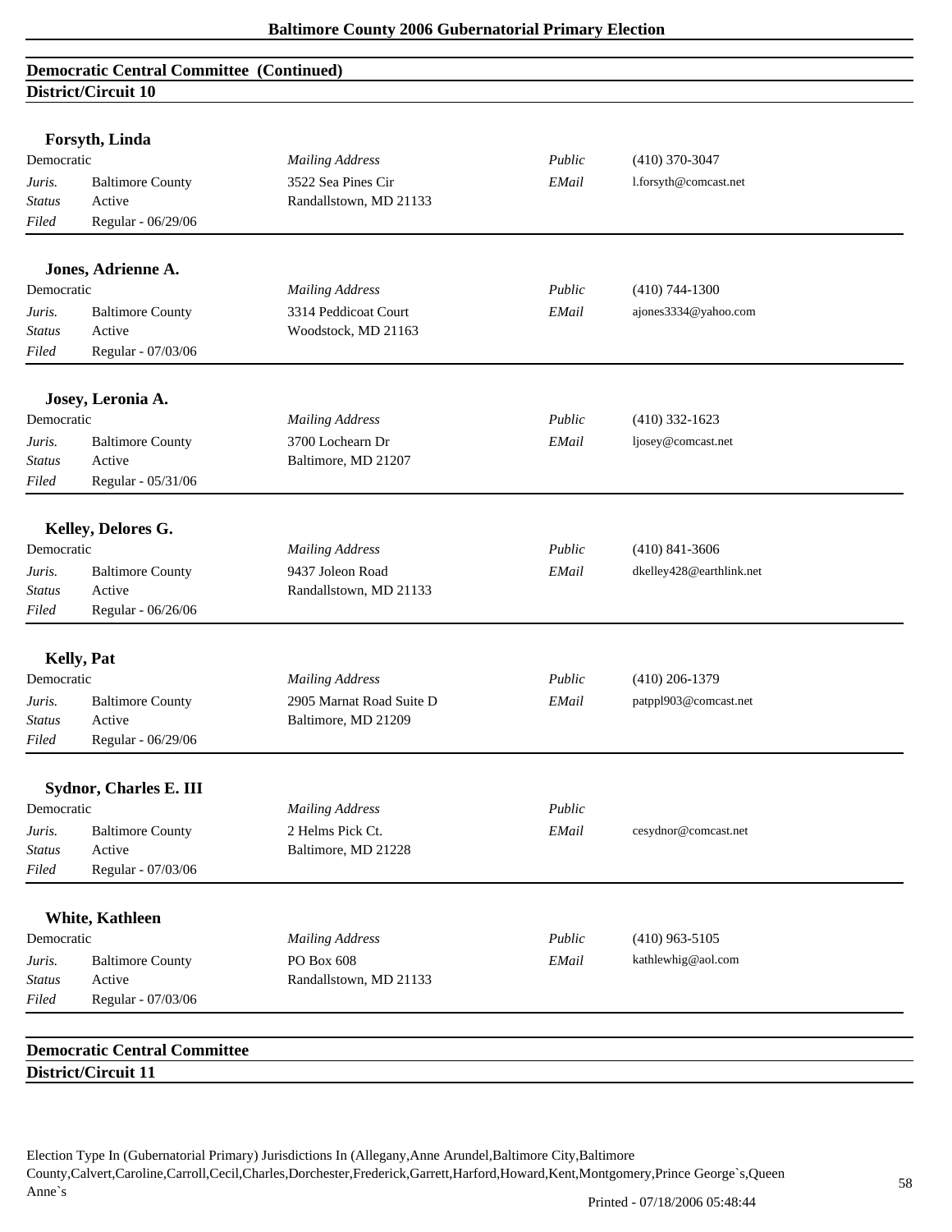## Democratic Central Committee (Continued)

### District/Circuit 10

**Forsyth, Linda**

| | | | | |
|---|---|---|---|---|
| Democratic | | *Mailing Address* | *Public* | (410) 370-3047 |
| *Juris.* | Baltimore County | 3522 Sea Pines Cir | *EMail* | l.forsyth@comcast.net |
| *Status* | Active | Randallstown, MD 21133 | | |
| *Filed* | Regular - 06/29/06 | | | |

**Jones, Adrienne A.**

| | | | | |
|---|---|---|---|---|
| Democratic | | *Mailing Address* | *Public* | (410) 744-1300 |
| *Juris.* | Baltimore County | 3314 Peddicoat Court | *EMail* | ajones3334@yahoo.com |
| *Status* | Active | Woodstock, MD 21163 | | |
| *Filed* | Regular - 07/03/06 | | | |

**Josey, Leronia A.**

| | | | | |
|---|---|---|---|---|
| Democratic | | *Mailing Address* | *Public* | (410) 332-1623 |
| *Juris.* | Baltimore County | 3700 Lochearn Dr | *EMail* | ljosey@comcast.net |
| *Status* | Active | Baltimore, MD 21207 | | |
| *Filed* | Regular - 05/31/06 | | | |

**Kelley, Delores G.**

| | | | | |
|---|---|---|---|---|
| Democratic | | *Mailing Address* | *Public* | (410) 841-3606 |
| *Juris.* | Baltimore County | 9437 Joleon Road | *EMail* | dkelley428@earthlink.net |
| *Status* | Active | Randallstown, MD 21133 | | |
| *Filed* | Regular - 06/26/06 | | | |

**Kelly, Pat**

| | | | | |
|---|---|---|---|---|
| Democratic | | *Mailing Address* | *Public* | (410) 206-1379 |
| *Juris.* | Baltimore County | 2905 Marnat Road Suite D | *EMail* | patppl903@comcast.net |
| *Status* | Active | Baltimore, MD 21209 | | |
| *Filed* | Regular - 06/29/06 | | | |

**Sydnor, Charles E. III**

| | | | | |
|---|---|---|---|---|
| Democratic | | *Mailing Address* | *Public* | |
| *Juris.* | Baltimore County | 2 Helms Pick Ct. | *EMail* | cesydnor@comcast.net |
| *Status* | Active | Baltimore, MD 21228 | | |
| *Filed* | Regular - 07/03/06 | | | |

**White, Kathleen**

| | | | | |
|---|---|---|---|---|
| Democratic | | *Mailing Address* | *Public* | (410) 963-5105 |
| *Juris.* | Baltimore County | PO Box 608 | *EMail* | kathlewhig@aol.com |
| *Status* | Active | Randallstown, MD 21133 | | |
| *Filed* | Regular - 07/03/06 | | | |

## Democratic Central Committee

### District/Circuit 11

Election Type In (Gubernatorial Primary) Jurisdictions In (Allegany,Anne Arundel,Baltimore City,Baltimore County,Calvert,Caroline,Carroll,Cecil,Charles,Dorchester,Frederick,Garrett,Harford,Howard,Kent,Montgomery,Prince George`s,Queen Anne`s

Printed - 07/18/2006 05:48:44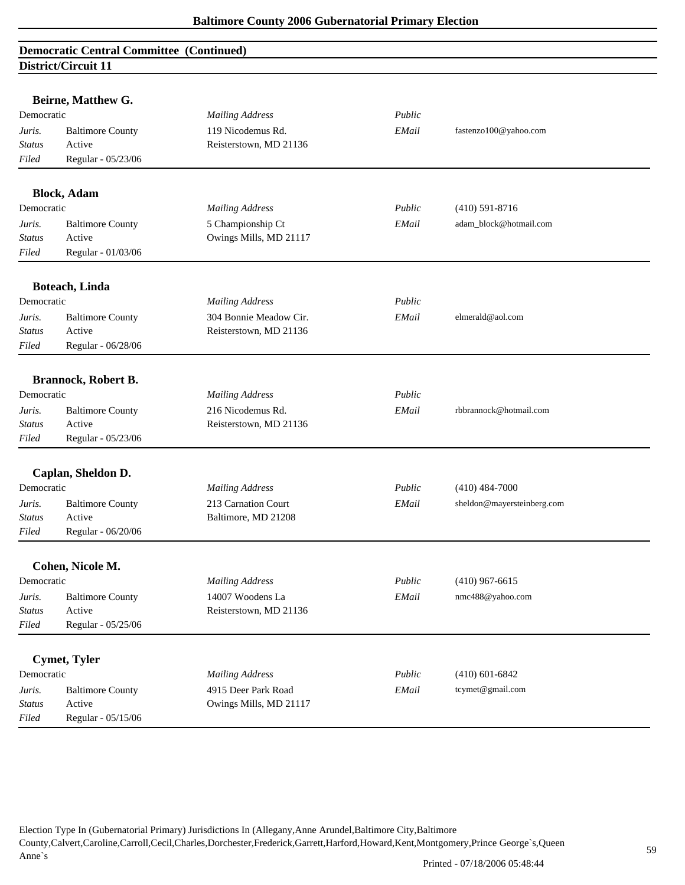## Democratic Central Committee (Continued)

### District/Circuit 11

**Beirne, Matthew G.**

| Democratic | | *Mailing Address* | *Public* | |
|---|---|---|---|---|
| *Juris.* | Baltimore County | 119 Nicodemus Rd. | *EMail* | fastenzo100@yahoo.com |
| *Status* | Active | Reisterstown, MD 21136 | | |
| *Filed* | Regular - 05/23/06 | | | |

**Block, Adam**

| Democratic | | *Mailing Address* | *Public* | (410) 591-8716 |
|---|---|---|---|---|
| *Juris.* | Baltimore County | 5 Championship Ct | *EMail* | adam_block@hotmail.com |
| *Status* | Active | Owings Mills, MD 21117 | | |
| *Filed* | Regular - 01/03/06 | | | |

**Boteach, Linda**

| Democratic | | *Mailing Address* | *Public* | |
|---|---|---|---|---|
| *Juris.* | Baltimore County | 304 Bonnie Meadow Cir. | *EMail* | elmerald@aol.com |
| *Status* | Active | Reisterstown, MD 21136 | | |
| *Filed* | Regular - 06/28/06 | | | |

**Brannock, Robert B.**

| Democratic | | *Mailing Address* | *Public* | |
|---|---|---|---|---|
| *Juris.* | Baltimore County | 216 Nicodemus Rd. | *EMail* | rbbrannock@hotmail.com |
| *Status* | Active | Reisterstown, MD 21136 | | |
| *Filed* | Regular - 05/23/06 | | | |

**Caplan, Sheldon D.**

| Democratic | | *Mailing Address* | *Public* | (410) 484-7000 |
|---|---|---|---|---|
| *Juris.* | Baltimore County | 213 Carnation Court | *EMail* | sheldon@mayersteinberg.com |
| *Status* | Active | Baltimore, MD 21208 | | |
| *Filed* | Regular - 06/20/06 | | | |

**Cohen, Nicole M.**

| Democratic | | *Mailing Address* | *Public* | (410) 967-6615 |
|---|---|---|---|---|
| *Juris.* | Baltimore County | 14007 Woodens La | *EMail* | nmc488@yahoo.com |
| *Status* | Active | Reisterstown, MD 21136 | | |
| *Filed* | Regular - 05/25/06 | | | |

**Cymet, Tyler**

| Democratic | | *Mailing Address* | *Public* | (410) 601-6842 |
|---|---|---|---|---|
| *Juris.* | Baltimore County | 4915 Deer Park Road | *EMail* | tcymet@gmail.com |
| *Status* | Active | Owings Mills, MD 21117 | | |
| *Filed* | Regular - 05/15/06 | | | |

Election Type In (Gubernatorial Primary) Jurisdictions In (Allegany,Anne Arundel,Baltimore City,Baltimore County,Calvert,Caroline,Carroll,Cecil,Charles,Dorchester,Frederick,Garrett,Harford,Howard,Kent,Montgomery,Prince George`s,Queen Anne`s

Printed - 07/18/2006 05:48:44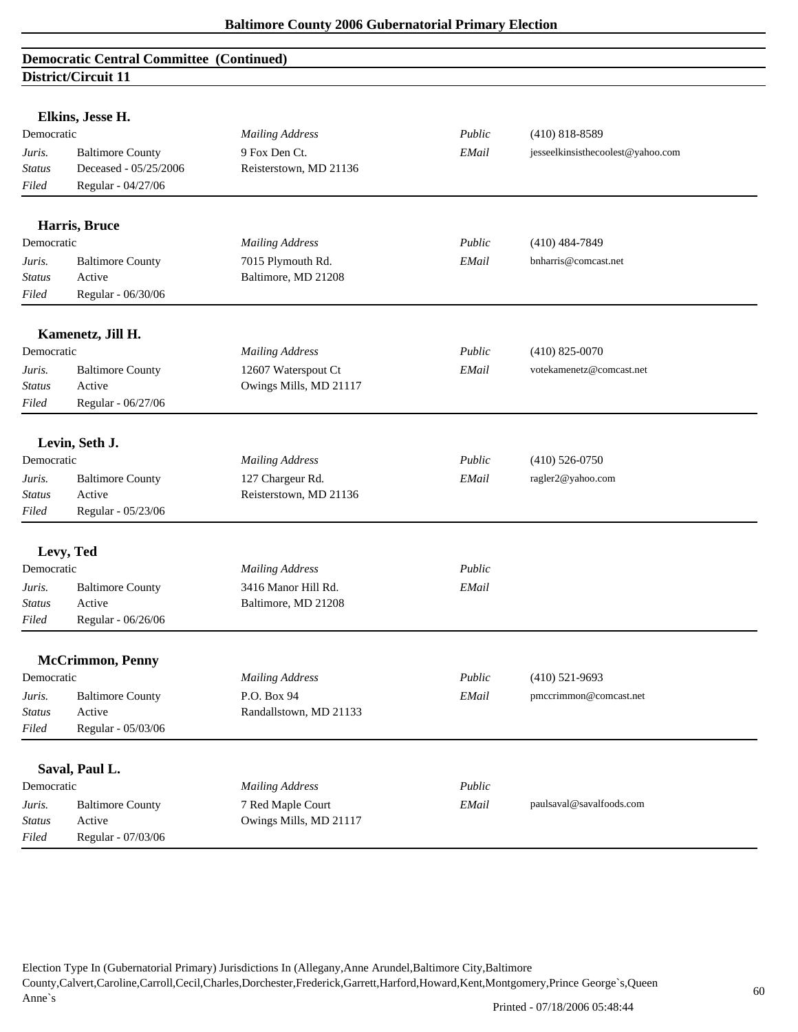## Democratic Central Committee (Continued)

### District/Circuit 11

**Elkins, Jesse H.**

| Democratic | | *Mailing Address* | *Public* | (410) 818-8589 |
|---|---|---|---|---|
| *Juris.* | Baltimore County | 9 Fox Den Ct. | *EMail* | jesseelkinsisthecoolest@yahoo.com |
| *Status* | Deceased - 05/25/2006 | Reisterstown, MD 21136 | | |
| *Filed* | Regular - 04/27/06 | | | |

**Harris, Bruce**

| Democratic | | *Mailing Address* | *Public* | (410) 484-7849 |
|---|---|---|---|---|
| *Juris.* | Baltimore County | 7015 Plymouth Rd. | *EMail* | bnharris@comcast.net |
| *Status* | Active | Baltimore, MD 21208 | | |
| *Filed* | Regular - 06/30/06 | | | |

**Kamenetz, Jill H.**

| Democratic | | *Mailing Address* | *Public* | (410) 825-0070 |
|---|---|---|---|---|
| *Juris.* | Baltimore County | 12607 Waterspout Ct | *EMail* | votekamenetz@comcast.net |
| *Status* | Active | Owings Mills, MD 21117 | | |
| *Filed* | Regular - 06/27/06 | | | |

**Levin, Seth J.**

| Democratic | | *Mailing Address* | *Public* | (410) 526-0750 |
|---|---|---|---|---|
| *Juris.* | Baltimore County | 127 Chargeur Rd. | *EMail* | ragler2@yahoo.com |
| *Status* | Active | Reisterstown, MD 21136 | | |
| *Filed* | Regular - 05/23/06 | | | |

**Levy, Ted**

| Democratic | | *Mailing Address* | *Public* | |
|---|---|---|---|---|
| *Juris.* | Baltimore County | 3416 Manor Hill Rd. | *EMail* | |
| *Status* | Active | Baltimore, MD 21208 | | |
| *Filed* | Regular - 06/26/06 | | | |

**McCrimmon, Penny**

| Democratic | | *Mailing Address* | *Public* | (410) 521-9693 |
|---|---|---|---|---|
| *Juris.* | Baltimore County | P.O. Box 94 | *EMail* | pmccrimmon@comcast.net |
| *Status* | Active | Randallstown, MD 21133 | | |
| *Filed* | Regular - 05/03/06 | | | |

**Saval, Paul L.**

| Democratic | | *Mailing Address* | *Public* | |
|---|---|---|---|---|
| *Juris.* | Baltimore County | 7 Red Maple Court | *EMail* | paulsaval@savalfoods.com |
| *Status* | Active | Owings Mills, MD 21117 | | |
| *Filed* | Regular - 07/03/06 | | | |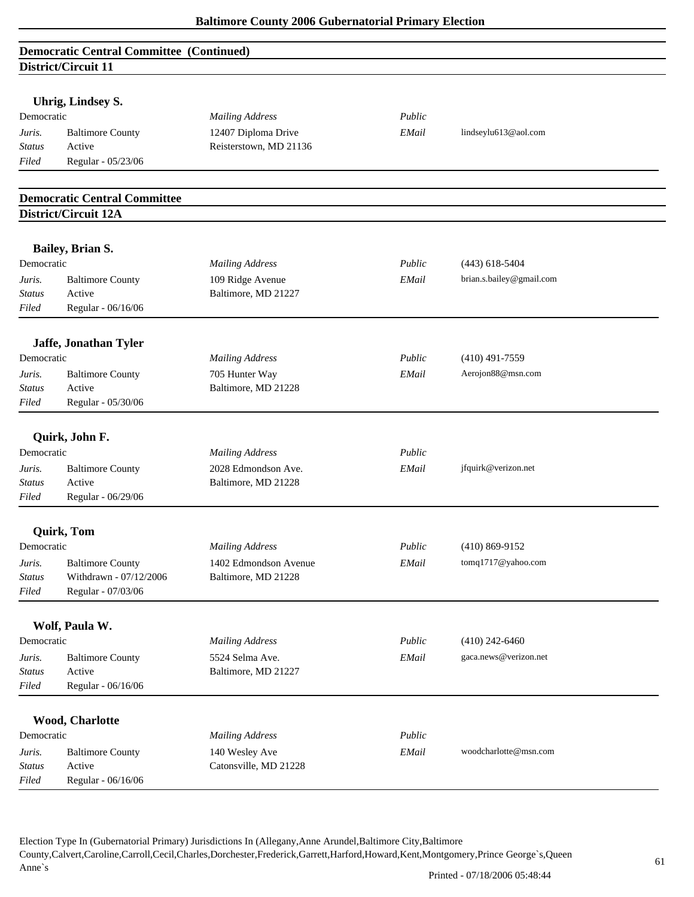## Democratic Central Committee (Continued)

### District/Circuit 11

**Uhrig, Lindsey S.**

| Democratic | | *Mailing Address* | *Public* | |
|---|---|---|---|---|
| *Juris.* | Baltimore County | 12407 Diploma Drive | *EMail* | lindseylu613@aol.com |
| *Status* | Active | Reisterstown, MD 21136 | | |
| *Filed* | Regular - 05/23/06 | | | |

## Democratic Central Committee

### District/Circuit 12A

**Bailey, Brian S.**

| Democratic | | *Mailing Address* | *Public* | (443) 618-5404 |
|---|---|---|---|---|
| *Juris.* | Baltimore County | 109 Ridge Avenue | *EMail* | brian.s.bailey@gmail.com |
| *Status* | Active | Baltimore, MD 21227 | | |
| *Filed* | Regular - 06/16/06 | | | |

**Jaffe, Jonathan Tyler**

| Democratic | | *Mailing Address* | *Public* | (410) 491-7559 |
|---|---|---|---|---|
| *Juris.* | Baltimore County | 705 Hunter Way | *EMail* | Aerojon88@msn.com |
| *Status* | Active | Baltimore, MD 21228 | | |
| *Filed* | Regular - 05/30/06 | | | |

**Quirk, John F.**

| Democratic | | *Mailing Address* | *Public* | |
|---|---|---|---|---|
| *Juris.* | Baltimore County | 2028 Edmondson Ave. | *EMail* | jfquirk@verizon.net |
| *Status* | Active | Baltimore, MD 21228 | | |
| *Filed* | Regular - 06/29/06 | | | |

**Quirk, Tom**

| Democratic | | *Mailing Address* | *Public* | (410) 869-9152 |
|---|---|---|---|---|
| *Juris.* | Baltimore County | 1402 Edmondson Avenue | *EMail* | tomq1717@yahoo.com |
| *Status* | Withdrawn - 07/12/2006 | Baltimore, MD 21228 | | |
| *Filed* | Regular - 07/03/06 | | | |

**Wolf, Paula W.**

| Democratic | | *Mailing Address* | *Public* | (410) 242-6460 |
|---|---|---|---|---|
| *Juris.* | Baltimore County | 5524 Selma Ave. | *EMail* | gaca.news@verizon.net |
| *Status* | Active | Baltimore, MD 21227 | | |
| *Filed* | Regular - 06/16/06 | | | |

**Wood, Charlotte**

| Democratic | | *Mailing Address* | *Public* | |
|---|---|---|---|---|
| *Juris.* | Baltimore County | 140 Wesley Ave | *EMail* | woodcharlotte@msn.com |
| *Status* | Active | Catonsville, MD 21228 | | |
| *Filed* | Regular - 06/16/06 | | | |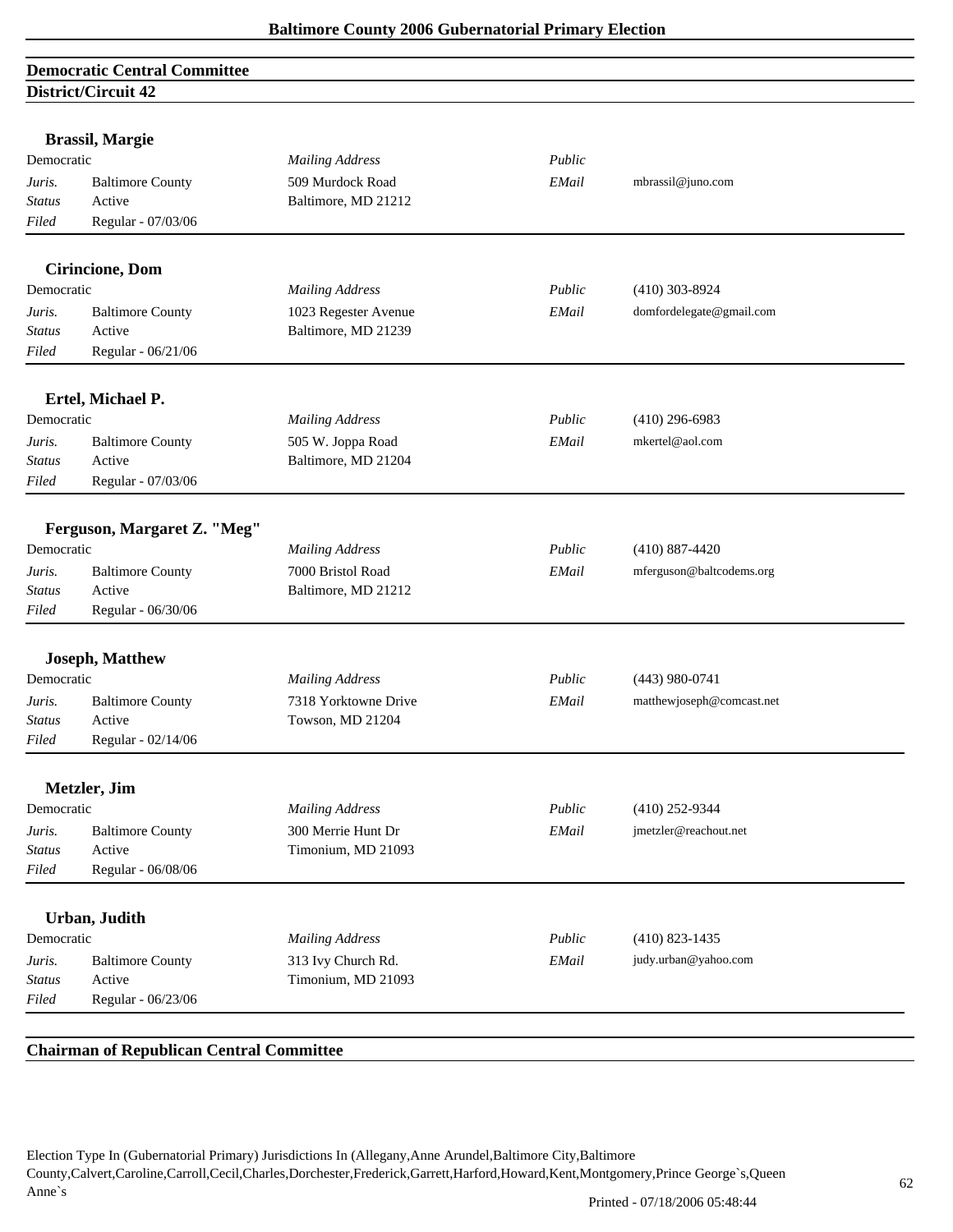## Democratic Central Committee

### District/Circuit 42

**Brassil, Margie**

| | | | | |
|---|---|---|---|---|
| Democratic | | *Mailing Address* | *Public* | |
| *Juris.* | Baltimore County | 509 Murdock Road | *EMail* | mbrassil@juno.com |
| *Status* | Active | Baltimore, MD 21212 | | |
| *Filed* | Regular - 07/03/06 | | | |

**Cirincione, Dom**

| | | | | |
|---|---|---|---|---|
| Democratic | | *Mailing Address* | *Public* | (410) 303-8924 |
| *Juris.* | Baltimore County | 1023 Regester Avenue | *EMail* | domfordelegate@gmail.com |
| *Status* | Active | Baltimore, MD 21239 | | |
| *Filed* | Regular - 06/21/06 | | | |

**Ertel, Michael P.**

| | | | | |
|---|---|---|---|---|
| Democratic | | *Mailing Address* | *Public* | (410) 296-6983 |
| *Juris.* | Baltimore County | 505 W. Joppa Road | *EMail* | mkertel@aol.com |
| *Status* | Active | Baltimore, MD 21204 | | |
| *Filed* | Regular - 07/03/06 | | | |

**Ferguson, Margaret Z. "Meg"**

| | | | | |
|---|---|---|---|---|
| Democratic | | *Mailing Address* | *Public* | (410) 887-4420 |
| *Juris.* | Baltimore County | 7000 Bristol Road | *EMail* | mferguson@baltcodems.org |
| *Status* | Active | Baltimore, MD 21212 | | |
| *Filed* | Regular - 06/30/06 | | | |

**Joseph, Matthew**

| | | | | |
|---|---|---|---|---|
| Democratic | | *Mailing Address* | *Public* | (443) 980-0741 |
| *Juris.* | Baltimore County | 7318 Yorktowne Drive | *EMail* | matthewjoseph@comcast.net |
| *Status* | Active | Towson, MD 21204 | | |
| *Filed* | Regular - 02/14/06 | | | |

**Metzler, Jim**

| | | | | |
|---|---|---|---|---|
| Democratic | | *Mailing Address* | *Public* | (410) 252-9344 |
| *Juris.* | Baltimore County | 300 Merrie Hunt Dr | *EMail* | jmetzler@reachout.net |
| *Status* | Active | Timonium, MD 21093 | | |
| *Filed* | Regular - 06/08/06 | | | |

**Urban, Judith**

| | | | | |
|---|---|---|---|---|
| Democratic | | *Mailing Address* | *Public* | (410) 823-1435 |
| *Juris.* | Baltimore County | 313 Ivy Church Rd. | *EMail* | judy.urban@yahoo.com |
| *Status* | Active | Timonium, MD 21093 | | |
| *Filed* | Regular - 06/23/06 | | | |

## Chairman of Republican Central Committee

Election Type In (Gubernatorial Primary) Jurisdictions In (Allegany,Anne Arundel,Baltimore City,Baltimore County,Calvert,Caroline,Carroll,Cecil,Charles,Dorchester,Frederick,Garrett,Harford,Howard,Kent,Montgomery,Prince George`s,Queen Anne`s

Printed - 07/18/2006 05:48:44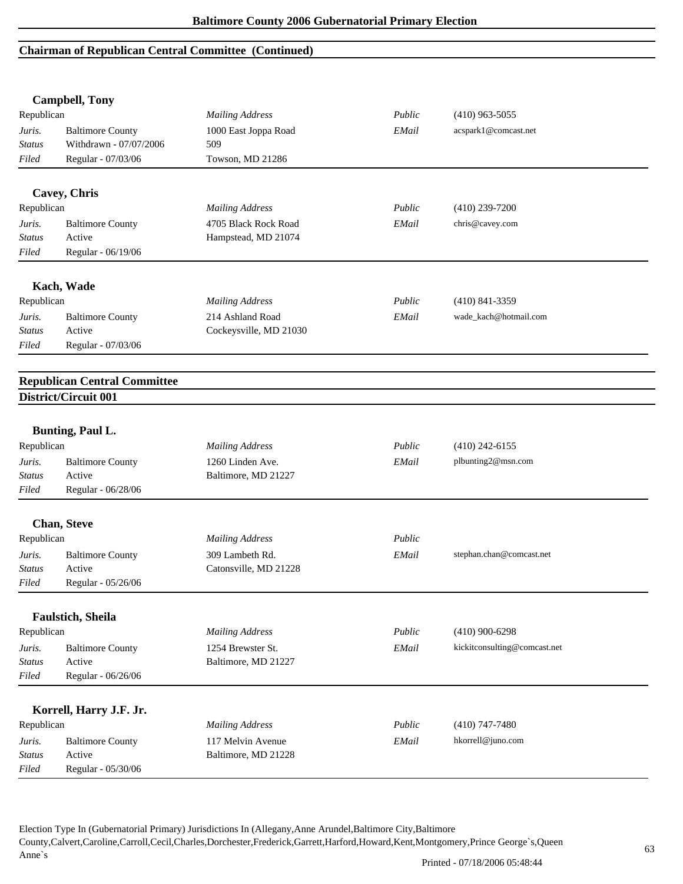## Chairman of Republican Central Committee (Continued)

**Campbell, Tony**

| Republican | | *Mailing Address* | *Public* | (410) 963-5055 |
|---|---|---|---|---|
| *Juris.* | Baltimore County | 1000 East Joppa Road | *EMail* | acspark1@comcast.net |
| *Status* | Withdrawn - 07/07/2006 | 509 | | |
| *Filed* | Regular - 07/03/06 | Towson, MD 21286 | | |

**Cavey, Chris**

| Republican | | *Mailing Address* | *Public* | (410) 239-7200 |
|---|---|---|---|---|
| *Juris.* | Baltimore County | 4705 Black Rock Road | *EMail* | chris@cavey.com |
| *Status* | Active | Hampstead, MD 21074 | | |
| *Filed* | Regular - 06/19/06 | | | |

**Kach, Wade**

| Republican | | *Mailing Address* | *Public* | (410) 841-3359 |
|---|---|---|---|---|
| *Juris.* | Baltimore County | 214 Ashland Road | *EMail* | wade_kach@hotmail.com |
| *Status* | Active | Cockeysville, MD 21030 | | |
| *Filed* | Regular - 07/03/06 | | | |

## Republican Central Committee

### District/Circuit 001

**Bunting, Paul L.**

| Republican | | *Mailing Address* | *Public* | (410) 242-6155 |
|---|---|---|---|---|
| *Juris.* | Baltimore County | 1260 Linden Ave. | *EMail* | plbunting2@msn.com |
| *Status* | Active | Baltimore, MD 21227 | | |
| *Filed* | Regular - 06/28/06 | | | |

**Chan, Steve**

| Republican | | *Mailing Address* | *Public* | |
|---|---|---|---|---|
| *Juris.* | Baltimore County | 309 Lambeth Rd. | *EMail* | stephan.chan@comcast.net |
| *Status* | Active | Catonsville, MD 21228 | | |
| *Filed* | Regular - 05/26/06 | | | |

**Faulstich, Sheila**

| Republican | | *Mailing Address* | *Public* | (410) 900-6298 |
|---|---|---|---|---|
| *Juris.* | Baltimore County | 1254 Brewster St. | *EMail* | kickitconsulting@comcast.net |
| *Status* | Active | Baltimore, MD 21227 | | |
| *Filed* | Regular - 06/26/06 | | | |

**Korrell, Harry J.F. Jr.**

| Republican | | *Mailing Address* | *Public* | (410) 747-7480 |
|---|---|---|---|---|
| *Juris.* | Baltimore County | 117 Melvin Avenue | *EMail* | hkorrell@juno.com |
| *Status* | Active | Baltimore, MD 21228 | | |
| *Filed* | Regular - 05/30/06 | | | |

Election Type In (Gubernatorial Primary) Jurisdictions In (Allegany,Anne Arundel,Baltimore City,Baltimore County,Calvert,Caroline,Carroll,Cecil,Charles,Dorchester,Frederick,Garrett,Harford,Howard,Kent,Montgomery,Prince George`s,Queen Anne`s

Printed - 07/18/2006 05:48:44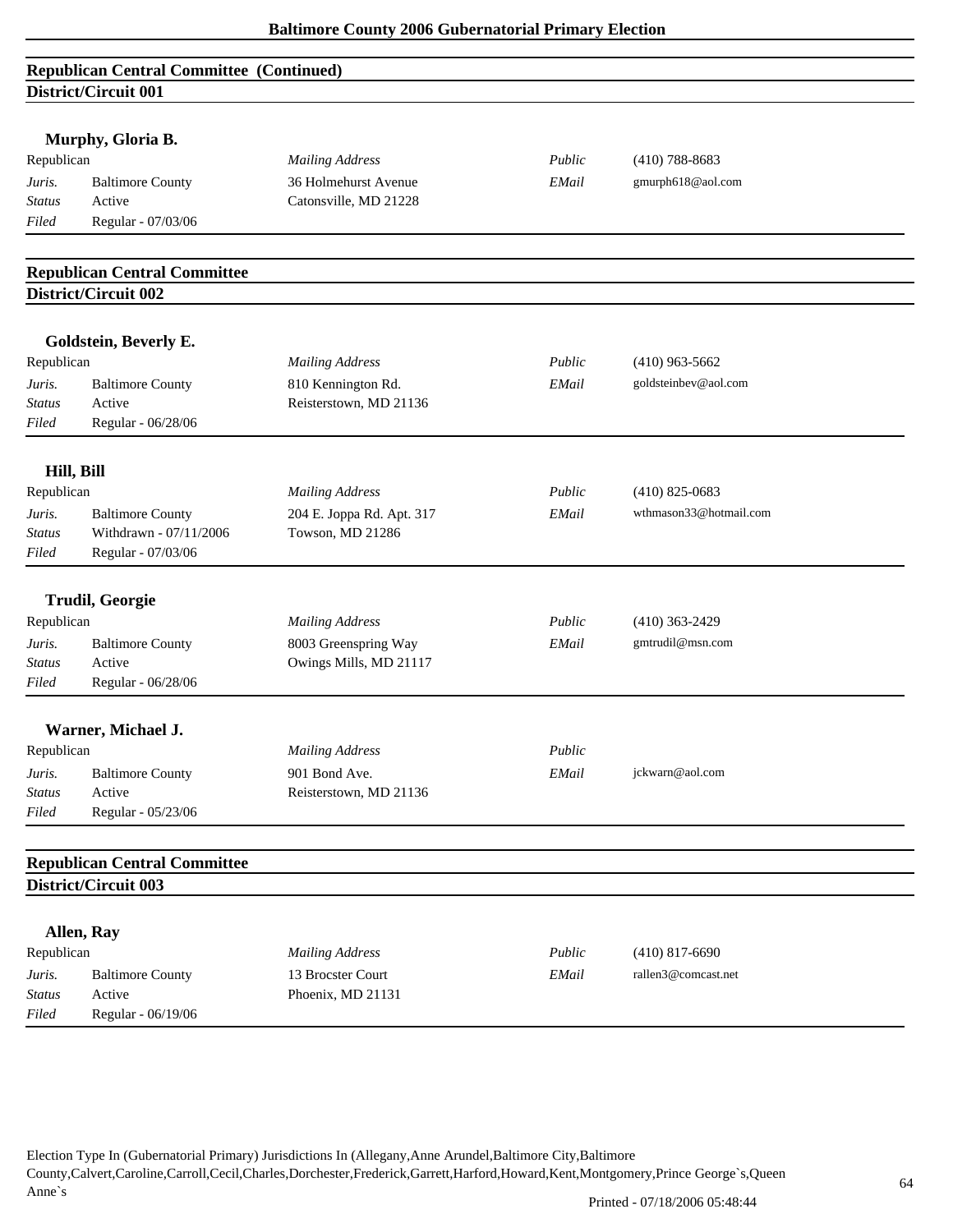## Republican Central Committee (Continued)
### District/Circuit 001

**Murphy, Gloria B.**

| Republican | | *Mailing Address* | *Public* | (410) 788-8683 |
|---|---|---|---|---|
| *Juris.* | Baltimore County | 36 Holmehurst Avenue | *EMail* | gmurph618@aol.com |
| *Status* | Active | Catonsville, MD 21228 | | |
| *Filed* | Regular - 07/03/06 | | | |

## Republican Central Committee
### District/Circuit 002

**Goldstein, Beverly E.**

| Republican | | *Mailing Address* | *Public* | (410) 963-5662 |
|---|---|---|---|---|
| *Juris.* | Baltimore County | 810 Kennington Rd. | *EMail* | goldsteinbev@aol.com |
| *Status* | Active | Reisterstown, MD 21136 | | |
| *Filed* | Regular - 06/28/06 | | | |

**Hill, Bill**

| Republican | | *Mailing Address* | *Public* | (410) 825-0683 |
|---|---|---|---|---|
| *Juris.* | Baltimore County | 204 E. Joppa Rd. Apt. 317 | *EMail* | wthmason33@hotmail.com |
| *Status* | Withdrawn - 07/11/2006 | Towson, MD 21286 | | |
| *Filed* | Regular - 07/03/06 | | | |

**Trudil, Georgie**

| Republican | | *Mailing Address* | *Public* | (410) 363-2429 |
|---|---|---|---|---|
| *Juris.* | Baltimore County | 8003 Greenspring Way | *EMail* | gmtrudil@msn.com |
| *Status* | Active | Owings Mills, MD 21117 | | |
| *Filed* | Regular - 06/28/06 | | | |

**Warner, Michael J.**

| Republican | | *Mailing Address* | *Public* | |
|---|---|---|---|---|
| *Juris.* | Baltimore County | 901 Bond Ave. | *EMail* | jckwarn@aol.com |
| *Status* | Active | Reisterstown, MD 21136 | | |
| *Filed* | Regular - 05/23/06 | | | |

## Republican Central Committee
### District/Circuit 003

**Allen, Ray**

| Republican | | *Mailing Address* | *Public* | (410) 817-6690 |
|---|---|---|---|---|
| *Juris.* | Baltimore County | 13 Brocster Court | *EMail* | rallen3@comcast.net |
| *Status* | Active | Phoenix, MD 21131 | | |
| *Filed* | Regular - 06/19/06 | | | |

Election Type In (Gubernatorial Primary) Jurisdictions In (Allegany,Anne Arundel,Baltimore City,Baltimore County,Calvert,Caroline,Carroll,Cecil,Charles,Dorchester,Frederick,Garrett,Harford,Howard,Kent,Montgomery,Prince George`s,Queen Anne`s

Printed - 07/18/2006 05:48:44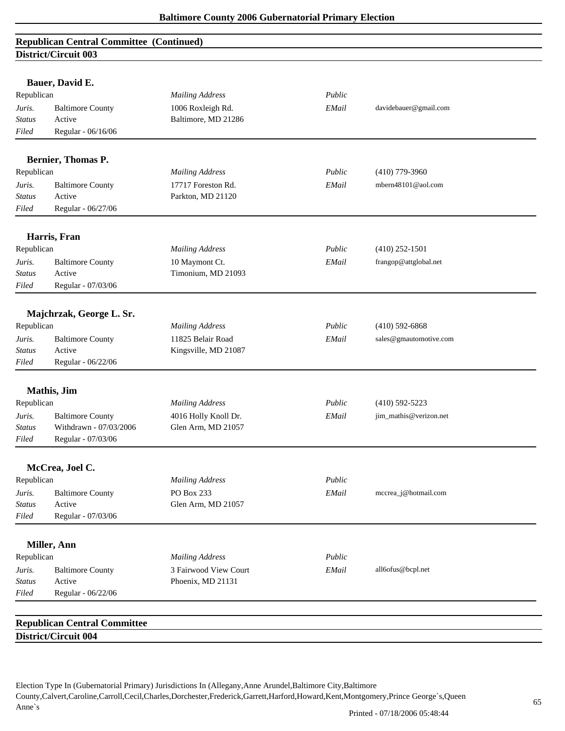## Republican Central Committee (Continued)

### District/Circuit 003

**Bauer, David E.**

| Republican | | *Mailing Address* | *Public* | |
|---|---|---|---|---|
| *Juris.* | Baltimore County | 1006 Roxleigh Rd. | *EMail* | davidebauer@gmail.com |
| *Status* | Active | Baltimore, MD 21286 | | |
| *Filed* | Regular - 06/16/06 | | | |

**Bernier, Thomas P.**

| Republican | | *Mailing Address* | *Public* | (410) 779-3960 |
|---|---|---|---|---|
| *Juris.* | Baltimore County | 17717 Foreston Rd. | *EMail* | mbern48101@aol.com |
| *Status* | Active | Parkton, MD 21120 | | |
| *Filed* | Regular - 06/27/06 | | | |

**Harris, Fran**

| Republican | | *Mailing Address* | *Public* | (410) 252-1501 |
|---|---|---|---|---|
| *Juris.* | Baltimore County | 10 Maymont Ct. | *EMail* | frangop@attglobal.net |
| *Status* | Active | Timonium, MD 21093 | | |
| *Filed* | Regular - 07/03/06 | | | |

**Majchrzak, George L. Sr.**

| Republican | | *Mailing Address* | *Public* | (410) 592-6868 |
|---|---|---|---|---|
| *Juris.* | Baltimore County | 11825 Belair Road | *EMail* | sales@gmautomotive.com |
| *Status* | Active | Kingsville, MD 21087 | | |
| *Filed* | Regular - 06/22/06 | | | |

**Mathis, Jim**

| Republican | | *Mailing Address* | *Public* | (410) 592-5223 |
|---|---|---|---|---|
| *Juris.* | Baltimore County | 4016 Holly Knoll Dr. | *EMail* | jim_mathis@verizon.net |
| *Status* | Withdrawn - 07/03/2006 | Glen Arm, MD 21057 | | |
| *Filed* | Regular - 07/03/06 | | | |

**McCrea, Joel C.**

| Republican | | *Mailing Address* | *Public* | |
|---|---|---|---|---|
| *Juris.* | Baltimore County | PO Box 233 | *EMail* | mccrea_j@hotmail.com |
| *Status* | Active | Glen Arm, MD 21057 | | |
| *Filed* | Regular - 07/03/06 | | | |

**Miller, Ann**

| Republican | | *Mailing Address* | *Public* | |
|---|---|---|---|---|
| *Juris.* | Baltimore County | 3 Fairwood View Court | *EMail* | all6ofus@bcpl.net |
| *Status* | Active | Phoenix, MD 21131 | | |
| *Filed* | Regular - 06/22/06 | | | |

## Republican Central Committee

### District/Circuit 004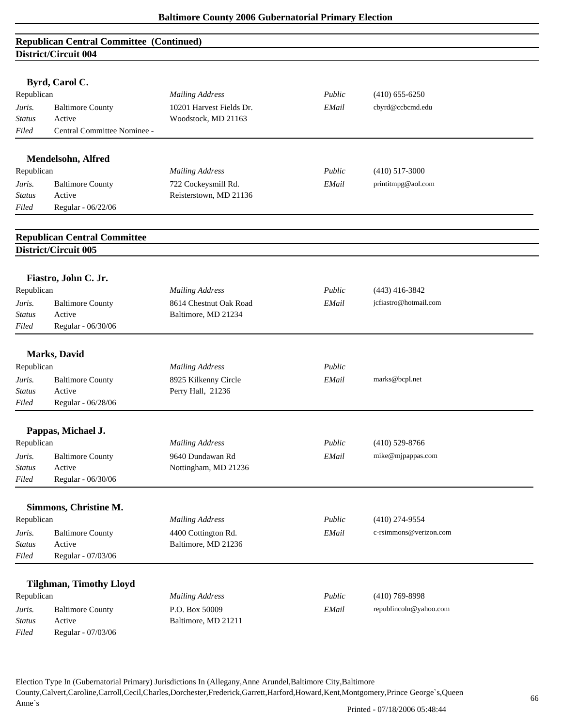## Republican Central Committee (Continued)

### District/Circuit 004

**Byrd, Carol C.**

| Republican | | *Mailing Address* | *Public* | (410) 655-6250 |
|---|---|---|---|---|
| *Juris.* | Baltimore County | 10201 Harvest Fields Dr. | *EMail* | cbyrd@ccbcmd.edu |
| *Status* | Active | Woodstock, MD 21163 | | |
| *Filed* | Central Committee Nominee - | | | |

**Mendelsohn, Alfred**

| Republican | | *Mailing Address* | *Public* | (410) 517-3000 |
|---|---|---|---|---|
| *Juris.* | Baltimore County | 722 Cockeysmill Rd. | *EMail* | printitmpg@aol.com |
| *Status* | Active | Reisterstown, MD 21136 | | |
| *Filed* | Regular - 06/22/06 | | | |

## Republican Central Committee

### District/Circuit 005

**Fiastro, John C. Jr.**

| Republican | | *Mailing Address* | *Public* | (443) 416-3842 |
|---|---|---|---|---|
| *Juris.* | Baltimore County | 8614 Chestnut Oak Road | *EMail* | jcfiastro@hotmail.com |
| *Status* | Active | Baltimore, MD 21234 | | |
| *Filed* | Regular - 06/30/06 | | | |

**Marks, David**

| Republican | | *Mailing Address* | *Public* | |
|---|---|---|---|---|
| *Juris.* | Baltimore County | 8925 Kilkenny Circle | *EMail* | marks@bcpl.net |
| *Status* | Active | Perry Hall, 21236 | | |
| *Filed* | Regular - 06/28/06 | | | |

**Pappas, Michael J.**

| Republican | | *Mailing Address* | *Public* | (410) 529-8766 |
|---|---|---|---|---|
| *Juris.* | Baltimore County | 9640 Dundawan Rd | *EMail* | mike@mjpappas.com |
| *Status* | Active | Nottingham, MD 21236 | | |
| *Filed* | Regular - 06/30/06 | | | |

**Simmons, Christine M.**

| Republican | | *Mailing Address* | *Public* | (410) 274-9554 |
|---|---|---|---|---|
| *Juris.* | Baltimore County | 4400 Cottington Rd. | *EMail* | c-rsimmons@verizon.com |
| *Status* | Active | Baltimore, MD 21236 | | |
| *Filed* | Regular - 07/03/06 | | | |

**Tilghman, Timothy Lloyd**

| Republican | | *Mailing Address* | *Public* | (410) 769-8998 |
|---|---|---|---|---|
| *Juris.* | Baltimore County | P.O. Box 50009 | *EMail* | republincoln@yahoo.com |
| *Status* | Active | Baltimore, MD 21211 | | |
| *Filed* | Regular - 07/03/06 | | | |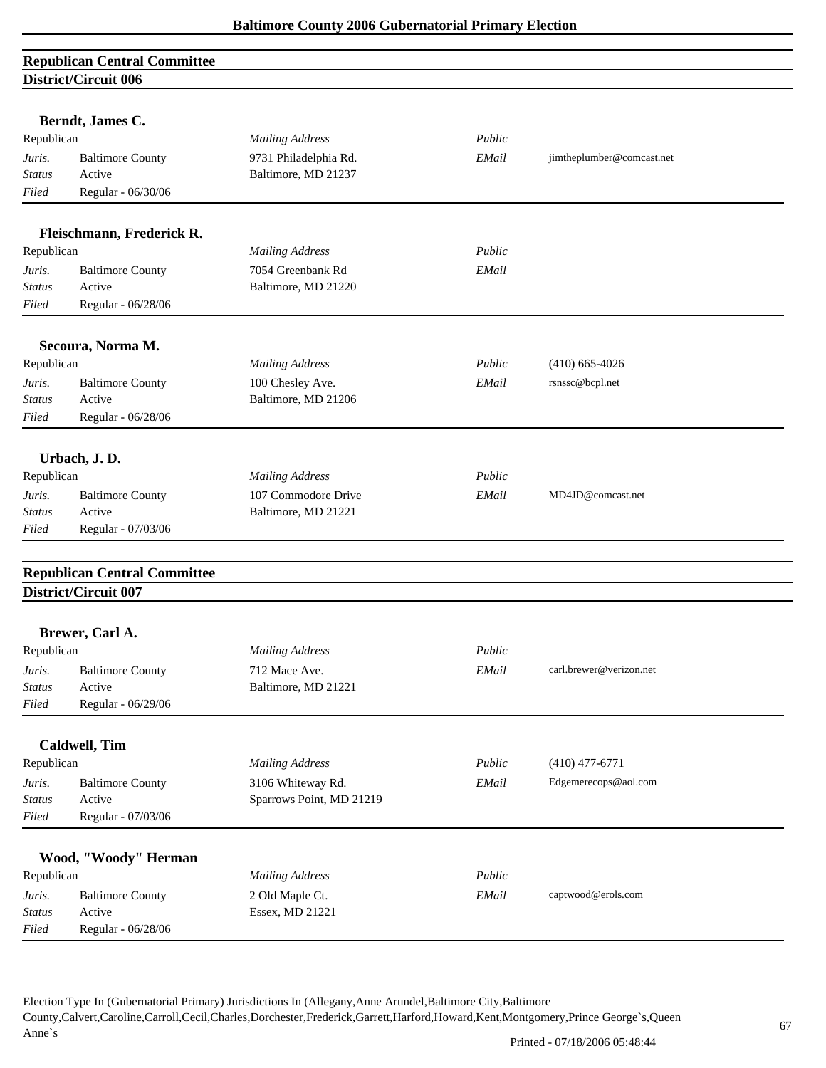## Republican Central Committee
### District/Circuit 006

**Berndt, James C.**

| Republican | | *Mailing Address* | *Public* | |
|---|---|---|---|---|
| *Juris.* | Baltimore County | 9731 Philadelphia Rd. | *EMail* | jimtheplumber@comcast.net |
| *Status* | Active | Baltimore, MD 21237 | | |
| *Filed* | Regular - 06/30/06 | | | |

**Fleischmann, Frederick R.**

| Republican | | *Mailing Address* | *Public* | |
|---|---|---|---|---|
| *Juris.* | Baltimore County | 7054 Greenbank Rd | *EMail* | |
| *Status* | Active | Baltimore, MD 21220 | | |
| *Filed* | Regular - 06/28/06 | | | |

**Secoura, Norma M.**

| Republican | | *Mailing Address* | *Public* | (410) 665-4026 |
|---|---|---|---|---|
| *Juris.* | Baltimore County | 100 Chesley Ave. | *EMail* | rsnssc@bcpl.net |
| *Status* | Active | Baltimore, MD 21206 | | |
| *Filed* | Regular - 06/28/06 | | | |

**Urbach, J. D.**

| Republican | | *Mailing Address* | *Public* | |
|---|---|---|---|---|
| *Juris.* | Baltimore County | 107 Commodore Drive | *EMail* | MD4JD@comcast.net |
| *Status* | Active | Baltimore, MD 21221 | | |
| *Filed* | Regular - 07/03/06 | | | |

## Republican Central Committee
### District/Circuit 007

**Brewer, Carl A.**

| Republican | | *Mailing Address* | *Public* | |
|---|---|---|---|---|
| *Juris.* | Baltimore County | 712 Mace Ave. | *EMail* | carl.brewer@verizon.net |
| *Status* | Active | Baltimore, MD 21221 | | |
| *Filed* | Regular - 06/29/06 | | | |

**Caldwell, Tim**

| Republican | | *Mailing Address* | *Public* | (410) 477-6771 |
|---|---|---|---|---|
| *Juris.* | Baltimore County | 3106 Whiteway Rd. | *EMail* | Edgemerecops@aol.com |
| *Status* | Active | Sparrows Point, MD 21219 | | |
| *Filed* | Regular - 07/03/06 | | | |

**Wood, "Woody" Herman**

| Republican | | *Mailing Address* | *Public* | |
|---|---|---|---|---|
| *Juris.* | Baltimore County | 2 Old Maple Ct. | *EMail* | captwood@erols.com |
| *Status* | Active | Essex, MD 21221 | | |
| *Filed* | Regular - 06/28/06 | | | |

Election Type In (Gubernatorial Primary) Jurisdictions In (Allegany,Anne Arundel,Baltimore City,Baltimore County,Calvert,Caroline,Carroll,Cecil,Charles,Dorchester,Frederick,Garrett,Harford,Howard,Kent,Montgomery,Prince George`s,Queen Anne`s

Printed - 07/18/2006 05:48:44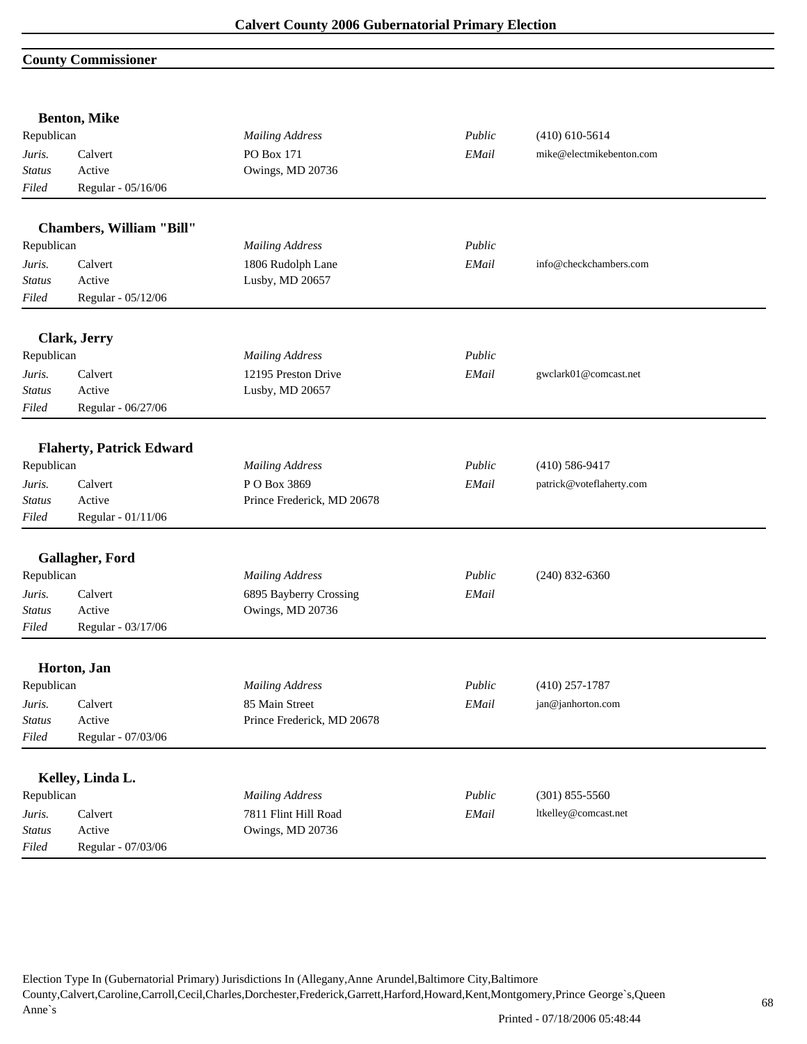## County Commissioner

**Benton, Mike**

| | | | | |
|---|---|---|---|---|
| Republican | | *Mailing Address* | *Public* | (410) 610-5614 |
| *Juris.* | Calvert | PO Box 171 | *EMail* | mike@electmikebenton.com |
| *Status* | Active | Owings, MD 20736 | | |
| *Filed* | Regular - 05/16/06 | | | |

**Chambers, William "Bill"**

| | | | | |
|---|---|---|---|---|
| Republican | | *Mailing Address* | *Public* | |
| *Juris.* | Calvert | 1806 Rudolph Lane | *EMail* | info@checkchambers.com |
| *Status* | Active | Lusby, MD 20657 | | |
| *Filed* | Regular - 05/12/06 | | | |

**Clark, Jerry**

| | | | | |
|---|---|---|---|---|
| Republican | | *Mailing Address* | *Public* | |
| *Juris.* | Calvert | 12195 Preston Drive | *EMail* | gwclark01@comcast.net |
| *Status* | Active | Lusby, MD 20657 | | |
| *Filed* | Regular - 06/27/06 | | | |

**Flaherty, Patrick Edward**

| | | | | |
|---|---|---|---|---|
| Republican | | *Mailing Address* | *Public* | (410) 586-9417 |
| *Juris.* | Calvert | P O Box 3869 | *EMail* | patrick@voteflaherty.com |
| *Status* | Active | Prince Frederick, MD 20678 | | |
| *Filed* | Regular - 01/11/06 | | | |

**Gallagher, Ford**

| | | | | |
|---|---|---|---|---|
| Republican | | *Mailing Address* | *Public* | (240) 832-6360 |
| *Juris.* | Calvert | 6895 Bayberry Crossing | *EMail* | |
| *Status* | Active | Owings, MD 20736 | | |
| *Filed* | Regular - 03/17/06 | | | |

**Horton, Jan**

| | | | | |
|---|---|---|---|---|
| Republican | | *Mailing Address* | *Public* | (410) 257-1787 |
| *Juris.* | Calvert | 85 Main Street | *EMail* | jan@janhorton.com |
| *Status* | Active | Prince Frederick, MD 20678 | | |
| *Filed* | Regular - 07/03/06 | | | |

**Kelley, Linda L.**

| | | | | |
|---|---|---|---|---|
| Republican | | *Mailing Address* | *Public* | (301) 855-5560 |
| *Juris.* | Calvert | 7811 Flint Hill Road | *EMail* | ltkelley@comcast.net |
| *Status* | Active | Owings, MD 20736 | | |
| *Filed* | Regular - 07/03/06 | | | |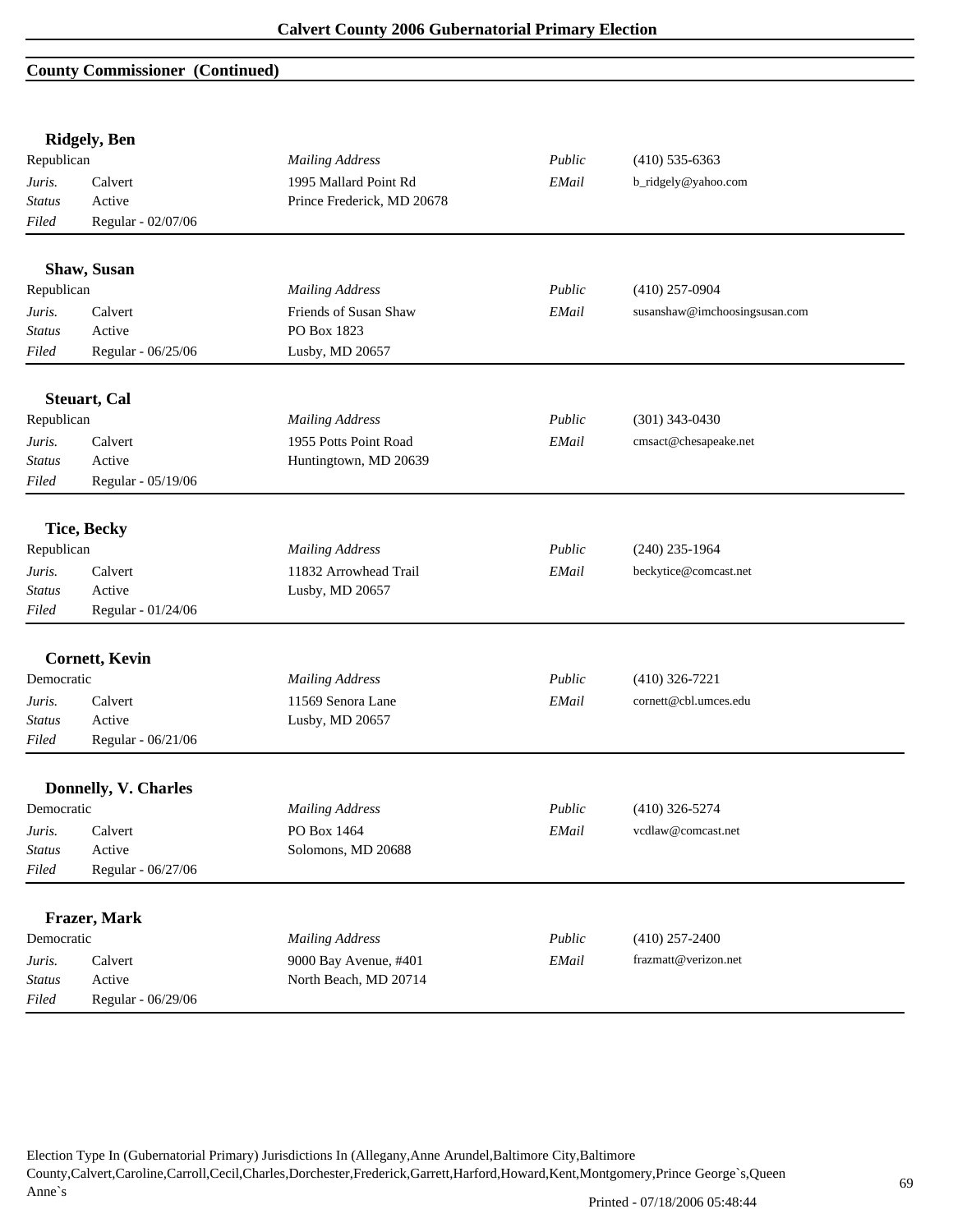## County Commissioner (Continued)

### Ridgely, Ben

| | | | | |
|---|---|---|---|---|
| Republican | | *Mailing Address* | *Public* | (410) 535-6363 |
| *Juris.* | Calvert | 1995 Mallard Point Rd | *EMail* | b_ridgely@yahoo.com |
| *Status* | Active | Prince Frederick, MD 20678 | | |
| *Filed* | Regular - 02/07/06 | | | |

### Shaw, Susan

| | | | | |
|---|---|---|---|---|
| Republican | | *Mailing Address* | *Public* | (410) 257-0904 |
| *Juris.* | Calvert | Friends of Susan Shaw | *EMail* | susanshaw@imchoosingsusan.com |
| *Status* | Active | PO Box 1823 | | |
| *Filed* | Regular - 06/25/06 | Lusby, MD 20657 | | |

### Steuart, Cal

| | | | | |
|---|---|---|---|---|
| Republican | | *Mailing Address* | *Public* | (301) 343-0430 |
| *Juris.* | Calvert | 1955 Potts Point Road | *EMail* | cmsact@chesapeake.net |
| *Status* | Active | Huntingtown, MD 20639 | | |
| *Filed* | Regular - 05/19/06 | | | |

### Tice, Becky

| | | | | |
|---|---|---|---|---|
| Republican | | *Mailing Address* | *Public* | (240) 235-1964 |
| *Juris.* | Calvert | 11832 Arrowhead Trail | *EMail* | beckytice@comcast.net |
| *Status* | Active | Lusby, MD 20657 | | |
| *Filed* | Regular - 01/24/06 | | | |

### Cornett, Kevin

| | | | | |
|---|---|---|---|---|
| Democratic | | *Mailing Address* | *Public* | (410) 326-7221 |
| *Juris.* | Calvert | 11569 Senora Lane | *EMail* | cornett@cbl.umces.edu |
| *Status* | Active | Lusby, MD 20657 | | |
| *Filed* | Regular - 06/21/06 | | | |

### Donnelly, V. Charles

| | | | | |
|---|---|---|---|---|
| Democratic | | *Mailing Address* | *Public* | (410) 326-5274 |
| *Juris.* | Calvert | PO Box 1464 | *EMail* | vcdlaw@comcast.net |
| *Status* | Active | Solomons, MD 20688 | | |
| *Filed* | Regular - 06/27/06 | | | |

### Frazer, Mark

| | | | | |
|---|---|---|---|---|
| Democratic | | *Mailing Address* | *Public* | (410) 257-2400 |
| *Juris.* | Calvert | 9000 Bay Avenue, #401 | *EMail* | frazmatt@verizon.net |
| *Status* | Active | North Beach, MD 20714 | | |
| *Filed* | Regular - 06/29/06 | | | |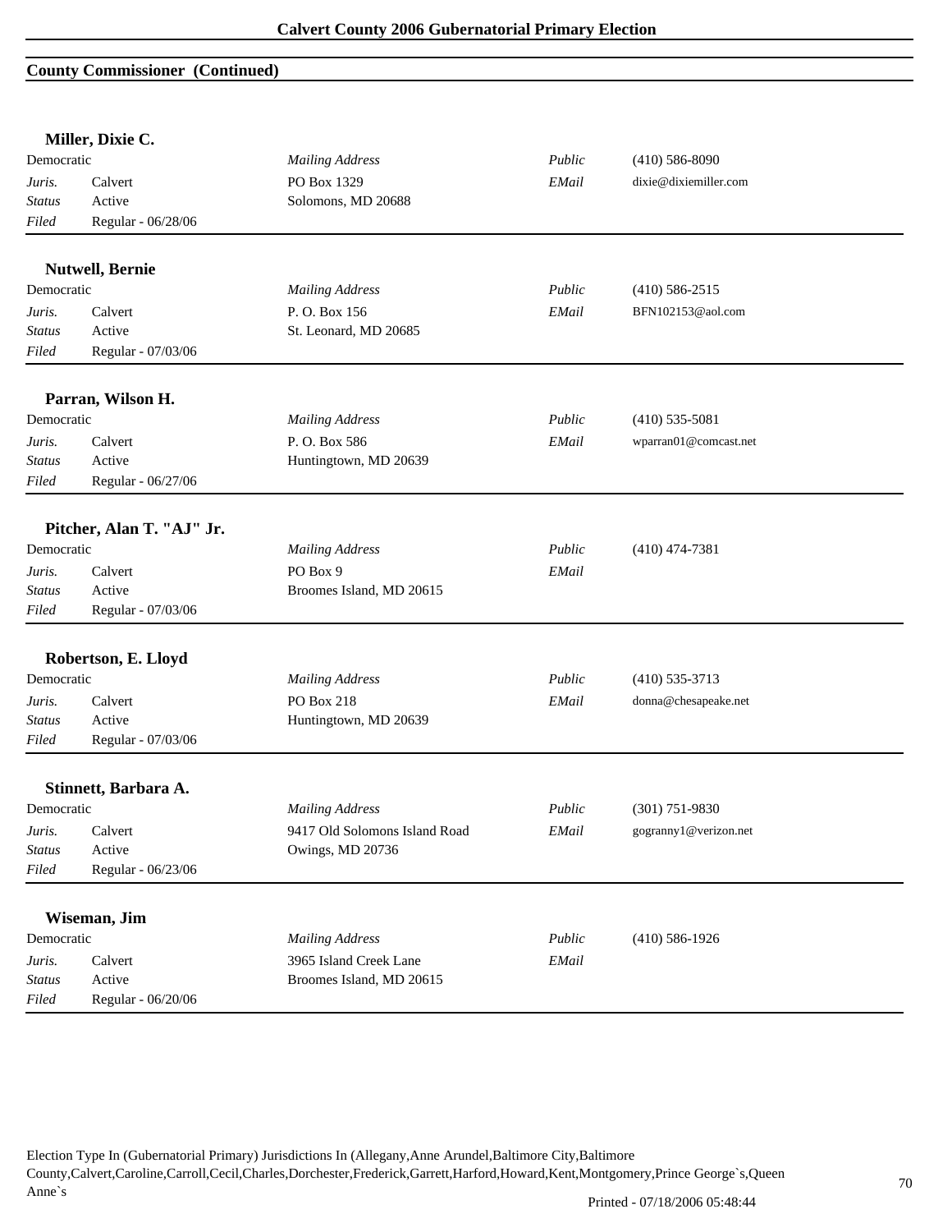## County Commissioner (Continued)

### Miller, Dixie C.

| | | | | |
|---|---|---|---|---|
| Democratic | | *Mailing Address* | *Public* | (410) 586-8090 |
| *Juris.* | Calvert | PO Box 1329 | *EMail* | dixie@dixiemiller.com |
| *Status* | Active | Solomons, MD 20688 | | |
| *Filed* | Regular - 06/28/06 | | | |

### Nutwell, Bernie

| | | | | |
|---|---|---|---|---|
| Democratic | | *Mailing Address* | *Public* | (410) 586-2515 |
| *Juris.* | Calvert | P. O. Box 156 | *EMail* | BFN102153@aol.com |
| *Status* | Active | St. Leonard, MD 20685 | | |
| *Filed* | Regular - 07/03/06 | | | |

### Parran, Wilson H.

| | | | | |
|---|---|---|---|---|
| Democratic | | *Mailing Address* | *Public* | (410) 535-5081 |
| *Juris.* | Calvert | P. O. Box 586 | *EMail* | wparran01@comcast.net |
| *Status* | Active | Huntingtown, MD 20639 | | |
| *Filed* | Regular - 06/27/06 | | | |

### Pitcher, Alan T. "AJ" Jr.

| | | | | |
|---|---|---|---|---|
| Democratic | | *Mailing Address* | *Public* | (410) 474-7381 |
| *Juris.* | Calvert | PO Box 9 | *EMail* | |
| *Status* | Active | Broomes Island, MD 20615 | | |
| *Filed* | Regular - 07/03/06 | | | |

### Robertson, E. Lloyd

| | | | | |
|---|---|---|---|---|
| Democratic | | *Mailing Address* | *Public* | (410) 535-3713 |
| *Juris.* | Calvert | PO Box 218 | *EMail* | donna@chesapeake.net |
| *Status* | Active | Huntingtown, MD 20639 | | |
| *Filed* | Regular - 07/03/06 | | | |

### Stinnett, Barbara A.

| | | | | |
|---|---|---|---|---|
| Democratic | | *Mailing Address* | *Public* | (301) 751-9830 |
| *Juris.* | Calvert | 9417 Old Solomons Island Road | *EMail* | gogranny1@verizon.net |
| *Status* | Active | Owings, MD 20736 | | |
| *Filed* | Regular - 06/23/06 | | | |

### Wiseman, Jim

| | | | | |
|---|---|---|---|---|
| Democratic | | *Mailing Address* | *Public* | (410) 586-1926 |
| *Juris.* | Calvert | 3965 Island Creek Lane | *EMail* | |
| *Status* | Active | Broomes Island, MD 20615 | | |
| *Filed* | Regular - 06/20/06 | | | |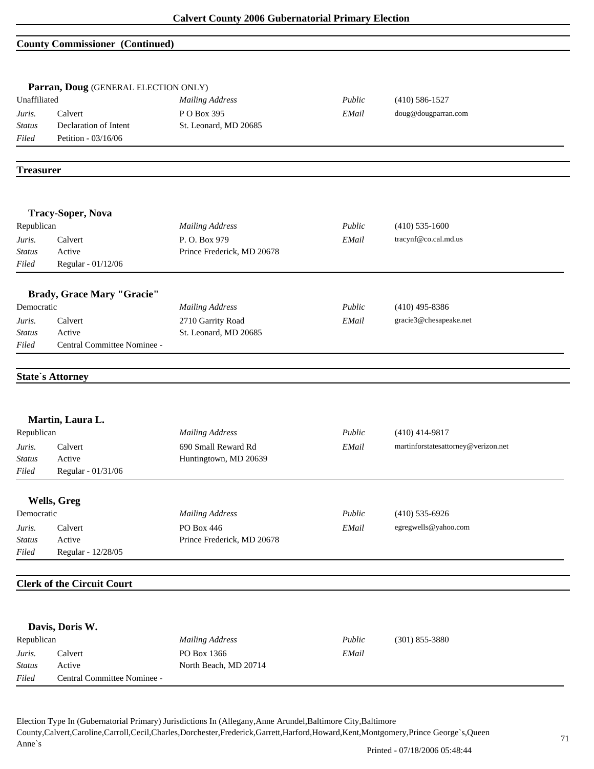## County Commissioner (Continued)

### Parran, Doug (GENERAL ELECTION ONLY)

| Unaffiliated | | *Mailing Address* | *Public* | (410) 586-1527 |
|---|---|---|---|---|
| *Juris.* | Calvert | P O Box 395 | *EMail* | doug@dougparran.com |
| *Status* | Declaration of Intent | St. Leonard, MD 20685 | | |
| *Filed* | Petition - 03/16/06 | | | |

## Treasurer

### Tracy-Soper, Nova

| Republican | | *Mailing Address* | *Public* | (410) 535-1600 |
|---|---|---|---|---|
| *Juris.* | Calvert | P. O. Box 979 | *EMail* | tracynf@co.cal.md.us |
| *Status* | Active | Prince Frederick, MD 20678 | | |
| *Filed* | Regular - 01/12/06 | | | |

### Brady, Grace Mary "Gracie"

| Democratic | | *Mailing Address* | *Public* | (410) 495-8386 |
|---|---|---|---|---|
| *Juris.* | Calvert | 2710 Garrity Road | *EMail* | gracie3@chesapeake.net |
| *Status* | Active | St. Leonard, MD 20685 | | |
| *Filed* | Central Committee Nominee - | | | |

## State`s Attorney

### Martin, Laura L.

| Republican | | *Mailing Address* | *Public* | (410) 414-9817 |
|---|---|---|---|---|
| *Juris.* | Calvert | 690 Small Reward Rd | *EMail* | martinforstatesattorney@verizon.net |
| *Status* | Active | Huntingtown, MD 20639 | | |
| *Filed* | Regular - 01/31/06 | | | |

### Wells, Greg

| Democratic | | *Mailing Address* | *Public* | (410) 535-6926 |
|---|---|---|---|---|
| *Juris.* | Calvert | PO Box 446 | *EMail* | egregwells@yahoo.com |
| *Status* | Active | Prince Frederick, MD 20678 | | |
| *Filed* | Regular - 12/28/05 | | | |

## Clerk of the Circuit Court

### Davis, Doris W.

| Republican | | *Mailing Address* | *Public* | (301) 855-3880 |
|---|---|---|---|---|
| *Juris.* | Calvert | PO Box 1366 | *EMail* | |
| *Status* | Active | North Beach, MD 20714 | | |
| *Filed* | Central Committee Nominee - | | | |

Election Type In (Gubernatorial Primary) Jurisdictions In (Allegany,Anne Arundel,Baltimore City,Baltimore County,Calvert,Caroline,Carroll,Cecil,Charles,Dorchester,Frederick,Garrett,Harford,Howard,Kent,Montgomery,Prince George`s,Queen Anne`s

Printed - 07/18/2006 05:48:44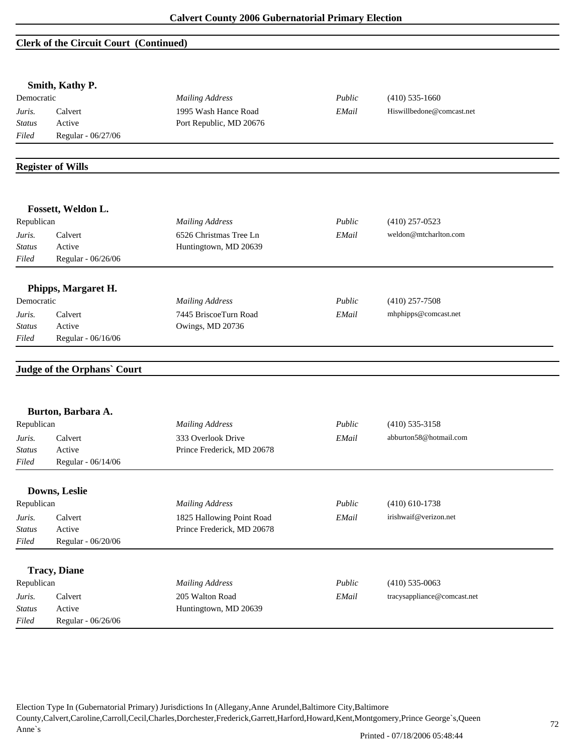## Clerk of the Circuit Court (Continued)

**Smith, Kathy P.**

| Democratic | | *Mailing Address* | *Public* | (410) 535-1660 |
|---|---|---|---|---|
| *Juris.* | Calvert | 1995 Wash Hance Road | *EMail* | Hiswillbedone@comcast.net |
| *Status* | Active | Port Republic, MD 20676 | | |
| *Filed* | Regular - 06/27/06 | | | |

## Register of Wills

**Fossett, Weldon L.**

| Republican | | *Mailing Address* | *Public* | (410) 257-0523 |
|---|---|---|---|---|
| *Juris.* | Calvert | 6526 Christmas Tree Ln | *EMail* | weldon@mtcharlton.com |
| *Status* | Active | Huntingtown, MD 20639 | | |
| *Filed* | Regular - 06/26/06 | | | |

**Phipps, Margaret H.**

| Democratic | | *Mailing Address* | *Public* | (410) 257-7508 |
|---|---|---|---|---|
| *Juris.* | Calvert | 7445 BriscoeTurn Road | *EMail* | mhphipps@comcast.net |
| *Status* | Active | Owings, MD 20736 | | |
| *Filed* | Regular - 06/16/06 | | | |

## Judge of the Orphans` Court

**Burton, Barbara A.**

| Republican | | *Mailing Address* | *Public* | (410) 535-3158 |
|---|---|---|---|---|
| *Juris.* | Calvert | 333 Overlook Drive | *EMail* | abburton58@hotmail.com |
| *Status* | Active | Prince Frederick, MD 20678 | | |
| *Filed* | Regular - 06/14/06 | | | |

**Downs, Leslie**

| Republican | | *Mailing Address* | *Public* | (410) 610-1738 |
|---|---|---|---|---|
| *Juris.* | Calvert | 1825 Hallowing Point Road | *EMail* | irishwaif@verizon.net |
| *Status* | Active | Prince Frederick, MD 20678 | | |
| *Filed* | Regular - 06/20/06 | | | |

**Tracy, Diane**

| Republican | | *Mailing Address* | *Public* | (410) 535-0063 |
|---|---|---|---|---|
| *Juris.* | Calvert | 205 Walton Road | *EMail* | tracysappliance@comcast.net |
| *Status* | Active | Huntingtown, MD 20639 | | |
| *Filed* | Regular - 06/26/06 | | | |

Election Type In (Gubernatorial Primary) Jurisdictions In (Allegany,Anne Arundel,Baltimore City,Baltimore County,Calvert,Caroline,Carroll,Cecil,Charles,Dorchester,Frederick,Garrett,Harford,Howard,Kent,Montgomery,Prince George`s,Queen Anne`s

Printed - 07/18/2006 05:48:44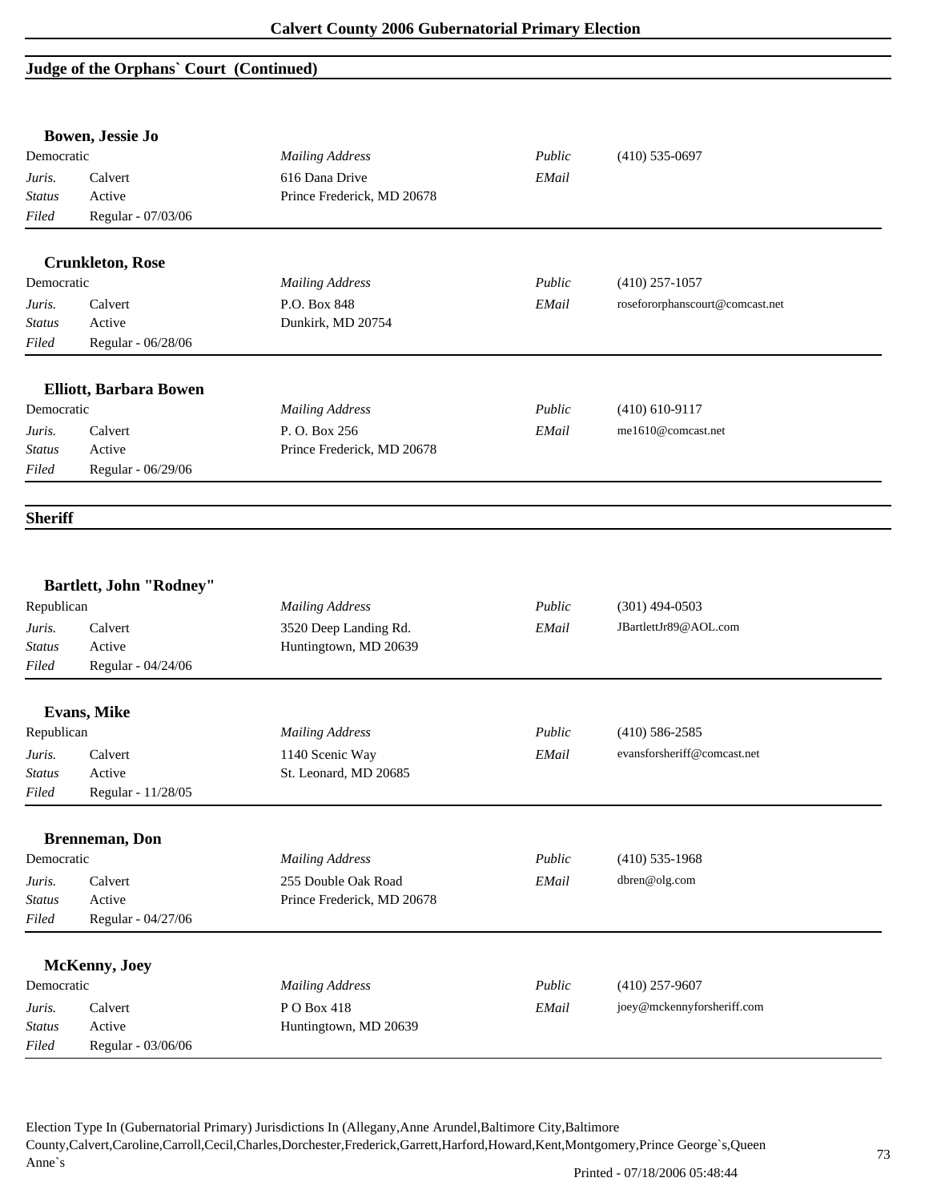## Judge of the Orphans` Court (Continued)

### Bowen, Jessie Jo

| Democratic | | *Mailing Address* | *Public* | (410) 535-0697 |
|---|---|---|---|---|
| *Juris.* | Calvert | 616 Dana Drive | *EMail* | |
| *Status* | Active | Prince Frederick, MD 20678 | | |
| *Filed* | Regular - 07/03/06 | | | |

### Crunkleton, Rose

| Democratic | | *Mailing Address* | *Public* | (410) 257-1057 |
|---|---|---|---|---|
| *Juris.* | Calvert | P.O. Box 848 | *EMail* | rosefororphanscourt@comcast.net |
| *Status* | Active | Dunkirk, MD 20754 | | |
| *Filed* | Regular - 06/28/06 | | | |

### Elliott, Barbara Bowen

| Democratic | | *Mailing Address* | *Public* | (410) 610-9117 |
|---|---|---|---|---|
| *Juris.* | Calvert | P. O. Box 256 | *EMail* | me1610@comcast.net |
| *Status* | Active | Prince Frederick, MD 20678 | | |
| *Filed* | Regular - 06/29/06 | | | |

## Sheriff

### Bartlett, John "Rodney"

| Republican | | *Mailing Address* | *Public* | (301) 494-0503 |
|---|---|---|---|---|
| *Juris.* | Calvert | 3520 Deep Landing Rd. | *EMail* | JBartlettJr89@AOL.com |
| *Status* | Active | Huntingtown, MD 20639 | | |
| *Filed* | Regular - 04/24/06 | | | |

### Evans, Mike

| Republican | | *Mailing Address* | *Public* | (410) 586-2585 |
|---|---|---|---|---|
| *Juris.* | Calvert | 1140 Scenic Way | *EMail* | evansforsheriff@comcast.net |
| *Status* | Active | St. Leonard, MD 20685 | | |
| *Filed* | Regular - 11/28/05 | | | |

### Brenneman, Don

| Democratic | | *Mailing Address* | *Public* | (410) 535-1968 |
|---|---|---|---|---|
| *Juris.* | Calvert | 255 Double Oak Road | *EMail* | dbren@olg.com |
| *Status* | Active | Prince Frederick, MD 20678 | | |
| *Filed* | Regular - 04/27/06 | | | |

### McKenny, Joey

| Democratic | | *Mailing Address* | *Public* | (410) 257-9607 |
|---|---|---|---|---|
| *Juris.* | Calvert | P O Box 418 | *EMail* | joey@mckennyforsheriff.com |
| *Status* | Active | Huntingtown, MD 20639 | | |
| *Filed* | Regular - 03/06/06 | | | |

Election Type In (Gubernatorial Primary) Jurisdictions In (Allegany,Anne Arundel,Baltimore City,Baltimore County,Calvert,Caroline,Carroll,Cecil,Charles,Dorchester,Frederick,Garrett,Harford,Howard,Kent,Montgomery,Prince George`s,Queen Anne`s

Printed - 07/18/2006 05:48:44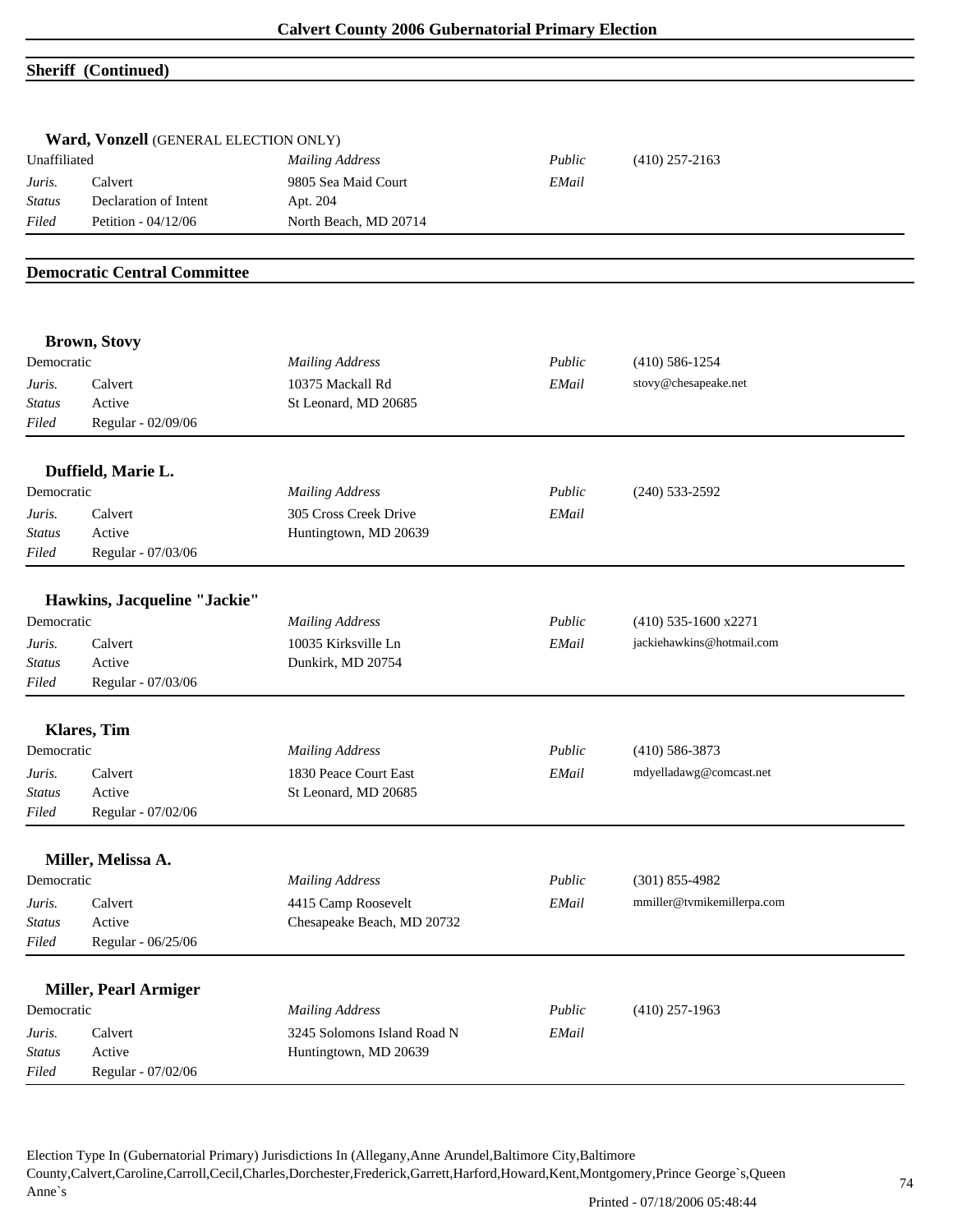## Sheriff (Continued)

### Ward, Vonzell (GENERAL ELECTION ONLY)

| Unaffiliated | | *Mailing Address* | *Public* | (410) 257-2163 |
|---|---|---|---|---|
| *Juris.* | Calvert | 9805 Sea Maid Court | *EMail* | |
| *Status* | Declaration of Intent | Apt. 204 | | |
| *Filed* | Petition - 04/12/06 | North Beach, MD 20714 | | |

## Democratic Central Committee

### Brown, Stovy

| Democratic | | *Mailing Address* | *Public* | (410) 586-1254 |
|---|---|---|---|---|
| *Juris.* | Calvert | 10375 Mackall Rd | *EMail* | stovy@chesapeake.net |
| *Status* | Active | St Leonard, MD 20685 | | |
| *Filed* | Regular - 02/09/06 | | | |

### Duffield, Marie L.

| Democratic | | *Mailing Address* | *Public* | (240) 533-2592 |
|---|---|---|---|---|
| *Juris.* | Calvert | 305 Cross Creek Drive | *EMail* | |
| *Status* | Active | Huntingtown, MD 20639 | | |
| *Filed* | Regular - 07/03/06 | | | |

### Hawkins, Jacqueline "Jackie"

| Democratic | | *Mailing Address* | *Public* | (410) 535-1600 x2271 |
|---|---|---|---|---|
| *Juris.* | Calvert | 10035 Kirksville Ln | *EMail* | jackiehawkins@hotmail.com |
| *Status* | Active | Dunkirk, MD 20754 | | |
| *Filed* | Regular - 07/03/06 | | | |

### Klares, Tim

| Democratic | | *Mailing Address* | *Public* | (410) 586-3873 |
|---|---|---|---|---|
| *Juris.* | Calvert | 1830 Peace Court East | *EMail* | mdyelladawg@comcast.net |
| *Status* | Active | St Leonard, MD 20685 | | |
| *Filed* | Regular - 07/02/06 | | | |

### Miller, Melissa A.

| Democratic | | *Mailing Address* | *Public* | (301) 855-4982 |
|---|---|---|---|---|
| *Juris.* | Calvert | 4415 Camp Roosevelt | *EMail* | mmiller@tvmikemillerpa.com |
| *Status* | Active | Chesapeake Beach, MD 20732 | | |
| *Filed* | Regular - 06/25/06 | | | |

### Miller, Pearl Armiger

| Democratic | | *Mailing Address* | *Public* | (410) 257-1963 |
|---|---|---|---|---|
| *Juris.* | Calvert | 3245 Solomons Island Road N | *EMail* | |
| *Status* | Active | Huntingtown, MD 20639 | | |
| *Filed* | Regular - 07/02/06 | | | |

Election Type In (Gubernatorial Primary) Jurisdictions In (Allegany,Anne Arundel,Baltimore City,Baltimore County,Calvert,Caroline,Carroll,Cecil,Charles,Dorchester,Frederick,Garrett,Harford,Howard,Kent,Montgomery,Prince George`s,Queen Anne`s

Printed - 07/18/2006 05:48:44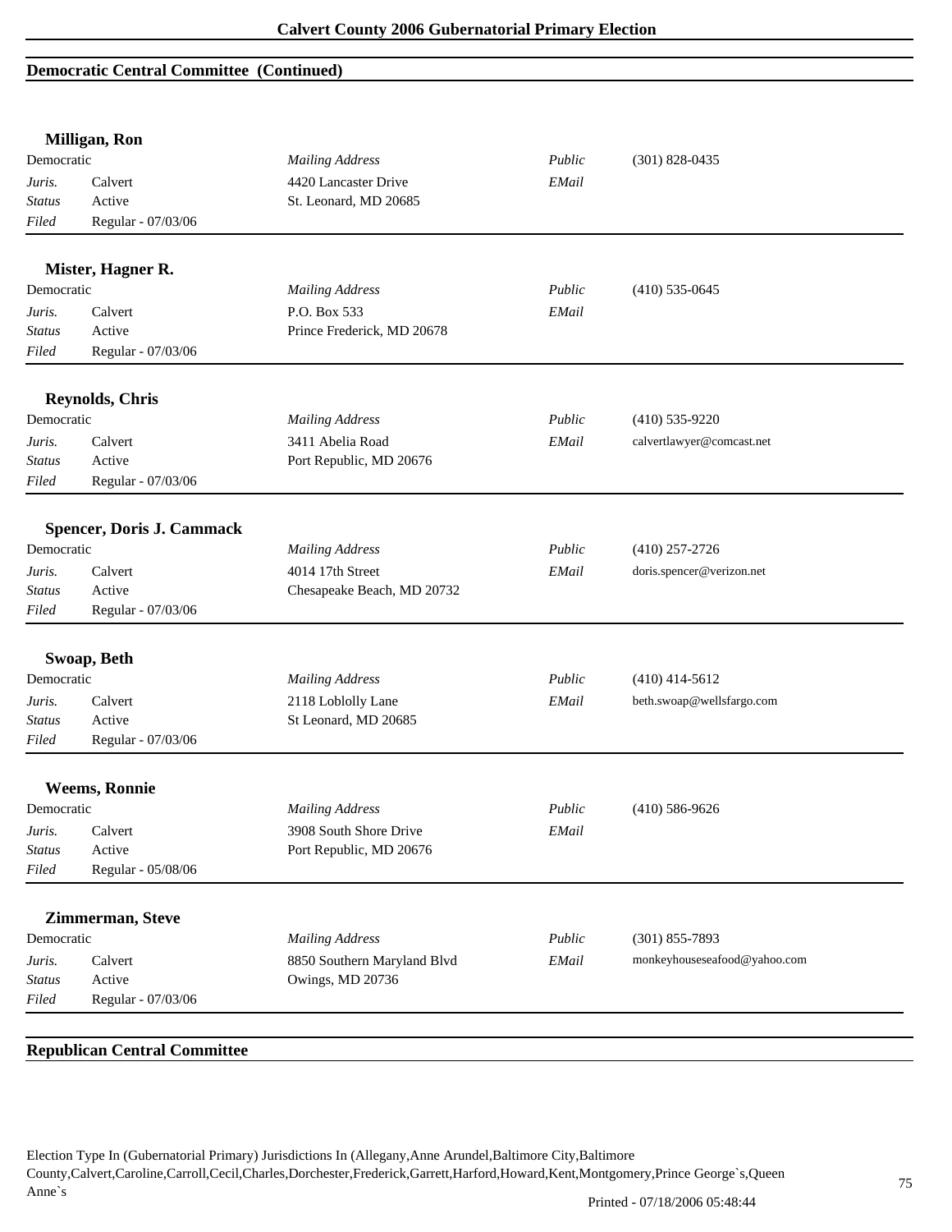## Democratic Central Committee (Continued)

### Milligan, Ron

| | | | | |
|---|---|---|---|---|
| Democratic | | *Mailing Address* | *Public* | (301) 828-0435 |
| *Juris.* | Calvert | 4420 Lancaster Drive | *EMail* | |
| *Status* | Active | St. Leonard, MD 20685 | | |
| *Filed* | Regular - 07/03/06 | | | |

### Mister, Hagner R.

| | | | | |
|---|---|---|---|---|
| Democratic | | *Mailing Address* | *Public* | (410) 535-0645 |
| *Juris.* | Calvert | P.O. Box 533 | *EMail* | |
| *Status* | Active | Prince Frederick, MD 20678 | | |
| *Filed* | Regular - 07/03/06 | | | |

### Reynolds, Chris

| | | | | |
|---|---|---|---|---|
| Democratic | | *Mailing Address* | *Public* | (410) 535-9220 |
| *Juris.* | Calvert | 3411 Abelia Road | *EMail* | calvertlawyer@comcast.net |
| *Status* | Active | Port Republic, MD 20676 | | |
| *Filed* | Regular - 07/03/06 | | | |

### Spencer, Doris J. Cammack

| | | | | |
|---|---|---|---|---|
| Democratic | | *Mailing Address* | *Public* | (410) 257-2726 |
| *Juris.* | Calvert | 4014 17th Street | *EMail* | doris.spencer@verizon.net |
| *Status* | Active | Chesapeake Beach, MD 20732 | | |
| *Filed* | Regular - 07/03/06 | | | |

### Swoap, Beth

| | | | | |
|---|---|---|---|---|
| Democratic | | *Mailing Address* | *Public* | (410) 414-5612 |
| *Juris.* | Calvert | 2118 Loblolly Lane | *EMail* | beth.swoap@wellsfargo.com |
| *Status* | Active | St Leonard, MD 20685 | | |
| *Filed* | Regular - 07/03/06 | | | |

### Weems, Ronnie

| | | | | |
|---|---|---|---|---|
| Democratic | | *Mailing Address* | *Public* | (410) 586-9626 |
| *Juris.* | Calvert | 3908 South Shore Drive | *EMail* | |
| *Status* | Active | Port Republic, MD 20676 | | |
| *Filed* | Regular - 05/08/06 | | | |

### Zimmerman, Steve

| | | | | |
|---|---|---|---|---|
| Democratic | | *Mailing Address* | *Public* | (301) 855-7893 |
| *Juris.* | Calvert | 8850 Southern Maryland Blvd | *EMail* | monkeyhouseseafood@yahoo.com |
| *Status* | Active | Owings, MD 20736 | | |
| *Filed* | Regular - 07/03/06 | | | |

## Republican Central Committee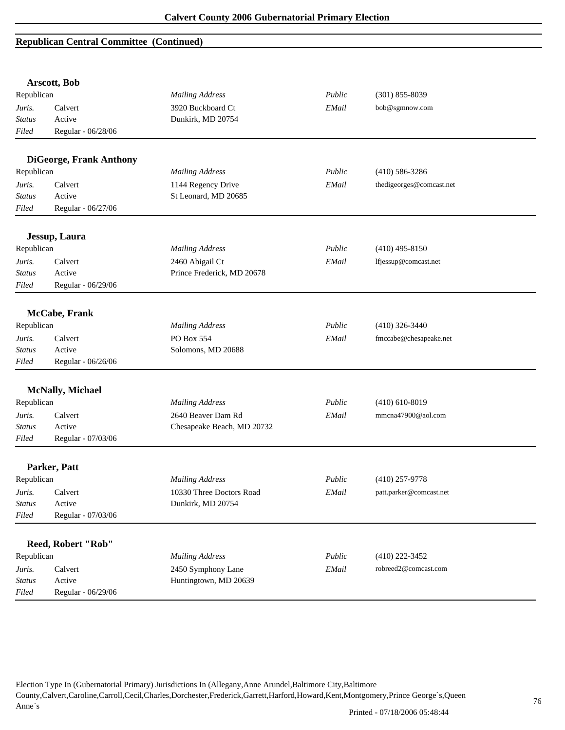## Republican Central Committee (Continued)

**Arscott, Bob**

| | | | | |
|---|---|---|---|---|
| Republican | | *Mailing Address* | *Public* | (301) 855-8039 |
| *Juris.* | Calvert | 3920 Buckboard Ct | *EMail* | bob@sgmnow.com |
| *Status* | Active | Dunkirk, MD 20754 | | |
| *Filed* | Regular - 06/28/06 | | | |

**DiGeorge, Frank Anthony**

| | | | | |
|---|---|---|---|---|
| Republican | | *Mailing Address* | *Public* | (410) 586-3286 |
| *Juris.* | Calvert | 1144 Regency Drive | *EMail* | thedigeorges@comcast.net |
| *Status* | Active | St Leonard, MD 20685 | | |
| *Filed* | Regular - 06/27/06 | | | |

**Jessup, Laura**

| | | | | |
|---|---|---|---|---|
| Republican | | *Mailing Address* | *Public* | (410) 495-8150 |
| *Juris.* | Calvert | 2460 Abigail Ct | *EMail* | lfjessup@comcast.net |
| *Status* | Active | Prince Frederick, MD 20678 | | |
| *Filed* | Regular - 06/29/06 | | | |

**McCabe, Frank**

| | | | | |
|---|---|---|---|---|
| Republican | | *Mailing Address* | *Public* | (410) 326-3440 |
| *Juris.* | Calvert | PO Box 554 | *EMail* | fmccabe@chesapeake.net |
| *Status* | Active | Solomons, MD 20688 | | |
| *Filed* | Regular - 06/26/06 | | | |

**McNally, Michael**

| | | | | |
|---|---|---|---|---|
| Republican | | *Mailing Address* | *Public* | (410) 610-8019 |
| *Juris.* | Calvert | 2640 Beaver Dam Rd | *EMail* | mmcna47900@aol.com |
| *Status* | Active | Chesapeake Beach, MD 20732 | | |
| *Filed* | Regular - 07/03/06 | | | |

**Parker, Patt**

| | | | | |
|---|---|---|---|---|
| Republican | | *Mailing Address* | *Public* | (410) 257-9778 |
| *Juris.* | Calvert | 10330 Three Doctors Road | *EMail* | patt.parker@comcast.net |
| *Status* | Active | Dunkirk, MD 20754 | | |
| *Filed* | Regular - 07/03/06 | | | |

**Reed, Robert "Rob"**

| | | | | |
|---|---|---|---|---|
| Republican | | *Mailing Address* | *Public* | (410) 222-3452 |
| *Juris.* | Calvert | 2450 Symphony Lane | *EMail* | robreed2@comcast.com |
| *Status* | Active | Huntingtown, MD 20639 | | |
| *Filed* | Regular - 06/29/06 | | | |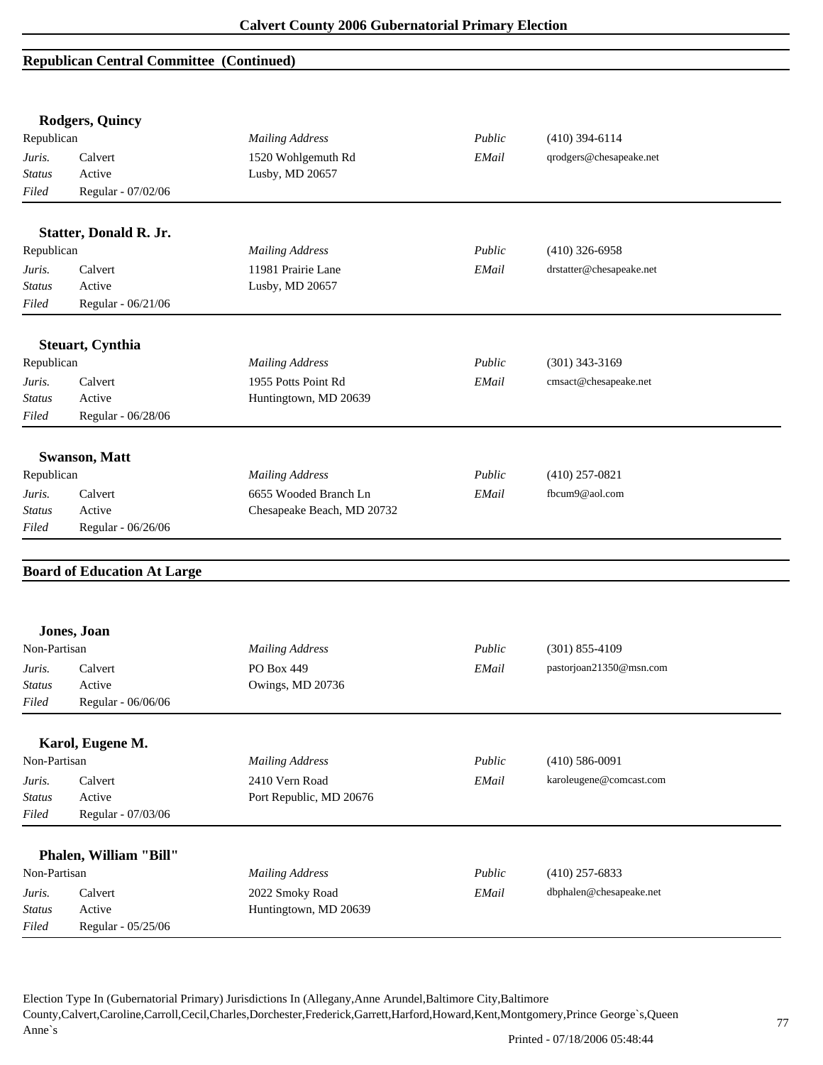## Republican Central Committee (Continued)

**Rodgers, Quincy**

| Republican | | *Mailing Address* | *Public* | (410) 394-6114 |
|---|---|---|---|---|
| *Juris.* | Calvert | 1520 Wohlgemuth Rd | *EMail* | qrodgers@chesapeake.net |
| *Status* | Active | Lusby, MD 20657 | | |
| *Filed* | Regular - 07/02/06 | | | |

**Statter, Donald R. Jr.**

| Republican | | *Mailing Address* | *Public* | (410) 326-6958 |
|---|---|---|---|---|
| *Juris.* | Calvert | 11981 Prairie Lane | *EMail* | drstatter@chesapeake.net |
| *Status* | Active | Lusby, MD 20657 | | |
| *Filed* | Regular - 06/21/06 | | | |

**Steuart, Cynthia**

| Republican | | *Mailing Address* | *Public* | (301) 343-3169 |
|---|---|---|---|---|
| *Juris.* | Calvert | 1955 Potts Point Rd | *EMail* | cmsact@chesapeake.net |
| *Status* | Active | Huntingtown, MD 20639 | | |
| *Filed* | Regular - 06/28/06 | | | |

**Swanson, Matt**

| Republican | | *Mailing Address* | *Public* | (410) 257-0821 |
|---|---|---|---|---|
| *Juris.* | Calvert | 6655 Wooded Branch Ln | *EMail* | fbcum9@aol.com |
| *Status* | Active | Chesapeake Beach, MD 20732 | | |
| *Filed* | Regular - 06/26/06 | | | |

## Board of Education At Large

**Jones, Joan**

| Non-Partisan | | *Mailing Address* | *Public* | (301) 855-4109 |
|---|---|---|---|---|
| *Juris.* | Calvert | PO Box 449 | *EMail* | pastorjoan21350@msn.com |
| *Status* | Active | Owings, MD 20736 | | |
| *Filed* | Regular - 06/06/06 | | | |

**Karol, Eugene M.**

| Non-Partisan | | *Mailing Address* | *Public* | (410) 586-0091 |
|---|---|---|---|---|
| *Juris.* | Calvert | 2410 Vern Road | *EMail* | karoleugene@comcast.com |
| *Status* | Active | Port Republic, MD 20676 | | |
| *Filed* | Regular - 07/03/06 | | | |

**Phalen, William "Bill"**

| Non-Partisan | | *Mailing Address* | *Public* | (410) 257-6833 |
|---|---|---|---|---|
| *Juris.* | Calvert | 2022 Smoky Road | *EMail* | dbphalen@chesapeake.net |
| *Status* | Active | Huntingtown, MD 20639 | | |
| *Filed* | Regular - 05/25/06 | | | |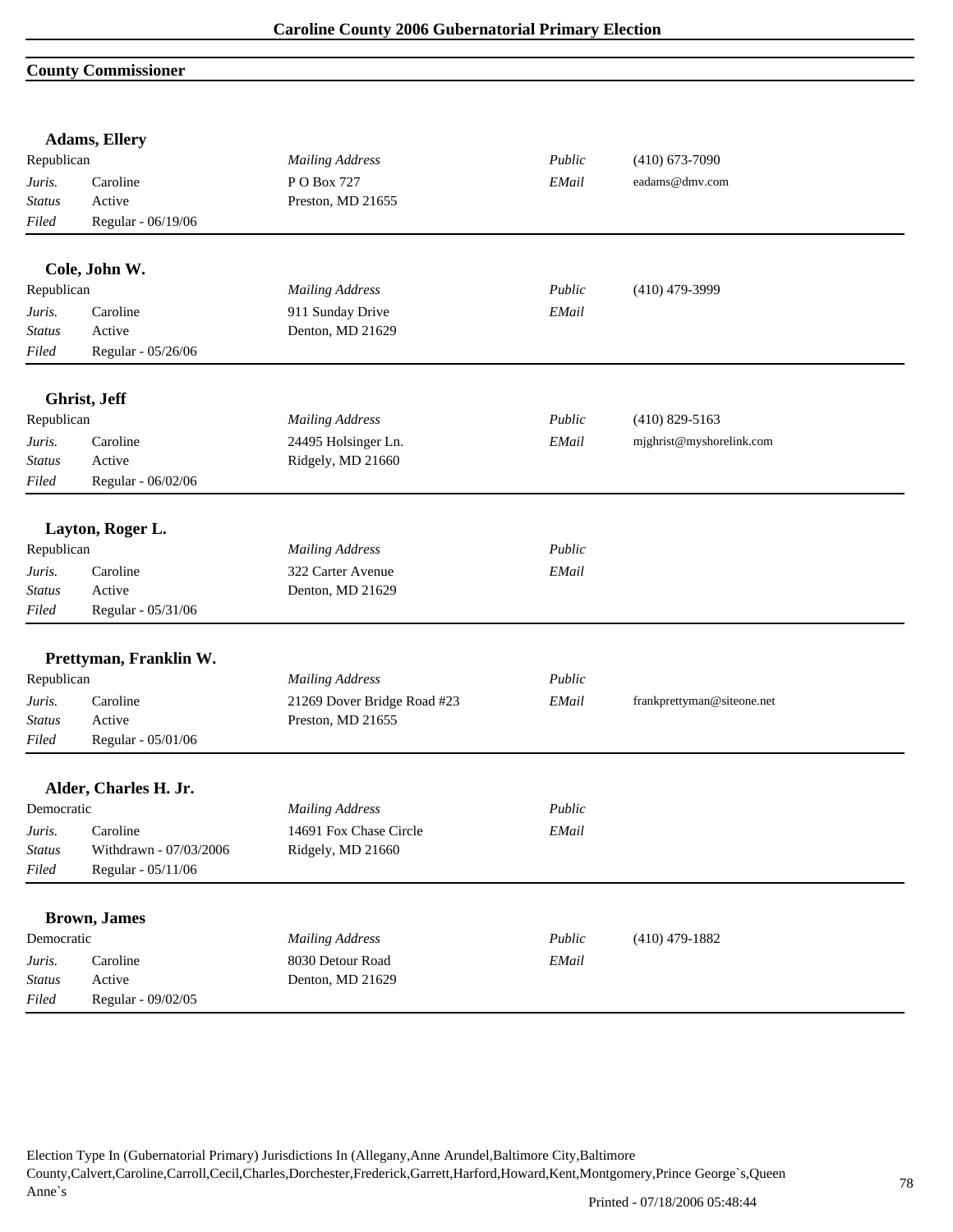# Caroline County 2006 Gubernatorial Primary Election

## County Commissioner

### Adams, Ellery

| Republican | | *Mailing Address* | *Public* | (410) 673-7090 |
|---|---|---|---|---|
| *Juris.* | Caroline | P O Box 727 | *EMail* | eadams@dmv.com |
| *Status* | Active | Preston, MD 21655 | | |
| *Filed* | Regular - 06/19/06 | | | |

### Cole, John W.

| Republican | | *Mailing Address* | *Public* | (410) 479-3999 |
|---|---|---|---|---|
| *Juris.* | Caroline | 911 Sunday Drive | *EMail* | |
| *Status* | Active | Denton, MD 21629 | | |
| *Filed* | Regular - 05/26/06 | | | |

### Ghrist, Jeff

| Republican | | *Mailing Address* | *Public* | (410) 829-5163 |
|---|---|---|---|---|
| *Juris.* | Caroline | 24495 Holsinger Ln. | *EMail* | mjghrist@myshorelink.com |
| *Status* | Active | Ridgely, MD 21660 | | |
| *Filed* | Regular - 06/02/06 | | | |

### Layton, Roger L.

| Republican | | *Mailing Address* | *Public* | |
|---|---|---|---|---|
| *Juris.* | Caroline | 322 Carter Avenue | *EMail* | |
| *Status* | Active | Denton, MD 21629 | | |
| *Filed* | Regular - 05/31/06 | | | |

### Prettyman, Franklin W.

| Republican | | *Mailing Address* | *Public* | |
|---|---|---|---|---|
| *Juris.* | Caroline | 21269 Dover Bridge Road #23 | *EMail* | frankprettyman@siteone.net |
| *Status* | Active | Preston, MD 21655 | | |
| *Filed* | Regular - 05/01/06 | | | |

### Alder, Charles H. Jr.

| Democratic | | *Mailing Address* | *Public* | |
|---|---|---|---|---|
| *Juris.* | Caroline | 14691 Fox Chase Circle | *EMail* | |
| *Status* | Withdrawn - 07/03/2006 | Ridgely, MD 21660 | | |
| *Filed* | Regular - 05/11/06 | | | |

### Brown, James

| Democratic | | *Mailing Address* | *Public* | (410) 479-1882 |
|---|---|---|---|---|
| *Juris.* | Caroline | 8030 Detour Road | *EMail* | |
| *Status* | Active | Denton, MD 21629 | | |
| *Filed* | Regular - 09/02/05 | | | |

Election Type In (Gubernatorial Primary) Jurisdictions In (Allegany,Anne Arundel,Baltimore City,Baltimore County,Calvert,Caroline,Carroll,Cecil,Charles,Dorchester,Frederick,Garrett,Harford,Howard,Kent,Montgomery,Prince George`s,Queen Anne`s

Printed - 07/18/2006 05:48:44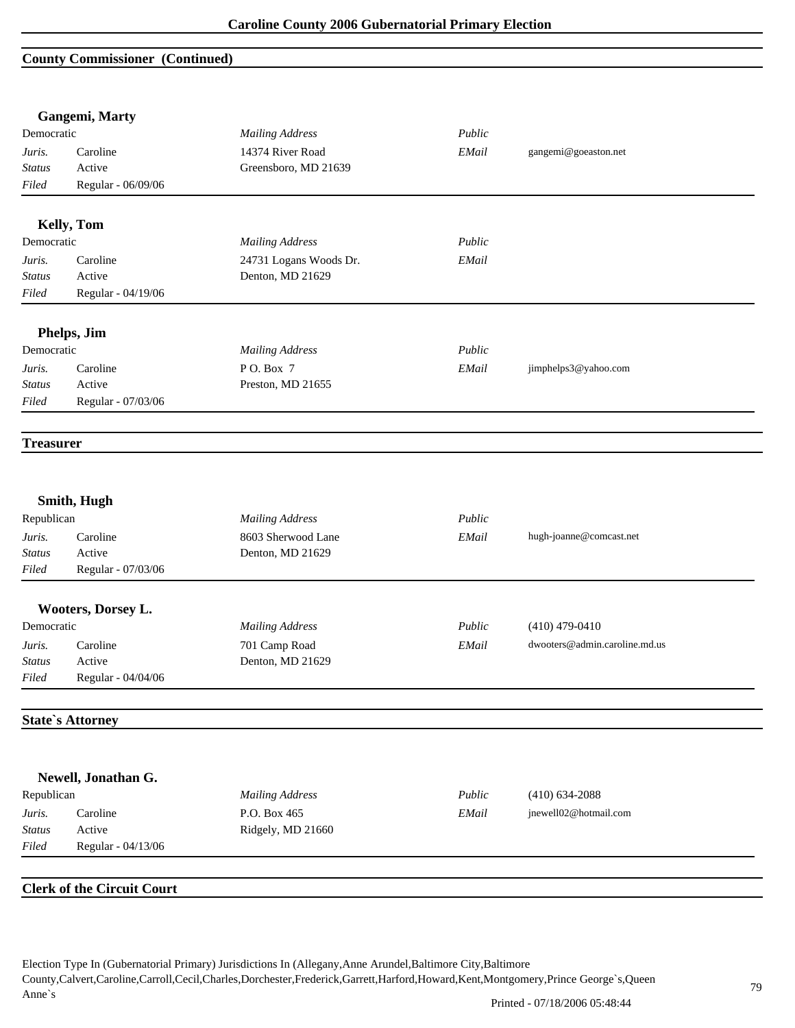## County Commissioner (Continued)

### Gangemi, Marty

| Democratic | | *Mailing Address* | *Public* | |
|---|---|---|---|---|
| *Juris.* | Caroline | 14374 River Road | *EMail* | gangemi@goeaston.net |
| *Status* | Active | Greensboro, MD 21639 | | |
| *Filed* | Regular - 06/09/06 | | | |

### Kelly, Tom

| Democratic | | *Mailing Address* | *Public* | |
|---|---|---|---|---|
| *Juris.* | Caroline | 24731 Logans Woods Dr. | *EMail* | |
| *Status* | Active | Denton, MD 21629 | | |
| *Filed* | Regular - 04/19/06 | | | |

### Phelps, Jim

| Democratic | | *Mailing Address* | *Public* | |
|---|---|---|---|---|
| *Juris.* | Caroline | P O. Box 7 | *EMail* | jimphelps3@yahoo.com |
| *Status* | Active | Preston, MD 21655 | | |
| *Filed* | Regular - 07/03/06 | | | |

## Treasurer

### Smith, Hugh

| Republican | | *Mailing Address* | *Public* | |
|---|---|---|---|---|
| *Juris.* | Caroline | 8603 Sherwood Lane | *EMail* | hugh-joanne@comcast.net |
| *Status* | Active | Denton, MD 21629 | | |
| *Filed* | Regular - 07/03/06 | | | |

### Wooters, Dorsey L.

| Democratic | | *Mailing Address* | *Public* | (410) 479-0410 |
|---|---|---|---|---|
| *Juris.* | Caroline | 701 Camp Road | *EMail* | dwooters@admin.caroline.md.us |
| *Status* | Active | Denton, MD 21629 | | |
| *Filed* | Regular - 04/04/06 | | | |

## State`s Attorney

### Newell, Jonathan G.

| Republican | | *Mailing Address* | *Public* | (410) 634-2088 |
|---|---|---|---|---|
| *Juris.* | Caroline | P.O. Box 465 | *EMail* | jnewell02@hotmail.com |
| *Status* | Active | Ridgely, MD 21660 | | |
| *Filed* | Regular - 04/13/06 | | | |

## Clerk of the Circuit Court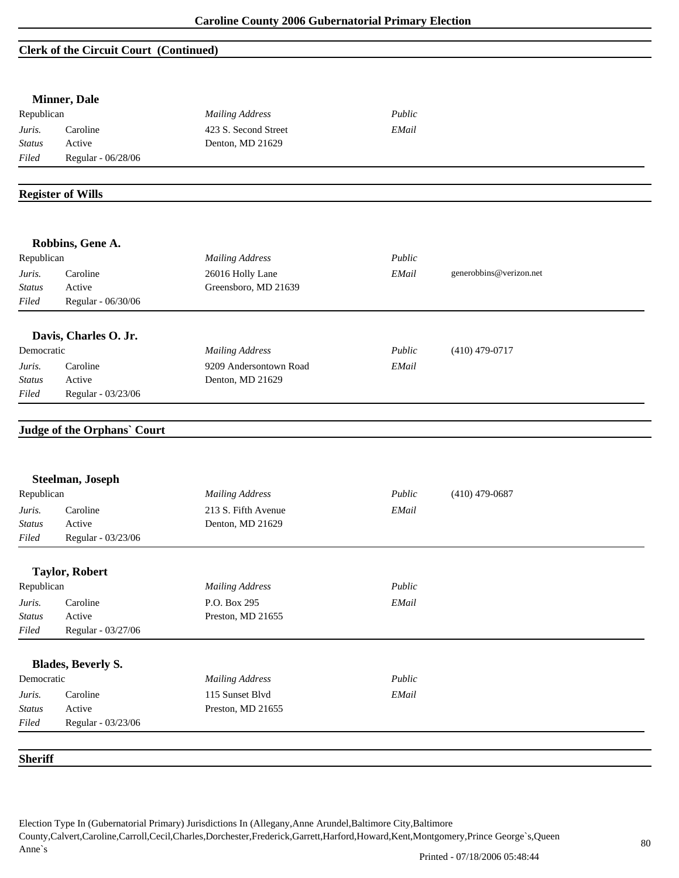## Clerk of the Circuit Court (Continued)

### Minner, Dale

| Republican | | *Mailing Address* | *Public* | |
|---|---|---|---|---|
| *Juris.* | Caroline | 423 S. Second Street | *EMail* | |
| *Status* | Active | Denton, MD 21629 | | |
| *Filed* | Regular - 06/28/06 | | | |

## Register of Wills

### Robbins, Gene A.

| Republican | | *Mailing Address* | *Public* | |
|---|---|---|---|---|
| *Juris.* | Caroline | 26016 Holly Lane | *EMail* | generobbins@verizon.net |
| *Status* | Active | Greensboro, MD 21639 | | |
| *Filed* | Regular - 06/30/06 | | | |

### Davis, Charles O. Jr.

| Democratic | | *Mailing Address* | *Public* | (410) 479-0717 |
|---|---|---|---|---|
| *Juris.* | Caroline | 9209 Andersontown Road | *EMail* | |
| *Status* | Active | Denton, MD 21629 | | |
| *Filed* | Regular - 03/23/06 | | | |

## Judge of the Orphans` Court

### Steelman, Joseph

| Republican | | *Mailing Address* | *Public* | (410) 479-0687 |
|---|---|---|---|---|
| *Juris.* | Caroline | 213 S. Fifth Avenue | *EMail* | |
| *Status* | Active | Denton, MD 21629 | | |
| *Filed* | Regular - 03/23/06 | | | |

### Taylor, Robert

| Republican | | *Mailing Address* | *Public* | |
|---|---|---|---|---|
| *Juris.* | Caroline | P.O. Box 295 | *EMail* | |
| *Status* | Active | Preston, MD 21655 | | |
| *Filed* | Regular - 03/27/06 | | | |

### Blades, Beverly S.

| Democratic | | *Mailing Address* | *Public* | |
|---|---|---|---|---|
| *Juris.* | Caroline | 115 Sunset Blvd | *EMail* | |
| *Status* | Active | Preston, MD 21655 | | |
| *Filed* | Regular - 03/23/06 | | | |

## Sheriff

Election Type In (Gubernatorial Primary) Jurisdictions In (Allegany,Anne Arundel,Baltimore City,Baltimore County,Calvert,Caroline,Carroll,Cecil,Charles,Dorchester,Frederick,Garrett,Harford,Howard,Kent,Montgomery,Prince George`s,Queen Anne`s

Printed - 07/18/2006 05:48:44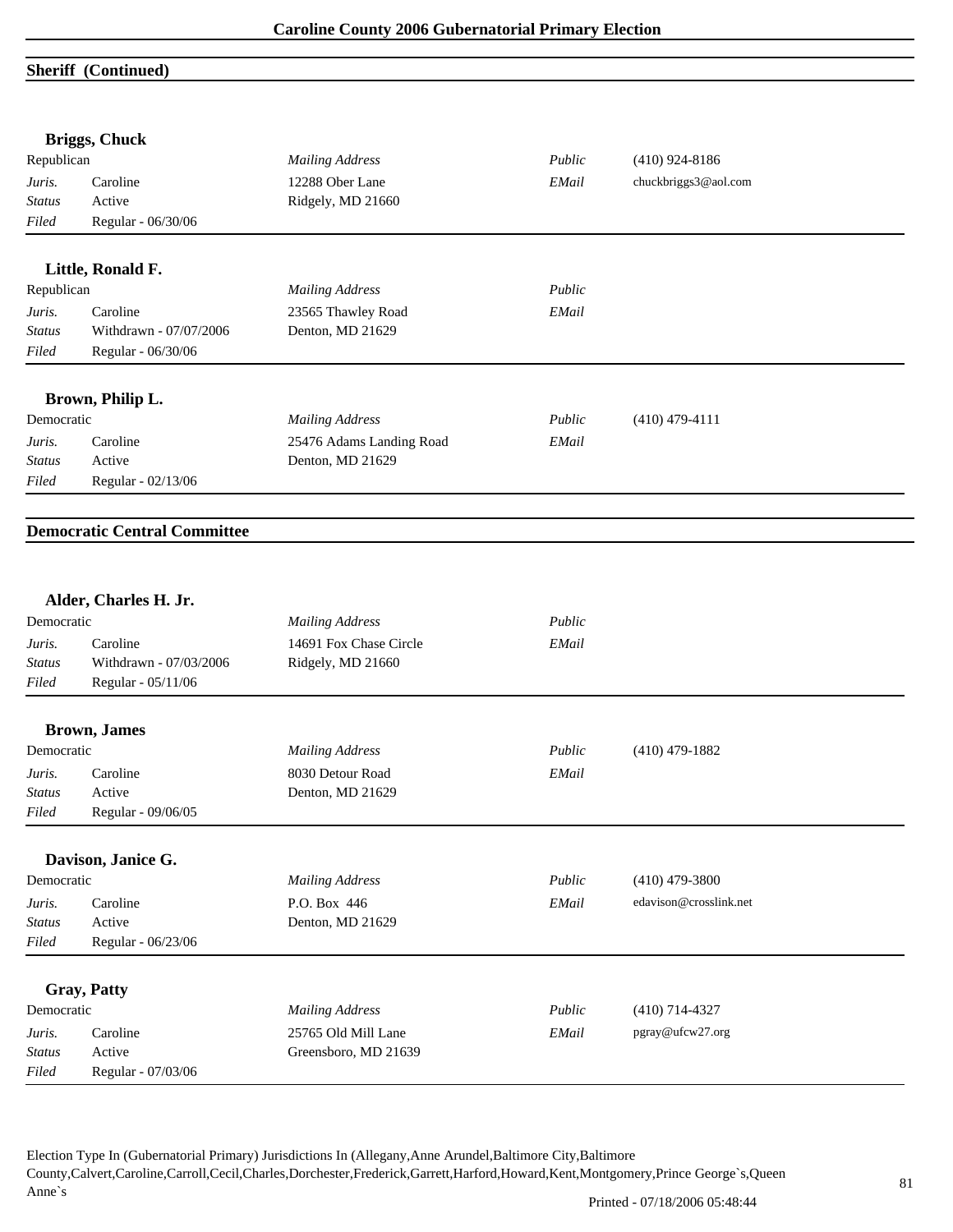## Sheriff (Continued)

### Briggs, Chuck

| | | | | |
|---|---|---|---|---|
| Republican | | *Mailing Address* | *Public* | (410) 924-8186 |
| *Juris.* | Caroline | 12288 Ober Lane | *EMail* | chuckbriggs3@aol.com |
| *Status* | Active | Ridgely, MD 21660 | | |
| *Filed* | Regular - 06/30/06 | | | |

### Little, Ronald F.

| | | | | |
|---|---|---|---|---|
| Republican | | *Mailing Address* | *Public* | |
| *Juris.* | Caroline | 23565 Thawley Road | *EMail* | |
| *Status* | Withdrawn - 07/07/2006 | Denton, MD 21629 | | |
| *Filed* | Regular - 06/30/06 | | | |

### Brown, Philip L.

| | | | | |
|---|---|---|---|---|
| Democratic | | *Mailing Address* | *Public* | (410) 479-4111 |
| *Juris.* | Caroline | 25476 Adams Landing Road | *EMail* | |
| *Status* | Active | Denton, MD 21629 | | |
| *Filed* | Regular - 02/13/06 | | | |

## Democratic Central Committee

### Alder, Charles H. Jr.

| | | | | |
|---|---|---|---|---|
| Democratic | | *Mailing Address* | *Public* | |
| *Juris.* | Caroline | 14691 Fox Chase Circle | *EMail* | |
| *Status* | Withdrawn - 07/03/2006 | Ridgely, MD 21660 | | |
| *Filed* | Regular - 05/11/06 | | | |

### Brown, James

| | | | | |
|---|---|---|---|---|
| Democratic | | *Mailing Address* | *Public* | (410) 479-1882 |
| *Juris.* | Caroline | 8030 Detour Road | *EMail* | |
| *Status* | Active | Denton, MD 21629 | | |
| *Filed* | Regular - 09/06/05 | | | |

### Davison, Janice G.

| | | | | |
|---|---|---|---|---|
| Democratic | | *Mailing Address* | *Public* | (410) 479-3800 |
| *Juris.* | Caroline | P.O. Box 446 | *EMail* | edavison@crosslink.net |
| *Status* | Active | Denton, MD 21629 | | |
| *Filed* | Regular - 06/23/06 | | | |

### Gray, Patty

| | | | | |
|---|---|---|---|---|
| Democratic | | *Mailing Address* | *Public* | (410) 714-4327 |
| *Juris.* | Caroline | 25765 Old Mill Lane | *EMail* | pgray@ufcw27.org |
| *Status* | Active | Greensboro, MD 21639 | | |
| *Filed* | Regular - 07/03/06 | | | |

Election Type In (Gubernatorial Primary) Jurisdictions In (Allegany,Anne Arundel,Baltimore City,Baltimore County,Calvert,Caroline,Carroll,Cecil,Charles,Dorchester,Frederick,Garrett,Harford,Howard,Kent,Montgomery,Prince George`s,Queen Anne`s

Printed - 07/18/2006 05:48:44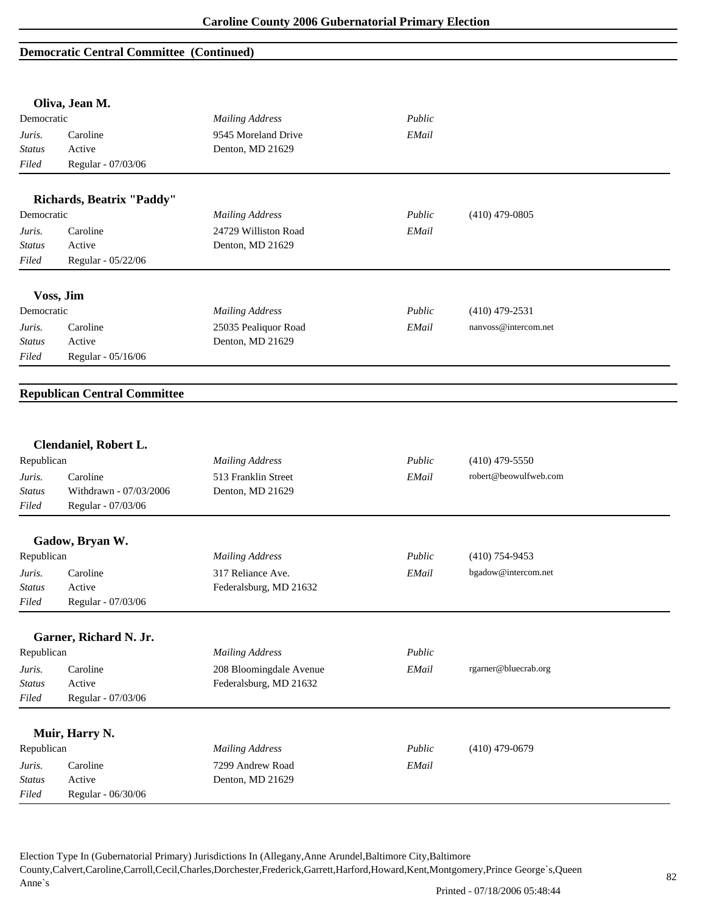## Democratic Central Committee (Continued)

### Oliva, Jean M.

| Democratic | | *Mailing Address* | *Public* | |
|---|---|---|---|---|
| *Juris.* | Caroline | 9545 Moreland Drive | *EMail* | |
| *Status* | Active | Denton, MD 21629 | | |
| *Filed* | Regular - 07/03/06 | | | |

### Richards, Beatrix "Paddy"

| Democratic | | *Mailing Address* | *Public* | (410) 479-0805 |
|---|---|---|---|---|
| *Juris.* | Caroline | 24729 Williston Road | *EMail* | |
| *Status* | Active | Denton, MD 21629 | | |
| *Filed* | Regular - 05/22/06 | | | |

### Voss, Jim

| Democratic | | *Mailing Address* | *Public* | (410) 479-2531 |
|---|---|---|---|---|
| *Juris.* | Caroline | 25035 Pealiquor Road | *EMail* | nanvoss@intercom.net |
| *Status* | Active | Denton, MD 21629 | | |
| *Filed* | Regular - 05/16/06 | | | |

## Republican Central Committee

### Clendaniel, Robert L.

| Republican | | *Mailing Address* | *Public* | (410) 479-5550 |
|---|---|---|---|---|
| *Juris.* | Caroline | 513 Franklin Street | *EMail* | robert@beowulfweb.com |
| *Status* | Withdrawn - 07/03/2006 | Denton, MD 21629 | | |
| *Filed* | Regular - 07/03/06 | | | |

### Gadow, Bryan W.

| Republican | | *Mailing Address* | *Public* | (410) 754-9453 |
|---|---|---|---|---|
| *Juris.* | Caroline | 317 Reliance Ave. | *EMail* | bgadow@intercom.net |
| *Status* | Active | Federalsburg, MD 21632 | | |
| *Filed* | Regular - 07/03/06 | | | |

### Garner, Richard N. Jr.

| Republican | | *Mailing Address* | *Public* | |
|---|---|---|---|---|
| *Juris.* | Caroline | 208 Bloomingdale Avenue | *EMail* | rgarner@bluecrab.org |
| *Status* | Active | Federalsburg, MD 21632 | | |
| *Filed* | Regular - 07/03/06 | | | |

### Muir, Harry N.

| Republican | | *Mailing Address* | *Public* | (410) 479-0679 |
|---|---|---|---|---|
| *Juris.* | Caroline | 7299 Andrew Road | *EMail* | |
| *Status* | Active | Denton, MD 21629 | | |
| *Filed* | Regular - 06/30/06 | | | |

Election Type In (Gubernatorial Primary) Jurisdictions In (Allegany,Anne Arundel,Baltimore City,Baltimore County,Calvert,Caroline,Carroll,Cecil,Charles,Dorchester,Frederick,Garrett,Harford,Howard,Kent,Montgomery,Prince George`s,Queen Anne`s

Printed - 07/18/2006 05:48:44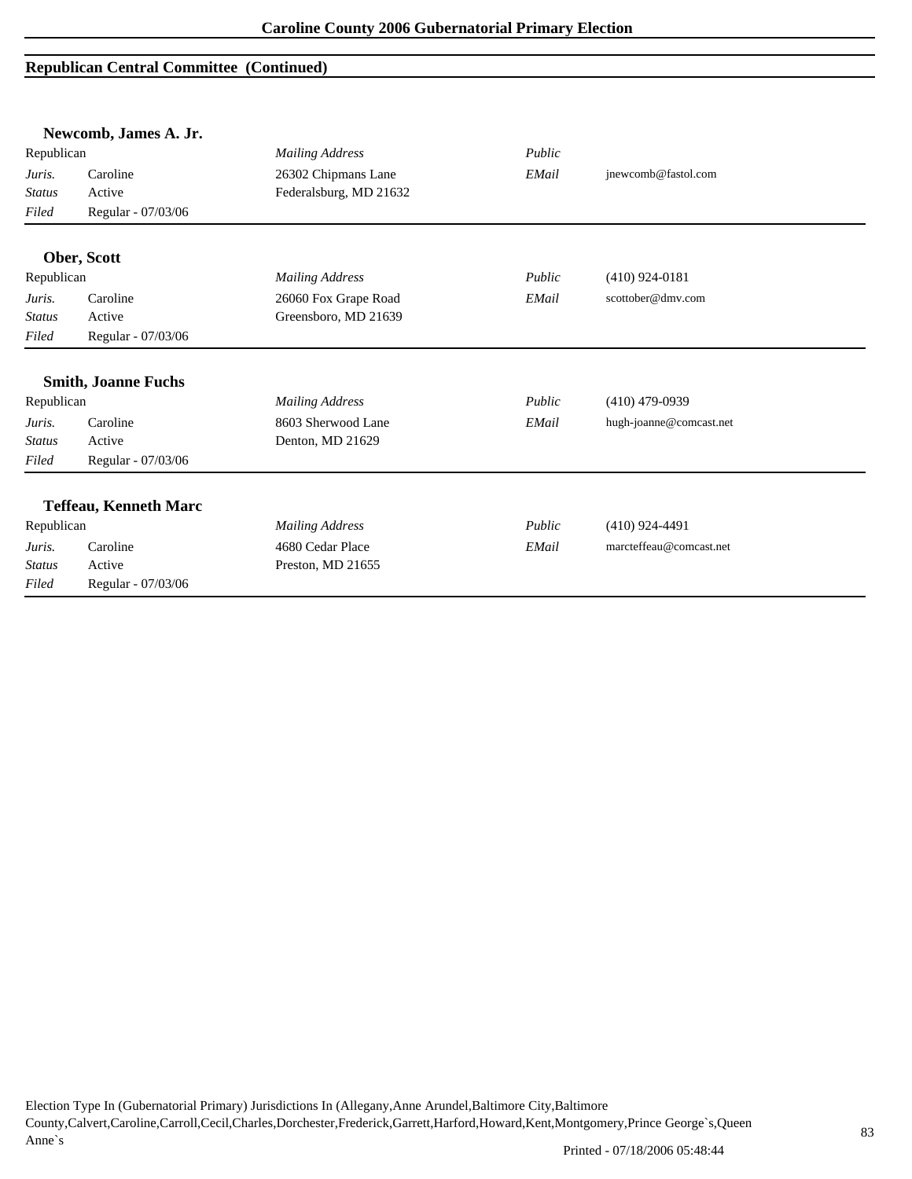## Republican Central Committee (Continued)

### Newcomb, James A. Jr.

| Republican | | *Mailing Address* | *Public* | |
|---|---|---|---|---|
| *Juris.* | Caroline | 26302 Chipmans Lane | *EMail* | jnewcomb@fastol.com |
| *Status* | Active | Federalsburg, MD 21632 | | |
| *Filed* | Regular - 07/03/06 | | | |

### Ober, Scott

| Republican | | *Mailing Address* | *Public* | (410) 924-0181 |
|---|---|---|---|---|
| *Juris.* | Caroline | 26060 Fox Grape Road | *EMail* | scottober@dmv.com |
| *Status* | Active | Greensboro, MD 21639 | | |
| *Filed* | Regular - 07/03/06 | | | |

### Smith, Joanne Fuchs

| Republican | | *Mailing Address* | *Public* | (410) 479-0939 |
|---|---|---|---|---|
| *Juris.* | Caroline | 8603 Sherwood Lane | *EMail* | hugh-joanne@comcast.net |
| *Status* | Active | Denton, MD 21629 | | |
| *Filed* | Regular - 07/03/06 | | | |

### Teffeau, Kenneth Marc

| Republican | | *Mailing Address* | *Public* | (410) 924-4491 |
|---|---|---|---|---|
| *Juris.* | Caroline | 4680 Cedar Place | *EMail* | marcteffeau@comcast.net |
| *Status* | Active | Preston, MD 21655 | | |
| *Filed* | Regular - 07/03/06 | | | |

Election Type In (Gubernatorial Primary) Jurisdictions In (Allegany,Anne Arundel,Baltimore City,Baltimore County,Calvert,Caroline,Carroll,Cecil,Charles,Dorchester,Frederick,Garrett,Harford,Howard,Kent,Montgomery,Prince George`s,Queen Anne`s

Printed - 07/18/2006 05:48:44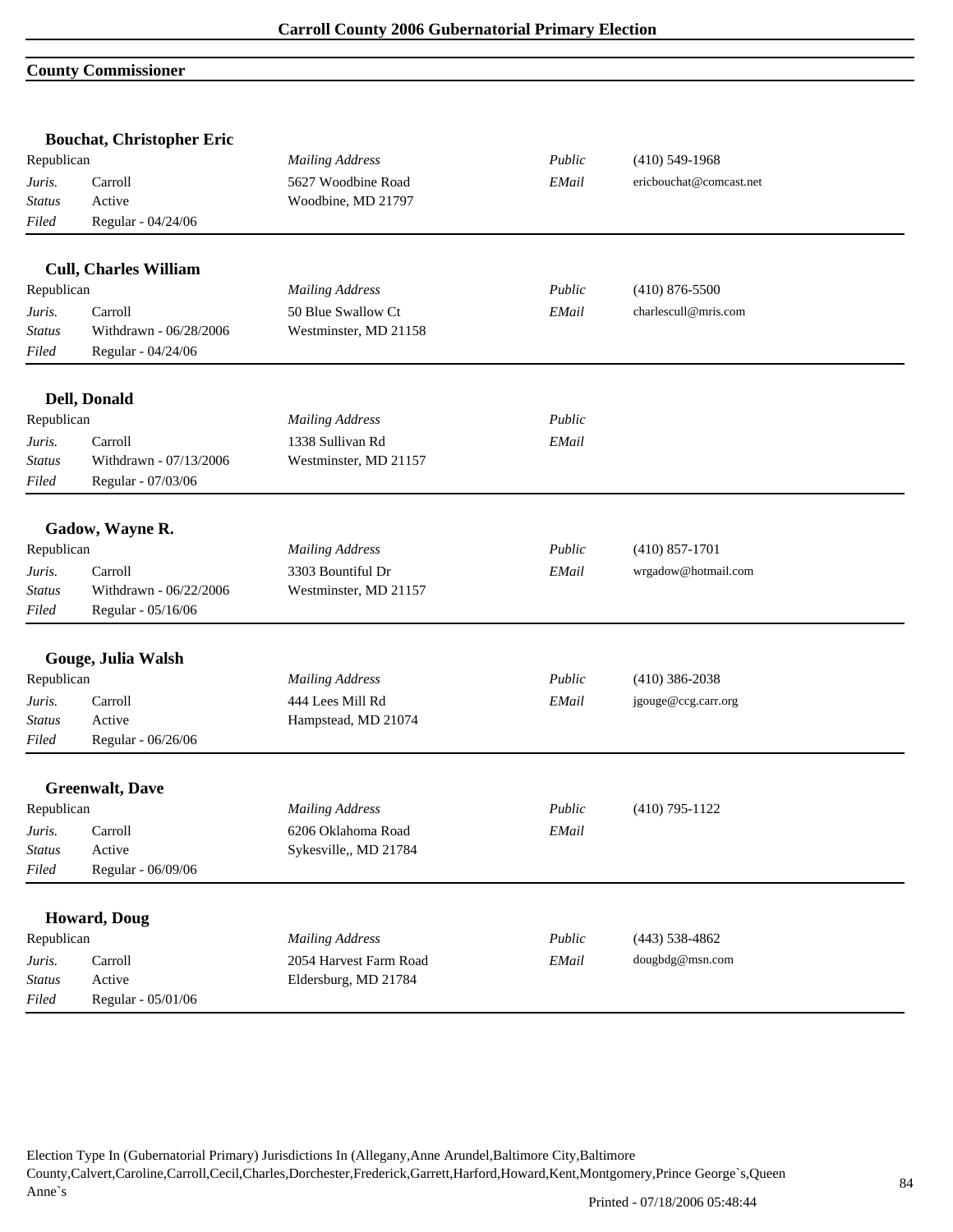# Carroll County 2006 Gubernatorial Primary Election

## County Commissioner

### Bouchat, Christopher Eric

| | | | | |
|---|---|---|---|---|
| Republican | | *Mailing Address* | *Public* | (410) 549-1968 |
| *Juris.* | Carroll | 5627 Woodbine Road | *EMail* | ericbouchat@comcast.net |
| *Status* | Active | Woodbine, MD 21797 | | |
| *Filed* | Regular - 04/24/06 | | | |

### Cull, Charles William

| | | | | |
|---|---|---|---|---|
| Republican | | *Mailing Address* | *Public* | (410) 876-5500 |
| *Juris.* | Carroll | 50 Blue Swallow Ct | *EMail* | charlescull@mris.com |
| *Status* | Withdrawn - 06/28/2006 | Westminster, MD 21158 | | |
| *Filed* | Regular - 04/24/06 | | | |

### Dell, Donald

| | | | | |
|---|---|---|---|---|
| Republican | | *Mailing Address* | *Public* | |
| *Juris.* | Carroll | 1338 Sullivan Rd | *EMail* | |
| *Status* | Withdrawn - 07/13/2006 | Westminster, MD 21157 | | |
| *Filed* | Regular - 07/03/06 | | | |

### Gadow, Wayne R.

| | | | | |
|---|---|---|---|---|
| Republican | | *Mailing Address* | *Public* | (410) 857-1701 |
| *Juris.* | Carroll | 3303 Bountiful Dr | *EMail* | wrgadow@hotmail.com |
| *Status* | Withdrawn - 06/22/2006 | Westminster, MD 21157 | | |
| *Filed* | Regular - 05/16/06 | | | |

### Gouge, Julia Walsh

| | | | | |
|---|---|---|---|---|
| Republican | | *Mailing Address* | *Public* | (410) 386-2038 |
| *Juris.* | Carroll | 444 Lees Mill Rd | *EMail* | jgouge@ccg.carr.org |
| *Status* | Active | Hampstead, MD 21074 | | |
| *Filed* | Regular - 06/26/06 | | | |

### Greenwalt, Dave

| | | | | |
|---|---|---|---|---|
| Republican | | *Mailing Address* | *Public* | (410) 795-1122 |
| *Juris.* | Carroll | 6206 Oklahoma Road | *EMail* | |
| *Status* | Active | Sykesville,, MD 21784 | | |
| *Filed* | Regular - 06/09/06 | | | |

### Howard, Doug

| | | | | |
|---|---|---|---|---|
| Republican | | *Mailing Address* | *Public* | (443) 538-4862 |
| *Juris.* | Carroll | 2054 Harvest Farm Road | *EMail* | dougbdg@msn.com |
| *Status* | Active | Eldersburg, MD 21784 | | |
| *Filed* | Regular - 05/01/06 | | | |

Election Type In (Gubernatorial Primary) Jurisdictions In (Allegany,Anne Arundel,Baltimore City,Baltimore County,Calvert,Caroline,Carroll,Cecil,Charles,Dorchester,Frederick,Garrett,Harford,Howard,Kent,Montgomery,Prince George`s,Queen Anne`s

Printed - 07/18/2006 05:48:44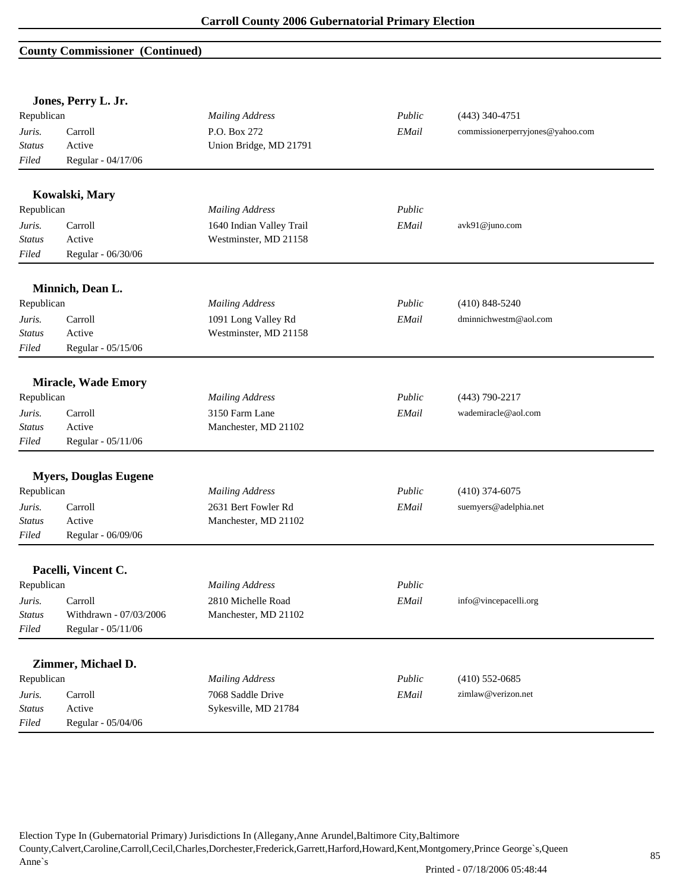## County Commissioner (Continued)

### Jones, Perry L. Jr.

| Republican | | *Mailing Address* | *Public* | (443) 340-4751 |
|---|---|---|---|---|
| *Juris.* | Carroll | P.O. Box 272 | *EMail* | commissionerperryjones@yahoo.com |
| *Status* | Active | Union Bridge, MD 21791 | | |
| *Filed* | Regular - 04/17/06 | | | |

### Kowalski, Mary

| Republican | | *Mailing Address* | *Public* | |
|---|---|---|---|---|
| *Juris.* | Carroll | 1640 Indian Valley Trail | *EMail* | avk91@juno.com |
| *Status* | Active | Westminster, MD 21158 | | |
| *Filed* | Regular - 06/30/06 | | | |

### Minnich, Dean L.

| Republican | | *Mailing Address* | *Public* | (410) 848-5240 |
|---|---|---|---|---|
| *Juris.* | Carroll | 1091 Long Valley Rd | *EMail* | dminnichwestm@aol.com |
| *Status* | Active | Westminster, MD 21158 | | |
| *Filed* | Regular - 05/15/06 | | | |

### Miracle, Wade Emory

| Republican | | *Mailing Address* | *Public* | (443) 790-2217 |
|---|---|---|---|---|
| *Juris.* | Carroll | 3150 Farm Lane | *EMail* | wademiracle@aol.com |
| *Status* | Active | Manchester, MD 21102 | | |
| *Filed* | Regular - 05/11/06 | | | |

### Myers, Douglas Eugene

| Republican | | *Mailing Address* | *Public* | (410) 374-6075 |
|---|---|---|---|---|
| *Juris.* | Carroll | 2631 Bert Fowler Rd | *EMail* | suemyers@adelphia.net |
| *Status* | Active | Manchester, MD 21102 | | |
| *Filed* | Regular - 06/09/06 | | | |

### Pacelli, Vincent C.

| Republican | | *Mailing Address* | *Public* | |
|---|---|---|---|---|
| *Juris.* | Carroll | 2810 Michelle Road | *EMail* | info@vincepacelli.org |
| *Status* | Withdrawn - 07/03/2006 | Manchester, MD 21102 | | |
| *Filed* | Regular - 05/11/06 | | | |

### Zimmer, Michael D.

| Republican | | *Mailing Address* | *Public* | (410) 552-0685 |
|---|---|---|---|---|
| *Juris.* | Carroll | 7068 Saddle Drive | *EMail* | zimlaw@verizon.net |
| *Status* | Active | Sykesville, MD 21784 | | |
| *Filed* | Regular - 05/04/06 | | | |

Election Type In (Gubernatorial Primary) Jurisdictions In (Allegany,Anne Arundel,Baltimore City,Baltimore County,Calvert,Caroline,Carroll,Cecil,Charles,Dorchester,Frederick,Garrett,Harford,Howard,Kent,Montgomery,Prince George`s,Queen Anne`s

Printed - 07/18/2006 05:48:44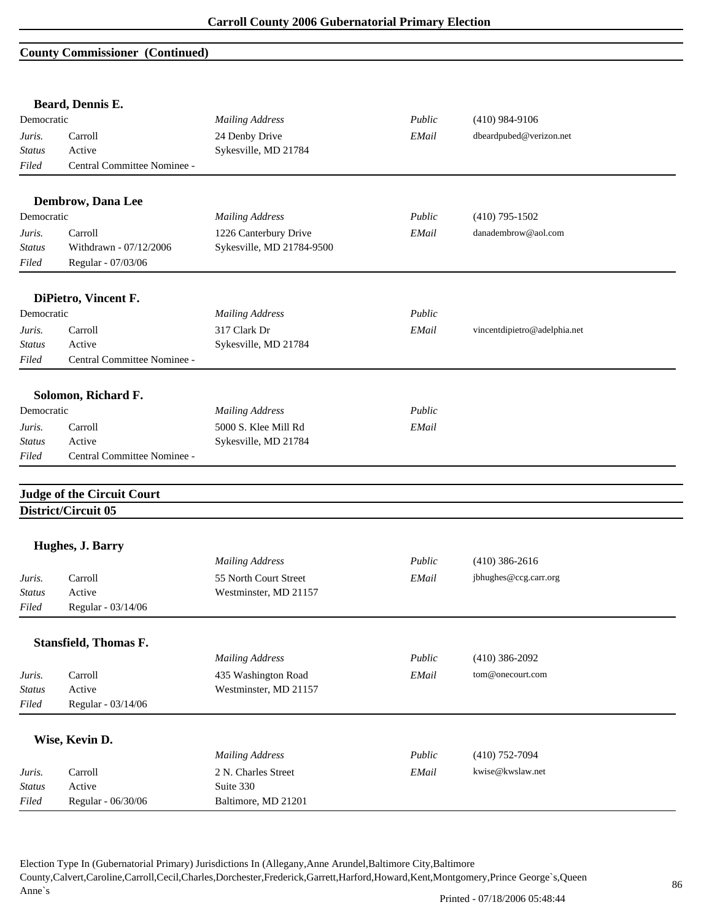## County Commissioner (Continued)

### Beard, Dennis E.

| Democratic | | *Mailing Address* | *Public* | (410) 984-9106 |
|---|---|---|---|---|
| *Juris.* | Carroll | 24 Denby Drive | *EMail* | dbeardpubed@verizon.net |
| *Status* | Active | Sykesville, MD 21784 | | |
| *Filed* | Central Committee Nominee - | | | |

### Dembrow, Dana Lee

| Democratic | | *Mailing Address* | *Public* | (410) 795-1502 |
|---|---|---|---|---|
| *Juris.* | Carroll | 1226 Canterbury Drive | *EMail* | danadembrow@aol.com |
| *Status* | Withdrawn - 07/12/2006 | Sykesville, MD 21784-9500 | | |
| *Filed* | Regular - 07/03/06 | | | |

### DiPietro, Vincent F.

| Democratic | | *Mailing Address* | *Public* | |
|---|---|---|---|---|
| *Juris.* | Carroll | 317 Clark Dr | *EMail* | vincentdipietro@adelphia.net |
| *Status* | Active | Sykesville, MD 21784 | | |
| *Filed* | Central Committee Nominee - | | | |

### Solomon, Richard F.

| Democratic | | *Mailing Address* | *Public* | |
|---|---|---|---|---|
| *Juris.* | Carroll | 5000 S. Klee Mill Rd | *EMail* | |
| *Status* | Active | Sykesville, MD 21784 | | |
| *Filed* | Central Committee Nominee - | | | |

## Judge of the Circuit Court

## District/Circuit 05

### Hughes, J. Barry

| | | *Mailing Address* | *Public* | (410) 386-2616 |
|---|---|---|---|---|
| *Juris.* | Carroll | 55 North Court Street | *EMail* | jbhughes@ccg.carr.org |
| *Status* | Active | Westminster, MD 21157 | | |
| *Filed* | Regular - 03/14/06 | | | |

### Stansfield, Thomas F.

| | | *Mailing Address* | *Public* | (410) 386-2092 |
|---|---|---|---|---|
| *Juris.* | Carroll | 435 Washington Road | *EMail* | tom@onecourt.com |
| *Status* | Active | Westminster, MD 21157 | | |
| *Filed* | Regular - 03/14/06 | | | |

### Wise, Kevin D.

| | | *Mailing Address* | *Public* | (410) 752-7094 |
|---|---|---|---|---|
| *Juris.* | Carroll | 2 N. Charles Street | *EMail* | kwise@kwslaw.net |
| *Status* | Active | Suite 330 | | |
| *Filed* | Regular - 06/30/06 | Baltimore, MD 21201 | | |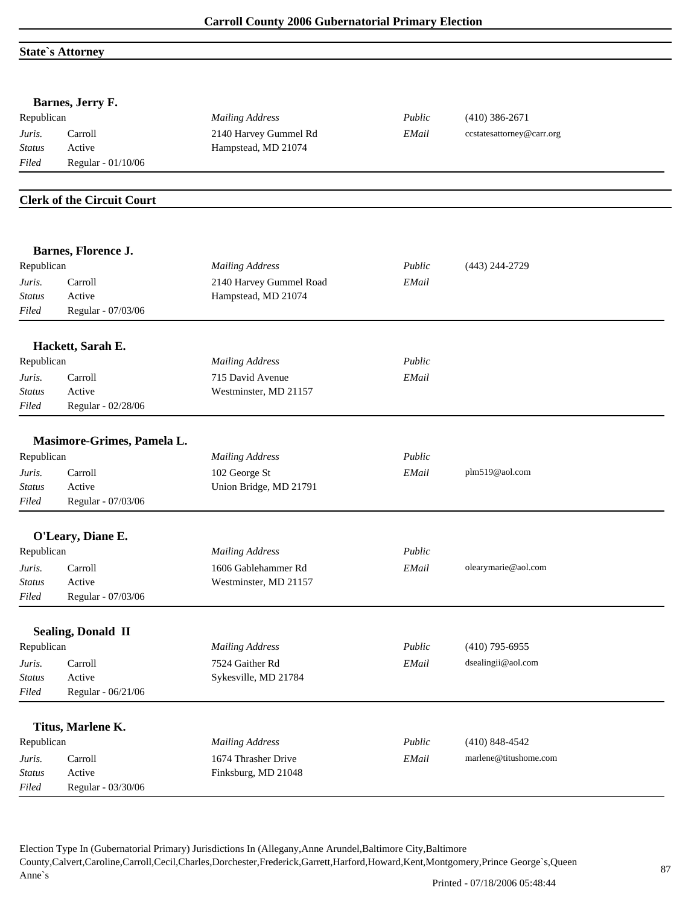## State`s Attorney

### Barnes, Jerry F.

| Republican | | *Mailing Address* | *Public* | (410) 386-2671 |
|---|---|---|---|---|
| *Juris.* | Carroll | 2140 Harvey Gummel Rd | *EMail* | ccstatesattorney@carr.org |
| *Status* | Active | Hampstead, MD 21074 | | |
| *Filed* | Regular - 01/10/06 | | | |

## Clerk of the Circuit Court

### Barnes, Florence J.

| Republican | | *Mailing Address* | *Public* | (443) 244-2729 |
|---|---|---|---|---|
| *Juris.* | Carroll | 2140 Harvey Gummel Road | *EMail* | |
| *Status* | Active | Hampstead, MD 21074 | | |
| *Filed* | Regular - 07/03/06 | | | |

### Hackett, Sarah E.

| Republican | | *Mailing Address* | *Public* | |
|---|---|---|---|---|
| *Juris.* | Carroll | 715 David Avenue | *EMail* | |
| *Status* | Active | Westminster, MD 21157 | | |
| *Filed* | Regular - 02/28/06 | | | |

### Masimore-Grimes, Pamela L.

| Republican | | *Mailing Address* | *Public* | |
|---|---|---|---|---|
| *Juris.* | Carroll | 102 George St | *EMail* | plm519@aol.com |
| *Status* | Active | Union Bridge, MD 21791 | | |
| *Filed* | Regular - 07/03/06 | | | |

### O'Leary, Diane E.

| Republican | | *Mailing Address* | *Public* | |
|---|---|---|---|---|
| *Juris.* | Carroll | 1606 Gablehammer Rd | *EMail* | olearymarie@aol.com |
| *Status* | Active | Westminster, MD 21157 | | |
| *Filed* | Regular - 07/03/06 | | | |

### Sealing, Donald II

| Republican | | *Mailing Address* | *Public* | (410) 795-6955 |
|---|---|---|---|---|
| *Juris.* | Carroll | 7524 Gaither Rd | *EMail* | dsealingii@aol.com |
| *Status* | Active | Sykesville, MD 21784 | | |
| *Filed* | Regular - 06/21/06 | | | |

### Titus, Marlene K.

| Republican | | *Mailing Address* | *Public* | (410) 848-4542 |
|---|---|---|---|---|
| *Juris.* | Carroll | 1674 Thrasher Drive | *EMail* | marlene@titushome.com |
| *Status* | Active | Finksburg, MD 21048 | | |
| *Filed* | Regular - 03/30/06 | | | |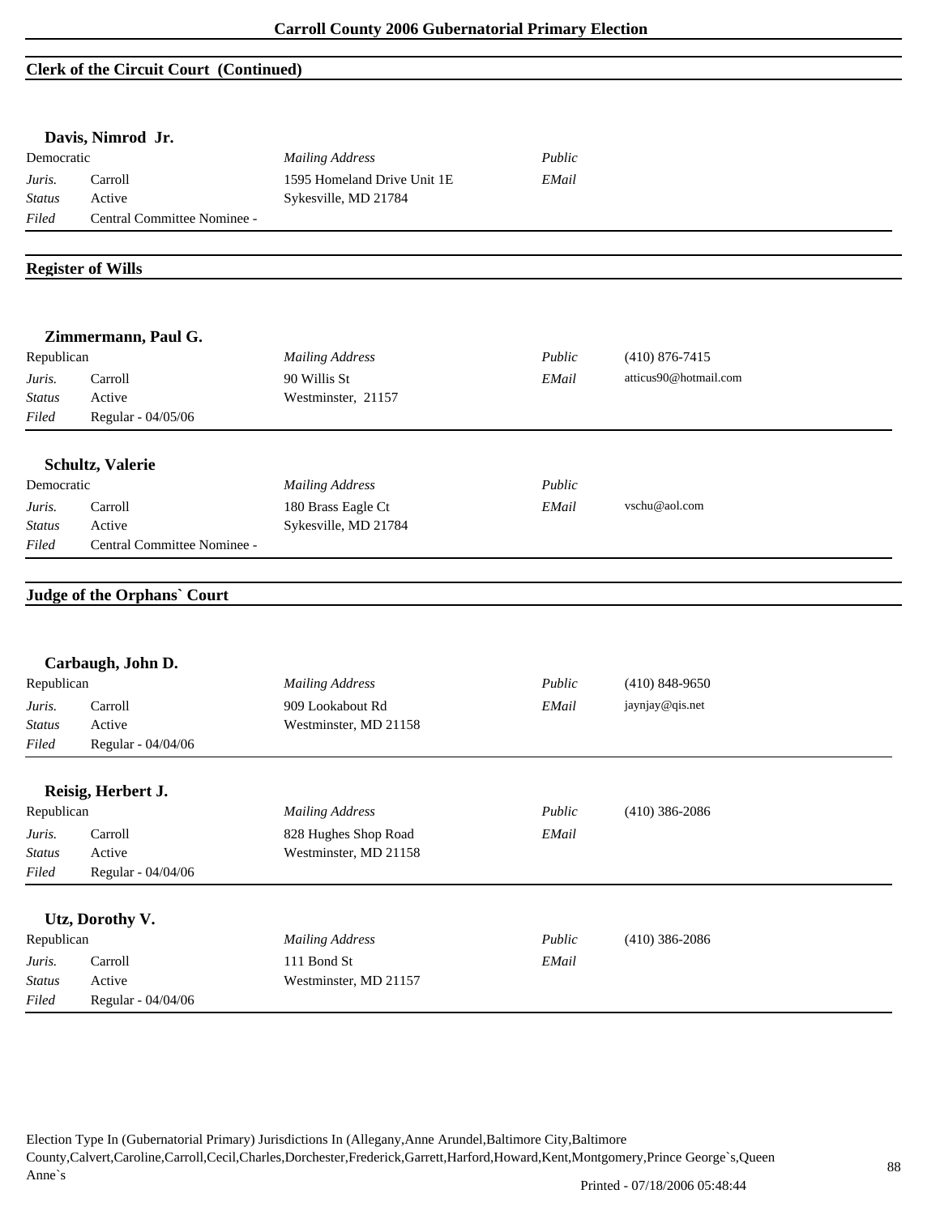## Clerk of the Circuit Court (Continued)

**Davis, Nimrod Jr.**

| Democratic | | *Mailing Address* | *Public* | |
|---|---|---|---|---|
| *Juris.* | Carroll | 1595 Homeland Drive Unit 1E | *EMail* | |
| *Status* | Active | Sykesville, MD 21784 | | |
| *Filed* | Central Committee Nominee - | | | |

## Register of Wills

**Zimmermann, Paul G.**

| Republican | | *Mailing Address* | *Public* | (410) 876-7415 |
|---|---|---|---|---|
| *Juris.* | Carroll | 90 Willis St | *EMail* | atticus90@hotmail.com |
| *Status* | Active | Westminster, 21157 | | |
| *Filed* | Regular - 04/05/06 | | | |

**Schultz, Valerie**

| Democratic | | *Mailing Address* | *Public* | |
|---|---|---|---|---|
| *Juris.* | Carroll | 180 Brass Eagle Ct | *EMail* | vschu@aol.com |
| *Status* | Active | Sykesville, MD 21784 | | |
| *Filed* | Central Committee Nominee - | | | |

## Judge of the Orphans` Court

**Carbaugh, John D.**

| Republican | | *Mailing Address* | *Public* | (410) 848-9650 |
|---|---|---|---|---|
| *Juris.* | Carroll | 909 Lookabout Rd | *EMail* | jaynjay@qis.net |
| *Status* | Active | Westminster, MD 21158 | | |
| *Filed* | Regular - 04/04/06 | | | |

**Reisig, Herbert J.**

| Republican | | *Mailing Address* | *Public* | (410) 386-2086 |
|---|---|---|---|---|
| *Juris.* | Carroll | 828 Hughes Shop Road | *EMail* | |
| *Status* | Active | Westminster, MD 21158 | | |
| *Filed* | Regular - 04/04/06 | | | |

**Utz, Dorothy V.**

| Republican | | *Mailing Address* | *Public* | (410) 386-2086 |
|---|---|---|---|---|
| *Juris.* | Carroll | 111 Bond St | *EMail* | |
| *Status* | Active | Westminster, MD 21157 | | |
| *Filed* | Regular - 04/04/06 | | | |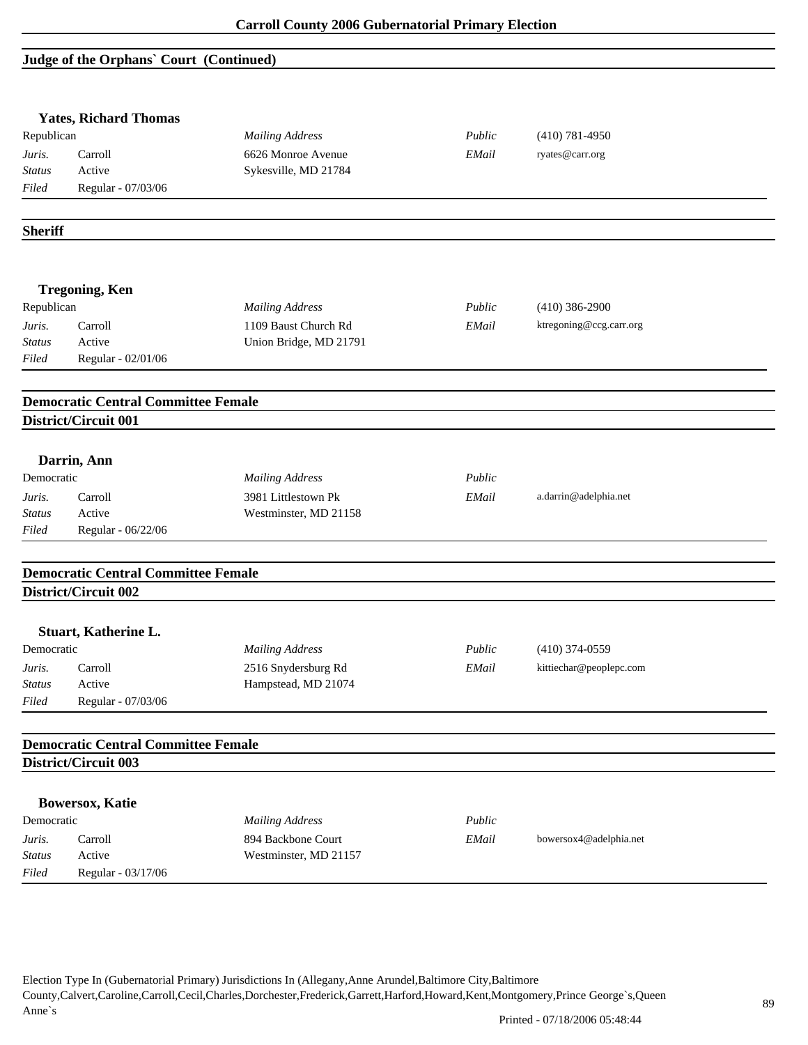## Judge of the Orphans` Court (Continued)

**Yates, Richard Thomas**

| | | | | |
|---|---|---|---|---|
| Republican | | *Mailing Address* | *Public* | (410) 781-4950 |
| *Juris.* | Carroll | 6626 Monroe Avenue | *EMail* | ryates@carr.org |
| *Status* | Active | Sykesville, MD 21784 | | |
| *Filed* | Regular - 07/03/06 | | | |

## Sheriff

**Tregoning, Ken**

| | | | | |
|---|---|---|---|---|
| Republican | | *Mailing Address* | *Public* | (410) 386-2900 |
| *Juris.* | Carroll | 1109 Baust Church Rd | *EMail* | ktregoning@ccg.carr.org |
| *Status* | Active | Union Bridge, MD 21791 | | |
| *Filed* | Regular - 02/01/06 | | | |

## Democratic Central Committee Female
### District/Circuit 001

**Darrin, Ann**

| | | | | |
|---|---|---|---|---|
| Democratic | | *Mailing Address* | *Public* | |
| *Juris.* | Carroll | 3981 Littlestown Pk | *EMail* | a.darrin@adelphia.net |
| *Status* | Active | Westminster, MD 21158 | | |
| *Filed* | Regular - 06/22/06 | | | |

## Democratic Central Committee Female
### District/Circuit 002

**Stuart, Katherine L.**

| | | | | |
|---|---|---|---|---|
| Democratic | | *Mailing Address* | *Public* | (410) 374-0559 |
| *Juris.* | Carroll | 2516 Snydersburg Rd | *EMail* | kittiechar@peoplepc.com |
| *Status* | Active | Hampstead, MD 21074 | | |
| *Filed* | Regular - 07/03/06 | | | |

## Democratic Central Committee Female
### District/Circuit 003

**Bowersox, Katie**

| | | | | |
|---|---|---|---|---|
| Democratic | | *Mailing Address* | *Public* | |
| *Juris.* | Carroll | 894 Backbone Court | *EMail* | bowersox4@adelphia.net |
| *Status* | Active | Westminster, MD 21157 | | |
| *Filed* | Regular - 03/17/06 | | | |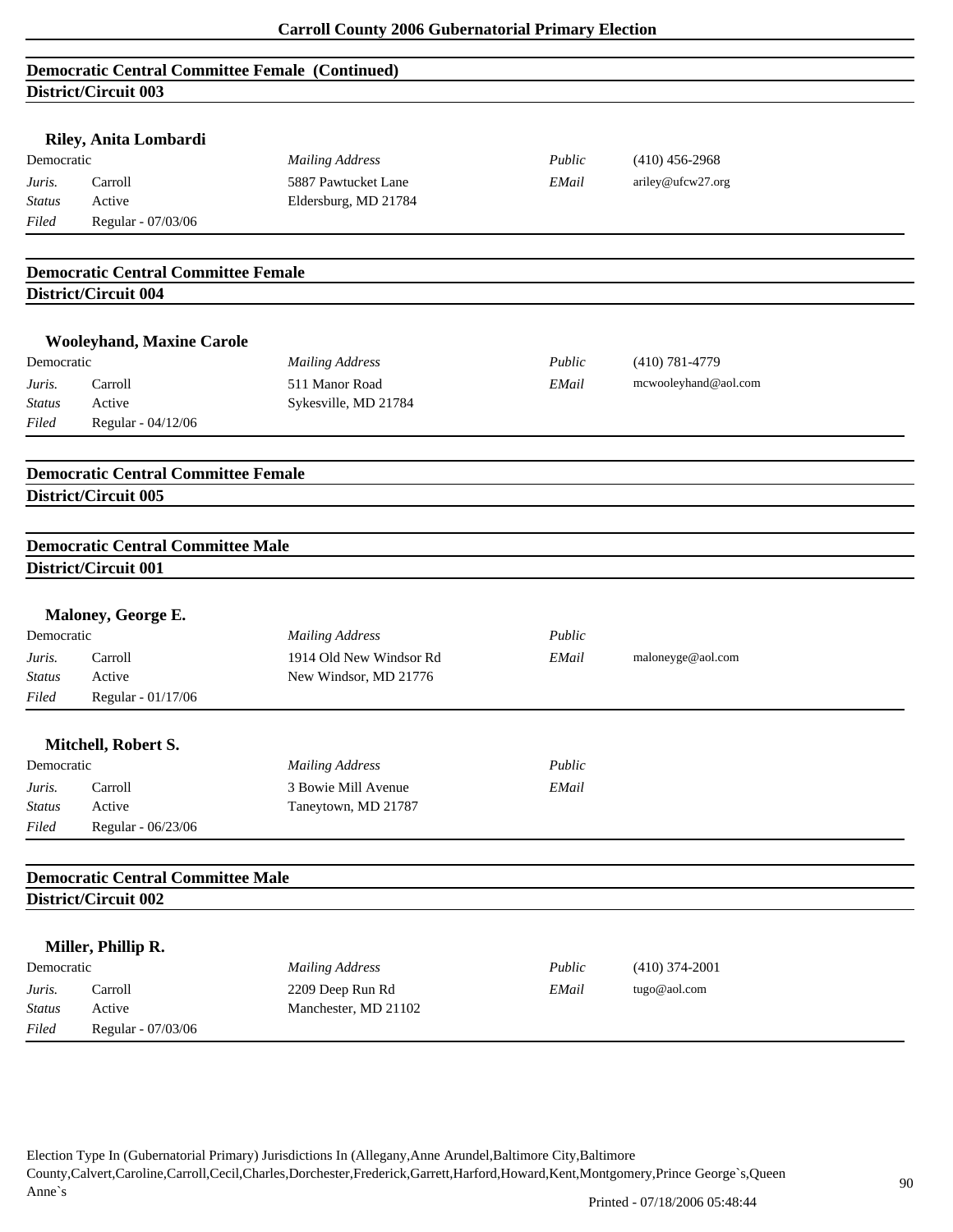## Democratic Central Committee Female (Continued)

### District/Circuit 003

**Riley, Anita Lombardi**

| | | | | |
|---|---|---|---|---|
| Democratic | | *Mailing Address* | *Public* | (410) 456-2968 |
| *Juris.* | Carroll | 5887 Pawtucket Lane | *EMail* | ariley@ufcw27.org |
| *Status* | Active | Eldersburg, MD 21784 | | |
| *Filed* | Regular - 07/03/06 | | | |

## Democratic Central Committee Female

### District/Circuit 004

**Wooleyhand, Maxine Carole**

| | | | | |
|---|---|---|---|---|
| Democratic | | *Mailing Address* | *Public* | (410) 781-4779 |
| *Juris.* | Carroll | 511 Manor Road | *EMail* | mcwooleyhand@aol.com |
| *Status* | Active | Sykesville, MD 21784 | | |
| *Filed* | Regular - 04/12/06 | | | |

## Democratic Central Committee Female

### District/Circuit 005

## Democratic Central Committee Male

### District/Circuit 001

**Maloney, George E.**

| | | | | |
|---|---|---|---|---|
| Democratic | | *Mailing Address* | *Public* | |
| *Juris.* | Carroll | 1914 Old New Windsor Rd | *EMail* | maloneyge@aol.com |
| *Status* | Active | New Windsor, MD 21776 | | |
| *Filed* | Regular - 01/17/06 | | | |

**Mitchell, Robert S.**

| | | | | |
|---|---|---|---|---|
| Democratic | | *Mailing Address* | *Public* | |
| *Juris.* | Carroll | 3 Bowie Mill Avenue | *EMail* | |
| *Status* | Active | Taneytown, MD 21787 | | |
| *Filed* | Regular - 06/23/06 | | | |

## Democratic Central Committee Male

### District/Circuit 002

**Miller, Phillip R.**

| | | | | |
|---|---|---|---|---|
| Democratic | | *Mailing Address* | *Public* | (410) 374-2001 |
| *Juris.* | Carroll | 2209 Deep Run Rd | *EMail* | tugo@aol.com |
| *Status* | Active | Manchester, MD 21102 | | |
| *Filed* | Regular - 07/03/06 | | | |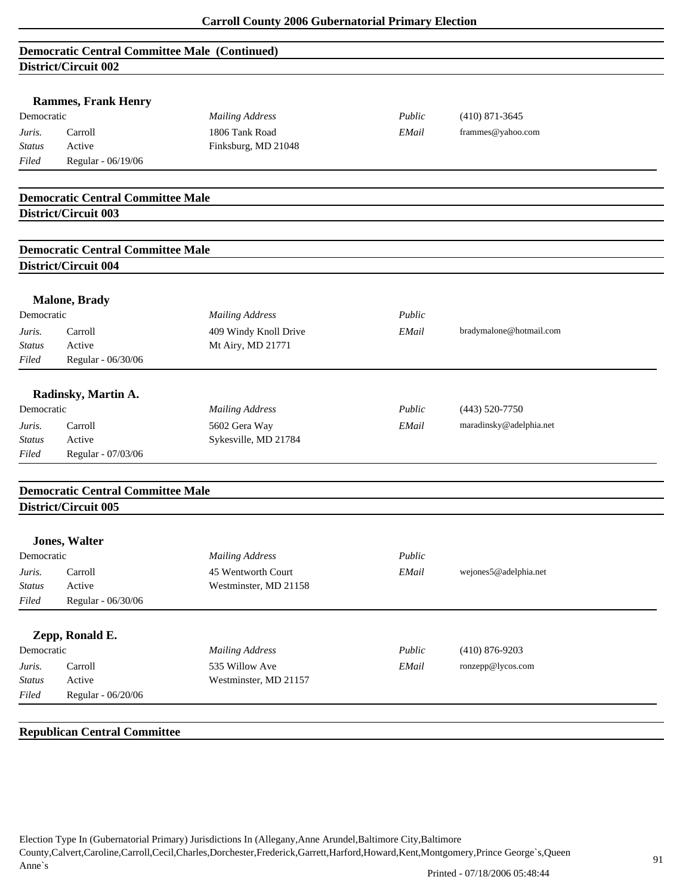## Democratic Central Committee Male (Continued)

### District/Circuit 002

**Rammes, Frank Henry**

| | | | | |
|---|---|---|---|---|
| Democratic | | *Mailing Address* | *Public* | (410) 871-3645 |
| *Juris.* | Carroll | 1806 Tank Road | *EMail* | frammes@yahoo.com |
| *Status* | Active | Finksburg, MD 21048 | | |
| *Filed* | Regular - 06/19/06 | | | |

## Democratic Central Committee Male

### District/Circuit 003

## Democratic Central Committee Male

### District/Circuit 004

**Malone, Brady**

| | | | | |
|---|---|---|---|---|
| Democratic | | *Mailing Address* | *Public* | |
| *Juris.* | Carroll | 409 Windy Knoll Drive | *EMail* | bradymalone@hotmail.com |
| *Status* | Active | Mt Airy, MD 21771 | | |
| *Filed* | Regular - 06/30/06 | | | |

**Radinsky, Martin A.**

| | | | | |
|---|---|---|---|---|
| Democratic | | *Mailing Address* | *Public* | (443) 520-7750 |
| *Juris.* | Carroll | 5602 Gera Way | *EMail* | maradinsky@adelphia.net |
| *Status* | Active | Sykesville, MD 21784 | | |
| *Filed* | Regular - 07/03/06 | | | |

## Democratic Central Committee Male

### District/Circuit 005

**Jones, Walter**

| | | | | |
|---|---|---|---|---|
| Democratic | | *Mailing Address* | *Public* | |
| *Juris.* | Carroll | 45 Wentworth Court | *EMail* | wejones5@adelphia.net |
| *Status* | Active | Westminster, MD 21158 | | |
| *Filed* | Regular - 06/30/06 | | | |

**Zepp, Ronald E.**

| | | | | |
|---|---|---|---|---|
| Democratic | | *Mailing Address* | *Public* | (410) 876-9203 |
| *Juris.* | Carroll | 535 Willow Ave | *EMail* | ronzepp@lycos.com |
| *Status* | Active | Westminster, MD 21157 | | |
| *Filed* | Regular - 06/20/06 | | | |

## Republican Central Committee

Election Type In (Gubernatorial Primary) Jurisdictions In (Allegany,Anne Arundel,Baltimore City,Baltimore County,Calvert,Caroline,Carroll,Cecil,Charles,Dorchester,Frederick,Garrett,Harford,Howard,Kent,Montgomery,Prince George`s,Queen Anne`s

Printed - 07/18/2006 05:48:44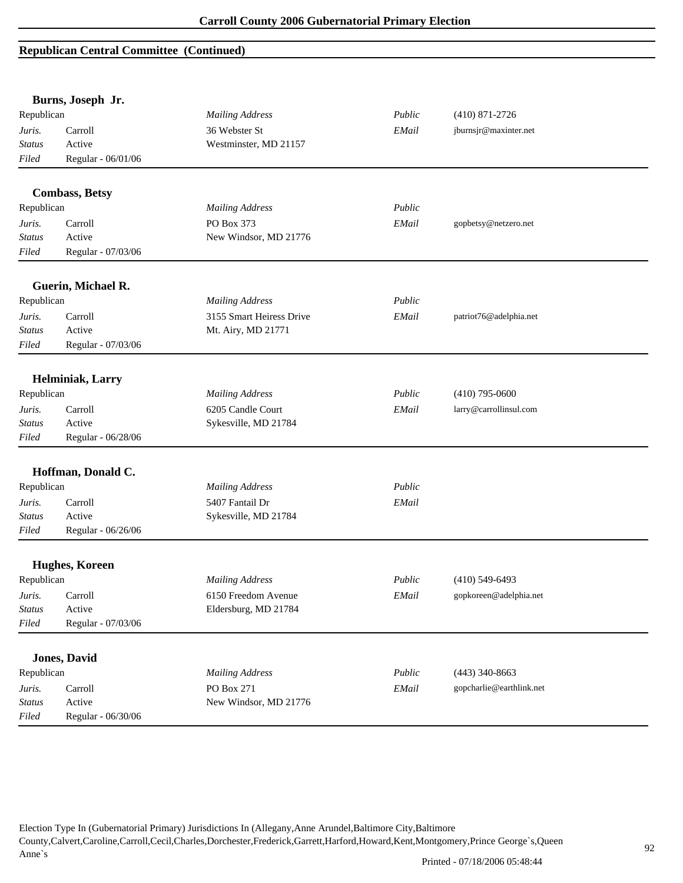## Republican Central Committee (Continued)

**Burns, Joseph Jr.**

| Republican | | *Mailing Address* | *Public* | (410) 871-2726 |
|---|---|---|---|---|
| *Juris.* | Carroll | 36 Webster St | *EMail* | jburnsjr@maxinter.net |
| *Status* | Active | Westminster, MD 21157 | | |
| *Filed* | Regular - 06/01/06 | | | |

**Combass, Betsy**

| Republican | | *Mailing Address* | *Public* | |
|---|---|---|---|---|
| *Juris.* | Carroll | PO Box 373 | *EMail* | gopbetsy@netzero.net |
| *Status* | Active | New Windsor, MD 21776 | | |
| *Filed* | Regular - 07/03/06 | | | |

**Guerin, Michael R.**

| Republican | | *Mailing Address* | *Public* | |
|---|---|---|---|---|
| *Juris.* | Carroll | 3155 Smart Heiress Drive | *EMail* | patriot76@adelphia.net |
| *Status* | Active | Mt. Airy, MD 21771 | | |
| *Filed* | Regular - 07/03/06 | | | |

**Helminiak, Larry**

| Republican | | *Mailing Address* | *Public* | (410) 795-0600 |
|---|---|---|---|---|
| *Juris.* | Carroll | 6205 Candle Court | *EMail* | larry@carrollinsul.com |
| *Status* | Active | Sykesville, MD 21784 | | |
| *Filed* | Regular - 06/28/06 | | | |

**Hoffman, Donald C.**

| Republican | | *Mailing Address* | *Public* | |
|---|---|---|---|---|
| *Juris.* | Carroll | 5407 Fantail Dr | *EMail* | |
| *Status* | Active | Sykesville, MD 21784 | | |
| *Filed* | Regular - 06/26/06 | | | |

**Hughes, Koreen**

| Republican | | *Mailing Address* | *Public* | (410) 549-6493 |
|---|---|---|---|---|
| *Juris.* | Carroll | 6150 Freedom Avenue | *EMail* | gopkoreen@adelphia.net |
| *Status* | Active | Eldersburg, MD 21784 | | |
| *Filed* | Regular - 07/03/06 | | | |

**Jones, David**

| Republican | | *Mailing Address* | *Public* | (443) 340-8663 |
|---|---|---|---|---|
| *Juris.* | Carroll | PO Box 271 | *EMail* | gopcharlie@earthlink.net |
| *Status* | Active | New Windsor, MD 21776 | | |
| *Filed* | Regular - 06/30/06 | | | |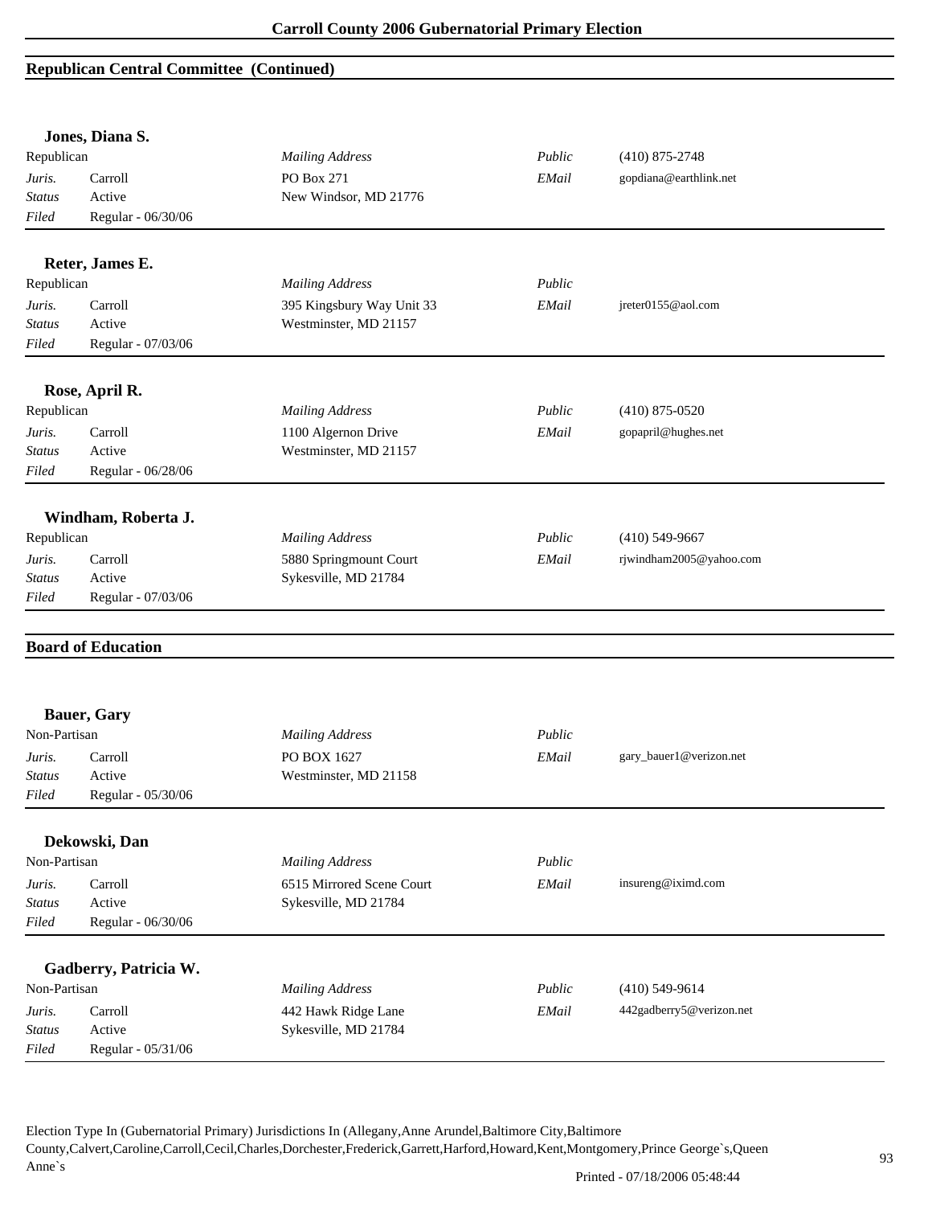## Republican Central Committee (Continued)

### Jones, Diana S.

| | | | | |
|---|---|---|---|---|
| Republican | | *Mailing Address* | *Public* | (410) 875-2748 |
| *Juris.* | Carroll | PO Box 271 | *EMail* | gopdiana@earthlink.net |
| *Status* | Active | New Windsor, MD 21776 | | |
| *Filed* | Regular - 06/30/06 | | | |

### Reter, James E.

| | | | | |
|---|---|---|---|---|
| Republican | | *Mailing Address* | *Public* | |
| *Juris.* | Carroll | 395 Kingsbury Way Unit 33 | *EMail* | jreter0155@aol.com |
| *Status* | Active | Westminster, MD 21157 | | |
| *Filed* | Regular - 07/03/06 | | | |

### Rose, April R.

| | | | | |
|---|---|---|---|---|
| Republican | | *Mailing Address* | *Public* | (410) 875-0520 |
| *Juris.* | Carroll | 1100 Algernon Drive | *EMail* | gopapril@hughes.net |
| *Status* | Active | Westminster, MD 21157 | | |
| *Filed* | Regular - 06/28/06 | | | |

### Windham, Roberta J.

| | | | | |
|---|---|---|---|---|
| Republican | | *Mailing Address* | *Public* | (410) 549-9667 |
| *Juris.* | Carroll | 5880 Springmount Court | *EMail* | rjwindham2005@yahoo.com |
| *Status* | Active | Sykesville, MD 21784 | | |
| *Filed* | Regular - 07/03/06 | | | |

## Board of Education

### Bauer, Gary

| | | | | |
|---|---|---|---|---|
| Non-Partisan | | *Mailing Address* | *Public* | |
| *Juris.* | Carroll | PO BOX 1627 | *EMail* | gary_bauer1@verizon.net |
| *Status* | Active | Westminster, MD 21158 | | |
| *Filed* | Regular - 05/30/06 | | | |

### Dekowski, Dan

| | | | | |
|---|---|---|---|---|
| Non-Partisan | | *Mailing Address* | *Public* | |
| *Juris.* | Carroll | 6515 Mirrored Scene Court | *EMail* | insureng@iximd.com |
| *Status* | Active | Sykesville, MD 21784 | | |
| *Filed* | Regular - 06/30/06 | | | |

### Gadberry, Patricia W.

| | | | | |
|---|---|---|---|---|
| Non-Partisan | | *Mailing Address* | *Public* | (410) 549-9614 |
| *Juris.* | Carroll | 442 Hawk Ridge Lane | *EMail* | 442gadberry5@verizon.net |
| *Status* | Active | Sykesville, MD 21784 | | |
| *Filed* | Regular - 05/31/06 | | | |

Election Type In (Gubernatorial Primary) Jurisdictions In (Allegany,Anne Arundel,Baltimore City,Baltimore County,Calvert,Caroline,Carroll,Cecil,Charles,Dorchester,Frederick,Garrett,Harford,Howard,Kent,Montgomery,Prince George`s,Queen Anne`s

Printed - 07/18/2006 05:48:44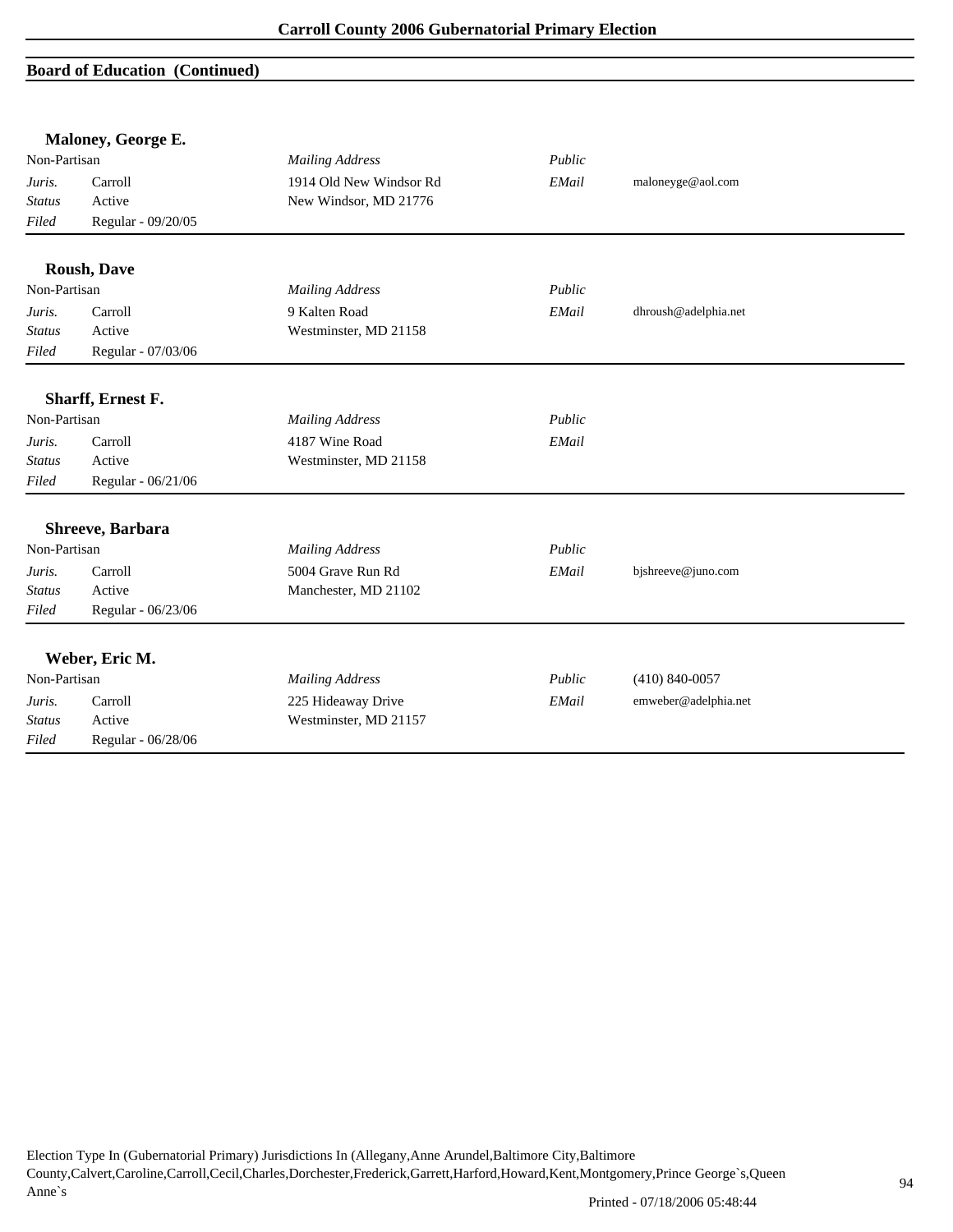## Board of Education (Continued)

### Maloney, George E.

| Non-Partisan | | *Mailing Address* | *Public* | |
|---|---|---|---|---|
| *Juris.* | Carroll | 1914 Old New Windsor Rd | *EMail* | maloneyge@aol.com |
| *Status* | Active | New Windsor, MD 21776 | | |
| *Filed* | Regular - 09/20/05 | | | |

### Roush, Dave

| Non-Partisan | | *Mailing Address* | *Public* | |
|---|---|---|---|---|
| *Juris.* | Carroll | 9 Kalten Road | *EMail* | dhroush@adelphia.net |
| *Status* | Active | Westminster, MD 21158 | | |
| *Filed* | Regular - 07/03/06 | | | |

### Sharff, Ernest F.

| Non-Partisan | | *Mailing Address* | *Public* | |
|---|---|---|---|---|
| *Juris.* | Carroll | 4187 Wine Road | *EMail* | |
| *Status* | Active | Westminster, MD 21158 | | |
| *Filed* | Regular - 06/21/06 | | | |

### Shreeve, Barbara

| Non-Partisan | | *Mailing Address* | *Public* | |
|---|---|---|---|---|
| *Juris.* | Carroll | 5004 Grave Run Rd | *EMail* | bjshreeve@juno.com |
| *Status* | Active | Manchester, MD 21102 | | |
| *Filed* | Regular - 06/23/06 | | | |

### Weber, Eric M.

| Non-Partisan | | *Mailing Address* | *Public* | (410) 840-0057 |
|---|---|---|---|---|
| *Juris.* | Carroll | 225 Hideaway Drive | *EMail* | emweber@adelphia.net |
| *Status* | Active | Westminster, MD 21157 | | |
| *Filed* | Regular - 06/28/06 | | | |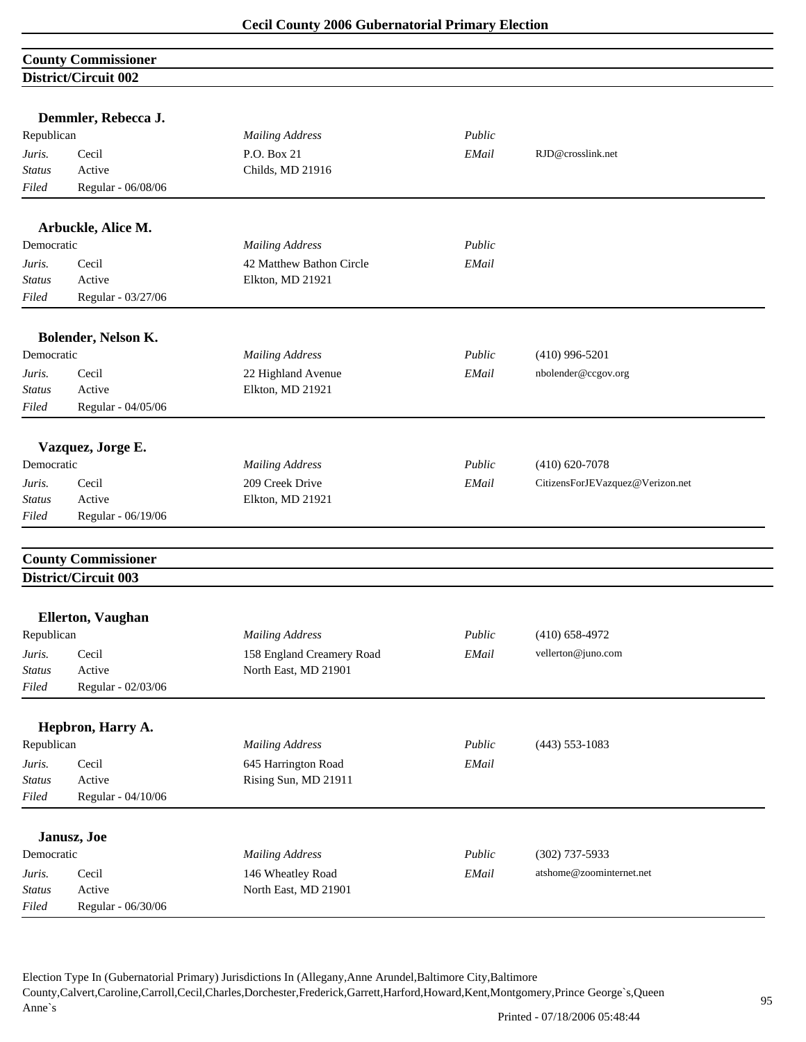## County Commissioner
### District/Circuit 002

**Demmler, Rebecca J.**

| | | | | |
|---|---|---|---|---|
| Republican | | *Mailing Address* | *Public* | |
| *Juris.* | Cecil | P.O. Box 21 | *EMail* | RJD@crosslink.net |
| *Status* | Active | Childs, MD 21916 | | |
| *Filed* | Regular - 06/08/06 | | | |

**Arbuckle, Alice M.**

| | | | | |
|---|---|---|---|---|
| Democratic | | *Mailing Address* | *Public* | |
| *Juris.* | Cecil | 42 Matthew Bathon Circle | *EMail* | |
| *Status* | Active | Elkton, MD 21921 | | |
| *Filed* | Regular - 03/27/06 | | | |

**Bolender, Nelson K.**

| | | | | |
|---|---|---|---|---|
| Democratic | | *Mailing Address* | *Public* | (410) 996-5201 |
| *Juris.* | Cecil | 22 Highland Avenue | *EMail* | nbolender@ccgov.org |
| *Status* | Active | Elkton, MD 21921 | | |
| *Filed* | Regular - 04/05/06 | | | |

**Vazquez, Jorge E.**

| | | | | |
|---|---|---|---|---|
| Democratic | | *Mailing Address* | *Public* | (410) 620-7078 |
| *Juris.* | Cecil | 209 Creek Drive | *EMail* | CitizensForJEVazquez@Verizon.net |
| *Status* | Active | Elkton, MD 21921 | | |
| *Filed* | Regular - 06/19/06 | | | |

## County Commissioner
### District/Circuit 003

**Ellerton, Vaughan**

| | | | | |
|---|---|---|---|---|
| Republican | | *Mailing Address* | *Public* | (410) 658-4972 |
| *Juris.* | Cecil | 158 England Creamery Road | *EMail* | vellerton@juno.com |
| *Status* | Active | North East, MD 21901 | | |
| *Filed* | Regular - 02/03/06 | | | |

**Hepbron, Harry A.**

| | | | | |
|---|---|---|---|---|
| Republican | | *Mailing Address* | *Public* | (443) 553-1083 |
| *Juris.* | Cecil | 645 Harrington Road | *EMail* | |
| *Status* | Active | Rising Sun, MD 21911 | | |
| *Filed* | Regular - 04/10/06 | | | |

**Janusz, Joe**

| | | | | |
|---|---|---|---|---|
| Democratic | | *Mailing Address* | *Public* | (302) 737-5933 |
| *Juris.* | Cecil | 146 Wheatley Road | *EMail* | atshome@zoominternet.net |
| *Status* | Active | North East, MD 21901 | | |
| *Filed* | Regular - 06/30/06 | | | |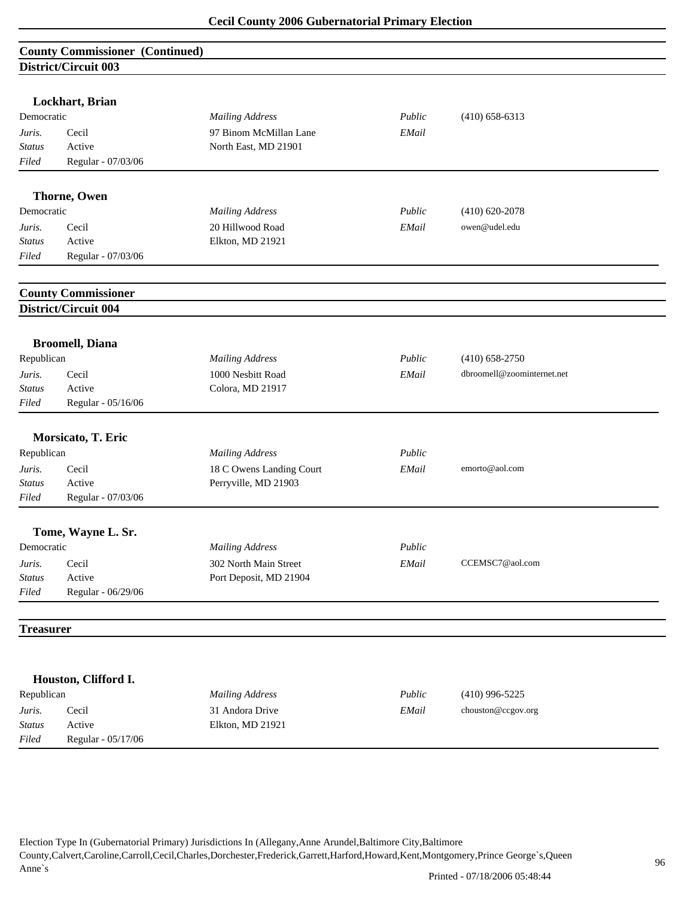## County Commissioner (Continued)

### District/Circuit 003

**Lockhart, Brian**

| Democratic | | *Mailing Address* | *Public* | (410) 658-6313 |
|---|---|---|---|---|
| *Juris.* | Cecil | 97 Binom McMillan Lane | *EMail* | |
| *Status* | Active | North East, MD 21901 | | |
| *Filed* | Regular - 07/03/06 | | | |

**Thorne, Owen**

| Democratic | | *Mailing Address* | *Public* | (410) 620-2078 |
|---|---|---|---|---|
| *Juris.* | Cecil | 20 Hillwood Road | *EMail* | owen@udel.edu |
| *Status* | Active | Elkton, MD 21921 | | |
| *Filed* | Regular - 07/03/06 | | | |

## County Commissioner

### District/Circuit 004

**Broomell, Diana**

| Republican | | *Mailing Address* | *Public* | (410) 658-2750 |
|---|---|---|---|---|
| *Juris.* | Cecil | 1000 Nesbitt Road | *EMail* | dbroomell@zoominternet.net |
| *Status* | Active | Colora, MD 21917 | | |
| *Filed* | Regular - 05/16/06 | | | |

**Morsicato, T. Eric**

| Republican | | *Mailing Address* | *Public* | |
|---|---|---|---|---|
| *Juris.* | Cecil | 18 C Owens Landing Court | *EMail* | emorto@aol.com |
| *Status* | Active | Perryville, MD 21903 | | |
| *Filed* | Regular - 07/03/06 | | | |

**Tome, Wayne L. Sr.**

| Democratic | | *Mailing Address* | *Public* | |
|---|---|---|---|---|
| *Juris.* | Cecil | 302 North Main Street | *EMail* | CCEMSC7@aol.com |
| *Status* | Active | Port Deposit, MD 21904 | | |
| *Filed* | Regular - 06/29/06 | | | |

## Treasurer

**Houston, Clifford I.**

| Republican | | *Mailing Address* | *Public* | (410) 996-5225 |
|---|---|---|---|---|
| *Juris.* | Cecil | 31 Andora Drive | *EMail* | chouston@ccgov.org |
| *Status* | Active | Elkton, MD 21921 | | |
| *Filed* | Regular - 05/17/06 | | | |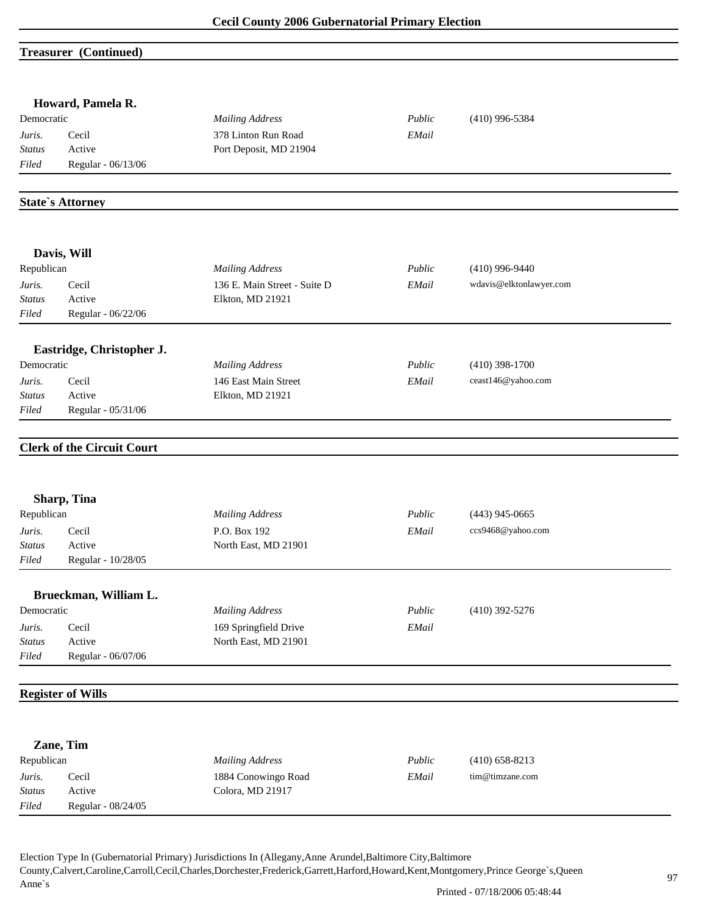## Treasurer (Continued)

### Howard, Pamela R.

| Democratic | | *Mailing Address* | *Public* | (410) 996-5384 |
|---|---|---|---|---|
| *Juris.* | Cecil | 378 Linton Run Road | *EMail* | |
| *Status* | Active | Port Deposit, MD 21904 | | |
| *Filed* | Regular - 06/13/06 | | | |

## State`s Attorney

### Davis, Will

| Republican | | *Mailing Address* | *Public* | (410) 996-9440 |
|---|---|---|---|---|
| *Juris.* | Cecil | 136 E. Main Street - Suite D | *EMail* | wdavis@elktonlawyer.com |
| *Status* | Active | Elkton, MD 21921 | | |
| *Filed* | Regular - 06/22/06 | | | |

### Eastridge, Christopher J.

| Democratic | | *Mailing Address* | *Public* | (410) 398-1700 |
|---|---|---|---|---|
| *Juris.* | Cecil | 146 East Main Street | *EMail* | ceast146@yahoo.com |
| *Status* | Active | Elkton, MD 21921 | | |
| *Filed* | Regular - 05/31/06 | | | |

## Clerk of the Circuit Court

### Sharp, Tina

| Republican | | *Mailing Address* | *Public* | (443) 945-0665 |
|---|---|---|---|---|
| *Juris.* | Cecil | P.O. Box 192 | *EMail* | ccs9468@yahoo.com |
| *Status* | Active | North East, MD 21901 | | |
| *Filed* | Regular - 10/28/05 | | | |

### Brueckman, William L.

| Democratic | | *Mailing Address* | *Public* | (410) 392-5276 |
|---|---|---|---|---|
| *Juris.* | Cecil | 169 Springfield Drive | *EMail* | |
| *Status* | Active | North East, MD 21901 | | |
| *Filed* | Regular - 06/07/06 | | | |

## Register of Wills

### Zane, Tim

| Republican | | *Mailing Address* | *Public* | (410) 658-8213 |
|---|---|---|---|---|
| *Juris.* | Cecil | 1884 Conowingo Road | *EMail* | tim@timzane.com |
| *Status* | Active | Colora, MD 21917 | | |
| *Filed* | Regular - 08/24/05 | | | |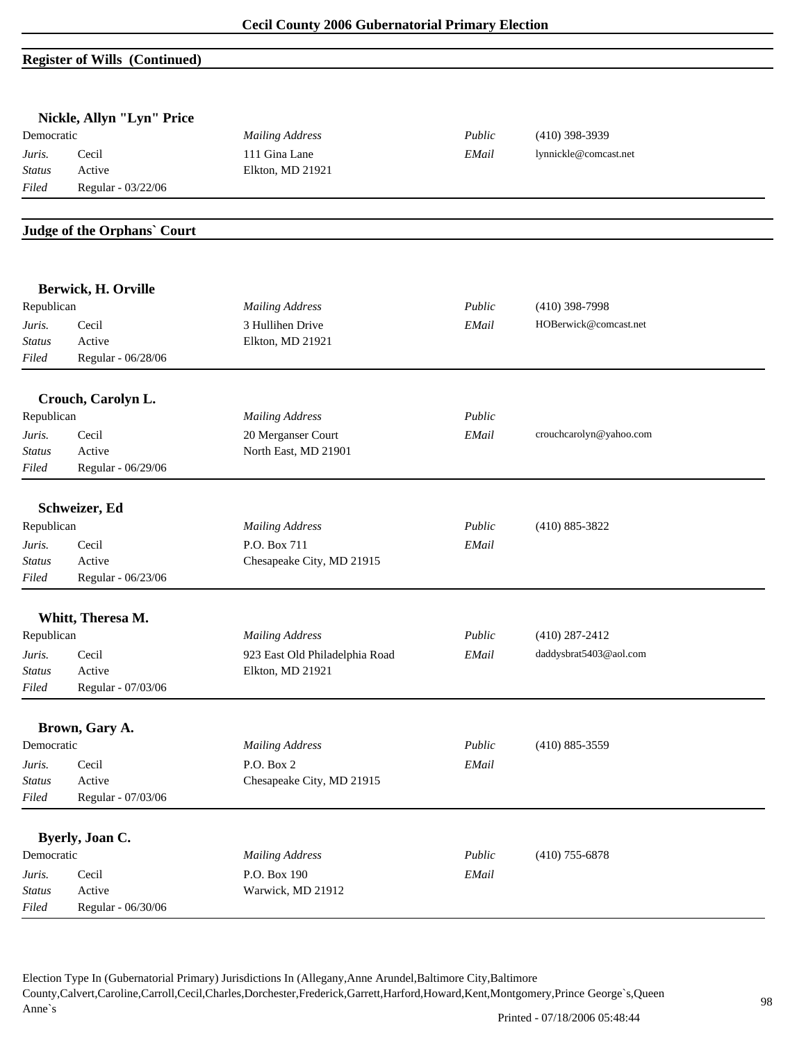## Register of Wills (Continued)

### Nickle, Allyn "Lyn" Price

| Democratic | | *Mailing Address* | *Public* | (410) 398-3939 |
|---|---|---|---|---|
| *Juris.* | Cecil | 111 Gina Lane | *EMail* | lynnickle@comcast.net |
| *Status* | Active | Elkton, MD 21921 | | |
| *Filed* | Regular - 03/22/06 | | | |

## Judge of the Orphans` Court

### Berwick, H. Orville

| Republican | | *Mailing Address* | *Public* | (410) 398-7998 |
|---|---|---|---|---|
| *Juris.* | Cecil | 3 Hullihen Drive | *EMail* | HOBerwick@comcast.net |
| *Status* | Active | Elkton, MD 21921 | | |
| *Filed* | Regular - 06/28/06 | | | |

### Crouch, Carolyn L.

| Republican | | *Mailing Address* | *Public* | |
|---|---|---|---|---|
| *Juris.* | Cecil | 20 Merganser Court | *EMail* | crouchcarolyn@yahoo.com |
| *Status* | Active | North East, MD 21901 | | |
| *Filed* | Regular - 06/29/06 | | | |

### Schweizer, Ed

| Republican | | *Mailing Address* | *Public* | (410) 885-3822 |
|---|---|---|---|---|
| *Juris.* | Cecil | P.O. Box 711 | *EMail* | |
| *Status* | Active | Chesapeake City, MD 21915 | | |
| *Filed* | Regular - 06/23/06 | | | |

### Whitt, Theresa M.

| Republican | | *Mailing Address* | *Public* | (410) 287-2412 |
|---|---|---|---|---|
| *Juris.* | Cecil | 923 East Old Philadelphia Road | *EMail* | daddysbrat5403@aol.com |
| *Status* | Active | Elkton, MD 21921 | | |
| *Filed* | Regular - 07/03/06 | | | |

### Brown, Gary A.

| Democratic | | *Mailing Address* | *Public* | (410) 885-3559 |
|---|---|---|---|---|
| *Juris.* | Cecil | P.O. Box 2 | *EMail* | |
| *Status* | Active | Chesapeake City, MD 21915 | | |
| *Filed* | Regular - 07/03/06 | | | |

### Byerly, Joan C.

| Democratic | | *Mailing Address* | *Public* | (410) 755-6878 |
|---|---|---|---|---|
| *Juris.* | Cecil | P.O. Box 190 | *EMail* | |
| *Status* | Active | Warwick, MD 21912 | | |
| *Filed* | Regular - 06/30/06 | | | |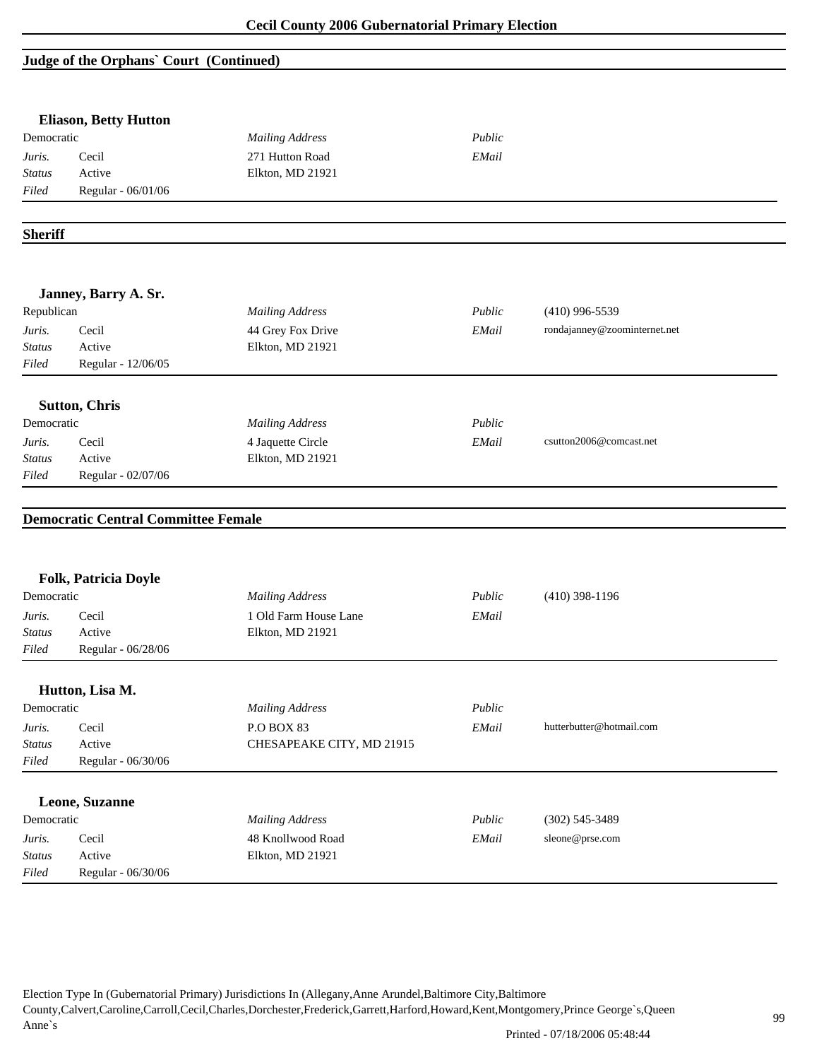## Judge of the Orphans` Court (Continued)

**Eliason, Betty Hutton**

| Democratic | | *Mailing Address* | *Public* | |
|---|---|---|---|---|
| *Juris.* | Cecil | 271 Hutton Road | *EMail* | |
| *Status* | Active | Elkton, MD 21921 | | |
| *Filed* | Regular - 06/01/06 | | | |

## Sheriff

**Janney, Barry A. Sr.**

| Republican | | *Mailing Address* | *Public* | (410) 996-5539 |
|---|---|---|---|---|
| *Juris.* | Cecil | 44 Grey Fox Drive | *EMail* | rondajanney@zoominternet.net |
| *Status* | Active | Elkton, MD 21921 | | |
| *Filed* | Regular - 12/06/05 | | | |

**Sutton, Chris**

| Democratic | | *Mailing Address* | *Public* | |
|---|---|---|---|---|
| *Juris.* | Cecil | 4 Jaquette Circle | *EMail* | csutton2006@comcast.net |
| *Status* | Active | Elkton, MD 21921 | | |
| *Filed* | Regular - 02/07/06 | | | |

## Democratic Central Committee Female

**Folk, Patricia Doyle**

| Democratic | | *Mailing Address* | *Public* | (410) 398-1196 |
|---|---|---|---|---|
| *Juris.* | Cecil | 1 Old Farm House Lane | *EMail* | |
| *Status* | Active | Elkton, MD 21921 | | |
| *Filed* | Regular - 06/28/06 | | | |

**Hutton, Lisa M.**

| Democratic | | *Mailing Address* | *Public* | |
|---|---|---|---|---|
| *Juris.* | Cecil | P.O BOX 83 | *EMail* | hutterbutter@hotmail.com |
| *Status* | Active | CHESAPEAKE CITY, MD 21915 | | |
| *Filed* | Regular - 06/30/06 | | | |

**Leone, Suzanne**

| Democratic | | *Mailing Address* | *Public* | (302) 545-3489 |
|---|---|---|---|---|
| *Juris.* | Cecil | 48 Knollwood Road | *EMail* | sleone@prse.com |
| *Status* | Active | Elkton, MD 21921 | | |
| *Filed* | Regular - 06/30/06 | | | |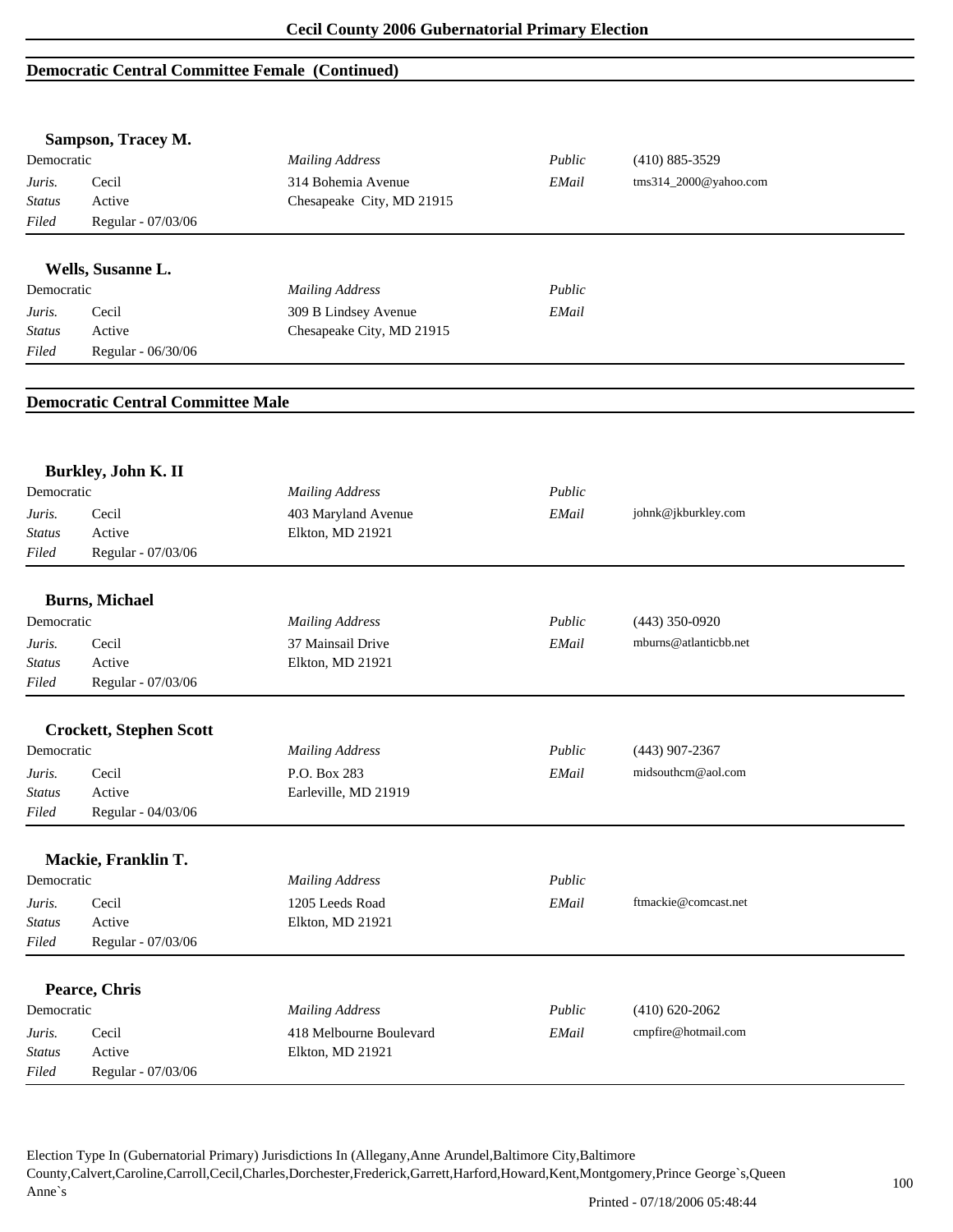## Democratic Central Committee Female (Continued)

### Sampson, Tracey M.

| | | | | |
|---|---|---|---|---|
| Democratic | | *Mailing Address* | *Public* | (410) 885-3529 |
| *Juris.* | Cecil | 314 Bohemia Avenue | *EMail* | tms314_2000@yahoo.com |
| *Status* | Active | Chesapeake City, MD 21915 | | |
| *Filed* | Regular - 07/03/06 | | | |

### Wells, Susanne L.

| | | | | |
|---|---|---|---|---|
| Democratic | | *Mailing Address* | *Public* | |
| *Juris.* | Cecil | 309 B Lindsey Avenue | *EMail* | |
| *Status* | Active | Chesapeake City, MD 21915 | | |
| *Filed* | Regular - 06/30/06 | | | |

## Democratic Central Committee Male

### Burkley, John K. II

| | | | | |
|---|---|---|---|---|
| Democratic | | *Mailing Address* | *Public* | |
| *Juris.* | Cecil | 403 Maryland Avenue | *EMail* | johnk@jkburkley.com |
| *Status* | Active | Elkton, MD 21921 | | |
| *Filed* | Regular - 07/03/06 | | | |

### Burns, Michael

| | | | | |
|---|---|---|---|---|
| Democratic | | *Mailing Address* | *Public* | (443) 350-0920 |
| *Juris.* | Cecil | 37 Mainsail Drive | *EMail* | mburns@atlanticbb.net |
| *Status* | Active | Elkton, MD 21921 | | |
| *Filed* | Regular - 07/03/06 | | | |

### Crockett, Stephen Scott

| | | | | |
|---|---|---|---|---|
| Democratic | | *Mailing Address* | *Public* | (443) 907-2367 |
| *Juris.* | Cecil | P.O. Box 283 | *EMail* | midsouthcm@aol.com |
| *Status* | Active | Earleville, MD 21919 | | |
| *Filed* | Regular - 04/03/06 | | | |

### Mackie, Franklin T.

| | | | | |
|---|---|---|---|---|
| Democratic | | *Mailing Address* | *Public* | |
| *Juris.* | Cecil | 1205 Leeds Road | *EMail* | ftmackie@comcast.net |
| *Status* | Active | Elkton, MD 21921 | | |
| *Filed* | Regular - 07/03/06 | | | |

### Pearce, Chris

| | | | | |
|---|---|---|---|---|
| Democratic | | *Mailing Address* | *Public* | (410) 620-2062 |
| *Juris.* | Cecil | 418 Melbourne Boulevard | *EMail* | cmpfire@hotmail.com |
| *Status* | Active | Elkton, MD 21921 | | |
| *Filed* | Regular - 07/03/06 | | | |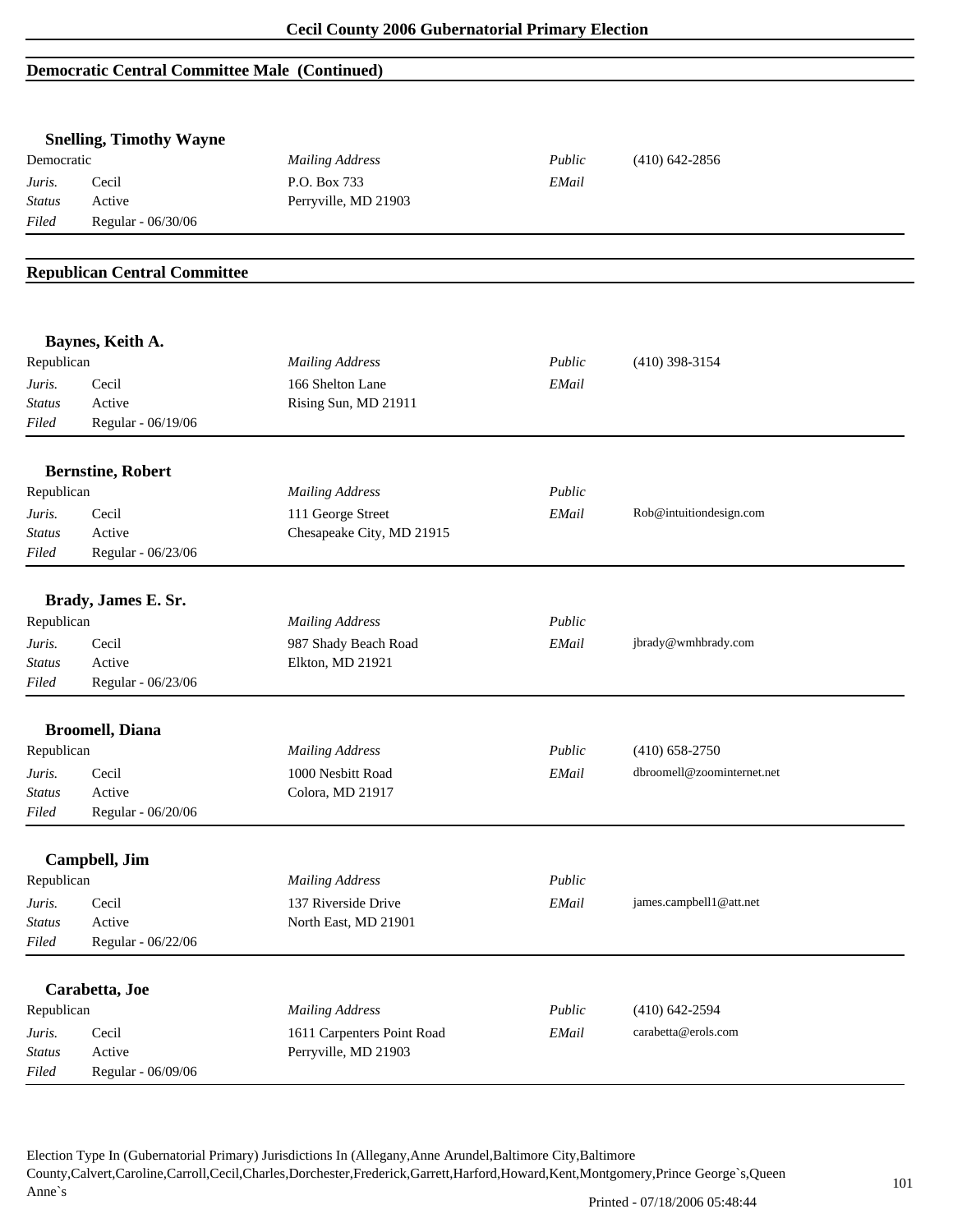## Democratic Central Committee Male (Continued)

### Snelling, Timothy Wayne

| Democratic | | *Mailing Address* | *Public* | (410) 642-2856 |
|---|---|---|---|---|
| *Juris.* | Cecil | P.O. Box 733 | *EMail* | |
| *Status* | Active | Perryville, MD 21903 | | |
| *Filed* | Regular - 06/30/06 | | | |

## Republican Central Committee

### Baynes, Keith A.

| Republican | | *Mailing Address* | *Public* | (410) 398-3154 |
|---|---|---|---|---|
| *Juris.* | Cecil | 166 Shelton Lane | *EMail* | |
| *Status* | Active | Rising Sun, MD 21911 | | |
| *Filed* | Regular - 06/19/06 | | | |

### Bernstine, Robert

| Republican | | *Mailing Address* | *Public* | |
|---|---|---|---|---|
| *Juris.* | Cecil | 111 George Street | *EMail* | Rob@intuitiondesign.com |
| *Status* | Active | Chesapeake City, MD 21915 | | |
| *Filed* | Regular - 06/23/06 | | | |

### Brady, James E. Sr.

| Republican | | *Mailing Address* | *Public* | |
|---|---|---|---|---|
| *Juris.* | Cecil | 987 Shady Beach Road | *EMail* | jbrady@wmhbrady.com |
| *Status* | Active | Elkton, MD 21921 | | |
| *Filed* | Regular - 06/23/06 | | | |

### Broomell, Diana

| Republican | | *Mailing Address* | *Public* | (410) 658-2750 |
|---|---|---|---|---|
| *Juris.* | Cecil | 1000 Nesbitt Road | *EMail* | dbroomell@zoominternet.net |
| *Status* | Active | Colora, MD 21917 | | |
| *Filed* | Regular - 06/20/06 | | | |

### Campbell, Jim

| Republican | | *Mailing Address* | *Public* | |
|---|---|---|---|---|
| *Juris.* | Cecil | 137 Riverside Drive | *EMail* | james.campbell1@att.net |
| *Status* | Active | North East, MD 21901 | | |
| *Filed* | Regular - 06/22/06 | | | |

### Carabetta, Joe

| Republican | | *Mailing Address* | *Public* | (410) 642-2594 |
|---|---|---|---|---|
| *Juris.* | Cecil | 1611 Carpenters Point Road | *EMail* | carabetta@erols.com |
| *Status* | Active | Perryville, MD 21903 | | |
| *Filed* | Regular - 06/09/06 | | | |

Election Type In (Gubernatorial Primary) Jurisdictions In (Allegany,Anne Arundel,Baltimore City,Baltimore County,Calvert,Caroline,Carroll,Cecil,Charles,Dorchester,Frederick,Garrett,Harford,Howard,Kent,Montgomery,Prince George`s,Queen Anne`s

Printed - 07/18/2006 05:48:44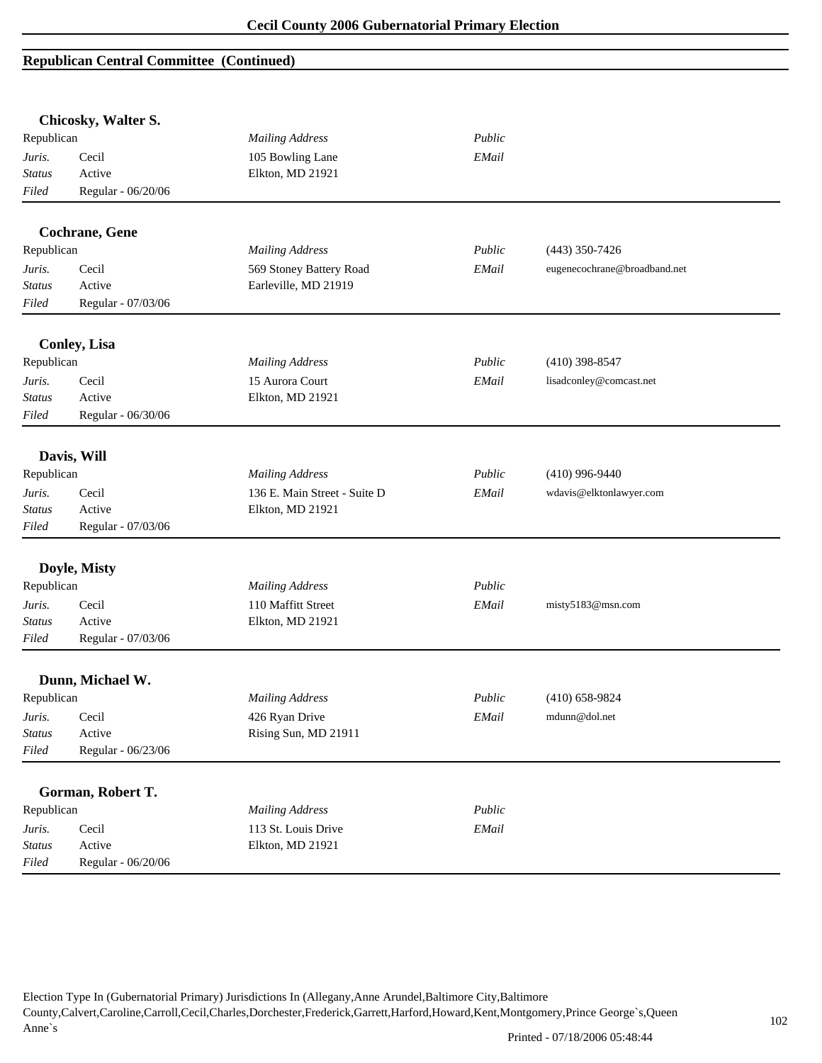## Republican Central Committee (Continued)

### Chicosky, Walter S.

| Republican | | *Mailing Address* | *Public* | |
|---|---|---|---|---|
| *Juris.* | Cecil | 105 Bowling Lane | *EMail* | |
| *Status* | Active | Elkton, MD 21921 | | |
| *Filed* | Regular - 06/20/06 | | | |

### Cochrane, Gene

| Republican | | *Mailing Address* | *Public* | (443) 350-7426 |
|---|---|---|---|---|
| *Juris.* | Cecil | 569 Stoney Battery Road | *EMail* | eugenecochrane@broadband.net |
| *Status* | Active | Earleville, MD 21919 | | |
| *Filed* | Regular - 07/03/06 | | | |

### Conley, Lisa

| Republican | | *Mailing Address* | *Public* | (410) 398-8547 |
|---|---|---|---|---|
| *Juris.* | Cecil | 15 Aurora Court | *EMail* | lisadconley@comcast.net |
| *Status* | Active | Elkton, MD 21921 | | |
| *Filed* | Regular - 06/30/06 | | | |

### Davis, Will

| Republican | | *Mailing Address* | *Public* | (410) 996-9440 |
|---|---|---|---|---|
| *Juris.* | Cecil | 136 E. Main Street - Suite D | *EMail* | wdavis@elktonlawyer.com |
| *Status* | Active | Elkton, MD 21921 | | |
| *Filed* | Regular - 07/03/06 | | | |

### Doyle, Misty

| Republican | | *Mailing Address* | *Public* | |
|---|---|---|---|---|
| *Juris.* | Cecil | 110 Maffitt Street | *EMail* | misty5183@msn.com |
| *Status* | Active | Elkton, MD 21921 | | |
| *Filed* | Regular - 07/03/06 | | | |

### Dunn, Michael W.

| Republican | | *Mailing Address* | *Public* | (410) 658-9824 |
|---|---|---|---|---|
| *Juris.* | Cecil | 426 Ryan Drive | *EMail* | mdunn@dol.net |
| *Status* | Active | Rising Sun, MD 21911 | | |
| *Filed* | Regular - 06/23/06 | | | |

### Gorman, Robert T.

| Republican | | *Mailing Address* | *Public* | |
|---|---|---|---|---|
| *Juris.* | Cecil | 113 St. Louis Drive | *EMail* | |
| *Status* | Active | Elkton, MD 21921 | | |
| *Filed* | Regular - 06/20/06 | | | |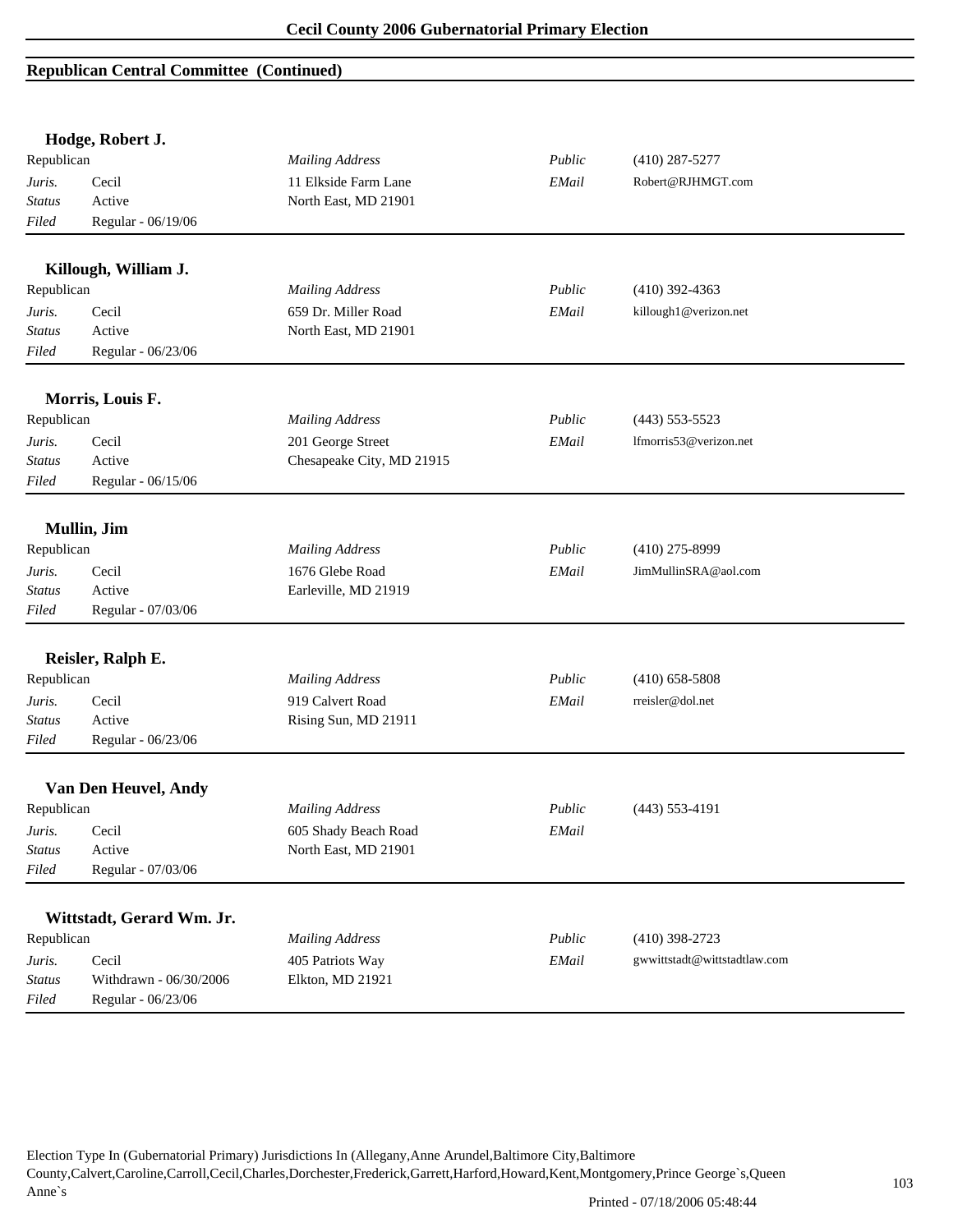## Republican Central Committee (Continued)

### Hodge, Robert J.

| | | | | |
|---|---|---|---|---|
| Republican | | *Mailing Address* | *Public* | (410) 287-5277 |
| *Juris.* | Cecil | 11 Elkside Farm Lane | *EMail* | Robert@RJHMGT.com |
| *Status* | Active | North East, MD 21901 | | |
| *Filed* | Regular - 06/19/06 | | | |

### Killough, William J.

| | | | | |
|---|---|---|---|---|
| Republican | | *Mailing Address* | *Public* | (410) 392-4363 |
| *Juris.* | Cecil | 659 Dr. Miller Road | *EMail* | killough1@verizon.net |
| *Status* | Active | North East, MD 21901 | | |
| *Filed* | Regular - 06/23/06 | | | |

### Morris, Louis F.

| | | | | |
|---|---|---|---|---|
| Republican | | *Mailing Address* | *Public* | (443) 553-5523 |
| *Juris.* | Cecil | 201 George Street | *EMail* | lfmorris53@verizon.net |
| *Status* | Active | Chesapeake City, MD 21915 | | |
| *Filed* | Regular - 06/15/06 | | | |

### Mullin, Jim

| | | | | |
|---|---|---|---|---|
| Republican | | *Mailing Address* | *Public* | (410) 275-8999 |
| *Juris.* | Cecil | 1676 Glebe Road | *EMail* | JimMullinSRA@aol.com |
| *Status* | Active | Earleville, MD 21919 | | |
| *Filed* | Regular - 07/03/06 | | | |

### Reisler, Ralph E.

| | | | | |
|---|---|---|---|---|
| Republican | | *Mailing Address* | *Public* | (410) 658-5808 |
| *Juris.* | Cecil | 919 Calvert Road | *EMail* | rreisler@dol.net |
| *Status* | Active | Rising Sun, MD 21911 | | |
| *Filed* | Regular - 06/23/06 | | | |

### Van Den Heuvel, Andy

| | | | | |
|---|---|---|---|---|
| Republican | | *Mailing Address* | *Public* | (443) 553-4191 |
| *Juris.* | Cecil | 605 Shady Beach Road | *EMail* | |
| *Status* | Active | North East, MD 21901 | | |
| *Filed* | Regular - 07/03/06 | | | |

### Wittstadt, Gerard Wm. Jr.

| | | | | |
|---|---|---|---|---|
| Republican | | *Mailing Address* | *Public* | (410) 398-2723 |
| *Juris.* | Cecil | 405 Patriots Way | *EMail* | gwwittstadt@wittstadtlaw.com |
| *Status* | Withdrawn - 06/30/2006 | Elkton, MD 21921 | | |
| *Filed* | Regular - 06/23/06 | | | |

Election Type In (Gubernatorial Primary) Jurisdictions In (Allegany,Anne Arundel,Baltimore City,Baltimore County,Calvert,Caroline,Carroll,Cecil,Charles,Dorchester,Frederick,Garrett,Harford,Howard,Kent,Montgomery,Prince George`s,Queen Anne`s

Printed - 07/18/2006 05:48:44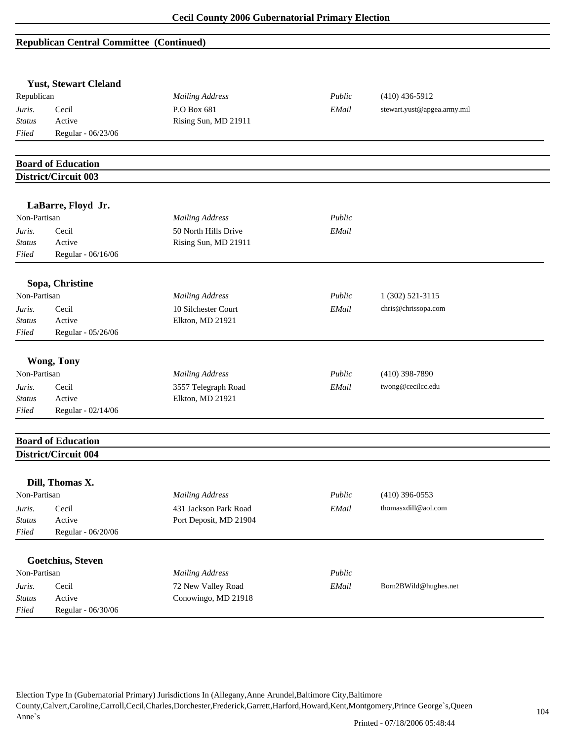## Republican Central Committee (Continued)

### Yust, Stewart Cleland

| | | | | |
|---|---|---|---|---|
| Republican | | *Mailing Address* | *Public* | (410) 436-5912 |
| *Juris.* | Cecil | P.O Box 681 | *EMail* | stewart.yust@apgea.army.mil |
| *Status* | Active | Rising Sun, MD 21911 | | |
| *Filed* | Regular - 06/23/06 | | | |

## Board of Education

## District/Circuit 003

### LaBarre, Floyd Jr.

| | | | | |
|---|---|---|---|---|
| Non-Partisan | | *Mailing Address* | *Public* | |
| *Juris.* | Cecil | 50 North Hills Drive | *EMail* | |
| *Status* | Active | Rising Sun, MD 21911 | | |
| *Filed* | Regular - 06/16/06 | | | |

### Sopa, Christine

| | | | | |
|---|---|---|---|---|
| Non-Partisan | | *Mailing Address* | *Public* | 1 (302) 521-3115 |
| *Juris.* | Cecil | 10 Silchester Court | *EMail* | chris@chrissopa.com |
| *Status* | Active | Elkton, MD 21921 | | |
| *Filed* | Regular - 05/26/06 | | | |

### Wong, Tony

| | | | | |
|---|---|---|---|---|
| Non-Partisan | | *Mailing Address* | *Public* | (410) 398-7890 |
| *Juris.* | Cecil | 3557 Telegraph Road | *EMail* | twong@cecilcc.edu |
| *Status* | Active | Elkton, MD 21921 | | |
| *Filed* | Regular - 02/14/06 | | | |

## Board of Education

## District/Circuit 004

### Dill, Thomas X.

| | | | | |
|---|---|---|---|---|
| Non-Partisan | | *Mailing Address* | *Public* | (410) 396-0553 |
| *Juris.* | Cecil | 431 Jackson Park Road | *EMail* | thomasxdill@aol.com |
| *Status* | Active | Port Deposit, MD 21904 | | |
| *Filed* | Regular - 06/20/06 | | | |

### Goetchius, Steven

| | | | | |
|---|---|---|---|---|
| Non-Partisan | | *Mailing Address* | *Public* | |
| *Juris.* | Cecil | 72 New Valley Road | *EMail* | Born2BWild@hughes.net |
| *Status* | Active | Conowingo, MD 21918 | | |
| *Filed* | Regular - 06/30/06 | | | |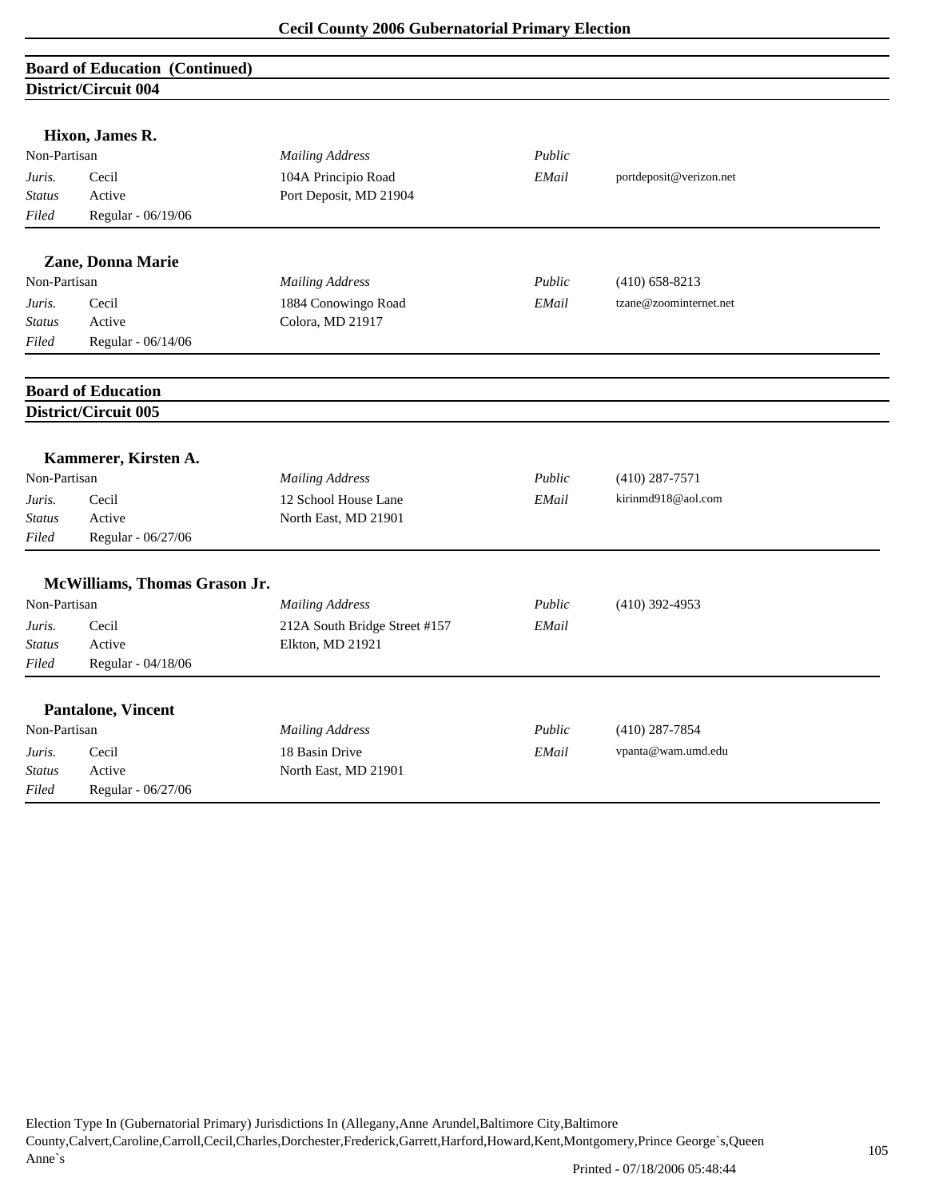## Board of Education (Continued)

### District/Circuit 004

**Hixon, James R.**

| Non-Partisan | | *Mailing Address* | *Public* | |
|---|---|---|---|---|
| *Juris.* | Cecil | 104A Principio Road | *EMail* | portdeposit@verizon.net |
| *Status* | Active | Port Deposit, MD 21904 | | |
| *Filed* | Regular - 06/19/06 | | | |

**Zane, Donna Marie**

| Non-Partisan | | *Mailing Address* | *Public* | (410) 658-8213 |
|---|---|---|---|---|
| *Juris.* | Cecil | 1884 Conowingo Road | *EMail* | tzane@zoominternet.net |
| *Status* | Active | Colora, MD 21917 | | |
| *Filed* | Regular - 06/14/06 | | | |

## Board of Education

### District/Circuit 005

**Kammerer, Kirsten A.**

| Non-Partisan | | *Mailing Address* | *Public* | (410) 287-7571 |
|---|---|---|---|---|
| *Juris.* | Cecil | 12 School House Lane | *EMail* | kirinmd918@aol.com |
| *Status* | Active | North East, MD 21901 | | |
| *Filed* | Regular - 06/27/06 | | | |

**McWilliams, Thomas Grason Jr.**

| Non-Partisan | | *Mailing Address* | *Public* | (410) 392-4953 |
|---|---|---|---|---|
| *Juris.* | Cecil | 212A South Bridge Street #157 | *EMail* | |
| *Status* | Active | Elkton, MD 21921 | | |
| *Filed* | Regular - 04/18/06 | | | |

**Pantalone, Vincent**

| Non-Partisan | | *Mailing Address* | *Public* | (410) 287-7854 |
|---|---|---|---|---|
| *Juris.* | Cecil | 18 Basin Drive | *EMail* | vpanta@wam.umd.edu |
| *Status* | Active | North East, MD 21901 | | |
| *Filed* | Regular - 06/27/06 | | | |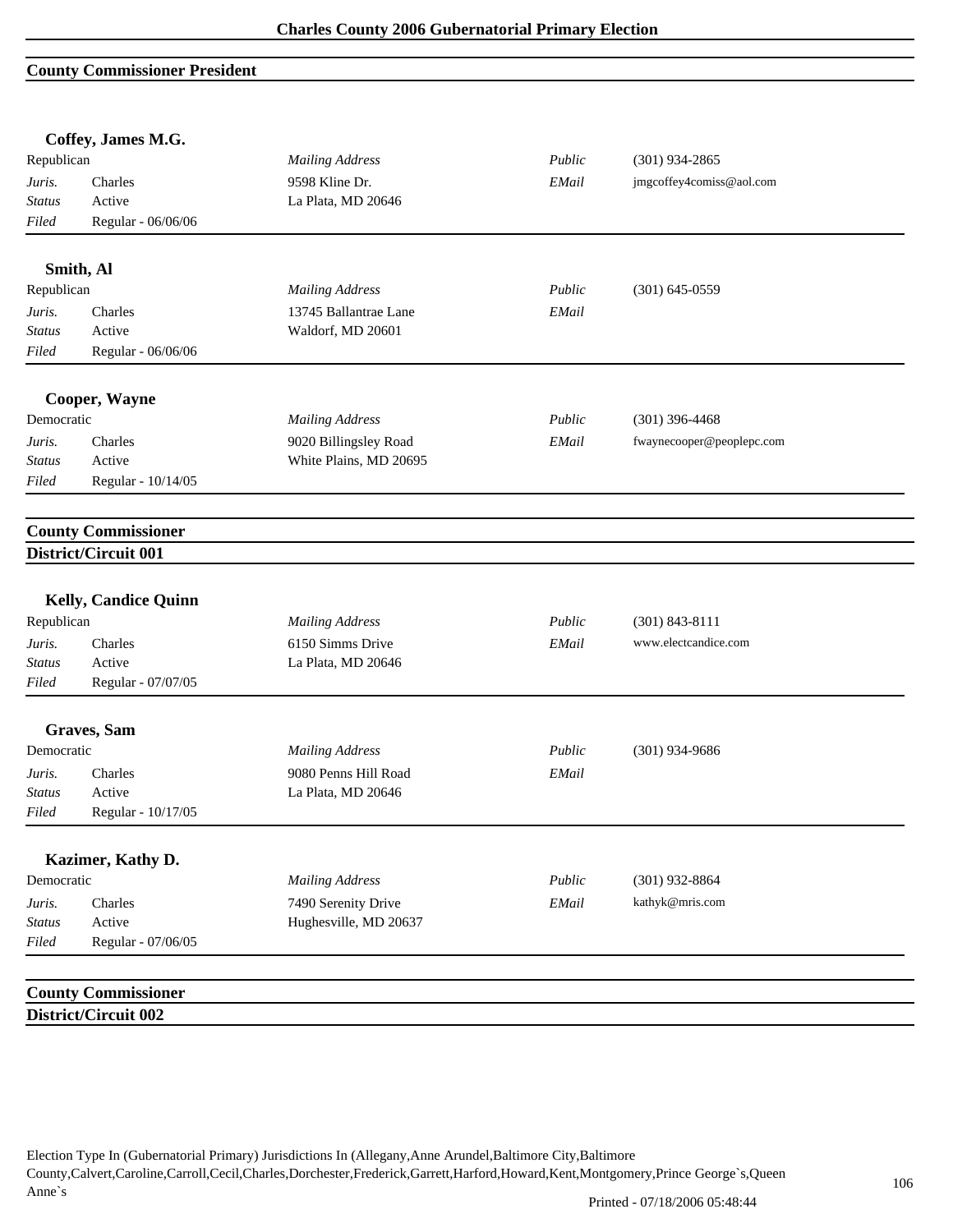## County Commissioner President

### Coffey, James M.G.

| | | | | |
|---|---|---|---|---|
| Republican | | *Mailing Address* | *Public* | (301) 934-2865 |
| *Juris.* | Charles | 9598 Kline Dr. | *EMail* | jmgcoffey4comiss@aol.com |
| *Status* | Active | La Plata, MD 20646 | | |
| *Filed* | Regular - 06/06/06 | | | |

### Smith, Al

| | | | | |
|---|---|---|---|---|
| Republican | | *Mailing Address* | *Public* | (301) 645-0559 |
| *Juris.* | Charles | 13745 Ballantrae Lane | *EMail* | |
| *Status* | Active | Waldorf, MD 20601 | | |
| *Filed* | Regular - 06/06/06 | | | |

### Cooper, Wayne

| | | | | |
|---|---|---|---|---|
| Democratic | | *Mailing Address* | *Public* | (301) 396-4468 |
| *Juris.* | Charles | 9020 Billingsley Road | *EMail* | fwaynecooper@peoplepc.com |
| *Status* | Active | White Plains, MD 20695 | | |
| *Filed* | Regular - 10/14/05 | | | |

## County Commissioner
## District/Circuit 001

### Kelly, Candice Quinn

| | | | | |
|---|---|---|---|---|
| Republican | | *Mailing Address* | *Public* | (301) 843-8111 |
| *Juris.* | Charles | 6150 Simms Drive | *EMail* | www.electcandice.com |
| *Status* | Active | La Plata, MD 20646 | | |
| *Filed* | Regular - 07/07/05 | | | |

### Graves, Sam

| | | | | |
|---|---|---|---|---|
| Democratic | | *Mailing Address* | *Public* | (301) 934-9686 |
| *Juris.* | Charles | 9080 Penns Hill Road | *EMail* | |
| *Status* | Active | La Plata, MD 20646 | | |
| *Filed* | Regular - 10/17/05 | | | |

### Kazimer, Kathy D.

| | | | | |
|---|---|---|---|---|
| Democratic | | *Mailing Address* | *Public* | (301) 932-8864 |
| *Juris.* | Charles | 7490 Serenity Drive | *EMail* | kathyk@mris.com |
| *Status* | Active | Hughesville, MD 20637 | | |
| *Filed* | Regular - 07/06/05 | | | |

## County Commissioner
## District/Circuit 002

Election Type In (Gubernatorial Primary) Jurisdictions In (Allegany,Anne Arundel,Baltimore City,Baltimore County,Calvert,Caroline,Carroll,Cecil,Charles,Dorchester,Frederick,Garrett,Harford,Howard,Kent,Montgomery,Prince George`s,Queen Anne`s

Printed - 07/18/2006 05:48:44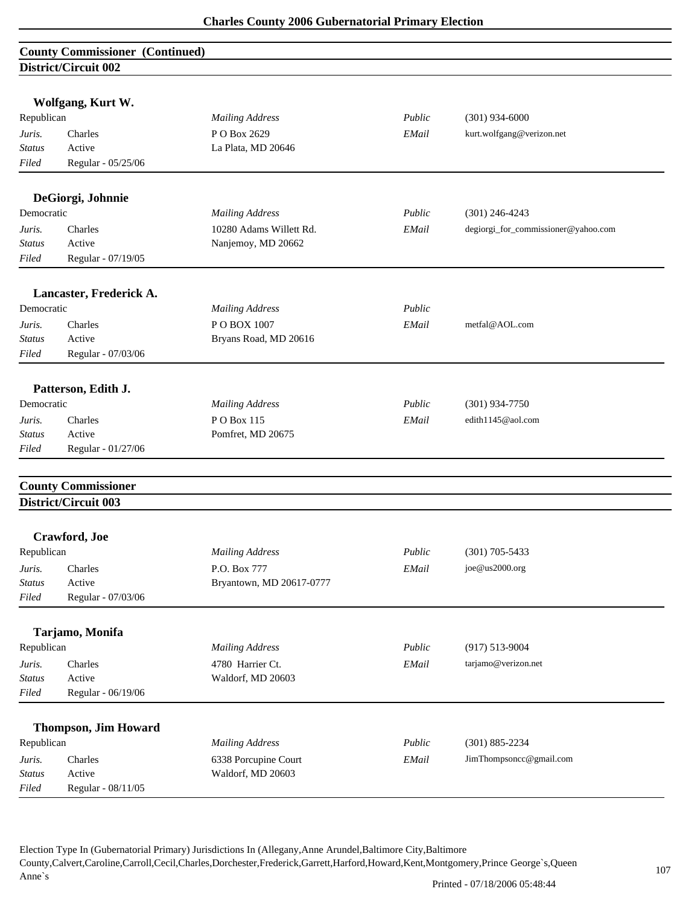## County Commissioner (Continued)

### District/Circuit 002

**Wolfgang, Kurt W.**

| | | | | |
|---|---|---|---|---|
| Republican | | *Mailing Address* | *Public* | (301) 934-6000 |
| *Juris.* | Charles | P O Box 2629 | *EMail* | kurt.wolfgang@verizon.net |
| *Status* | Active | La Plata, MD 20646 | | |
| *Filed* | Regular - 05/25/06 | | | |

**DeGiorgi, Johnnie**

| | | | | |
|---|---|---|---|---|
| Democratic | | *Mailing Address* | *Public* | (301) 246-4243 |
| *Juris.* | Charles | 10280 Adams Willett Rd. | *EMail* | degiorgi_for_commissioner@yahoo.com |
| *Status* | Active | Nanjemoy, MD 20662 | | |
| *Filed* | Regular - 07/19/05 | | | |

**Lancaster, Frederick A.**

| | | | | |
|---|---|---|---|---|
| Democratic | | *Mailing Address* | *Public* | |
| *Juris.* | Charles | P O BOX 1007 | *EMail* | metfal@AOL.com |
| *Status* | Active | Bryans Road, MD 20616 | | |
| *Filed* | Regular - 07/03/06 | | | |

**Patterson, Edith J.**

| | | | | |
|---|---|---|---|---|
| Democratic | | *Mailing Address* | *Public* | (301) 934-7750 |
| *Juris.* | Charles | P O Box 115 | *EMail* | edith1145@aol.com |
| *Status* | Active | Pomfret, MD 20675 | | |
| *Filed* | Regular - 01/27/06 | | | |

## County Commissioner

### District/Circuit 003

**Crawford, Joe**

| | | | | |
|---|---|---|---|---|
| Republican | | *Mailing Address* | *Public* | (301) 705-5433 |
| *Juris.* | Charles | P.O. Box 777 | *EMail* | joe@us2000.org |
| *Status* | Active | Bryantown, MD 20617-0777 | | |
| *Filed* | Regular - 07/03/06 | | | |

**Tarjamo, Monifa**

| | | | | |
|---|---|---|---|---|
| Republican | | *Mailing Address* | *Public* | (917) 513-9004 |
| *Juris.* | Charles | 4780 Harrier Ct. | *EMail* | tarjamo@verizon.net |
| *Status* | Active | Waldorf, MD 20603 | | |
| *Filed* | Regular - 06/19/06 | | | |

**Thompson, Jim Howard**

| | | | | |
|---|---|---|---|---|
| Republican | | *Mailing Address* | *Public* | (301) 885-2234 |
| *Juris.* | Charles | 6338 Porcupine Court | *EMail* | JimThompsoncc@gmail.com |
| *Status* | Active | Waldorf, MD 20603 | | |
| *Filed* | Regular - 08/11/05 | | | |

Election Type In (Gubernatorial Primary) Jurisdictions In (Allegany,Anne Arundel,Baltimore City,Baltimore County,Calvert,Caroline,Carroll,Cecil,Charles,Dorchester,Frederick,Garrett,Harford,Howard,Kent,Montgomery,Prince George`s,Queen Anne`s

Printed - 07/18/2006 05:48:44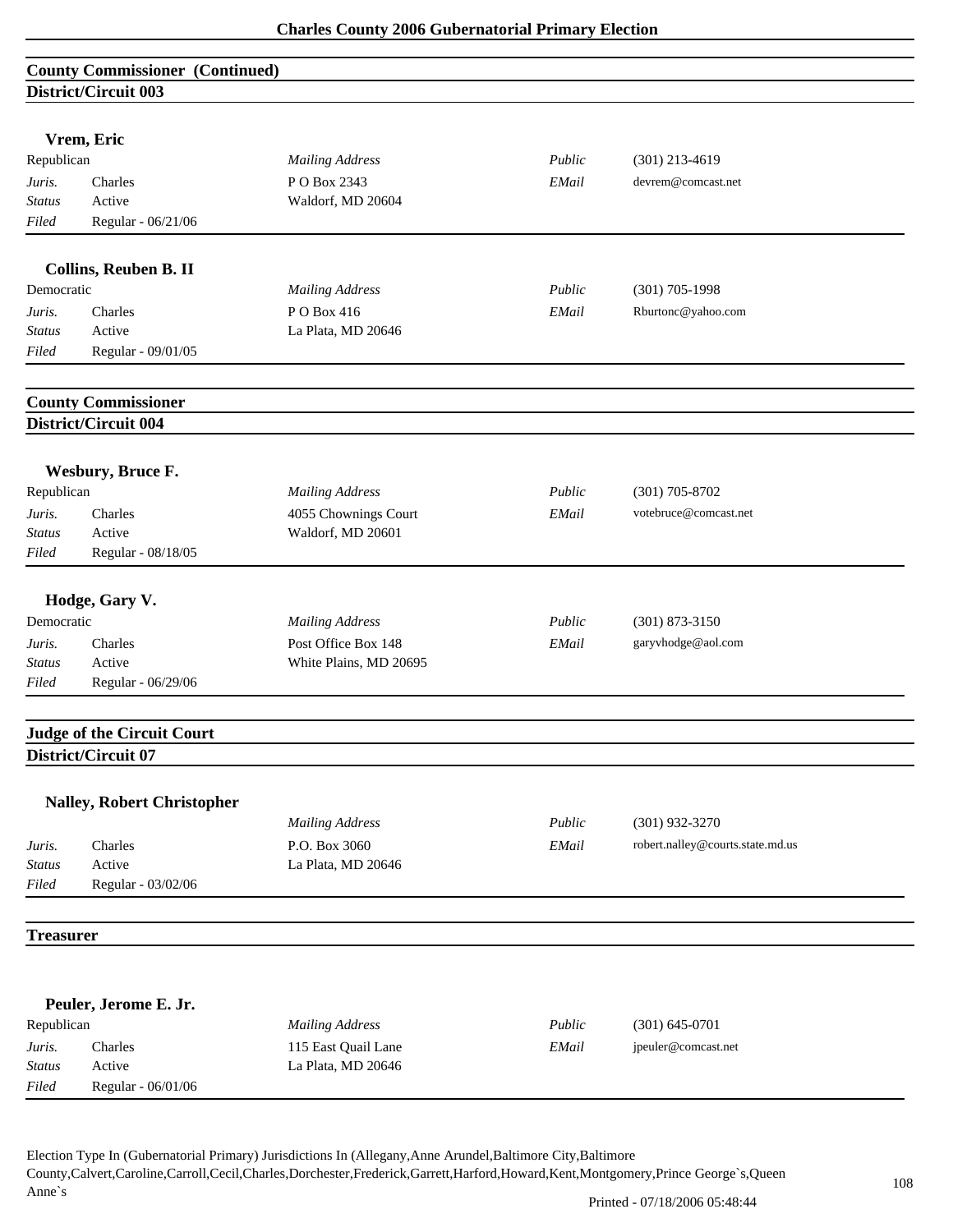## County Commissioner (Continued)

### District/Circuit 003

**Vrem, Eric**

| | | | | |
|---|---|---|---|---|
| Republican | | *Mailing Address* | *Public* | (301) 213-4619 |
| *Juris.* | Charles | P O Box 2343 | *EMail* | devrem@comcast.net |
| *Status* | Active | Waldorf, MD 20604 | | |
| *Filed* | Regular - 06/21/06 | | | |

**Collins, Reuben B. II**

| | | | | |
|---|---|---|---|---|
| Democratic | | *Mailing Address* | *Public* | (301) 705-1998 |
| *Juris.* | Charles | P O Box 416 | *EMail* | Rburtonc@yahoo.com |
| *Status* | Active | La Plata, MD 20646 | | |
| *Filed* | Regular - 09/01/05 | | | |

## County Commissioner

### District/Circuit 004

**Wesbury, Bruce F.**

| | | | | |
|---|---|---|---|---|
| Republican | | *Mailing Address* | *Public* | (301) 705-8702 |
| *Juris.* | Charles | 4055 Chownings Court | *EMail* | votebruce@comcast.net |
| *Status* | Active | Waldorf, MD 20601 | | |
| *Filed* | Regular - 08/18/05 | | | |

**Hodge, Gary V.**

| | | | | |
|---|---|---|---|---|
| Democratic | | *Mailing Address* | *Public* | (301) 873-3150 |
| *Juris.* | Charles | Post Office Box 148 | *EMail* | garyvhodge@aol.com |
| *Status* | Active | White Plains, MD 20695 | | |
| *Filed* | Regular - 06/29/06 | | | |

## Judge of the Circuit Court

### District/Circuit 07

**Nalley, Robert Christopher**

| | | | | |
|---|---|---|---|---|
| | | *Mailing Address* | *Public* | (301) 932-3270 |
| *Juris.* | Charles | P.O. Box 3060 | *EMail* | robert.nalley@courts.state.md.us |
| *Status* | Active | La Plata, MD 20646 | | |
| *Filed* | Regular - 03/02/06 | | | |

## Treasurer

**Peuler, Jerome E. Jr.**

| | | | | |
|---|---|---|---|---|
| Republican | | *Mailing Address* | *Public* | (301) 645-0701 |
| *Juris.* | Charles | 115 East Quail Lane | *EMail* | jpeuler@comcast.net |
| *Status* | Active | La Plata, MD 20646 | | |
| *Filed* | Regular - 06/01/06 | | | |

Election Type In (Gubernatorial Primary) Jurisdictions In (Allegany,Anne Arundel,Baltimore City,Baltimore County,Calvert,Caroline,Carroll,Cecil,Charles,Dorchester,Frederick,Garrett,Harford,Howard,Kent,Montgomery,Prince George`s,Queen Anne`s

Printed - 07/18/2006 05:48:44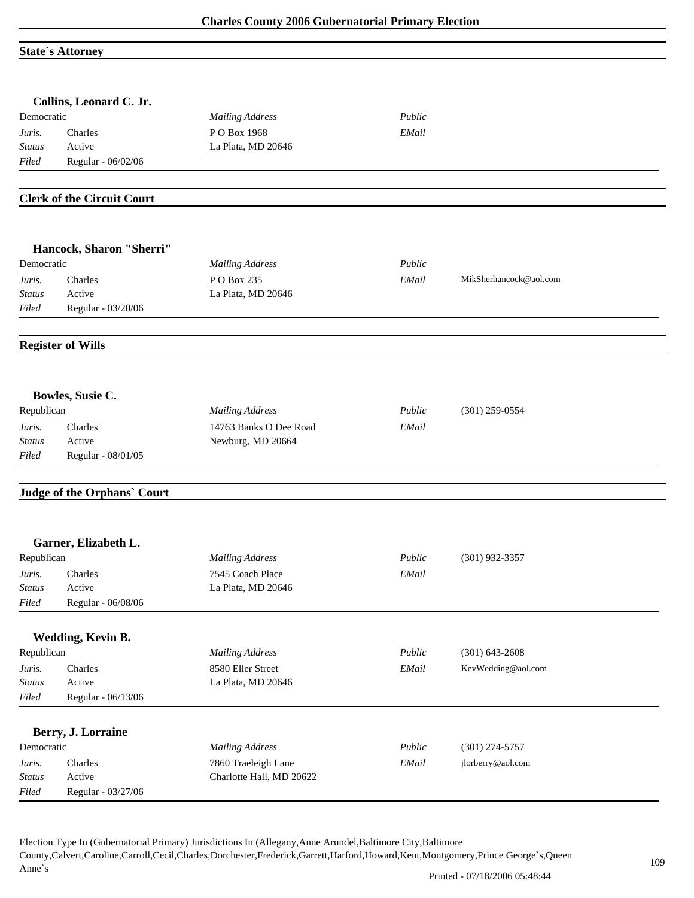## State`s Attorney

### Collins, Leonard C. Jr.

| Democratic | | *Mailing Address* | *Public* | |
|---|---|---|---|---|
| *Juris.* | Charles | P O Box 1968 | *EMail* | |
| *Status* | Active | La Plata, MD 20646 | | |
| *Filed* | Regular - 06/02/06 | | | |

## Clerk of the Circuit Court

### Hancock, Sharon "Sherri"

| Democratic | | *Mailing Address* | *Public* | |
|---|---|---|---|---|
| *Juris.* | Charles | P O Box 235 | *EMail* | MikSherhancock@aol.com |
| *Status* | Active | La Plata, MD 20646 | | |
| *Filed* | Regular - 03/20/06 | | | |

## Register of Wills

### Bowles, Susie C.

| Republican | | *Mailing Address* | *Public* | (301) 259-0554 |
|---|---|---|---|---|
| *Juris.* | Charles | 14763 Banks O Dee Road | *EMail* | |
| *Status* | Active | Newburg, MD 20664 | | |
| *Filed* | Regular - 08/01/05 | | | |

## Judge of the Orphans` Court

### Garner, Elizabeth L.

| Republican | | *Mailing Address* | *Public* | (301) 932-3357 |
|---|---|---|---|---|
| *Juris.* | Charles | 7545 Coach Place | *EMail* | |
| *Status* | Active | La Plata, MD 20646 | | |
| *Filed* | Regular - 06/08/06 | | | |

### Wedding, Kevin B.

| Republican | | *Mailing Address* | *Public* | (301) 643-2608 |
|---|---|---|---|---|
| *Juris.* | Charles | 8580 Eller Street | *EMail* | KevWedding@aol.com |
| *Status* | Active | La Plata, MD 20646 | | |
| *Filed* | Regular - 06/13/06 | | | |

### Berry, J. Lorraine

| Democratic | | *Mailing Address* | *Public* | (301) 274-5757 |
|---|---|---|---|---|
| *Juris.* | Charles | 7860 Traeleigh Lane | *EMail* | jlorberry@aol.com |
| *Status* | Active | Charlotte Hall, MD 20622 | | |
| *Filed* | Regular - 03/27/06 | | | |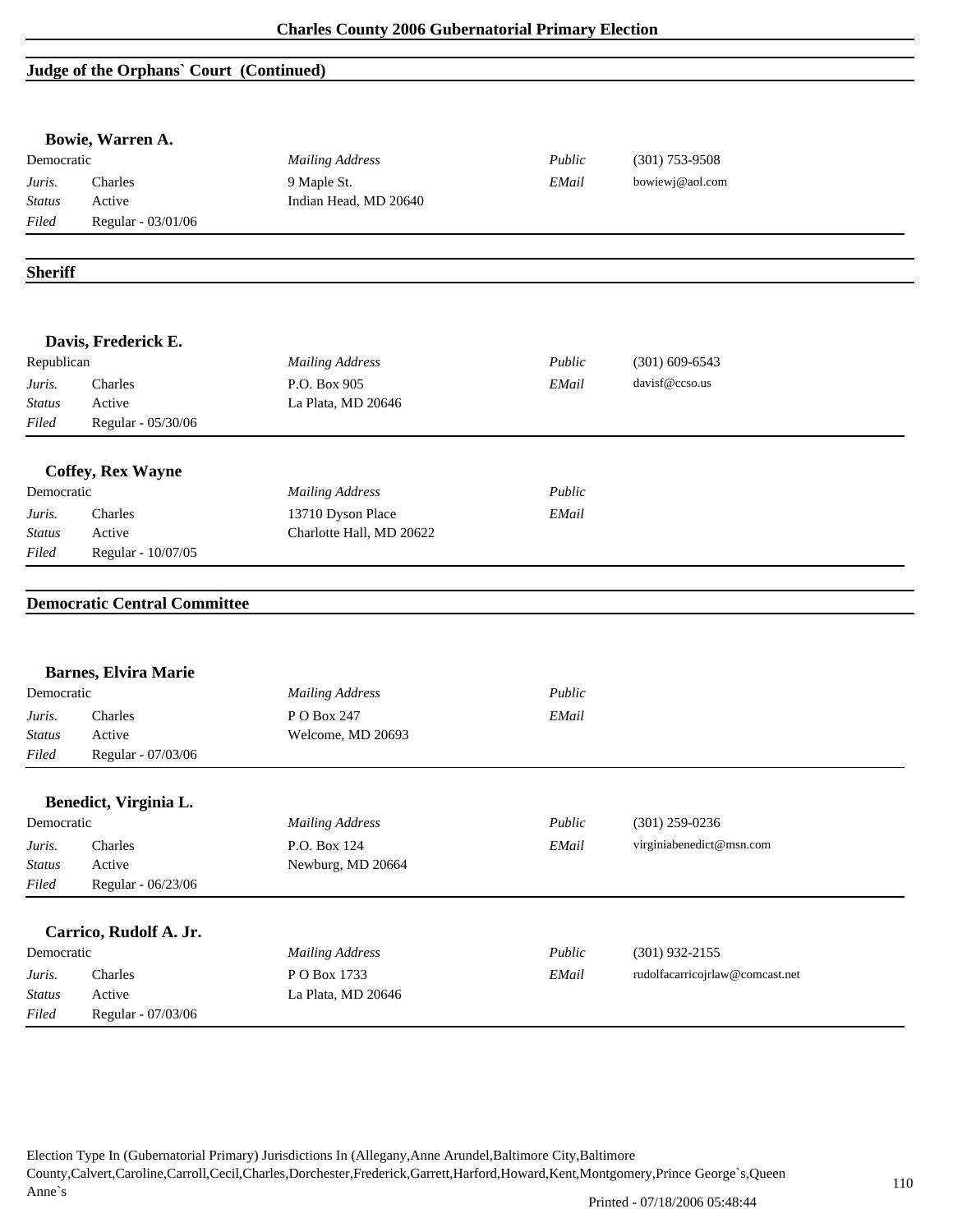## Judge of the Orphans` Court (Continued)

### Bowie, Warren A.

| Democratic | | *Mailing Address* | *Public* | (301) 753-9508 |
|---|---|---|---|---|
| *Juris.* | Charles | 9 Maple St. | *EMail* | bowiewj@aol.com |
| *Status* | Active | Indian Head, MD 20640 | | |
| *Filed* | Regular - 03/01/06 | | | |

## Sheriff

### Davis, Frederick E.

| Republican | | *Mailing Address* | *Public* | (301) 609-6543 |
|---|---|---|---|---|
| *Juris.* | Charles | P.O. Box 905 | *EMail* | davisf@ccso.us |
| *Status* | Active | La Plata, MD 20646 | | |
| *Filed* | Regular - 05/30/06 | | | |

### Coffey, Rex Wayne

| Democratic | | *Mailing Address* | *Public* | |
|---|---|---|---|---|
| *Juris.* | Charles | 13710 Dyson Place | *EMail* | |
| *Status* | Active | Charlotte Hall, MD 20622 | | |
| *Filed* | Regular - 10/07/05 | | | |

## Democratic Central Committee

### Barnes, Elvira Marie

| Democratic | | *Mailing Address* | *Public* | |
|---|---|---|---|---|
| *Juris.* | Charles | P O Box 247 | *EMail* | |
| *Status* | Active | Welcome, MD 20693 | | |
| *Filed* | Regular - 07/03/06 | | | |

### Benedict, Virginia L.

| Democratic | | *Mailing Address* | *Public* | (301) 259-0236 |
|---|---|---|---|---|
| *Juris.* | Charles | P.O. Box 124 | *EMail* | virginiabenedict@msn.com |
| *Status* | Active | Newburg, MD 20664 | | |
| *Filed* | Regular - 06/23/06 | | | |

### Carrico, Rudolf A. Jr.

| Democratic | | *Mailing Address* | *Public* | (301) 932-2155 |
|---|---|---|---|---|
| *Juris.* | Charles | P O Box 1733 | *EMail* | rudolfacarricojrlaw@comcast.net |
| *Status* | Active | La Plata, MD 20646 | | |
| *Filed* | Regular - 07/03/06 | | | |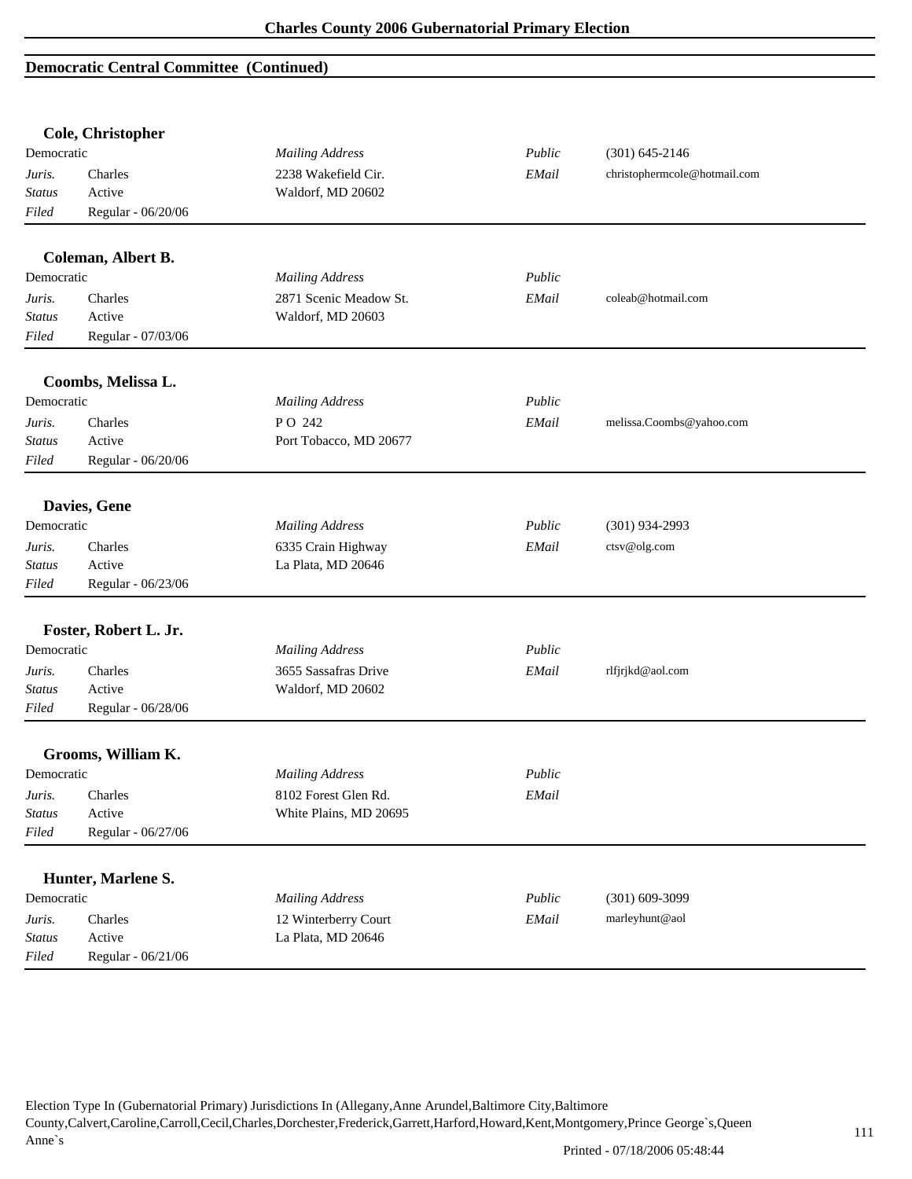## Democratic Central Committee (Continued)

### Cole, Christopher

| Democratic | | *Mailing Address* | *Public* | (301) 645-2146 |
|---|---|---|---|---|
| *Juris.* | Charles | 2238 Wakefield Cir. | *EMail* | christophermcole@hotmail.com |
| *Status* | Active | Waldorf, MD 20602 | | |
| *Filed* | Regular - 06/20/06 | | | |

### Coleman, Albert B.

| Democratic | | *Mailing Address* | *Public* | |
|---|---|---|---|---|
| *Juris.* | Charles | 2871 Scenic Meadow St. | *EMail* | coleab@hotmail.com |
| *Status* | Active | Waldorf, MD 20603 | | |
| *Filed* | Regular - 07/03/06 | | | |

### Coombs, Melissa L.

| Democratic | | *Mailing Address* | *Public* | |
|---|---|---|---|---|
| *Juris.* | Charles | P O 242 | *EMail* | melissa.Coombs@yahoo.com |
| *Status* | Active | Port Tobacco, MD 20677 | | |
| *Filed* | Regular - 06/20/06 | | | |

### Davies, Gene

| Democratic | | *Mailing Address* | *Public* | (301) 934-2993 |
|---|---|---|---|---|
| *Juris.* | Charles | 6335 Crain Highway | *EMail* | ctsv@olg.com |
| *Status* | Active | La Plata, MD 20646 | | |
| *Filed* | Regular - 06/23/06 | | | |

### Foster, Robert L. Jr.

| Democratic | | *Mailing Address* | *Public* | |
|---|---|---|---|---|
| *Juris.* | Charles | 3655 Sassafras Drive | *EMail* | rlfjrjkd@aol.com |
| *Status* | Active | Waldorf, MD 20602 | | |
| *Filed* | Regular - 06/28/06 | | | |

### Grooms, William K.

| Democratic | | *Mailing Address* | *Public* | |
|---|---|---|---|---|
| *Juris.* | Charles | 8102 Forest Glen Rd. | *EMail* | |
| *Status* | Active | White Plains, MD 20695 | | |
| *Filed* | Regular - 06/27/06 | | | |

### Hunter, Marlene S.

| Democratic | | *Mailing Address* | *Public* | (301) 609-3099 |
|---|---|---|---|---|
| *Juris.* | Charles | 12 Winterberry Court | *EMail* | marleyhunt@aol |
| *Status* | Active | La Plata, MD 20646 | | |
| *Filed* | Regular - 06/21/06 | | | |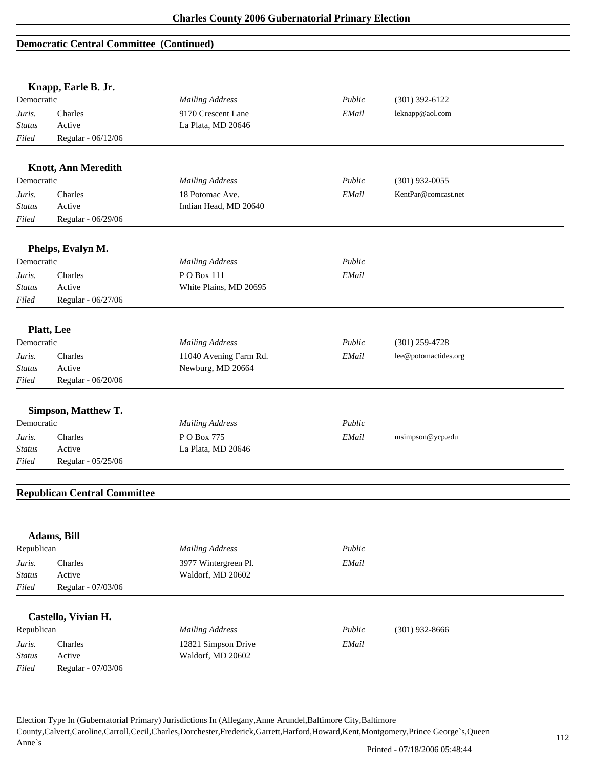## Democratic Central Committee (Continued)

### Knapp, Earle B. Jr.

| Democratic | | *Mailing Address* | *Public* | (301) 392-6122 |
|---|---|---|---|---|
| *Juris.* | Charles | 9170 Crescent Lane | *EMail* | leknapp@aol.com |
| *Status* | Active | La Plata, MD 20646 | | |
| *Filed* | Regular - 06/12/06 | | | |

### Knott, Ann Meredith

| Democratic | | *Mailing Address* | *Public* | (301) 932-0055 |
|---|---|---|---|---|
| *Juris.* | Charles | 18 Potomac Ave. | *EMail* | KentPar@comcast.net |
| *Status* | Active | Indian Head, MD 20640 | | |
| *Filed* | Regular - 06/29/06 | | | |

### Phelps, Evalyn M.

| Democratic | | *Mailing Address* | *Public* | |
|---|---|---|---|---|
| *Juris.* | Charles | P O Box 111 | *EMail* | |
| *Status* | Active | White Plains, MD 20695 | | |
| *Filed* | Regular - 06/27/06 | | | |

### Platt, Lee

| Democratic | | *Mailing Address* | *Public* | (301) 259-4728 |
|---|---|---|---|---|
| *Juris.* | Charles | 11040 Avening Farm Rd. | *EMail* | lee@potomactides.org |
| *Status* | Active | Newburg, MD 20664 | | |
| *Filed* | Regular - 06/20/06 | | | |

### Simpson, Matthew T.

| Democratic | | *Mailing Address* | *Public* | |
|---|---|---|---|---|
| *Juris.* | Charles | P O Box 775 | *EMail* | msimpson@ycp.edu |
| *Status* | Active | La Plata, MD 20646 | | |
| *Filed* | Regular - 05/25/06 | | | |

## Republican Central Committee

### Adams, Bill

| Republican | | *Mailing Address* | *Public* | |
|---|---|---|---|---|
| *Juris.* | Charles | 3977 Wintergreen Pl. | *EMail* | |
| *Status* | Active | Waldorf, MD 20602 | | |
| *Filed* | Regular - 07/03/06 | | | |

### Castello, Vivian H.

| Republican | | *Mailing Address* | *Public* | (301) 932-8666 |
|---|---|---|---|---|
| *Juris.* | Charles | 12821 Simpson Drive | *EMail* | |
| *Status* | Active | Waldorf, MD 20602 | | |
| *Filed* | Regular - 07/03/06 | | | |

Election Type In (Gubernatorial Primary) Jurisdictions In (Allegany,Anne Arundel,Baltimore City,Baltimore County,Calvert,Caroline,Carroll,Cecil,Charles,Dorchester,Frederick,Garrett,Harford,Howard,Kent,Montgomery,Prince George`s,Queen Anne`s

Printed - 07/18/2006 05:48:44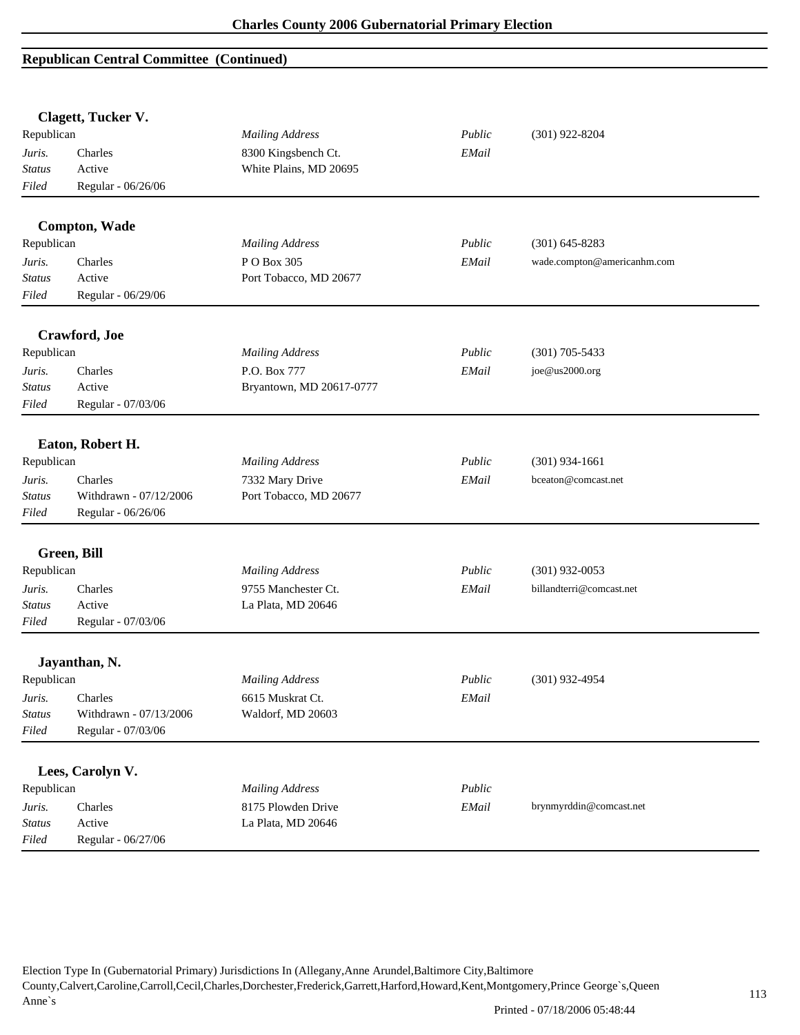## Republican Central Committee (Continued)

### Clagett, Tucker V.

| Republican | | *Mailing Address* | *Public* | (301) 922-8204 |
|---|---|---|---|---|
| *Juris.* | Charles | 8300 Kingsbench Ct. | *EMail* | |
| *Status* | Active | White Plains, MD 20695 | | |
| *Filed* | Regular - 06/26/06 | | | |

### Compton, Wade

| Republican | | *Mailing Address* | *Public* | (301) 645-8283 |
|---|---|---|---|---|
| *Juris.* | Charles | P O Box 305 | *EMail* | wade.compton@americanhm.com |
| *Status* | Active | Port Tobacco, MD 20677 | | |
| *Filed* | Regular - 06/29/06 | | | |

### Crawford, Joe

| Republican | | *Mailing Address* | *Public* | (301) 705-5433 |
|---|---|---|---|---|
| *Juris.* | Charles | P.O. Box 777 | *EMail* | joe@us2000.org |
| *Status* | Active | Bryantown, MD 20617-0777 | | |
| *Filed* | Regular - 07/03/06 | | | |

### Eaton, Robert H.

| Republican | | *Mailing Address* | *Public* | (301) 934-1661 |
|---|---|---|---|---|
| *Juris.* | Charles | 7332 Mary Drive | *EMail* | bceaton@comcast.net |
| *Status* | Withdrawn - 07/12/2006 | Port Tobacco, MD 20677 | | |
| *Filed* | Regular - 06/26/06 | | | |

### Green, Bill

| Republican | | *Mailing Address* | *Public* | (301) 932-0053 |
|---|---|---|---|---|
| *Juris.* | Charles | 9755 Manchester Ct. | *EMail* | billandterri@comcast.net |
| *Status* | Active | La Plata, MD 20646 | | |
| *Filed* | Regular - 07/03/06 | | | |

### Jayanthan, N.

| Republican | | *Mailing Address* | *Public* | (301) 932-4954 |
|---|---|---|---|---|
| *Juris.* | Charles | 6615 Muskrat Ct. | *EMail* | |
| *Status* | Withdrawn - 07/13/2006 | Waldorf, MD 20603 | | |
| *Filed* | Regular - 07/03/06 | | | |

### Lees, Carolyn V.

| Republican | | *Mailing Address* | *Public* | |
|---|---|---|---|---|
| *Juris.* | Charles | 8175 Plowden Drive | *EMail* | brynmyrddin@comcast.net |
| *Status* | Active | La Plata, MD 20646 | | |
| *Filed* | Regular - 06/27/06 | | | |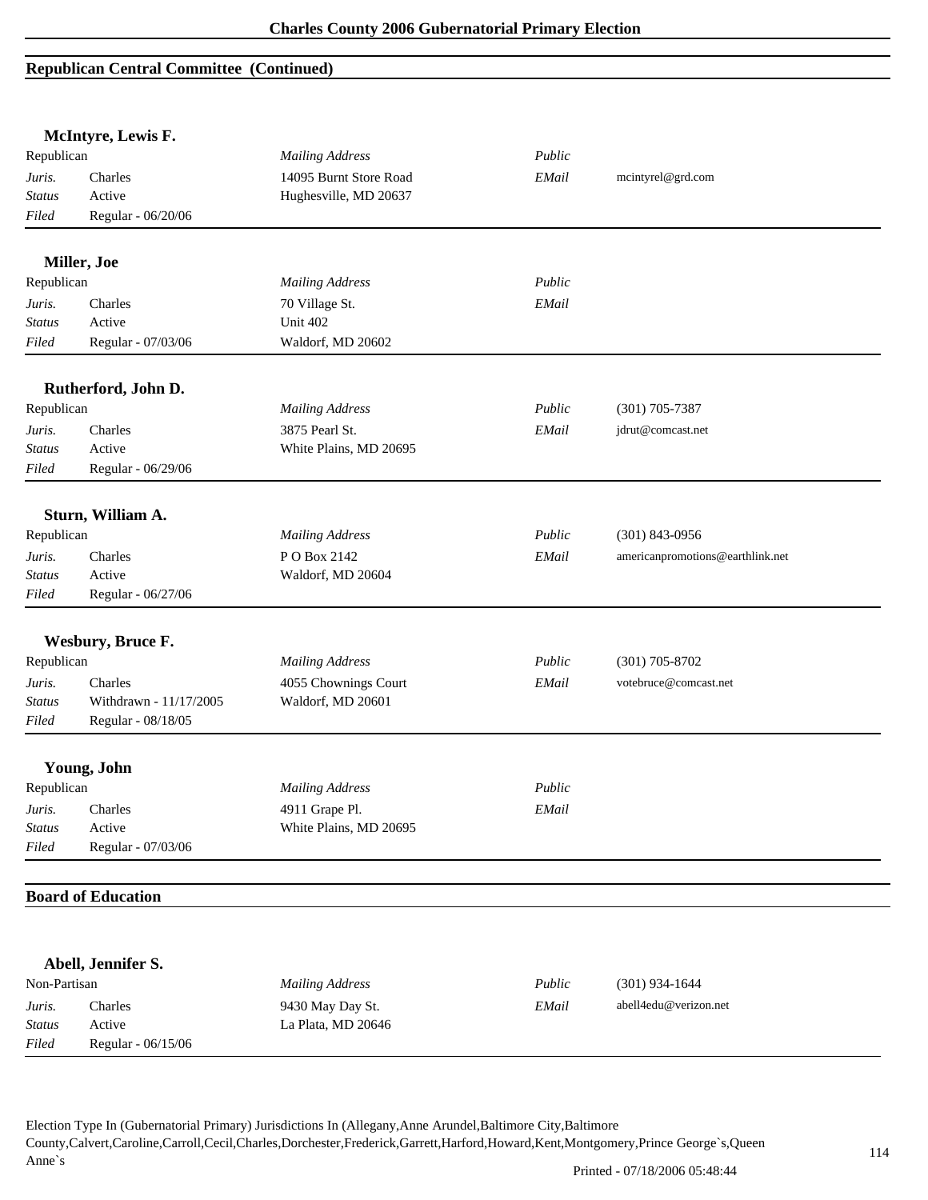## Republican Central Committee (Continued)

### McIntyre, Lewis F.

| Republican | | *Mailing Address* | *Public* | |
|---|---|---|---|---|
| *Juris.* | Charles | 14095 Burnt Store Road | *EMail* | mcintyrel@grd.com |
| *Status* | Active | Hughesville, MD 20637 | | |
| *Filed* | Regular - 06/20/06 | | | |

### Miller, Joe

| Republican | | *Mailing Address* | *Public* | |
|---|---|---|---|---|
| *Juris.* | Charles | 70 Village St. | *EMail* | |
| *Status* | Active | Unit 402 | | |
| *Filed* | Regular - 07/03/06 | Waldorf, MD 20602 | | |

### Rutherford, John D.

| Republican | | *Mailing Address* | *Public* | (301) 705-7387 |
|---|---|---|---|---|
| *Juris.* | Charles | 3875 Pearl St. | *EMail* | jdrut@comcast.net |
| *Status* | Active | White Plains, MD 20695 | | |
| *Filed* | Regular - 06/29/06 | | | |

### Sturn, William A.

| Republican | | *Mailing Address* | *Public* | (301) 843-0956 |
|---|---|---|---|---|
| *Juris.* | Charles | P O Box 2142 | *EMail* | americanpromotions@earthlink.net |
| *Status* | Active | Waldorf, MD 20604 | | |
| *Filed* | Regular - 06/27/06 | | | |

### Wesbury, Bruce F.

| Republican | | *Mailing Address* | *Public* | (301) 705-8702 |
|---|---|---|---|---|
| *Juris.* | Charles | 4055 Chownings Court | *EMail* | votebruce@comcast.net |
| *Status* | Withdrawn - 11/17/2005 | Waldorf, MD 20601 | | |
| *Filed* | Regular - 08/18/05 | | | |

### Young, John

| Republican | | *Mailing Address* | *Public* | |
|---|---|---|---|---|
| *Juris.* | Charles | 4911 Grape Pl. | *EMail* | |
| *Status* | Active | White Plains, MD 20695 | | |
| *Filed* | Regular - 07/03/06 | | | |

## Board of Education

### Abell, Jennifer S.

| Non-Partisan | | *Mailing Address* | *Public* | (301) 934-1644 |
|---|---|---|---|---|
| *Juris.* | Charles | 9430 May Day St. | *EMail* | abell4edu@verizon.net |
| *Status* | Active | La Plata, MD 20646 | | |
| *Filed* | Regular - 06/15/06 | | | |

Election Type In (Gubernatorial Primary) Jurisdictions In (Allegany,Anne Arundel,Baltimore City,Baltimore County,Calvert,Caroline,Carroll,Cecil,Charles,Dorchester,Frederick,Garrett,Harford,Howard,Kent,Montgomery,Prince George`s,Queen Anne`s

Printed - 07/18/2006 05:48:44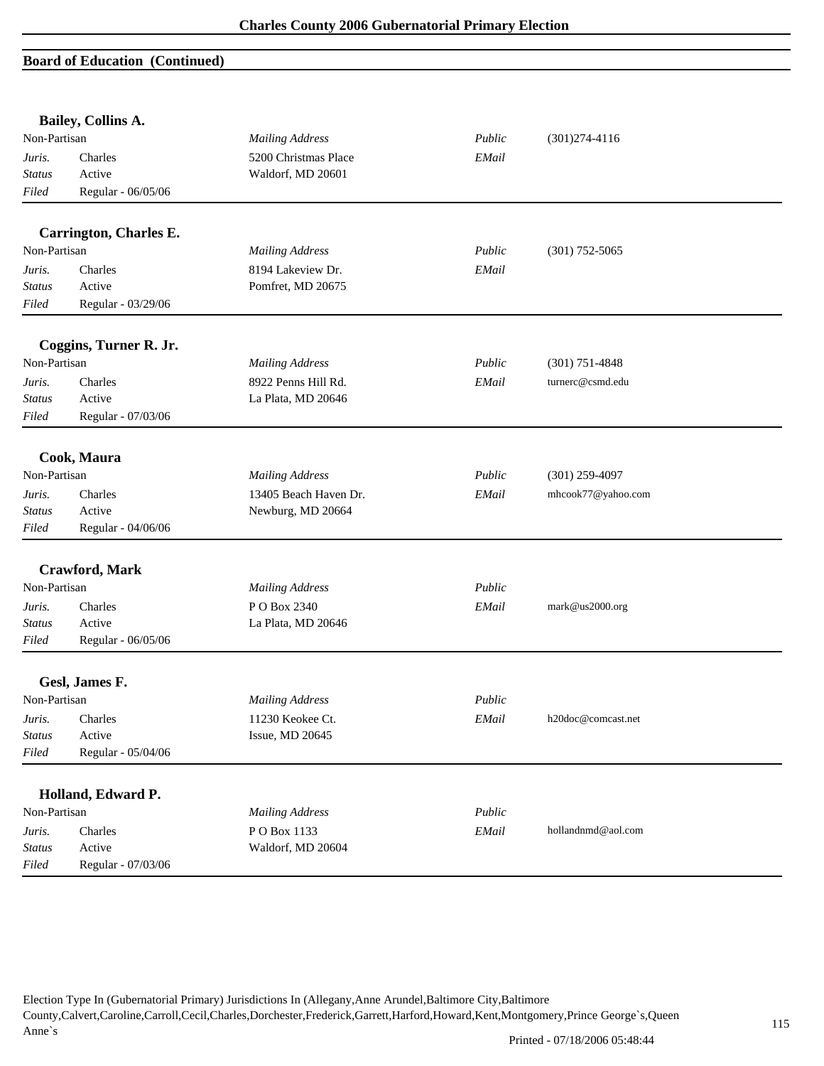## Board of Education (Continued)

### Bailey, Collins A.

| | | | | |
|---|---|---|---|---|
| Non-Partisan | | *Mailing Address* | *Public* | (301)274-4116 |
| *Juris.* | Charles | 5200 Christmas Place | *EMail* | |
| *Status* | Active | Waldorf, MD 20601 | | |
| *Filed* | Regular - 06/05/06 | | | |

### Carrington, Charles E.

| | | | | |
|---|---|---|---|---|
| Non-Partisan | | *Mailing Address* | *Public* | (301) 752-5065 |
| *Juris.* | Charles | 8194 Lakeview Dr. | *EMail* | |
| *Status* | Active | Pomfret, MD 20675 | | |
| *Filed* | Regular - 03/29/06 | | | |

### Coggins, Turner R. Jr.

| | | | | |
|---|---|---|---|---|
| Non-Partisan | | *Mailing Address* | *Public* | (301) 751-4848 |
| *Juris.* | Charles | 8922 Penns Hill Rd. | *EMail* | turnerc@csmd.edu |
| *Status* | Active | La Plata, MD 20646 | | |
| *Filed* | Regular - 07/03/06 | | | |

### Cook, Maura

| | | | | |
|---|---|---|---|---|
| Non-Partisan | | *Mailing Address* | *Public* | (301) 259-4097 |
| *Juris.* | Charles | 13405 Beach Haven Dr. | *EMail* | mhcook77@yahoo.com |
| *Status* | Active | Newburg, MD 20664 | | |
| *Filed* | Regular - 04/06/06 | | | |

### Crawford, Mark

| | | | | |
|---|---|---|---|---|
| Non-Partisan | | *Mailing Address* | *Public* | |
| *Juris.* | Charles | P O Box 2340 | *EMail* | mark@us2000.org |
| *Status* | Active | La Plata, MD 20646 | | |
| *Filed* | Regular - 06/05/06 | | | |

### Gesl, James F.

| | | | | |
|---|---|---|---|---|
| Non-Partisan | | *Mailing Address* | *Public* | |
| *Juris.* | Charles | 11230 Keokee Ct. | *EMail* | h20doc@comcast.net |
| *Status* | Active | Issue, MD 20645 | | |
| *Filed* | Regular - 05/04/06 | | | |

### Holland, Edward P.

| | | | | |
|---|---|---|---|---|
| Non-Partisan | | *Mailing Address* | *Public* | |
| *Juris.* | Charles | P O Box 1133 | *EMail* | hollandnmd@aol.com |
| *Status* | Active | Waldorf, MD 20604 | | |
| *Filed* | Regular - 07/03/06 | | | |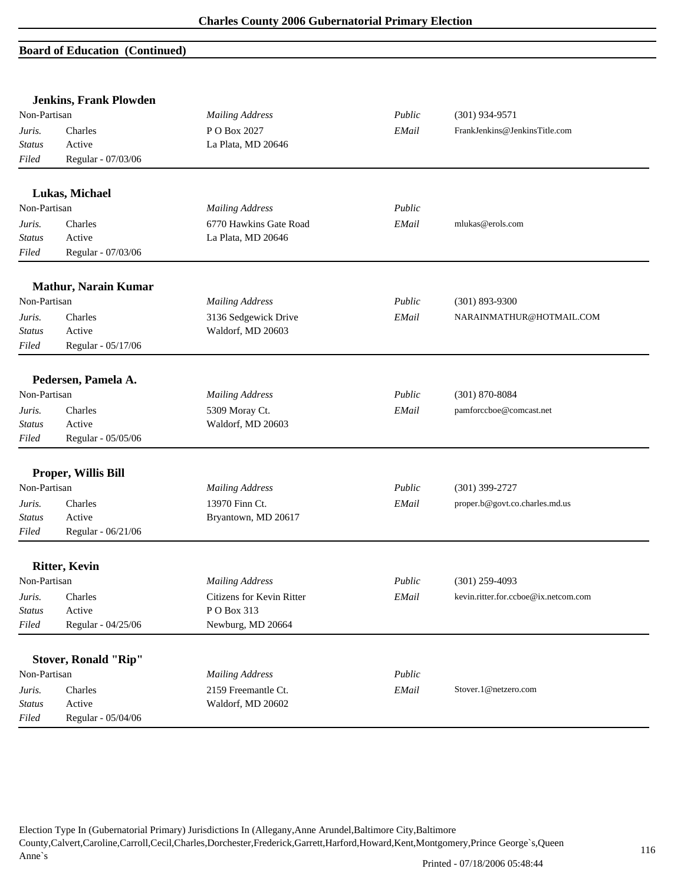## Board of Education (Continued)

### Jenkins, Frank Plowden

| Non-Partisan | | *Mailing Address* | *Public* | (301) 934-9571 |
|---|---|---|---|---|
| *Juris.* | Charles | P O Box 2027 | *EMail* | FrankJenkins@JenkinsTitle.com |
| *Status* | Active | La Plata, MD 20646 | | |
| *Filed* | Regular - 07/03/06 | | | |

### Lukas, Michael

| Non-Partisan | | *Mailing Address* | *Public* | |
|---|---|---|---|---|
| *Juris.* | Charles | 6770 Hawkins Gate Road | *EMail* | mlukas@erols.com |
| *Status* | Active | La Plata, MD 20646 | | |
| *Filed* | Regular - 07/03/06 | | | |

### Mathur, Narain Kumar

| Non-Partisan | | *Mailing Address* | *Public* | (301) 893-9300 |
|---|---|---|---|---|
| *Juris.* | Charles | 3136 Sedgewick Drive | *EMail* | NARAINMATHUR@HOTMAIL.COM |
| *Status* | Active | Waldorf, MD 20603 | | |
| *Filed* | Regular - 05/17/06 | | | |

### Pedersen, Pamela A.

| Non-Partisan | | *Mailing Address* | *Public* | (301) 870-8084 |
|---|---|---|---|---|
| *Juris.* | Charles | 5309 Moray Ct. | *EMail* | pamforccboe@comcast.net |
| *Status* | Active | Waldorf, MD 20603 | | |
| *Filed* | Regular - 05/05/06 | | | |

### Proper, Willis Bill

| Non-Partisan | | *Mailing Address* | *Public* | (301) 399-2727 |
|---|---|---|---|---|
| *Juris.* | Charles | 13970 Finn Ct. | *EMail* | proper.b@govt.co.charles.md.us |
| *Status* | Active | Bryantown, MD 20617 | | |
| *Filed* | Regular - 06/21/06 | | | |

### Ritter, Kevin

| Non-Partisan | | *Mailing Address* | *Public* | (301) 259-4093 |
|---|---|---|---|---|
| *Juris.* | Charles | Citizens for Kevin Ritter | *EMail* | kevin.ritter.for.ccboe@ix.netcom.com |
| *Status* | Active | P O Box 313 | | |
| *Filed* | Regular - 04/25/06 | Newburg, MD 20664 | | |

### Stover, Ronald "Rip"

| Non-Partisan | | *Mailing Address* | *Public* | |
|---|---|---|---|---|
| *Juris.* | Charles | 2159 Freemantle Ct. | *EMail* | Stover.1@netzero.com |
| *Status* | Active | Waldorf, MD 20602 | | |
| *Filed* | Regular - 05/04/06 | | | |

Election Type In (Gubernatorial Primary) Jurisdictions In (Allegany,Anne Arundel,Baltimore City,Baltimore County,Calvert,Caroline,Carroll,Cecil,Charles,Dorchester,Frederick,Garrett,Harford,Howard,Kent,Montgomery,Prince George`s,Queen Anne`s

Printed - 07/18/2006 05:48:44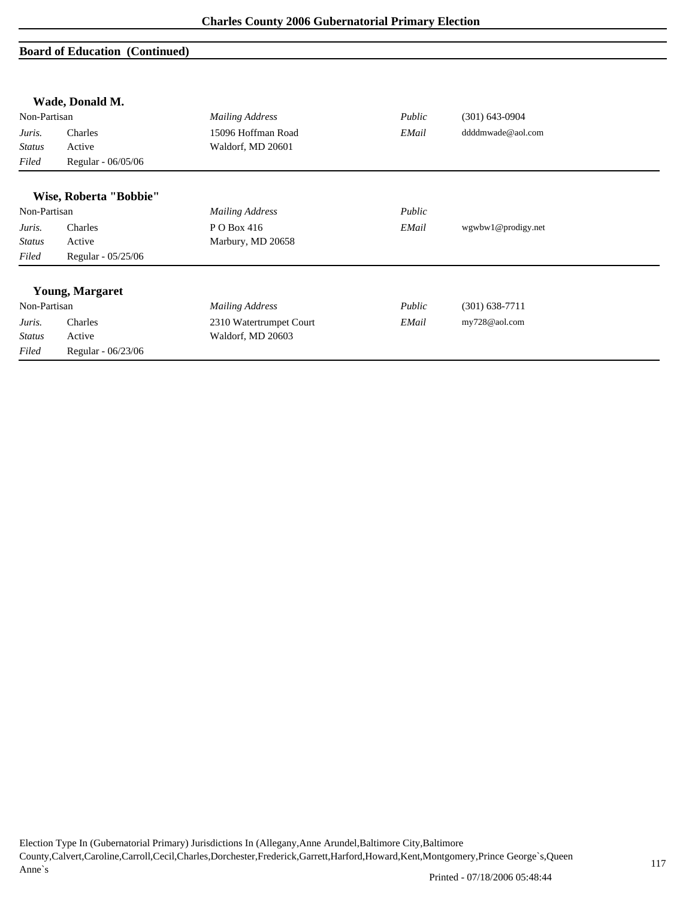## Board of Education (Continued)

### Wade, Donald M.

| Non-Partisan | | *Mailing Address* | *Public* | (301) 643-0904 |
|---|---|---|---|---|
| *Juris.* | Charles | 15096 Hoffman Road | *EMail* | ddddmwade@aol.com |
| *Status* | Active | Waldorf, MD 20601 | | |
| *Filed* | Regular - 06/05/06 | | | |

### Wise, Roberta "Bobbie"

| Non-Partisan | | *Mailing Address* | *Public* | |
|---|---|---|---|---|
| *Juris.* | Charles | P O Box 416 | *EMail* | wgwbw1@prodigy.net |
| *Status* | Active | Marbury, MD 20658 | | |
| *Filed* | Regular - 05/25/06 | | | |

### Young, Margaret

| Non-Partisan | | *Mailing Address* | *Public* | (301) 638-7711 |
|---|---|---|---|---|
| *Juris.* | Charles | 2310 Watertrumpet Court | *EMail* | my728@aol.com |
| *Status* | Active | Waldorf, MD 20603 | | |
| *Filed* | Regular - 06/23/06 | | | |

Election Type In (Gubernatorial Primary) Jurisdictions In (Allegany,Anne Arundel,Baltimore City,Baltimore County,Calvert,Caroline,Carroll,Cecil,Charles,Dorchester,Frederick,Garrett,Harford,Howard,Kent,Montgomery,Prince George`s,Queen Anne`s

Printed - 07/18/2006 05:48:44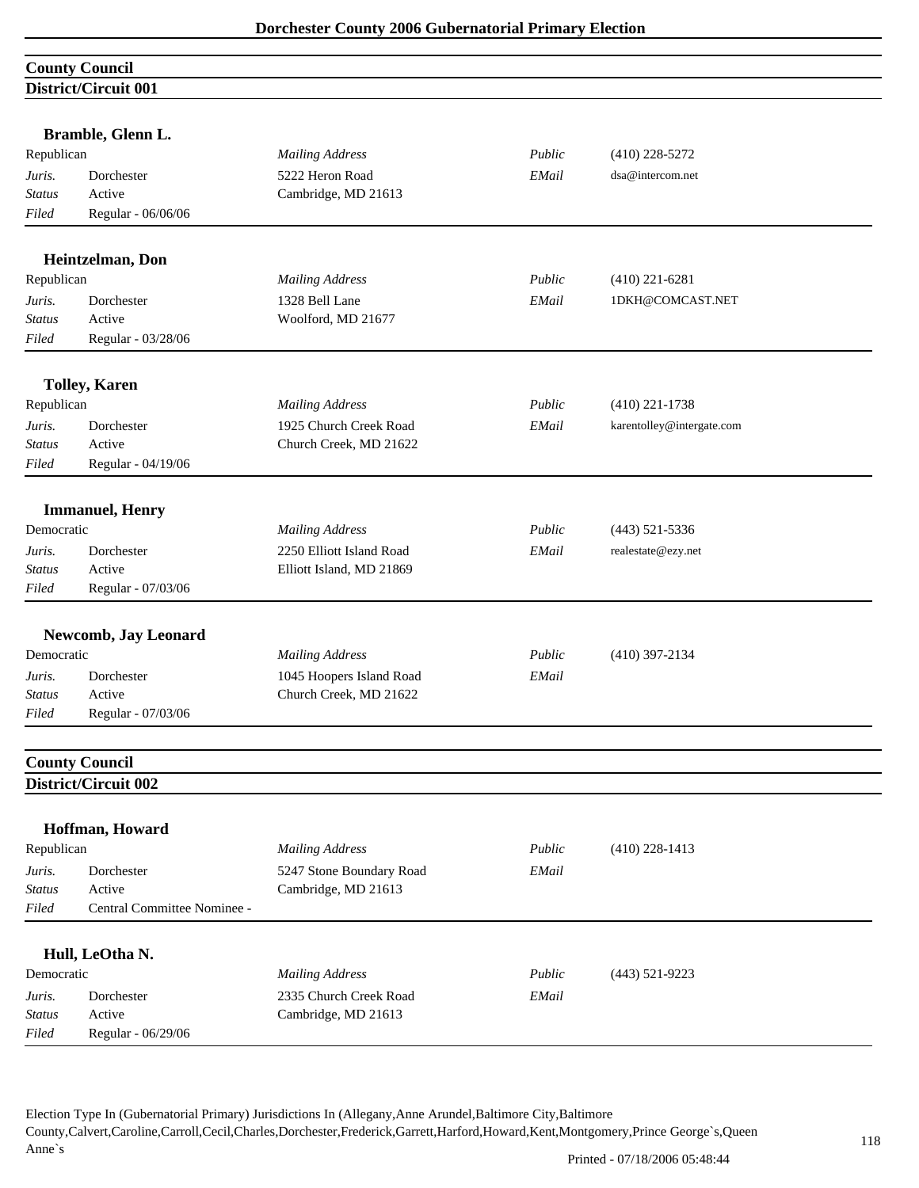# Dorchester County 2006 Gubernatorial Primary Election

## County Council

### District/Circuit 001

**Bramble, Glenn L.**

| Republican | | *Mailing Address* | *Public* | (410) 228-5272 |
|---|---|---|---|---|
| *Juris.* | Dorchester | 5222 Heron Road | *EMail* | dsa@intercom.net |
| *Status* | Active | Cambridge, MD 21613 | | |
| *Filed* | Regular - 06/06/06 | | | |

**Heintzelman, Don**

| Republican | | *Mailing Address* | *Public* | (410) 221-6281 |
|---|---|---|---|---|
| *Juris.* | Dorchester | 1328 Bell Lane | *EMail* | 1DKH@COMCAST.NET |
| *Status* | Active | Woolford, MD 21677 | | |
| *Filed* | Regular - 03/28/06 | | | |

**Tolley, Karen**

| Republican | | *Mailing Address* | *Public* | (410) 221-1738 |
|---|---|---|---|---|
| *Juris.* | Dorchester | 1925 Church Creek Road | *EMail* | karentolley@intergate.com |
| *Status* | Active | Church Creek, MD 21622 | | |
| *Filed* | Regular - 04/19/06 | | | |

**Immanuel, Henry**

| Democratic | | *Mailing Address* | *Public* | (443) 521-5336 |
|---|---|---|---|---|
| *Juris.* | Dorchester | 2250 Elliott Island Road | *EMail* | realestate@ezy.net |
| *Status* | Active | Elliott Island, MD 21869 | | |
| *Filed* | Regular - 07/03/06 | | | |

**Newcomb, Jay Leonard**

| Democratic | | *Mailing Address* | *Public* | (410) 397-2134 |
|---|---|---|---|---|
| *Juris.* | Dorchester | 1045 Hoopers Island Road | *EMail* | |
| *Status* | Active | Church Creek, MD 21622 | | |
| *Filed* | Regular - 07/03/06 | | | |

## County Council

### District/Circuit 002

**Hoffman, Howard**

| Republican | | *Mailing Address* | *Public* | (410) 228-1413 |
|---|---|---|---|---|
| *Juris.* | Dorchester | 5247 Stone Boundary Road | *EMail* | |
| *Status* | Active | Cambridge, MD 21613 | | |
| *Filed* | Central Committee Nominee - | | | |

**Hull, LeOtha N.**

| Democratic | | *Mailing Address* | *Public* | (443) 521-9223 |
|---|---|---|---|---|
| *Juris.* | Dorchester | 2335 Church Creek Road | *EMail* | |
| *Status* | Active | Cambridge, MD 21613 | | |
| *Filed* | Regular - 06/29/06 | | | |

Election Type In (Gubernatorial Primary) Jurisdictions In (Allegany,Anne Arundel,Baltimore City,Baltimore County,Calvert,Caroline,Carroll,Cecil,Charles,Dorchester,Frederick,Garrett,Harford,Howard,Kent,Montgomery,Prince George`s,Queen Anne`s

Printed - 07/18/2006 05:48:44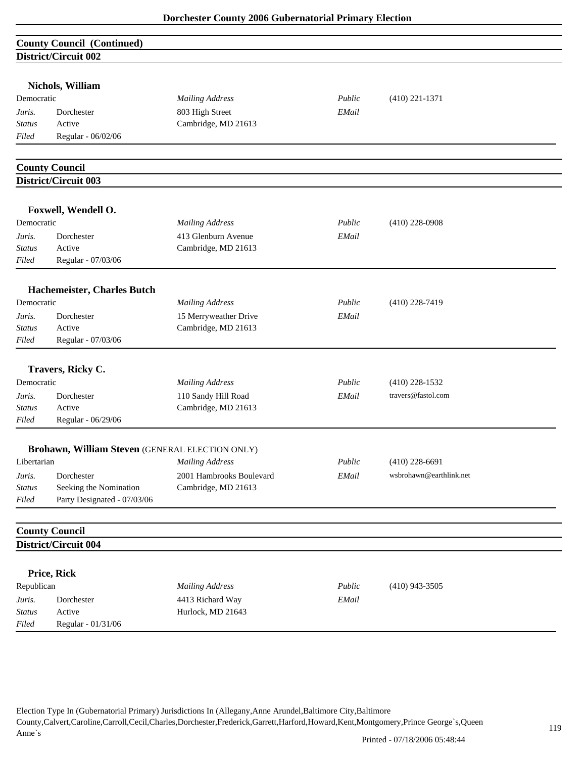## County Council (Continued)

### District/Circuit 002

**Nichols, William**

| Democratic | | *Mailing Address* | *Public* | (410) 221-1371 |
|---|---|---|---|---|
| *Juris.* | Dorchester | 803 High Street | *EMail* | |
| *Status* | Active | Cambridge, MD 21613 | | |
| *Filed* | Regular - 06/02/06 | | | |

## County Council

### District/Circuit 003

**Foxwell, Wendell O.**

| Democratic | | *Mailing Address* | *Public* | (410) 228-0908 |
|---|---|---|---|---|
| *Juris.* | Dorchester | 413 Glenburn Avenue | *EMail* | |
| *Status* | Active | Cambridge, MD 21613 | | |
| *Filed* | Regular - 07/03/06 | | | |

**Hachemeister, Charles Butch**

| Democratic | | *Mailing Address* | *Public* | (410) 228-7419 |
|---|---|---|---|---|
| *Juris.* | Dorchester | 15 Merryweather Drive | *EMail* | |
| *Status* | Active | Cambridge, MD 21613 | | |
| *Filed* | Regular - 07/03/06 | | | |

**Travers, Ricky C.**

| Democratic | | *Mailing Address* | *Public* | (410) 228-1532 |
|---|---|---|---|---|
| *Juris.* | Dorchester | 110 Sandy Hill Road | *EMail* | travers@fastol.com |
| *Status* | Active | Cambridge, MD 21613 | | |
| *Filed* | Regular - 06/29/06 | | | |

**Brohawn, William Steven** (GENERAL ELECTION ONLY)

| Libertarian | | *Mailing Address* | *Public* | (410) 228-6691 |
|---|---|---|---|---|
| *Juris.* | Dorchester | 2001 Hambrooks Boulevard | *EMail* | wsbrohawn@earthlink.net |
| *Status* | Seeking the Nomination | Cambridge, MD 21613 | | |
| *Filed* | Party Designated - 07/03/06 | | | |

## County Council

### District/Circuit 004

**Price, Rick**

| Republican | | *Mailing Address* | *Public* | (410) 943-3505 |
|---|---|---|---|---|
| *Juris.* | Dorchester | 4413 Richard Way | *EMail* | |
| *Status* | Active | Hurlock, MD 21643 | | |
| *Filed* | Regular - 01/31/06 | | | |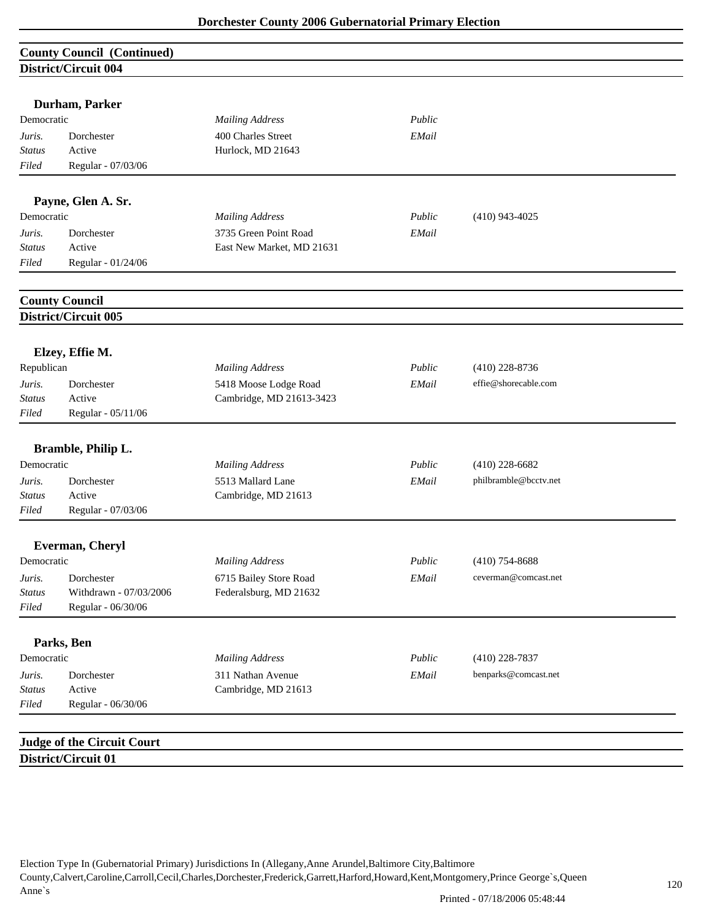## County Council (Continued)

### District/Circuit 004

**Durham, Parker**

| Democratic | | *Mailing Address* | *Public* | |
|---|---|---|---|---|
| *Juris.* | Dorchester | 400 Charles Street | *EMail* | |
| *Status* | Active | Hurlock, MD 21643 | | |
| *Filed* | Regular - 07/03/06 | | | |

**Payne, Glen A. Sr.**

| Democratic | | *Mailing Address* | *Public* | (410) 943-4025 |
|---|---|---|---|---|
| *Juris.* | Dorchester | 3735 Green Point Road | *EMail* | |
| *Status* | Active | East New Market, MD 21631 | | |
| *Filed* | Regular - 01/24/06 | | | |

## County Council

### District/Circuit 005

**Elzey, Effie M.**

| Republican | | *Mailing Address* | *Public* | (410) 228-8736 |
|---|---|---|---|---|
| *Juris.* | Dorchester | 5418 Moose Lodge Road | *EMail* | effie@shorecable.com |
| *Status* | Active | Cambridge, MD 21613-3423 | | |
| *Filed* | Regular - 05/11/06 | | | |

**Bramble, Philip L.**

| Democratic | | *Mailing Address* | *Public* | (410) 228-6682 |
|---|---|---|---|---|
| *Juris.* | Dorchester | 5513 Mallard Lane | *EMail* | philbramble@bcctv.net |
| *Status* | Active | Cambridge, MD 21613 | | |
| *Filed* | Regular - 07/03/06 | | | |

**Everman, Cheryl**

| Democratic | | *Mailing Address* | *Public* | (410) 754-8688 |
|---|---|---|---|---|
| *Juris.* | Dorchester | 6715 Bailey Store Road | *EMail* | ceverman@comcast.net |
| *Status* | Withdrawn - 07/03/2006 | Federalsburg, MD 21632 | | |
| *Filed* | Regular - 06/30/06 | | | |

**Parks, Ben**

| Democratic | | *Mailing Address* | *Public* | (410) 228-7837 |
|---|---|---|---|---|
| *Juris.* | Dorchester | 311 Nathan Avenue | *EMail* | benparks@comcast.net |
| *Status* | Active | Cambridge, MD 21613 | | |
| *Filed* | Regular - 06/30/06 | | | |

## Judge of the Circuit Court

### District/Circuit 01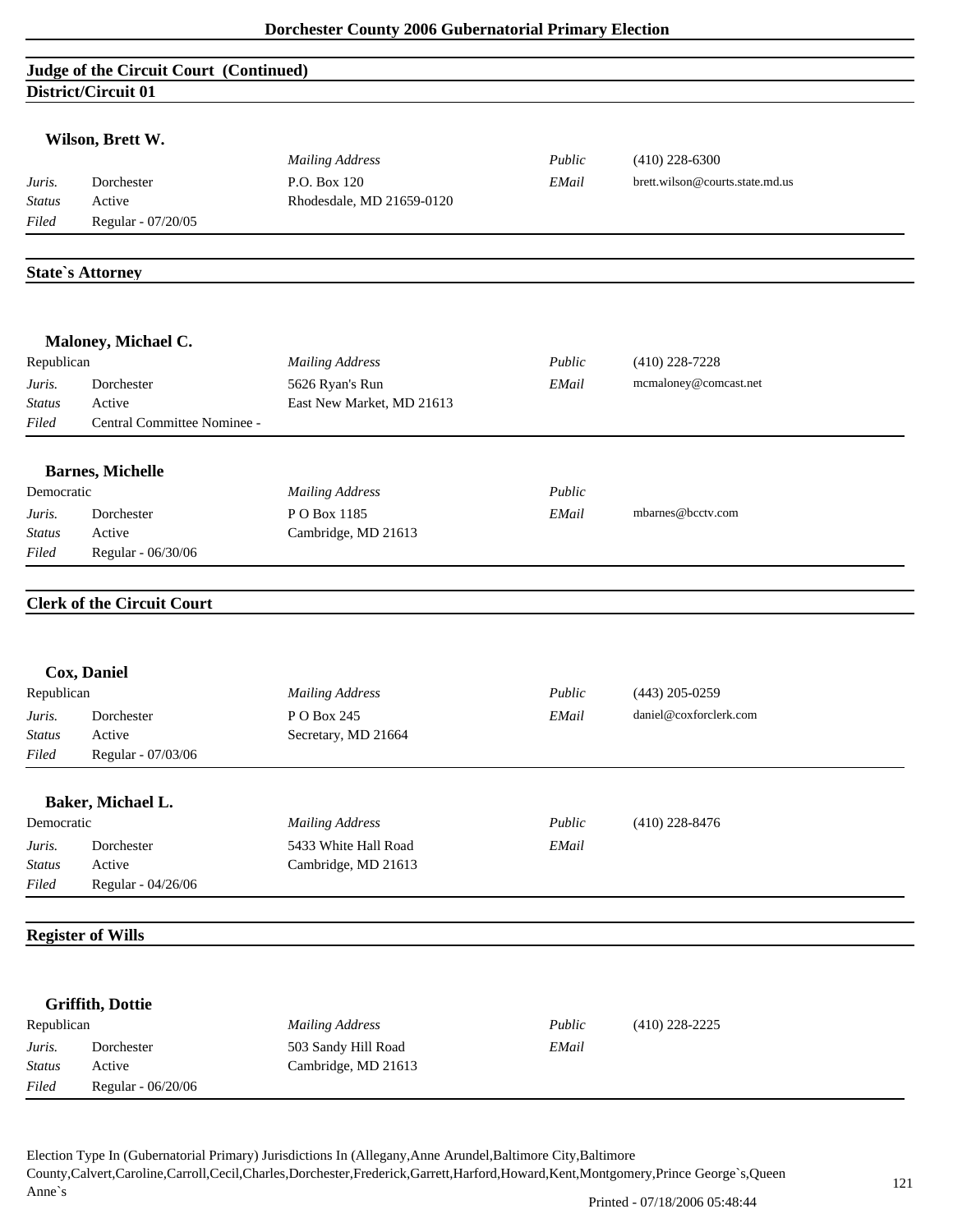## Judge of the Circuit Court (Continued)

### District/Circuit 01

**Wilson, Brett W.**

| | | | | |
|---|---|---|---|---|
| | | *Mailing Address* | *Public* | (410) 228-6300 |
| *Juris.* | Dorchester | P.O. Box 120 | *EMail* | brett.wilson@courts.state.md.us |
| *Status* | Active | Rhodesdale, MD 21659-0120 | | |
| *Filed* | Regular - 07/20/05 | | | |

## State`s Attorney

**Maloney, Michael C.**

| Republican | | | | |
|---|---|---|---|---|
| | | *Mailing Address* | *Public* | (410) 228-7228 |
| *Juris.* | Dorchester | 5626 Ryan's Run | *EMail* | mcmaloney@comcast.net |
| *Status* | Active | East New Market, MD 21613 | | |
| *Filed* | Central Committee Nominee - | | | |

**Barnes, Michelle**

| Democratic | | | | |
|---|---|---|---|---|
| | | *Mailing Address* | *Public* | |
| *Juris.* | Dorchester | P O Box 1185 | *EMail* | mbarnes@bcctv.com |
| *Status* | Active | Cambridge, MD 21613 | | |
| *Filed* | Regular - 06/30/06 | | | |

## Clerk of the Circuit Court

**Cox, Daniel**

| Republican | | | | |
|---|---|---|---|---|
| | | *Mailing Address* | *Public* | (443) 205-0259 |
| *Juris.* | Dorchester | P O Box 245 | *EMail* | daniel@coxforclerk.com |
| *Status* | Active | Secretary, MD 21664 | | |
| *Filed* | Regular - 07/03/06 | | | |

**Baker, Michael L.**

| Democratic | | | | |
|---|---|---|---|---|
| | | *Mailing Address* | *Public* | (410) 228-8476 |
| *Juris.* | Dorchester | 5433 White Hall Road | *EMail* | |
| *Status* | Active | Cambridge, MD 21613 | | |
| *Filed* | Regular - 04/26/06 | | | |

## Register of Wills

**Griffith, Dottie**

| Republican | | | | |
|---|---|---|---|---|
| | | *Mailing Address* | *Public* | (410) 228-2225 |
| *Juris.* | Dorchester | 503 Sandy Hill Road | *EMail* | |
| *Status* | Active | Cambridge, MD 21613 | | |
| *Filed* | Regular - 06/20/06 | | | |

Election Type In (Gubernatorial Primary) Jurisdictions In (Allegany,Anne Arundel,Baltimore City,Baltimore County,Calvert,Caroline,Carroll,Cecil,Charles,Dorchester,Frederick,Garrett,Harford,Howard,Kent,Montgomery,Prince George`s,Queen Anne`s

Printed - 07/18/2006 05:48:44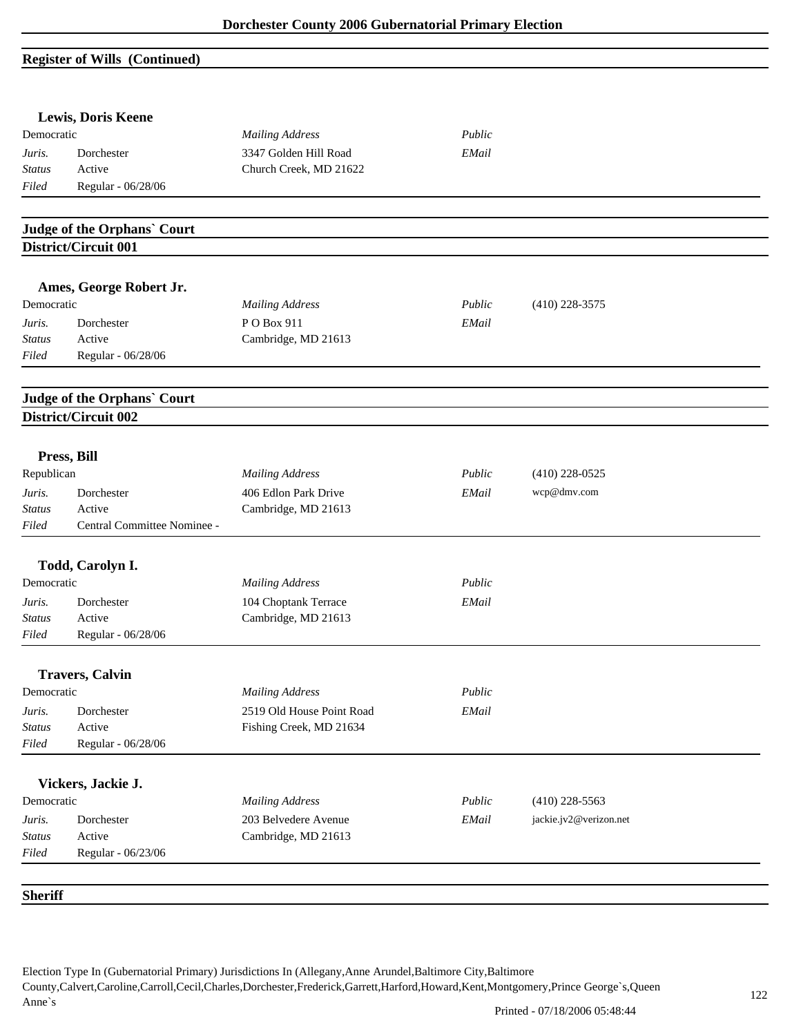## Register of Wills (Continued)

### Lewis, Doris Keene

| Democratic | | *Mailing Address* | *Public* | |
|---|---|---|---|---|
| *Juris.* | Dorchester | 3347 Golden Hill Road | *EMail* | |
| *Status* | Active | Church Creek, MD 21622 | | |
| *Filed* | Regular - 06/28/06 | | | |

## Judge of the Orphans` Court

## District/Circuit 001

### Ames, George Robert Jr.

| Democratic | | *Mailing Address* | *Public* | (410) 228-3575 |
|---|---|---|---|---|
| *Juris.* | Dorchester | P O Box 911 | *EMail* | |
| *Status* | Active | Cambridge, MD 21613 | | |
| *Filed* | Regular - 06/28/06 | | | |

## Judge of the Orphans` Court

## District/Circuit 002

### Press, Bill

| Republican | | *Mailing Address* | *Public* | (410) 228-0525 |
|---|---|---|---|---|
| *Juris.* | Dorchester | 406 Edlon Park Drive | *EMail* | wcp@dmv.com |
| *Status* | Active | Cambridge, MD 21613 | | |
| *Filed* | Central Committee Nominee - | | | |

### Todd, Carolyn I.

| Democratic | | *Mailing Address* | *Public* | |
|---|---|---|---|---|
| *Juris.* | Dorchester | 104 Choptank Terrace | *EMail* | |
| *Status* | Active | Cambridge, MD 21613 | | |
| *Filed* | Regular - 06/28/06 | | | |

### Travers, Calvin

| Democratic | | *Mailing Address* | *Public* | |
|---|---|---|---|---|
| *Juris.* | Dorchester | 2519 Old House Point Road | *EMail* | |
| *Status* | Active | Fishing Creek, MD 21634 | | |
| *Filed* | Regular - 06/28/06 | | | |

### Vickers, Jackie J.

| Democratic | | *Mailing Address* | *Public* | (410) 228-5563 |
|---|---|---|---|---|
| *Juris.* | Dorchester | 203 Belvedere Avenue | *EMail* | jackie.jv2@verizon.net |
| *Status* | Active | Cambridge, MD 21613 | | |
| *Filed* | Regular - 06/23/06 | | | |

## Sheriff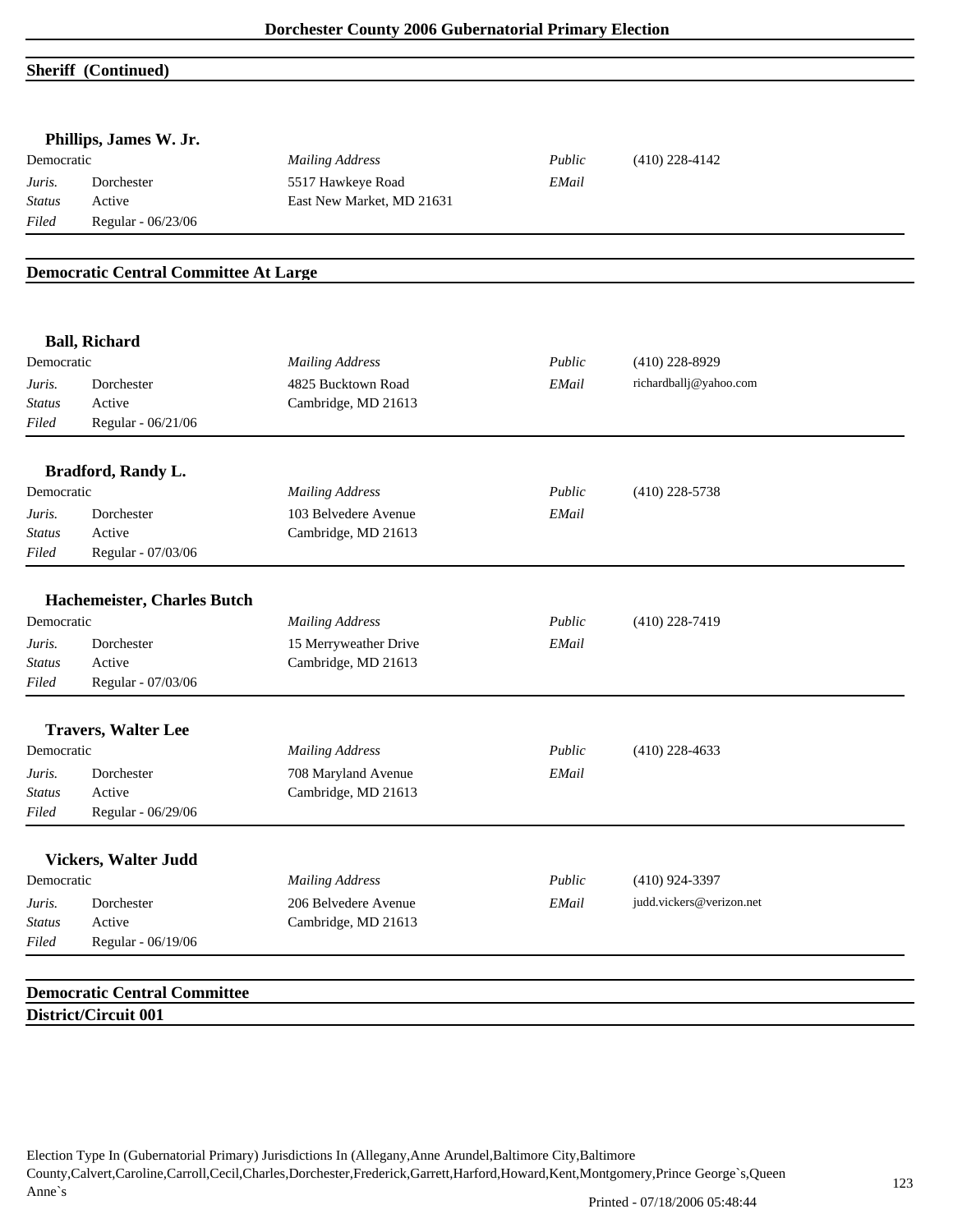## Sheriff (Continued)

**Phillips, James W. Jr.**

| Democratic | | *Mailing Address* | *Public* | (410) 228-4142 |
|---|---|---|---|---|
| *Juris.* | Dorchester | 5517 Hawkeye Road | *EMail* | |
| *Status* | Active | East New Market, MD 21631 | | |
| *Filed* | Regular - 06/23/06 | | | |

## Democratic Central Committee At Large

**Ball, Richard**

| Democratic | | *Mailing Address* | *Public* | (410) 228-8929 |
|---|---|---|---|---|
| *Juris.* | Dorchester | 4825 Bucktown Road | *EMail* | richardballj@yahoo.com |
| *Status* | Active | Cambridge, MD 21613 | | |
| *Filed* | Regular - 06/21/06 | | | |

**Bradford, Randy L.**

| Democratic | | *Mailing Address* | *Public* | (410) 228-5738 |
|---|---|---|---|---|
| *Juris.* | Dorchester | 103 Belvedere Avenue | *EMail* | |
| *Status* | Active | Cambridge, MD 21613 | | |
| *Filed* | Regular - 07/03/06 | | | |

**Hachemeister, Charles Butch**

| Democratic | | *Mailing Address* | *Public* | (410) 228-7419 |
|---|---|---|---|---|
| *Juris.* | Dorchester | 15 Merryweather Drive | *EMail* | |
| *Status* | Active | Cambridge, MD 21613 | | |
| *Filed* | Regular - 07/03/06 | | | |

**Travers, Walter Lee**

| Democratic | | *Mailing Address* | *Public* | (410) 228-4633 |
|---|---|---|---|---|
| *Juris.* | Dorchester | 708 Maryland Avenue | *EMail* | |
| *Status* | Active | Cambridge, MD 21613 | | |
| *Filed* | Regular - 06/29/06 | | | |

**Vickers, Walter Judd**

| Democratic | | *Mailing Address* | *Public* | (410) 924-3397 |
|---|---|---|---|---|
| *Juris.* | Dorchester | 206 Belvedere Avenue | *EMail* | judd.vickers@verizon.net |
| *Status* | Active | Cambridge, MD 21613 | | |
| *Filed* | Regular - 06/19/06 | | | |

## Democratic Central Committee
### District/Circuit 001

Election Type In (Gubernatorial Primary) Jurisdictions In (Allegany,Anne Arundel,Baltimore City,Baltimore County,Calvert,Caroline,Carroll,Cecil,Charles,Dorchester,Frederick,Garrett,Harford,Howard,Kent,Montgomery,Prince George`s,Queen Anne`s

Printed - 07/18/2006 05:48:44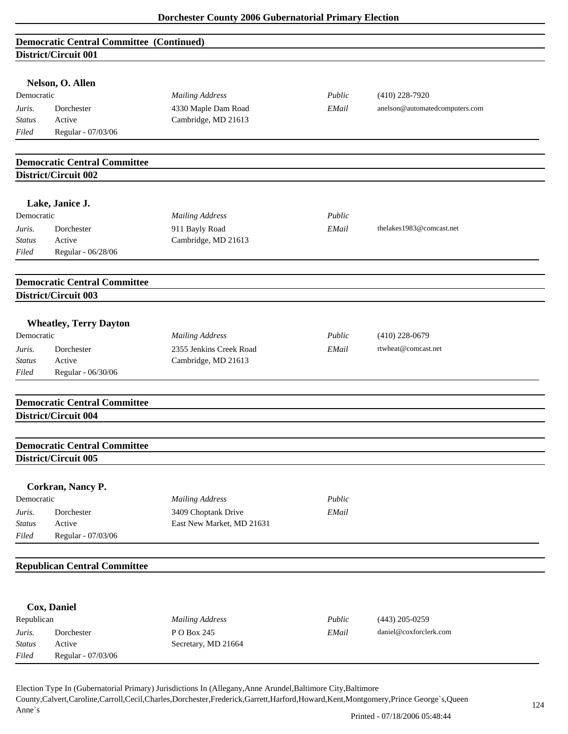## Democratic Central Committee (Continued)

### District/Circuit 001

**Nelson, O. Allen**

| Democratic | | *Mailing Address* | *Public* | (410) 228-7920 |
|---|---|---|---|---|
| *Juris.* | Dorchester | 4330 Maple Dam Road | *EMail* | anelson@automatedcomputers.com |
| *Status* | Active | Cambridge, MD 21613 | | |
| *Filed* | Regular - 07/03/06 | | | |

## Democratic Central Committee

### District/Circuit 002

**Lake, Janice J.**

| Democratic | | *Mailing Address* | *Public* | |
|---|---|---|---|---|
| *Juris.* | Dorchester | 911 Bayly Road | *EMail* | thelakes1983@comcast.net |
| *Status* | Active | Cambridge, MD 21613 | | |
| *Filed* | Regular - 06/28/06 | | | |

## Democratic Central Committee

### District/Circuit 003

**Wheatley, Terry Dayton**

| Democratic | | *Mailing Address* | *Public* | (410) 228-0679 |
|---|---|---|---|---|
| *Juris.* | Dorchester | 2355 Jenkins Creek Road | *EMail* | rtwheat@comcast.net |
| *Status* | Active | Cambridge, MD 21613 | | |
| *Filed* | Regular - 06/30/06 | | | |

## Democratic Central Committee

### District/Circuit 004

## Democratic Central Committee

### District/Circuit 005

**Corkran, Nancy P.**

| Democratic | | *Mailing Address* | *Public* | |
|---|---|---|---|---|
| *Juris.* | Dorchester | 3409 Choptank Drive | *EMail* | |
| *Status* | Active | East New Market, MD 21631 | | |
| *Filed* | Regular - 07/03/06 | | | |

## Republican Central Committee

**Cox, Daniel**

| Republican | | *Mailing Address* | *Public* | (443) 205-0259 |
|---|---|---|---|---|
| *Juris.* | Dorchester | P O Box 245 | *EMail* | daniel@coxforclerk.com |
| *Status* | Active | Secretary, MD 21664 | | |
| *Filed* | Regular - 07/03/06 | | | |

Election Type In (Gubernatorial Primary) Jurisdictions In (Allegany,Anne Arundel,Baltimore City,Baltimore County,Calvert,Caroline,Carroll,Cecil,Charles,Dorchester,Frederick,Garrett,Harford,Howard,Kent,Montgomery,Prince George`s,Queen Anne`s

Printed - 07/18/2006 05:48:44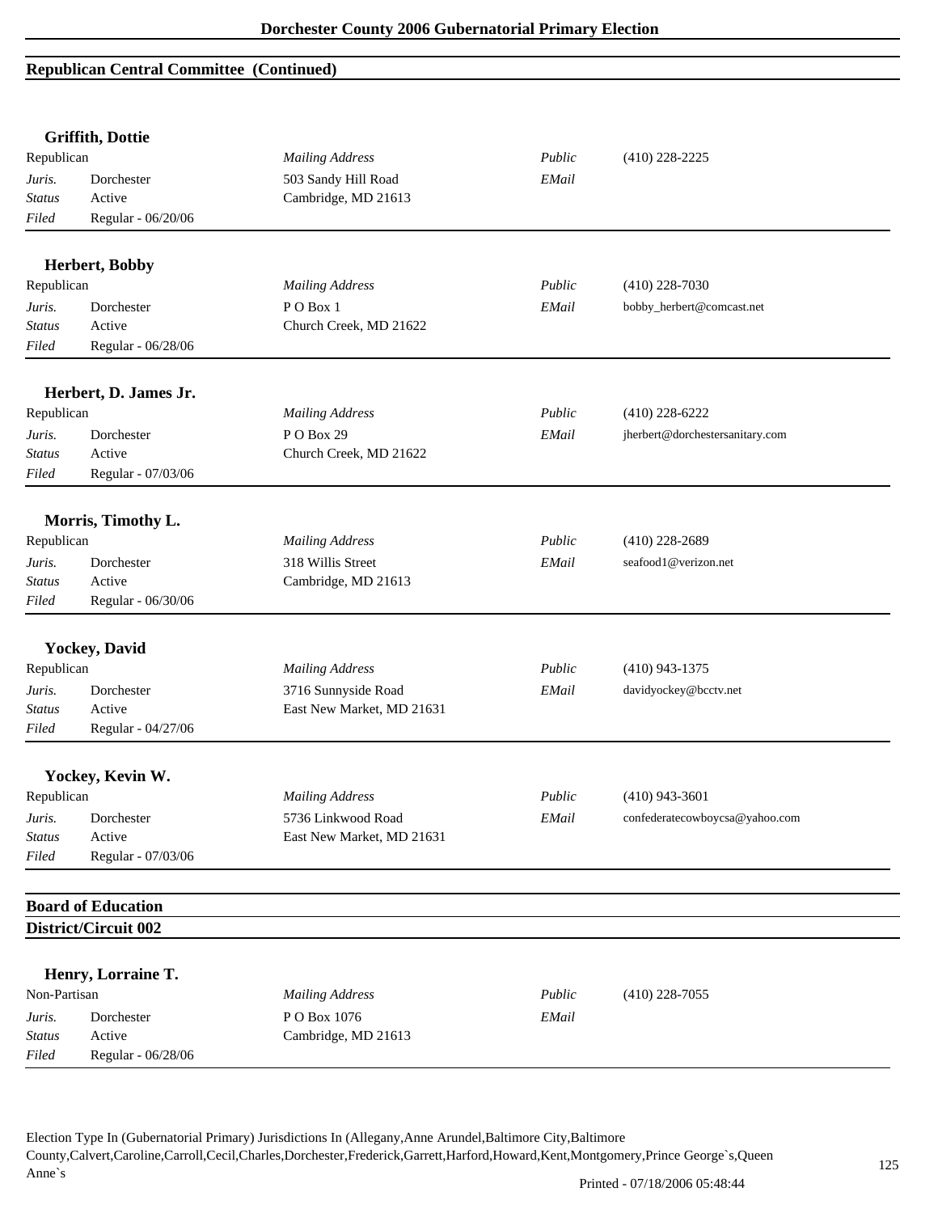## Republican Central Committee (Continued)

### Griffith, Dottie

| | | | | |
|---|---|---|---|---|
| Republican | | *Mailing Address* | *Public* | (410) 228-2225 |
| *Juris.* | Dorchester | 503 Sandy Hill Road | *EMail* | |
| *Status* | Active | Cambridge, MD 21613 | | |
| *Filed* | Regular - 06/20/06 | | | |

### Herbert, Bobby

| | | | | |
|---|---|---|---|---|
| Republican | | *Mailing Address* | *Public* | (410) 228-7030 |
| *Juris.* | Dorchester | P O Box 1 | *EMail* | bobby_herbert@comcast.net |
| *Status* | Active | Church Creek, MD 21622 | | |
| *Filed* | Regular - 06/28/06 | | | |

### Herbert, D. James Jr.

| | | | | |
|---|---|---|---|---|
| Republican | | *Mailing Address* | *Public* | (410) 228-6222 |
| *Juris.* | Dorchester | P O Box 29 | *EMail* | jherbert@dorchestersanitary.com |
| *Status* | Active | Church Creek, MD 21622 | | |
| *Filed* | Regular - 07/03/06 | | | |

### Morris, Timothy L.

| | | | | |
|---|---|---|---|---|
| Republican | | *Mailing Address* | *Public* | (410) 228-2689 |
| *Juris.* | Dorchester | 318 Willis Street | *EMail* | seafood1@verizon.net |
| *Status* | Active | Cambridge, MD 21613 | | |
| *Filed* | Regular - 06/30/06 | | | |

### Yockey, David

| | | | | |
|---|---|---|---|---|
| Republican | | *Mailing Address* | *Public* | (410) 943-1375 |
| *Juris.* | Dorchester | 3716 Sunnyside Road | *EMail* | davidyockey@bcctv.net |
| *Status* | Active | East New Market, MD 21631 | | |
| *Filed* | Regular - 04/27/06 | | | |

### Yockey, Kevin W.

| | | | | |
|---|---|---|---|---|
| Republican | | *Mailing Address* | *Public* | (410) 943-3601 |
| *Juris.* | Dorchester | 5736 Linkwood Road | *EMail* | confederatecowboycsa@yahoo.com |
| *Status* | Active | East New Market, MD 21631 | | |
| *Filed* | Regular - 07/03/06 | | | |

## Board of Education

## District/Circuit 002

### Henry, Lorraine T.

| | | | | |
|---|---|---|---|---|
| Non-Partisan | | *Mailing Address* | *Public* | (410) 228-7055 |
| *Juris.* | Dorchester | P O Box 1076 | *EMail* | |
| *Status* | Active | Cambridge, MD 21613 | | |
| *Filed* | Regular - 06/28/06 | | | |

Election Type In (Gubernatorial Primary) Jurisdictions In (Allegany,Anne Arundel,Baltimore City,Baltimore County,Calvert,Caroline,Carroll,Cecil,Charles,Dorchester,Frederick,Garrett,Harford,Howard,Kent,Montgomery,Prince George`s,Queen Anne`s

Printed - 07/18/2006 05:48:44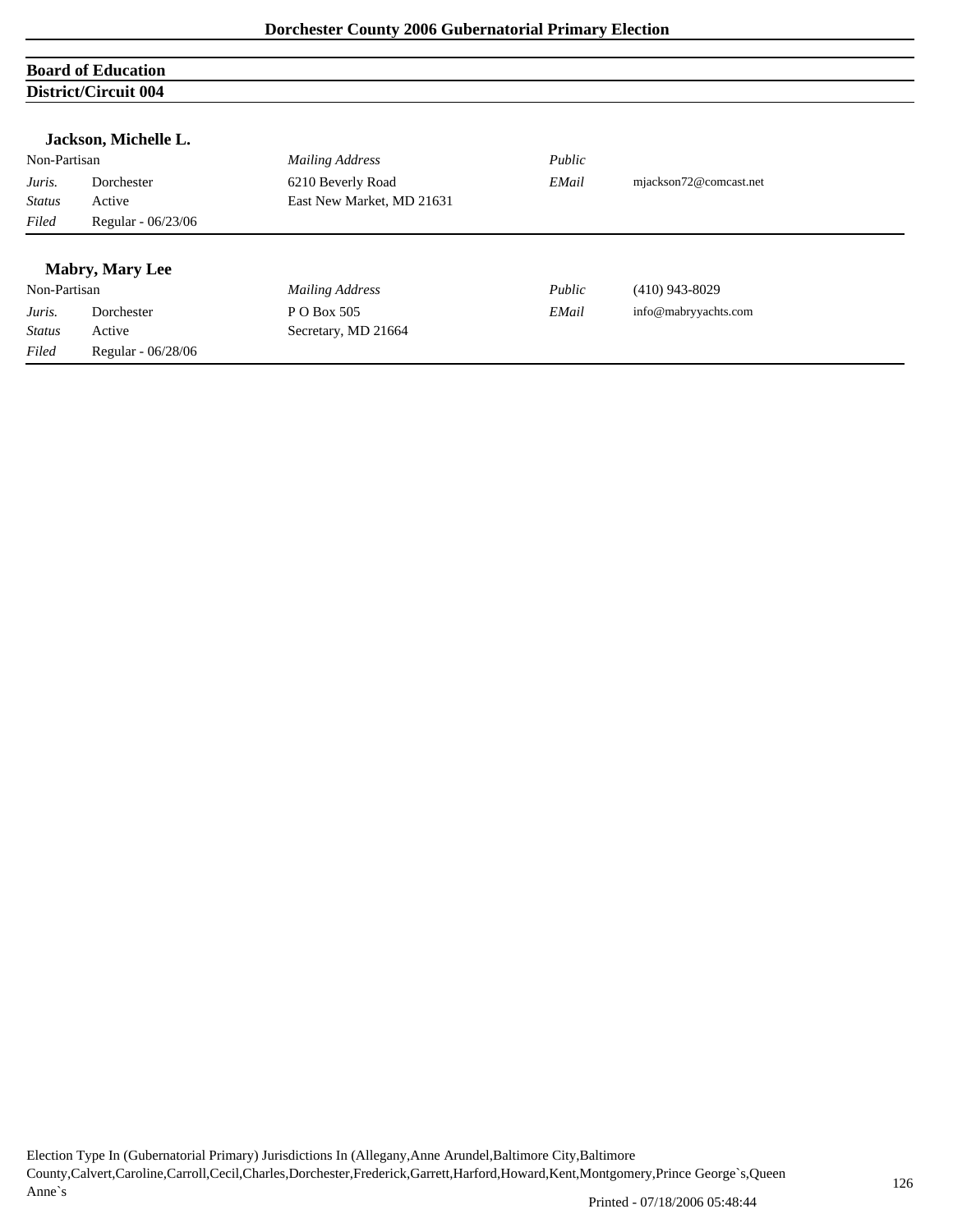## Board of Education

### District/Circuit 004

**Jackson, Michelle L.**

| Non-Partisan | | *Mailing Address* | *Public* | |
|---|---|---|---|---|
| *Juris.* | Dorchester | 6210 Beverly Road | *EMail* | mjackson72@comcast.net |
| *Status* | Active | East New Market, MD 21631 | | |
| *Filed* | Regular - 06/23/06 | | | |

**Mabry, Mary Lee**

| Non-Partisan | | *Mailing Address* | *Public* | (410) 943-8029 |
|---|---|---|---|---|
| *Juris.* | Dorchester | P O Box 505 | *EMail* | info@mabryyachts.com |
| *Status* | Active | Secretary, MD 21664 | | |
| *Filed* | Regular - 06/28/06 | | | |

Election Type In (Gubernatorial Primary) Jurisdictions In (Allegany,Anne Arundel,Baltimore City,Baltimore County,Calvert,Caroline,Carroll,Cecil,Charles,Dorchester,Frederick,Garrett,Harford,Howard,Kent,Montgomery,Prince George`s,Queen Anne`s

Printed - 07/18/2006 05:48:44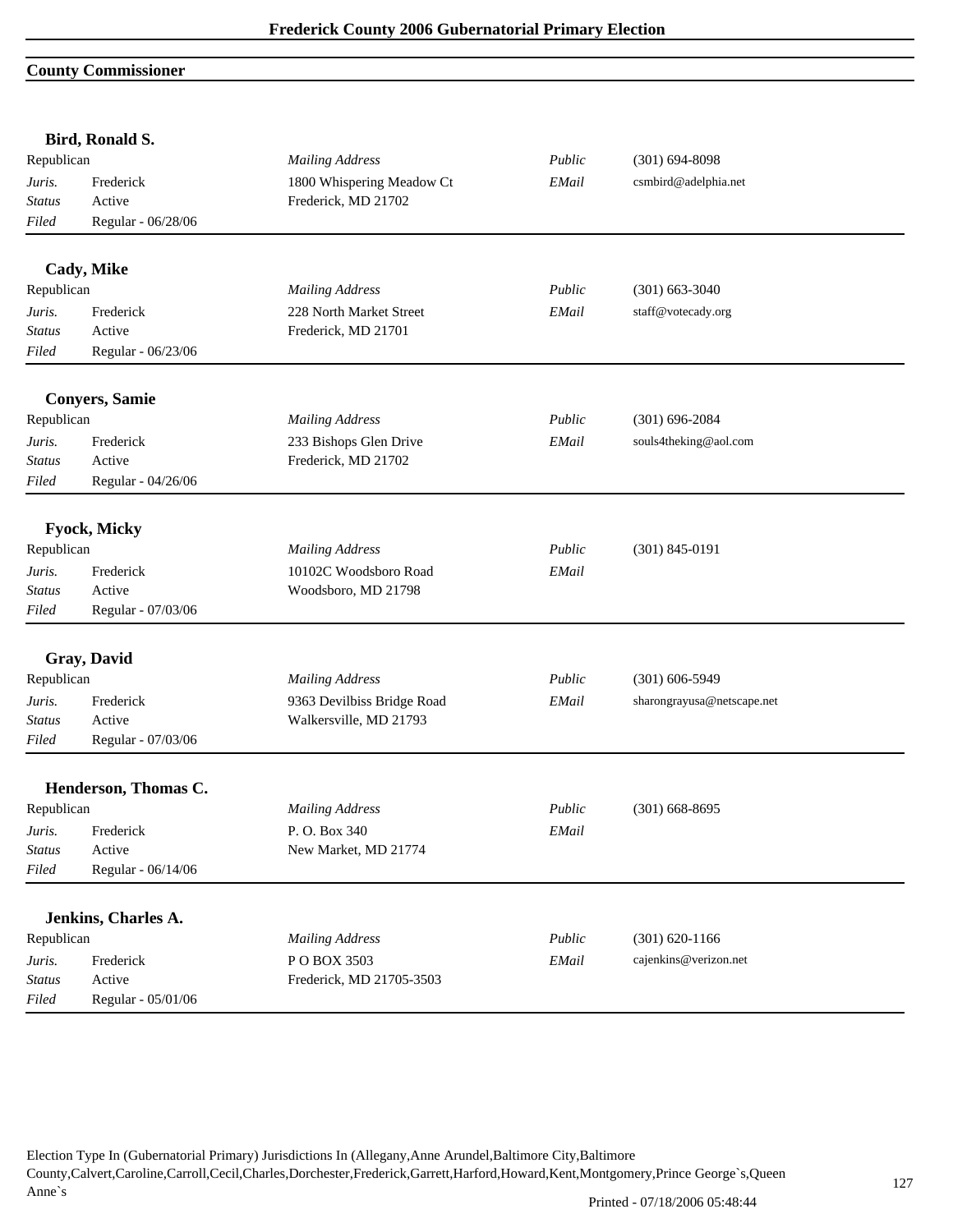# Frederick County 2006 Gubernatorial Primary Election

## County Commissioner

**Bird, Ronald S.**

| | | | | |
|---|---|---|---|---|
| Republican | | *Mailing Address* | *Public* | (301) 694-8098 |
| *Juris.* | Frederick | 1800 Whispering Meadow Ct | *EMail* | csmbird@adelphia.net |
| *Status* | Active | Frederick, MD 21702 | | |
| *Filed* | Regular - 06/28/06 | | | |

**Cady, Mike**

| | | | | |
|---|---|---|---|---|
| Republican | | *Mailing Address* | *Public* | (301) 663-3040 |
| *Juris.* | Frederick | 228 North Market Street | *EMail* | staff@votecady.org |
| *Status* | Active | Frederick, MD 21701 | | |
| *Filed* | Regular - 06/23/06 | | | |

**Conyers, Samie**

| | | | | |
|---|---|---|---|---|
| Republican | | *Mailing Address* | *Public* | (301) 696-2084 |
| *Juris.* | Frederick | 233 Bishops Glen Drive | *EMail* | souls4theking@aol.com |
| *Status* | Active | Frederick, MD 21702 | | |
| *Filed* | Regular - 04/26/06 | | | |

**Fyock, Micky**

| | | | | |
|---|---|---|---|---|
| Republican | | *Mailing Address* | *Public* | (301) 845-0191 |
| *Juris.* | Frederick | 10102C Woodsboro Road | *EMail* | |
| *Status* | Active | Woodsboro, MD 21798 | | |
| *Filed* | Regular - 07/03/06 | | | |

**Gray, David**

| | | | | |
|---|---|---|---|---|
| Republican | | *Mailing Address* | *Public* | (301) 606-5949 |
| *Juris.* | Frederick | 9363 Devilbiss Bridge Road | *EMail* | sharongrayusa@netscape.net |
| *Status* | Active | Walkersville, MD 21793 | | |
| *Filed* | Regular - 07/03/06 | | | |

**Henderson, Thomas C.**

| | | | | |
|---|---|---|---|---|
| Republican | | *Mailing Address* | *Public* | (301) 668-8695 |
| *Juris.* | Frederick | P. O. Box 340 | *EMail* | |
| *Status* | Active | New Market, MD 21774 | | |
| *Filed* | Regular - 06/14/06 | | | |

**Jenkins, Charles A.**

| | | | | |
|---|---|---|---|---|
| Republican | | *Mailing Address* | *Public* | (301) 620-1166 |
| *Juris.* | Frederick | P O BOX 3503 | *EMail* | cajenkins@verizon.net |
| *Status* | Active | Frederick, MD 21705-3503 | | |
| *Filed* | Regular - 05/01/06 | | | |

Election Type In (Gubernatorial Primary) Jurisdictions In (Allegany,Anne Arundel,Baltimore City,Baltimore County,Calvert,Caroline,Carroll,Cecil,Charles,Dorchester,Frederick,Garrett,Harford,Howard,Kent,Montgomery,Prince George`s,Queen Anne`s

Printed - 07/18/2006 05:48:44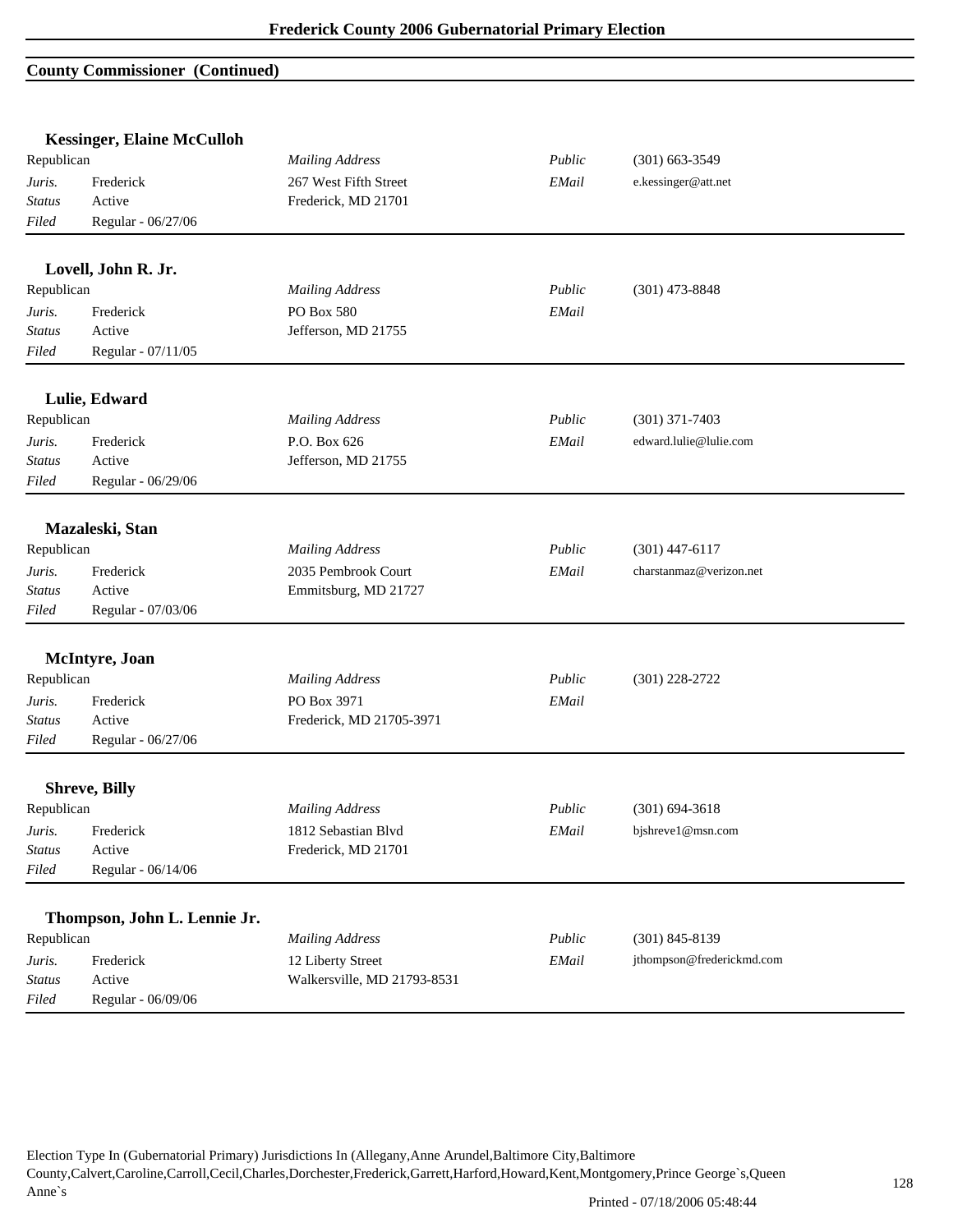## County Commissioner (Continued)

**Kessinger, Elaine McCulloh**

| Republican | | *Mailing Address* | *Public* | (301) 663-3549 |
|---|---|---|---|---|
| *Juris.* | Frederick | 267 West Fifth Street | *EMail* | e.kessinger@att.net |
| *Status* | Active | Frederick, MD 21701 | | |
| *Filed* | Regular - 06/27/06 | | | |

**Lovell, John R. Jr.**

| Republican | | *Mailing Address* | *Public* | (301) 473-8848 |
|---|---|---|---|---|
| *Juris.* | Frederick | PO Box 580 | *EMail* | |
| *Status* | Active | Jefferson, MD 21755 | | |
| *Filed* | Regular - 07/11/05 | | | |

**Lulie, Edward**

| Republican | | *Mailing Address* | *Public* | (301) 371-7403 |
|---|---|---|---|---|
| *Juris.* | Frederick | P.O. Box 626 | *EMail* | edward.lulie@lulie.com |
| *Status* | Active | Jefferson, MD 21755 | | |
| *Filed* | Regular - 06/29/06 | | | |

**Mazaleski, Stan**

| Republican | | *Mailing Address* | *Public* | (301) 447-6117 |
|---|---|---|---|---|
| *Juris.* | Frederick | 2035 Pembrook Court | *EMail* | charstanmaz@verizon.net |
| *Status* | Active | Emmitsburg, MD 21727 | | |
| *Filed* | Regular - 07/03/06 | | | |

**McIntyre, Joan**

| Republican | | *Mailing Address* | *Public* | (301) 228-2722 |
|---|---|---|---|---|
| *Juris.* | Frederick | PO Box 3971 | *EMail* | |
| *Status* | Active | Frederick, MD 21705-3971 | | |
| *Filed* | Regular - 06/27/06 | | | |

**Shreve, Billy**

| Republican | | *Mailing Address* | *Public* | (301) 694-3618 |
|---|---|---|---|---|
| *Juris.* | Frederick | 1812 Sebastian Blvd | *EMail* | bjshreve1@msn.com |
| *Status* | Active | Frederick, MD 21701 | | |
| *Filed* | Regular - 06/14/06 | | | |

**Thompson, John L. Lennie Jr.**

| Republican | | *Mailing Address* | *Public* | (301) 845-8139 |
|---|---|---|---|---|
| *Juris.* | Frederick | 12 Liberty Street | *EMail* | jthompson@frederickmd.com |
| *Status* | Active | Walkersville, MD 21793-8531 | | |
| *Filed* | Regular - 06/09/06 | | | |

Election Type In (Gubernatorial Primary) Jurisdictions In (Allegany,Anne Arundel,Baltimore City,Baltimore County,Calvert,Caroline,Carroll,Cecil,Charles,Dorchester,Frederick,Garrett,Harford,Howard,Kent,Montgomery,Prince George`s,Queen Anne`s

Printed - 07/18/2006 05:48:44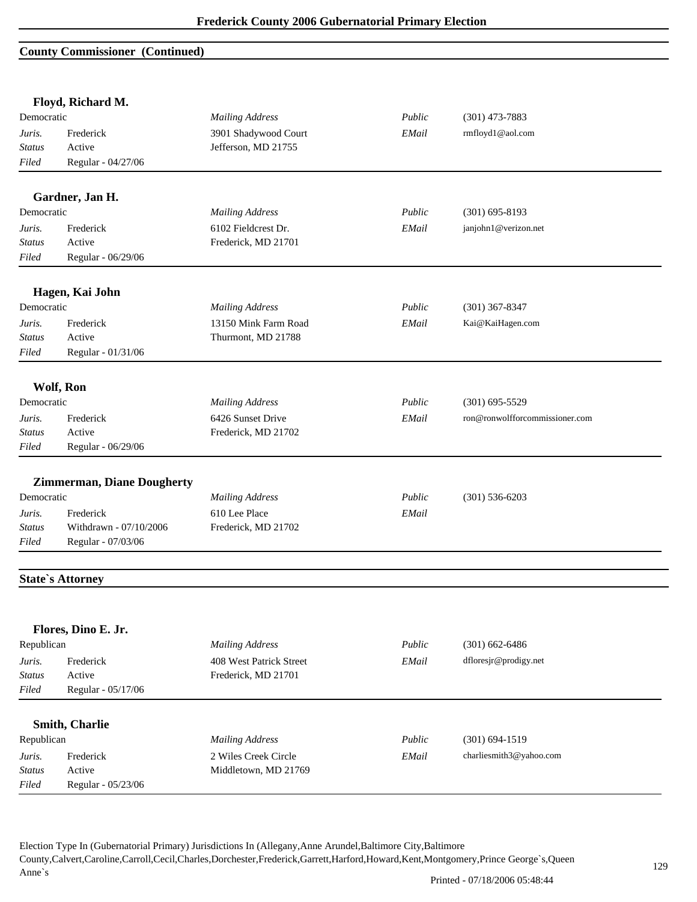## County Commissioner (Continued)

### Floyd, Richard M.

| | | | | |
|---|---|---|---|---|
| Democratic | | *Mailing Address* | *Public* | (301) 473-7883 |
| *Juris.* | Frederick | 3901 Shadywood Court | *EMail* | rmfloyd1@aol.com |
| *Status* | Active | Jefferson, MD 21755 | | |
| *Filed* | Regular - 04/27/06 | | | |

### Gardner, Jan H.

| | | | | |
|---|---|---|---|---|
| Democratic | | *Mailing Address* | *Public* | (301) 695-8193 |
| *Juris.* | Frederick | 6102 Fieldcrest Dr. | *EMail* | janjohn1@verizon.net |
| *Status* | Active | Frederick, MD 21701 | | |
| *Filed* | Regular - 06/29/06 | | | |

### Hagen, Kai John

| | | | | |
|---|---|---|---|---|
| Democratic | | *Mailing Address* | *Public* | (301) 367-8347 |
| *Juris.* | Frederick | 13150 Mink Farm Road | *EMail* | Kai@KaiHagen.com |
| *Status* | Active | Thurmont, MD 21788 | | |
| *Filed* | Regular - 01/31/06 | | | |

### Wolf, Ron

| | | | | |
|---|---|---|---|---|
| Democratic | | *Mailing Address* | *Public* | (301) 695-5529 |
| *Juris.* | Frederick | 6426 Sunset Drive | *EMail* | ron@ronwolfforcommissioner.com |
| *Status* | Active | Frederick, MD 21702 | | |
| *Filed* | Regular - 06/29/06 | | | |

### Zimmerman, Diane Dougherty

| | | | | |
|---|---|---|---|---|
| Democratic | | *Mailing Address* | *Public* | (301) 536-6203 |
| *Juris.* | Frederick | 610 Lee Place | *EMail* | |
| *Status* | Withdrawn - 07/10/2006 | Frederick, MD 21702 | | |
| *Filed* | Regular - 07/03/06 | | | |

## State`s Attorney

### Flores, Dino E. Jr.

| | | | | |
|---|---|---|---|---|
| Republican | | *Mailing Address* | *Public* | (301) 662-6486 |
| *Juris.* | Frederick | 408 West Patrick Street | *EMail* | dfloresjr@prodigy.net |
| *Status* | Active | Frederick, MD 21701 | | |
| *Filed* | Regular - 05/17/06 | | | |

### Smith, Charlie

| | | | | |
|---|---|---|---|---|
| Republican | | *Mailing Address* | *Public* | (301) 694-1519 |
| *Juris.* | Frederick | 2 Wiles Creek Circle | *EMail* | charliesmith3@yahoo.com |
| *Status* | Active | Middletown, MD 21769 | | |
| *Filed* | Regular - 05/23/06 | | | |

Election Type In (Gubernatorial Primary) Jurisdictions In (Allegany,Anne Arundel,Baltimore City,Baltimore County,Calvert,Caroline,Carroll,Cecil,Charles,Dorchester,Frederick,Garrett,Harford,Howard,Kent,Montgomery,Prince George`s,Queen Anne`s

Printed - 07/18/2006 05:48:44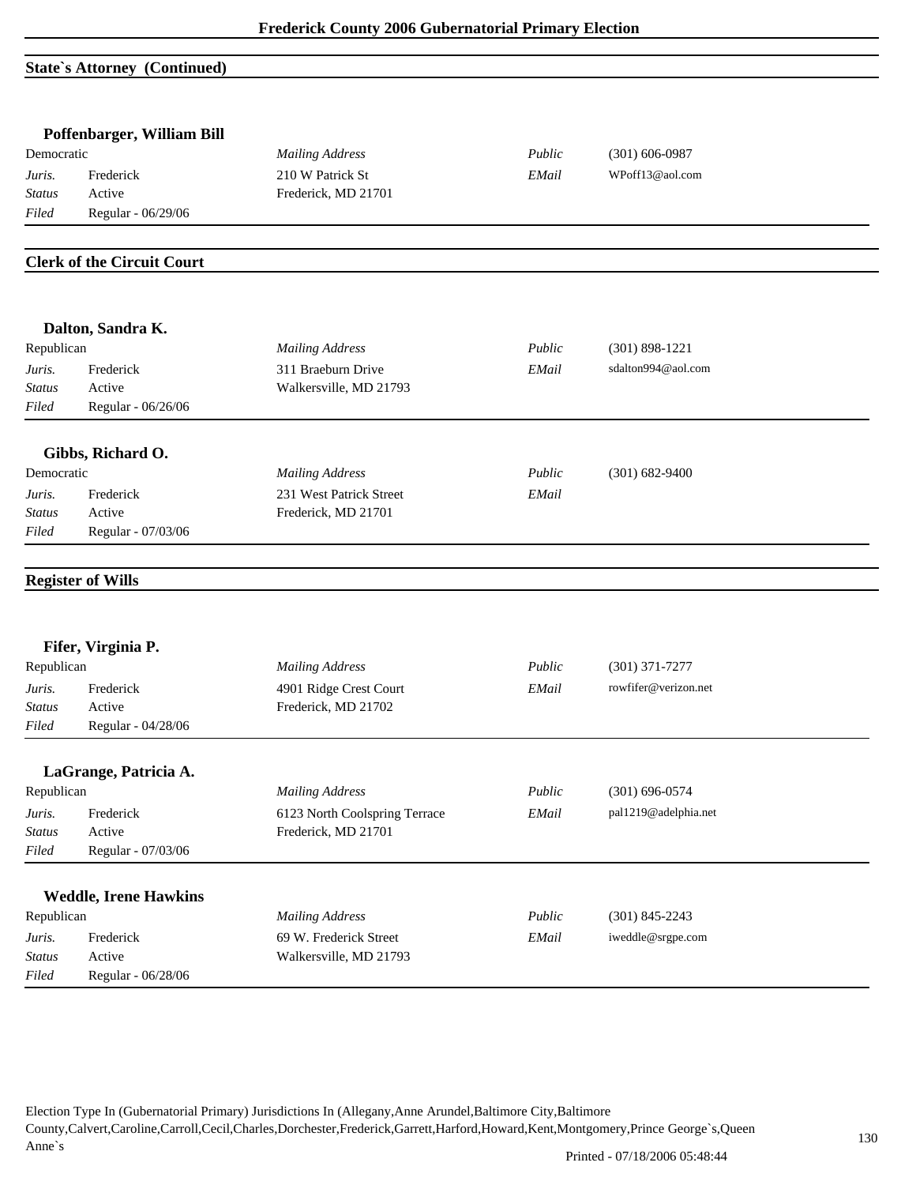## State`s Attorney (Continued)

### Poffenbarger, William Bill

| Democratic | | *Mailing Address* | *Public* | (301) 606-0987 |
|---|---|---|---|---|
| *Juris.* | Frederick | 210 W Patrick St | *EMail* | WPoff13@aol.com |
| *Status* | Active | Frederick, MD 21701 | | |
| *Filed* | Regular - 06/29/06 | | | |

## Clerk of the Circuit Court

### Dalton, Sandra K.

| Republican | | *Mailing Address* | *Public* | (301) 898-1221 |
|---|---|---|---|---|
| *Juris.* | Frederick | 311 Braeburn Drive | *EMail* | sdalton994@aol.com |
| *Status* | Active | Walkersville, MD 21793 | | |
| *Filed* | Regular - 06/26/06 | | | |

### Gibbs, Richard O.

| Democratic | | *Mailing Address* | *Public* | (301) 682-9400 |
|---|---|---|---|---|
| *Juris.* | Frederick | 231 West Patrick Street | *EMail* | |
| *Status* | Active | Frederick, MD 21701 | | |
| *Filed* | Regular - 07/03/06 | | | |

## Register of Wills

### Fifer, Virginia P.

| Republican | | *Mailing Address* | *Public* | (301) 371-7277 |
|---|---|---|---|---|
| *Juris.* | Frederick | 4901 Ridge Crest Court | *EMail* | rowfifer@verizon.net |
| *Status* | Active | Frederick, MD 21702 | | |
| *Filed* | Regular - 04/28/06 | | | |

### LaGrange, Patricia A.

| Republican | | *Mailing Address* | *Public* | (301) 696-0574 |
|---|---|---|---|---|
| *Juris.* | Frederick | 6123 North Coolspring Terrace | *EMail* | pal1219@adelphia.net |
| *Status* | Active | Frederick, MD 21701 | | |
| *Filed* | Regular - 07/03/06 | | | |

### Weddle, Irene Hawkins

| Republican | | *Mailing Address* | *Public* | (301) 845-2243 |
|---|---|---|---|---|
| *Juris.* | Frederick | 69 W. Frederick Street | *EMail* | iweddle@srgpe.com |
| *Status* | Active | Walkersville, MD 21793 | | |
| *Filed* | Regular - 06/28/06 | | | |

Election Type In (Gubernatorial Primary) Jurisdictions In (Allegany,Anne Arundel,Baltimore City,Baltimore County,Calvert,Caroline,Carroll,Cecil,Charles,Dorchester,Frederick,Garrett,Harford,Howard,Kent,Montgomery,Prince George`s,Queen Anne`s

Printed - 07/18/2006 05:48:44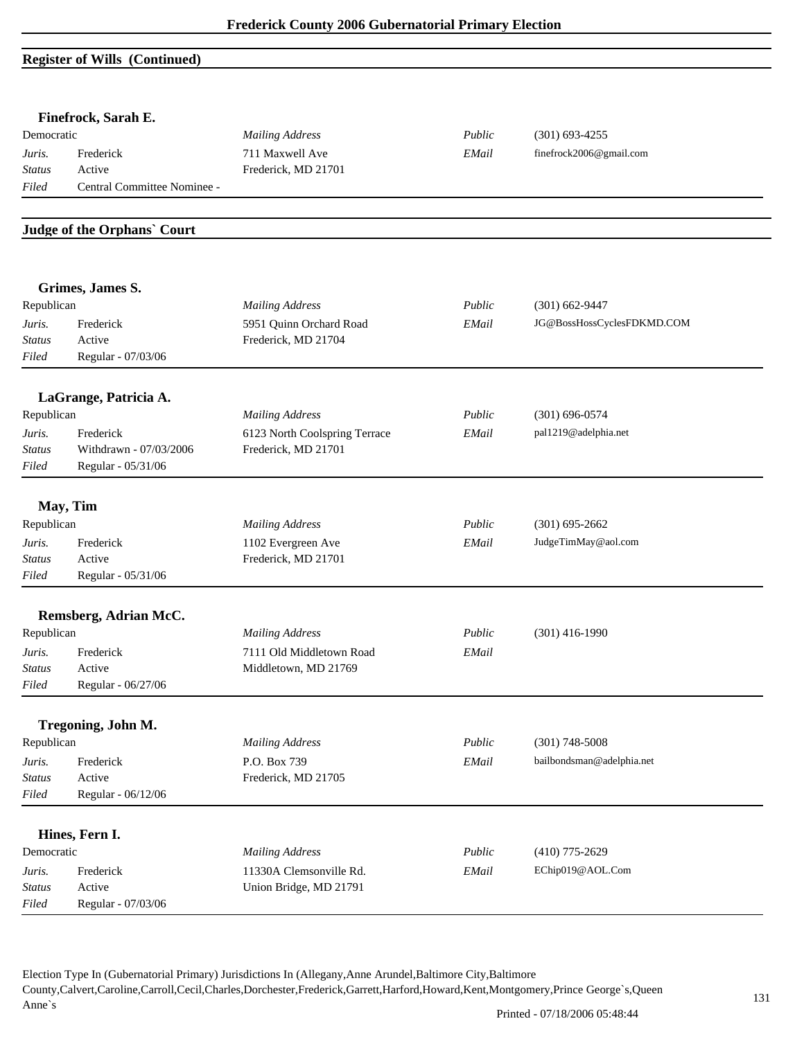## Register of Wills (Continued)

### Finefrock, Sarah E.

| Democratic | | *Mailing Address* | *Public* | (301) 693-4255 |
|---|---|---|---|---|
| *Juris.* | Frederick | 711 Maxwell Ave | *EMail* | finefrock2006@gmail.com |
| *Status* | Active | Frederick, MD 21701 | | |
| *Filed* | Central Committee Nominee - | | | |

## Judge of the Orphans` Court

### Grimes, James S.

| Republican | | *Mailing Address* | *Public* | (301) 662-9447 |
|---|---|---|---|---|
| *Juris.* | Frederick | 5951 Quinn Orchard Road | *EMail* | JG@BossHossCyclesFDKMD.COM |
| *Status* | Active | Frederick, MD 21704 | | |
| *Filed* | Regular - 07/03/06 | | | |

### LaGrange, Patricia A.

| Republican | | *Mailing Address* | *Public* | (301) 696-0574 |
|---|---|---|---|---|
| *Juris.* | Frederick | 6123 North Coolspring Terrace | *EMail* | pal1219@adelphia.net |
| *Status* | Withdrawn - 07/03/2006 | Frederick, MD 21701 | | |
| *Filed* | Regular - 05/31/06 | | | |

### May, Tim

| Republican | | *Mailing Address* | *Public* | (301) 695-2662 |
|---|---|---|---|---|
| *Juris.* | Frederick | 1102 Evergreen Ave | *EMail* | JudgeTimMay@aol.com |
| *Status* | Active | Frederick, MD 21701 | | |
| *Filed* | Regular - 05/31/06 | | | |

### Remsberg, Adrian McC.

| Republican | | *Mailing Address* | *Public* | (301) 416-1990 |
|---|---|---|---|---|
| *Juris.* | Frederick | 7111 Old Middletown Road | *EMail* | |
| *Status* | Active | Middletown, MD 21769 | | |
| *Filed* | Regular - 06/27/06 | | | |

### Tregoning, John M.

| Republican | | *Mailing Address* | *Public* | (301) 748-5008 |
|---|---|---|---|---|
| *Juris.* | Frederick | P.O. Box 739 | *EMail* | bailbondsman@adelphia.net |
| *Status* | Active | Frederick, MD 21705 | | |
| *Filed* | Regular - 06/12/06 | | | |

### Hines, Fern I.

| Democratic | | *Mailing Address* | *Public* | (410) 775-2629 |
|---|---|---|---|---|
| *Juris.* | Frederick | 11330A Clemsonville Rd. | *EMail* | EChip019@AOL.Com |
| *Status* | Active | Union Bridge, MD 21791 | | |
| *Filed* | Regular - 07/03/06 | | | |

Election Type In (Gubernatorial Primary) Jurisdictions In (Allegany,Anne Arundel,Baltimore City,Baltimore County,Calvert,Caroline,Carroll,Cecil,Charles,Dorchester,Frederick,Garrett,Harford,Howard,Kent,Montgomery,Prince George`s,Queen Anne`s

Printed - 07/18/2006 05:48:44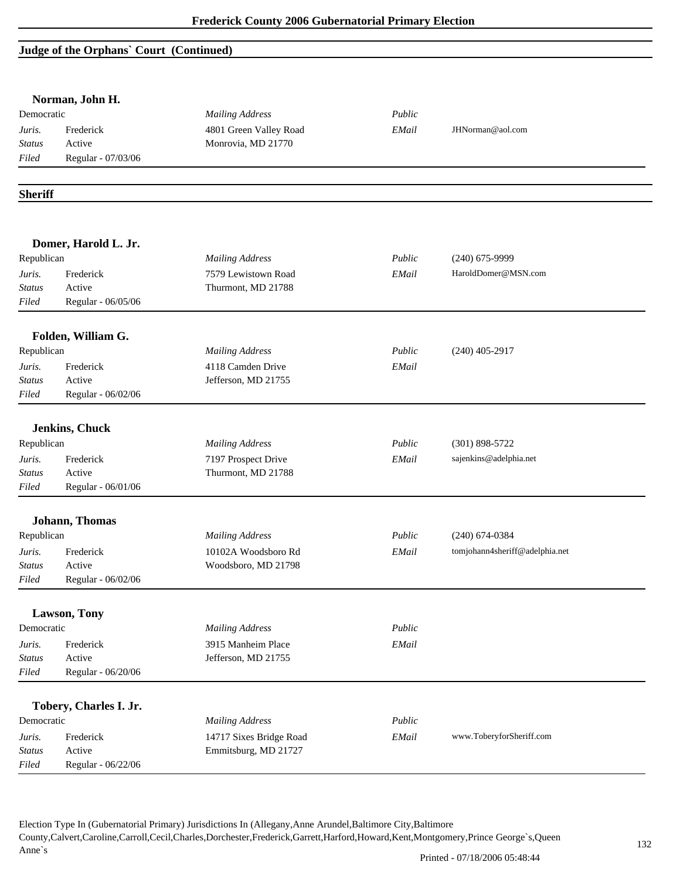## Judge of the Orphans` Court (Continued)

### Norman, John H.

| | | | | |
|---|---|---|---|---|
| Democratic | | *Mailing Address* | *Public* | |
| *Juris.* | Frederick | 4801 Green Valley Road | *EMail* | JHNorman@aol.com |
| *Status* | Active | Monrovia, MD 21770 | | |
| *Filed* | Regular - 07/03/06 | | | |

## Sheriff

### Domer, Harold L. Jr.

| | | | | |
|---|---|---|---|---|
| Republican | | *Mailing Address* | *Public* | (240) 675-9999 |
| *Juris.* | Frederick | 7579 Lewistown Road | *EMail* | HaroldDomer@MSN.com |
| *Status* | Active | Thurmont, MD 21788 | | |
| *Filed* | Regular - 06/05/06 | | | |

### Folden, William G.

| | | | | |
|---|---|---|---|---|
| Republican | | *Mailing Address* | *Public* | (240) 405-2917 |
| *Juris.* | Frederick | 4118 Camden Drive | *EMail* | |
| *Status* | Active | Jefferson, MD 21755 | | |
| *Filed* | Regular - 06/02/06 | | | |

### Jenkins, Chuck

| | | | | |
|---|---|---|---|---|
| Republican | | *Mailing Address* | *Public* | (301) 898-5722 |
| *Juris.* | Frederick | 7197 Prospect Drive | *EMail* | sajenkins@adelphia.net |
| *Status* | Active | Thurmont, MD 21788 | | |
| *Filed* | Regular - 06/01/06 | | | |

### Johann, Thomas

| | | | | |
|---|---|---|---|---|
| Republican | | *Mailing Address* | *Public* | (240) 674-0384 |
| *Juris.* | Frederick | 10102A Woodsboro Rd | *EMail* | tomjohann4sheriff@adelphia.net |
| *Status* | Active | Woodsboro, MD 21798 | | |
| *Filed* | Regular - 06/02/06 | | | |

### Lawson, Tony

| | | | | |
|---|---|---|---|---|
| Democratic | | *Mailing Address* | *Public* | |
| *Juris.* | Frederick | 3915 Manheim Place | *EMail* | |
| *Status* | Active | Jefferson, MD 21755 | | |
| *Filed* | Regular - 06/20/06 | | | |

### Tobery, Charles I. Jr.

| | | | | |
|---|---|---|---|---|
| Democratic | | *Mailing Address* | *Public* | |
| *Juris.* | Frederick | 14717 Sixes Bridge Road | *EMail* | www.ToberyforSheriff.com |
| *Status* | Active | Emmitsburg, MD 21727 | | |
| *Filed* | Regular - 06/22/06 | | | |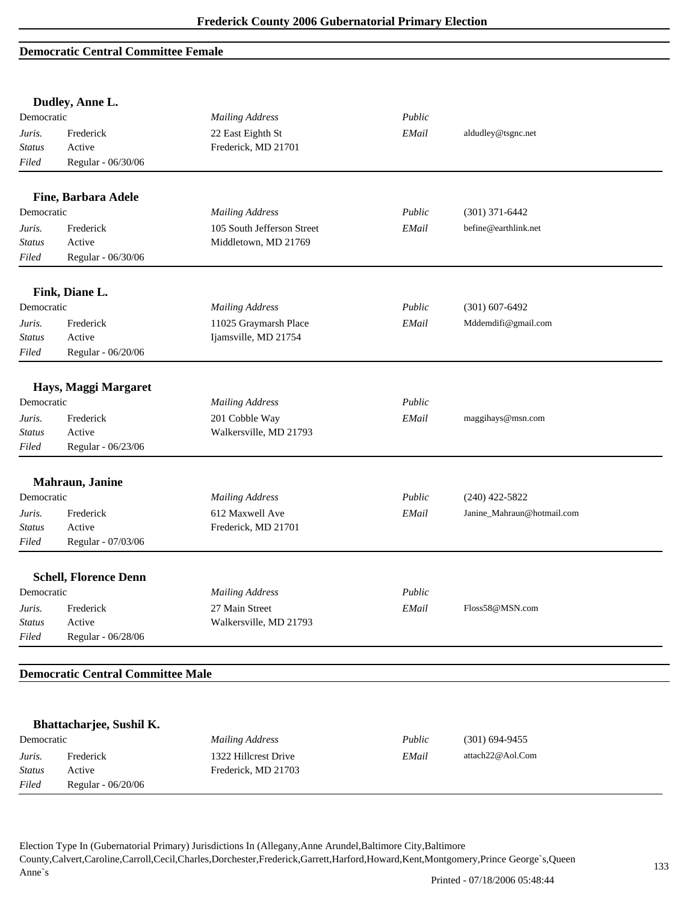## Democratic Central Committee Female

### Dudley, Anne L.

| | | | | |
|---|---|---|---|---|
| Democratic | | *Mailing Address* | *Public* | |
| *Juris.* | Frederick | 22 East Eighth St | *EMail* | aldudley@tsgnc.net |
| *Status* | Active | Frederick, MD 21701 | | |
| *Filed* | Regular - 06/30/06 | | | |

### Fine, Barbara Adele

| | | | | |
|---|---|---|---|---|
| Democratic | | *Mailing Address* | *Public* | (301) 371-6442 |
| *Juris.* | Frederick | 105 South Jefferson Street | *EMail* | befine@earthlink.net |
| *Status* | Active | Middletown, MD 21769 | | |
| *Filed* | Regular - 06/30/06 | | | |

### Fink, Diane L.

| | | | | |
|---|---|---|---|---|
| Democratic | | *Mailing Address* | *Public* | (301) 607-6492 |
| *Juris.* | Frederick | 11025 Graymarsh Place | *EMail* | Mddemdifi@gmail.com |
| *Status* | Active | Ijamsville, MD 21754 | | |
| *Filed* | Regular - 06/20/06 | | | |

### Hays, Maggi Margaret

| | | | | |
|---|---|---|---|---|
| Democratic | | *Mailing Address* | *Public* | |
| *Juris.* | Frederick | 201 Cobble Way | *EMail* | maggihays@msn.com |
| *Status* | Active | Walkersville, MD 21793 | | |
| *Filed* | Regular - 06/23/06 | | | |

### Mahraun, Janine

| | | | | |
|---|---|---|---|---|
| Democratic | | *Mailing Address* | *Public* | (240) 422-5822 |
| *Juris.* | Frederick | 612 Maxwell Ave | *EMail* | Janine_Mahraun@hotmail.com |
| *Status* | Active | Frederick, MD 21701 | | |
| *Filed* | Regular - 07/03/06 | | | |

### Schell, Florence Denn

| | | | | |
|---|---|---|---|---|
| Democratic | | *Mailing Address* | *Public* | |
| *Juris.* | Frederick | 27 Main Street | *EMail* | Floss58@MSN.com |
| *Status* | Active | Walkersville, MD 21793 | | |
| *Filed* | Regular - 06/28/06 | | | |

## Democratic Central Committee Male

### Bhattacharjee, Sushil K.

| | | | | |
|---|---|---|---|---|
| Democratic | | *Mailing Address* | *Public* | (301) 694-9455 |
| *Juris.* | Frederick | 1322 Hillcrest Drive | *EMail* | attach22@Aol.Com |
| *Status* | Active | Frederick, MD 21703 | | |
| *Filed* | Regular - 06/20/06 | | | |

Election Type In (Gubernatorial Primary) Jurisdictions In (Allegany,Anne Arundel,Baltimore City,Baltimore County,Calvert,Caroline,Carroll,Cecil,Charles,Dorchester,Frederick,Garrett,Harford,Howard,Kent,Montgomery,Prince George`s,Queen Anne`s

Printed - 07/18/2006 05:48:44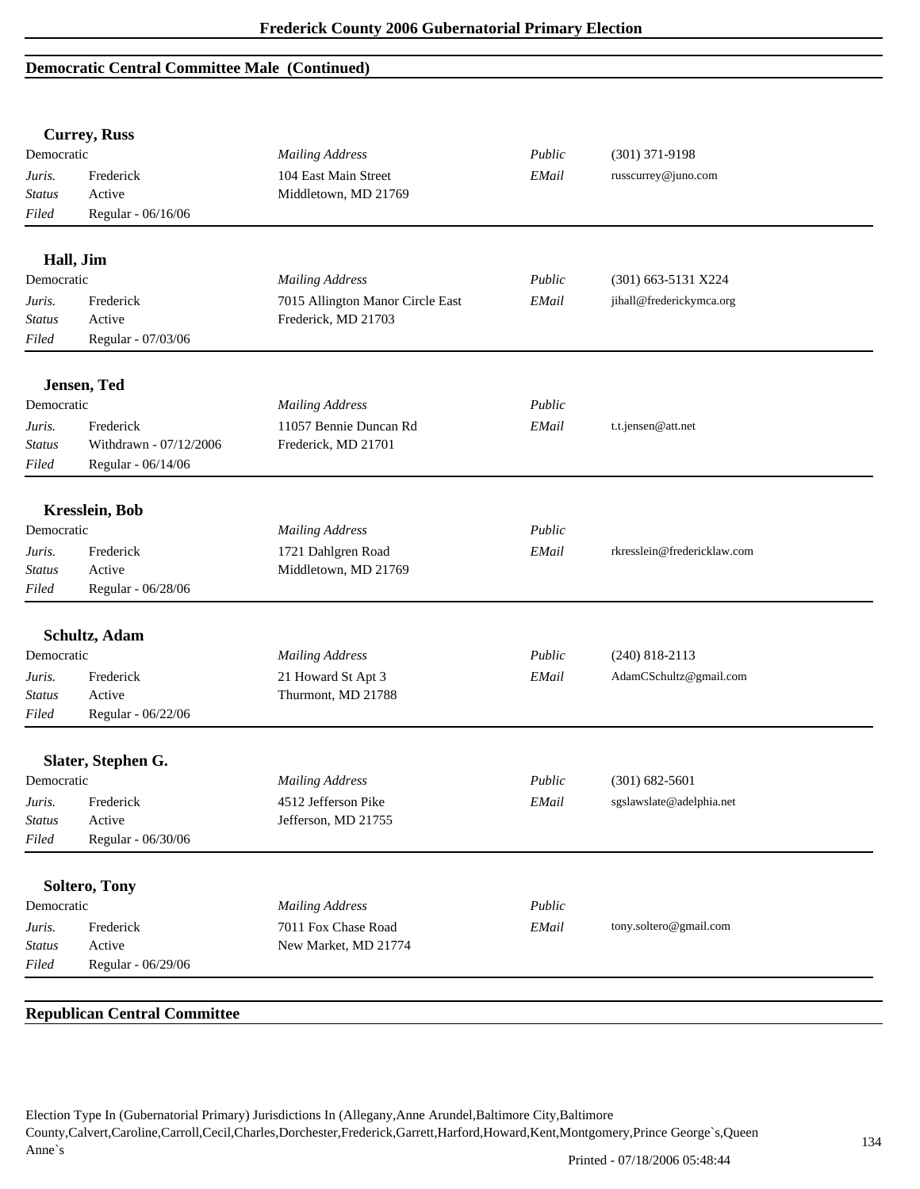## Democratic Central Committee Male (Continued)

### Currey, Russ

| Democratic | | *Mailing Address* | *Public* | (301) 371-9198 |
|---|---|---|---|---|
| *Juris.* | Frederick | 104 East Main Street | *EMail* | russcurrey@juno.com |
| *Status* | Active | Middletown, MD 21769 | | |
| *Filed* | Regular - 06/16/06 | | | |

### Hall, Jim

| Democratic | | *Mailing Address* | *Public* | (301) 663-5131 X224 |
|---|---|---|---|---|
| *Juris.* | Frederick | 7015 Allington Manor Circle East | *EMail* | jihall@frederickymca.org |
| *Status* | Active | Frederick, MD 21703 | | |
| *Filed* | Regular - 07/03/06 | | | |

### Jensen, Ted

| Democratic | | *Mailing Address* | *Public* | |
|---|---|---|---|---|
| *Juris.* | Frederick | 11057 Bennie Duncan Rd | *EMail* | t.t.jensen@att.net |
| *Status* | Withdrawn - 07/12/2006 | Frederick, MD 21701 | | |
| *Filed* | Regular - 06/14/06 | | | |

### Kresslein, Bob

| Democratic | | *Mailing Address* | *Public* | |
|---|---|---|---|---|
| *Juris.* | Frederick | 1721 Dahlgren Road | *EMail* | rkresslein@fredericklaw.com |
| *Status* | Active | Middletown, MD 21769 | | |
| *Filed* | Regular - 06/28/06 | | | |

### Schultz, Adam

| Democratic | | *Mailing Address* | *Public* | (240) 818-2113 |
|---|---|---|---|---|
| *Juris.* | Frederick | 21 Howard St Apt 3 | *EMail* | AdamCSchultz@gmail.com |
| *Status* | Active | Thurmont, MD 21788 | | |
| *Filed* | Regular - 06/22/06 | | | |

### Slater, Stephen G.

| Democratic | | *Mailing Address* | *Public* | (301) 682-5601 |
|---|---|---|---|---|
| *Juris.* | Frederick | 4512 Jefferson Pike | *EMail* | sgslawslate@adelphia.net |
| *Status* | Active | Jefferson, MD 21755 | | |
| *Filed* | Regular - 06/30/06 | | | |

### Soltero, Tony

| Democratic | | *Mailing Address* | *Public* | |
|---|---|---|---|---|
| *Juris.* | Frederick | 7011 Fox Chase Road | *EMail* | tony.soltero@gmail.com |
| *Status* | Active | New Market, MD 21774 | | |
| *Filed* | Regular - 06/29/06 | | | |

## Republican Central Committee

Election Type In (Gubernatorial Primary) Jurisdictions In (Allegany,Anne Arundel,Baltimore City,Baltimore County,Calvert,Caroline,Carroll,Cecil,Charles,Dorchester,Frederick,Garrett,Harford,Howard,Kent,Montgomery,Prince George`s,Queen Anne`s

Printed - 07/18/2006 05:48:44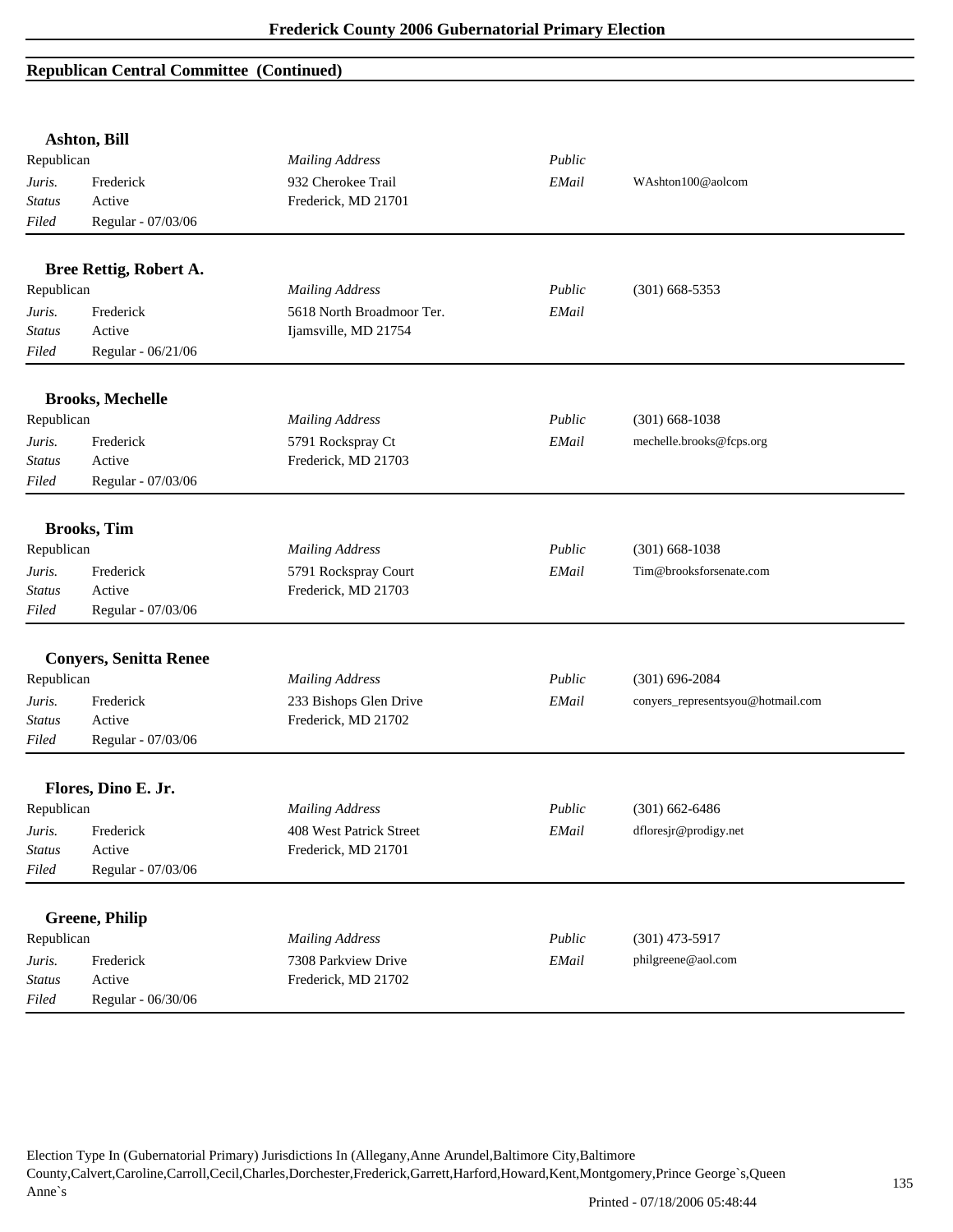## Republican Central Committee (Continued)

### Ashton, Bill

| Republican | | *Mailing Address* | *Public* | |
|---|---|---|---|---|
| *Juris.* | Frederick | 932 Cherokee Trail | *EMail* | WAshton100@aolcom |
| *Status* | Active | Frederick, MD 21701 | | |
| *Filed* | Regular - 07/03/06 | | | |

### Bree Rettig, Robert A.

| Republican | | *Mailing Address* | *Public* | (301) 668-5353 |
|---|---|---|---|---|
| *Juris.* | Frederick | 5618 North Broadmoor Ter. | *EMail* | |
| *Status* | Active | Ijamsville, MD 21754 | | |
| *Filed* | Regular - 06/21/06 | | | |

### Brooks, Mechelle

| Republican | | *Mailing Address* | *Public* | (301) 668-1038 |
|---|---|---|---|---|
| *Juris.* | Frederick | 5791 Rockspray Ct | *EMail* | mechelle.brooks@fcps.org |
| *Status* | Active | Frederick, MD 21703 | | |
| *Filed* | Regular - 07/03/06 | | | |

### Brooks, Tim

| Republican | | *Mailing Address* | *Public* | (301) 668-1038 |
|---|---|---|---|---|
| *Juris.* | Frederick | 5791 Rockspray Court | *EMail* | Tim@brooksforsenate.com |
| *Status* | Active | Frederick, MD 21703 | | |
| *Filed* | Regular - 07/03/06 | | | |

### Conyers, Senitta Renee

| Republican | | *Mailing Address* | *Public* | (301) 696-2084 |
|---|---|---|---|---|
| *Juris.* | Frederick | 233 Bishops Glen Drive | *EMail* | conyers_representsyou@hotmail.com |
| *Status* | Active | Frederick, MD 21702 | | |
| *Filed* | Regular - 07/03/06 | | | |

### Flores, Dino E. Jr.

| Republican | | *Mailing Address* | *Public* | (301) 662-6486 |
|---|---|---|---|---|
| *Juris.* | Frederick | 408 West Patrick Street | *EMail* | dfloresjr@prodigy.net |
| *Status* | Active | Frederick, MD 21701 | | |
| *Filed* | Regular - 07/03/06 | | | |

### Greene, Philip

| Republican | | *Mailing Address* | *Public* | (301) 473-5917 |
|---|---|---|---|---|
| *Juris.* | Frederick | 7308 Parkview Drive | *EMail* | philgreene@aol.com |
| *Status* | Active | Frederick, MD 21702 | | |
| *Filed* | Regular - 06/30/06 | | | |

Election Type In (Gubernatorial Primary) Jurisdictions In (Allegany,Anne Arundel,Baltimore City,Baltimore County,Calvert,Caroline,Carroll,Cecil,Charles,Dorchester,Frederick,Garrett,Harford,Howard,Kent,Montgomery,Prince George`s,Queen Anne`s

Printed - 07/18/2006 05:48:44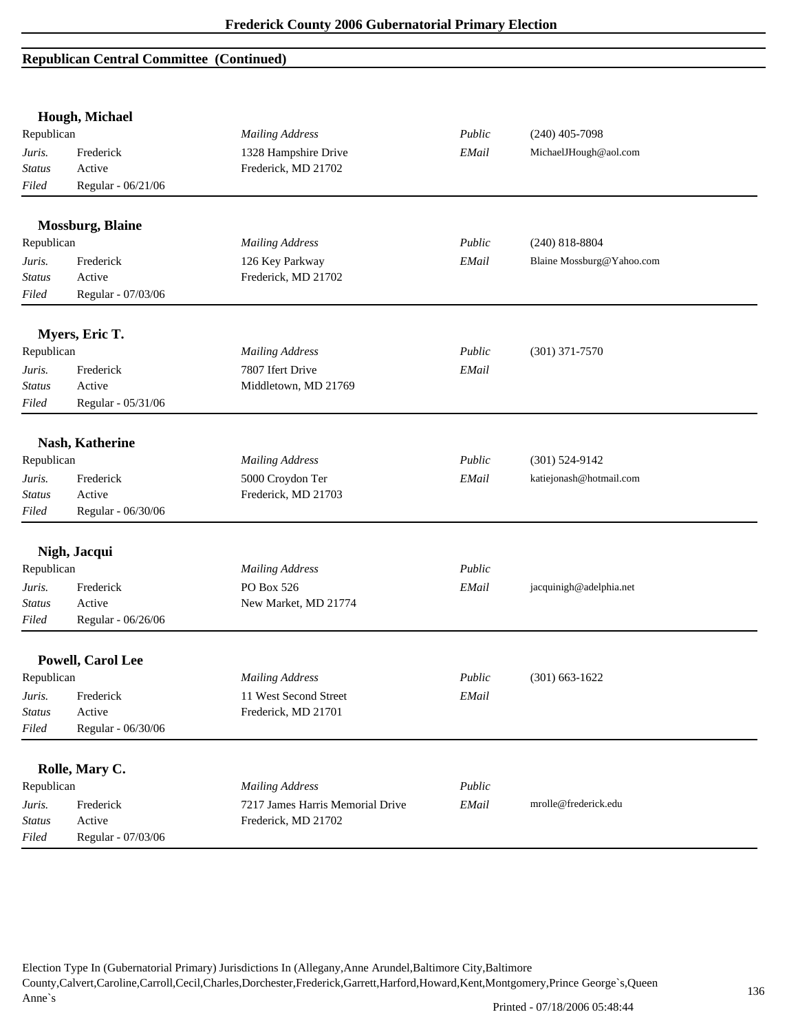## Republican Central Committee (Continued)

**Hough, Michael**

| | | | | |
|---|---|---|---|---|
| Republican | | *Mailing Address* | *Public* | (240) 405-7098 |
| *Juris.* | Frederick | 1328 Hampshire Drive | *EMail* | MichaelJHough@aol.com |
| *Status* | Active | Frederick, MD 21702 | | |
| *Filed* | Regular - 06/21/06 | | | |

**Mossburg, Blaine**

| | | | | |
|---|---|---|---|---|
| Republican | | *Mailing Address* | *Public* | (240) 818-8804 |
| *Juris.* | Frederick | 126 Key Parkway | *EMail* | Blaine Mossburg@Yahoo.com |
| *Status* | Active | Frederick, MD 21702 | | |
| *Filed* | Regular - 07/03/06 | | | |

**Myers, Eric T.**

| | | | | |
|---|---|---|---|---|
| Republican | | *Mailing Address* | *Public* | (301) 371-7570 |
| *Juris.* | Frederick | 7807 Ifert Drive | *EMail* | |
| *Status* | Active | Middletown, MD 21769 | | |
| *Filed* | Regular - 05/31/06 | | | |

**Nash, Katherine**

| | | | | |
|---|---|---|---|---|
| Republican | | *Mailing Address* | *Public* | (301) 524-9142 |
| *Juris.* | Frederick | 5000 Croydon Ter | *EMail* | katiejonash@hotmail.com |
| *Status* | Active | Frederick, MD 21703 | | |
| *Filed* | Regular - 06/30/06 | | | |

**Nigh, Jacqui**

| | | | | |
|---|---|---|---|---|
| Republican | | *Mailing Address* | *Public* | |
| *Juris.* | Frederick | PO Box 526 | *EMail* | jacquinigh@adelphia.net |
| *Status* | Active | New Market, MD 21774 | | |
| *Filed* | Regular - 06/26/06 | | | |

**Powell, Carol Lee**

| | | | | |
|---|---|---|---|---|
| Republican | | *Mailing Address* | *Public* | (301) 663-1622 |
| *Juris.* | Frederick | 11 West Second Street | *EMail* | |
| *Status* | Active | Frederick, MD 21701 | | |
| *Filed* | Regular - 06/30/06 | | | |

**Rolle, Mary C.**

| | | | | |
|---|---|---|---|---|
| Republican | | *Mailing Address* | *Public* | |
| *Juris.* | Frederick | 7217 James Harris Memorial Drive | *EMail* | mrolle@frederick.edu |
| *Status* | Active | Frederick, MD 21702 | | |
| *Filed* | Regular - 07/03/06 | | | |

Election Type In (Gubernatorial Primary) Jurisdictions In (Allegany,Anne Arundel,Baltimore City,Baltimore County,Calvert,Caroline,Carroll,Cecil,Charles,Dorchester,Frederick,Garrett,Harford,Howard,Kent,Montgomery,Prince George`s,Queen Anne`s

Printed - 07/18/2006 05:48:44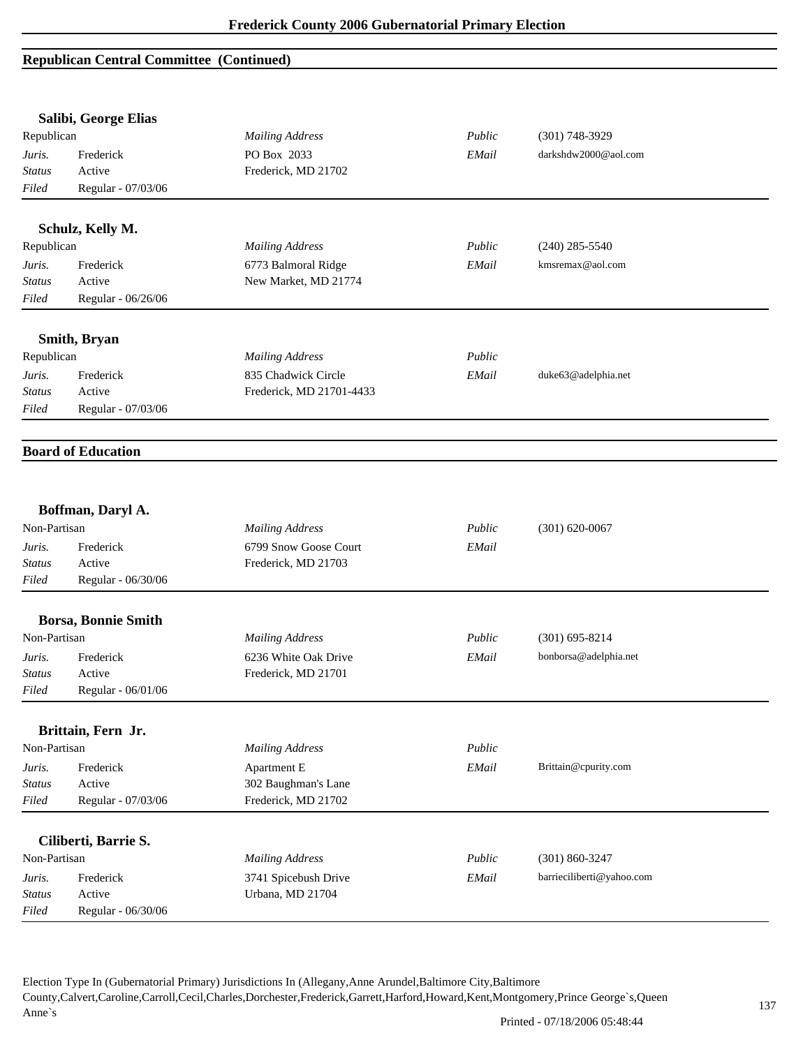## Republican Central Committee (Continued)

### Salibi, George Elias

| Republican | | *Mailing Address* | *Public* | (301) 748-3929 |
|---|---|---|---|---|
| *Juris.* | Frederick | PO Box 2033 | *EMail* | darkshdw2000@aol.com |
| *Status* | Active | Frederick, MD 21702 | | |
| *Filed* | Regular - 07/03/06 | | | |

### Schulz, Kelly M.

| Republican | | *Mailing Address* | *Public* | (240) 285-5540 |
|---|---|---|---|---|
| *Juris.* | Frederick | 6773 Balmoral Ridge | *EMail* | kmsremax@aol.com |
| *Status* | Active | New Market, MD 21774 | | |
| *Filed* | Regular - 06/26/06 | | | |

### Smith, Bryan

| Republican | | *Mailing Address* | *Public* | |
|---|---|---|---|---|
| *Juris.* | Frederick | 835 Chadwick Circle | *EMail* | duke63@adelphia.net |
| *Status* | Active | Frederick, MD 21701-4433 | | |
| *Filed* | Regular - 07/03/06 | | | |

## Board of Education

### Boffman, Daryl A.

| Non-Partisan | | *Mailing Address* | *Public* | (301) 620-0067 |
|---|---|---|---|---|
| *Juris.* | Frederick | 6799 Snow Goose Court | *EMail* | |
| *Status* | Active | Frederick, MD 21703 | | |
| *Filed* | Regular - 06/30/06 | | | |

### Borsa, Bonnie Smith

| Non-Partisan | | *Mailing Address* | *Public* | (301) 695-8214 |
|---|---|---|---|---|
| *Juris.* | Frederick | 6236 White Oak Drive | *EMail* | bonborsa@adelphia.net |
| *Status* | Active | Frederick, MD 21701 | | |
| *Filed* | Regular - 06/01/06 | | | |

### Brittain, Fern Jr.

| Non-Partisan | | *Mailing Address* | *Public* | |
|---|---|---|---|---|
| *Juris.* | Frederick | Apartment E | *EMail* | Brittain@cpurity.com |
| *Status* | Active | 302 Baughman's Lane | | |
| *Filed* | Regular - 07/03/06 | Frederick, MD 21702 | | |

### Ciliberti, Barrie S.

| Non-Partisan | | *Mailing Address* | *Public* | (301) 860-3247 |
|---|---|---|---|---|
| *Juris.* | Frederick | 3741 Spicebush Drive | *EMail* | barrieciliberti@yahoo.com |
| *Status* | Active | Urbana, MD 21704 | | |
| *Filed* | Regular - 06/30/06 | | | |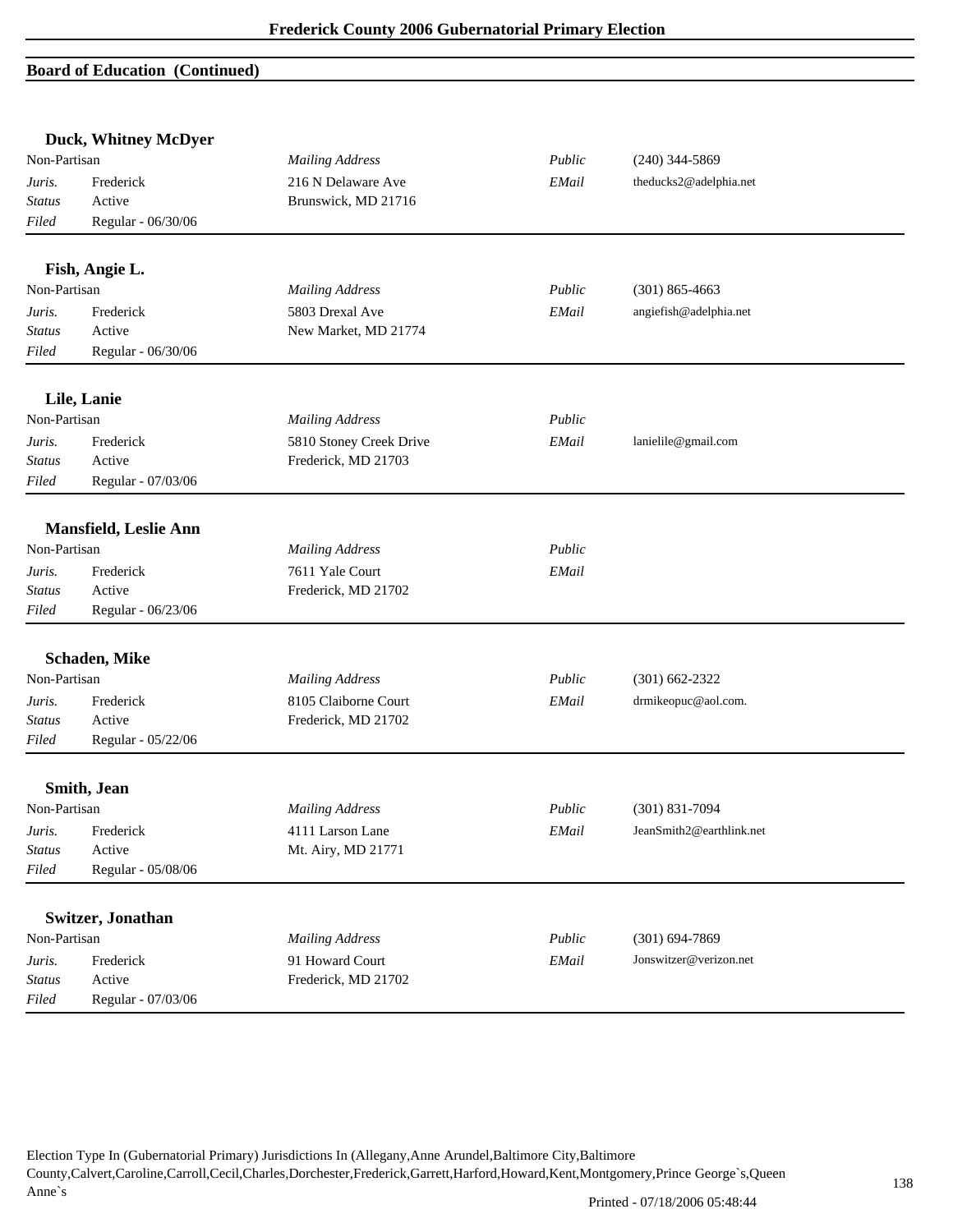## Board of Education (Continued)

### Duck, Whitney McDyer

Non-Partisan

| | | | | |
|---|---|---|---|---|
| *Juris.* | Frederick | *Mailing Address* | *Public* | (240) 344-5869 |
| *Status* | Active | 216 N Delaware Ave | *EMail* | theducks2@adelphia.net |
| *Filed* | Regular - 06/30/06 | Brunswick, MD 21716 | | |

### Fish, Angie L.

Non-Partisan

| | | | | |
|---|---|---|---|---|
| *Juris.* | Frederick | *Mailing Address* | *Public* | (301) 865-4663 |
| *Status* | Active | 5803 Drexal Ave | *EMail* | angiefish@adelphia.net |
| *Filed* | Regular - 06/30/06 | New Market, MD 21774 | | |

### Lile, Lanie

Non-Partisan

| | | | | |
|---|---|---|---|---|
| *Juris.* | Frederick | *Mailing Address* | *Public* | |
| *Status* | Active | 5810 Stoney Creek Drive | *EMail* | lanielile@gmail.com |
| *Filed* | Regular - 07/03/06 | Frederick, MD 21703 | | |

### Mansfield, Leslie Ann

Non-Partisan

| | | | | |
|---|---|---|---|---|
| *Juris.* | Frederick | *Mailing Address* | *Public* | |
| *Status* | Active | 7611 Yale Court | *EMail* | |
| *Filed* | Regular - 06/23/06 | Frederick, MD 21702 | | |

### Schaden, Mike

Non-Partisan

| | | | | |
|---|---|---|---|---|
| *Juris.* | Frederick | *Mailing Address* | *Public* | (301) 662-2322 |
| *Status* | Active | 8105 Claiborne Court | *EMail* | drmikeopuc@aol.com. |
| *Filed* | Regular - 05/22/06 | Frederick, MD 21702 | | |

### Smith, Jean

Non-Partisan

| | | | | |
|---|---|---|---|---|
| *Juris.* | Frederick | *Mailing Address* | *Public* | (301) 831-7094 |
| *Status* | Active | 4111 Larson Lane | *EMail* | JeanSmith2@earthlink.net |
| *Filed* | Regular - 05/08/06 | Mt. Airy, MD 21771 | | |

### Switzer, Jonathan

Non-Partisan

| | | | | |
|---|---|---|---|---|
| *Juris.* | Frederick | *Mailing Address* | *Public* | (301) 694-7869 |
| *Status* | Active | 91 Howard Court | *EMail* | Jonswitzer@verizon.net |
| *Filed* | Regular - 07/03/06 | Frederick, MD 21702 | | |

Election Type In (Gubernatorial Primary) Jurisdictions In (Allegany,Anne Arundel,Baltimore City,Baltimore County,Calvert,Caroline,Carroll,Cecil,Charles,Dorchester,Frederick,Garrett,Harford,Howard,Kent,Montgomery,Prince George`s,Queen Anne`s

Printed - 07/18/2006 05:48:44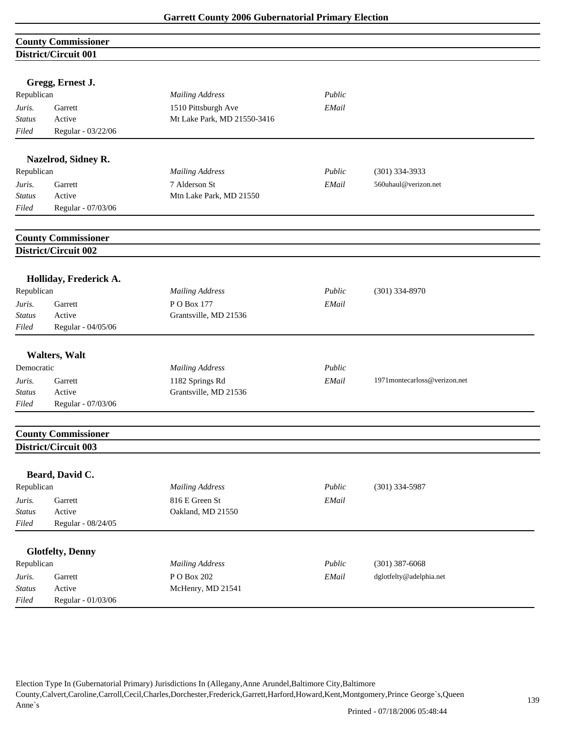## County Commissioner

### District/Circuit 001

**Gregg, Ernest J.**

| Republican | | *Mailing Address* | *Public* | |
|---|---|---|---|---|
| *Juris.* | Garrett | 1510 Pittsburgh Ave | *EMail* | |
| *Status* | Active | Mt Lake Park, MD 21550-3416 | | |
| *Filed* | Regular - 03/22/06 | | | |

**Nazelrod, Sidney R.**

| Republican | | *Mailing Address* | *Public* | (301) 334-3933 |
|---|---|---|---|---|
| *Juris.* | Garrett | 7 Alderson St | *EMail* | 560uhaul@verizon.net |
| *Status* | Active | Mtn Lake Park, MD 21550 | | |
| *Filed* | Regular - 07/03/06 | | | |

## County Commissioner

### District/Circuit 002

**Holliday, Frederick A.**

| Republican | | *Mailing Address* | *Public* | (301) 334-8970 |
|---|---|---|---|---|
| *Juris.* | Garrett | P O Box 177 | *EMail* | |
| *Status* | Active | Grantsville, MD 21536 | | |
| *Filed* | Regular - 04/05/06 | | | |

**Walters, Walt**

| Democratic | | *Mailing Address* | *Public* | |
|---|---|---|---|---|
| *Juris.* | Garrett | 1182 Springs Rd | *EMail* | 1971montecarloss@verizon.net |
| *Status* | Active | Grantsville, MD 21536 | | |
| *Filed* | Regular - 07/03/06 | | | |

## County Commissioner

### District/Circuit 003

**Beard, David C.**

| Republican | | *Mailing Address* | *Public* | (301) 334-5987 |
|---|---|---|---|---|
| *Juris.* | Garrett | 816 E Green St | *EMail* | |
| *Status* | Active | Oakland, MD 21550 | | |
| *Filed* | Regular - 08/24/05 | | | |

**Glotfelty, Denny**

| Republican | | *Mailing Address* | *Public* | (301) 387-6068 |
|---|---|---|---|---|
| *Juris.* | Garrett | P O Box 202 | *EMail* | dglotfelty@adelphia.net |
| *Status* | Active | McHenry, MD 21541 | | |
| *Filed* | Regular - 01/03/06 | | | |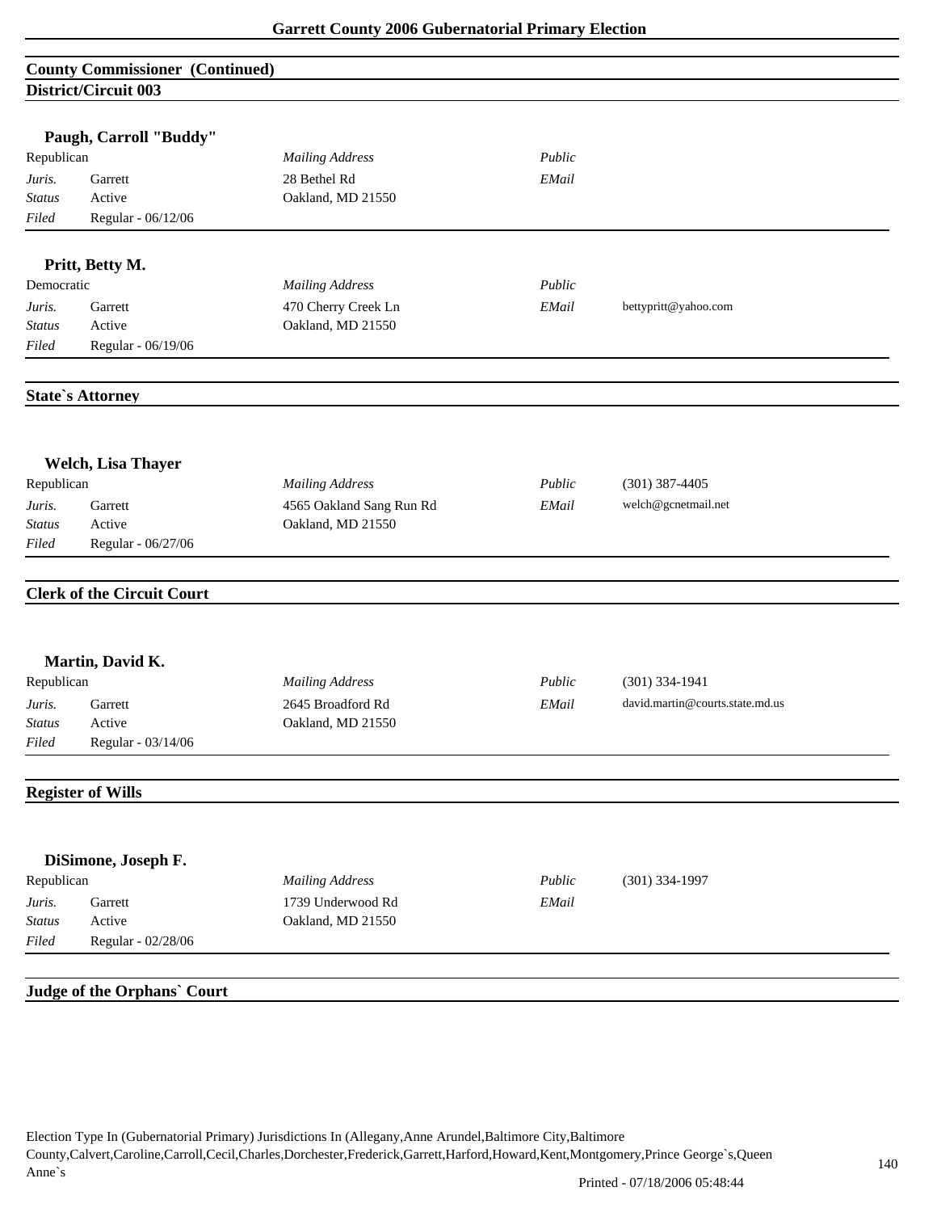## County Commissioner (Continued)

### District/Circuit 003

**Paugh, Carroll "Buddy"**

| | | | | |
|---|---|---|---|---|
| Republican | | *Mailing Address* | *Public* | |
| *Juris.* | Garrett | 28 Bethel Rd | *EMail* | |
| *Status* | Active | Oakland, MD 21550 | | |
| *Filed* | Regular - 06/12/06 | | | |

**Pritt, Betty M.**

| | | | | |
|---|---|---|---|---|
| Democratic | | *Mailing Address* | *Public* | |
| *Juris.* | Garrett | 470 Cherry Creek Ln | *EMail* | bettypritt@yahoo.com |
| *Status* | Active | Oakland, MD 21550 | | |
| *Filed* | Regular - 06/19/06 | | | |

## State`s Attorney

**Welch, Lisa Thayer**

| | | | | |
|---|---|---|---|---|
| Republican | | *Mailing Address* | *Public* | (301) 387-4405 |
| *Juris.* | Garrett | 4565 Oakland Sang Run Rd | *EMail* | welch@gcnetmail.net |
| *Status* | Active | Oakland, MD 21550 | | |
| *Filed* | Regular - 06/27/06 | | | |

## Clerk of the Circuit Court

**Martin, David K.**

| | | | | |
|---|---|---|---|---|
| Republican | | *Mailing Address* | *Public* | (301) 334-1941 |
| *Juris.* | Garrett | 2645 Broadford Rd | *EMail* | david.martin@courts.state.md.us |
| *Status* | Active | Oakland, MD 21550 | | |
| *Filed* | Regular - 03/14/06 | | | |

## Register of Wills

**DiSimone, Joseph F.**

| | | | | |
|---|---|---|---|---|
| Republican | | *Mailing Address* | *Public* | (301) 334-1997 |
| *Juris.* | Garrett | 1739 Underwood Rd | *EMail* | |
| *Status* | Active | Oakland, MD 21550 | | |
| *Filed* | Regular - 02/28/06 | | | |

## Judge of the Orphans` Court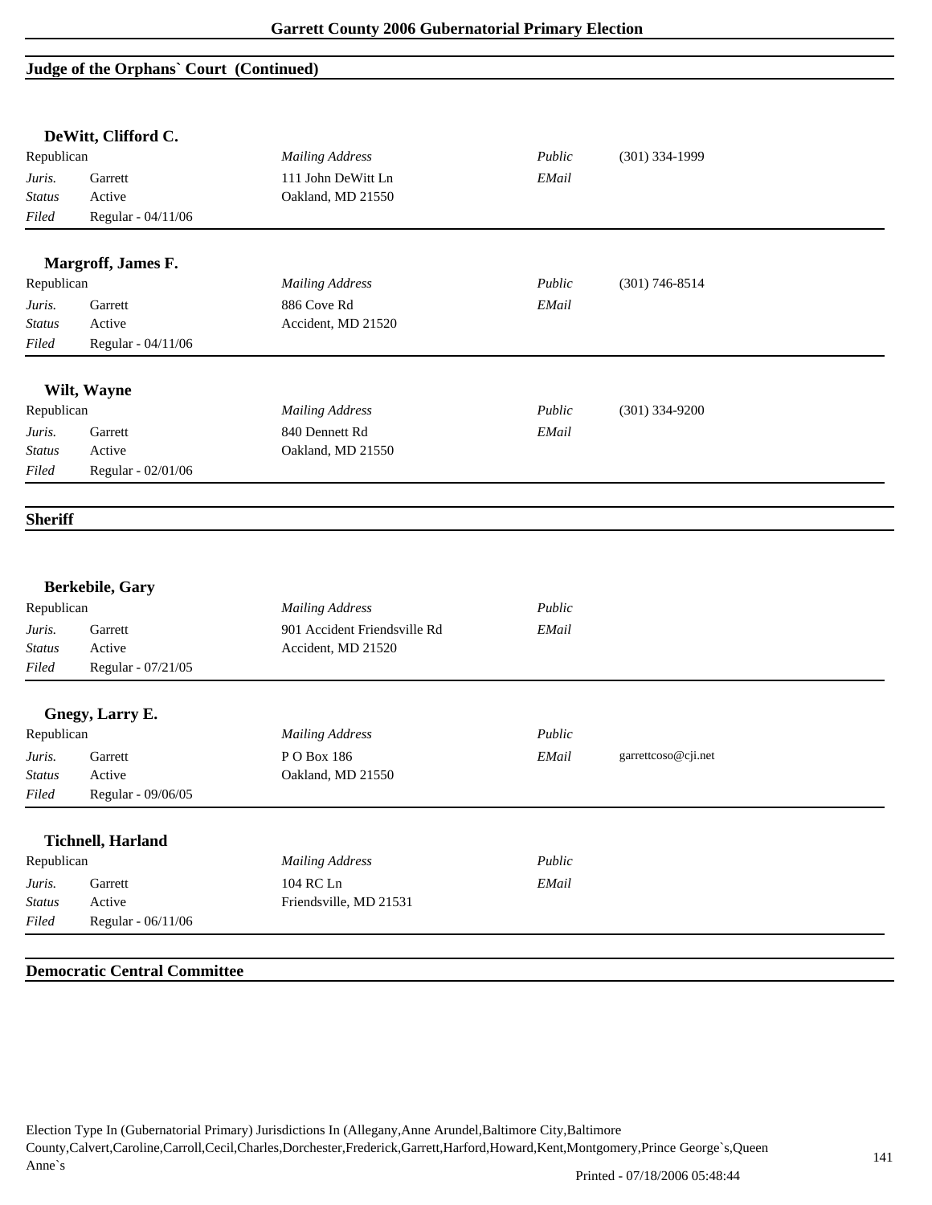## Judge of the Orphans` Court (Continued)

### DeWitt, Clifford C.

Republican

| | | | | |
|---|---|---|---|---|
| *Juris.* | Garrett | *Mailing Address* | *Public* | (301) 334-1999 |
| *Status* | Active | 111 John DeWitt Ln | *EMail* | |
| *Filed* | Regular - 04/11/06 | Oakland, MD 21550 | | |

### Margroff, James F.

Republican

| | | | | |
|---|---|---|---|---|
| *Juris.* | Garrett | *Mailing Address* | *Public* | (301) 746-8514 |
| *Status* | Active | 886 Cove Rd | *EMail* | |
| *Filed* | Regular - 04/11/06 | Accident, MD 21520 | | |

### Wilt, Wayne

Republican

| | | | | |
|---|---|---|---|---|
| *Juris.* | Garrett | *Mailing Address* | *Public* | (301) 334-9200 |
| *Status* | Active | 840 Dennett Rd | *EMail* | |
| *Filed* | Regular - 02/01/06 | Oakland, MD 21550 | | |

## Sheriff

### Berkebile, Gary

Republican

| | | | | |
|---|---|---|---|---|
| *Juris.* | Garrett | *Mailing Address* | *Public* | |
| *Status* | Active | 901 Accident Friendsville Rd | *EMail* | |
| *Filed* | Regular - 07/21/05 | Accident, MD 21520 | | |

### Gnegy, Larry E.

Republican

| | | | | |
|---|---|---|---|---|
| *Juris.* | Garrett | *Mailing Address* | *Public* | |
| *Status* | Active | P O Box 186 | *EMail* | garrettcoso@cji.net |
| *Filed* | Regular - 09/06/05 | Oakland, MD 21550 | | |

### Tichnell, Harland

Republican

| | | | | |
|---|---|---|---|---|
| *Juris.* | Garrett | *Mailing Address* | *Public* | |
| *Status* | Active | 104 RC Ln | *EMail* | |
| *Filed* | Regular - 06/11/06 | Friendsville, MD 21531 | | |

## Democratic Central Committee

Election Type In (Gubernatorial Primary) Jurisdictions In (Allegany,Anne Arundel,Baltimore City,Baltimore County,Calvert,Caroline,Carroll,Cecil,Charles,Dorchester,Frederick,Garrett,Harford,Howard,Kent,Montgomery,Prince George`s,Queen Anne`s

Printed - 07/18/2006 05:48:44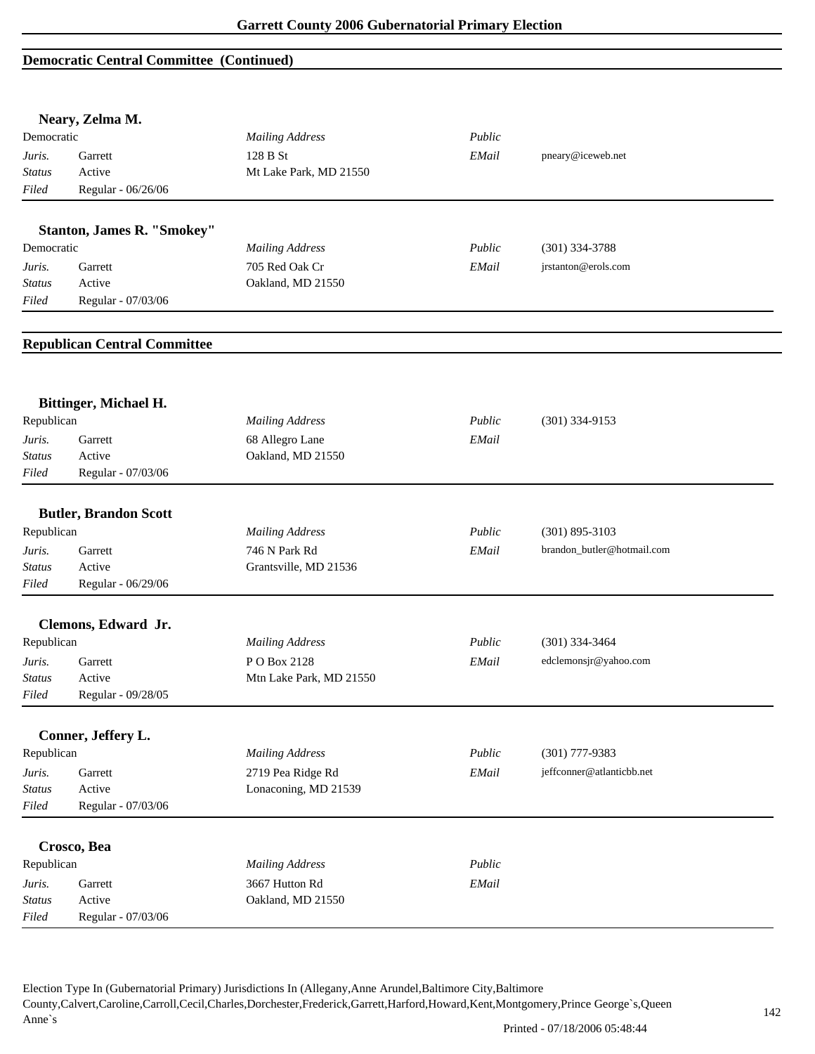## Democratic Central Committee (Continued)

### Neary, Zelma M.

| | | | | |
|---|---|---|---|---|
| Democratic | | *Mailing Address* | *Public* | |
| *Juris.* | Garrett | 128 B St | *EMail* | pneary@iceweb.net |
| *Status* | Active | Mt Lake Park, MD 21550 | | |
| *Filed* | Regular - 06/26/06 | | | |

### Stanton, James R. "Smokey"

| | | | | |
|---|---|---|---|---|
| Democratic | | *Mailing Address* | *Public* | (301) 334-3788 |
| *Juris.* | Garrett | 705 Red Oak Cr | *EMail* | jrstanton@erols.com |
| *Status* | Active | Oakland, MD 21550 | | |
| *Filed* | Regular - 07/03/06 | | | |

## Republican Central Committee

### Bittinger, Michael H.

| | | | | |
|---|---|---|---|---|
| Republican | | *Mailing Address* | *Public* | (301) 334-9153 |
| *Juris.* | Garrett | 68 Allegro Lane | *EMail* | |
| *Status* | Active | Oakland, MD 21550 | | |
| *Filed* | Regular - 07/03/06 | | | |

### Butler, Brandon Scott

| | | | | |
|---|---|---|---|---|
| Republican | | *Mailing Address* | *Public* | (301) 895-3103 |
| *Juris.* | Garrett | 746 N Park Rd | *EMail* | brandon_butler@hotmail.com |
| *Status* | Active | Grantsville, MD 21536 | | |
| *Filed* | Regular - 06/29/06 | | | |

### Clemons, Edward Jr.

| | | | | |
|---|---|---|---|---|
| Republican | | *Mailing Address* | *Public* | (301) 334-3464 |
| *Juris.* | Garrett | P O Box 2128 | *EMail* | edclemonsjr@yahoo.com |
| *Status* | Active | Mtn Lake Park, MD 21550 | | |
| *Filed* | Regular - 09/28/05 | | | |

### Conner, Jeffery L.

| | | | | |
|---|---|---|---|---|
| Republican | | *Mailing Address* | *Public* | (301) 777-9383 |
| *Juris.* | Garrett | 2719 Pea Ridge Rd | *EMail* | jeffconner@atlanticbb.net |
| *Status* | Active | Lonaconing, MD 21539 | | |
| *Filed* | Regular - 07/03/06 | | | |

### Crosco, Bea

| | | | | |
|---|---|---|---|---|
| Republican | | *Mailing Address* | *Public* | |
| *Juris.* | Garrett | 3667 Hutton Rd | *EMail* | |
| *Status* | Active | Oakland, MD 21550 | | |
| *Filed* | Regular - 07/03/06 | | | |

Election Type In (Gubernatorial Primary) Jurisdictions In (Allegany,Anne Arundel,Baltimore City,Baltimore County,Calvert,Caroline,Carroll,Cecil,Charles,Dorchester,Frederick,Garrett,Harford,Howard,Kent,Montgomery,Prince George`s,Queen Anne`s

Printed - 07/18/2006 05:48:44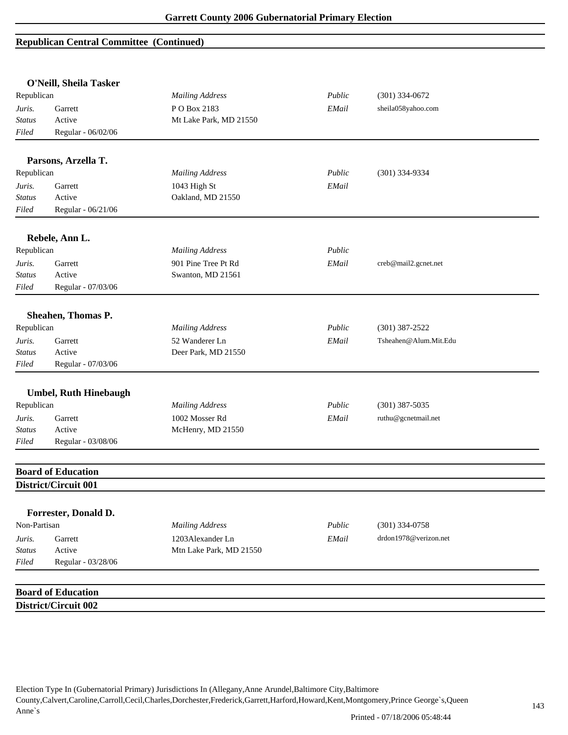## Republican Central Committee (Continued)

**O'Neill, Sheila Tasker**

| | | | | |
|---|---|---|---|---|
| Republican | | *Mailing Address* | *Public* | (301) 334-0672 |
| *Juris.* | Garrett | P O Box 2183 | *EMail* | sheila058yahoo.com |
| *Status* | Active | Mt Lake Park, MD 21550 | | |
| *Filed* | Regular - 06/02/06 | | | |

**Parsons, Arzella T.**

| | | | | |
|---|---|---|---|---|
| Republican | | *Mailing Address* | *Public* | (301) 334-9334 |
| *Juris.* | Garrett | 1043 High St | *EMail* | |
| *Status* | Active | Oakland, MD 21550 | | |
| *Filed* | Regular - 06/21/06 | | | |

**Rebele, Ann L.**

| | | | | |
|---|---|---|---|---|
| Republican | | *Mailing Address* | *Public* | |
| *Juris.* | Garrett | 901 Pine Tree Pt Rd | *EMail* | creb@mail2.gcnet.net |
| *Status* | Active | Swanton, MD 21561 | | |
| *Filed* | Regular - 07/03/06 | | | |

**Sheahen, Thomas P.**

| | | | | |
|---|---|---|---|---|
| Republican | | *Mailing Address* | *Public* | (301) 387-2522 |
| *Juris.* | Garrett | 52 Wanderer Ln | *EMail* | Tsheahen@Alum.Mit.Edu |
| *Status* | Active | Deer Park, MD 21550 | | |
| *Filed* | Regular - 07/03/06 | | | |

**Umbel, Ruth Hinebaugh**

| | | | | |
|---|---|---|---|---|
| Republican | | *Mailing Address* | *Public* | (301) 387-5035 |
| *Juris.* | Garrett | 1002 Mosser Rd | *EMail* | ruthu@gcnetmail.net |
| *Status* | Active | McHenry, MD 21550 | | |
| *Filed* | Regular - 03/08/06 | | | |

## Board of Education
## District/Circuit 001

**Forrester, Donald D.**

| | | | | |
|---|---|---|---|---|
| Non-Partisan | | *Mailing Address* | *Public* | (301) 334-0758 |
| *Juris.* | Garrett | 1203Alexander Ln | *EMail* | drdon1978@verizon.net |
| *Status* | Active | Mtn Lake Park, MD 21550 | | |
| *Filed* | Regular - 03/28/06 | | | |

## Board of Education
## District/Circuit 002

Election Type In (Gubernatorial Primary) Jurisdictions In (Allegany,Anne Arundel,Baltimore City,Baltimore County,Calvert,Caroline,Carroll,Cecil,Charles,Dorchester,Frederick,Garrett,Harford,Howard,Kent,Montgomery,Prince George`s,Queen Anne`s

Printed - 07/18/2006 05:48:44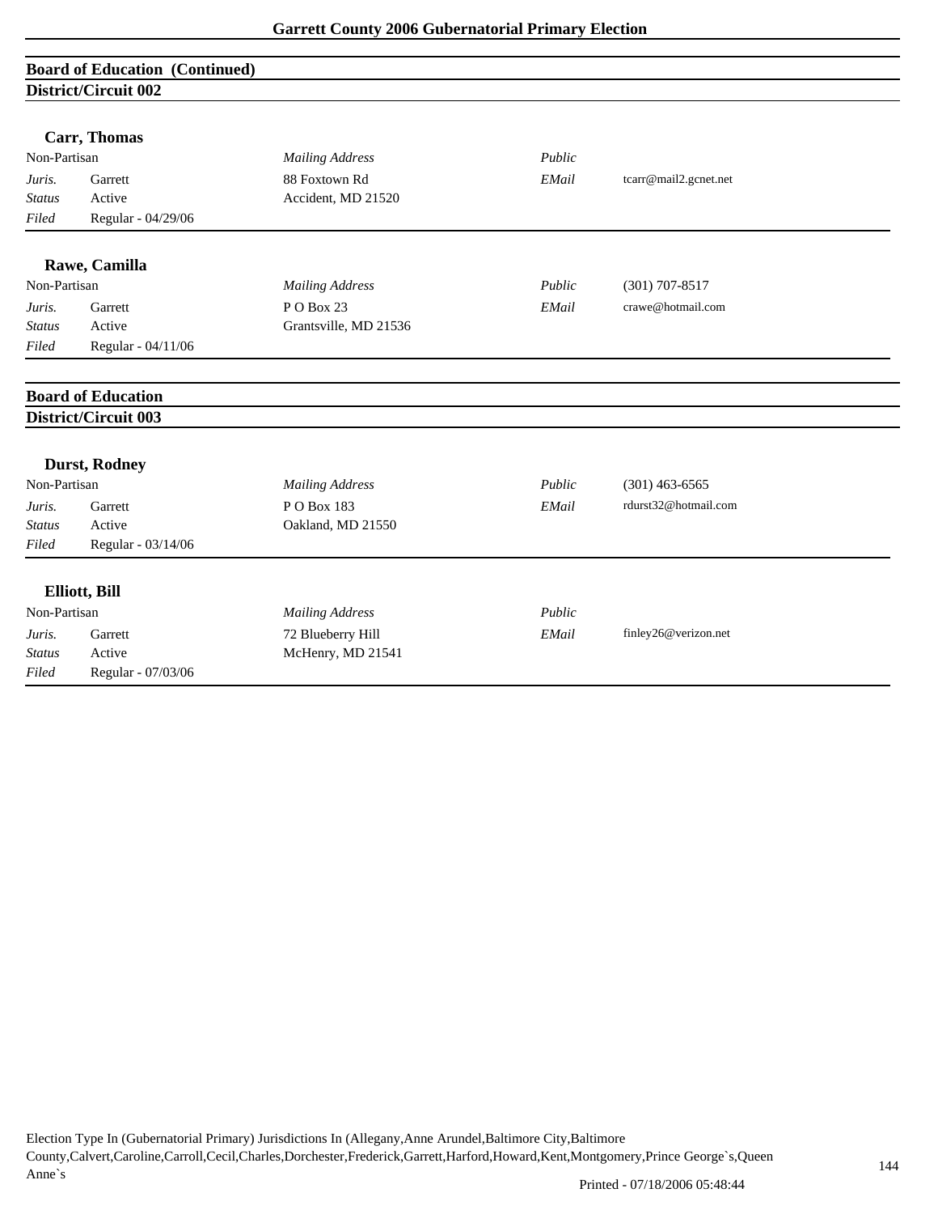## Board of Education (Continued)

### District/Circuit 002

**Carr, Thomas**

| Non-Partisan | | *Mailing Address* | *Public* | |
|---|---|---|---|---|
| *Juris.* | Garrett | 88 Foxtown Rd | *EMail* | tcarr@mail2.gcnet.net |
| *Status* | Active | Accident, MD 21520 | | |
| *Filed* | Regular - 04/29/06 | | | |

**Rawe, Camilla**

| Non-Partisan | | *Mailing Address* | *Public* | (301) 707-8517 |
|---|---|---|---|---|
| *Juris.* | Garrett | P O Box 23 | *EMail* | crawe@hotmail.com |
| *Status* | Active | Grantsville, MD 21536 | | |
| *Filed* | Regular - 04/11/06 | | | |

## Board of Education

### District/Circuit 003

**Durst, Rodney**

| Non-Partisan | | *Mailing Address* | *Public* | (301) 463-6565 |
|---|---|---|---|---|
| *Juris.* | Garrett | P O Box 183 | *EMail* | rdurst32@hotmail.com |
| *Status* | Active | Oakland, MD 21550 | | |
| *Filed* | Regular - 03/14/06 | | | |

**Elliott, Bill**

| Non-Partisan | | *Mailing Address* | *Public* | |
|---|---|---|---|---|
| *Juris.* | Garrett | 72 Blueberry Hill | *EMail* | finley26@verizon.net |
| *Status* | Active | McHenry, MD 21541 | | |
| *Filed* | Regular - 07/03/06 | | | |

Election Type In (Gubernatorial Primary) Jurisdictions In (Allegany,Anne Arundel,Baltimore City,Baltimore County,Calvert,Caroline,Carroll,Cecil,Charles,Dorchester,Frederick,Garrett,Harford,Howard,Kent,Montgomery,Prince George`s,Queen Anne`s

Printed - 07/18/2006 05:48:44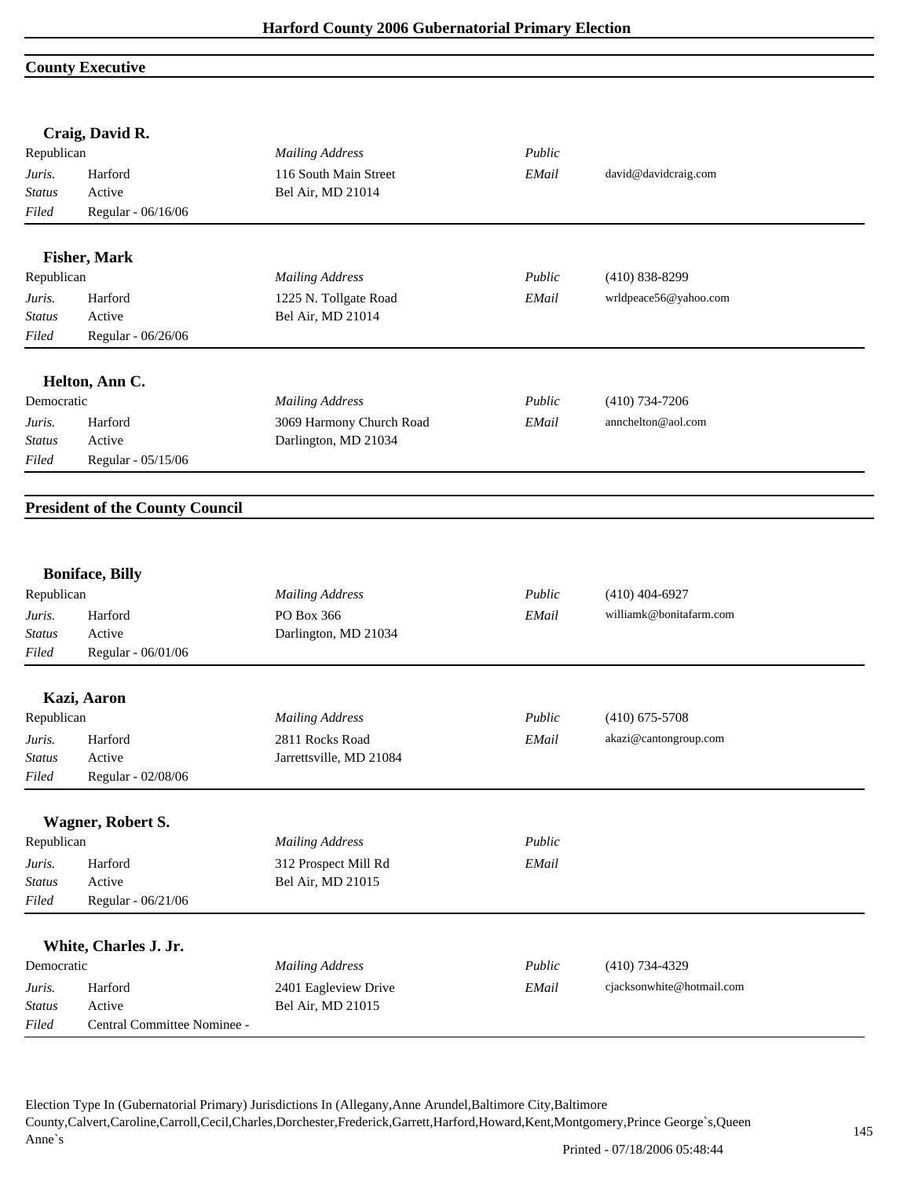## County Executive

### Craig, David R.

| | | | | |
|---|---|---|---|---|
| Republican | | *Mailing Address* | *Public* | |
| *Juris.* | Harford | 116 South Main Street | *EMail* | david@davidcraig.com |
| *Status* | Active | Bel Air, MD 21014 | | |
| *Filed* | Regular - 06/16/06 | | | |

### Fisher, Mark

| | | | | |
|---|---|---|---|---|
| Republican | | *Mailing Address* | *Public* | (410) 838-8299 |
| *Juris.* | Harford | 1225 N. Tollgate Road | *EMail* | wrldpeace56@yahoo.com |
| *Status* | Active | Bel Air, MD 21014 | | |
| *Filed* | Regular - 06/26/06 | | | |

### Helton, Ann C.

| | | | | |
|---|---|---|---|---|
| Democratic | | *Mailing Address* | *Public* | (410) 734-7206 |
| *Juris.* | Harford | 3069 Harmony Church Road | *EMail* | annchelton@aol.com |
| *Status* | Active | Darlington, MD 21034 | | |
| *Filed* | Regular - 05/15/06 | | | |

## President of the County Council

### Boniface, Billy

| | | | | |
|---|---|---|---|---|
| Republican | | *Mailing Address* | *Public* | (410) 404-6927 |
| *Juris.* | Harford | PO Box 366 | *EMail* | williamk@bonitafarm.com |
| *Status* | Active | Darlington, MD 21034 | | |
| *Filed* | Regular - 06/01/06 | | | |

### Kazi, Aaron

| | | | | |
|---|---|---|---|---|
| Republican | | *Mailing Address* | *Public* | (410) 675-5708 |
| *Juris.* | Harford | 2811 Rocks Road | *EMail* | akazi@cantongroup.com |
| *Status* | Active | Jarrettsville, MD 21084 | | |
| *Filed* | Regular - 02/08/06 | | | |

### Wagner, Robert S.

| | | | | |
|---|---|---|---|---|
| Republican | | *Mailing Address* | *Public* | |
| *Juris.* | Harford | 312 Prospect Mill Rd | *EMail* | |
| *Status* | Active | Bel Air, MD 21015 | | |
| *Filed* | Regular - 06/21/06 | | | |

### White, Charles J. Jr.

| | | | | |
|---|---|---|---|---|
| Democratic | | *Mailing Address* | *Public* | (410) 734-4329 |
| *Juris.* | Harford | 2401 Eagleview Drive | *EMail* | cjacksonwhite@hotmail.com |
| *Status* | Active | Bel Air, MD 21015 | | |
| *Filed* | Central Committee Nominee - | | | |

Election Type In (Gubernatorial Primary) Jurisdictions In (Allegany,Anne Arundel,Baltimore City,Baltimore County,Calvert,Caroline,Carroll,Cecil,Charles,Dorchester,Frederick,Garrett,Harford,Howard,Kent,Montgomery,Prince George`s,Queen Anne`s

Printed - 07/18/2006 05:48:44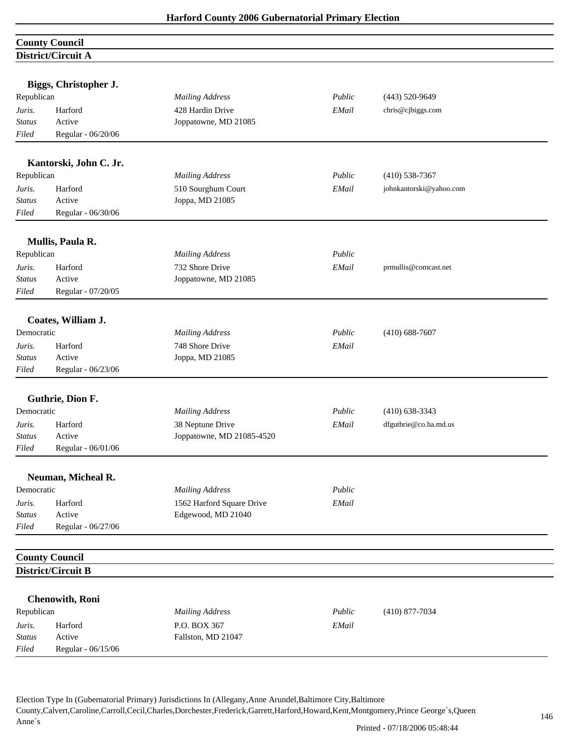## County Council

### District/Circuit A

**Biggs, Christopher J.**

| | | | | |
|---|---|---|---|---|
| Republican | | *Mailing Address* | *Public* | (443) 520-9649 |
| *Juris.* | Harford | 428 Hardin Drive | *EMail* | chris@cjbiggs.com |
| *Status* | Active | Joppatowne, MD 21085 | | |
| *Filed* | Regular - 06/20/06 | | | |

**Kantorski, John C. Jr.**

| | | | | |
|---|---|---|---|---|
| Republican | | *Mailing Address* | *Public* | (410) 538-7367 |
| *Juris.* | Harford | 510 Sourghum Court | *EMail* | johnkantorski@yahoo.com |
| *Status* | Active | Joppa, MD 21085 | | |
| *Filed* | Regular - 06/30/06 | | | |

**Mullis, Paula R.**

| | | | | |
|---|---|---|---|---|
| Republican | | *Mailing Address* | *Public* | |
| *Juris.* | Harford | 732 Shore Drive | *EMail* | prmullis@comcast.net |
| *Status* | Active | Joppatowne, MD 21085 | | |
| *Filed* | Regular - 07/20/05 | | | |

**Coates, William J.**

| | | | | |
|---|---|---|---|---|
| Democratic | | *Mailing Address* | *Public* | (410) 688-7607 |
| *Juris.* | Harford | 748 Shore Drive | *EMail* | |
| *Status* | Active | Joppa, MD 21085 | | |
| *Filed* | Regular - 06/23/06 | | | |

**Guthrie, Dion F.**

| | | | | |
|---|---|---|---|---|
| Democratic | | *Mailing Address* | *Public* | (410) 638-3343 |
| *Juris.* | Harford | 38 Neptune Drive | *EMail* | dfguthrie@co.ha.md.us |
| *Status* | Active | Joppatowne, MD 21085-4520 | | |
| *Filed* | Regular - 06/01/06 | | | |

**Neuman, Micheal R.**

| | | | | |
|---|---|---|---|---|
| Democratic | | *Mailing Address* | *Public* | |
| *Juris.* | Harford | 1562 Harford Square Drive | *EMail* | |
| *Status* | Active | Edgewood, MD 21040 | | |
| *Filed* | Regular - 06/27/06 | | | |

## County Council

### District/Circuit B

**Chenowith, Roni**

| | | | | |
|---|---|---|---|---|
| Republican | | *Mailing Address* | *Public* | (410) 877-7034 |
| *Juris.* | Harford | P.O. BOX 367 | *EMail* | |
| *Status* | Active | Fallston, MD 21047 | | |
| *Filed* | Regular - 06/15/06 | | | |

Election Type In (Gubernatorial Primary) Jurisdictions In (Allegany,Anne Arundel,Baltimore City,Baltimore County,Calvert,Caroline,Carroll,Cecil,Charles,Dorchester,Frederick,Garrett,Harford,Howard,Kent,Montgomery,Prince George`s,Queen Anne`s

Printed - 07/18/2006 05:48:44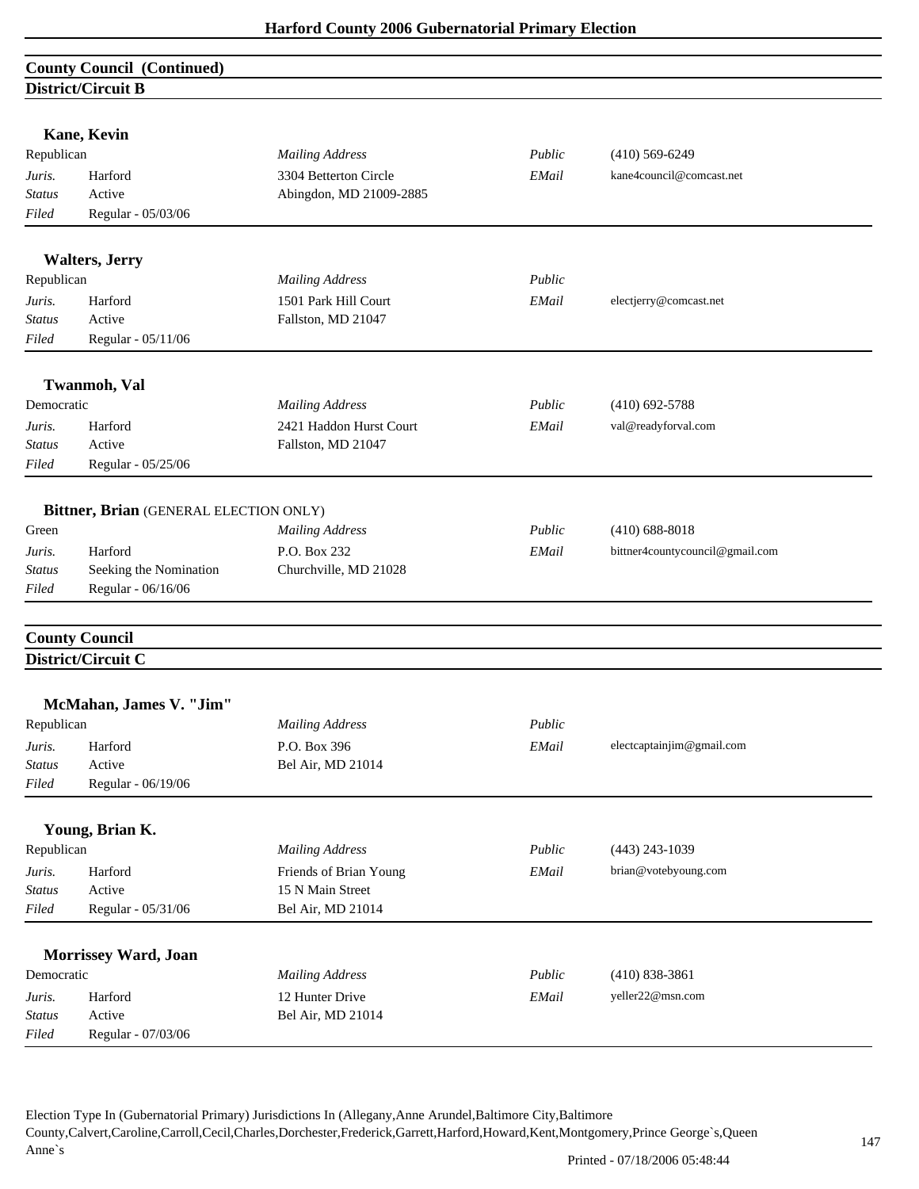## County Council (Continued)

### District/Circuit B

**Kane, Kevin**

| | | | | |
|---|---|---|---|---|
| Republican | | *Mailing Address* | *Public* | (410) 569-6249 |
| *Juris.* | Harford | 3304 Betterton Circle | *EMail* | kane4council@comcast.net |
| *Status* | Active | Abingdon, MD 21009-2885 | | |
| *Filed* | Regular - 05/03/06 | | | |

**Walters, Jerry**

| | | | | |
|---|---|---|---|---|
| Republican | | *Mailing Address* | *Public* | |
| *Juris.* | Harford | 1501 Park Hill Court | *EMail* | electjerry@comcast.net |
| *Status* | Active | Fallston, MD 21047 | | |
| *Filed* | Regular - 05/11/06 | | | |

**Twanmoh, Val**

| | | | | |
|---|---|---|---|---|
| Democratic | | *Mailing Address* | *Public* | (410) 692-5788 |
| *Juris.* | Harford | 2421 Haddon Hurst Court | *EMail* | val@readyforval.com |
| *Status* | Active | Fallston, MD 21047 | | |
| *Filed* | Regular - 05/25/06 | | | |

**Bittner, Brian** (GENERAL ELECTION ONLY)

| | | | | |
|---|---|---|---|---|
| Green | | *Mailing Address* | *Public* | (410) 688-8018 |
| *Juris.* | Harford | P.O. Box 232 | *EMail* | bittner4countycouncil@gmail.com |
| *Status* | Seeking the Nomination | Churchville, MD 21028 | | |
| *Filed* | Regular - 06/16/06 | | | |

## County Council

### District/Circuit C

**McMahan, James V. "Jim"**

| | | | | |
|---|---|---|---|---|
| Republican | | *Mailing Address* | *Public* | |
| *Juris.* | Harford | P.O. Box 396 | *EMail* | electcaptainjim@gmail.com |
| *Status* | Active | Bel Air, MD 21014 | | |
| *Filed* | Regular - 06/19/06 | | | |

**Young, Brian K.**

| | | | | |
|---|---|---|---|---|
| Republican | | *Mailing Address* | *Public* | (443) 243-1039 |
| *Juris.* | Harford | Friends of Brian Young | *EMail* | brian@votebyoung.com |
| *Status* | Active | 15 N Main Street | | |
| *Filed* | Regular - 05/31/06 | Bel Air, MD 21014 | | |

**Morrissey Ward, Joan**

| | | | | |
|---|---|---|---|---|
| Democratic | | *Mailing Address* | *Public* | (410) 838-3861 |
| *Juris.* | Harford | 12 Hunter Drive | *EMail* | yeller22@msn.com |
| *Status* | Active | Bel Air, MD 21014 | | |
| *Filed* | Regular - 07/03/06 | | | |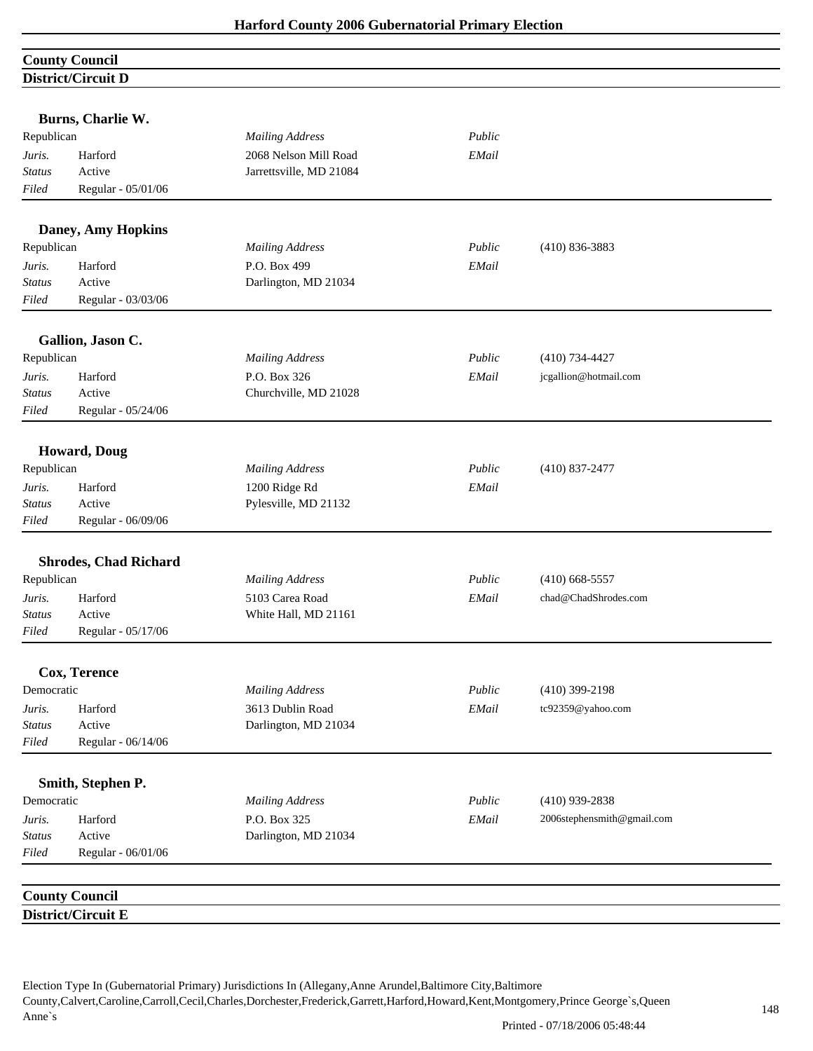## County Council

### District/Circuit D

**Burns, Charlie W.**

| Republican | | *Mailing Address* | *Public* | |
|---|---|---|---|---|
| *Juris.* | Harford | 2068 Nelson Mill Road | *EMail* | |
| *Status* | Active | Jarrettsville, MD 21084 | | |
| *Filed* | Regular - 05/01/06 | | | |

**Daney, Amy Hopkins**

| Republican | | *Mailing Address* | *Public* | (410) 836-3883 |
|---|---|---|---|---|
| *Juris.* | Harford | P.O. Box 499 | *EMail* | |
| *Status* | Active | Darlington, MD 21034 | | |
| *Filed* | Regular - 03/03/06 | | | |

**Gallion, Jason C.**

| Republican | | *Mailing Address* | *Public* | (410) 734-4427 |
|---|---|---|---|---|
| *Juris.* | Harford | P.O. Box 326 | *EMail* | jcgallion@hotmail.com |
| *Status* | Active | Churchville, MD 21028 | | |
| *Filed* | Regular - 05/24/06 | | | |

**Howard, Doug**

| Republican | | *Mailing Address* | *Public* | (410) 837-2477 |
|---|---|---|---|---|
| *Juris.* | Harford | 1200 Ridge Rd | *EMail* | |
| *Status* | Active | Pylesville, MD 21132 | | |
| *Filed* | Regular - 06/09/06 | | | |

**Shrodes, Chad Richard**

| Republican | | *Mailing Address* | *Public* | (410) 668-5557 |
|---|---|---|---|---|
| *Juris.* | Harford | 5103 Carea Road | *EMail* | chad@ChadShrodes.com |
| *Status* | Active | White Hall, MD 21161 | | |
| *Filed* | Regular - 05/17/06 | | | |

**Cox, Terence**

| Democratic | | *Mailing Address* | *Public* | (410) 399-2198 |
|---|---|---|---|---|
| *Juris.* | Harford | 3613 Dublin Road | *EMail* | tc92359@yahoo.com |
| *Status* | Active | Darlington, MD 21034 | | |
| *Filed* | Regular - 06/14/06 | | | |

**Smith, Stephen P.**

| Democratic | | *Mailing Address* | *Public* | (410) 939-2838 |
|---|---|---|---|---|
| *Juris.* | Harford | P.O. Box 325 | *EMail* | 2006stephensmith@gmail.com |
| *Status* | Active | Darlington, MD 21034 | | |
| *Filed* | Regular - 06/01/06 | | | |

## County Council

### District/Circuit E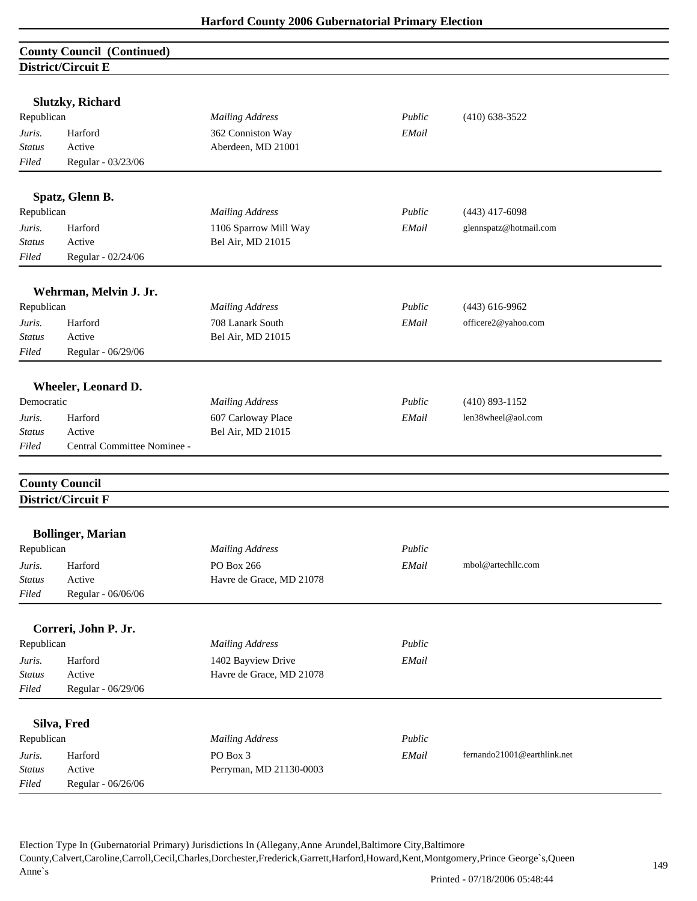## County Council (Continued)

### District/Circuit E

**Slutzky, Richard**

| Republican | | *Mailing Address* | *Public* | (410) 638-3522 |
|---|---|---|---|---|
| *Juris.* | Harford | 362 Conniston Way | *EMail* | |
| *Status* | Active | Aberdeen, MD 21001 | | |
| *Filed* | Regular - 03/23/06 | | | |

**Spatz, Glenn B.**

| Republican | | *Mailing Address* | *Public* | (443) 417-6098 |
|---|---|---|---|---|
| *Juris.* | Harford | 1106 Sparrow Mill Way | *EMail* | glennspatz@hotmail.com |
| *Status* | Active | Bel Air, MD 21015 | | |
| *Filed* | Regular - 02/24/06 | | | |

**Wehrman, Melvin J. Jr.**

| Republican | | *Mailing Address* | *Public* | (443) 616-9962 |
|---|---|---|---|---|
| *Juris.* | Harford | 708 Lanark South | *EMail* | officere2@yahoo.com |
| *Status* | Active | Bel Air, MD 21015 | | |
| *Filed* | Regular - 06/29/06 | | | |

**Wheeler, Leonard D.**

| Democratic | | *Mailing Address* | *Public* | (410) 893-1152 |
|---|---|---|---|---|
| *Juris.* | Harford | 607 Carloway Place | *EMail* | len38wheel@aol.com |
| *Status* | Active | Bel Air, MD 21015 | | |
| *Filed* | Central Committee Nominee - | | | |

## County Council

### District/Circuit F

**Bollinger, Marian**

| Republican | | *Mailing Address* | *Public* | |
|---|---|---|---|---|
| *Juris.* | Harford | PO Box 266 | *EMail* | mbol@artechllc.com |
| *Status* | Active | Havre de Grace, MD 21078 | | |
| *Filed* | Regular - 06/06/06 | | | |

**Correri, John P. Jr.**

| Republican | | *Mailing Address* | *Public* | |
|---|---|---|---|---|
| *Juris.* | Harford | 1402 Bayview Drive | *EMail* | |
| *Status* | Active | Havre de Grace, MD 21078 | | |
| *Filed* | Regular - 06/29/06 | | | |

**Silva, Fred**

| Republican | | *Mailing Address* | *Public* | |
|---|---|---|---|---|
| *Juris.* | Harford | PO Box 3 | *EMail* | fernando21001@earthlink.net |
| *Status* | Active | Perryman, MD 21130-0003 | | |
| *Filed* | Regular - 06/26/06 | | | |

Election Type In (Gubernatorial Primary) Jurisdictions In (Allegany,Anne Arundel,Baltimore City,Baltimore County,Calvert,Caroline,Carroll,Cecil,Charles,Dorchester,Frederick,Garrett,Harford,Howard,Kent,Montgomery,Prince George`s,Queen Anne`s

Printed - 07/18/2006 05:48:44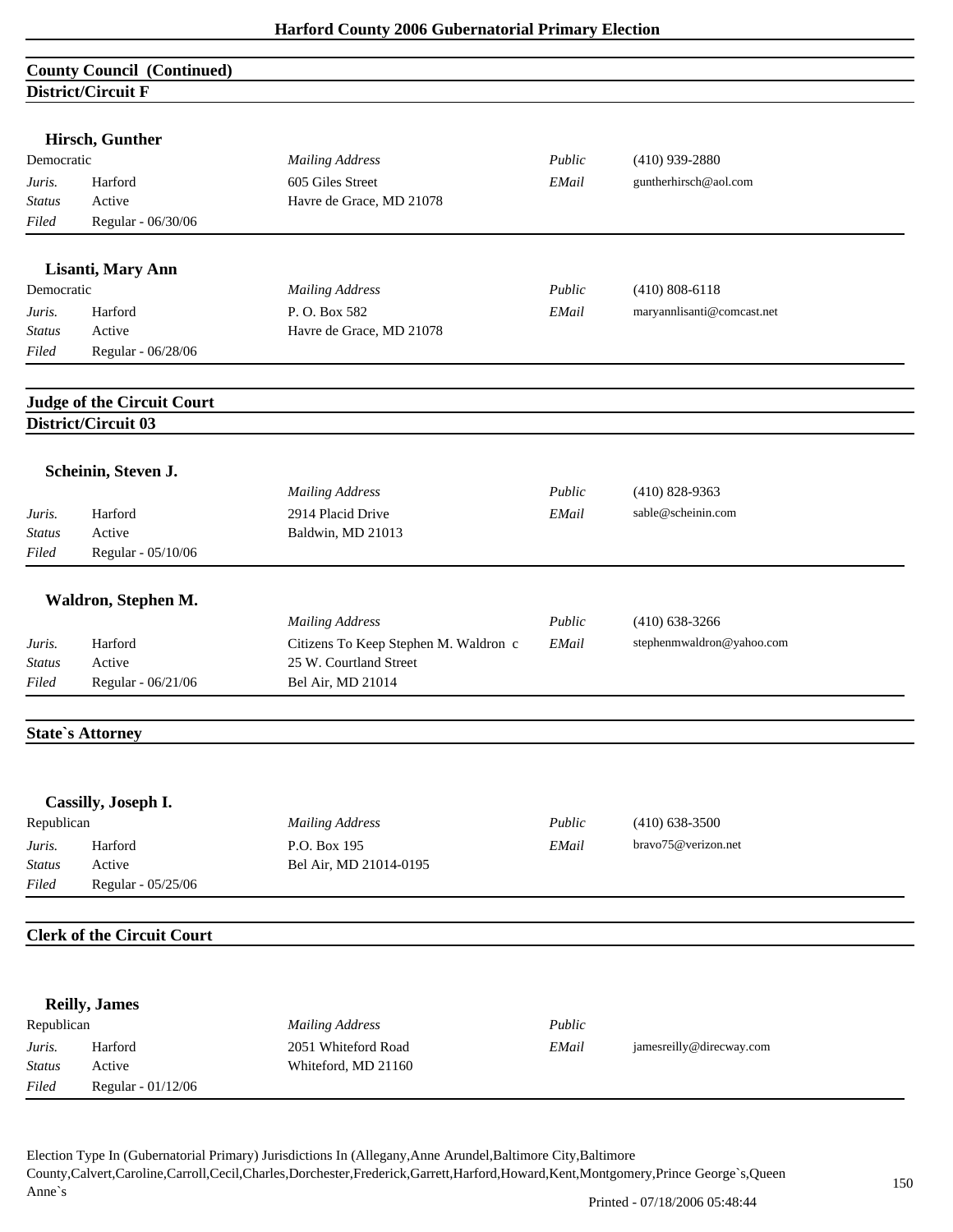## County Council (Continued)

### District/Circuit F

**Hirsch, Gunther**

| Democratic | | *Mailing Address* | *Public* | (410) 939-2880 |
|---|---|---|---|---|
| *Juris.* | Harford | 605 Giles Street | *EMail* | guntherhirsch@aol.com |
| *Status* | Active | Havre de Grace, MD 21078 | | |
| *Filed* | Regular - 06/30/06 | | | |

**Lisanti, Mary Ann**

| Democratic | | *Mailing Address* | *Public* | (410) 808-6118 |
|---|---|---|---|---|
| *Juris.* | Harford | P. O. Box 582 | *EMail* | maryannlisanti@comcast.net |
| *Status* | Active | Havre de Grace, MD 21078 | | |
| *Filed* | Regular - 06/28/06 | | | |

## Judge of the Circuit Court

### District/Circuit 03

**Scheinin, Steven J.**

| | | *Mailing Address* | *Public* | (410) 828-9363 |
|---|---|---|---|---|
| *Juris.* | Harford | 2914 Placid Drive | *EMail* | sable@scheinin.com |
| *Status* | Active | Baldwin, MD 21013 | | |
| *Filed* | Regular - 05/10/06 | | | |

**Waldron, Stephen M.**

| | | *Mailing Address* | *Public* | (410) 638-3266 |
|---|---|---|---|---|
| *Juris.* | Harford | Citizens To Keep Stephen M. Waldron c | *EMail* | stephenmwaldron@yahoo.com |
| *Status* | Active | 25 W. Courtland Street | | |
| *Filed* | Regular - 06/21/06 | Bel Air, MD 21014 | | |

## State`s Attorney

**Cassilly, Joseph I.**

| Republican | | *Mailing Address* | *Public* | (410) 638-3500 |
|---|---|---|---|---|
| *Juris.* | Harford | P.O. Box 195 | *EMail* | bravo75@verizon.net |
| *Status* | Active | Bel Air, MD 21014-0195 | | |
| *Filed* | Regular - 05/25/06 | | | |

## Clerk of the Circuit Court

**Reilly, James**

| Republican | | *Mailing Address* | *Public* | |
|---|---|---|---|---|
| *Juris.* | Harford | 2051 Whiteford Road | *EMail* | jamesreilly@direcway.com |
| *Status* | Active | Whiteford, MD 21160 | | |
| *Filed* | Regular - 01/12/06 | | | |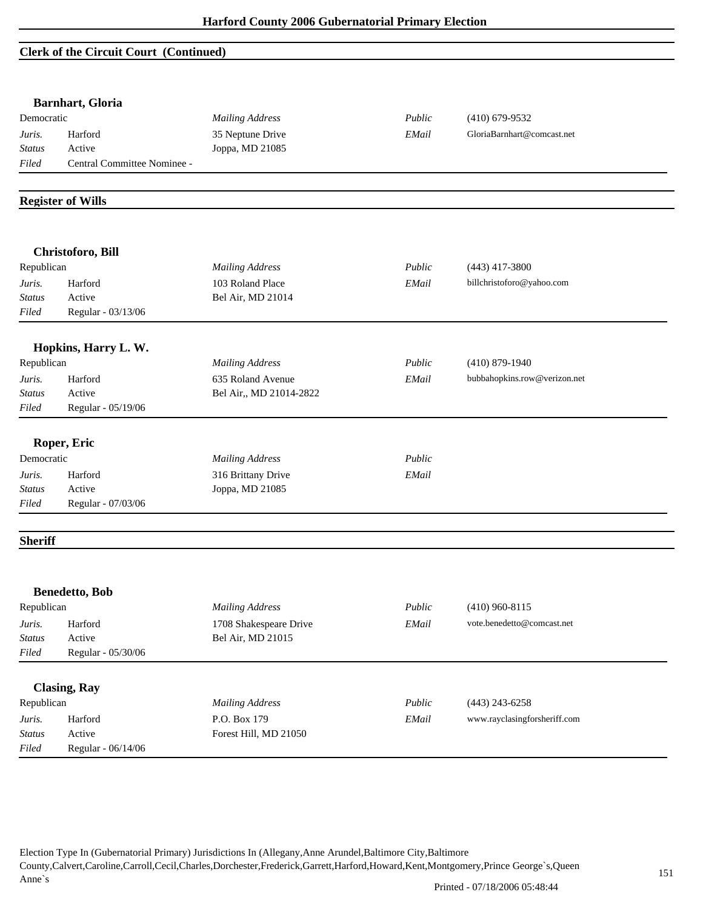## Clerk of the Circuit Court (Continued)

### Barnhart, Gloria

| Democratic | | *Mailing Address* | *Public* | (410) 679-9532 |
|---|---|---|---|---|
| *Juris.* | Harford | 35 Neptune Drive | *EMail* | GloriaBarnhart@comcast.net |
| *Status* | Active | Joppa, MD 21085 | | |
| *Filed* | Central Committee Nominee - | | | |

## Register of Wills

### Christoforo, Bill

| Republican | | *Mailing Address* | *Public* | (443) 417-3800 |
|---|---|---|---|---|
| *Juris.* | Harford | 103 Roland Place | *EMail* | billchristoforo@yahoo.com |
| *Status* | Active | Bel Air, MD 21014 | | |
| *Filed* | Regular - 03/13/06 | | | |

### Hopkins, Harry L. W.

| Republican | | *Mailing Address* | *Public* | (410) 879-1940 |
|---|---|---|---|---|
| *Juris.* | Harford | 635 Roland Avenue | *EMail* | bubbahopkins.row@verizon.net |
| *Status* | Active | Bel Air,, MD 21014-2822 | | |
| *Filed* | Regular - 05/19/06 | | | |

### Roper, Eric

| Democratic | | *Mailing Address* | *Public* | |
|---|---|---|---|---|
| *Juris.* | Harford | 316 Brittany Drive | *EMail* | |
| *Status* | Active | Joppa, MD 21085 | | |
| *Filed* | Regular - 07/03/06 | | | |

## Sheriff

### Benedetto, Bob

| Republican | | *Mailing Address* | *Public* | (410) 960-8115 |
|---|---|---|---|---|
| *Juris.* | Harford | 1708 Shakespeare Drive | *EMail* | vote.benedetto@comcast.net |
| *Status* | Active | Bel Air, MD 21015 | | |
| *Filed* | Regular - 05/30/06 | | | |

### Clasing, Ray

| Republican | | *Mailing Address* | *Public* | (443) 243-6258 |
|---|---|---|---|---|
| *Juris.* | Harford | P.O. Box 179 | *EMail* | www.rayclasingforsheriff.com |
| *Status* | Active | Forest Hill, MD 21050 | | |
| *Filed* | Regular - 06/14/06 | | | |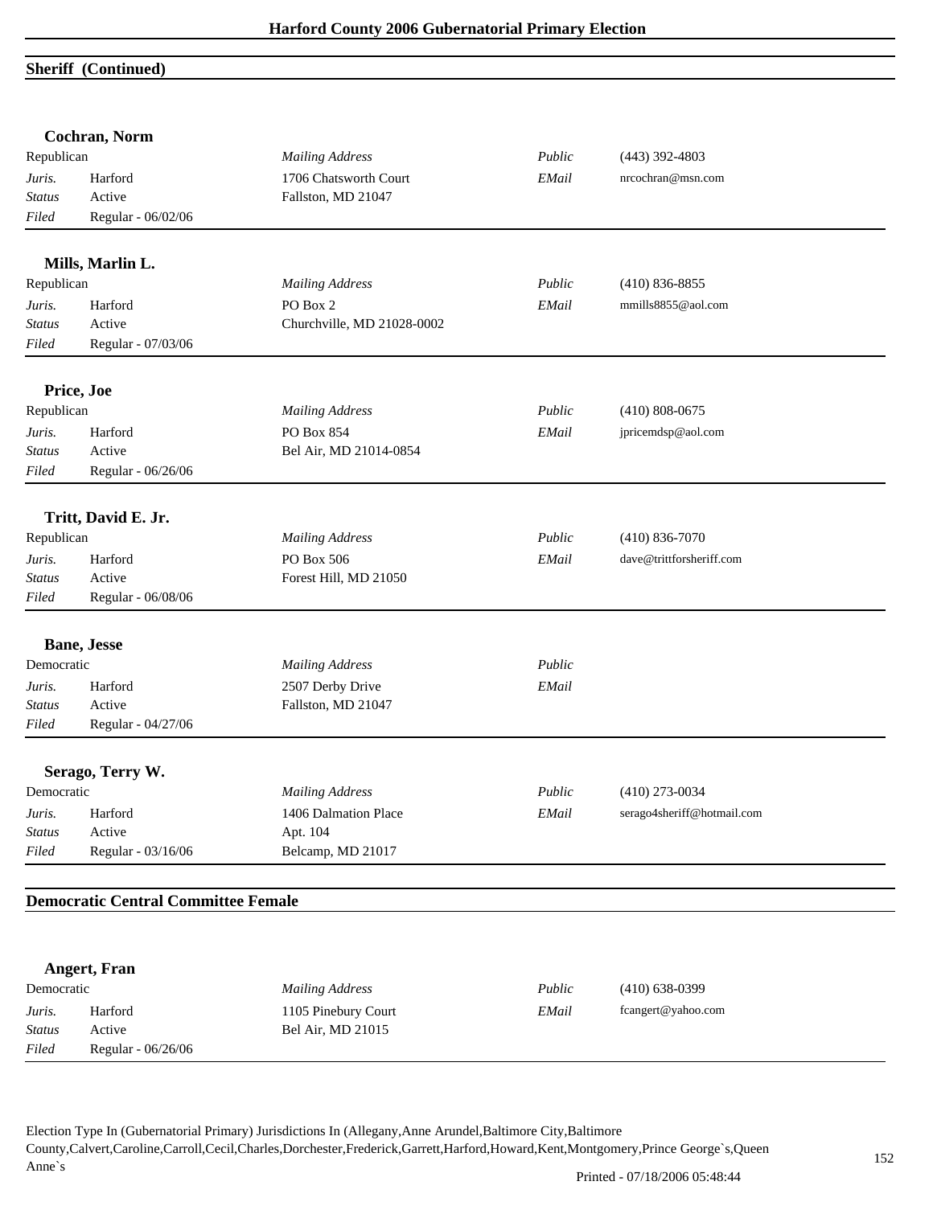## Sheriff (Continued)

### Cochran, Norm

| Republican | | *Mailing Address* | *Public* | (443) 392-4803 |
|---|---|---|---|---|
| *Juris.* | Harford | 1706 Chatsworth Court | *EMail* | nrcochran@msn.com |
| *Status* | Active | Fallston, MD 21047 | | |
| *Filed* | Regular - 06/02/06 | | | |

### Mills, Marlin L.

| Republican | | *Mailing Address* | *Public* | (410) 836-8855 |
|---|---|---|---|---|
| *Juris.* | Harford | PO Box 2 | *EMail* | mmills8855@aol.com |
| *Status* | Active | Churchville, MD 21028-0002 | | |
| *Filed* | Regular - 07/03/06 | | | |

### Price, Joe

| Republican | | *Mailing Address* | *Public* | (410) 808-0675 |
|---|---|---|---|---|
| *Juris.* | Harford | PO Box 854 | *EMail* | jpricemdsp@aol.com |
| *Status* | Active | Bel Air, MD 21014-0854 | | |
| *Filed* | Regular - 06/26/06 | | | |

### Tritt, David E. Jr.

| Republican | | *Mailing Address* | *Public* | (410) 836-7070 |
|---|---|---|---|---|
| *Juris.* | Harford | PO Box 506 | *EMail* | dave@trittforsheriff.com |
| *Status* | Active | Forest Hill, MD 21050 | | |
| *Filed* | Regular - 06/08/06 | | | |

### Bane, Jesse

| Democratic | | *Mailing Address* | *Public* | |
|---|---|---|---|---|
| *Juris.* | Harford | 2507 Derby Drive | *EMail* | |
| *Status* | Active | Fallston, MD 21047 | | |
| *Filed* | Regular - 04/27/06 | | | |

### Serago, Terry W.

| Democratic | | *Mailing Address* | *Public* | (410) 273-0034 |
|---|---|---|---|---|
| *Juris.* | Harford | 1406 Dalmation Place | *EMail* | serago4sheriff@hotmail.com |
| *Status* | Active | Apt. 104 | | |
| *Filed* | Regular - 03/16/06 | Belcamp, MD 21017 | | |

## Democratic Central Committee Female

### Angert, Fran

| Democratic | | *Mailing Address* | *Public* | (410) 638-0399 |
|---|---|---|---|---|
| *Juris.* | Harford | 1105 Pinebury Court | *EMail* | fcangert@yahoo.com |
| *Status* | Active | Bel Air, MD 21015 | | |
| *Filed* | Regular - 06/26/06 | | | |

Election Type In (Gubernatorial Primary) Jurisdictions In (Allegany,Anne Arundel,Baltimore City,Baltimore County,Calvert,Caroline,Carroll,Cecil,Charles,Dorchester,Frederick,Garrett,Harford,Howard,Kent,Montgomery,Prince George`s,Queen Anne`s

Printed - 07/18/2006 05:48:44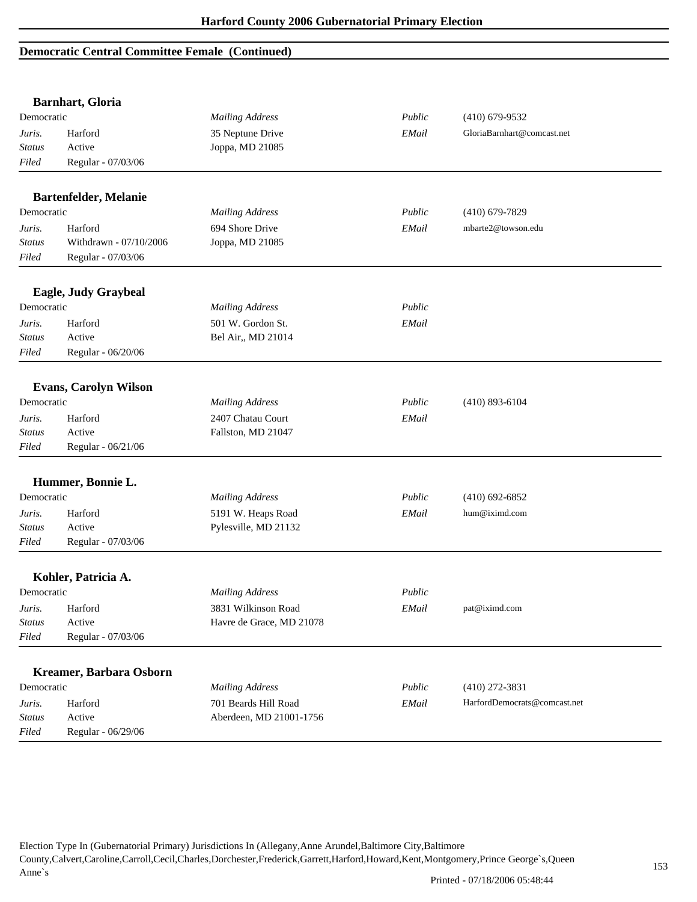## Democratic Central Committee Female (Continued)

### Barnhart, Gloria

| Democratic | | *Mailing Address* | *Public* | (410) 679-9532 |
|---|---|---|---|---|
| *Juris.* | Harford | 35 Neptune Drive | *EMail* | GloriaBarnhart@comcast.net |
| *Status* | Active | Joppa, MD 21085 | | |
| *Filed* | Regular - 07/03/06 | | | |

### Bartenfelder, Melanie

| Democratic | | *Mailing Address* | *Public* | (410) 679-7829 |
|---|---|---|---|---|
| *Juris.* | Harford | 694 Shore Drive | *EMail* | mbarte2@towson.edu |
| *Status* | Withdrawn - 07/10/2006 | Joppa, MD 21085 | | |
| *Filed* | Regular - 07/03/06 | | | |

### Eagle, Judy Graybeal

| Democratic | | *Mailing Address* | *Public* | |
|---|---|---|---|---|
| *Juris.* | Harford | 501 W. Gordon St. | *EMail* | |
| *Status* | Active | Bel Air,, MD 21014 | | |
| *Filed* | Regular - 06/20/06 | | | |

### Evans, Carolyn Wilson

| Democratic | | *Mailing Address* | *Public* | (410) 893-6104 |
|---|---|---|---|---|
| *Juris.* | Harford | 2407 Chatau Court | *EMail* | |
| *Status* | Active | Fallston, MD 21047 | | |
| *Filed* | Regular - 06/21/06 | | | |

### Hummer, Bonnie L.

| Democratic | | *Mailing Address* | *Public* | (410) 692-6852 |
|---|---|---|---|---|
| *Juris.* | Harford | 5191 W. Heaps Road | *EMail* | hum@iximd.com |
| *Status* | Active | Pylesville, MD 21132 | | |
| *Filed* | Regular - 07/03/06 | | | |

### Kohler, Patricia A.

| Democratic | | *Mailing Address* | *Public* | |
|---|---|---|---|---|
| *Juris.* | Harford | 3831 Wilkinson Road | *EMail* | pat@iximd.com |
| *Status* | Active | Havre de Grace, MD 21078 | | |
| *Filed* | Regular - 07/03/06 | | | |

### Kreamer, Barbara Osborn

| Democratic | | *Mailing Address* | *Public* | (410) 272-3831 |
|---|---|---|---|---|
| *Juris.* | Harford | 701 Beards Hill Road | *EMail* | HarfordDemocrats@comcast.net |
| *Status* | Active | Aberdeen, MD 21001-1756 | | |
| *Filed* | Regular - 06/29/06 | | | |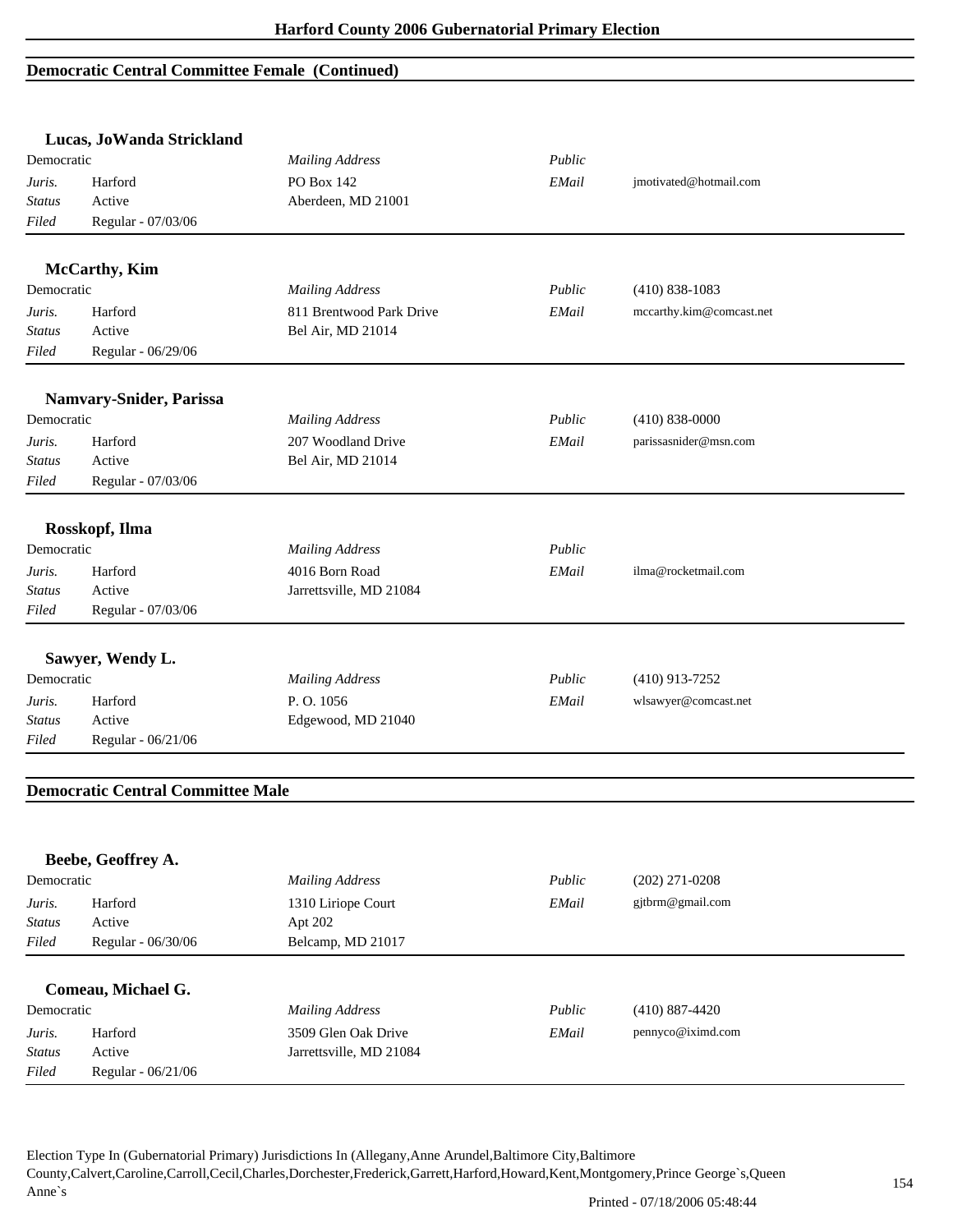## Democratic Central Committee Female (Continued)

### Lucas, JoWanda Strickland

| Democratic | | *Mailing Address* | *Public* | |
|---|---|---|---|---|
| *Juris.* | Harford | PO Box 142 | *EMail* | jmotivated@hotmail.com |
| *Status* | Active | Aberdeen, MD 21001 | | |
| *Filed* | Regular - 07/03/06 | | | |

### McCarthy, Kim

| Democratic | | *Mailing Address* | *Public* | (410) 838-1083 |
|---|---|---|---|---|
| *Juris.* | Harford | 811 Brentwood Park Drive | *EMail* | mccarthy.kim@comcast.net |
| *Status* | Active | Bel Air, MD 21014 | | |
| *Filed* | Regular - 06/29/06 | | | |

### Namvary-Snider, Parissa

| Democratic | | *Mailing Address* | *Public* | (410) 838-0000 |
|---|---|---|---|---|
| *Juris.* | Harford | 207 Woodland Drive | *EMail* | parissasnider@msn.com |
| *Status* | Active | Bel Air, MD 21014 | | |
| *Filed* | Regular - 07/03/06 | | | |

### Rosskopf, Ilma

| Democratic | | *Mailing Address* | *Public* | |
|---|---|---|---|---|
| *Juris.* | Harford | 4016 Born Road | *EMail* | ilma@rocketmail.com |
| *Status* | Active | Jarrettsville, MD 21084 | | |
| *Filed* | Regular - 07/03/06 | | | |

### Sawyer, Wendy L.

| Democratic | | *Mailing Address* | *Public* | (410) 913-7252 |
|---|---|---|---|---|
| *Juris.* | Harford | P. O. 1056 | *EMail* | wlsawyer@comcast.net |
| *Status* | Active | Edgewood, MD 21040 | | |
| *Filed* | Regular - 06/21/06 | | | |

## Democratic Central Committee Male

### Beebe, Geoffrey A.

| Democratic | | *Mailing Address* | *Public* | (202) 271-0208 |
|---|---|---|---|---|
| *Juris.* | Harford | 1310 Liriope Court | *EMail* | gjtbrm@gmail.com |
| *Status* | Active | Apt 202 | | |
| *Filed* | Regular - 06/30/06 | Belcamp, MD 21017 | | |

### Comeau, Michael G.

| Democratic | | *Mailing Address* | *Public* | (410) 887-4420 |
|---|---|---|---|---|
| *Juris.* | Harford | 3509 Glen Oak Drive | *EMail* | pennyco@iximd.com |
| *Status* | Active | Jarrettsville, MD 21084 | | |
| *Filed* | Regular - 06/21/06 | | | |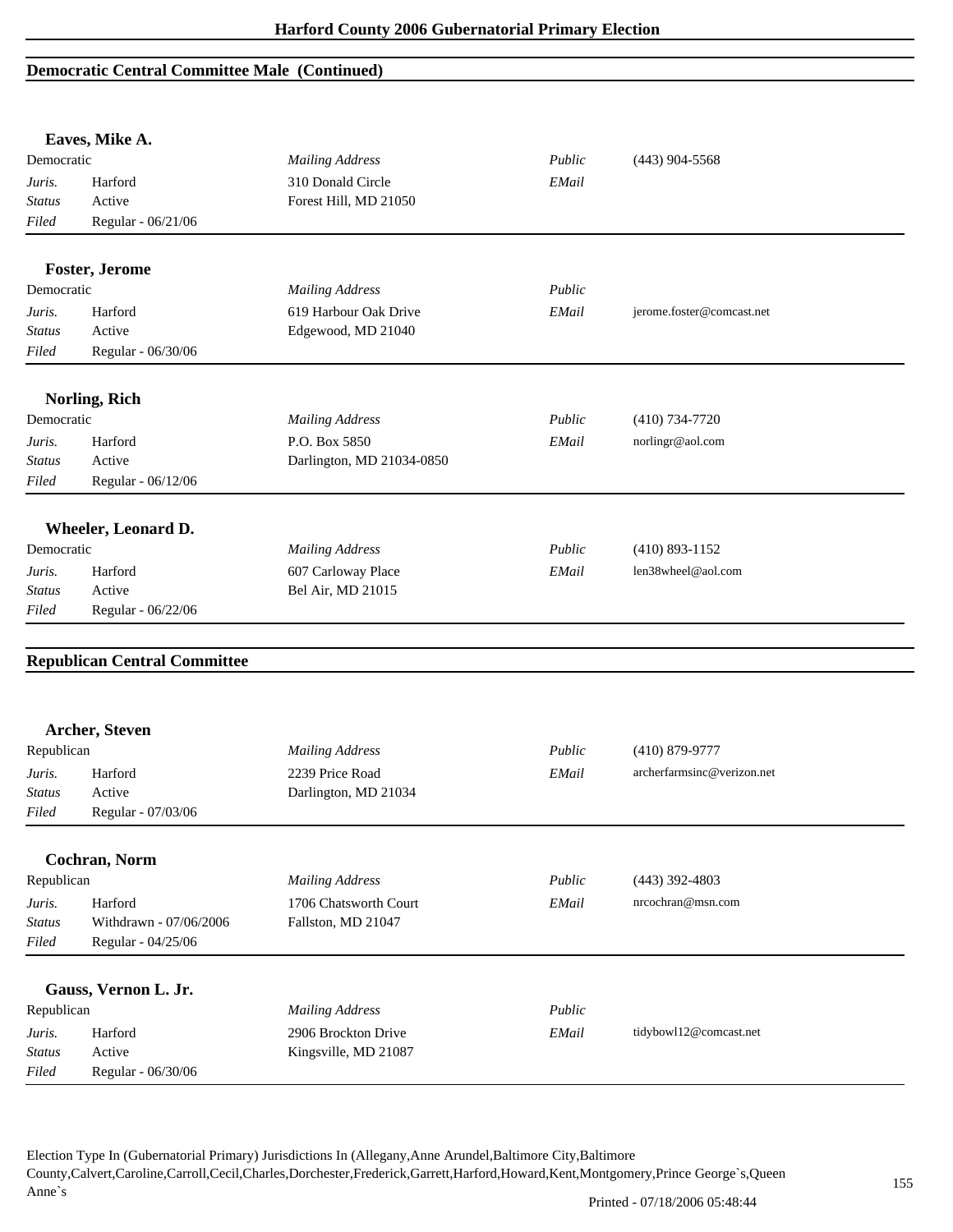## Democratic Central Committee Male (Continued)

**Eaves, Mike A.**

| Democratic | | *Mailing Address* | *Public* | (443) 904-5568 |
|---|---|---|---|---|
| *Juris.* | Harford | 310 Donald Circle | *EMail* | |
| *Status* | Active | Forest Hill, MD 21050 | | |
| *Filed* | Regular - 06/21/06 | | | |

**Foster, Jerome**

| Democratic | | *Mailing Address* | *Public* | |
|---|---|---|---|---|
| *Juris.* | Harford | 619 Harbour Oak Drive | *EMail* | jerome.foster@comcast.net |
| *Status* | Active | Edgewood, MD 21040 | | |
| *Filed* | Regular - 06/30/06 | | | |

**Norling, Rich**

| Democratic | | *Mailing Address* | *Public* | (410) 734-7720 |
|---|---|---|---|---|
| *Juris.* | Harford | P.O. Box 5850 | *EMail* | norlingr@aol.com |
| *Status* | Active | Darlington, MD 21034-0850 | | |
| *Filed* | Regular - 06/12/06 | | | |

**Wheeler, Leonard D.**

| Democratic | | *Mailing Address* | *Public* | (410) 893-1152 |
|---|---|---|---|---|
| *Juris.* | Harford | 607 Carloway Place | *EMail* | len38wheel@aol.com |
| *Status* | Active | Bel Air, MD 21015 | | |
| *Filed* | Regular - 06/22/06 | | | |

## Republican Central Committee

**Archer, Steven**

| Republican | | *Mailing Address* | *Public* | (410) 879-9777 |
|---|---|---|---|---|
| *Juris.* | Harford | 2239 Price Road | *EMail* | archerfarmsinc@verizon.net |
| *Status* | Active | Darlington, MD 21034 | | |
| *Filed* | Regular - 07/03/06 | | | |

**Cochran, Norm**

| Republican | | *Mailing Address* | *Public* | (443) 392-4803 |
|---|---|---|---|---|
| *Juris.* | Harford | 1706 Chatsworth Court | *EMail* | nrcochran@msn.com |
| *Status* | Withdrawn - 07/06/2006 | Fallston, MD 21047 | | |
| *Filed* | Regular - 04/25/06 | | | |

**Gauss, Vernon L. Jr.**

| Republican | | *Mailing Address* | *Public* | |
|---|---|---|---|---|
| *Juris.* | Harford | 2906 Brockton Drive | *EMail* | tidybowl12@comcast.net |
| *Status* | Active | Kingsville, MD 21087 | | |
| *Filed* | Regular - 06/30/06 | | | |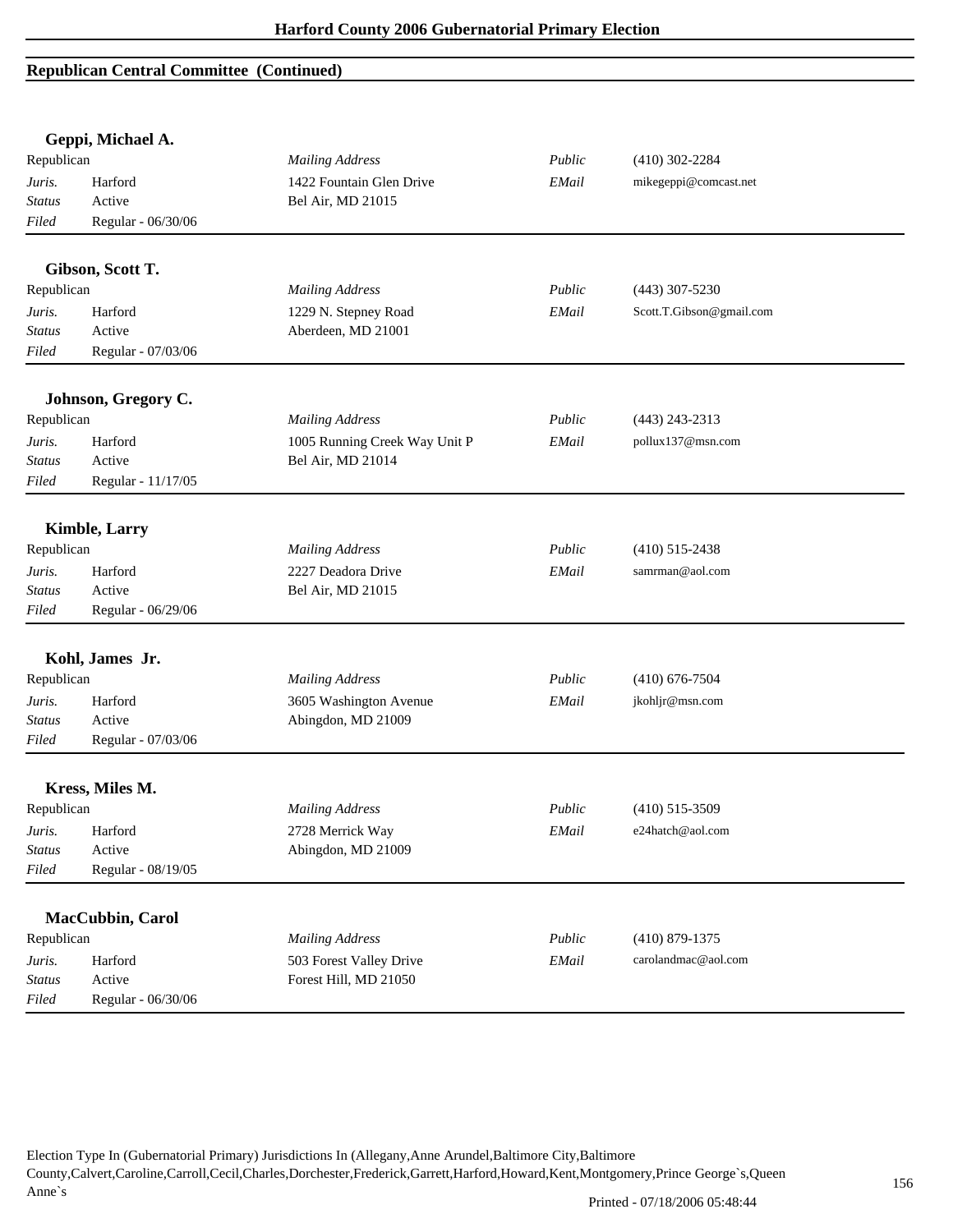## Republican Central Committee (Continued)

**Geppi, Michael A.**

| | | | | |
|---|---|---|---|---|
| Republican | | *Mailing Address* | *Public* | (410) 302-2284 |
| *Juris.* | Harford | 1422 Fountain Glen Drive | *EMail* | mikegeppi@comcast.net |
| *Status* | Active | Bel Air, MD 21015 | | |
| *Filed* | Regular - 06/30/06 | | | |

**Gibson, Scott T.**

| | | | | |
|---|---|---|---|---|
| Republican | | *Mailing Address* | *Public* | (443) 307-5230 |
| *Juris.* | Harford | 1229 N. Stepney Road | *EMail* | Scott.T.Gibson@gmail.com |
| *Status* | Active | Aberdeen, MD 21001 | | |
| *Filed* | Regular - 07/03/06 | | | |

**Johnson, Gregory C.**

| | | | | |
|---|---|---|---|---|
| Republican | | *Mailing Address* | *Public* | (443) 243-2313 |
| *Juris.* | Harford | 1005 Running Creek Way Unit P | *EMail* | pollux137@msn.com |
| *Status* | Active | Bel Air, MD 21014 | | |
| *Filed* | Regular - 11/17/05 | | | |

**Kimble, Larry**

| | | | | |
|---|---|---|---|---|
| Republican | | *Mailing Address* | *Public* | (410) 515-2438 |
| *Juris.* | Harford | 2227 Deadora Drive | *EMail* | samrman@aol.com |
| *Status* | Active | Bel Air, MD 21015 | | |
| *Filed* | Regular - 06/29/06 | | | |

**Kohl, James Jr.**

| | | | | |
|---|---|---|---|---|
| Republican | | *Mailing Address* | *Public* | (410) 676-7504 |
| *Juris.* | Harford | 3605 Washington Avenue | *EMail* | jkohljr@msn.com |
| *Status* | Active | Abingdon, MD 21009 | | |
| *Filed* | Regular - 07/03/06 | | | |

**Kress, Miles M.**

| | | | | |
|---|---|---|---|---|
| Republican | | *Mailing Address* | *Public* | (410) 515-3509 |
| *Juris.* | Harford | 2728 Merrick Way | *EMail* | e24hatch@aol.com |
| *Status* | Active | Abingdon, MD 21009 | | |
| *Filed* | Regular - 08/19/05 | | | |

**MacCubbin, Carol**

| | | | | |
|---|---|---|---|---|
| Republican | | *Mailing Address* | *Public* | (410) 879-1375 |
| *Juris.* | Harford | 503 Forest Valley Drive | *EMail* | carolandmac@aol.com |
| *Status* | Active | Forest Hill, MD 21050 | | |
| *Filed* | Regular - 06/30/06 | | | |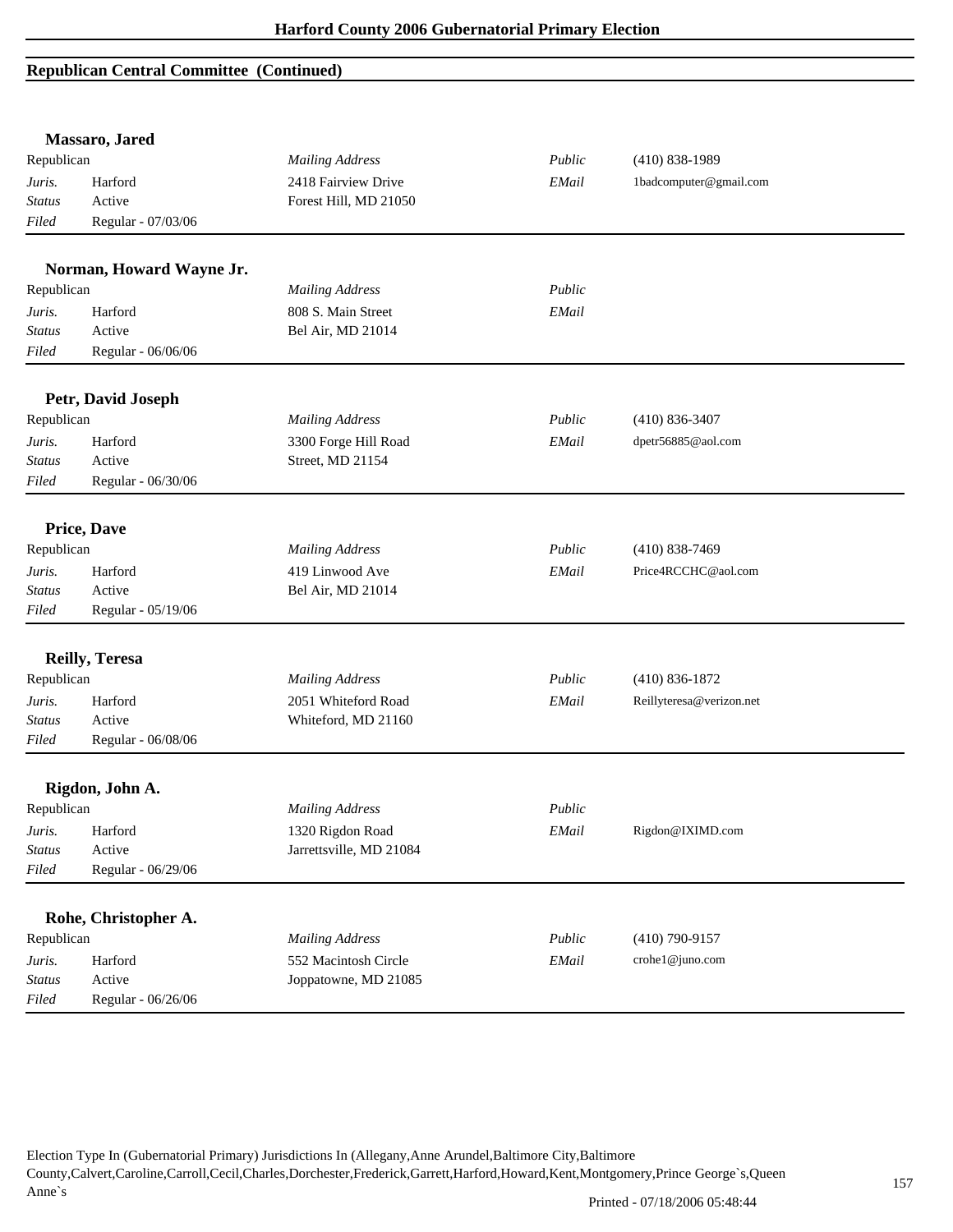## Republican Central Committee (Continued)

### Massaro, Jared

| Republican | | *Mailing Address* | *Public* | (410) 838-1989 |
|---|---|---|---|---|
| *Juris.* | Harford | 2418 Fairview Drive | *EMail* | 1badcomputer@gmail.com |
| *Status* | Active | Forest Hill, MD 21050 | | |
| *Filed* | Regular - 07/03/06 | | | |

### Norman, Howard Wayne Jr.

| Republican | | *Mailing Address* | *Public* | |
|---|---|---|---|---|
| *Juris.* | Harford | 808 S. Main Street | *EMail* | |
| *Status* | Active | Bel Air, MD 21014 | | |
| *Filed* | Regular - 06/06/06 | | | |

### Petr, David Joseph

| Republican | | *Mailing Address* | *Public* | (410) 836-3407 |
|---|---|---|---|---|
| *Juris.* | Harford | 3300 Forge Hill Road | *EMail* | dpetr56885@aol.com |
| *Status* | Active | Street, MD 21154 | | |
| *Filed* | Regular - 06/30/06 | | | |

### Price, Dave

| Republican | | *Mailing Address* | *Public* | (410) 838-7469 |
|---|---|---|---|---|
| *Juris.* | Harford | 419 Linwood Ave | *EMail* | Price4RCCHC@aol.com |
| *Status* | Active | Bel Air, MD 21014 | | |
| *Filed* | Regular - 05/19/06 | | | |

### Reilly, Teresa

| Republican | | *Mailing Address* | *Public* | (410) 836-1872 |
|---|---|---|---|---|
| *Juris.* | Harford | 2051 Whiteford Road | *EMail* | Reillyteresa@verizon.net |
| *Status* | Active | Whiteford, MD 21160 | | |
| *Filed* | Regular - 06/08/06 | | | |

### Rigdon, John A.

| Republican | | *Mailing Address* | *Public* | |
|---|---|---|---|---|
| *Juris.* | Harford | 1320 Rigdon Road | *EMail* | Rigdon@IXIMD.com |
| *Status* | Active | Jarrettsville, MD 21084 | | |
| *Filed* | Regular - 06/29/06 | | | |

### Rohe, Christopher A.

| Republican | | *Mailing Address* | *Public* | (410) 790-9157 |
|---|---|---|---|---|
| *Juris.* | Harford | 552 Macintosh Circle | *EMail* | crohe1@juno.com |
| *Status* | Active | Joppatowne, MD 21085 | | |
| *Filed* | Regular - 06/26/06 | | | |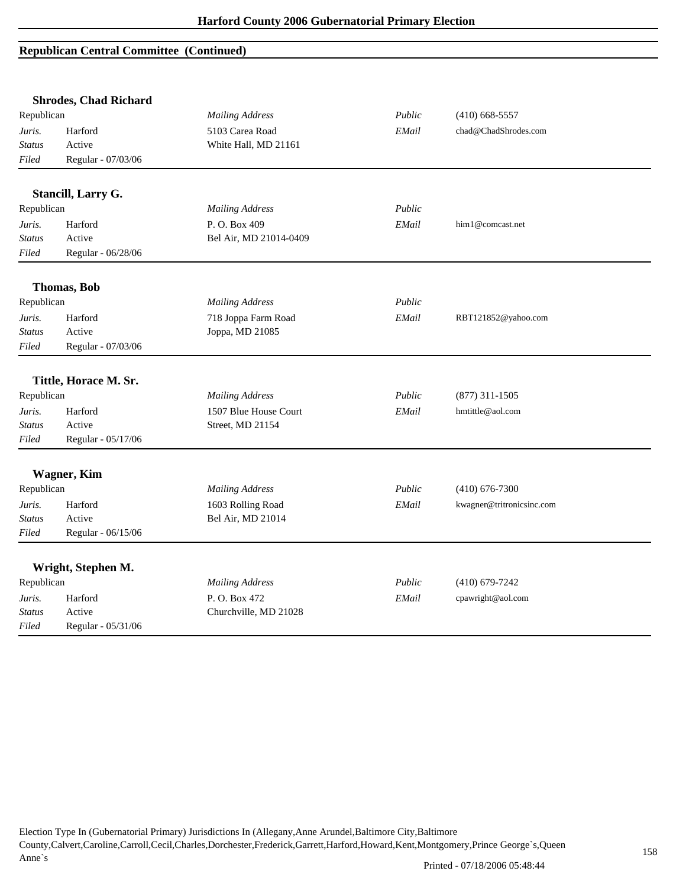## Republican Central Committee (Continued)

### Shrodes, Chad Richard

| Republican | | *Mailing Address* | *Public* | (410) 668-5557 |
|---|---|---|---|---|
| *Juris.* | Harford | 5103 Carea Road | *EMail* | chad@ChadShrodes.com |
| *Status* | Active | White Hall, MD 21161 | | |
| *Filed* | Regular - 07/03/06 | | | |

### Stancill, Larry G.

| Republican | | *Mailing Address* | *Public* | |
|---|---|---|---|---|
| *Juris.* | Harford | P. O. Box 409 | *EMail* | him1@comcast.net |
| *Status* | Active | Bel Air, MD 21014-0409 | | |
| *Filed* | Regular - 06/28/06 | | | |

### Thomas, Bob

| Republican | | *Mailing Address* | *Public* | |
|---|---|---|---|---|
| *Juris.* | Harford | 718 Joppa Farm Road | *EMail* | RBT121852@yahoo.com |
| *Status* | Active | Joppa, MD 21085 | | |
| *Filed* | Regular - 07/03/06 | | | |

### Tittle, Horace M. Sr.

| Republican | | *Mailing Address* | *Public* | (877) 311-1505 |
|---|---|---|---|---|
| *Juris.* | Harford | 1507 Blue House Court | *EMail* | hmtittle@aol.com |
| *Status* | Active | Street, MD 21154 | | |
| *Filed* | Regular - 05/17/06 | | | |

### Wagner, Kim

| Republican | | *Mailing Address* | *Public* | (410) 676-7300 |
|---|---|---|---|---|
| *Juris.* | Harford | 1603 Rolling Road | *EMail* | kwagner@tritronicsinc.com |
| *Status* | Active | Bel Air, MD 21014 | | |
| *Filed* | Regular - 06/15/06 | | | |

### Wright, Stephen M.

| Republican | | *Mailing Address* | *Public* | (410) 679-7242 |
|---|---|---|---|---|
| *Juris.* | Harford | P. O. Box 472 | *EMail* | cpawright@aol.com |
| *Status* | Active | Churchville, MD 21028 | | |
| *Filed* | Regular - 05/31/06 | | | |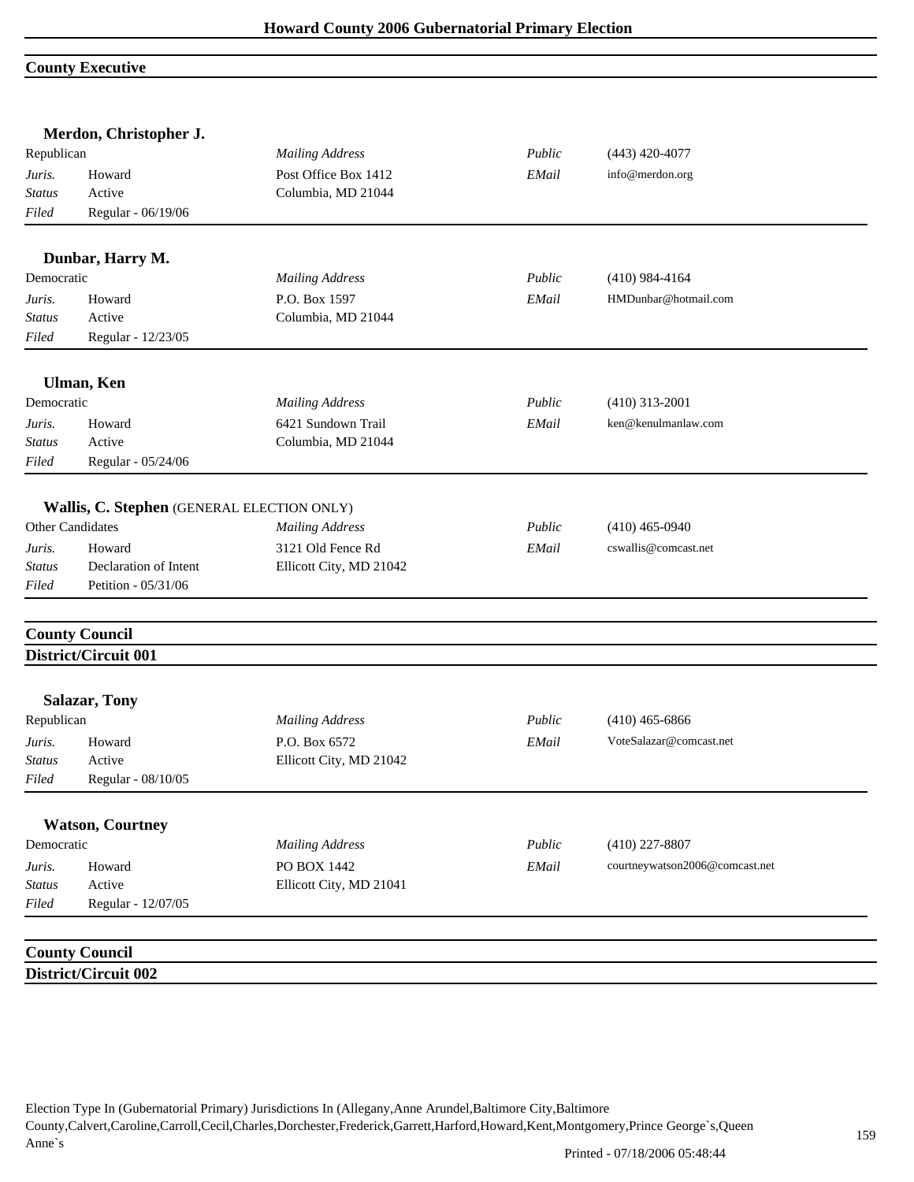## County Executive

**Merdon, Christopher J.**

| | | | | |
|---|---|---|---|---|
| Republican | | *Mailing Address* | *Public* | (443) 420-4077 |
| *Juris.* | Howard | Post Office Box 1412 | *EMail* | info@merdon.org |
| *Status* | Active | Columbia, MD 21044 | | |
| *Filed* | Regular - 06/19/06 | | | |

**Dunbar, Harry M.**

| | | | | |
|---|---|---|---|---|
| Democratic | | *Mailing Address* | *Public* | (410) 984-4164 |
| *Juris.* | Howard | P.O. Box 1597 | *EMail* | HMDunbar@hotmail.com |
| *Status* | Active | Columbia, MD 21044 | | |
| *Filed* | Regular - 12/23/05 | | | |

**Ulman, Ken**

| | | | | |
|---|---|---|---|---|
| Democratic | | *Mailing Address* | *Public* | (410) 313-2001 |
| *Juris.* | Howard | 6421 Sundown Trail | *EMail* | ken@kenulmanlaw.com |
| *Status* | Active | Columbia, MD 21044 | | |
| *Filed* | Regular - 05/24/06 | | | |

**Wallis, C. Stephen** (GENERAL ELECTION ONLY)

| | | | | |
|---|---|---|---|---|
| Other Candidates | | *Mailing Address* | *Public* | (410) 465-0940 |
| *Juris.* | Howard | 3121 Old Fence Rd | *EMail* | cswallis@comcast.net |
| *Status* | Declaration of Intent | Ellicott City, MD 21042 | | |
| *Filed* | Petition - 05/31/06 | | | |

## County Council
### District/Circuit 001

**Salazar, Tony**

| | | | | |
|---|---|---|---|---|
| Republican | | *Mailing Address* | *Public* | (410) 465-6866 |
| *Juris.* | Howard | P.O. Box 6572 | *EMail* | VoteSalazar@comcast.net |
| *Status* | Active | Ellicott City, MD 21042 | | |
| *Filed* | Regular - 08/10/05 | | | |

**Watson, Courtney**

| | | | | |
|---|---|---|---|---|
| Democratic | | *Mailing Address* | *Public* | (410) 227-8807 |
| *Juris.* | Howard | PO BOX 1442 | *EMail* | courtneywatson2006@comcast.net |
| *Status* | Active | Ellicott City, MD 21041 | | |
| *Filed* | Regular - 12/07/05 | | | |

## County Council
### District/Circuit 002

Election Type In (Gubernatorial Primary) Jurisdictions In (Allegany,Anne Arundel,Baltimore City,Baltimore County,Calvert,Caroline,Carroll,Cecil,Charles,Dorchester,Frederick,Garrett,Harford,Howard,Kent,Montgomery,Prince George`s,Queen Anne`s

Printed - 07/18/2006 05:48:44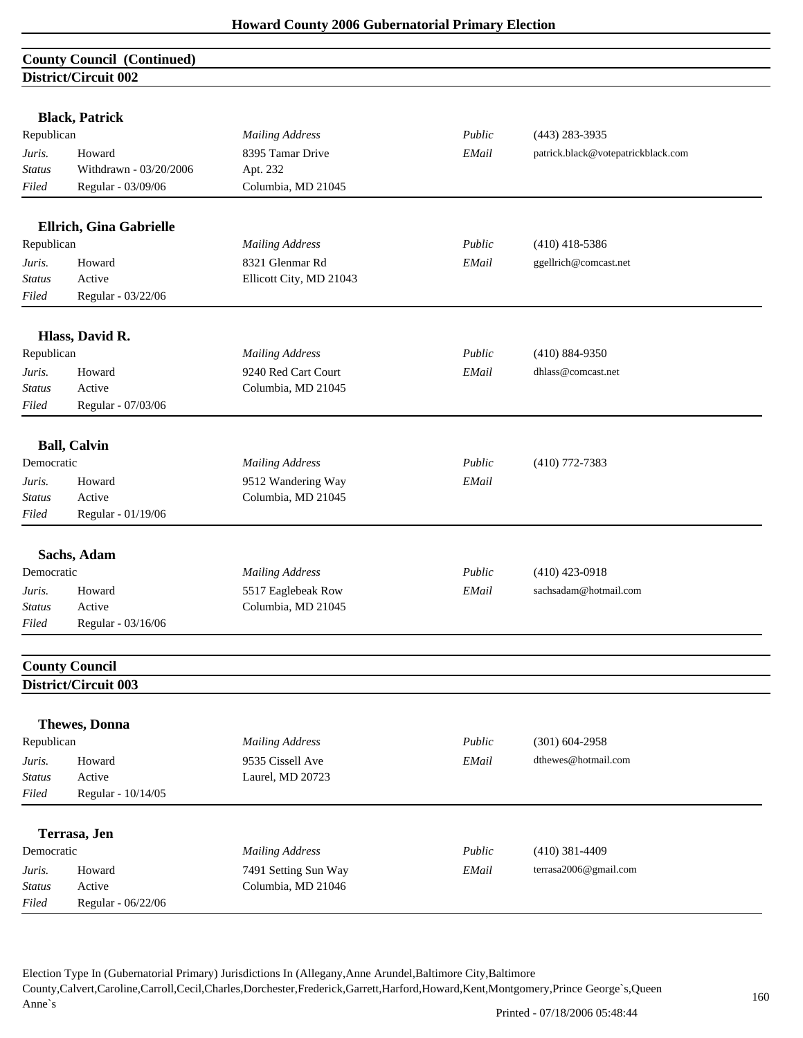## County Council (Continued)

### District/Circuit 002

**Black, Patrick**

| | | | | |
|---|---|---|---|---|
| Republican | | *Mailing Address* | *Public* | (443) 283-3935 |
| *Juris.* | Howard | 8395 Tamar Drive | *EMail* | patrick.black@votepatrickblack.com |
| *Status* | Withdrawn - 03/20/2006 | Apt. 232 | | |
| *Filed* | Regular - 03/09/06 | Columbia, MD 21045 | | |

**Ellrich, Gina Gabrielle**

| | | | | |
|---|---|---|---|---|
| Republican | | *Mailing Address* | *Public* | (410) 418-5386 |
| *Juris.* | Howard | 8321 Glenmar Rd | *EMail* | ggellrich@comcast.net |
| *Status* | Active | Ellicott City, MD 21043 | | |
| *Filed* | Regular - 03/22/06 | | | |

**Hlass, David R.**

| | | | | |
|---|---|---|---|---|
| Republican | | *Mailing Address* | *Public* | (410) 884-9350 |
| *Juris.* | Howard | 9240 Red Cart Court | *EMail* | dhlass@comcast.net |
| *Status* | Active | Columbia, MD 21045 | | |
| *Filed* | Regular - 07/03/06 | | | |

**Ball, Calvin**

| | | | | |
|---|---|---|---|---|
| Democratic | | *Mailing Address* | *Public* | (410) 772-7383 |
| *Juris.* | Howard | 9512 Wandering Way | *EMail* | |
| *Status* | Active | Columbia, MD 21045 | | |
| *Filed* | Regular - 01/19/06 | | | |

**Sachs, Adam**

| | | | | |
|---|---|---|---|---|
| Democratic | | *Mailing Address* | *Public* | (410) 423-0918 |
| *Juris.* | Howard | 5517 Eaglebeak Row | *EMail* | sachsadam@hotmail.com |
| *Status* | Active | Columbia, MD 21045 | | |
| *Filed* | Regular - 03/16/06 | | | |

## County Council

### District/Circuit 003

**Thewes, Donna**

| | | | | |
|---|---|---|---|---|
| Republican | | *Mailing Address* | *Public* | (301) 604-2958 |
| *Juris.* | Howard | 9535 Cissell Ave | *EMail* | dthewes@hotmail.com |
| *Status* | Active | Laurel, MD 20723 | | |
| *Filed* | Regular - 10/14/05 | | | |

**Terrasa, Jen**

| | | | | |
|---|---|---|---|---|
| Democratic | | *Mailing Address* | *Public* | (410) 381-4409 |
| *Juris.* | Howard | 7491 Setting Sun Way | *EMail* | terrasa2006@gmail.com |
| *Status* | Active | Columbia, MD 21046 | | |
| *Filed* | Regular - 06/22/06 | | | |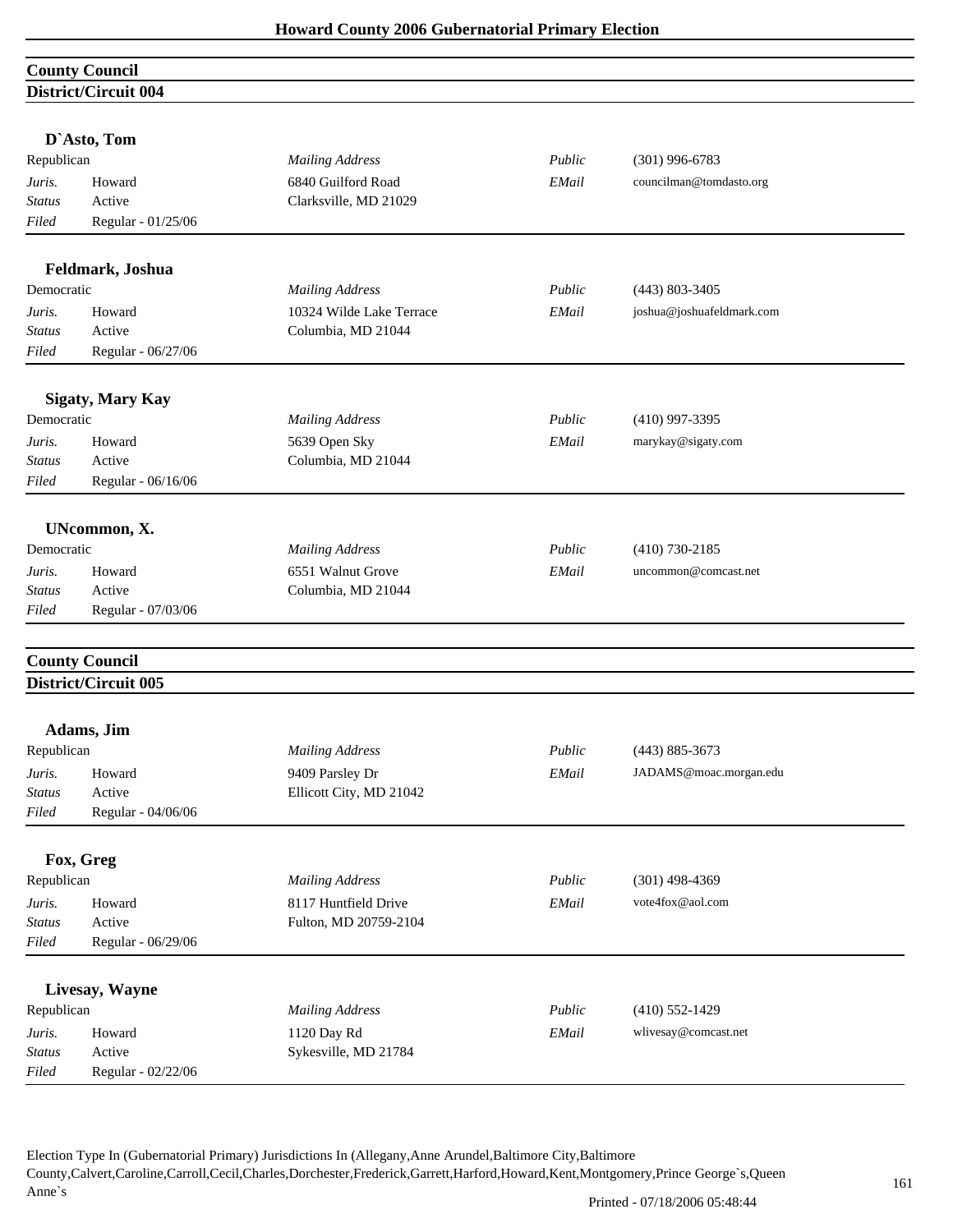## County Council

### District/Circuit 004

**D`Asto, Tom**

| | | | | |
|---|---|---|---|---|
| Republican | | *Mailing Address* | *Public* | (301) 996-6783 |
| *Juris.* | Howard | 6840 Guilford Road | *EMail* | councilman@tomdasto.org |
| *Status* | Active | Clarksville, MD 21029 | | |
| *Filed* | Regular - 01/25/06 | | | |

**Feldmark, Joshua**

| | | | | |
|---|---|---|---|---|
| Democratic | | *Mailing Address* | *Public* | (443) 803-3405 |
| *Juris.* | Howard | 10324 Wilde Lake Terrace | *EMail* | joshua@joshuafeldmark.com |
| *Status* | Active | Columbia, MD 21044 | | |
| *Filed* | Regular - 06/27/06 | | | |

**Sigaty, Mary Kay**

| | | | | |
|---|---|---|---|---|
| Democratic | | *Mailing Address* | *Public* | (410) 997-3395 |
| *Juris.* | Howard | 5639 Open Sky | *EMail* | marykay@sigaty.com |
| *Status* | Active | Columbia, MD 21044 | | |
| *Filed* | Regular - 06/16/06 | | | |

**UNcommon, X.**

| | | | | |
|---|---|---|---|---|
| Democratic | | *Mailing Address* | *Public* | (410) 730-2185 |
| *Juris.* | Howard | 6551 Walnut Grove | *EMail* | uncommon@comcast.net |
| *Status* | Active | Columbia, MD 21044 | | |
| *Filed* | Regular - 07/03/06 | | | |

## County Council

### District/Circuit 005

**Adams, Jim**

| | | | | |
|---|---|---|---|---|
| Republican | | *Mailing Address* | *Public* | (443) 885-3673 |
| *Juris.* | Howard | 9409 Parsley Dr | *EMail* | JADAMS@moac.morgan.edu |
| *Status* | Active | Ellicott City, MD 21042 | | |
| *Filed* | Regular - 04/06/06 | | | |

**Fox, Greg**

| | | | | |
|---|---|---|---|---|
| Republican | | *Mailing Address* | *Public* | (301) 498-4369 |
| *Juris.* | Howard | 8117 Huntfield Drive | *EMail* | vote4fox@aol.com |
| *Status* | Active | Fulton, MD 20759-2104 | | |
| *Filed* | Regular - 06/29/06 | | | |

**Livesay, Wayne**

| | | | | |
|---|---|---|---|---|
| Republican | | *Mailing Address* | *Public* | (410) 552-1429 |
| *Juris.* | Howard | 1120 Day Rd | *EMail* | wlivesay@comcast.net |
| *Status* | Active | Sykesville, MD 21784 | | |
| *Filed* | Regular - 02/22/06 | | | |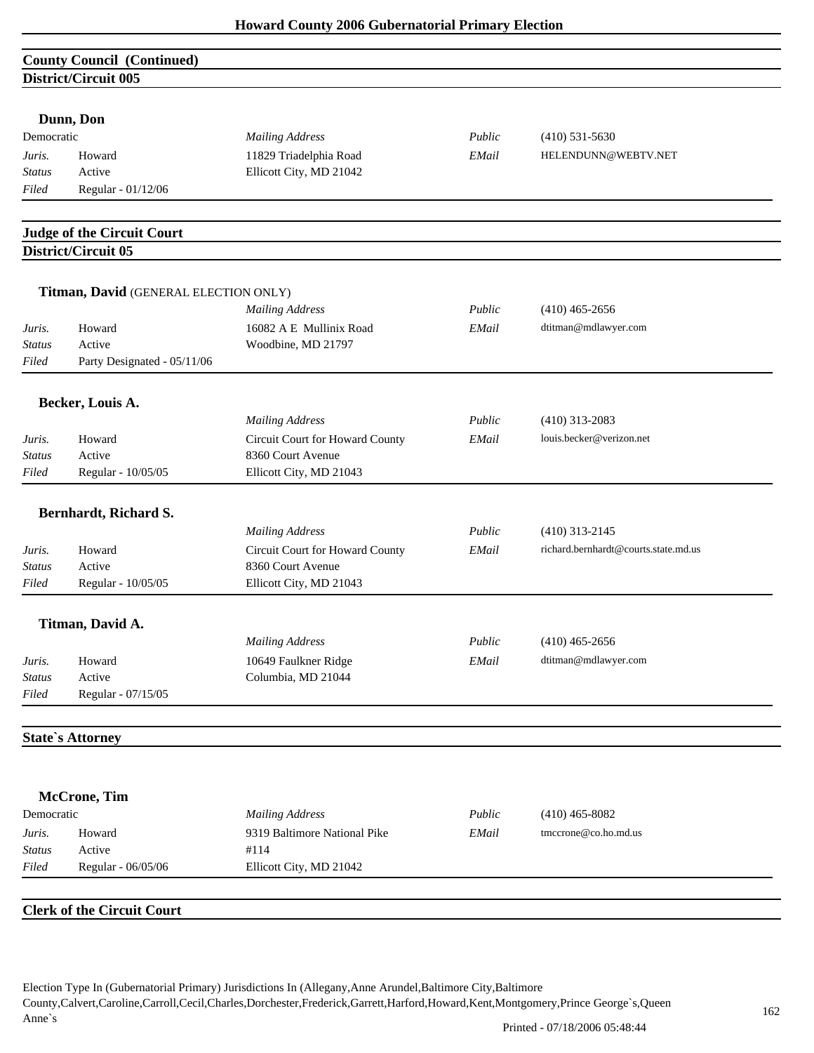## County Council (Continued)

### District/Circuit 005

**Dunn, Don**

| Democratic | | *Mailing Address* | *Public* | (410) 531-5630 |
|---|---|---|---|---|
| *Juris.* | Howard | 11829 Triadelphia Road | *EMail* | HELENDUNN@WEBTV.NET |
| *Status* | Active | Ellicott City, MD 21042 | | |
| *Filed* | Regular - 01/12/06 | | | |

## Judge of the Circuit Court

### District/Circuit 05

**Titman, David** (GENERAL ELECTION ONLY)

| | | *Mailing Address* | *Public* | (410) 465-2656 |
|---|---|---|---|---|
| *Juris.* | Howard | 16082 A E Mullinix Road | *EMail* | dtitman@mdlawyer.com |
| *Status* | Active | Woodbine, MD 21797 | | |
| *Filed* | Party Designated - 05/11/06 | | | |

**Becker, Louis A.**

| | | *Mailing Address* | *Public* | (410) 313-2083 |
|---|---|---|---|---|
| *Juris.* | Howard | Circuit Court for Howard County | *EMail* | louis.becker@verizon.net |
| *Status* | Active | 8360 Court Avenue | | |
| *Filed* | Regular - 10/05/05 | Ellicott City, MD 21043 | | |

**Bernhardt, Richard S.**

| | | *Mailing Address* | *Public* | (410) 313-2145 |
|---|---|---|---|---|
| *Juris.* | Howard | Circuit Court for Howard County | *EMail* | richard.bernhardt@courts.state.md.us |
| *Status* | Active | 8360 Court Avenue | | |
| *Filed* | Regular - 10/05/05 | Ellicott City, MD 21043 | | |

**Titman, David A.**

| | | *Mailing Address* | *Public* | (410) 465-2656 |
|---|---|---|---|---|
| *Juris.* | Howard | 10649 Faulkner Ridge | *EMail* | dtitman@mdlawyer.com |
| *Status* | Active | Columbia, MD 21044 | | |
| *Filed* | Regular - 07/15/05 | | | |

## State`s Attorney

**McCrone, Tim**

| Democratic | | *Mailing Address* | *Public* | (410) 465-8082 |
|---|---|---|---|---|
| *Juris.* | Howard | 9319 Baltimore National Pike | *EMail* | tmccrone@co.ho.md.us |
| *Status* | Active | #114 | | |
| *Filed* | Regular - 06/05/06 | Ellicott City, MD 21042 | | |

## Clerk of the Circuit Court

Election Type In (Gubernatorial Primary) Jurisdictions In (Allegany,Anne Arundel,Baltimore City,Baltimore County,Calvert,Caroline,Carroll,Cecil,Charles,Dorchester,Frederick,Garrett,Harford,Howard,Kent,Montgomery,Prince George`s,Queen Anne`s

Printed - 07/18/2006 05:48:44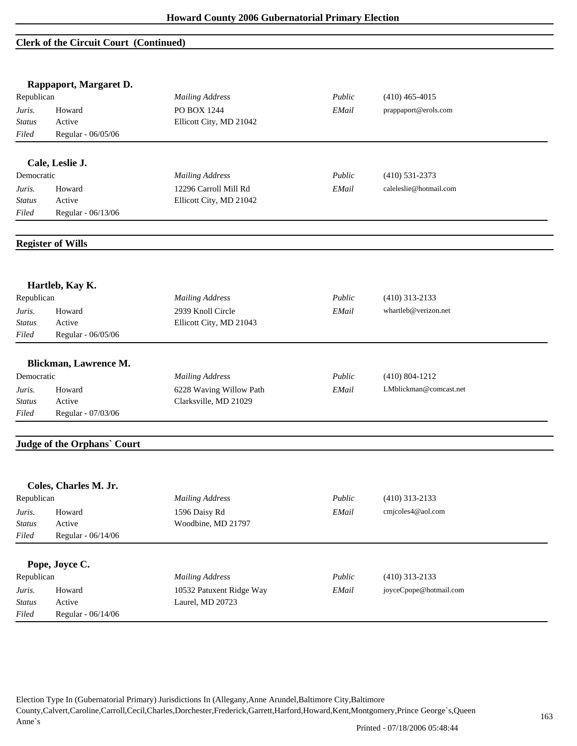## Clerk of the Circuit Court (Continued)

### Rappaport, Margaret D.

| Republican | | *Mailing Address* | *Public* | (410) 465-4015 |
|---|---|---|---|---|
| *Juris.* | Howard | PO BOX 1244 | *EMail* | prappaport@erols.com |
| *Status* | Active | Ellicott City, MD 21042 | | |
| *Filed* | Regular - 06/05/06 | | | |

### Cale, Leslie J.

| Democratic | | *Mailing Address* | *Public* | (410) 531-2373 |
|---|---|---|---|---|
| *Juris.* | Howard | 12296 Carroll Mill Rd | *EMail* | caleleslie@hotmail.com |
| *Status* | Active | Ellicott City, MD 21042 | | |
| *Filed* | Regular - 06/13/06 | | | |

## Register of Wills

### Hartleb, Kay K.

| Republican | | *Mailing Address* | *Public* | (410) 313-2133 |
|---|---|---|---|---|
| *Juris.* | Howard | 2939 Knoll Circle | *EMail* | whartleb@verizon.net |
| *Status* | Active | Ellicott City, MD 21043 | | |
| *Filed* | Regular - 06/05/06 | | | |

### Blickman, Lawrence M.

| Democratic | | *Mailing Address* | *Public* | (410) 804-1212 |
|---|---|---|---|---|
| *Juris.* | Howard | 6228 Waving Willow Path | *EMail* | LMblickman@comcast.net |
| *Status* | Active | Clarksville, MD 21029 | | |
| *Filed* | Regular - 07/03/06 | | | |

## Judge of the Orphans` Court

### Coles, Charles M. Jr.

| Republican | | *Mailing Address* | *Public* | (410) 313-2133 |
|---|---|---|---|---|
| *Juris.* | Howard | 1596 Daisy Rd | *EMail* | cmjcoles4@aol.com |
| *Status* | Active | Woodbine, MD 21797 | | |
| *Filed* | Regular - 06/14/06 | | | |

### Pope, Joyce C.

| Republican | | *Mailing Address* | *Public* | (410) 313-2133 |
|---|---|---|---|---|
| *Juris.* | Howard | 10532 Patuxent Ridge Way | *EMail* | joyceCpope@hotmail.com |
| *Status* | Active | Laurel, MD 20723 | | |
| *Filed* | Regular - 06/14/06 | | | |

Election Type In (Gubernatorial Primary) Jurisdictions In (Allegany,Anne Arundel,Baltimore City,Baltimore County,Calvert,Caroline,Carroll,Cecil,Charles,Dorchester,Frederick,Garrett,Harford,Howard,Kent,Montgomery,Prince George`s,Queen Anne`s

Printed - 07/18/2006 05:48:44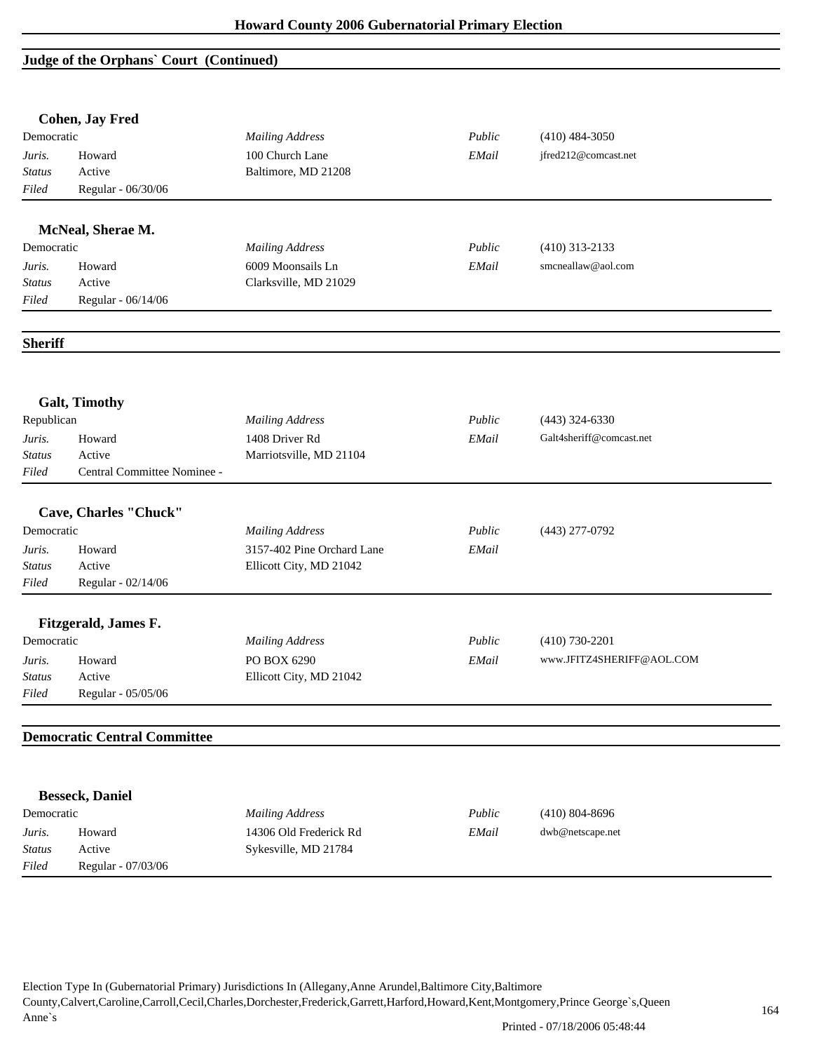## Judge of the Orphans` Court (Continued)

### Cohen, Jay Fred

| Democratic | | *Mailing Address* | *Public* | (410) 484-3050 |
|---|---|---|---|---|
| *Juris.* | Howard | 100 Church Lane | *EMail* | jfred212@comcast.net |
| *Status* | Active | Baltimore, MD 21208 | | |
| *Filed* | Regular - 06/30/06 | | | |

### McNeal, Sherae M.

| Democratic | | *Mailing Address* | *Public* | (410) 313-2133 |
|---|---|---|---|---|
| *Juris.* | Howard | 6009 Moonsails Ln | *EMail* | smcneallaw@aol.com |
| *Status* | Active | Clarksville, MD 21029 | | |
| *Filed* | Regular - 06/14/06 | | | |

## Sheriff

### Galt, Timothy

| Republican | | *Mailing Address* | *Public* | (443) 324-6330 |
|---|---|---|---|---|
| *Juris.* | Howard | 1408 Driver Rd | *EMail* | Galt4sheriff@comcast.net |
| *Status* | Active | Marriotsville, MD 21104 | | |
| *Filed* | Central Committee Nominee - | | | |

### Cave, Charles "Chuck"

| Democratic | | *Mailing Address* | *Public* | (443) 277-0792 |
|---|---|---|---|---|
| *Juris.* | Howard | 3157-402 Pine Orchard Lane | *EMail* | |
| *Status* | Active | Ellicott City, MD 21042 | | |
| *Filed* | Regular - 02/14/06 | | | |

### Fitzgerald, James F.

| Democratic | | *Mailing Address* | *Public* | (410) 730-2201 |
|---|---|---|---|---|
| *Juris.* | Howard | PO BOX 6290 | *EMail* | www.JFITZ4SHERIFF@AOL.COM |
| *Status* | Active | Ellicott City, MD 21042 | | |
| *Filed* | Regular - 05/05/06 | | | |

## Democratic Central Committee

### Besseck, Daniel

| Democratic | | *Mailing Address* | *Public* | (410) 804-8696 |
|---|---|---|---|---|
| *Juris.* | Howard | 14306 Old Frederick Rd | *EMail* | dwb@netscape.net |
| *Status* | Active | Sykesville, MD 21784 | | |
| *Filed* | Regular - 07/03/06 | | | |

Election Type In (Gubernatorial Primary) Jurisdictions In (Allegany,Anne Arundel,Baltimore City,Baltimore County,Calvert,Caroline,Carroll,Cecil,Charles,Dorchester,Frederick,Garrett,Harford,Howard,Kent,Montgomery,Prince George`s,Queen Anne`s

Printed - 07/18/2006 05:48:44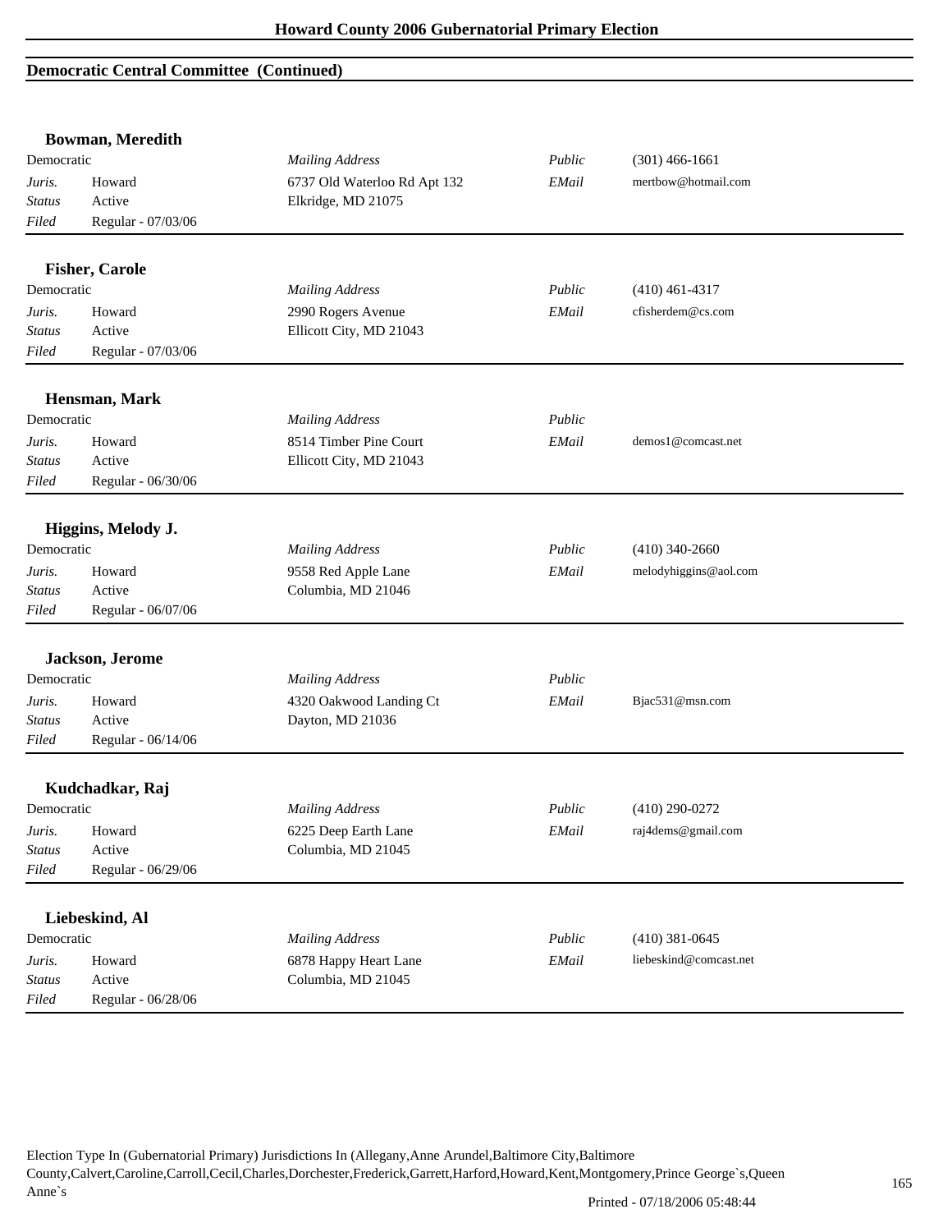## Democratic Central Committee (Continued)

### Bowman, Meredith

| | | | | |
|---|---|---|---|---|
| Democratic | | *Mailing Address* | *Public* | (301) 466-1661 |
| *Juris.* | Howard | 6737 Old Waterloo Rd Apt 132 | *EMail* | mertbow@hotmail.com |
| *Status* | Active | Elkridge, MD 21075 | | |
| *Filed* | Regular - 07/03/06 | | | |

### Fisher, Carole

| | | | | |
|---|---|---|---|---|
| Democratic | | *Mailing Address* | *Public* | (410) 461-4317 |
| *Juris.* | Howard | 2990 Rogers Avenue | *EMail* | cfisherdem@cs.com |
| *Status* | Active | Ellicott City, MD 21043 | | |
| *Filed* | Regular - 07/03/06 | | | |

### Hensman, Mark

| | | | | |
|---|---|---|---|---|
| Democratic | | *Mailing Address* | *Public* | |
| *Juris.* | Howard | 8514 Timber Pine Court | *EMail* | demos1@comcast.net |
| *Status* | Active | Ellicott City, MD 21043 | | |
| *Filed* | Regular - 06/30/06 | | | |

### Higgins, Melody J.

| | | | | |
|---|---|---|---|---|
| Democratic | | *Mailing Address* | *Public* | (410) 340-2660 |
| *Juris.* | Howard | 9558 Red Apple Lane | *EMail* | melodyhiggins@aol.com |
| *Status* | Active | Columbia, MD 21046 | | |
| *Filed* | Regular - 06/07/06 | | | |

### Jackson, Jerome

| | | | | |
|---|---|---|---|---|
| Democratic | | *Mailing Address* | *Public* | |
| *Juris.* | Howard | 4320 Oakwood Landing Ct | *EMail* | Bjac531@msn.com |
| *Status* | Active | Dayton, MD 21036 | | |
| *Filed* | Regular - 06/14/06 | | | |

### Kudchadkar, Raj

| | | | | |
|---|---|---|---|---|
| Democratic | | *Mailing Address* | *Public* | (410) 290-0272 |
| *Juris.* | Howard | 6225 Deep Earth Lane | *EMail* | raj4dems@gmail.com |
| *Status* | Active | Columbia, MD 21045 | | |
| *Filed* | Regular - 06/29/06 | | | |

### Liebeskind, Al

| | | | | |
|---|---|---|---|---|
| Democratic | | *Mailing Address* | *Public* | (410) 381-0645 |
| *Juris.* | Howard | 6878 Happy Heart Lane | *EMail* | liebeskind@comcast.net |
| *Status* | Active | Columbia, MD 21045 | | |
| *Filed* | Regular - 06/28/06 | | | |

Election Type In (Gubernatorial Primary) Jurisdictions In (Allegany,Anne Arundel,Baltimore City,Baltimore County,Calvert,Caroline,Carroll,Cecil,Charles,Dorchester,Frederick,Garrett,Harford,Howard,Kent,Montgomery,Prince George`s,Queen Anne`s

Printed - 07/18/2006 05:48:44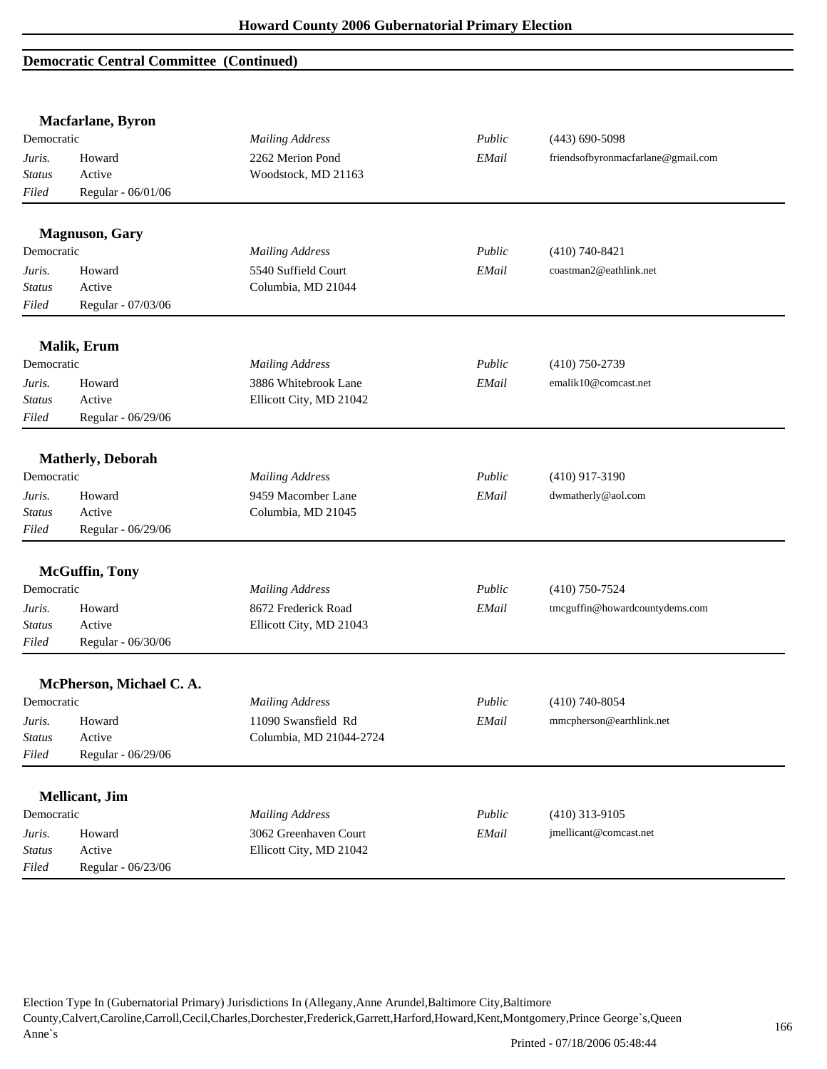## Democratic Central Committee (Continued)

### Macfarlane, Byron

| Democratic | | *Mailing Address* | *Public* | (443) 690-5098 |
|---|---|---|---|---|
| *Juris.* | Howard | 2262 Merion Pond | *EMail* | friendsofbyronmacfarlane@gmail.com |
| *Status* | Active | Woodstock, MD 21163 | | |
| *Filed* | Regular - 06/01/06 | | | |

### Magnuson, Gary

| Democratic | | *Mailing Address* | *Public* | (410) 740-8421 |
|---|---|---|---|---|
| *Juris.* | Howard | 5540 Suffield Court | *EMail* | coastman2@eathlink.net |
| *Status* | Active | Columbia, MD 21044 | | |
| *Filed* | Regular - 07/03/06 | | | |

### Malik, Erum

| Democratic | | *Mailing Address* | *Public* | (410) 750-2739 |
|---|---|---|---|---|
| *Juris.* | Howard | 3886 Whitebrook Lane | *EMail* | emalik10@comcast.net |
| *Status* | Active | Ellicott City, MD 21042 | | |
| *Filed* | Regular - 06/29/06 | | | |

### Matherly, Deborah

| Democratic | | *Mailing Address* | *Public* | (410) 917-3190 |
|---|---|---|---|---|
| *Juris.* | Howard | 9459 Macomber Lane | *EMail* | dwmatherly@aol.com |
| *Status* | Active | Columbia, MD 21045 | | |
| *Filed* | Regular - 06/29/06 | | | |

### McGuffin, Tony

| Democratic | | *Mailing Address* | *Public* | (410) 750-7524 |
|---|---|---|---|---|
| *Juris.* | Howard | 8672 Frederick Road | *EMail* | tmcguffin@howardcountydems.com |
| *Status* | Active | Ellicott City, MD 21043 | | |
| *Filed* | Regular - 06/30/06 | | | |

### McPherson, Michael C. A.

| Democratic | | *Mailing Address* | *Public* | (410) 740-8054 |
|---|---|---|---|---|
| *Juris.* | Howard | 11090 Swansfield Rd | *EMail* | mmcpherson@earthlink.net |
| *Status* | Active | Columbia, MD 21044-2724 | | |
| *Filed* | Regular - 06/29/06 | | | |

### Mellicant, Jim

| Democratic | | *Mailing Address* | *Public* | (410) 313-9105 |
|---|---|---|---|---|
| *Juris.* | Howard | 3062 Greenhaven Court | *EMail* | jmellicant@comcast.net |
| *Status* | Active | Ellicott City, MD 21042 | | |
| *Filed* | Regular - 06/23/06 | | | |

Election Type In (Gubernatorial Primary) Jurisdictions In (Allegany,Anne Arundel,Baltimore City,Baltimore County,Calvert,Caroline,Carroll,Cecil,Charles,Dorchester,Frederick,Garrett,Harford,Howard,Kent,Montgomery,Prince George`s,Queen Anne`s

Printed - 07/18/2006 05:48:44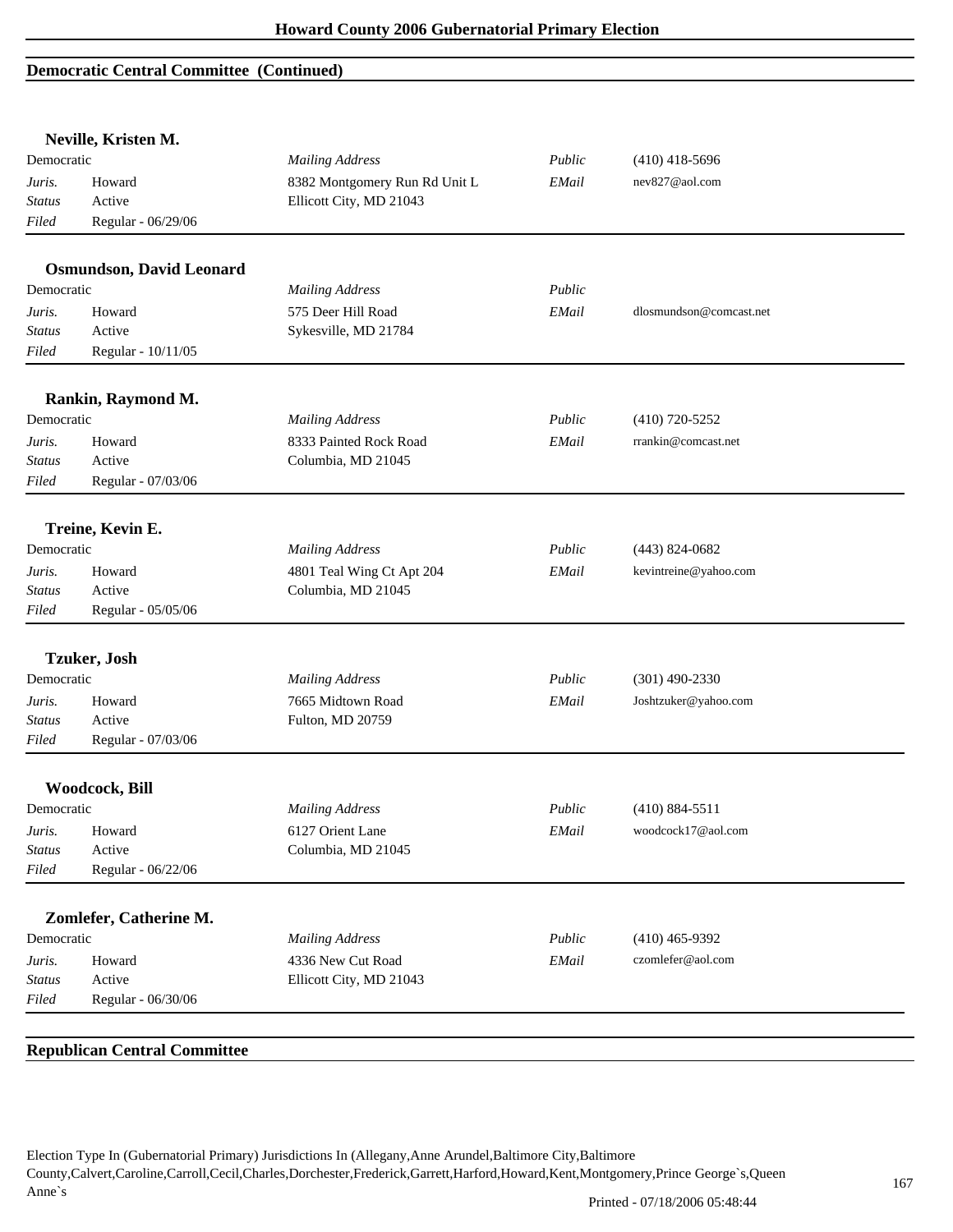## Democratic Central Committee (Continued)

### Neville, Kristen M.

| | | | | |
|---|---|---|---|---|
| Democratic | | *Mailing Address* | *Public* | (410) 418-5696 |
| *Juris.* | Howard | 8382 Montgomery Run Rd Unit L | *EMail* | nev827@aol.com |
| *Status* | Active | Ellicott City, MD 21043 | | |
| *Filed* | Regular - 06/29/06 | | | |

### Osmundson, David Leonard

| | | | | |
|---|---|---|---|---|
| Democratic | | *Mailing Address* | *Public* | |
| *Juris.* | Howard | 575 Deer Hill Road | *EMail* | dlosmundson@comcast.net |
| *Status* | Active | Sykesville, MD 21784 | | |
| *Filed* | Regular - 10/11/05 | | | |

### Rankin, Raymond M.

| | | | | |
|---|---|---|---|---|
| Democratic | | *Mailing Address* | *Public* | (410) 720-5252 |
| *Juris.* | Howard | 8333 Painted Rock Road | *EMail* | rrankin@comcast.net |
| *Status* | Active | Columbia, MD 21045 | | |
| *Filed* | Regular - 07/03/06 | | | |

### Treine, Kevin E.

| | | | | |
|---|---|---|---|---|
| Democratic | | *Mailing Address* | *Public* | (443) 824-0682 |
| *Juris.* | Howard | 4801 Teal Wing Ct Apt 204 | *EMail* | kevintreine@yahoo.com |
| *Status* | Active | Columbia, MD 21045 | | |
| *Filed* | Regular - 05/05/06 | | | |

### Tzuker, Josh

| | | | | |
|---|---|---|---|---|
| Democratic | | *Mailing Address* | *Public* | (301) 490-2330 |
| *Juris.* | Howard | 7665 Midtown Road | *EMail* | Joshtzuker@yahoo.com |
| *Status* | Active | Fulton, MD 20759 | | |
| *Filed* | Regular - 07/03/06 | | | |

### Woodcock, Bill

| | | | | |
|---|---|---|---|---|
| Democratic | | *Mailing Address* | *Public* | (410) 884-5511 |
| *Juris.* | Howard | 6127 Orient Lane | *EMail* | woodcock17@aol.com |
| *Status* | Active | Columbia, MD 21045 | | |
| *Filed* | Regular - 06/22/06 | | | |

### Zomlefer, Catherine M.

| | | | | |
|---|---|---|---|---|
| Democratic | | *Mailing Address* | *Public* | (410) 465-9392 |
| *Juris.* | Howard | 4336 New Cut Road | *EMail* | czomlefer@aol.com |
| *Status* | Active | Ellicott City, MD 21043 | | |
| *Filed* | Regular - 06/30/06 | | | |

## Republican Central Committee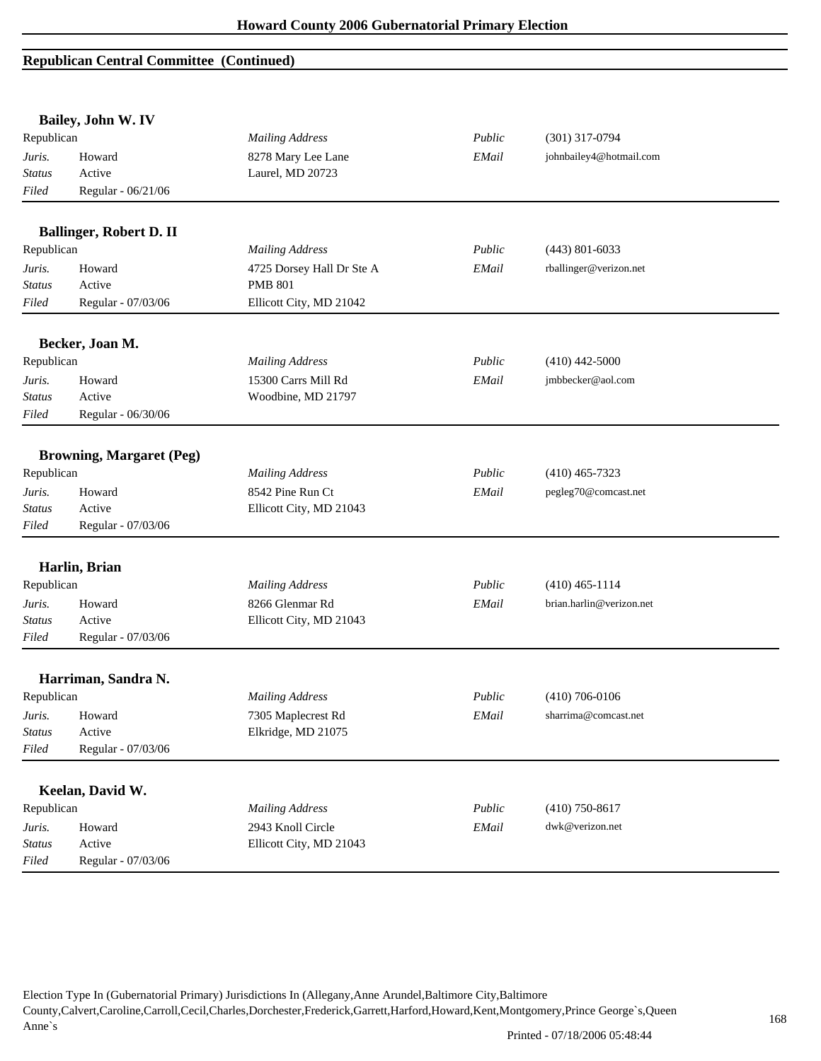## Republican Central Committee (Continued)

**Bailey, John W. IV**

| Republican | | *Mailing Address* | *Public* | (301) 317-0794 |
|---|---|---|---|---|
| *Juris.* | Howard | 8278 Mary Lee Lane | *EMail* | johnbailey4@hotmail.com |
| *Status* | Active | Laurel, MD 20723 | | |
| *Filed* | Regular - 06/21/06 | | | |

**Ballinger, Robert D. II**

| Republican | | *Mailing Address* | *Public* | (443) 801-6033 |
|---|---|---|---|---|
| *Juris.* | Howard | 4725 Dorsey Hall Dr Ste A | *EMail* | rballinger@verizon.net |
| *Status* | Active | PMB 801 | | |
| *Filed* | Regular - 07/03/06 | Ellicott City, MD 21042 | | |

**Becker, Joan M.**

| Republican | | *Mailing Address* | *Public* | (410) 442-5000 |
|---|---|---|---|---|
| *Juris.* | Howard | 15300 Carrs Mill Rd | *EMail* | jmbbecker@aol.com |
| *Status* | Active | Woodbine, MD 21797 | | |
| *Filed* | Regular - 06/30/06 | | | |

**Browning, Margaret (Peg)**

| Republican | | *Mailing Address* | *Public* | (410) 465-7323 |
|---|---|---|---|---|
| *Juris.* | Howard | 8542 Pine Run Ct | *EMail* | pegleg70@comcast.net |
| *Status* | Active | Ellicott City, MD 21043 | | |
| *Filed* | Regular - 07/03/06 | | | |

**Harlin, Brian**

| Republican | | *Mailing Address* | *Public* | (410) 465-1114 |
|---|---|---|---|---|
| *Juris.* | Howard | 8266 Glenmar Rd | *EMail* | brian.harlin@verizon.net |
| *Status* | Active | Ellicott City, MD 21043 | | |
| *Filed* | Regular - 07/03/06 | | | |

**Harriman, Sandra N.**

| Republican | | *Mailing Address* | *Public* | (410) 706-0106 |
|---|---|---|---|---|
| *Juris.* | Howard | 7305 Maplecrest Rd | *EMail* | sharrima@comcast.net |
| *Status* | Active | Elkridge, MD 21075 | | |
| *Filed* | Regular - 07/03/06 | | | |

**Keelan, David W.**

| Republican | | *Mailing Address* | *Public* | (410) 750-8617 |
|---|---|---|---|---|
| *Juris.* | Howard | 2943 Knoll Circle | *EMail* | dwk@verizon.net |
| *Status* | Active | Ellicott City, MD 21043 | | |
| *Filed* | Regular - 07/03/06 | | | |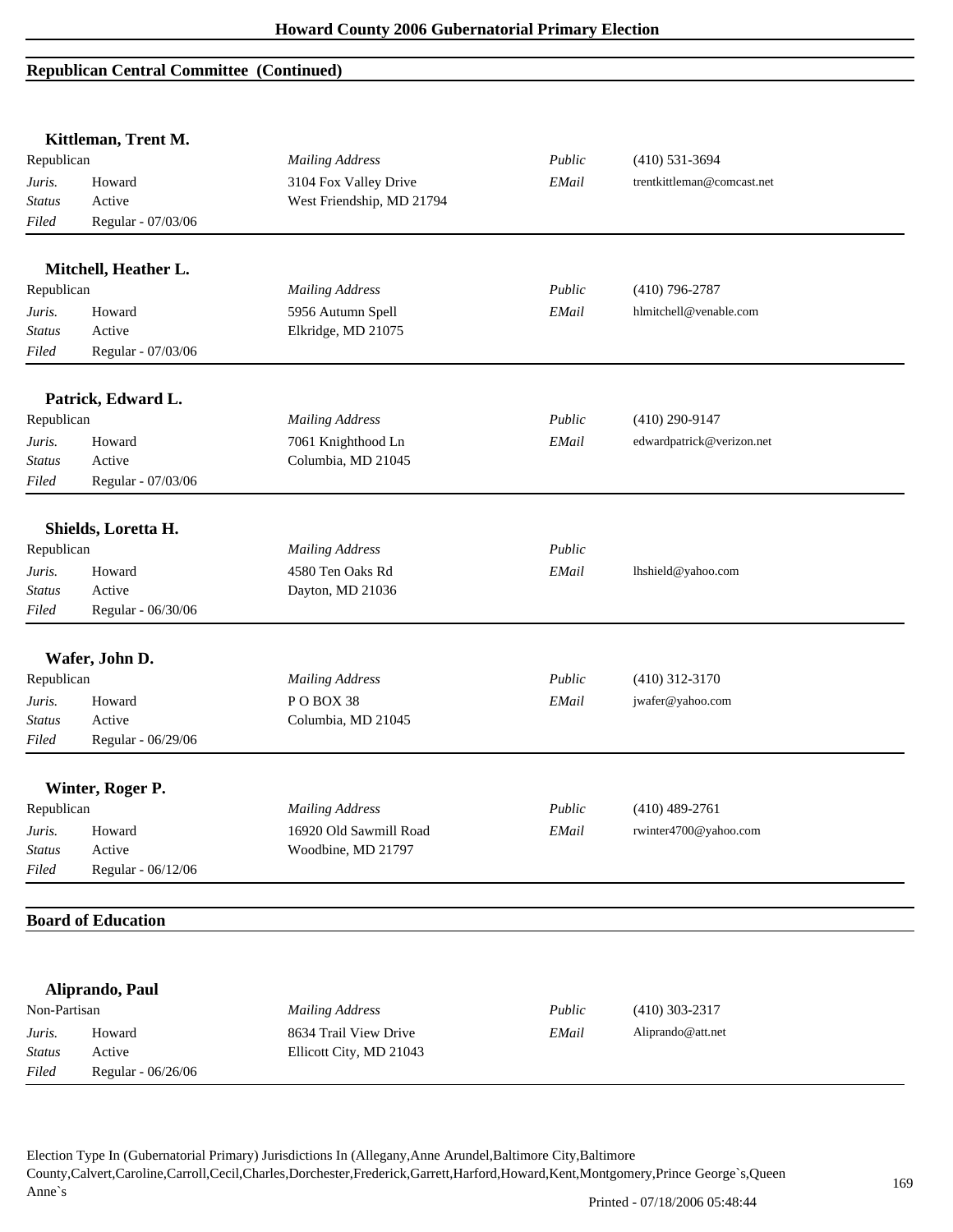## Republican Central Committee (Continued)

### Kittleman, Trent M.

| Republican | | *Mailing Address* | *Public* | (410) 531-3694 |
|---|---|---|---|---|
| *Juris.* | Howard | 3104 Fox Valley Drive | *EMail* | trentkittleman@comcast.net |
| *Status* | Active | West Friendship, MD 21794 | | |
| *Filed* | Regular - 07/03/06 | | | |

### Mitchell, Heather L.

| Republican | | *Mailing Address* | *Public* | (410) 796-2787 |
|---|---|---|---|---|
| *Juris.* | Howard | 5956 Autumn Spell | *EMail* | hlmitchell@venable.com |
| *Status* | Active | Elkridge, MD 21075 | | |
| *Filed* | Regular - 07/03/06 | | | |

### Patrick, Edward L.

| Republican | | *Mailing Address* | *Public* | (410) 290-9147 |
|---|---|---|---|---|
| *Juris.* | Howard | 7061 Knighthood Ln | *EMail* | edwardpatrick@verizon.net |
| *Status* | Active | Columbia, MD 21045 | | |
| *Filed* | Regular - 07/03/06 | | | |

### Shields, Loretta H.

| Republican | | *Mailing Address* | *Public* | |
|---|---|---|---|---|
| *Juris.* | Howard | 4580 Ten Oaks Rd | *EMail* | lhshield@yahoo.com |
| *Status* | Active | Dayton, MD 21036 | | |
| *Filed* | Regular - 06/30/06 | | | |

### Wafer, John D.

| Republican | | *Mailing Address* | *Public* | (410) 312-3170 |
|---|---|---|---|---|
| *Juris.* | Howard | P O BOX 38 | *EMail* | jwafer@yahoo.com |
| *Status* | Active | Columbia, MD 21045 | | |
| *Filed* | Regular - 06/29/06 | | | |

### Winter, Roger P.

| Republican | | *Mailing Address* | *Public* | (410) 489-2761 |
|---|---|---|---|---|
| *Juris.* | Howard | 16920 Old Sawmill Road | *EMail* | rwinter4700@yahoo.com |
| *Status* | Active | Woodbine, MD 21797 | | |
| *Filed* | Regular - 06/12/06 | | | |

## Board of Education

### Aliprando, Paul

| Non-Partisan | | *Mailing Address* | *Public* | (410) 303-2317 |
|---|---|---|---|---|
| *Juris.* | Howard | 8634 Trail View Drive | *EMail* | Aliprando@att.net |
| *Status* | Active | Ellicott City, MD 21043 | | |
| *Filed* | Regular - 06/26/06 | | | |

Election Type In (Gubernatorial Primary) Jurisdictions In (Allegany,Anne Arundel,Baltimore City,Baltimore County,Calvert,Caroline,Carroll,Cecil,Charles,Dorchester,Frederick,Garrett,Harford,Howard,Kent,Montgomery,Prince George`s,Queen Anne`s

Printed - 07/18/2006 05:48:44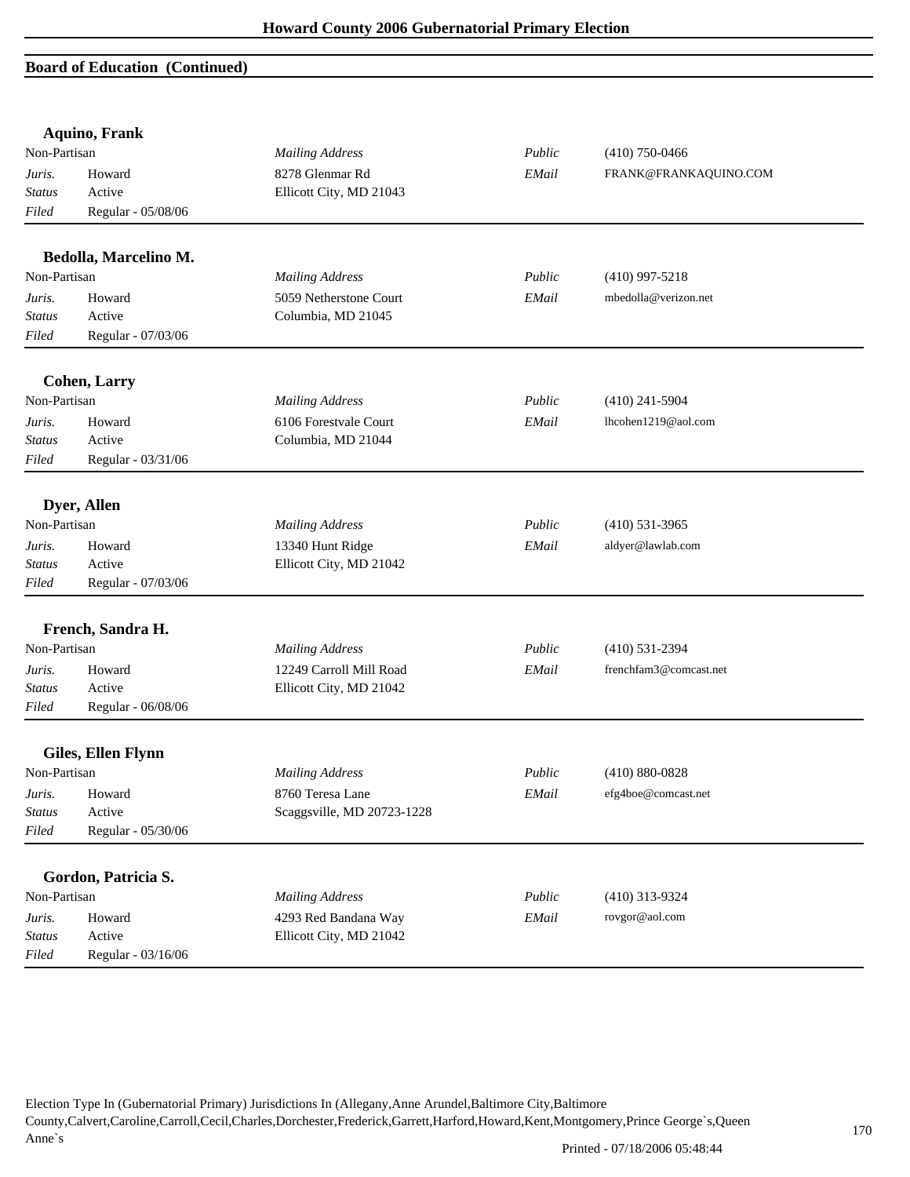## Board of Education (Continued)

### Aquino, Frank

| | | | | |
|---|---|---|---|---|
| Non-Partisan | | *Mailing Address* | *Public* | (410) 750-0466 |
| *Juris.* | Howard | 8278 Glenmar Rd | *EMail* | FRANK@FRANKAQUINO.COM |
| *Status* | Active | Ellicott City, MD 21043 | | |
| *Filed* | Regular - 05/08/06 | | | |

### Bedolla, Marcelino M.

| | | | | |
|---|---|---|---|---|
| Non-Partisan | | *Mailing Address* | *Public* | (410) 997-5218 |
| *Juris.* | Howard | 5059 Netherstone Court | *EMail* | mbedolla@verizon.net |
| *Status* | Active | Columbia, MD 21045 | | |
| *Filed* | Regular - 07/03/06 | | | |

### Cohen, Larry

| | | | | |
|---|---|---|---|---|
| Non-Partisan | | *Mailing Address* | *Public* | (410) 241-5904 |
| *Juris.* | Howard | 6106 Forestvale Court | *EMail* | lhcohen1219@aol.com |
| *Status* | Active | Columbia, MD 21044 | | |
| *Filed* | Regular - 03/31/06 | | | |

### Dyer, Allen

| | | | | |
|---|---|---|---|---|
| Non-Partisan | | *Mailing Address* | *Public* | (410) 531-3965 |
| *Juris.* | Howard | 13340 Hunt Ridge | *EMail* | aldyer@lawlab.com |
| *Status* | Active | Ellicott City, MD 21042 | | |
| *Filed* | Regular - 07/03/06 | | | |

### French, Sandra H.

| | | | | |
|---|---|---|---|---|
| Non-Partisan | | *Mailing Address* | *Public* | (410) 531-2394 |
| *Juris.* | Howard | 12249 Carroll Mill Road | *EMail* | frenchfam3@comcast.net |
| *Status* | Active | Ellicott City, MD 21042 | | |
| *Filed* | Regular - 06/08/06 | | | |

### Giles, Ellen Flynn

| | | | | |
|---|---|---|---|---|
| Non-Partisan | | *Mailing Address* | *Public* | (410) 880-0828 |
| *Juris.* | Howard | 8760 Teresa Lane | *EMail* | efg4boe@comcast.net |
| *Status* | Active | Scaggsville, MD 20723-1228 | | |
| *Filed* | Regular - 05/30/06 | | | |

### Gordon, Patricia S.

| | | | | |
|---|---|---|---|---|
| Non-Partisan | | *Mailing Address* | *Public* | (410) 313-9324 |
| *Juris.* | Howard | 4293 Red Bandana Way | *EMail* | rovgor@aol.com |
| *Status* | Active | Ellicott City, MD 21042 | | |
| *Filed* | Regular - 03/16/06 | | | |

Election Type In (Gubernatorial Primary) Jurisdictions In (Allegany,Anne Arundel,Baltimore City,Baltimore County,Calvert,Caroline,Carroll,Cecil,Charles,Dorchester,Frederick,Garrett,Harford,Howard,Kent,Montgomery,Prince George`s,Queen Anne`s

Printed - 07/18/2006 05:48:44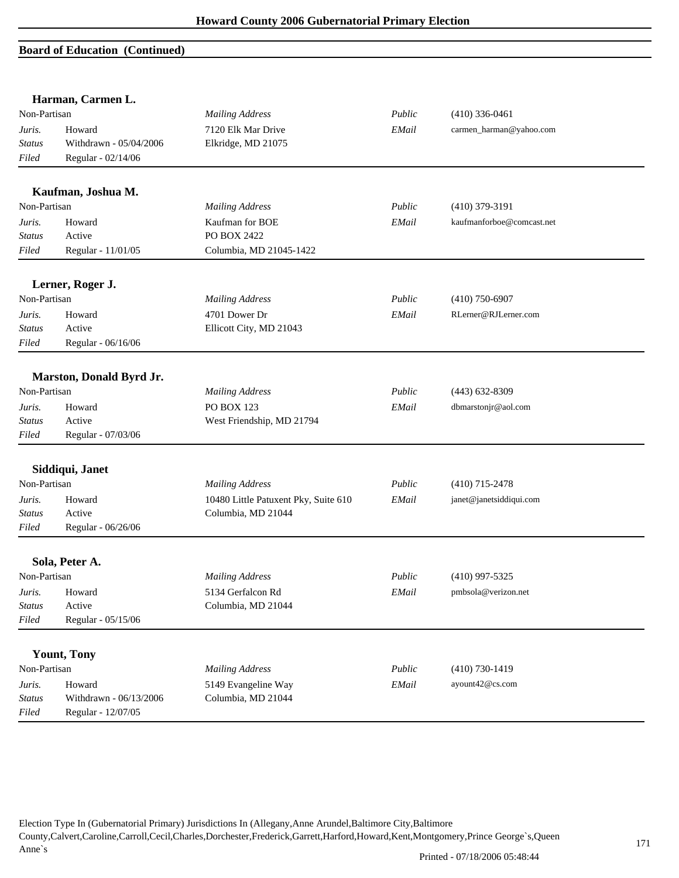## Board of Education (Continued)

### Harman, Carmen L.

| Non-Partisan | | *Mailing Address* | *Public* | (410) 336-0461 |
|---|---|---|---|---|
| *Juris.* | Howard | 7120 Elk Mar Drive | *EMail* | carmen_harman@yahoo.com |
| *Status* | Withdrawn - 05/04/2006 | Elkridge, MD 21075 | | |
| *Filed* | Regular - 02/14/06 | | | |

### Kaufman, Joshua M.

| Non-Partisan | | *Mailing Address* | *Public* | (410) 379-3191 |
|---|---|---|---|---|
| *Juris.* | Howard | Kaufman for BOE | *EMail* | kaufmanforboe@comcast.net |
| *Status* | Active | PO BOX 2422 | | |
| *Filed* | Regular - 11/01/05 | Columbia, MD 21045-1422 | | |

### Lerner, Roger J.

| Non-Partisan | | *Mailing Address* | *Public* | (410) 750-6907 |
|---|---|---|---|---|
| *Juris.* | Howard | 4701 Dower Dr | *EMail* | RLerner@RJLerner.com |
| *Status* | Active | Ellicott City, MD 21043 | | |
| *Filed* | Regular - 06/16/06 | | | |

### Marston, Donald Byrd Jr.

| Non-Partisan | | *Mailing Address* | *Public* | (443) 632-8309 |
|---|---|---|---|---|
| *Juris.* | Howard | PO BOX 123 | *EMail* | dbmarstonjr@aol.com |
| *Status* | Active | West Friendship, MD 21794 | | |
| *Filed* | Regular - 07/03/06 | | | |

### Siddiqui, Janet

| Non-Partisan | | *Mailing Address* | *Public* | (410) 715-2478 |
|---|---|---|---|---|
| *Juris.* | Howard | 10480 Little Patuxent Pky, Suite 610 | *EMail* | janet@janetsiddiqui.com |
| *Status* | Active | Columbia, MD 21044 | | |
| *Filed* | Regular - 06/26/06 | | | |

### Sola, Peter A.

| Non-Partisan | | *Mailing Address* | *Public* | (410) 997-5325 |
|---|---|---|---|---|
| *Juris.* | Howard | 5134 Gerfalcon Rd | *EMail* | pmbsola@verizon.net |
| *Status* | Active | Columbia, MD 21044 | | |
| *Filed* | Regular - 05/15/06 | | | |

### Yount, Tony

| Non-Partisan | | *Mailing Address* | *Public* | (410) 730-1419 |
|---|---|---|---|---|
| *Juris.* | Howard | 5149 Evangeline Way | *EMail* | ayount42@cs.com |
| *Status* | Withdrawn - 06/13/2006 | Columbia, MD 21044 | | |
| *Filed* | Regular - 12/07/05 | | | |

Election Type In (Gubernatorial Primary) Jurisdictions In (Allegany,Anne Arundel,Baltimore City,Baltimore County,Calvert,Caroline,Carroll,Cecil,Charles,Dorchester,Frederick,Garrett,Harford,Howard,Kent,Montgomery,Prince George`s,Queen Anne`s

Printed - 07/18/2006 05:48:44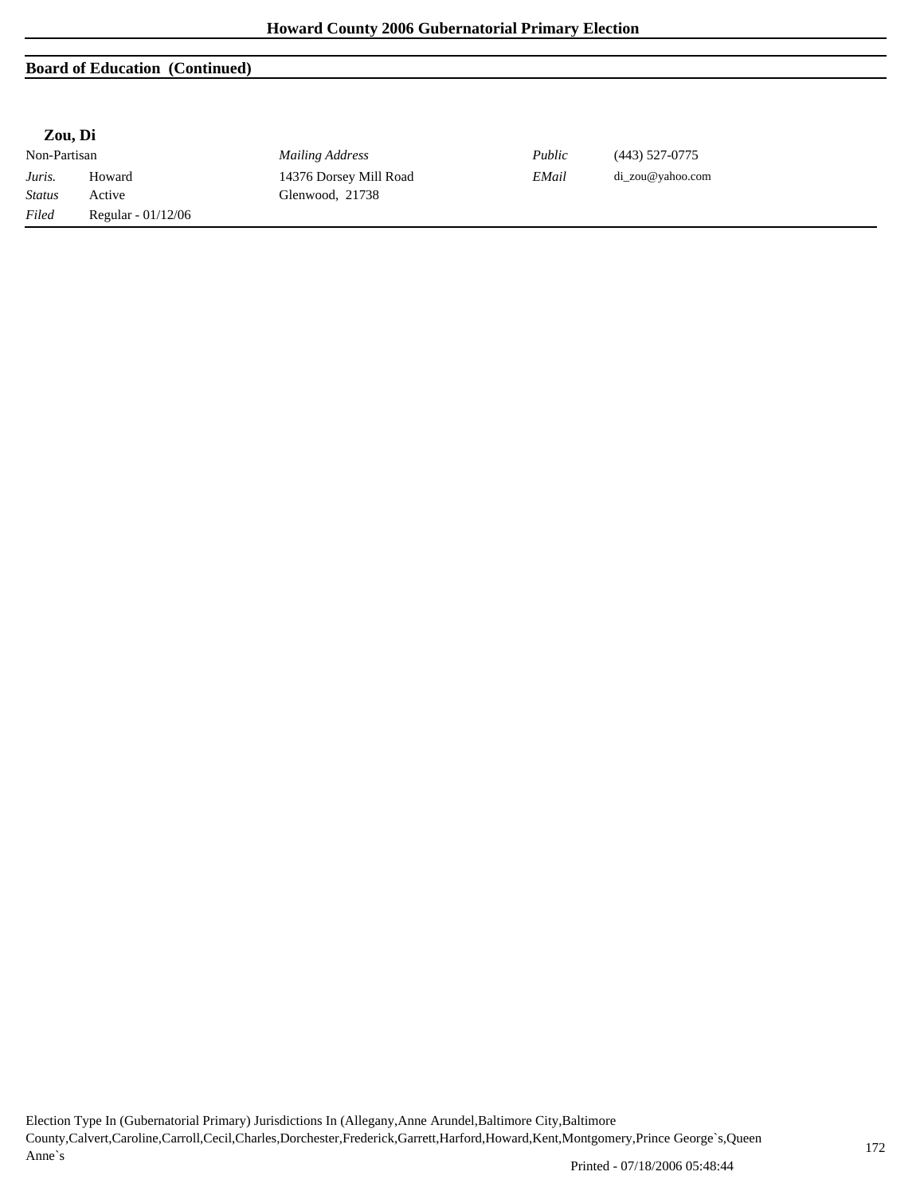## Board of Education (Continued)

**Zou, Di**

Non-Partisan

*Juris.* Howard
*Status* Active
*Filed* Regular - 01/12/06

*Mailing Address*
14376 Dorsey Mill Road
Glenwood, 21738

*Public* (443) 527-0775
*EMail* di_zou@yahoo.com

Election Type In (Gubernatorial Primary) Jurisdictions In (Allegany,Anne Arundel,Baltimore City,Baltimore County,Calvert,Caroline,Carroll,Cecil,Charles,Dorchester,Frederick,Garrett,Harford,Howard,Kent,Montgomery,Prince George`s,Queen Anne`s

Printed - 07/18/2006 05:48:44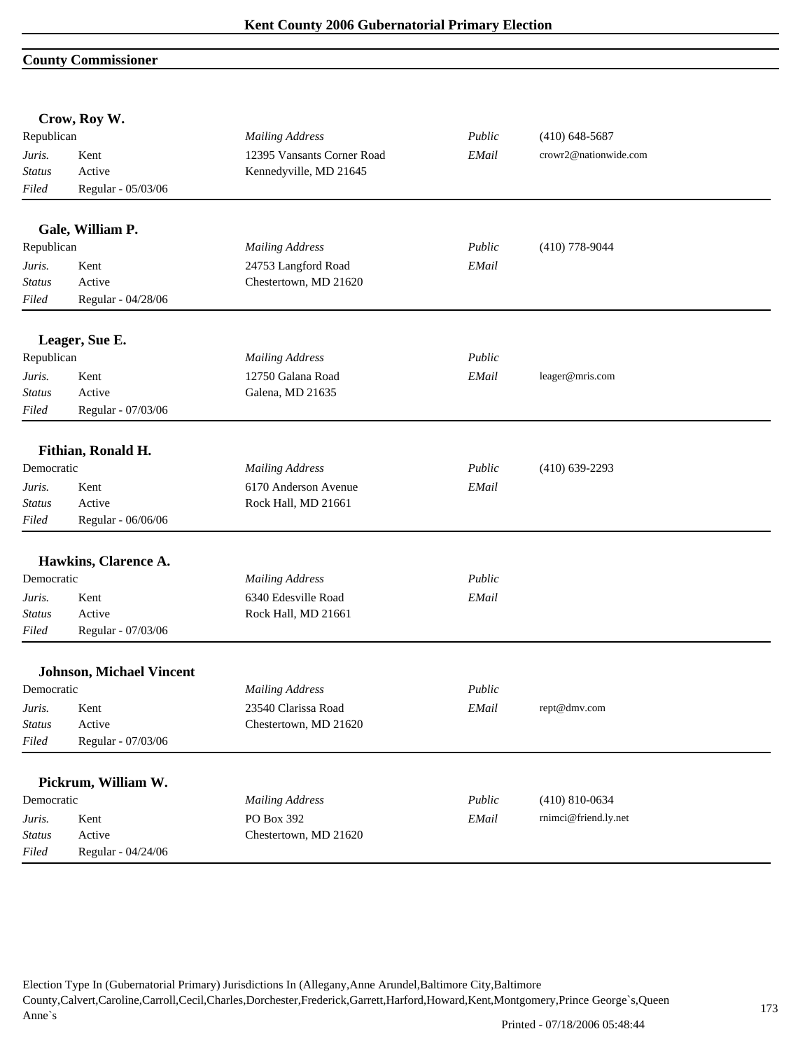# Kent County 2006 Gubernatorial Primary Election

## County Commissioner

### Crow, Roy W.

| Republican | | *Mailing Address* | *Public* | (410) 648-5687 |
|---|---|---|---|---|
| *Juris.* | Kent | 12395 Vansants Corner Road | *EMail* | crowr2@nationwide.com |
| *Status* | Active | Kennedyville, MD 21645 | | |
| *Filed* | Regular - 05/03/06 | | | |

### Gale, William P.

| Republican | | *Mailing Address* | *Public* | (410) 778-9044 |
|---|---|---|---|---|
| *Juris.* | Kent | 24753 Langford Road | *EMail* | |
| *Status* | Active | Chestertown, MD 21620 | | |
| *Filed* | Regular - 04/28/06 | | | |

### Leager, Sue E.

| Republican | | *Mailing Address* | *Public* | |
|---|---|---|---|---|
| *Juris.* | Kent | 12750 Galana Road | *EMail* | leager@mris.com |
| *Status* | Active | Galena, MD 21635 | | |
| *Filed* | Regular - 07/03/06 | | | |

### Fithian, Ronald H.

| Democratic | | *Mailing Address* | *Public* | (410) 639-2293 |
|---|---|---|---|---|
| *Juris.* | Kent | 6170 Anderson Avenue | *EMail* | |
| *Status* | Active | Rock Hall, MD 21661 | | |
| *Filed* | Regular - 06/06/06 | | | |

### Hawkins, Clarence A.

| Democratic | | *Mailing Address* | *Public* | |
|---|---|---|---|---|
| *Juris.* | Kent | 6340 Edesville Road | *EMail* | |
| *Status* | Active | Rock Hall, MD 21661 | | |
| *Filed* | Regular - 07/03/06 | | | |

### Johnson, Michael Vincent

| Democratic | | *Mailing Address* | *Public* | |
|---|---|---|---|---|
| *Juris.* | Kent | 23540 Clarissa Road | *EMail* | rept@dmv.com |
| *Status* | Active | Chestertown, MD 21620 | | |
| *Filed* | Regular - 07/03/06 | | | |

### Pickrum, William W.

| Democratic | | *Mailing Address* | *Public* | (410) 810-0634 |
|---|---|---|---|---|
| *Juris.* | Kent | PO Box 392 | *EMail* | rnimci@friend.ly.net |
| *Status* | Active | Chestertown, MD 21620 | | |
| *Filed* | Regular - 04/24/06 | | | |

Election Type In (Gubernatorial Primary) Jurisdictions In (Allegany,Anne Arundel,Baltimore City,Baltimore County,Calvert,Caroline,Carroll,Cecil,Charles,Dorchester,Frederick,Garrett,Harford,Howard,Kent,Montgomery,Prince George`s,Queen Anne`s

Printed - 07/18/2006 05:48:44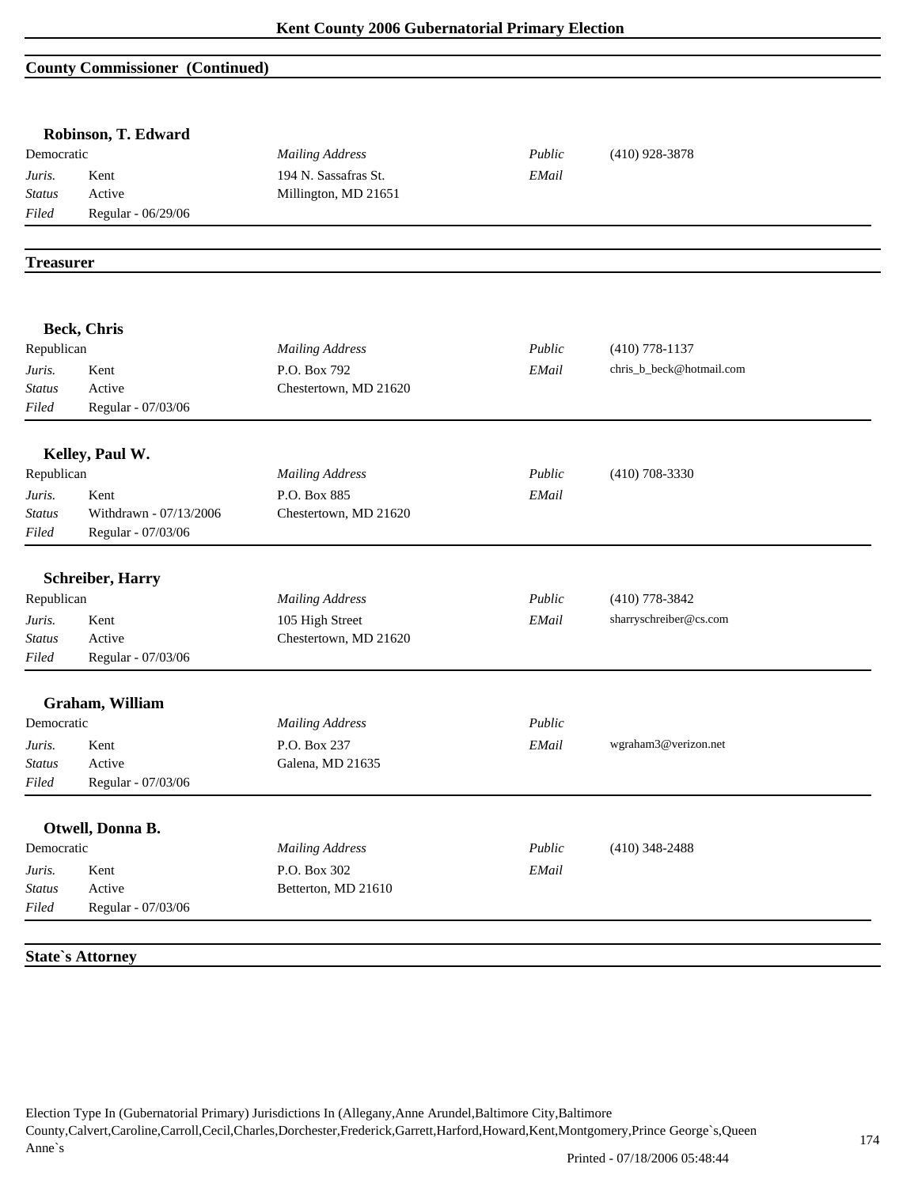# Kent County 2006 Gubernatorial Primary Election

## County Commissioner (Continued)

### Robinson, T. Edward

| | | | | |
|---|---|---|---|---|
| Democratic | | *Mailing Address* | *Public* | (410) 928-3878 |
| *Juris.* | Kent | 194 N. Sassafras St. | *EMail* | |
| *Status* | Active | Millington, MD 21651 | | |
| *Filed* | Regular - 06/29/06 | | | |

## Treasurer

### Beck, Chris

| | | | | |
|---|---|---|---|---|
| Republican | | *Mailing Address* | *Public* | (410) 778-1137 |
| *Juris.* | Kent | P.O. Box 792 | *EMail* | chris_b_beck@hotmail.com |
| *Status* | Active | Chestertown, MD 21620 | | |
| *Filed* | Regular - 07/03/06 | | | |

### Kelley, Paul W.

| | | | | |
|---|---|---|---|---|
| Republican | | *Mailing Address* | *Public* | (410) 708-3330 |
| *Juris.* | Kent | P.O. Box 885 | *EMail* | |
| *Status* | Withdrawn - 07/13/2006 | Chestertown, MD 21620 | | |
| *Filed* | Regular - 07/03/06 | | | |

### Schreiber, Harry

| | | | | |
|---|---|---|---|---|
| Republican | | *Mailing Address* | *Public* | (410) 778-3842 |
| *Juris.* | Kent | 105 High Street | *EMail* | sharryschreiber@cs.com |
| *Status* | Active | Chestertown, MD 21620 | | |
| *Filed* | Regular - 07/03/06 | | | |

### Graham, William

| | | | | |
|---|---|---|---|---|
| Democratic | | *Mailing Address* | *Public* | |
| *Juris.* | Kent | P.O. Box 237 | *EMail* | wgraham3@verizon.net |
| *Status* | Active | Galena, MD 21635 | | |
| *Filed* | Regular - 07/03/06 | | | |

### Otwell, Donna B.

| | | | | |
|---|---|---|---|---|
| Democratic | | *Mailing Address* | *Public* | (410) 348-2488 |
| *Juris.* | Kent | P.O. Box 302 | *EMail* | |
| *Status* | Active | Betterton, MD 21610 | | |
| *Filed* | Regular - 07/03/06 | | | |

## State`s Attorney

Election Type In (Gubernatorial Primary) Jurisdictions In (Allegany,Anne Arundel,Baltimore City,Baltimore County,Calvert,Caroline,Carroll,Cecil,Charles,Dorchester,Frederick,Garrett,Harford,Howard,Kent,Montgomery,Prince George`s,Queen Anne`s

Printed - 07/18/2006 05:48:44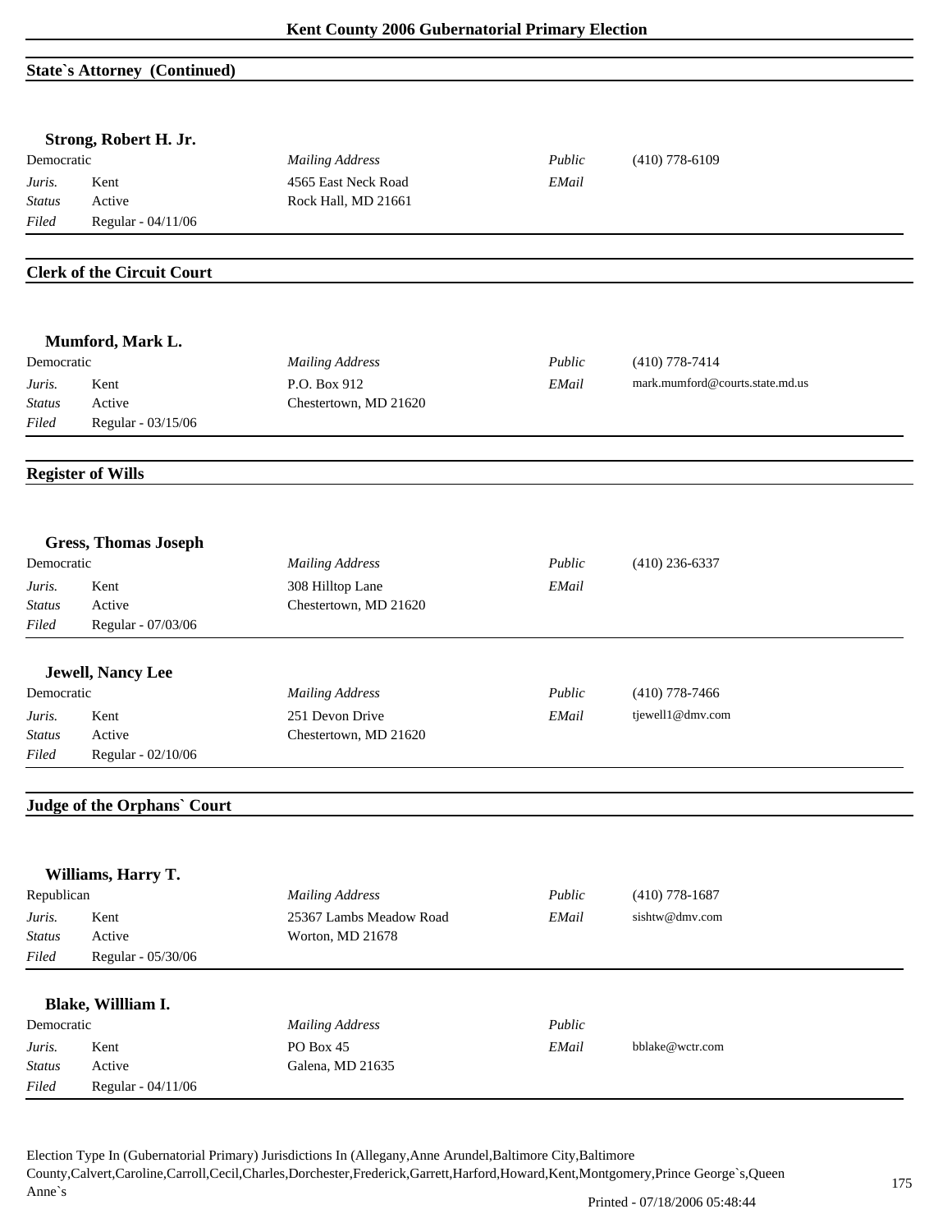## State`s Attorney (Continued)

### Strong, Robert H. Jr.

| Democratic | | *Mailing Address* | *Public* | (410) 778-6109 |
|---|---|---|---|---|
| *Juris.* | Kent | 4565 East Neck Road | *EMail* | |
| *Status* | Active | Rock Hall, MD 21661 | | |
| *Filed* | Regular - 04/11/06 | | | |

## Clerk of the Circuit Court

### Mumford, Mark L.

| Democratic | | *Mailing Address* | *Public* | (410) 778-7414 |
|---|---|---|---|---|
| *Juris.* | Kent | P.O. Box 912 | *EMail* | mark.mumford@courts.state.md.us |
| *Status* | Active | Chestertown, MD 21620 | | |
| *Filed* | Regular - 03/15/06 | | | |

## Register of Wills

### Gress, Thomas Joseph

| Democratic | | *Mailing Address* | *Public* | (410) 236-6337 |
|---|---|---|---|---|
| *Juris.* | Kent | 308 Hilltop Lane | *EMail* | |
| *Status* | Active | Chestertown, MD 21620 | | |
| *Filed* | Regular - 07/03/06 | | | |

### Jewell, Nancy Lee

| Democratic | | *Mailing Address* | *Public* | (410) 778-7466 |
|---|---|---|---|---|
| *Juris.* | Kent | 251 Devon Drive | *EMail* | tjewell1@dmv.com |
| *Status* | Active | Chestertown, MD 21620 | | |
| *Filed* | Regular - 02/10/06 | | | |

## Judge of the Orphans` Court

### Williams, Harry T.

| Republican | | *Mailing Address* | *Public* | (410) 778-1687 |
|---|---|---|---|---|
| *Juris.* | Kent | 25367 Lambs Meadow Road | *EMail* | sishtw@dmv.com |
| *Status* | Active | Worton, MD 21678 | | |
| *Filed* | Regular - 05/30/06 | | | |

### Blake, Willliam I.

| Democratic | | *Mailing Address* | *Public* | |
|---|---|---|---|---|
| *Juris.* | Kent | PO Box 45 | *EMail* | bblake@wctr.com |
| *Status* | Active | Galena, MD 21635 | | |
| *Filed* | Regular - 04/11/06 | | | |

Election Type In (Gubernatorial Primary) Jurisdictions In (Allegany,Anne Arundel,Baltimore City,Baltimore County,Calvert,Caroline,Carroll,Cecil,Charles,Dorchester,Frederick,Garrett,Harford,Howard,Kent,Montgomery,Prince George`s,Queen Anne`s

Printed - 07/18/2006 05:48:44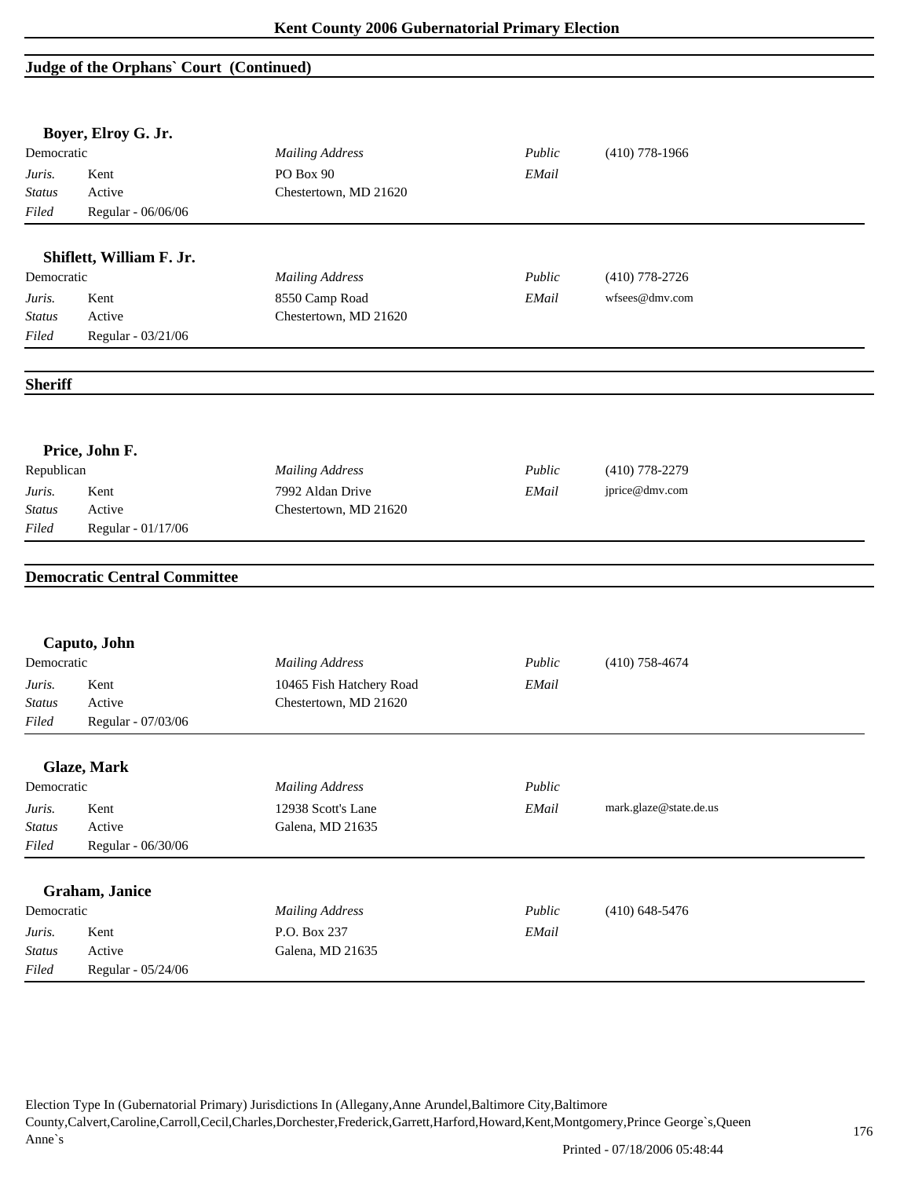## Judge of the Orphans` Court (Continued)

### Boyer, Elroy G. Jr.

| Democratic | | *Mailing Address* | *Public* | (410) 778-1966 |
|---|---|---|---|---|
| *Juris.* | Kent | PO Box 90 | *EMail* | |
| *Status* | Active | Chestertown, MD 21620 | | |
| *Filed* | Regular - 06/06/06 | | | |

### Shiflett, William F. Jr.

| Democratic | | *Mailing Address* | *Public* | (410) 778-2726 |
|---|---|---|---|---|
| *Juris.* | Kent | 8550 Camp Road | *EMail* | wfsees@dmv.com |
| *Status* | Active | Chestertown, MD 21620 | | |
| *Filed* | Regular - 03/21/06 | | | |

## Sheriff

### Price, John F.

| Republican | | *Mailing Address* | *Public* | (410) 778-2279 |
|---|---|---|---|---|
| *Juris.* | Kent | 7992 Aldan Drive | *EMail* | jprice@dmv.com |
| *Status* | Active | Chestertown, MD 21620 | | |
| *Filed* | Regular - 01/17/06 | | | |

## Democratic Central Committee

### Caputo, John

| Democratic | | *Mailing Address* | *Public* | (410) 758-4674 |
|---|---|---|---|---|
| *Juris.* | Kent | 10465 Fish Hatchery Road | *EMail* | |
| *Status* | Active | Chestertown, MD 21620 | | |
| *Filed* | Regular - 07/03/06 | | | |

### Glaze, Mark

| Democratic | | *Mailing Address* | *Public* | |
|---|---|---|---|---|
| *Juris.* | Kent | 12938 Scott's Lane | *EMail* | mark.glaze@state.de.us |
| *Status* | Active | Galena, MD 21635 | | |
| *Filed* | Regular - 06/30/06 | | | |

### Graham, Janice

| Democratic | | *Mailing Address* | *Public* | (410) 648-5476 |
|---|---|---|---|---|
| *Juris.* | Kent | P.O. Box 237 | *EMail* | |
| *Status* | Active | Galena, MD 21635 | | |
| *Filed* | Regular - 05/24/06 | | | |

Election Type In (Gubernatorial Primary) Jurisdictions In (Allegany,Anne Arundel,Baltimore City,Baltimore County,Calvert,Caroline,Carroll,Cecil,Charles,Dorchester,Frederick,Garrett,Harford,Howard,Kent,Montgomery,Prince George`s,Queen Anne`s

Printed - 07/18/2006 05:48:44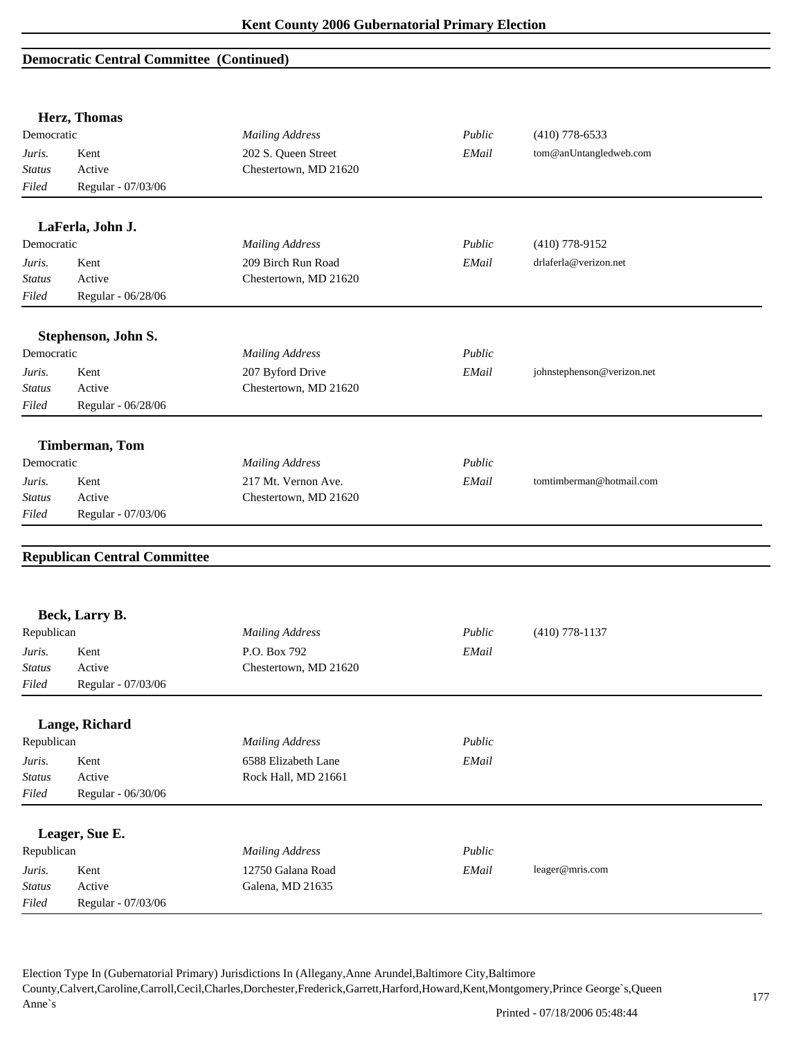## Democratic Central Committee (Continued)

### Herz, Thomas

| Democratic | | *Mailing Address* | *Public* | (410) 778-6533 |
|---|---|---|---|---|
| *Juris.* | Kent | 202 S. Queen Street | *EMail* | tom@anUntangledweb.com |
| *Status* | Active | Chestertown, MD 21620 | | |
| *Filed* | Regular - 07/03/06 | | | |

### LaFerla, John J.

| Democratic | | *Mailing Address* | *Public* | (410) 778-9152 |
|---|---|---|---|---|
| *Juris.* | Kent | 209 Birch Run Road | *EMail* | drlaferla@verizon.net |
| *Status* | Active | Chestertown, MD 21620 | | |
| *Filed* | Regular - 06/28/06 | | | |

### Stephenson, John S.

| Democratic | | *Mailing Address* | *Public* | |
|---|---|---|---|---|
| *Juris.* | Kent | 207 Byford Drive | *EMail* | johnstephenson@verizon.net |
| *Status* | Active | Chestertown, MD 21620 | | |
| *Filed* | Regular - 06/28/06 | | | |

### Timberman, Tom

| Democratic | | *Mailing Address* | *Public* | |
|---|---|---|---|---|
| *Juris.* | Kent | 217 Mt. Vernon Ave. | *EMail* | tomtimberman@hotmail.com |
| *Status* | Active | Chestertown, MD 21620 | | |
| *Filed* | Regular - 07/03/06 | | | |

## Republican Central Committee

### Beck, Larry B.

| Republican | | *Mailing Address* | *Public* | (410) 778-1137 |
|---|---|---|---|---|
| *Juris.* | Kent | P.O. Box 792 | *EMail* | |
| *Status* | Active | Chestertown, MD 21620 | | |
| *Filed* | Regular - 07/03/06 | | | |

### Lange, Richard

| Republican | | *Mailing Address* | *Public* | |
|---|---|---|---|---|
| *Juris.* | Kent | 6588 Elizabeth Lane | *EMail* | |
| *Status* | Active | Rock Hall, MD 21661 | | |
| *Filed* | Regular - 06/30/06 | | | |

### Leager, Sue E.

| Republican | | *Mailing Address* | *Public* | |
|---|---|---|---|---|
| *Juris.* | Kent | 12750 Galana Road | *EMail* | leager@mris.com |
| *Status* | Active | Galena, MD 21635 | | |
| *Filed* | Regular - 07/03/06 | | | |

Election Type In (Gubernatorial Primary) Jurisdictions In (Allegany,Anne Arundel,Baltimore City,Baltimore County,Calvert,Caroline,Carroll,Cecil,Charles,Dorchester,Frederick,Garrett,Harford,Howard,Kent,Montgomery,Prince George`s,Queen Anne`s

Printed - 07/18/2006 05:48:44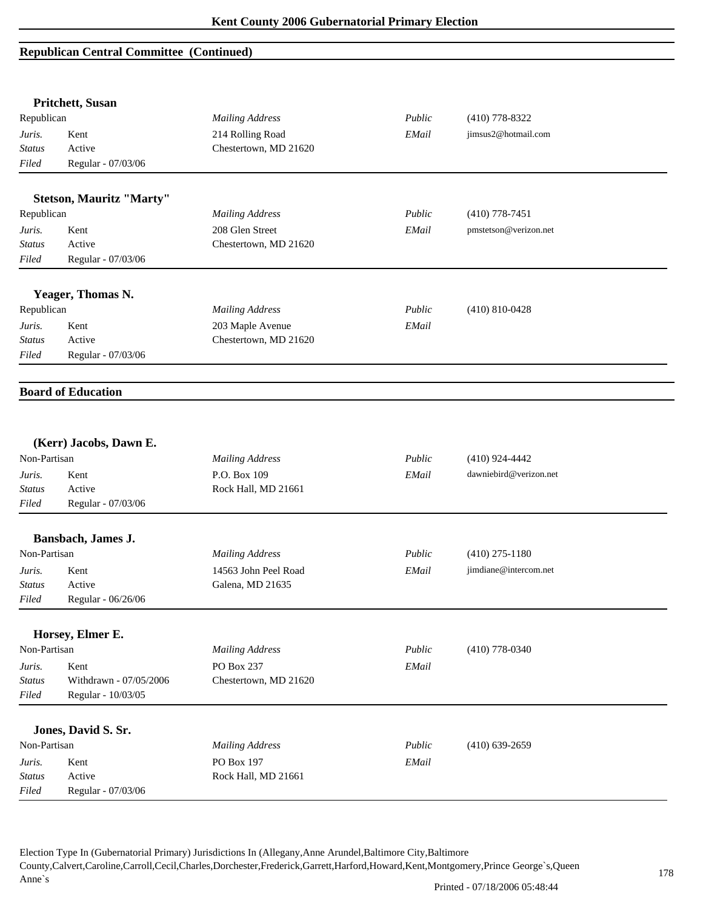## Republican Central Committee (Continued)

### Pritchett, Susan

Republican

| | | | | |
|---|---|---|---|---|
| *Juris.* | Kent | *Mailing Address* | *Public* | (410) 778-8322 |
| *Status* | Active | 214 Rolling Road | *EMail* | jimsus2@hotmail.com |
| *Filed* | Regular - 07/03/06 | Chestertown, MD 21620 | | |

### Stetson, Mauritz "Marty"

Republican

| | | | | |
|---|---|---|---|---|
| *Juris.* | Kent | *Mailing Address* | *Public* | (410) 778-7451 |
| *Status* | Active | 208 Glen Street | *EMail* | pmstetson@verizon.net |
| *Filed* | Regular - 07/03/06 | Chestertown, MD 21620 | | |

### Yeager, Thomas N.

Republican

| | | | | |
|---|---|---|---|---|
| *Juris.* | Kent | *Mailing Address* | *Public* | (410) 810-0428 |
| *Status* | Active | 203 Maple Avenue | *EMail* | |
| *Filed* | Regular - 07/03/06 | Chestertown, MD 21620 | | |

## Board of Education

### (Kerr) Jacobs, Dawn E.

Non-Partisan

| | | | | |
|---|---|---|---|---|
| *Juris.* | Kent | *Mailing Address* | *Public* | (410) 924-4442 |
| *Status* | Active | P.O. Box 109 | *EMail* | dawniebird@verizon.net |
| *Filed* | Regular - 07/03/06 | Rock Hall, MD 21661 | | |

### Bansbach, James J.

Non-Partisan

| | | | | |
|---|---|---|---|---|
| *Juris.* | Kent | *Mailing Address* | *Public* | (410) 275-1180 |
| *Status* | Active | 14563 John Peel Road | *EMail* | jimdiane@intercom.net |
| *Filed* | Regular - 06/26/06 | Galena, MD 21635 | | |

### Horsey, Elmer E.

Non-Partisan

| | | | | |
|---|---|---|---|---|
| *Juris.* | Kent | *Mailing Address* | *Public* | (410) 778-0340 |
| *Status* | Withdrawn - 07/05/2006 | PO Box 237 | *EMail* | |
| *Filed* | Regular - 10/03/05 | Chestertown, MD 21620 | | |

### Jones, David S. Sr.

Non-Partisan

| | | | | |
|---|---|---|---|---|
| *Juris.* | Kent | *Mailing Address* | *Public* | (410) 639-2659 |
| *Status* | Active | PO Box 197 | *EMail* | |
| *Filed* | Regular - 07/03/06 | Rock Hall, MD 21661 | | |

Election Type In (Gubernatorial Primary) Jurisdictions In (Allegany,Anne Arundel,Baltimore City,Baltimore County,Calvert,Caroline,Carroll,Cecil,Charles,Dorchester,Frederick,Garrett,Harford,Howard,Kent,Montgomery,Prince George`s,Queen Anne`s

Printed - 07/18/2006 05:48:44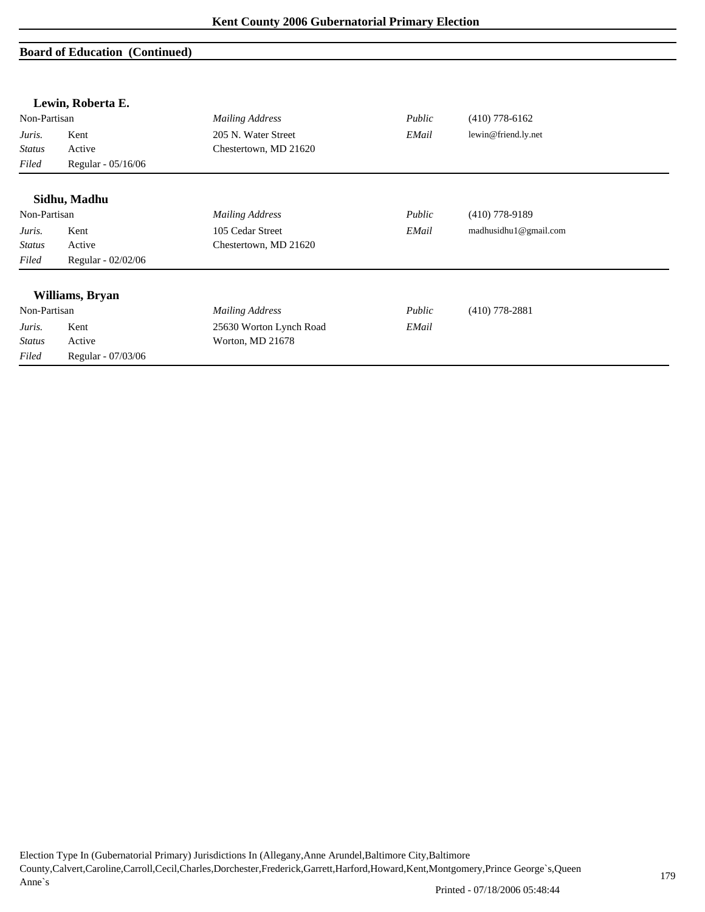## Board of Education (Continued)

### Lewin, Roberta E.

| Non-Partisan | | *Mailing Address* | *Public* | (410) 778-6162 |
|---|---|---|---|---|
| *Juris.* | Kent | 205 N. Water Street | *EMail* | lewin@friend.ly.net |
| *Status* | Active | Chestertown, MD 21620 | | |
| *Filed* | Regular - 05/16/06 | | | |

### Sidhu, Madhu

| Non-Partisan | | *Mailing Address* | *Public* | (410) 778-9189 |
|---|---|---|---|---|
| *Juris.* | Kent | 105 Cedar Street | *EMail* | madhusidhu1@gmail.com |
| *Status* | Active | Chestertown, MD 21620 | | |
| *Filed* | Regular - 02/02/06 | | | |

### Williams, Bryan

| Non-Partisan | | *Mailing Address* | *Public* | (410) 778-2881 |
|---|---|---|---|---|
| *Juris.* | Kent | 25630 Worton Lynch Road | *EMail* | |
| *Status* | Active | Worton, MD 21678 | | |
| *Filed* | Regular - 07/03/06 | | | |

Election Type In (Gubernatorial Primary) Jurisdictions In (Allegany,Anne Arundel,Baltimore City,Baltimore County,Calvert,Caroline,Carroll,Cecil,Charles,Dorchester,Frederick,Garrett,Harford,Howard,Kent,Montgomery,Prince George`s,Queen Anne`s

Printed - 07/18/2006 05:48:44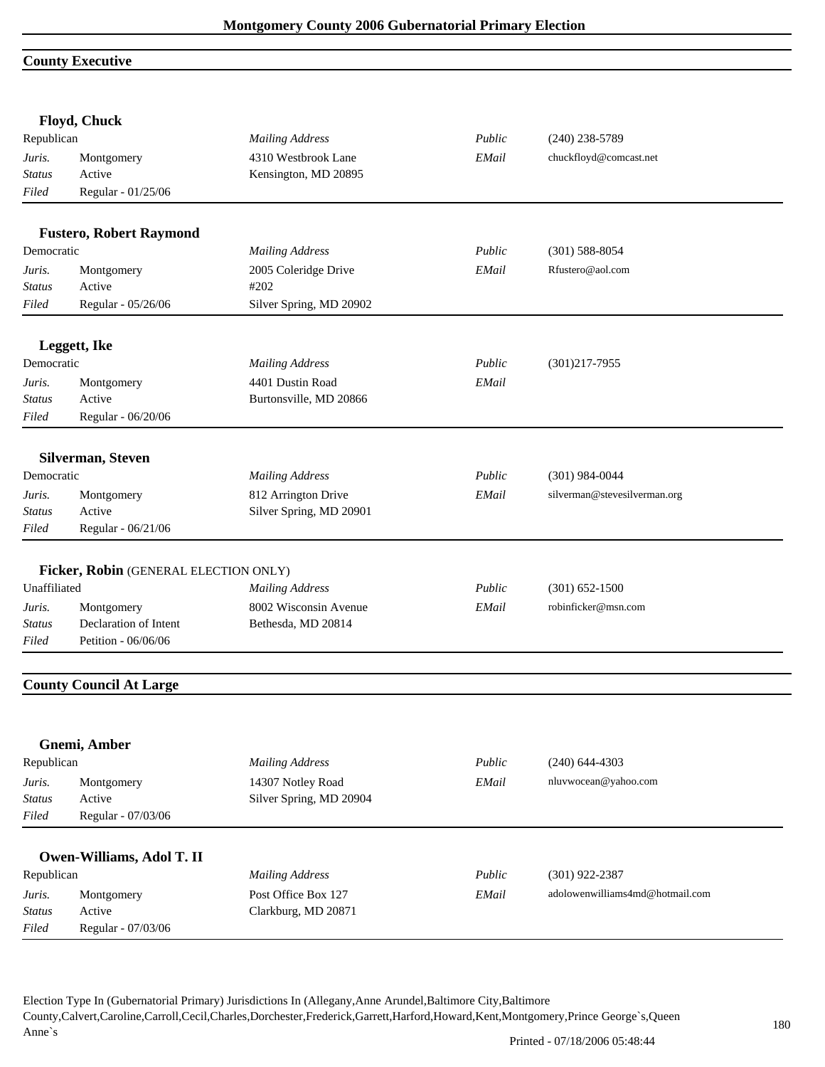## County Executive

### Floyd, Chuck

| | | | | |
|---|---|---|---|---|
| Republican | | *Mailing Address* | *Public* | (240) 238-5789 |
| *Juris.* | Montgomery | 4310 Westbrook Lane | *EMail* | chuckfloyd@comcast.net |
| *Status* | Active | Kensington, MD 20895 | | |
| *Filed* | Regular - 01/25/06 | | | |

### Fustero, Robert Raymond

| | | | | |
|---|---|---|---|---|
| Democratic | | *Mailing Address* | *Public* | (301) 588-8054 |
| *Juris.* | Montgomery | 2005 Coleridge Drive | *EMail* | Rfustero@aol.com |
| *Status* | Active | #202 | | |
| *Filed* | Regular - 05/26/06 | Silver Spring, MD 20902 | | |

### Leggett, Ike

| | | | | |
|---|---|---|---|---|
| Democratic | | *Mailing Address* | *Public* | (301)217-7955 |
| *Juris.* | Montgomery | 4401 Dustin Road | *EMail* | |
| *Status* | Active | Burtonsville, MD 20866 | | |
| *Filed* | Regular - 06/20/06 | | | |

### Silverman, Steven

| | | | | |
|---|---|---|---|---|
| Democratic | | *Mailing Address* | *Public* | (301) 984-0044 |
| *Juris.* | Montgomery | 812 Arrington Drive | *EMail* | silverman@stevesilverman.org |
| *Status* | Active | Silver Spring, MD 20901 | | |
| *Filed* | Regular - 06/21/06 | | | |

### Ficker, Robin (GENERAL ELECTION ONLY)

| | | | | |
|---|---|---|---|---|
| Unaffiliated | | *Mailing Address* | *Public* | (301) 652-1500 |
| *Juris.* | Montgomery | 8002 Wisconsin Avenue | *EMail* | robinficker@msn.com |
| *Status* | Declaration of Intent | Bethesda, MD 20814 | | |
| *Filed* | Petition - 06/06/06 | | | |

## County Council At Large

### Gnemi, Amber

| | | | | |
|---|---|---|---|---|
| Republican | | *Mailing Address* | *Public* | (240) 644-4303 |
| *Juris.* | Montgomery | 14307 Notley Road | *EMail* | nluvwocean@yahoo.com |
| *Status* | Active | Silver Spring, MD 20904 | | |
| *Filed* | Regular - 07/03/06 | | | |

### Owen-Williams, Adol T. II

| | | | | |
|---|---|---|---|---|
| Republican | | *Mailing Address* | *Public* | (301) 922-2387 |
| *Juris.* | Montgomery | Post Office Box 127 | *EMail* | adolowenwilliams4md@hotmail.com |
| *Status* | Active | Clarksburg, MD 20871 | | |
| *Filed* | Regular - 07/03/06 | | | |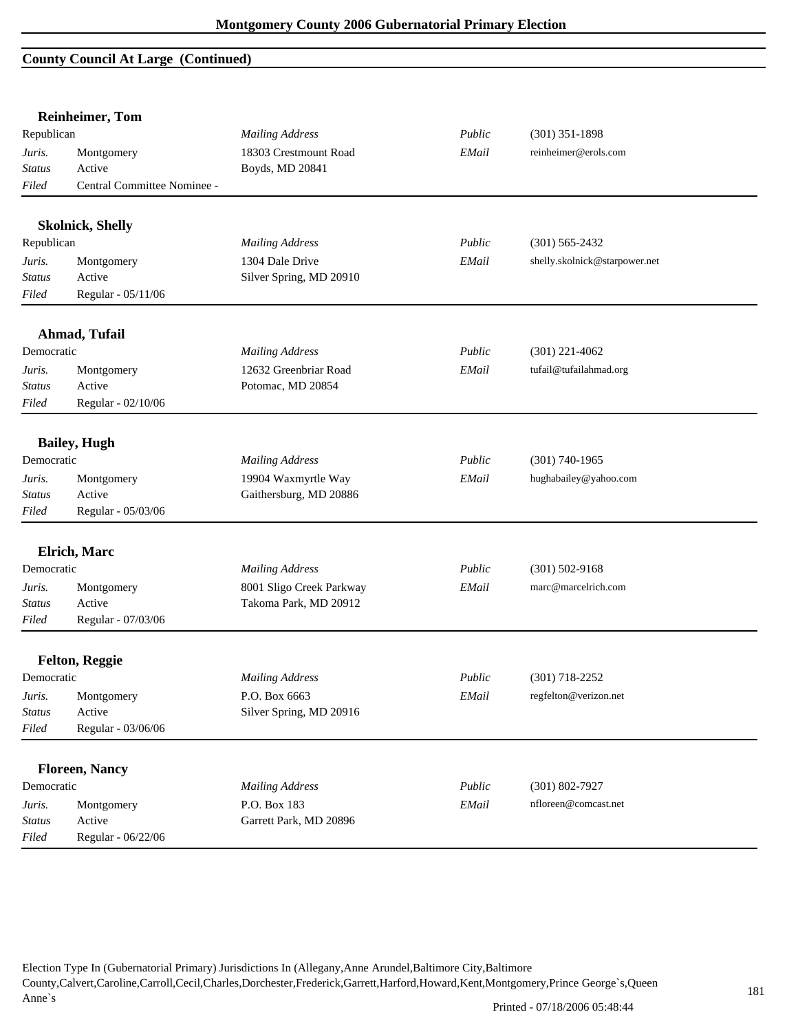## County Council At Large (Continued)

### Reinheimer, Tom

| | | | | |
|---|---|---|---|---|
| Republican | | *Mailing Address* | *Public* | (301) 351-1898 |
| *Juris.* | Montgomery | 18303 Crestmount Road | *EMail* | reinheimer@erols.com |
| *Status* | Active | Boyds, MD 20841 | | |
| *Filed* | Central Committee Nominee - | | | |

### Skolnick, Shelly

| | | | | |
|---|---|---|---|---|
| Republican | | *Mailing Address* | *Public* | (301) 565-2432 |
| *Juris.* | Montgomery | 1304 Dale Drive | *EMail* | shelly.skolnick@starpower.net |
| *Status* | Active | Silver Spring, MD 20910 | | |
| *Filed* | Regular - 05/11/06 | | | |

### Ahmad, Tufail

| | | | | |
|---|---|---|---|---|
| Democratic | | *Mailing Address* | *Public* | (301) 221-4062 |
| *Juris.* | Montgomery | 12632 Greenbriar Road | *EMail* | tufail@tufailahmad.org |
| *Status* | Active | Potomac, MD 20854 | | |
| *Filed* | Regular - 02/10/06 | | | |

### Bailey, Hugh

| | | | | |
|---|---|---|---|---|
| Democratic | | *Mailing Address* | *Public* | (301) 740-1965 |
| *Juris.* | Montgomery | 19904 Waxmyrtle Way | *EMail* | hughabailey@yahoo.com |
| *Status* | Active | Gaithersburg, MD 20886 | | |
| *Filed* | Regular - 05/03/06 | | | |

### Elrich, Marc

| | | | | |
|---|---|---|---|---|
| Democratic | | *Mailing Address* | *Public* | (301) 502-9168 |
| *Juris.* | Montgomery | 8001 Sligo Creek Parkway | *EMail* | marc@marcelrich.com |
| *Status* | Active | Takoma Park, MD 20912 | | |
| *Filed* | Regular - 07/03/06 | | | |

### Felton, Reggie

| | | | | |
|---|---|---|---|---|
| Democratic | | *Mailing Address* | *Public* | (301) 718-2252 |
| *Juris.* | Montgomery | P.O. Box 6663 | *EMail* | regfelton@verizon.net |
| *Status* | Active | Silver Spring, MD 20916 | | |
| *Filed* | Regular - 03/06/06 | | | |

### Floreen, Nancy

| | | | | |
|---|---|---|---|---|
| Democratic | | *Mailing Address* | *Public* | (301) 802-7927 |
| *Juris.* | Montgomery | P.O. Box 183 | *EMail* | nfloreen@comcast.net |
| *Status* | Active | Garrett Park, MD 20896 | | |
| *Filed* | Regular - 06/22/06 | | | |

Election Type In (Gubernatorial Primary) Jurisdictions In (Allegany,Anne Arundel,Baltimore City,Baltimore County,Calvert,Caroline,Carroll,Cecil,Charles,Dorchester,Frederick,Garrett,Harford,Howard,Kent,Montgomery,Prince George`s,Queen Anne`s

Printed - 07/18/2006 05:48:44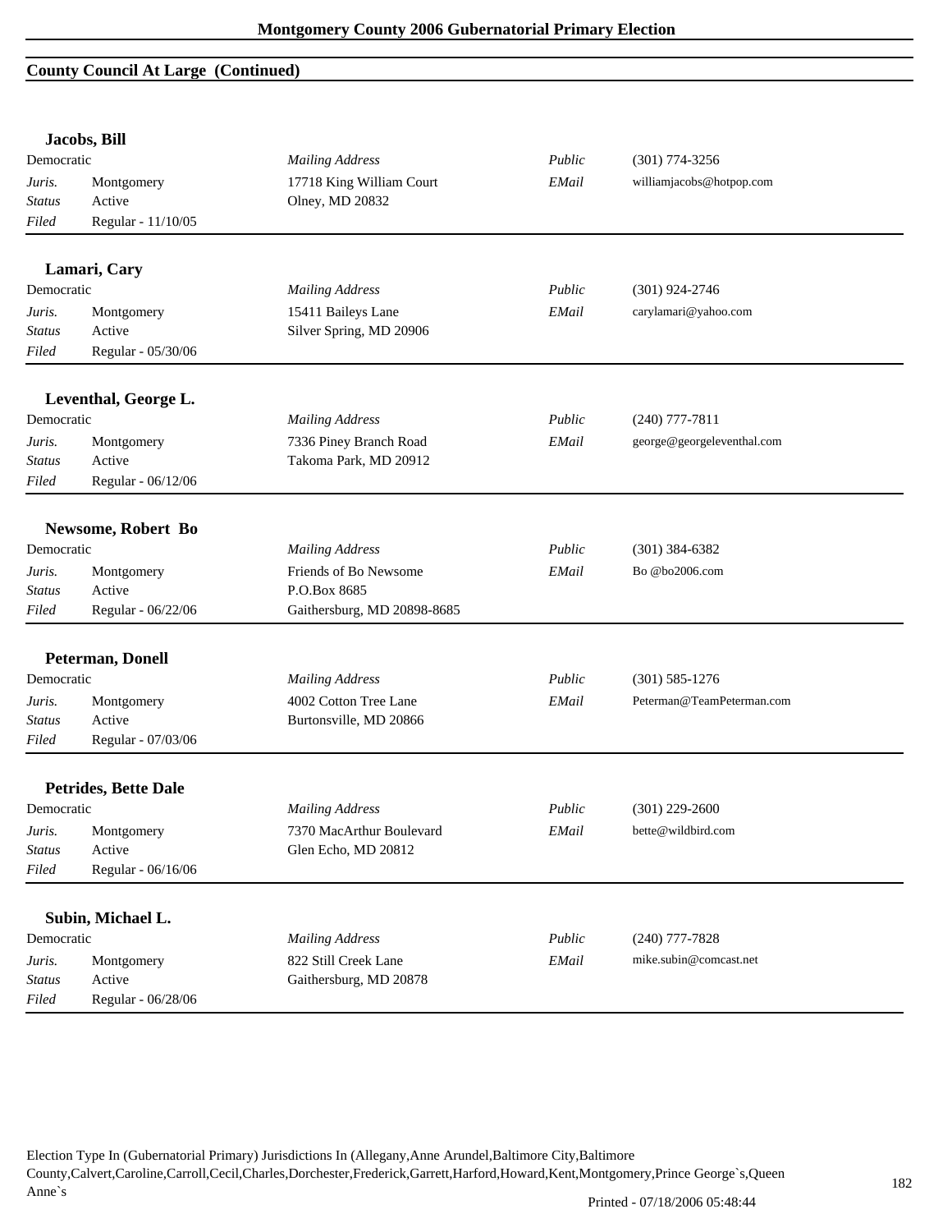## County Council At Large (Continued)

### Jacobs, Bill

| Democratic | | *Mailing Address* | *Public* | (301) 774-3256 |
|---|---|---|---|---|
| *Juris.* | Montgomery | 17718 King William Court | *EMail* | williamjacobs@hotpop.com |
| *Status* | Active | Olney, MD 20832 | | |
| *Filed* | Regular - 11/10/05 | | | |

### Lamari, Cary

| Democratic | | *Mailing Address* | *Public* | (301) 924-2746 |
|---|---|---|---|---|
| *Juris.* | Montgomery | 15411 Baileys Lane | *EMail* | carylamari@yahoo.com |
| *Status* | Active | Silver Spring, MD 20906 | | |
| *Filed* | Regular - 05/30/06 | | | |

### Leventhal, George L.

| Democratic | | *Mailing Address* | *Public* | (240) 777-7811 |
|---|---|---|---|---|
| *Juris.* | Montgomery | 7336 Piney Branch Road | *EMail* | george@georgeleventhal.com |
| *Status* | Active | Takoma Park, MD 20912 | | |
| *Filed* | Regular - 06/12/06 | | | |

### Newsome, Robert Bo

| Democratic | | *Mailing Address* | *Public* | (301) 384-6382 |
|---|---|---|---|---|
| *Juris.* | Montgomery | Friends of Bo Newsome | *EMail* | Bo @bo2006.com |
| *Status* | Active | P.O.Box 8685 | | |
| *Filed* | Regular - 06/22/06 | Gaithersburg, MD 20898-8685 | | |

### Peterman, Donell

| Democratic | | *Mailing Address* | *Public* | (301) 585-1276 |
|---|---|---|---|---|
| *Juris.* | Montgomery | 4002 Cotton Tree Lane | *EMail* | Peterman@TeamPeterman.com |
| *Status* | Active | Burtonsville, MD 20866 | | |
| *Filed* | Regular - 07/03/06 | | | |

### Petrides, Bette Dale

| Democratic | | *Mailing Address* | *Public* | (301) 229-2600 |
|---|---|---|---|---|
| *Juris.* | Montgomery | 7370 MacArthur Boulevard | *EMail* | bette@wildbird.com |
| *Status* | Active | Glen Echo, MD 20812 | | |
| *Filed* | Regular - 06/16/06 | | | |

### Subin, Michael L.

| Democratic | | *Mailing Address* | *Public* | (240) 777-7828 |
|---|---|---|---|---|
| *Juris.* | Montgomery | 822 Still Creek Lane | *EMail* | mike.subin@comcast.net |
| *Status* | Active | Gaithersburg, MD 20878 | | |
| *Filed* | Regular - 06/28/06 | | | |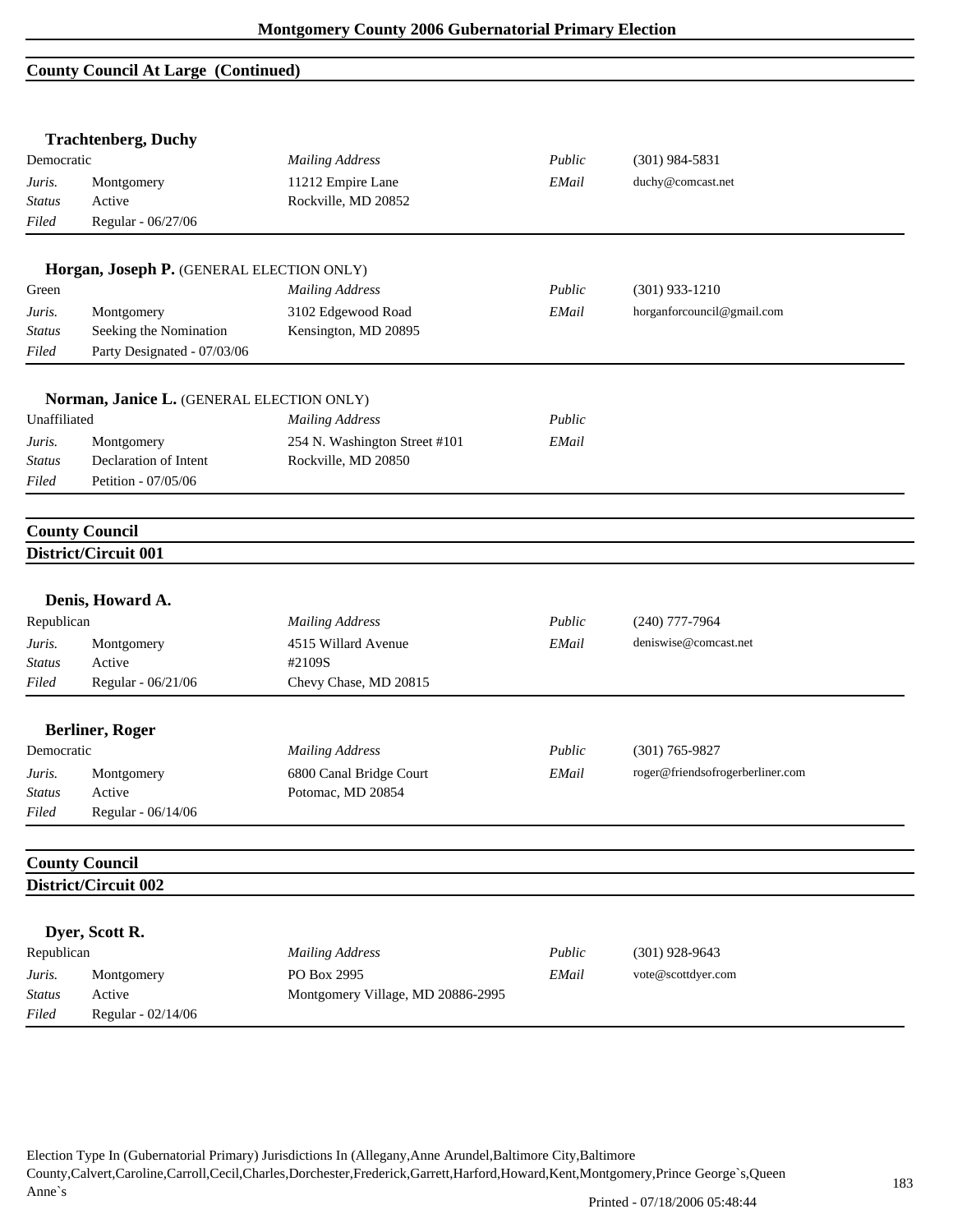## County Council At Large (Continued)

### Trachtenberg, Duchy

| Democratic | | *Mailing Address* | *Public* | (301) 984-5831 |
|---|---|---|---|---|
| *Juris.* | Montgomery | 11212 Empire Lane | *EMail* | duchy@comcast.net |
| *Status* | Active | Rockville, MD 20852 | | |
| *Filed* | Regular - 06/27/06 | | | |

### Horgan, Joseph P. (GENERAL ELECTION ONLY)

| Green | | *Mailing Address* | *Public* | (301) 933-1210 |
|---|---|---|---|---|
| *Juris.* | Montgomery | 3102 Edgewood Road | *EMail* | horganforcouncil@gmail.com |
| *Status* | Seeking the Nomination | Kensington, MD 20895 | | |
| *Filed* | Party Designated - 07/03/06 | | | |

### Norman, Janice L. (GENERAL ELECTION ONLY)

| Unaffiliated | | *Mailing Address* | *Public* | |
|---|---|---|---|---|
| *Juris.* | Montgomery | 254 N. Washington Street #101 | *EMail* | |
| *Status* | Declaration of Intent | Rockville, MD 20850 | | |
| *Filed* | Petition - 07/05/06 | | | |

## County Council
## District/Circuit 001

### Denis, Howard A.

| Republican | | *Mailing Address* | *Public* | (240) 777-7964 |
|---|---|---|---|---|
| *Juris.* | Montgomery | 4515 Willard Avenue | *EMail* | deniswise@comcast.net |
| *Status* | Active | #2109S | | |
| *Filed* | Regular - 06/21/06 | Chevy Chase, MD 20815 | | |

### Berliner, Roger

| Democratic | | *Mailing Address* | *Public* | (301) 765-9827 |
|---|---|---|---|---|
| *Juris.* | Montgomery | 6800 Canal Bridge Court | *EMail* | roger@friendsofrogerberliner.com |
| *Status* | Active | Potomac, MD 20854 | | |
| *Filed* | Regular - 06/14/06 | | | |

## County Council
## District/Circuit 002

### Dyer, Scott R.

| Republican | | *Mailing Address* | *Public* | (301) 928-9643 |
|---|---|---|---|---|
| *Juris.* | Montgomery | PO Box 2995 | *EMail* | vote@scottdyer.com |
| *Status* | Active | Montgomery Village, MD 20886-2995 | | |
| *Filed* | Regular - 02/14/06 | | | |

Election Type In (Gubernatorial Primary) Jurisdictions In (Allegany,Anne Arundel,Baltimore City,Baltimore County,Calvert,Caroline,Carroll,Cecil,Charles,Dorchester,Frederick,Garrett,Harford,Howard,Kent,Montgomery,Prince George`s,Queen Anne`s

Printed - 07/18/2006 05:48:44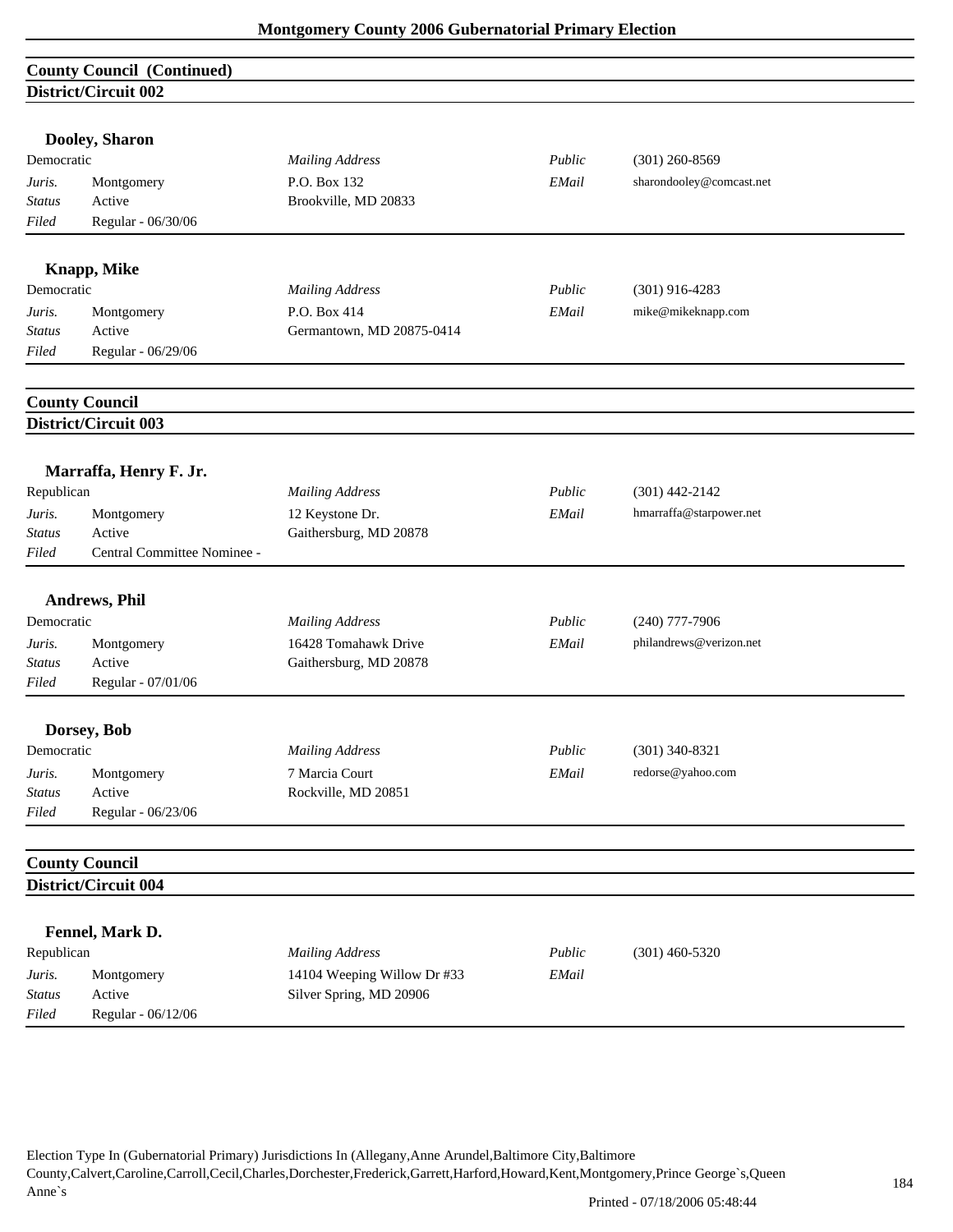## County Council (Continued)

### District/Circuit 002

**Dooley, Sharon**

| Democratic | | *Mailing Address* | *Public* | (301) 260-8569 |
|---|---|---|---|---|
| *Juris.* | Montgomery | P.O. Box 132 | *EMail* | sharondooley@comcast.net |
| *Status* | Active | Brookville, MD 20833 | | |
| *Filed* | Regular - 06/30/06 | | | |

**Knapp, Mike**

| Democratic | | *Mailing Address* | *Public* | (301) 916-4283 |
|---|---|---|---|---|
| *Juris.* | Montgomery | P.O. Box 414 | *EMail* | mike@mikeknapp.com |
| *Status* | Active | Germantown, MD 20875-0414 | | |
| *Filed* | Regular - 06/29/06 | | | |

## County Council

### District/Circuit 003

**Marraffa, Henry F. Jr.**

| Republican | | *Mailing Address* | *Public* | (301) 442-2142 |
|---|---|---|---|---|
| *Juris.* | Montgomery | 12 Keystone Dr. | *EMail* | hmarraffa@starpower.net |
| *Status* | Active | Gaithersburg, MD 20878 | | |
| *Filed* | Central Committee Nominee - | | | |

**Andrews, Phil**

| Democratic | | *Mailing Address* | *Public* | (240) 777-7906 |
|---|---|---|---|---|
| *Juris.* | Montgomery | 16428 Tomahawk Drive | *EMail* | philandrews@verizon.net |
| *Status* | Active | Gaithersburg, MD 20878 | | |
| *Filed* | Regular - 07/01/06 | | | |

**Dorsey, Bob**

| Democratic | | *Mailing Address* | *Public* | (301) 340-8321 |
|---|---|---|---|---|
| *Juris.* | Montgomery | 7 Marcia Court | *EMail* | redorse@yahoo.com |
| *Status* | Active | Rockville, MD 20851 | | |
| *Filed* | Regular - 06/23/06 | | | |

## County Council

### District/Circuit 004

**Fennel, Mark D.**

| Republican | | *Mailing Address* | *Public* | (301) 460-5320 |
|---|---|---|---|---|
| *Juris.* | Montgomery | 14104 Weeping Willow Dr #33 | *EMail* | |
| *Status* | Active | Silver Spring, MD 20906 | | |
| *Filed* | Regular - 06/12/06 | | | |

Election Type In (Gubernatorial Primary) Jurisdictions In (Allegany,Anne Arundel,Baltimore City,Baltimore County,Calvert,Caroline,Carroll,Cecil,Charles,Dorchester,Frederick,Garrett,Harford,Howard,Kent,Montgomery,Prince George`s,Queen Anne`s

Printed - 07/18/2006 05:48:44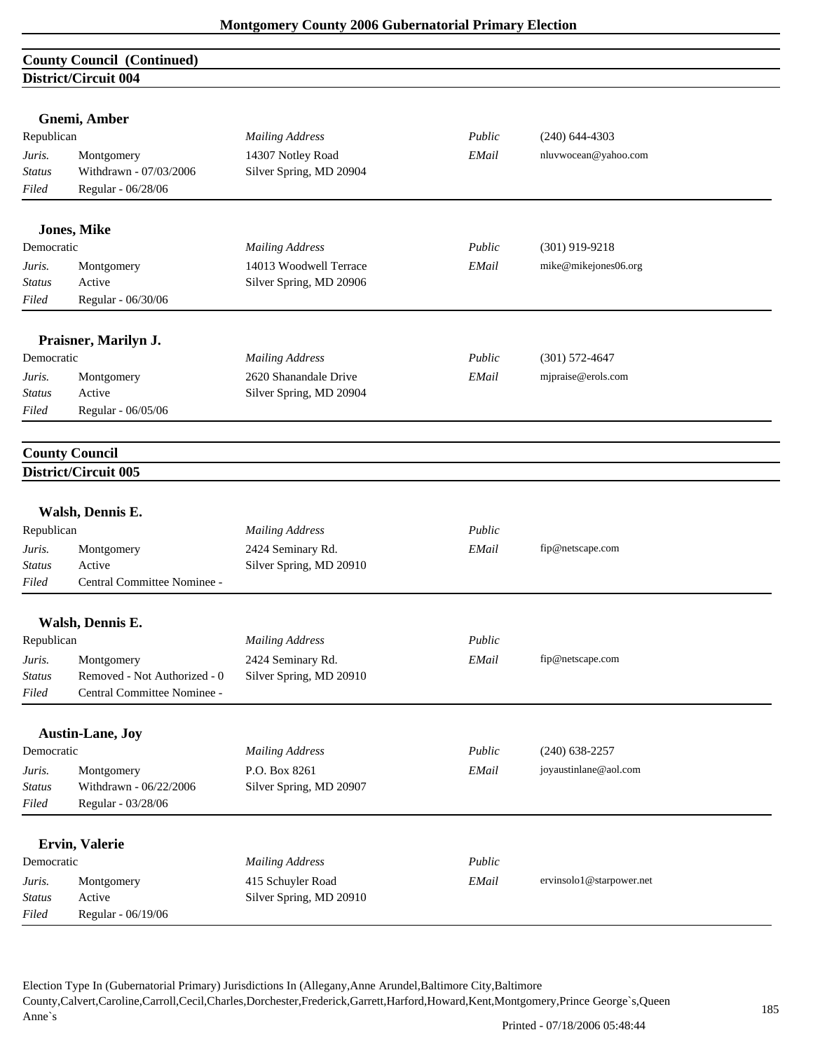## County Council (Continued)

### District/Circuit 004

**Gnemi, Amber**

| | | | | |
|---|---|---|---|---|
| Republican | | *Mailing Address* | *Public* | (240) 644-4303 |
| *Juris.* | Montgomery | 14307 Notley Road | *EMail* | nluvwocean@yahoo.com |
| *Status* | Withdrawn - 07/03/2006 | Silver Spring, MD 20904 | | |
| *Filed* | Regular - 06/28/06 | | | |

**Jones, Mike**

| | | | | |
|---|---|---|---|---|
| Democratic | | *Mailing Address* | *Public* | (301) 919-9218 |
| *Juris.* | Montgomery | 14013 Woodwell Terrace | *EMail* | mike@mikejones06.org |
| *Status* | Active | Silver Spring, MD 20906 | | |
| *Filed* | Regular - 06/30/06 | | | |

**Praisner, Marilyn J.**

| | | | | |
|---|---|---|---|---|
| Democratic | | *Mailing Address* | *Public* | (301) 572-4647 |
| *Juris.* | Montgomery | 2620 Shanandale Drive | *EMail* | mjpraise@erols.com |
| *Status* | Active | Silver Spring, MD 20904 | | |
| *Filed* | Regular - 06/05/06 | | | |

## County Council

### District/Circuit 005

**Walsh, Dennis E.**

| | | | | |
|---|---|---|---|---|
| Republican | | *Mailing Address* | *Public* | |
| *Juris.* | Montgomery | 2424 Seminary Rd. | *EMail* | fip@netscape.com |
| *Status* | Active | Silver Spring, MD 20910 | | |
| *Filed* | Central Committee Nominee - | | | |

**Walsh, Dennis E.**

| | | | | |
|---|---|---|---|---|
| Republican | | *Mailing Address* | *Public* | |
| *Juris.* | Montgomery | 2424 Seminary Rd. | *EMail* | fip@netscape.com |
| *Status* | Removed - Not Authorized - 0 | Silver Spring, MD 20910 | | |
| *Filed* | Central Committee Nominee - | | | |

**Austin-Lane, Joy**

| | | | | |
|---|---|---|---|---|
| Democratic | | *Mailing Address* | *Public* | (240) 638-2257 |
| *Juris.* | Montgomery | P.O. Box 8261 | *EMail* | joyaustinlane@aol.com |
| *Status* | Withdrawn - 06/22/2006 | Silver Spring, MD 20907 | | |
| *Filed* | Regular - 03/28/06 | | | |

**Ervin, Valerie**

| | | | | |
|---|---|---|---|---|
| Democratic | | *Mailing Address* | *Public* | |
| *Juris.* | Montgomery | 415 Schuyler Road | *EMail* | ervinsolo1@starpower.net |
| *Status* | Active | Silver Spring, MD 20910 | | |
| *Filed* | Regular - 06/19/06 | | | |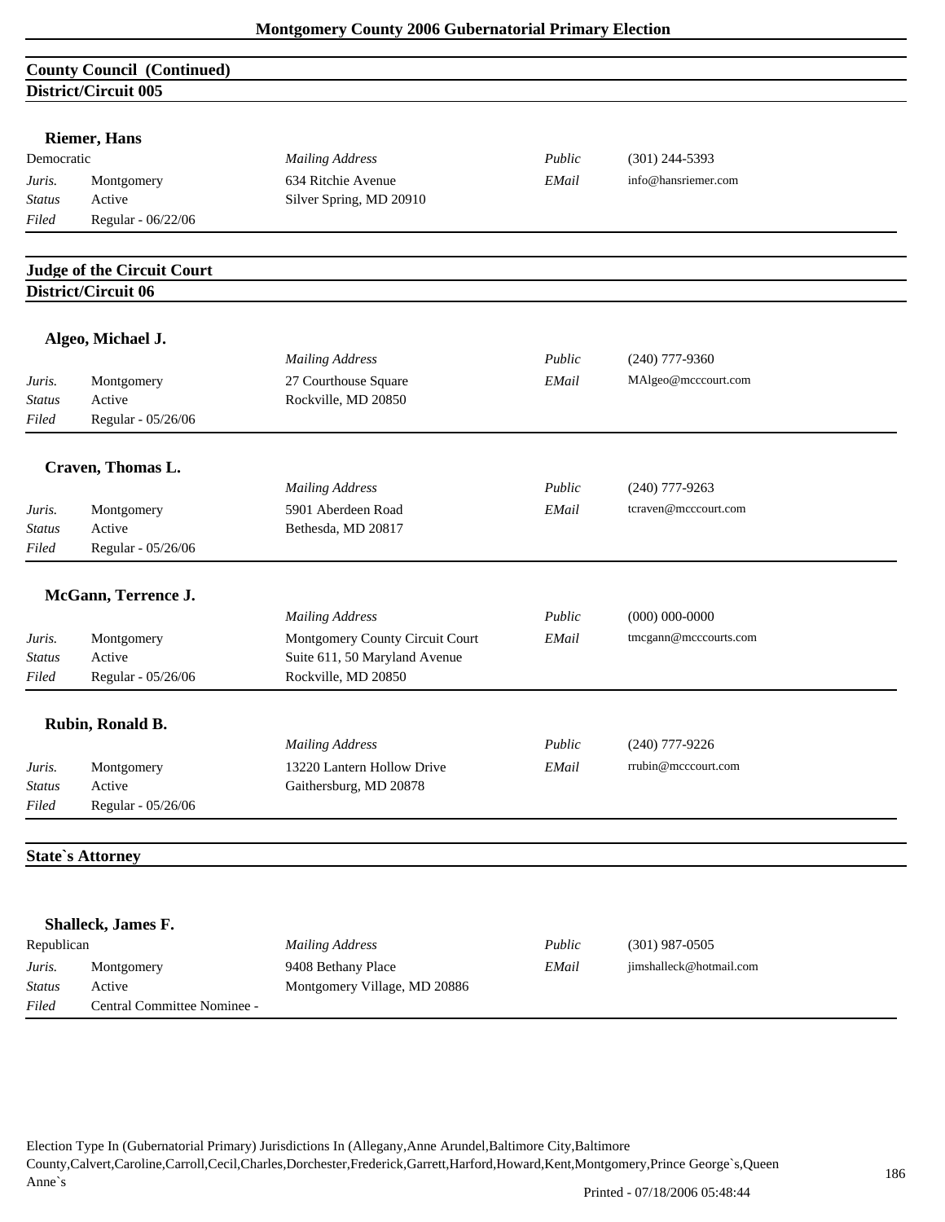## County Council (Continued)

### District/Circuit 005

**Riemer, Hans**

| Democratic | | *Mailing Address* | *Public* | (301) 244-5393 |
|---|---|---|---|---|
| *Juris.* | Montgomery | 634 Ritchie Avenue | *EMail* | info@hansriemer.com |
| *Status* | Active | Silver Spring, MD 20910 | | |
| *Filed* | Regular - 06/22/06 | | | |

## Judge of the Circuit Court

### District/Circuit 06

**Algeo, Michael J.**

| | | *Mailing Address* | *Public* | (240) 777-9360 |
|---|---|---|---|---|
| *Juris.* | Montgomery | 27 Courthouse Square | *EMail* | MAlgeo@mcccourt.com |
| *Status* | Active | Rockville, MD 20850 | | |
| *Filed* | Regular - 05/26/06 | | | |

**Craven, Thomas L.**

| | | *Mailing Address* | *Public* | (240) 777-9263 |
|---|---|---|---|---|
| *Juris.* | Montgomery | 5901 Aberdeen Road | *EMail* | tcraven@mcccourt.com |
| *Status* | Active | Bethesda, MD 20817 | | |
| *Filed* | Regular - 05/26/06 | | | |

**McGann, Terrence J.**

| | | *Mailing Address* | *Public* | (000) 000-0000 |
|---|---|---|---|---|
| *Juris.* | Montgomery | Montgomery County Circuit Court | *EMail* | tmcgann@mcccourts.com |
| *Status* | Active | Suite 611, 50 Maryland Avenue | | |
| *Filed* | Regular - 05/26/06 | Rockville, MD 20850 | | |

**Rubin, Ronald B.**

| | | *Mailing Address* | *Public* | (240) 777-9226 |
|---|---|---|---|---|
| *Juris.* | Montgomery | 13220 Lantern Hollow Drive | *EMail* | rrubin@mcccourt.com |
| *Status* | Active | Gaithersburg, MD 20878 | | |
| *Filed* | Regular - 05/26/06 | | | |

## State`s Attorney

**Shalleck, James F.**

| Republican | | *Mailing Address* | *Public* | (301) 987-0505 |
|---|---|---|---|---|
| *Juris.* | Montgomery | 9408 Bethany Place | *EMail* | jimshalleck@hotmail.com |
| *Status* | Active | Montgomery Village, MD 20886 | | |
| *Filed* | Central Committee Nominee - | | | |

Election Type In (Gubernatorial Primary) Jurisdictions In (Allegany,Anne Arundel,Baltimore City,Baltimore County,Calvert,Caroline,Carroll,Cecil,Charles,Dorchester,Frederick,Garrett,Harford,Howard,Kent,Montgomery,Prince George`s,Queen Anne`s

Printed - 07/18/2006 05:48:44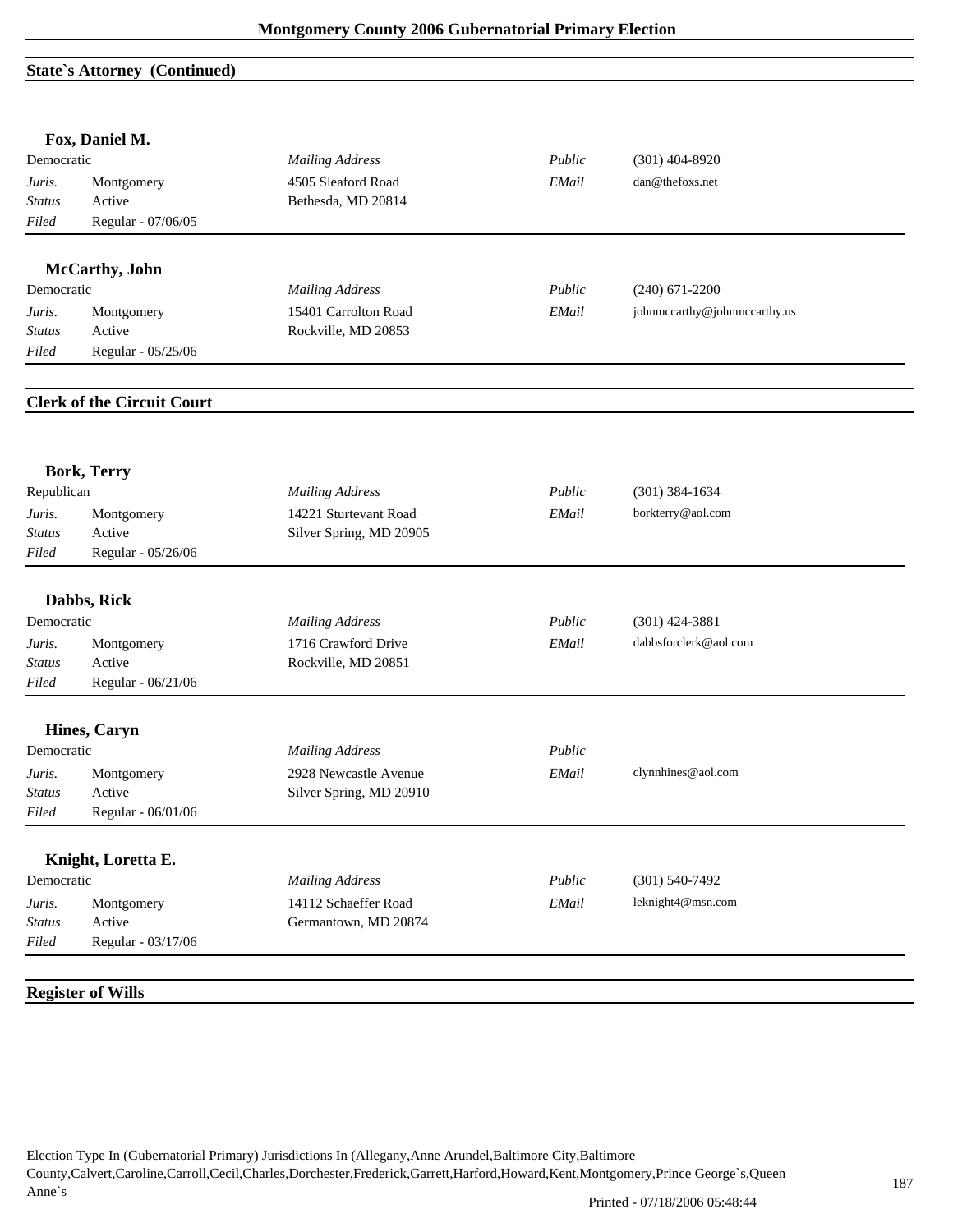## State`s Attorney (Continued)

**Fox, Daniel M.**

| | | | | |
|---|---|---|---|---|
| Democratic | | *Mailing Address* | *Public* | (301) 404-8920 |
| *Juris.* | Montgomery | 4505 Sleaford Road | *EMail* | dan@thefoxs.net |
| *Status* | Active | Bethesda, MD 20814 | | |
| *Filed* | Regular - 07/06/05 | | | |

**McCarthy, John**

| | | | | |
|---|---|---|---|---|
| Democratic | | *Mailing Address* | *Public* | (240) 671-2200 |
| *Juris.* | Montgomery | 15401 Carrolton Road | *EMail* | johnmccarthy@johnmccarthy.us |
| *Status* | Active | Rockville, MD 20853 | | |
| *Filed* | Regular - 05/25/06 | | | |

## Clerk of the Circuit Court

**Bork, Terry**

| | | | | |
|---|---|---|---|---|
| Republican | | *Mailing Address* | *Public* | (301) 384-1634 |
| *Juris.* | Montgomery | 14221 Sturtevant Road | *EMail* | borkterry@aol.com |
| *Status* | Active | Silver Spring, MD 20905 | | |
| *Filed* | Regular - 05/26/06 | | | |

**Dabbs, Rick**

| | | | | |
|---|---|---|---|---|
| Democratic | | *Mailing Address* | *Public* | (301) 424-3881 |
| *Juris.* | Montgomery | 1716 Crawford Drive | *EMail* | dabbsforclerk@aol.com |
| *Status* | Active | Rockville, MD 20851 | | |
| *Filed* | Regular - 06/21/06 | | | |

**Hines, Caryn**

| | | | | |
|---|---|---|---|---|
| Democratic | | *Mailing Address* | *Public* | |
| *Juris.* | Montgomery | 2928 Newcastle Avenue | *EMail* | clynnhines@aol.com |
| *Status* | Active | Silver Spring, MD 20910 | | |
| *Filed* | Regular - 06/01/06 | | | |

**Knight, Loretta E.**

| | | | | |
|---|---|---|---|---|
| Democratic | | *Mailing Address* | *Public* | (301) 540-7492 |
| *Juris.* | Montgomery | 14112 Schaeffer Road | *EMail* | leknight4@msn.com |
| *Status* | Active | Germantown, MD 20874 | | |
| *Filed* | Regular - 03/17/06 | | | |

## Register of Wills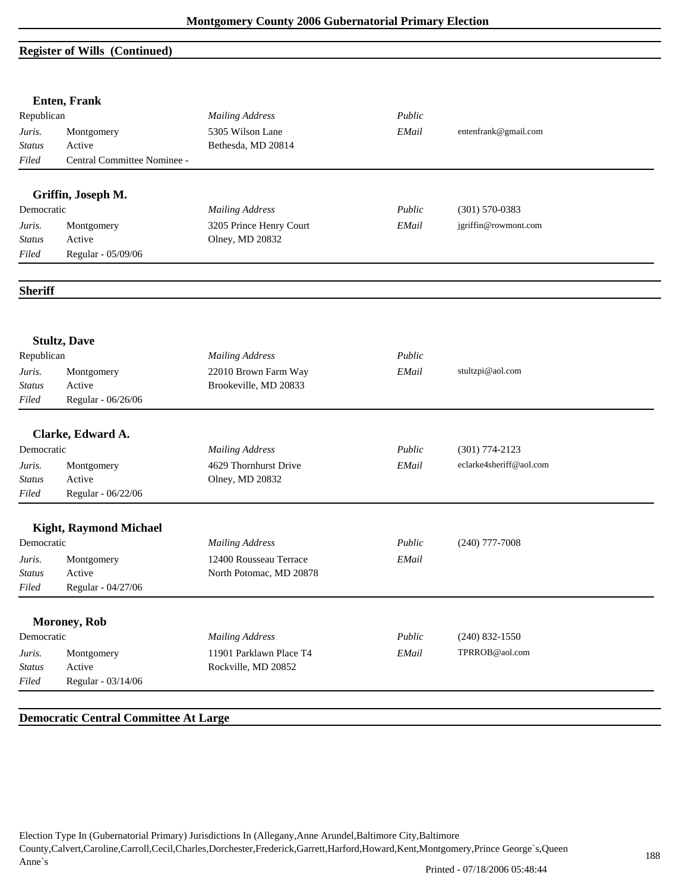## Register of Wills (Continued)

### Enten, Frank

| Republican | | *Mailing Address* | *Public* | |
|---|---|---|---|---|
| *Juris.* | Montgomery | 5305 Wilson Lane | *EMail* | entenfrank@gmail.com |
| *Status* | Active | Bethesda, MD 20814 | | |
| *Filed* | Central Committee Nominee - | | | |

### Griffin, Joseph M.

| Democratic | | *Mailing Address* | *Public* | (301) 570-0383 |
|---|---|---|---|---|
| *Juris.* | Montgomery | 3205 Prince Henry Court | *EMail* | jgriffin@rowmont.com |
| *Status* | Active | Olney, MD 20832 | | |
| *Filed* | Regular - 05/09/06 | | | |

## Sheriff

### Stultz, Dave

| Republican | | *Mailing Address* | *Public* | |
|---|---|---|---|---|
| *Juris.* | Montgomery | 22010 Brown Farm Way | *EMail* | stultzpi@aol.com |
| *Status* | Active | Brookeville, MD 20833 | | |
| *Filed* | Regular - 06/26/06 | | | |

### Clarke, Edward A.

| Democratic | | *Mailing Address* | *Public* | (301) 774-2123 |
|---|---|---|---|---|
| *Juris.* | Montgomery | 4629 Thornhurst Drive | *EMail* | eclarke4sheriff@aol.com |
| *Status* | Active | Olney, MD 20832 | | |
| *Filed* | Regular - 06/22/06 | | | |

### Kight, Raymond Michael

| Democratic | | *Mailing Address* | *Public* | (240) 777-7008 |
|---|---|---|---|---|
| *Juris.* | Montgomery | 12400 Rousseau Terrace | *EMail* | |
| *Status* | Active | North Potomac, MD 20878 | | |
| *Filed* | Regular - 04/27/06 | | | |

### Moroney, Rob

| Democratic | | *Mailing Address* | *Public* | (240) 832-1550 |
|---|---|---|---|---|
| *Juris.* | Montgomery | 11901 Parklawn Place T4 | *EMail* | TPRROB@aol.com |
| *Status* | Active | Rockville, MD 20852 | | |
| *Filed* | Regular - 03/14/06 | | | |

## Democratic Central Committee At Large

Election Type In (Gubernatorial Primary) Jurisdictions In (Allegany,Anne Arundel,Baltimore City,Baltimore County,Calvert,Caroline,Carroll,Cecil,Charles,Dorchester,Frederick,Garrett,Harford,Howard,Kent,Montgomery,Prince George`s,Queen Anne`s

Printed - 07/18/2006 05:48:44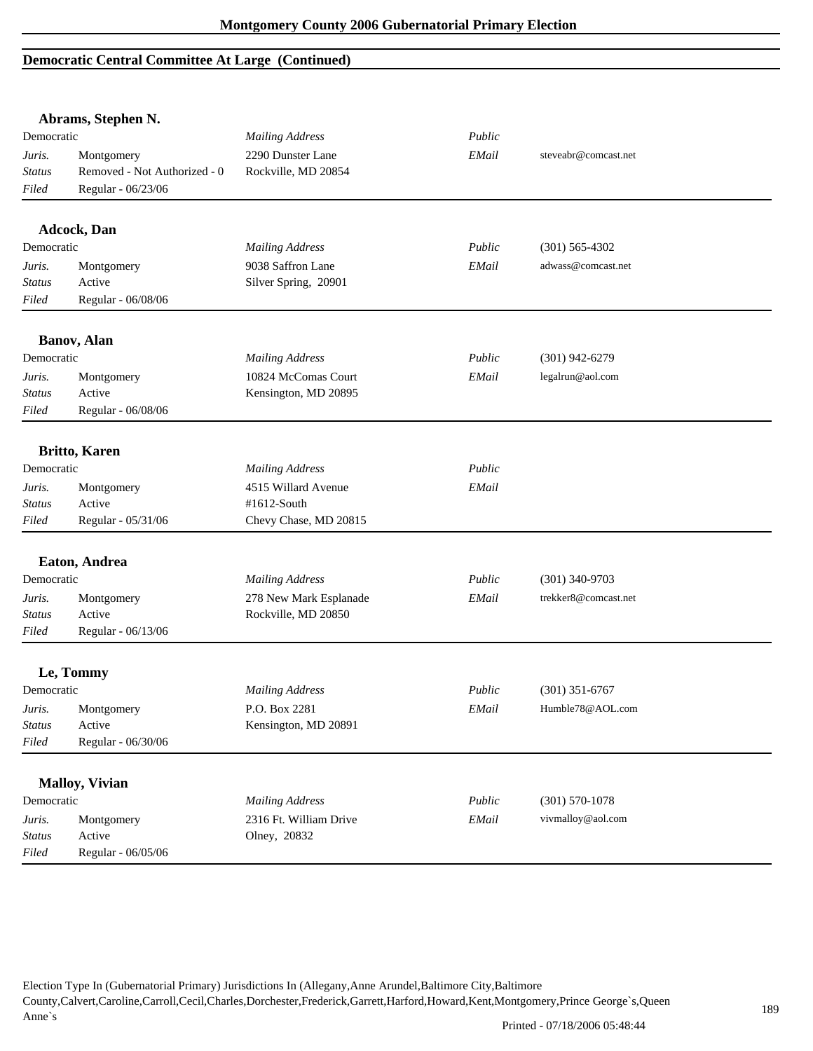## Democratic Central Committee At Large (Continued)

### Abrams, Stephen N.

| Democratic | | *Mailing Address* | *Public* | |
|---|---|---|---|---|
| *Juris.* | Montgomery | 2290 Dunster Lane | *EMail* | steveabr@comcast.net |
| *Status* | Removed - Not Authorized - 0 | Rockville, MD 20854 | | |
| *Filed* | Regular - 06/23/06 | | | |

### Adcock, Dan

| Democratic | | *Mailing Address* | *Public* | (301) 565-4302 |
|---|---|---|---|---|
| *Juris.* | Montgomery | 9038 Saffron Lane | *EMail* | adwass@comcast.net |
| *Status* | Active | Silver Spring, 20901 | | |
| *Filed* | Regular - 06/08/06 | | | |

### Banov, Alan

| Democratic | | *Mailing Address* | *Public* | (301) 942-6279 |
|---|---|---|---|---|
| *Juris.* | Montgomery | 10824 McComas Court | *EMail* | legalrun@aol.com |
| *Status* | Active | Kensington, MD 20895 | | |
| *Filed* | Regular - 06/08/06 | | | |

### Britto, Karen

| Democratic | | *Mailing Address* | *Public* | |
|---|---|---|---|---|
| *Juris.* | Montgomery | 4515 Willard Avenue | *EMail* | |
| *Status* | Active | #1612-South | | |
| *Filed* | Regular - 05/31/06 | Chevy Chase, MD 20815 | | |

### Eaton, Andrea

| Democratic | | *Mailing Address* | *Public* | (301) 340-9703 |
|---|---|---|---|---|
| *Juris.* | Montgomery | 278 New Mark Esplanade | *EMail* | trekker8@comcast.net |
| *Status* | Active | Rockville, MD 20850 | | |
| *Filed* | Regular - 06/13/06 | | | |

### Le, Tommy

| Democratic | | *Mailing Address* | *Public* | (301) 351-6767 |
|---|---|---|---|---|
| *Juris.* | Montgomery | P.O. Box 2281 | *EMail* | Humble78@AOL.com |
| *Status* | Active | Kensington, MD 20891 | | |
| *Filed* | Regular - 06/30/06 | | | |

### Malloy, Vivian

| Democratic | | *Mailing Address* | *Public* | (301) 570-1078 |
|---|---|---|---|---|
| *Juris.* | Montgomery | 2316 Ft. William Drive | *EMail* | vivmalloy@aol.com |
| *Status* | Active | Olney, 20832 | | |
| *Filed* | Regular - 06/05/06 | | | |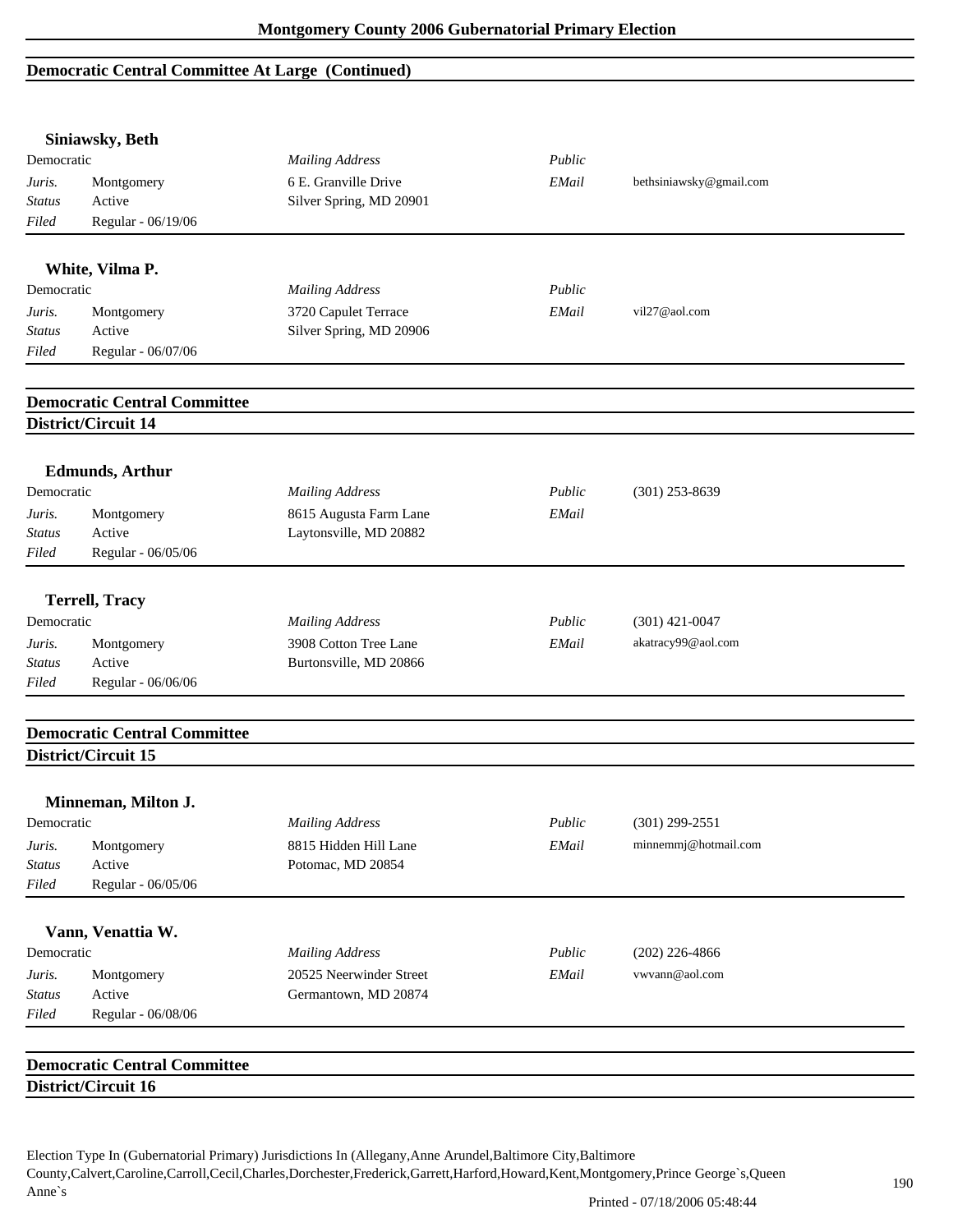## Democratic Central Committee At Large (Continued)

### Siniawsky, Beth

| Democratic | | *Mailing Address* | *Public* | |
|---|---|---|---|---|
| *Juris.* | Montgomery | 6 E. Granville Drive | *EMail* | bethsiniawsky@gmail.com |
| *Status* | Active | Silver Spring, MD 20901 | | |
| *Filed* | Regular - 06/19/06 | | | |

### White, Vilma P.

| Democratic | | *Mailing Address* | *Public* | |
|---|---|---|---|---|
| *Juris.* | Montgomery | 3720 Capulet Terrace | *EMail* | vil27@aol.com |
| *Status* | Active | Silver Spring, MD 20906 | | |
| *Filed* | Regular - 06/07/06 | | | |

## Democratic Central Committee
## District/Circuit 14

### Edmunds, Arthur

| Democratic | | *Mailing Address* | *Public* | (301) 253-8639 |
|---|---|---|---|---|
| *Juris.* | Montgomery | 8615 Augusta Farm Lane | *EMail* | |
| *Status* | Active | Laytonsville, MD 20882 | | |
| *Filed* | Regular - 06/05/06 | | | |

### Terrell, Tracy

| Democratic | | *Mailing Address* | *Public* | (301) 421-0047 |
|---|---|---|---|---|
| *Juris.* | Montgomery | 3908 Cotton Tree Lane | *EMail* | akatracy99@aol.com |
| *Status* | Active | Burtonsville, MD 20866 | | |
| *Filed* | Regular - 06/06/06 | | | |

## Democratic Central Committee
## District/Circuit 15

### Minneman, Milton J.

| Democratic | | *Mailing Address* | *Public* | (301) 299-2551 |
|---|---|---|---|---|
| *Juris.* | Montgomery | 8815 Hidden Hill Lane | *EMail* | minnemmj@hotmail.com |
| *Status* | Active | Potomac, MD 20854 | | |
| *Filed* | Regular - 06/05/06 | | | |

### Vann, Venattia W.

| Democratic | | *Mailing Address* | *Public* | (202) 226-4866 |
|---|---|---|---|---|
| *Juris.* | Montgomery | 20525 Neerwinder Street | *EMail* | vwvann@aol.com |
| *Status* | Active | Germantown, MD 20874 | | |
| *Filed* | Regular - 06/08/06 | | | |

## Democratic Central Committee
## District/Circuit 16

Election Type In (Gubernatorial Primary) Jurisdictions In (Allegany,Anne Arundel,Baltimore City,Baltimore County,Calvert,Caroline,Carroll,Cecil,Charles,Dorchester,Frederick,Garrett,Harford,Howard,Kent,Montgomery,Prince George`s,Queen Anne`s

Printed - 07/18/2006 05:48:44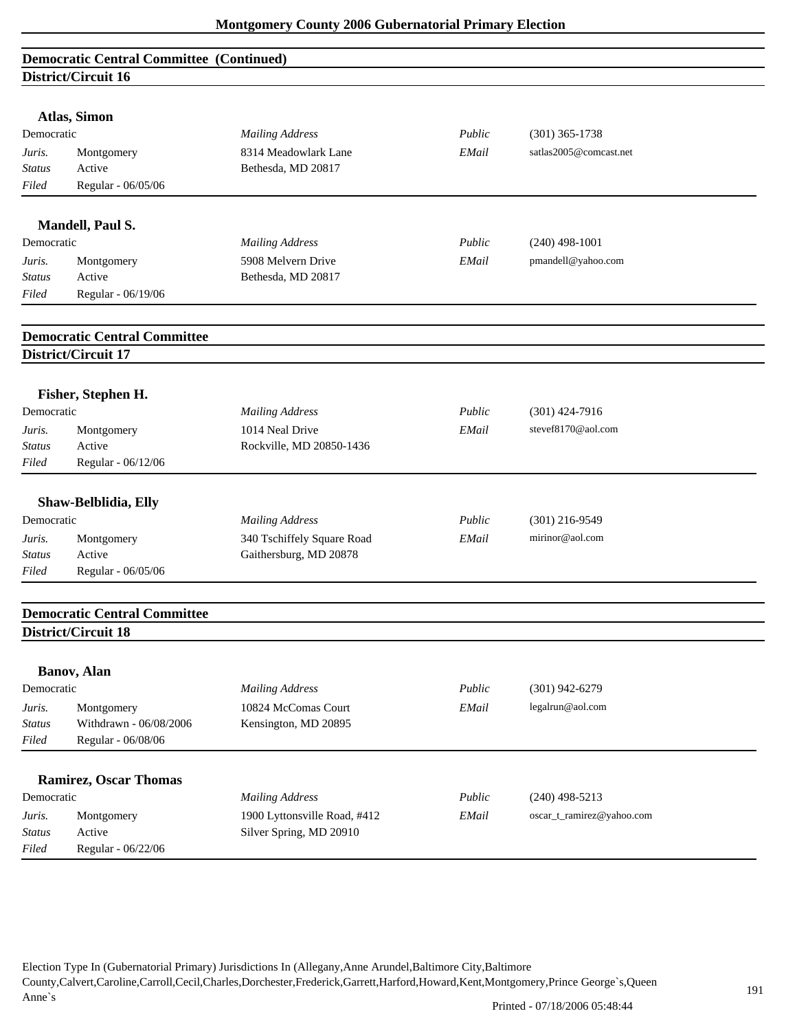## Democratic Central Committee (Continued)
### District/Circuit 16

**Atlas, Simon**

| Democratic | | *Mailing Address* | *Public* | (301) 365-1738 |
|---|---|---|---|---|
| *Juris.* | Montgomery | 8314 Meadowlark Lane | *EMail* | satlas2005@comcast.net |
| *Status* | Active | Bethesda, MD 20817 | | |
| *Filed* | Regular - 06/05/06 | | | |

**Mandell, Paul S.**

| Democratic | | *Mailing Address* | *Public* | (240) 498-1001 |
|---|---|---|---|---|
| *Juris.* | Montgomery | 5908 Melvern Drive | *EMail* | pmandell@yahoo.com |
| *Status* | Active | Bethesda, MD 20817 | | |
| *Filed* | Regular - 06/19/06 | | | |

## Democratic Central Committee
### District/Circuit 17

**Fisher, Stephen H.**

| Democratic | | *Mailing Address* | *Public* | (301) 424-7916 |
|---|---|---|---|---|
| *Juris.* | Montgomery | 1014 Neal Drive | *EMail* | stevef8170@aol.com |
| *Status* | Active | Rockville, MD 20850-1436 | | |
| *Filed* | Regular - 06/12/06 | | | |

**Shaw-Belblidia, Elly**

| Democratic | | *Mailing Address* | *Public* | (301) 216-9549 |
|---|---|---|---|---|
| *Juris.* | Montgomery | 340 Tschiffely Square Road | *EMail* | mirinor@aol.com |
| *Status* | Active | Gaithersburg, MD 20878 | | |
| *Filed* | Regular - 06/05/06 | | | |

## Democratic Central Committee
### District/Circuit 18

**Banov, Alan**

| Democratic | | *Mailing Address* | *Public* | (301) 942-6279 |
|---|---|---|---|---|
| *Juris.* | Montgomery | 10824 McComas Court | *EMail* | legalrun@aol.com |
| *Status* | Withdrawn - 06/08/2006 | Kensington, MD 20895 | | |
| *Filed* | Regular - 06/08/06 | | | |

**Ramirez, Oscar Thomas**

| Democratic | | *Mailing Address* | *Public* | (240) 498-5213 |
|---|---|---|---|---|
| *Juris.* | Montgomery | 1900 Lyttonsville Road, #412 | *EMail* | oscar_t_ramirez@yahoo.com |
| *Status* | Active | Silver Spring, MD 20910 | | |
| *Filed* | Regular - 06/22/06 | | | |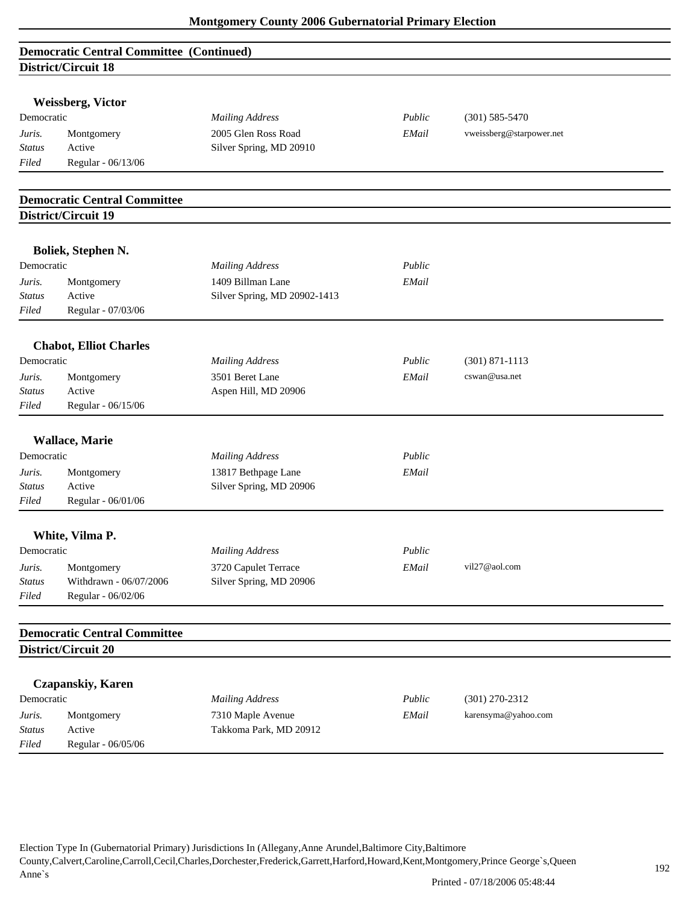## Democratic Central Committee (Continued)
### District/Circuit 18

**Weissberg, Victor**

| Democratic | | *Mailing Address* | *Public* | (301) 585-5470 |
|---|---|---|---|---|
| *Juris.* | Montgomery | 2005 Glen Ross Road | *EMail* | vweissberg@starpower.net |
| *Status* | Active | Silver Spring, MD 20910 | | |
| *Filed* | Regular - 06/13/06 | | | |

## Democratic Central Committee
### District/Circuit 19

**Boliek, Stephen N.**

| Democratic | | *Mailing Address* | *Public* | |
|---|---|---|---|---|
| *Juris.* | Montgomery | 1409 Billman Lane | *EMail* | |
| *Status* | Active | Silver Spring, MD 20902-1413 | | |
| *Filed* | Regular - 07/03/06 | | | |

**Chabot, Elliot Charles**

| Democratic | | *Mailing Address* | *Public* | (301) 871-1113 |
|---|---|---|---|---|
| *Juris.* | Montgomery | 3501 Beret Lane | *EMail* | cswan@usa.net |
| *Status* | Active | Aspen Hill, MD 20906 | | |
| *Filed* | Regular - 06/15/06 | | | |

**Wallace, Marie**

| Democratic | | *Mailing Address* | *Public* | |
|---|---|---|---|---|
| *Juris.* | Montgomery | 13817 Bethpage Lane | *EMail* | |
| *Status* | Active | Silver Spring, MD 20906 | | |
| *Filed* | Regular - 06/01/06 | | | |

**White, Vilma P.**

| Democratic | | *Mailing Address* | *Public* | |
|---|---|---|---|---|
| *Juris.* | Montgomery | 3720 Capulet Terrace | *EMail* | vil27@aol.com |
| *Status* | Withdrawn - 06/07/2006 | Silver Spring, MD 20906 | | |
| *Filed* | Regular - 06/02/06 | | | |

## Democratic Central Committee
### District/Circuit 20

**Czapanskiy, Karen**

| Democratic | | *Mailing Address* | *Public* | (301) 270-2312 |
|---|---|---|---|---|
| *Juris.* | Montgomery | 7310 Maple Avenue | *EMail* | karensyma@yahoo.com |
| *Status* | Active | Takkoma Park, MD 20912 | | |
| *Filed* | Regular - 06/05/06 | | | |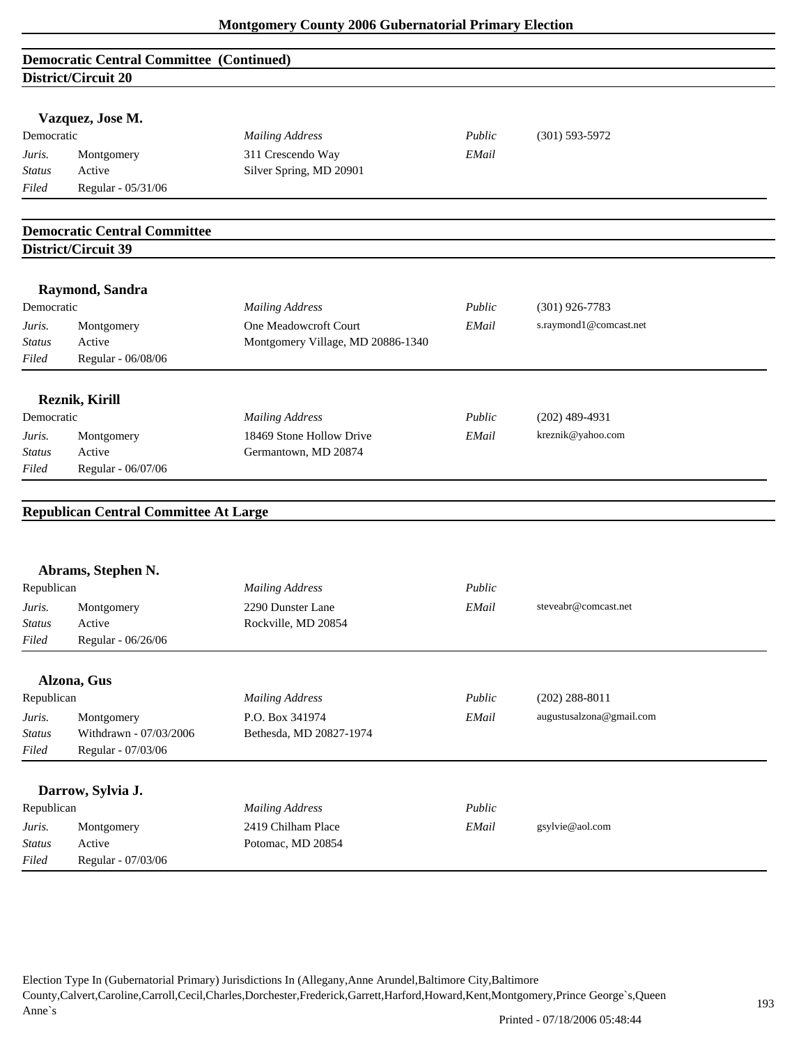## Democratic Central Committee (Continued)

### District/Circuit 20

**Vazquez, Jose M.**

| Democratic | | *Mailing Address* | *Public* | (301) 593-5972 |
|---|---|---|---|---|
| *Juris.* | Montgomery | 311 Crescendo Way | *EMail* | |
| *Status* | Active | Silver Spring, MD 20901 | | |
| *Filed* | Regular - 05/31/06 | | | |

## Democratic Central Committee

### District/Circuit 39

**Raymond, Sandra**

| Democratic | | *Mailing Address* | *Public* | (301) 926-7783 |
|---|---|---|---|---|
| *Juris.* | Montgomery | One Meadowcroft Court | *EMail* | s.raymond1@comcast.net |
| *Status* | Active | Montgomery Village, MD 20886-1340 | | |
| *Filed* | Regular - 06/08/06 | | | |

**Reznik, Kirill**

| Democratic | | *Mailing Address* | *Public* | (202) 489-4931 |
|---|---|---|---|---|
| *Juris.* | Montgomery | 18469 Stone Hollow Drive | *EMail* | kreznik@yahoo.com |
| *Status* | Active | Germantown, MD 20874 | | |
| *Filed* | Regular - 06/07/06 | | | |

## Republican Central Committee At Large

**Abrams, Stephen N.**

| Republican | | *Mailing Address* | *Public* | |
|---|---|---|---|---|
| *Juris.* | Montgomery | 2290 Dunster Lane | *EMail* | steveabr@comcast.net |
| *Status* | Active | Rockville, MD 20854 | | |
| *Filed* | Regular - 06/26/06 | | | |

**Alzona, Gus**

| Republican | | *Mailing Address* | *Public* | (202) 288-8011 |
|---|---|---|---|---|
| *Juris.* | Montgomery | P.O. Box 341974 | *EMail* | augustusalzona@gmail.com |
| *Status* | Withdrawn - 07/03/2006 | Bethesda, MD 20827-1974 | | |
| *Filed* | Regular - 07/03/06 | | | |

**Darrow, Sylvia J.**

| Republican | | *Mailing Address* | *Public* | |
|---|---|---|---|---|
| *Juris.* | Montgomery | 2419 Chilham Place | *EMail* | gsylvie@aol.com |
| *Status* | Active | Potomac, MD 20854 | | |
| *Filed* | Regular - 07/03/06 | | | |

Election Type In (Gubernatorial Primary) Jurisdictions In (Allegany,Anne Arundel,Baltimore City,Baltimore County,Calvert,Caroline,Carroll,Cecil,Charles,Dorchester,Frederick,Garrett,Harford,Howard,Kent,Montgomery,Prince George`s,Queen Anne`s

Printed - 07/18/2006 05:48:44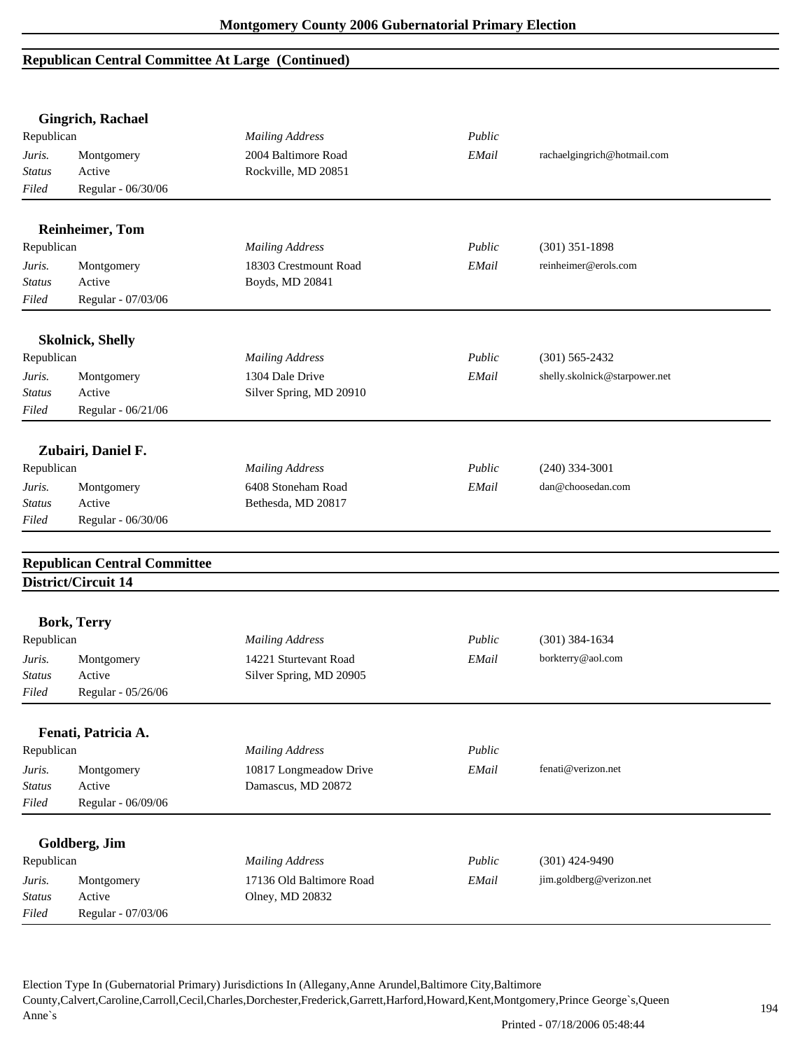## Republican Central Committee At Large (Continued)

### Gingrich, Rachael

| Republican | | *Mailing Address* | *Public* | |
|---|---|---|---|---|
| *Juris.* | Montgomery | 2004 Baltimore Road | *EMail* | rachaelgingrich@hotmail.com |
| *Status* | Active | Rockville, MD 20851 | | |
| *Filed* | Regular - 06/30/06 | | | |

### Reinheimer, Tom

| Republican | | *Mailing Address* | *Public* | (301) 351-1898 |
|---|---|---|---|---|
| *Juris.* | Montgomery | 18303 Crestmount Road | *EMail* | reinheimer@erols.com |
| *Status* | Active | Boyds, MD 20841 | | |
| *Filed* | Regular - 07/03/06 | | | |

### Skolnick, Shelly

| Republican | | *Mailing Address* | *Public* | (301) 565-2432 |
|---|---|---|---|---|
| *Juris.* | Montgomery | 1304 Dale Drive | *EMail* | shelly.skolnick@starpower.net |
| *Status* | Active | Silver Spring, MD 20910 | | |
| *Filed* | Regular - 06/21/06 | | | |

### Zubairi, Daniel F.

| Republican | | *Mailing Address* | *Public* | (240) 334-3001 |
|---|---|---|---|---|
| *Juris.* | Montgomery | 6408 Stoneham Road | *EMail* | dan@choosedan.com |
| *Status* | Active | Bethesda, MD 20817 | | |
| *Filed* | Regular - 06/30/06 | | | |

## Republican Central Committee

## District/Circuit 14

### Bork, Terry

| Republican | | *Mailing Address* | *Public* | (301) 384-1634 |
|---|---|---|---|---|
| *Juris.* | Montgomery | 14221 Sturtevant Road | *EMail* | borkterry@aol.com |
| *Status* | Active | Silver Spring, MD 20905 | | |
| *Filed* | Regular - 05/26/06 | | | |

### Fenati, Patricia A.

| Republican | | *Mailing Address* | *Public* | |
|---|---|---|---|---|
| *Juris.* | Montgomery | 10817 Longmeadow Drive | *EMail* | fenati@verizon.net |
| *Status* | Active | Damascus, MD 20872 | | |
| *Filed* | Regular - 06/09/06 | | | |

### Goldberg, Jim

| Republican | | *Mailing Address* | *Public* | (301) 424-9490 |
|---|---|---|---|---|
| *Juris.* | Montgomery | 17136 Old Baltimore Road | *EMail* | jim.goldberg@verizon.net |
| *Status* | Active | Olney, MD 20832 | | |
| *Filed* | Regular - 07/03/06 | | | |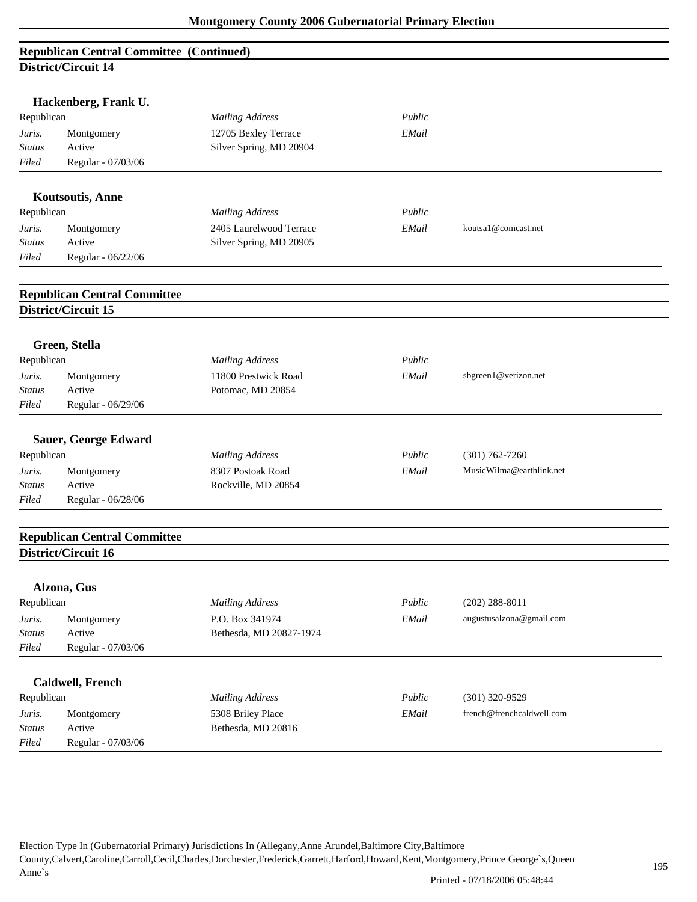## Republican Central Committee (Continued)
### District/Circuit 14

**Hackenberg, Frank U.**

| Republican | | *Mailing Address* | *Public* | |
|---|---|---|---|---|
| *Juris.* | Montgomery | 12705 Bexley Terrace | *EMail* | |
| *Status* | Active | Silver Spring, MD 20904 | | |
| *Filed* | Regular - 07/03/06 | | | |

**Koutsoutis, Anne**

| Republican | | *Mailing Address* | *Public* | |
|---|---|---|---|---|
| *Juris.* | Montgomery | 2405 Laurelwood Terrace | *EMail* | koutsa1@comcast.net |
| *Status* | Active | Silver Spring, MD 20905 | | |
| *Filed* | Regular - 06/22/06 | | | |

## Republican Central Committee
### District/Circuit 15

**Green, Stella**

| Republican | | *Mailing Address* | *Public* | |
|---|---|---|---|---|
| *Juris.* | Montgomery | 11800 Prestwick Road | *EMail* | sbgreen1@verizon.net |
| *Status* | Active | Potomac, MD 20854 | | |
| *Filed* | Regular - 06/29/06 | | | |

**Sauer, George Edward**

| Republican | | *Mailing Address* | *Public* | (301) 762-7260 |
|---|---|---|---|---|
| *Juris.* | Montgomery | 8307 Postoak Road | *EMail* | MusicWilma@earthlink.net |
| *Status* | Active | Rockville, MD 20854 | | |
| *Filed* | Regular - 06/28/06 | | | |

## Republican Central Committee
### District/Circuit 16

**Alzona, Gus**

| Republican | | *Mailing Address* | *Public* | (202) 288-8011 |
|---|---|---|---|---|
| *Juris.* | Montgomery | P.O. Box 341974 | *EMail* | augustusalzona@gmail.com |
| *Status* | Active | Bethesda, MD 20827-1974 | | |
| *Filed* | Regular - 07/03/06 | | | |

**Caldwell, French**

| Republican | | *Mailing Address* | *Public* | (301) 320-9529 |
|---|---|---|---|---|
| *Juris.* | Montgomery | 5308 Briley Place | *EMail* | french@frenchcaldwell.com |
| *Status* | Active | Bethesda, MD 20816 | | |
| *Filed* | Regular - 07/03/06 | | | |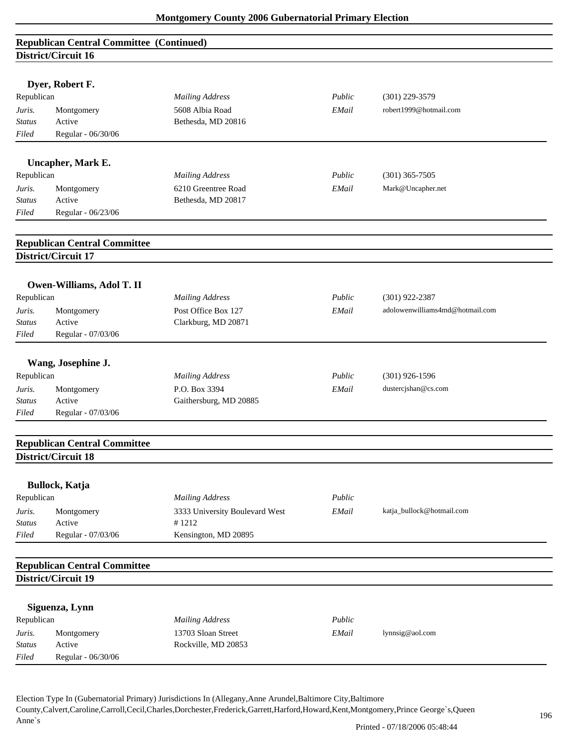## Republican Central Committee (Continued)

### District/Circuit 16

**Dyer, Robert F.**

| Republican | | *Mailing Address* | *Public* | (301) 229-3579 |
|---|---|---|---|---|
| *Juris.* | Montgomery | 5608 Albia Road | *EMail* | robert1999@hotmail.com |
| *Status* | Active | Bethesda, MD 20816 | | |
| *Filed* | Regular - 06/30/06 | | | |

**Uncapher, Mark E.**

| Republican | | *Mailing Address* | *Public* | (301) 365-7505 |
|---|---|---|---|---|
| *Juris.* | Montgomery | 6210 Greentree Road | *EMail* | Mark@Uncapher.net |
| *Status* | Active | Bethesda, MD 20817 | | |
| *Filed* | Regular - 06/23/06 | | | |

## Republican Central Committee

### District/Circuit 17

**Owen-Williams, Adol T. II**

| Republican | | *Mailing Address* | *Public* | (301) 922-2387 |
|---|---|---|---|---|
| *Juris.* | Montgomery | Post Office Box 127 | *EMail* | adolowenwilliams4md@hotmail.com |
| *Status* | Active | Clarkburg, MD 20871 | | |
| *Filed* | Regular - 07/03/06 | | | |

**Wang, Josephine J.**

| Republican | | *Mailing Address* | *Public* | (301) 926-1596 |
|---|---|---|---|---|
| *Juris.* | Montgomery | P.O. Box 3394 | *EMail* | dustercjshan@cs.com |
| *Status* | Active | Gaithersburg, MD 20885 | | |
| *Filed* | Regular - 07/03/06 | | | |

## Republican Central Committee

### District/Circuit 18

**Bullock, Katja**

| Republican | | *Mailing Address* | *Public* | |
|---|---|---|---|---|
| *Juris.* | Montgomery | 3333 University Boulevard West | *EMail* | katja_bullock@hotmail.com |
| *Status* | Active | # 1212 | | |
| *Filed* | Regular - 07/03/06 | Kensington, MD 20895 | | |

## Republican Central Committee

### District/Circuit 19

**Siguenza, Lynn**

| Republican | | *Mailing Address* | *Public* | |
|---|---|---|---|---|
| *Juris.* | Montgomery | 13703 Sloan Street | *EMail* | lynnsig@aol.com |
| *Status* | Active | Rockville, MD 20853 | | |
| *Filed* | Regular - 06/30/06 | | | |

Election Type In (Gubernatorial Primary) Jurisdictions In (Allegany,Anne Arundel,Baltimore City,Baltimore County,Calvert,Caroline,Carroll,Cecil,Charles,Dorchester,Frederick,Garrett,Harford,Howard,Kent,Montgomery,Prince George`s,Queen Anne`s

Printed - 07/18/2006 05:48:44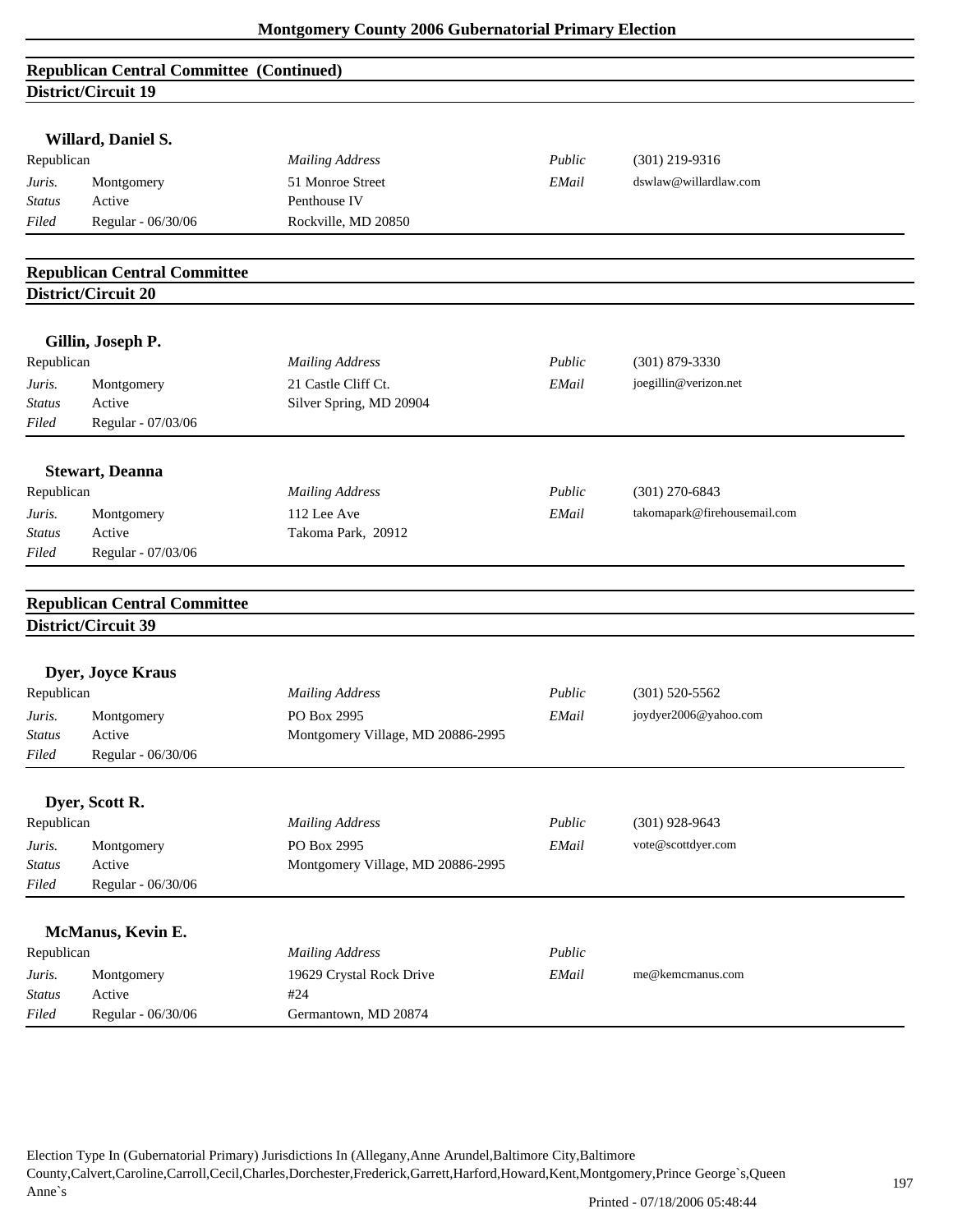## Republican Central Committee (Continued)
### District/Circuit 19

**Willard, Daniel S.**

| Republican | | *Mailing Address* | *Public* | (301) 219-9316 |
|---|---|---|---|---|
| *Juris.* | Montgomery | 51 Monroe Street | *EMail* | dswlaw@willardlaw.com |
| *Status* | Active | Penthouse IV | | |
| *Filed* | Regular - 06/30/06 | Rockville, MD 20850 | | |

## Republican Central Committee
### District/Circuit 20

**Gillin, Joseph P.**

| Republican | | *Mailing Address* | *Public* | (301) 879-3330 |
|---|---|---|---|---|
| *Juris.* | Montgomery | 21 Castle Cliff Ct. | *EMail* | joegillin@verizon.net |
| *Status* | Active | Silver Spring, MD 20904 | | |
| *Filed* | Regular - 07/03/06 | | | |

**Stewart, Deanna**

| Republican | | *Mailing Address* | *Public* | (301) 270-6843 |
|---|---|---|---|---|
| *Juris.* | Montgomery | 112 Lee Ave | *EMail* | takomapark@firehousemail.com |
| *Status* | Active | Takoma Park, 20912 | | |
| *Filed* | Regular - 07/03/06 | | | |

## Republican Central Committee
### District/Circuit 39

**Dyer, Joyce Kraus**

| Republican | | *Mailing Address* | *Public* | (301) 520-5562 |
|---|---|---|---|---|
| *Juris.* | Montgomery | PO Box 2995 | *EMail* | joydyer2006@yahoo.com |
| *Status* | Active | Montgomery Village, MD 20886-2995 | | |
| *Filed* | Regular - 06/30/06 | | | |

**Dyer, Scott R.**

| Republican | | *Mailing Address* | *Public* | (301) 928-9643 |
|---|---|---|---|---|
| *Juris.* | Montgomery | PO Box 2995 | *EMail* | vote@scottdyer.com |
| *Status* | Active | Montgomery Village, MD 20886-2995 | | |
| *Filed* | Regular - 06/30/06 | | | |

**McManus, Kevin E.**

| Republican | | *Mailing Address* | *Public* | |
|---|---|---|---|---|
| *Juris.* | Montgomery | 19629 Crystal Rock Drive | *EMail* | me@kemcmanus.com |
| *Status* | Active | #24 | | |
| *Filed* | Regular - 06/30/06 | Germantown, MD 20874 | | |

Election Type In (Gubernatorial Primary) Jurisdictions In (Allegany,Anne Arundel,Baltimore City,Baltimore County,Calvert,Caroline,Carroll,Cecil,Charles,Dorchester,Frederick,Garrett,Harford,Howard,Kent,Montgomery,Prince George`s,Queen Anne`s

Printed - 07/18/2006 05:48:44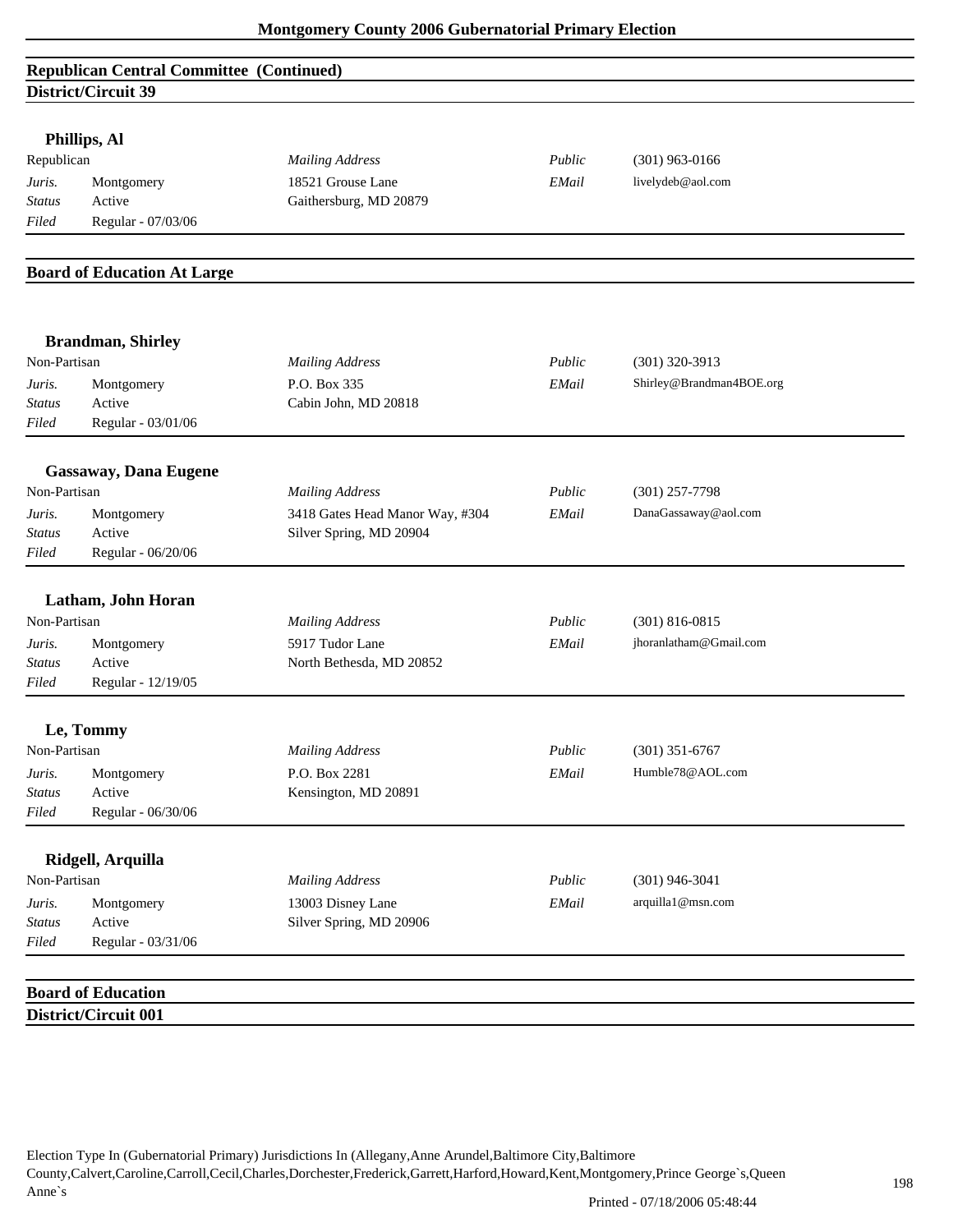## Republican Central Committee (Continued)

### District/Circuit 39

**Phillips, Al**

| Republican | | *Mailing Address* | *Public* | (301) 963-0166 |
|---|---|---|---|---|
| *Juris.* | Montgomery | 18521 Grouse Lane | *EMail* | livelydeb@aol.com |
| *Status* | Active | Gaithersburg, MD 20879 | | |
| *Filed* | Regular - 07/03/06 | | | |

## Board of Education At Large

**Brandman, Shirley**

| Non-Partisan | | *Mailing Address* | *Public* | (301) 320-3913 |
|---|---|---|---|---|
| *Juris.* | Montgomery | P.O. Box 335 | *EMail* | Shirley@Brandman4BOE.org |
| *Status* | Active | Cabin John, MD 20818 | | |
| *Filed* | Regular - 03/01/06 | | | |

**Gassaway, Dana Eugene**

| Non-Partisan | | *Mailing Address* | *Public* | (301) 257-7798 |
|---|---|---|---|---|
| *Juris.* | Montgomery | 3418 Gates Head Manor Way, #304 | *EMail* | DanaGassaway@aol.com |
| *Status* | Active | Silver Spring, MD 20904 | | |
| *Filed* | Regular - 06/20/06 | | | |

**Latham, John Horan**

| Non-Partisan | | *Mailing Address* | *Public* | (301) 816-0815 |
|---|---|---|---|---|
| *Juris.* | Montgomery | 5917 Tudor Lane | *EMail* | jhoranlatham@Gmail.com |
| *Status* | Active | North Bethesda, MD 20852 | | |
| *Filed* | Regular - 12/19/05 | | | |

**Le, Tommy**

| Non-Partisan | | *Mailing Address* | *Public* | (301) 351-6767 |
|---|---|---|---|---|
| *Juris.* | Montgomery | P.O. Box 2281 | *EMail* | Humble78@AOL.com |
| *Status* | Active | Kensington, MD 20891 | | |
| *Filed* | Regular - 06/30/06 | | | |

**Ridgell, Arquilla**

| Non-Partisan | | *Mailing Address* | *Public* | (301) 946-3041 |
|---|---|---|---|---|
| *Juris.* | Montgomery | 13003 Disney Lane | *EMail* | arquilla1@msn.com |
| *Status* | Active | Silver Spring, MD 20906 | | |
| *Filed* | Regular - 03/31/06 | | | |

## Board of Education

### District/Circuit 001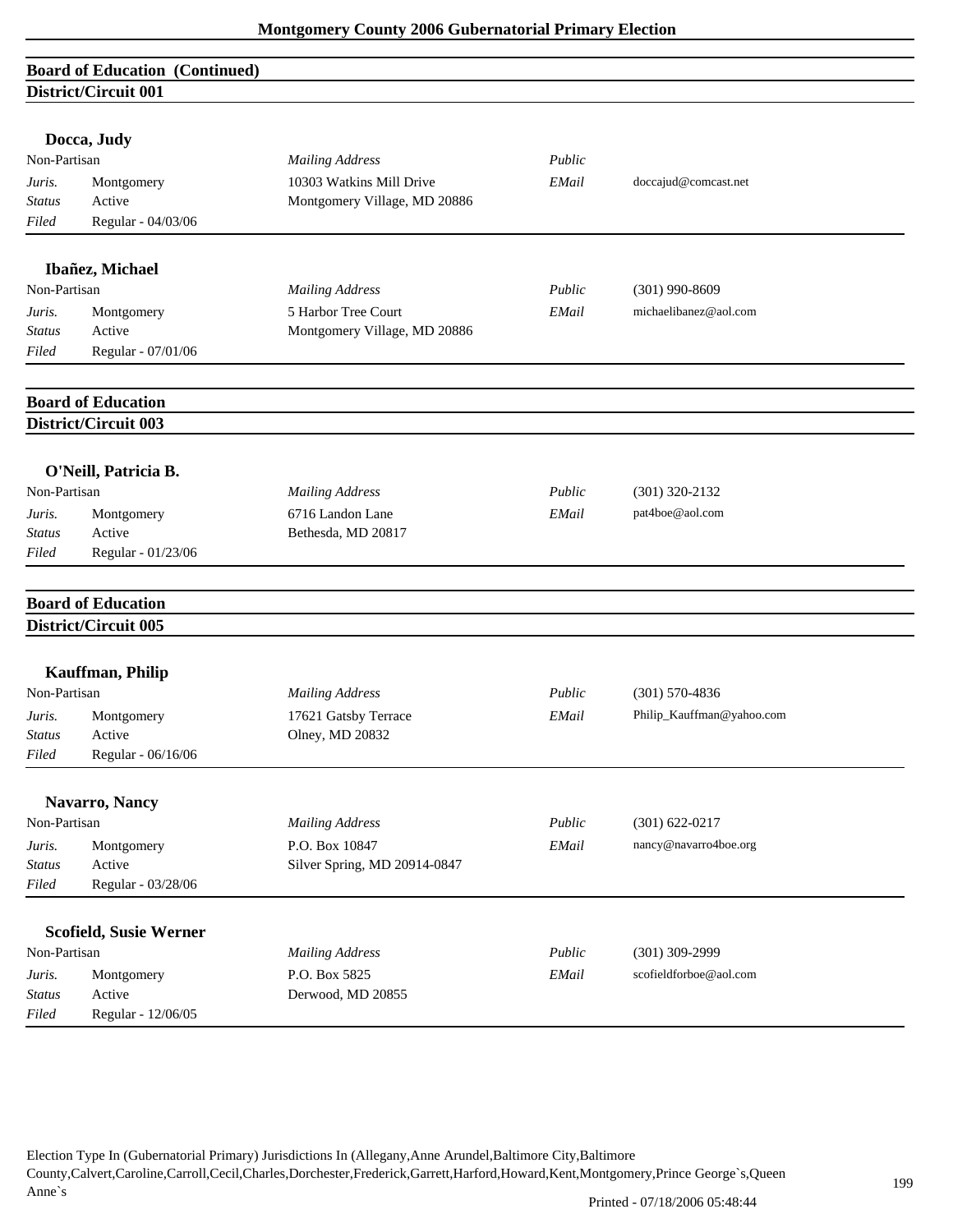## Board of Education (Continued)

### District/Circuit 001

**Docca, Judy**

| | | | | |
|---|---|---|---|---|
| Non-Partisan | | *Mailing Address* | *Public* | |
| *Juris.* | Montgomery | 10303 Watkins Mill Drive | *EMail* | doccajud@comcast.net |
| *Status* | Active | Montgomery Village, MD 20886 | | |
| *Filed* | Regular - 04/03/06 | | | |

**Ibañez, Michael**

| | | | | |
|---|---|---|---|---|
| Non-Partisan | | *Mailing Address* | *Public* | (301) 990-8609 |
| *Juris.* | Montgomery | 5 Harbor Tree Court | *EMail* | michaelibanez@aol.com |
| *Status* | Active | Montgomery Village, MD 20886 | | |
| *Filed* | Regular - 07/01/06 | | | |

## Board of Education

### District/Circuit 003

**O'Neill, Patricia B.**

| | | | | |
|---|---|---|---|---|
| Non-Partisan | | *Mailing Address* | *Public* | (301) 320-2132 |
| *Juris.* | Montgomery | 6716 Landon Lane | *EMail* | pat4boe@aol.com |
| *Status* | Active | Bethesda, MD 20817 | | |
| *Filed* | Regular - 01/23/06 | | | |

## Board of Education

### District/Circuit 005

**Kauffman, Philip**

| | | | | |
|---|---|---|---|---|
| Non-Partisan | | *Mailing Address* | *Public* | (301) 570-4836 |
| *Juris.* | Montgomery | 17621 Gatsby Terrace | *EMail* | Philip_Kauffman@yahoo.com |
| *Status* | Active | Olney, MD 20832 | | |
| *Filed* | Regular - 06/16/06 | | | |

**Navarro, Nancy**

| | | | | |
|---|---|---|---|---|
| Non-Partisan | | *Mailing Address* | *Public* | (301) 622-0217 |
| *Juris.* | Montgomery | P.O. Box 10847 | *EMail* | nancy@navarro4boe.org |
| *Status* | Active | Silver Spring, MD 20914-0847 | | |
| *Filed* | Regular - 03/28/06 | | | |

**Scofield, Susie Werner**

| | | | | |
|---|---|---|---|---|
| Non-Partisan | | *Mailing Address* | *Public* | (301) 309-2999 |
| *Juris.* | Montgomery | P.O. Box 5825 | *EMail* | scofieldforboe@aol.com |
| *Status* | Active | Derwood, MD 20855 | | |
| *Filed* | Regular - 12/06/05 | | | |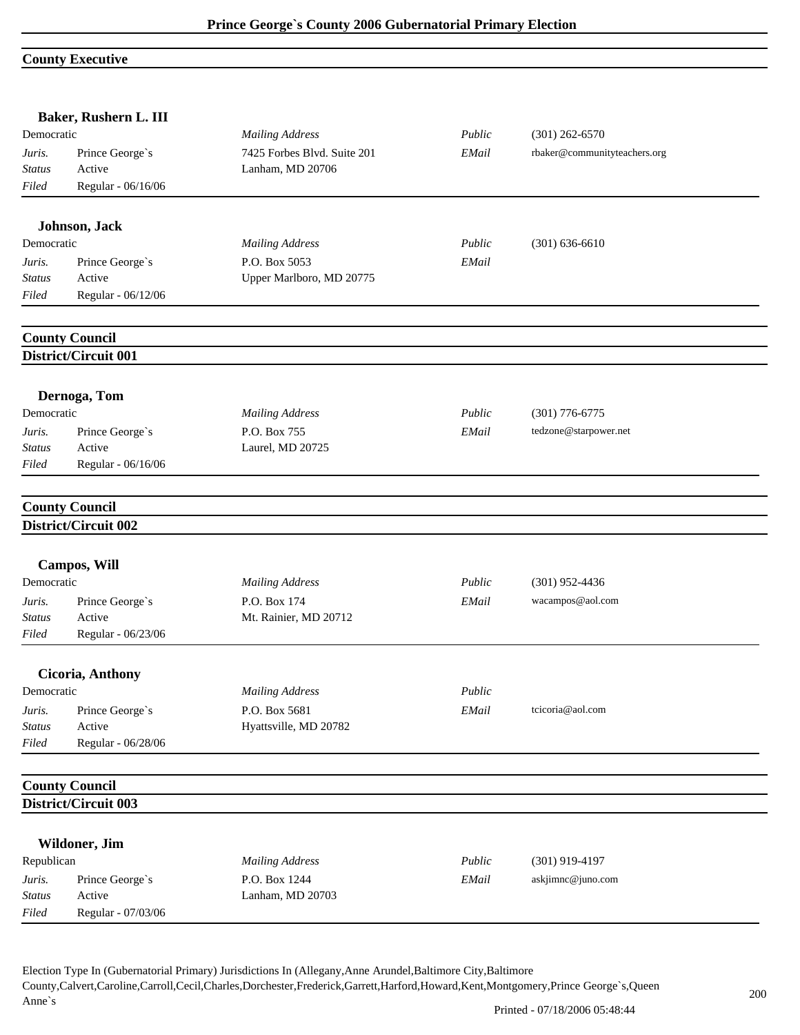# Prince George`s County 2006 Gubernatorial Primary Election

## County Executive

### Baker, Rushern L. III

| | | | | |
|---|---|---|---|---|
| Democratic | | *Mailing Address* | *Public* | (301) 262-6570 |
| *Juris.* | Prince George`s | 7425 Forbes Blvd. Suite 201 | *EMail* | rbaker@communityteachers.org |
| *Status* | Active | Lanham, MD 20706 | | |
| *Filed* | Regular - 06/16/06 | | | |

### Johnson, Jack

| | | | | |
|---|---|---|---|---|
| Democratic | | *Mailing Address* | *Public* | (301) 636-6610 |
| *Juris.* | Prince George`s | P.O. Box 5053 | *EMail* | |
| *Status* | Active | Upper Marlboro, MD 20775 | | |
| *Filed* | Regular - 06/12/06 | | | |

## County Council
## District/Circuit 001

### Dernoga, Tom

| | | | | |
|---|---|---|---|---|
| Democratic | | *Mailing Address* | *Public* | (301) 776-6775 |
| *Juris.* | Prince George`s | P.O. Box 755 | *EMail* | tedzone@starpower.net |
| *Status* | Active | Laurel, MD 20725 | | |
| *Filed* | Regular - 06/16/06 | | | |

## County Council
## District/Circuit 002

### Campos, Will

| | | | | |
|---|---|---|---|---|
| Democratic | | *Mailing Address* | *Public* | (301) 952-4436 |
| *Juris.* | Prince George`s | P.O. Box 174 | *EMail* | wacampos@aol.com |
| *Status* | Active | Mt. Rainier, MD 20712 | | |
| *Filed* | Regular - 06/23/06 | | | |

### Cicoria, Anthony

| | | | | |
|---|---|---|---|---|
| Democratic | | *Mailing Address* | *Public* | |
| *Juris.* | Prince George`s | P.O. Box 5681 | *EMail* | tcicoria@aol.com |
| *Status* | Active | Hyattsville, MD 20782 | | |
| *Filed* | Regular - 06/28/06 | | | |

## County Council
## District/Circuit 003

### Wildoner, Jim

| | | | | |
|---|---|---|---|---|
| Republican | | *Mailing Address* | *Public* | (301) 919-4197 |
| *Juris.* | Prince George`s | P.O. Box 1244 | *EMail* | askjimnc@juno.com |
| *Status* | Active | Lanham, MD 20703 | | |
| *Filed* | Regular - 07/03/06 | | | |

Election Type In (Gubernatorial Primary) Jurisdictions In (Allegany,Anne Arundel,Baltimore City,Baltimore County,Calvert,Caroline,Carroll,Cecil,Charles,Dorchester,Frederick,Garrett,Harford,Howard,Kent,Montgomery,Prince George`s,Queen Anne`s

Printed - 07/18/2006 05:48:44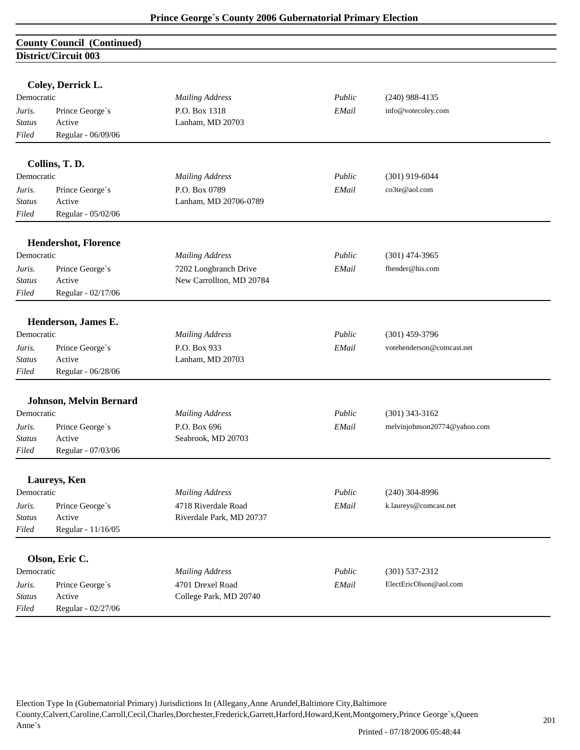## County Council (Continued)

### District/Circuit 003

**Coley, Derrick L.**

| | | | | |
|---|---|---|---|---|
| Democratic | | *Mailing Address* | *Public* | (240) 988-4135 |
| *Juris.* | Prince George`s | P.O. Box 1318 | *EMail* | info@votecoley.com |
| *Status* | Active | Lanham, MD 20703 | | |
| *Filed* | Regular - 06/09/06 | | | |

**Collins, T. D.**

| | | | | |
|---|---|---|---|---|
| Democratic | | *Mailing Address* | *Public* | (301) 919-6044 |
| *Juris.* | Prince George`s | P.O. Box 0789 | *EMail* | co3te@aol.com |
| *Status* | Active | Lanham, MD 20706-0789 | | |
| *Filed* | Regular - 05/02/06 | | | |

**Hendershot, Florence**

| | | | | |
|---|---|---|---|---|
| Democratic | | *Mailing Address* | *Public* | (301) 474-3965 |
| *Juris.* | Prince George`s | 7202 Longbranch Drive | *EMail* | fhender@his.com |
| *Status* | Active | New Carrollton, MD 20784 | | |
| *Filed* | Regular - 02/17/06 | | | |

**Henderson, James E.**

| | | | | |
|---|---|---|---|---|
| Democratic | | *Mailing Address* | *Public* | (301) 459-3796 |
| *Juris.* | Prince George`s | P.O. Box 933 | *EMail* | votehenderson@comcast.net |
| *Status* | Active | Lanham, MD 20703 | | |
| *Filed* | Regular - 06/28/06 | | | |

**Johnson, Melvin Bernard**

| | | | | |
|---|---|---|---|---|
| Democratic | | *Mailing Address* | *Public* | (301) 343-3162 |
| *Juris.* | Prince George`s | P.O. Box 696 | *EMail* | melvinjohnson20774@yahoo.com |
| *Status* | Active | Seabrook, MD 20703 | | |
| *Filed* | Regular - 07/03/06 | | | |

**Laureys, Ken**

| | | | | |
|---|---|---|---|---|
| Democratic | | *Mailing Address* | *Public* | (240) 304-8996 |
| *Juris.* | Prince George`s | 4718 Riverdale Road | *EMail* | k.laureys@comcast.net |
| *Status* | Active | Riverdale Park, MD 20737 | | |
| *Filed* | Regular - 11/16/05 | | | |

**Olson, Eric C.**

| | | | | |
|---|---|---|---|---|
| Democratic | | *Mailing Address* | *Public* | (301) 537-2312 |
| *Juris.* | Prince George`s | 4701 Drexel Road | *EMail* | ElectEricOlson@aol.com |
| *Status* | Active | College Park, MD 20740 | | |
| *Filed* | Regular - 02/27/06 | | | |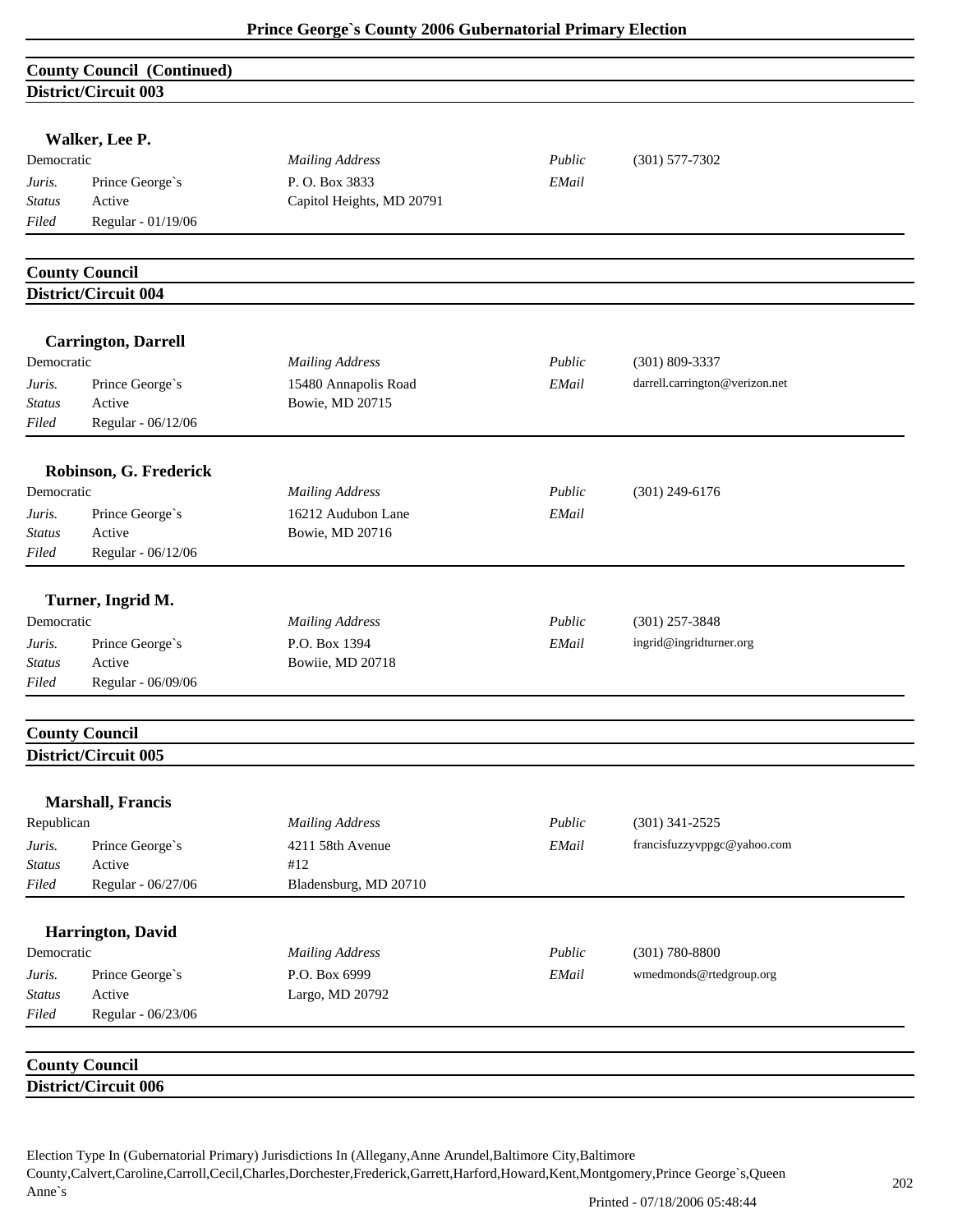## County Council (Continued)

### District/Circuit 003

**Walker, Lee P.**

| Democratic | | *Mailing Address* | *Public* | (301) 577-7302 |
|---|---|---|---|---|
| *Juris.* | Prince George`s | P. O. Box 3833 | *EMail* | |
| *Status* | Active | Capitol Heights, MD 20791 | | |
| *Filed* | Regular - 01/19/06 | | | |

## County Council

### District/Circuit 004

**Carrington, Darrell**

| Democratic | | *Mailing Address* | *Public* | (301) 809-3337 |
|---|---|---|---|---|
| *Juris.* | Prince George`s | 15480 Annapolis Road | *EMail* | darrell.carrington@verizon.net |
| *Status* | Active | Bowie, MD 20715 | | |
| *Filed* | Regular - 06/12/06 | | | |

**Robinson, G. Frederick**

| Democratic | | *Mailing Address* | *Public* | (301) 249-6176 |
|---|---|---|---|---|
| *Juris.* | Prince George`s | 16212 Audubon Lane | *EMail* | |
| *Status* | Active | Bowie, MD 20716 | | |
| *Filed* | Regular - 06/12/06 | | | |

**Turner, Ingrid M.**

| Democratic | | *Mailing Address* | *Public* | (301) 257-3848 |
|---|---|---|---|---|
| *Juris.* | Prince George`s | P.O. Box 1394 | *EMail* | ingrid@ingridturner.org |
| *Status* | Active | Bowiie, MD 20718 | | |
| *Filed* | Regular - 06/09/06 | | | |

## County Council

### District/Circuit 005

**Marshall, Francis**

| Republican | | *Mailing Address* | *Public* | (301) 341-2525 |
|---|---|---|---|---|
| *Juris.* | Prince George`s | 4211 58th Avenue | *EMail* | francisfuzzyvppgc@yahoo.com |
| *Status* | Active | #12 | | |
| *Filed* | Regular - 06/27/06 | Bladensburg, MD 20710 | | |

**Harrington, David**

| Democratic | | *Mailing Address* | *Public* | (301) 780-8800 |
|---|---|---|---|---|
| *Juris.* | Prince George`s | P.O. Box 6999 | *EMail* | wmedmonds@rtedgroup.org |
| *Status* | Active | Largo, MD 20792 | | |
| *Filed* | Regular - 06/23/06 | | | |

## County Council

### District/Circuit 006

Election Type In (Gubernatorial Primary) Jurisdictions In (Allegany,Anne Arundel,Baltimore City,Baltimore County,Calvert,Caroline,Carroll,Cecil,Charles,Dorchester,Frederick,Garrett,Harford,Howard,Kent,Montgomery,Prince George`s,Queen Anne`s

Printed - 07/18/2006 05:48:44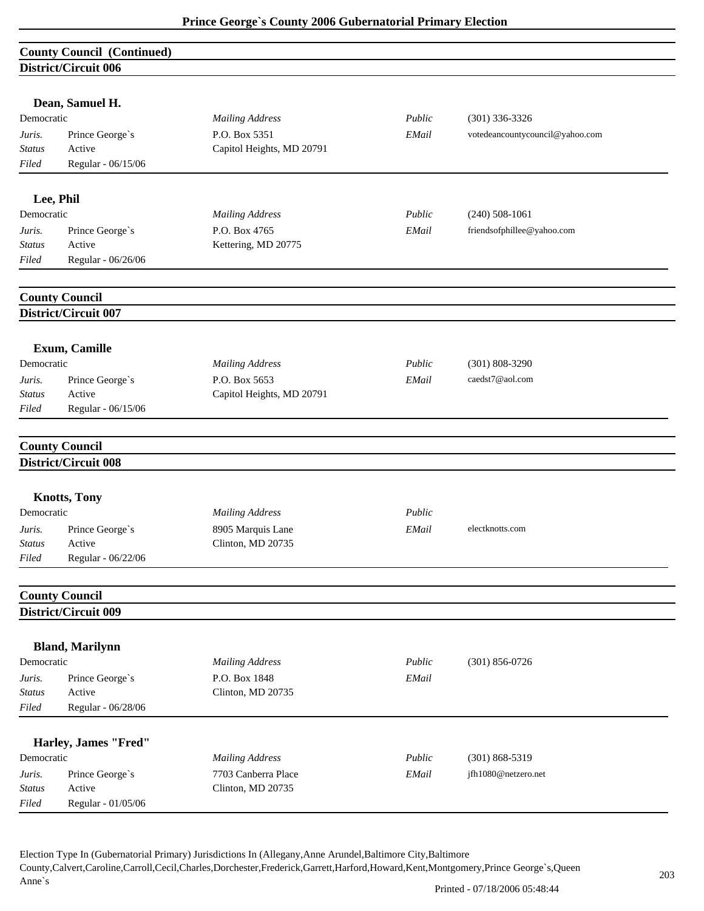## County Council (Continued)
### District/Circuit 006

**Dean, Samuel H.**

| Democratic | | *Mailing Address* | *Public* | (301) 336-3326 |
|---|---|---|---|---|
| *Juris.* | Prince George`s | P.O. Box 5351 | *EMail* | votedeancountycouncil@yahoo.com |
| *Status* | Active | Capitol Heights, MD 20791 | | |
| *Filed* | Regular - 06/15/06 | | | |

**Lee, Phil**

| Democratic | | *Mailing Address* | *Public* | (240) 508-1061 |
|---|---|---|---|---|
| *Juris.* | Prince George`s | P.O. Box 4765 | *EMail* | friendsofphillee@yahoo.com |
| *Status* | Active | Kettering, MD 20775 | | |
| *Filed* | Regular - 06/26/06 | | | |

## County Council
### District/Circuit 007

**Exum, Camille**

| Democratic | | *Mailing Address* | *Public* | (301) 808-3290 |
|---|---|---|---|---|
| *Juris.* | Prince George`s | P.O. Box 5653 | *EMail* | caedst7@aol.com |
| *Status* | Active | Capitol Heights, MD 20791 | | |
| *Filed* | Regular - 06/15/06 | | | |

## County Council
### District/Circuit 008

**Knotts, Tony**

| Democratic | | *Mailing Address* | *Public* | |
|---|---|---|---|---|
| *Juris.* | Prince George`s | 8905 Marquis Lane | *EMail* | electknotts.com |
| *Status* | Active | Clinton, MD 20735 | | |
| *Filed* | Regular - 06/22/06 | | | |

## County Council
### District/Circuit 009

**Bland, Marilynn**

| Democratic | | *Mailing Address* | *Public* | (301) 856-0726 |
|---|---|---|---|---|
| *Juris.* | Prince George`s | P.O. Box 1848 | *EMail* | |
| *Status* | Active | Clinton, MD 20735 | | |
| *Filed* | Regular - 06/28/06 | | | |

**Harley, James "Fred"**

| Democratic | | *Mailing Address* | *Public* | (301) 868-5319 |
|---|---|---|---|---|
| *Juris.* | Prince George`s | 7703 Canberra Place | *EMail* | jfh1080@netzero.net |
| *Status* | Active | Clinton, MD 20735 | | |
| *Filed* | Regular - 01/05/06 | | | |

Election Type In (Gubernatorial Primary) Jurisdictions In (Allegany,Anne Arundel,Baltimore City,Baltimore County,Calvert,Caroline,Carroll,Cecil,Charles,Dorchester,Frederick,Garrett,Harford,Howard,Kent,Montgomery,Prince George`s,Queen Anne`s

Printed - 07/18/2006 05:48:44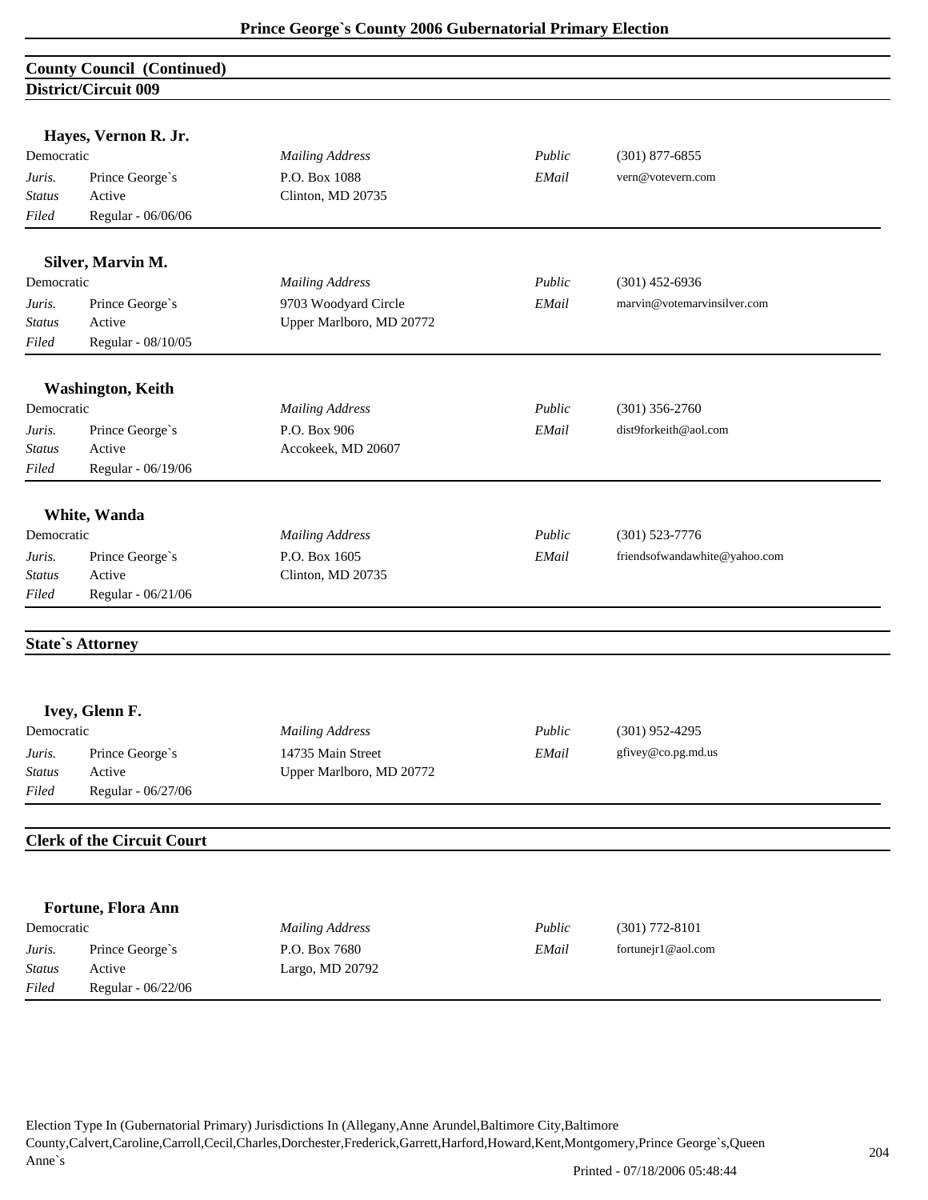## County Council (Continued)

### District/Circuit 009

**Hayes, Vernon R. Jr.**

| Democratic | | *Mailing Address* | *Public* | (301) 877-6855 |
|---|---|---|---|---|
| *Juris.* | Prince George`s | P.O. Box 1088 | *EMail* | vern@votevern.com |
| *Status* | Active | Clinton, MD 20735 | | |
| *Filed* | Regular - 06/06/06 | | | |

**Silver, Marvin M.**

| Democratic | | *Mailing Address* | *Public* | (301) 452-6936 |
|---|---|---|---|---|
| *Juris.* | Prince George`s | 9703 Woodyard Circle | *EMail* | marvin@votemarvinsilver.com |
| *Status* | Active | Upper Marlboro, MD 20772 | | |
| *Filed* | Regular - 08/10/05 | | | |

**Washington, Keith**

| Democratic | | *Mailing Address* | *Public* | (301) 356-2760 |
|---|---|---|---|---|
| *Juris.* | Prince George`s | P.O. Box 906 | *EMail* | dist9forkeith@aol.com |
| *Status* | Active | Accokeek, MD 20607 | | |
| *Filed* | Regular - 06/19/06 | | | |

**White, Wanda**

| Democratic | | *Mailing Address* | *Public* | (301) 523-7776 |
|---|---|---|---|---|
| *Juris.* | Prince George`s | P.O. Box 1605 | *EMail* | friendsofwandawhite@yahoo.com |
| *Status* | Active | Clinton, MD 20735 | | |
| *Filed* | Regular - 06/21/06 | | | |

## State`s Attorney

**Ivey, Glenn F.**

| Democratic | | *Mailing Address* | *Public* | (301) 952-4295 |
|---|---|---|---|---|
| *Juris.* | Prince George`s | 14735 Main Street | *EMail* | gfivey@co.pg.md.us |
| *Status* | Active | Upper Marlboro, MD 20772 | | |
| *Filed* | Regular - 06/27/06 | | | |

## Clerk of the Circuit Court

**Fortune, Flora Ann**

| Democratic | | *Mailing Address* | *Public* | (301) 772-8101 |
|---|---|---|---|---|
| *Juris.* | Prince George`s | P.O. Box 7680 | *EMail* | fortunejr1@aol.com |
| *Status* | Active | Largo, MD 20792 | | |
| *Filed* | Regular - 06/22/06 | | | |

Election Type In (Gubernatorial Primary) Jurisdictions In (Allegany,Anne Arundel,Baltimore City,Baltimore County,Calvert,Caroline,Carroll,Cecil,Charles,Dorchester,Frederick,Garrett,Harford,Howard,Kent,Montgomery,Prince George`s,Queen Anne`s

Printed - 07/18/2006 05:48:44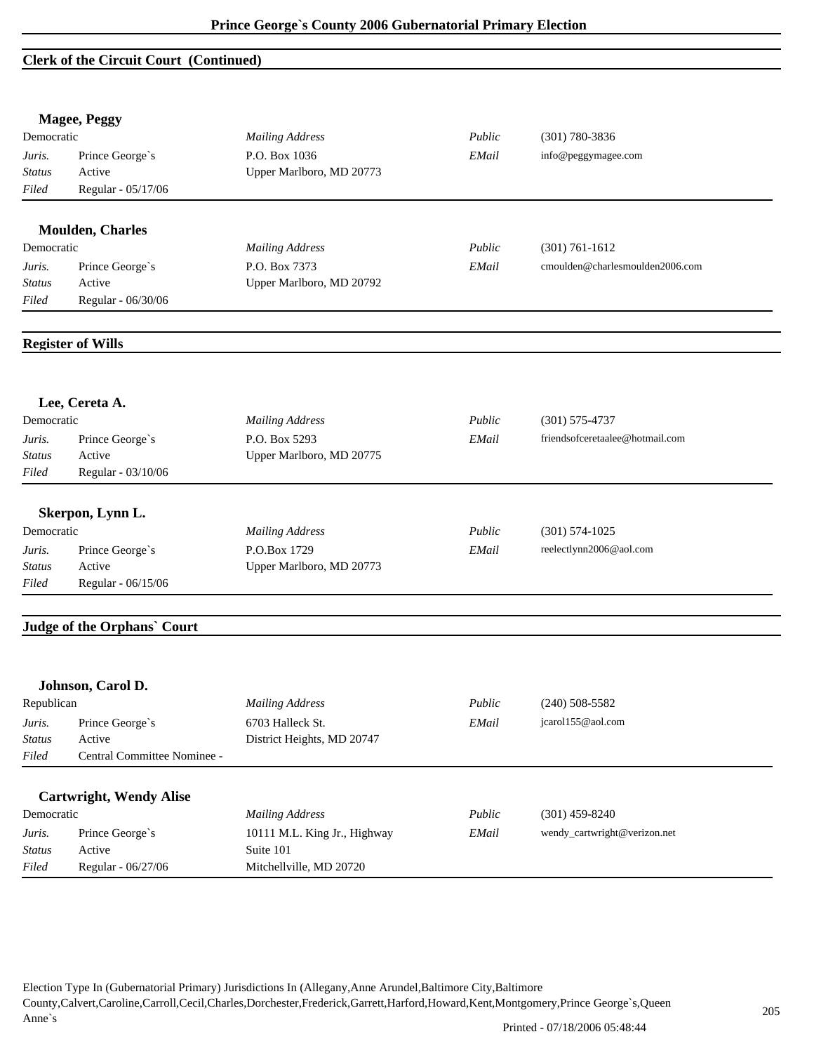## Clerk of the Circuit Court (Continued)

### Magee, Peggy

| Democratic | | *Mailing Address* | *Public* | (301) 780-3836 |
|---|---|---|---|---|
| *Juris.* | Prince George`s | P.O. Box 1036 | *EMail* | info@peggymagee.com |
| *Status* | Active | Upper Marlboro, MD 20773 | | |
| *Filed* | Regular - 05/17/06 | | | |

### Moulden, Charles

| Democratic | | *Mailing Address* | *Public* | (301) 761-1612 |
|---|---|---|---|---|
| *Juris.* | Prince George`s | P.O. Box 7373 | *EMail* | cmoulden@charlesmoulden2006.com |
| *Status* | Active | Upper Marlboro, MD 20792 | | |
| *Filed* | Regular - 06/30/06 | | | |

## Register of Wills

### Lee, Cereta A.

| Democratic | | *Mailing Address* | *Public* | (301) 575-4737 |
|---|---|---|---|---|
| *Juris.* | Prince George`s | P.O. Box 5293 | *EMail* | friendsofceretaalee@hotmail.com |
| *Status* | Active | Upper Marlboro, MD 20775 | | |
| *Filed* | Regular - 03/10/06 | | | |

### Skerpon, Lynn L.

| Democratic | | *Mailing Address* | *Public* | (301) 574-1025 |
|---|---|---|---|---|
| *Juris.* | Prince George`s | P.O.Box 1729 | *EMail* | reelectlynn2006@aol.com |
| *Status* | Active | Upper Marlboro, MD 20773 | | |
| *Filed* | Regular - 06/15/06 | | | |

## Judge of the Orphans` Court

### Johnson, Carol D.

| Republican | | *Mailing Address* | *Public* | (240) 508-5582 |
|---|---|---|---|---|
| *Juris.* | Prince George`s | 6703 Halleck St. | *EMail* | jcarol155@aol.com |
| *Status* | Active | District Heights, MD 20747 | | |
| *Filed* | Central Committee Nominee - | | | |

### Cartwright, Wendy Alise

| Democratic | | *Mailing Address* | *Public* | (301) 459-8240 |
|---|---|---|---|---|
| *Juris.* | Prince George`s | 10111 M.L. King Jr., Highway | *EMail* | wendy_cartwright@verizon.net |
| *Status* | Active | Suite 101 | | |
| *Filed* | Regular - 06/27/06 | Mitchellville, MD 20720 | | |

Election Type In (Gubernatorial Primary) Jurisdictions In (Allegany,Anne Arundel,Baltimore City,Baltimore County,Calvert,Caroline,Carroll,Cecil,Charles,Dorchester,Frederick,Garrett,Harford,Howard,Kent,Montgomery,Prince George`s,Queen Anne`s

Printed - 07/18/2006 05:48:44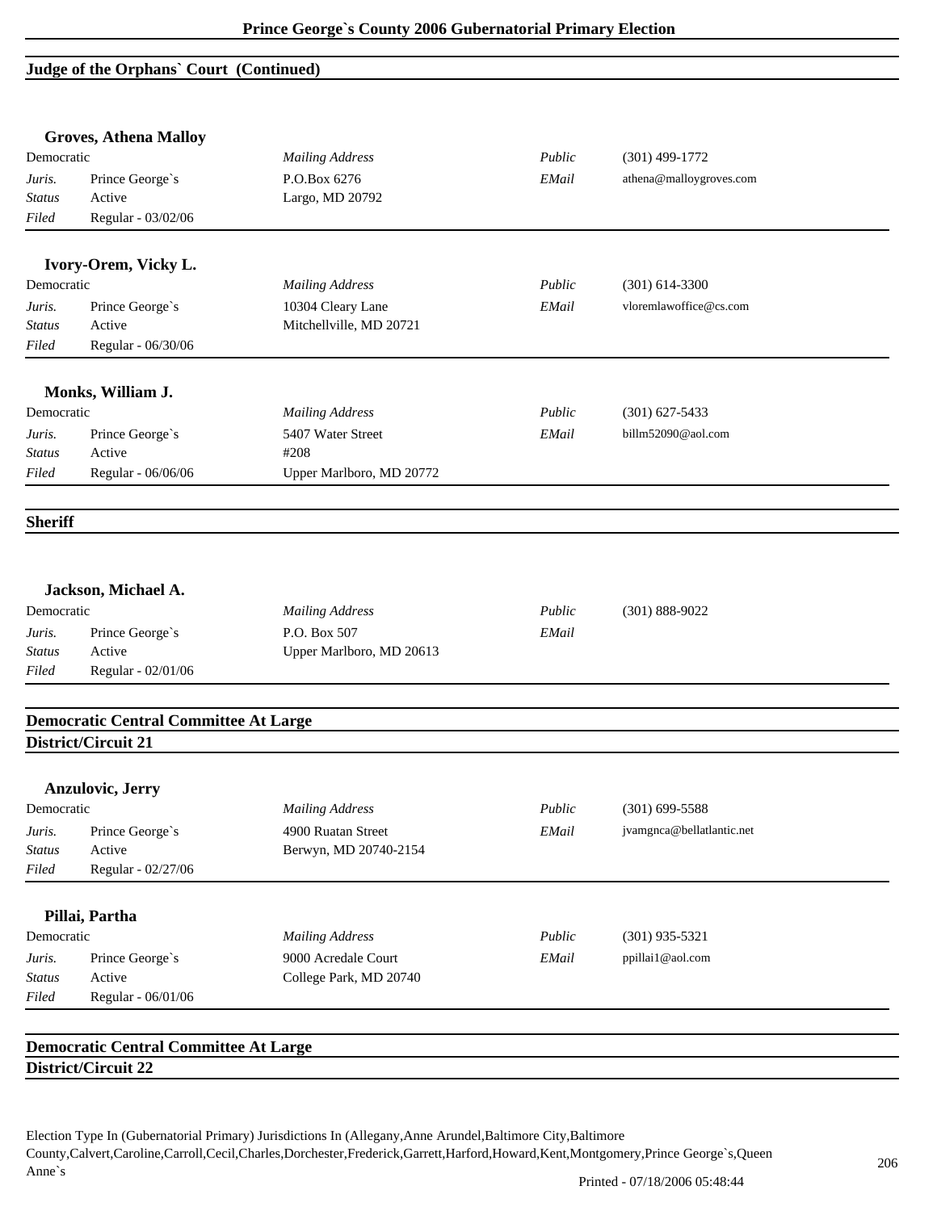## Judge of the Orphans` Court (Continued)

### Groves, Athena Malloy

| Democratic | | *Mailing Address* | *Public* | (301) 499-1772 |
|---|---|---|---|---|
| *Juris.* | Prince George`s | P.O.Box 6276 | *EMail* | athena@malloygroves.com |
| *Status* | Active | Largo, MD 20792 | | |
| *Filed* | Regular - 03/02/06 | | | |

### Ivory-Orem, Vicky L.

| Democratic | | *Mailing Address* | *Public* | (301) 614-3300 |
|---|---|---|---|---|
| *Juris.* | Prince George`s | 10304 Cleary Lane | *EMail* | vloremlawoffice@cs.com |
| *Status* | Active | Mitchellville, MD 20721 | | |
| *Filed* | Regular - 06/30/06 | | | |

### Monks, William J.

| Democratic | | *Mailing Address* | *Public* | (301) 627-5433 |
|---|---|---|---|---|
| *Juris.* | Prince George`s | 5407 Water Street | *EMail* | billm52090@aol.com |
| *Status* | Active | #208 | | |
| *Filed* | Regular - 06/06/06 | Upper Marlboro, MD 20772 | | |

## Sheriff

### Jackson, Michael A.

| Democratic | | *Mailing Address* | *Public* | (301) 888-9022 |
|---|---|---|---|---|
| *Juris.* | Prince George`s | P.O. Box 507 | *EMail* | |
| *Status* | Active | Upper Marlboro, MD 20613 | | |
| *Filed* | Regular - 02/01/06 | | | |

## Democratic Central Committee At Large
## District/Circuit 21

### Anzulovic, Jerry

| Democratic | | *Mailing Address* | *Public* | (301) 699-5588 |
|---|---|---|---|---|
| *Juris.* | Prince George`s | 4900 Ruatan Street | *EMail* | jvamgnca@bellatlantic.net |
| *Status* | Active | Berwyn, MD 20740-2154 | | |
| *Filed* | Regular - 02/27/06 | | | |

### Pillai, Partha

| Democratic | | *Mailing Address* | *Public* | (301) 935-5321 |
|---|---|---|---|---|
| *Juris.* | Prince George`s | 9000 Acredale Court | *EMail* | ppillai1@aol.com |
| *Status* | Active | College Park, MD 20740 | | |
| *Filed* | Regular - 06/01/06 | | | |

## Democratic Central Committee At Large
## District/Circuit 22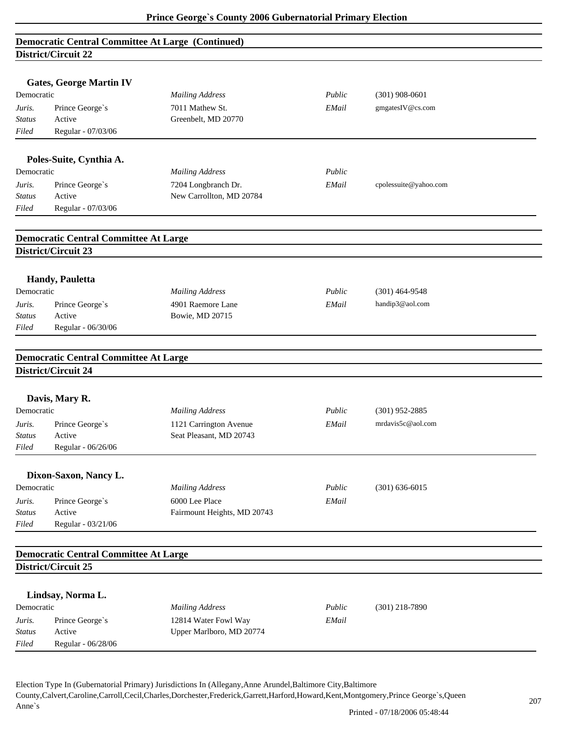## Democratic Central Committee At Large (Continued)

### District/Circuit 22

**Gates, George Martin IV**

| Democratic | | *Mailing Address* | *Public* | (301) 908-0601 |
|---|---|---|---|---|
| *Juris.* | Prince George`s | 7011 Mathew St. | *EMail* | gmgatesIV@cs.com |
| *Status* | Active | Greenbelt, MD 20770 | | |
| *Filed* | Regular - 07/03/06 | | | |

**Poles-Suite, Cynthia A.**

| Democratic | | *Mailing Address* | *Public* | |
|---|---|---|---|---|
| *Juris.* | Prince George`s | 7204 Longbranch Dr. | *EMail* | cpolessuite@yahoo.com |
| *Status* | Active | New Carrollton, MD 20784 | | |
| *Filed* | Regular - 07/03/06 | | | |

## Democratic Central Committee At Large

### District/Circuit 23

**Handy, Pauletta**

| Democratic | | *Mailing Address* | *Public* | (301) 464-9548 |
|---|---|---|---|---|
| *Juris.* | Prince George`s | 4901 Raemore Lane | *EMail* | handip3@aol.com |
| *Status* | Active | Bowie, MD 20715 | | |
| *Filed* | Regular - 06/30/06 | | | |

## Democratic Central Committee At Large

### District/Circuit 24

**Davis, Mary R.**

| Democratic | | *Mailing Address* | *Public* | (301) 952-2885 |
|---|---|---|---|---|
| *Juris.* | Prince George`s | 1121 Carrington Avenue | *EMail* | mrdavis5c@aol.com |
| *Status* | Active | Seat Pleasant, MD 20743 | | |
| *Filed* | Regular - 06/26/06 | | | |

**Dixon-Saxon, Nancy L.**

| Democratic | | *Mailing Address* | *Public* | (301) 636-6015 |
|---|---|---|---|---|
| *Juris.* | Prince George`s | 6000 Lee Place | *EMail* | |
| *Status* | Active | Fairmount Heights, MD 20743 | | |
| *Filed* | Regular - 03/21/06 | | | |

## Democratic Central Committee At Large

### District/Circuit 25

**Lindsay, Norma L.**

| Democratic | | *Mailing Address* | *Public* | (301) 218-7890 |
|---|---|---|---|---|
| *Juris.* | Prince George`s | 12814 Water Fowl Way | *EMail* | |
| *Status* | Active | Upper Marlboro, MD 20774 | | |
| *Filed* | Regular - 06/28/06 | | | |

Election Type In (Gubernatorial Primary) Jurisdictions In (Allegany,Anne Arundel,Baltimore City,Baltimore County,Calvert,Caroline,Carroll,Cecil,Charles,Dorchester,Frederick,Garrett,Harford,Howard,Kent,Montgomery,Prince George`s,Queen Anne`s

Printed - 07/18/2006 05:48:44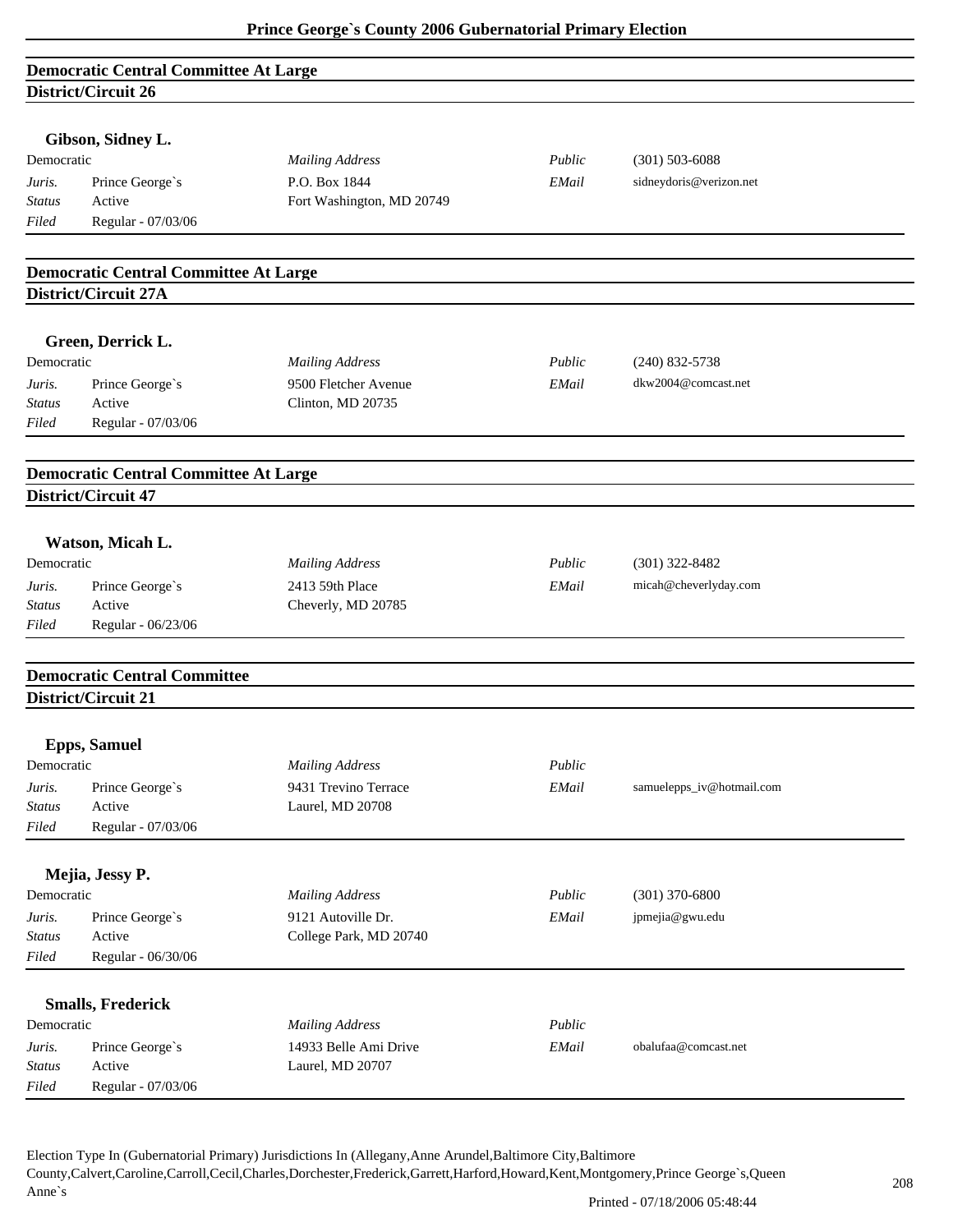## Democratic Central Committee At Large
### District/Circuit 26

**Gibson, Sidney L.**

| Democratic | | *Mailing Address* | *Public* | (301) 503-6088 |
|---|---|---|---|---|
| *Juris.* | Prince George`s | P.O. Box 1844 | *EMail* | sidneydoris@verizon.net |
| *Status* | Active | Fort Washington, MD 20749 | | |
| *Filed* | Regular - 07/03/06 | | | |

## Democratic Central Committee At Large
### District/Circuit 27A

**Green, Derrick L.**

| Democratic | | *Mailing Address* | *Public* | (240) 832-5738 |
|---|---|---|---|---|
| *Juris.* | Prince George`s | 9500 Fletcher Avenue | *EMail* | dkw2004@comcast.net |
| *Status* | Active | Clinton, MD 20735 | | |
| *Filed* | Regular - 07/03/06 | | | |

## Democratic Central Committee At Large
### District/Circuit 47

**Watson, Micah L.**

| Democratic | | *Mailing Address* | *Public* | (301) 322-8482 |
|---|---|---|---|---|
| *Juris.* | Prince George`s | 2413 59th Place | *EMail* | micah@cheverlyday.com |
| *Status* | Active | Cheverly, MD 20785 | | |
| *Filed* | Regular - 06/23/06 | | | |

## Democratic Central Committee
### District/Circuit 21

**Epps, Samuel**

| Democratic | | *Mailing Address* | *Public* | |
|---|---|---|---|---|
| *Juris.* | Prince George`s | 9431 Trevino Terrace | *EMail* | samuelepps_iv@hotmail.com |
| *Status* | Active | Laurel, MD 20708 | | |
| *Filed* | Regular - 07/03/06 | | | |

**Mejia, Jessy P.**

| Democratic | | *Mailing Address* | *Public* | (301) 370-6800 |
|---|---|---|---|---|
| *Juris.* | Prince George`s | 9121 Autoville Dr. | *EMail* | jpmejia@gwu.edu |
| *Status* | Active | College Park, MD 20740 | | |
| *Filed* | Regular - 06/30/06 | | | |

**Smalls, Frederick**

| Democratic | | *Mailing Address* | *Public* | |
|---|---|---|---|---|
| *Juris.* | Prince George`s | 14933 Belle Ami Drive | *EMail* | obalufaa@comcast.net |
| *Status* | Active | Laurel, MD 20707 | | |
| *Filed* | Regular - 07/03/06 | | | |

Election Type In (Gubernatorial Primary) Jurisdictions In (Allegany,Anne Arundel,Baltimore City,Baltimore County,Calvert,Caroline,Carroll,Cecil,Charles,Dorchester,Frederick,Garrett,Harford,Howard,Kent,Montgomery,Prince George`s,Queen Anne`s

Printed - 07/18/2006 05:48:44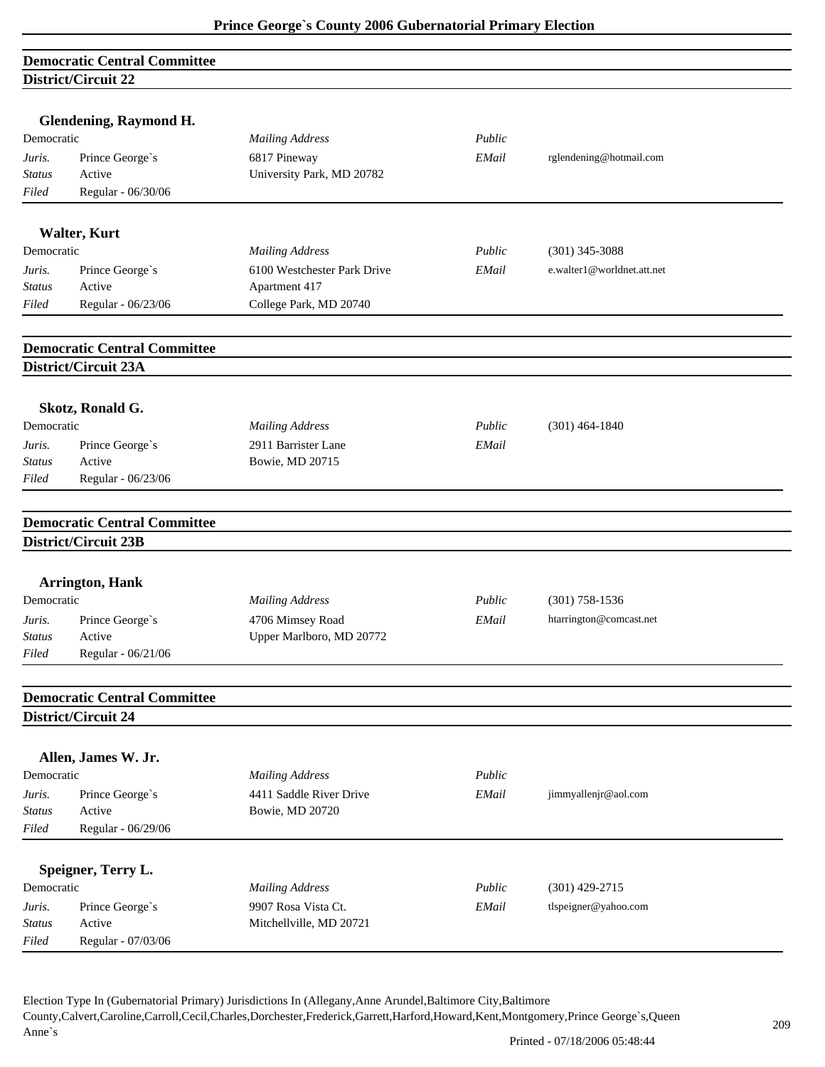## Democratic Central Committee
### District/Circuit 22

**Glendening, Raymond H.**

| Democratic | | Mailing Address | Public | |
|---|---|---|---|---|
| *Juris.* | Prince George`s | 6817 Pineway | *EMail* | rglendening@hotmail.com |
| *Status* | Active | University Park, MD 20782 | | |
| *Filed* | Regular - 06/30/06 | | | |

**Walter, Kurt**

| Democratic | | Mailing Address | Public | (301) 345-3088 |
|---|---|---|---|---|
| *Juris.* | Prince George`s | 6100 Westchester Park Drive | *EMail* | e.walter1@worldnet.att.net |
| *Status* | Active | Apartment 417 | | |
| *Filed* | Regular - 06/23/06 | College Park, MD 20740 | | |

## Democratic Central Committee
### District/Circuit 23A

**Skotz, Ronald G.**

| Democratic | | Mailing Address | Public | (301) 464-1840 |
|---|---|---|---|---|
| *Juris.* | Prince George`s | 2911 Barrister Lane | *EMail* | |
| *Status* | Active | Bowie, MD 20715 | | |
| *Filed* | Regular - 06/23/06 | | | |

## Democratic Central Committee
### District/Circuit 23B

**Arrington, Hank**

| Democratic | | Mailing Address | Public | (301) 758-1536 |
|---|---|---|---|---|
| *Juris.* | Prince George`s | 4706 Mimsey Road | *EMail* | htarrington@comcast.net |
| *Status* | Active | Upper Marlboro, MD 20772 | | |
| *Filed* | Regular - 06/21/06 | | | |

## Democratic Central Committee
### District/Circuit 24

**Allen, James W. Jr.**

| Democratic | | Mailing Address | Public | |
|---|---|---|---|---|
| *Juris.* | Prince George`s | 4411 Saddle River Drive | *EMail* | jimmyallenjr@aol.com |
| *Status* | Active | Bowie, MD 20720 | | |
| *Filed* | Regular - 06/29/06 | | | |

**Speigner, Terry L.**

| Democratic | | Mailing Address | Public | (301) 429-2715 |
|---|---|---|---|---|
| *Juris.* | Prince George`s | 9907 Rosa Vista Ct. | *EMail* | tlspeigner@yahoo.com |
| *Status* | Active | Mitchellville, MD 20721 | | |
| *Filed* | Regular - 07/03/06 | | | |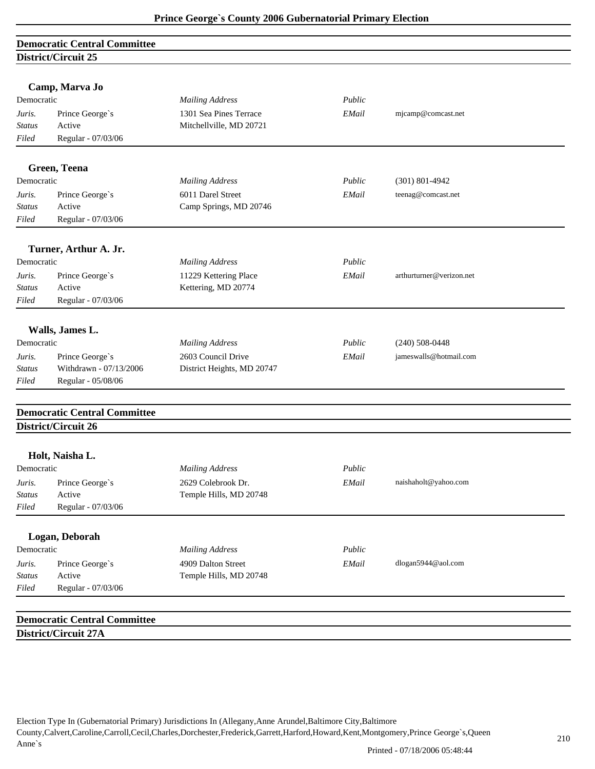## Democratic Central Committee
### District/Circuit 25

**Camp, Marva Jo**

| Democratic | | *Mailing Address* | *Public* | |
|---|---|---|---|---|
| *Juris.* | Prince George`s | 1301 Sea Pines Terrace | *EMail* | mjcamp@comcast.net |
| *Status* | Active | Mitchellville, MD 20721 | | |
| *Filed* | Regular - 07/03/06 | | | |

**Green, Teena**

| Democratic | | *Mailing Address* | *Public* | (301) 801-4942 |
|---|---|---|---|---|
| *Juris.* | Prince George`s | 6011 Darel Street | *EMail* | teenag@comcast.net |
| *Status* | Active | Camp Springs, MD 20746 | | |
| *Filed* | Regular - 07/03/06 | | | |

**Turner, Arthur A. Jr.**

| Democratic | | *Mailing Address* | *Public* | |
|---|---|---|---|---|
| *Juris.* | Prince George`s | 11229 Kettering Place | *EMail* | arthurturner@verizon.net |
| *Status* | Active | Kettering, MD 20774 | | |
| *Filed* | Regular - 07/03/06 | | | |

**Walls, James L.**

| Democratic | | *Mailing Address* | *Public* | (240) 508-0448 |
|---|---|---|---|---|
| *Juris.* | Prince George`s | 2603 Council Drive | *EMail* | jameswalls@hotmail.com |
| *Status* | Withdrawn - 07/13/2006 | District Heights, MD 20747 | | |
| *Filed* | Regular - 05/08/06 | | | |

## Democratic Central Committee
### District/Circuit 26

**Holt, Naisha L.**

| Democratic | | *Mailing Address* | *Public* | |
|---|---|---|---|---|
| *Juris.* | Prince George`s | 2629 Colebrook Dr. | *EMail* | naishaholt@yahoo.com |
| *Status* | Active | Temple Hills, MD 20748 | | |
| *Filed* | Regular - 07/03/06 | | | |

**Logan, Deborah**

| Democratic | | *Mailing Address* | *Public* | |
|---|---|---|---|---|
| *Juris.* | Prince George`s | 4909 Dalton Street | *EMail* | dlogan5944@aol.com |
| *Status* | Active | Temple Hills, MD 20748 | | |
| *Filed* | Regular - 07/03/06 | | | |

## Democratic Central Committee
### District/Circuit 27A

Election Type In (Gubernatorial Primary) Jurisdictions In (Allegany,Anne Arundel,Baltimore City,Baltimore County,Calvert,Caroline,Carroll,Cecil,Charles,Dorchester,Frederick,Garrett,Harford,Howard,Kent,Montgomery,Prince George`s,Queen Anne`s

Printed - 07/18/2006 05:48:44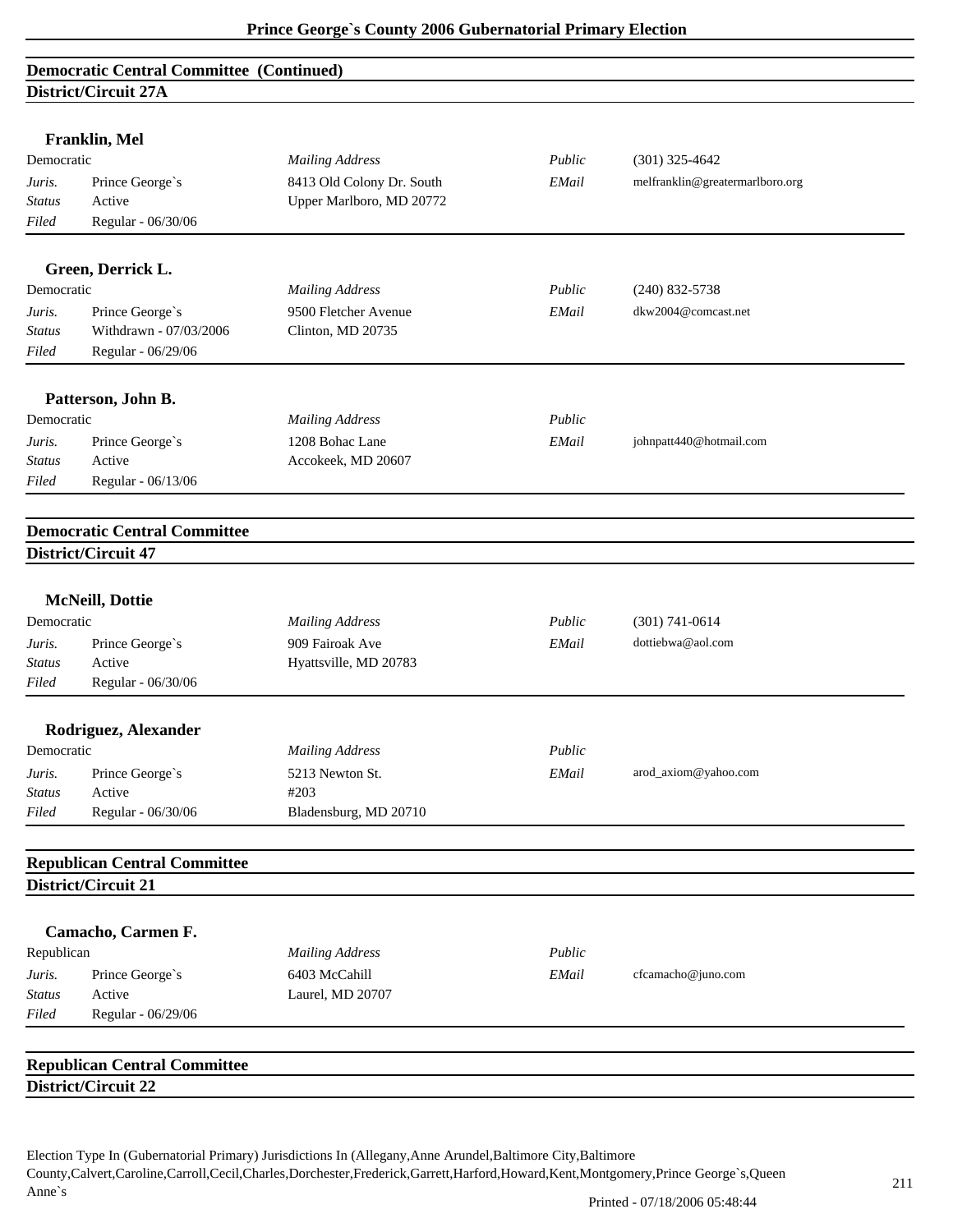## Democratic Central Committee (Continued)

### District/Circuit 27A

**Franklin, Mel**

| Democratic | | *Mailing Address* | *Public* | (301) 325-4642 |
|---|---|---|---|---|
| *Juris.* | Prince George`s | 8413 Old Colony Dr. South | *EMail* | melfranklin@greatermarlboro.org |
| *Status* | Active | Upper Marlboro, MD 20772 | | |
| *Filed* | Regular - 06/30/06 | | | |

**Green, Derrick L.**

| Democratic | | *Mailing Address* | *Public* | (240) 832-5738 |
|---|---|---|---|---|
| *Juris.* | Prince George`s | 9500 Fletcher Avenue | *EMail* | dkw2004@comcast.net |
| *Status* | Withdrawn - 07/03/2006 | Clinton, MD 20735 | | |
| *Filed* | Regular - 06/29/06 | | | |

**Patterson, John B.**

| Democratic | | *Mailing Address* | *Public* | |
|---|---|---|---|---|
| *Juris.* | Prince George`s | 1208 Bohac Lane | *EMail* | johnpatt440@hotmail.com |
| *Status* | Active | Accokeek, MD 20607 | | |
| *Filed* | Regular - 06/13/06 | | | |

## Democratic Central Committee

### District/Circuit 47

**McNeill, Dottie**

| Democratic | | *Mailing Address* | *Public* | (301) 741-0614 |
|---|---|---|---|---|
| *Juris.* | Prince George`s | 909 Fairoak Ave | *EMail* | dottiebwa@aol.com |
| *Status* | Active | Hyattsville, MD 20783 | | |
| *Filed* | Regular - 06/30/06 | | | |

**Rodriguez, Alexander**

| Democratic | | *Mailing Address* | *Public* | |
|---|---|---|---|---|
| *Juris.* | Prince George`s | 5213 Newton St. | *EMail* | arod_axiom@yahoo.com |
| *Status* | Active | #203 | | |
| *Filed* | Regular - 06/30/06 | Bladensburg, MD 20710 | | |

## Republican Central Committee

### District/Circuit 21

**Camacho, Carmen F.**

| Republican | | *Mailing Address* | *Public* | |
|---|---|---|---|---|
| *Juris.* | Prince George`s | 6403 McCahill | *EMail* | cfcamacho@juno.com |
| *Status* | Active | Laurel, MD 20707 | | |
| *Filed* | Regular - 06/29/06 | | | |

## Republican Central Committee

### District/Circuit 22

Election Type In (Gubernatorial Primary) Jurisdictions In (Allegany,Anne Arundel,Baltimore City,Baltimore County,Calvert,Caroline,Carroll,Cecil,Charles,Dorchester,Frederick,Garrett,Harford,Howard,Kent,Montgomery,Prince George`s,Queen Anne`s

Printed - 07/18/2006 05:48:44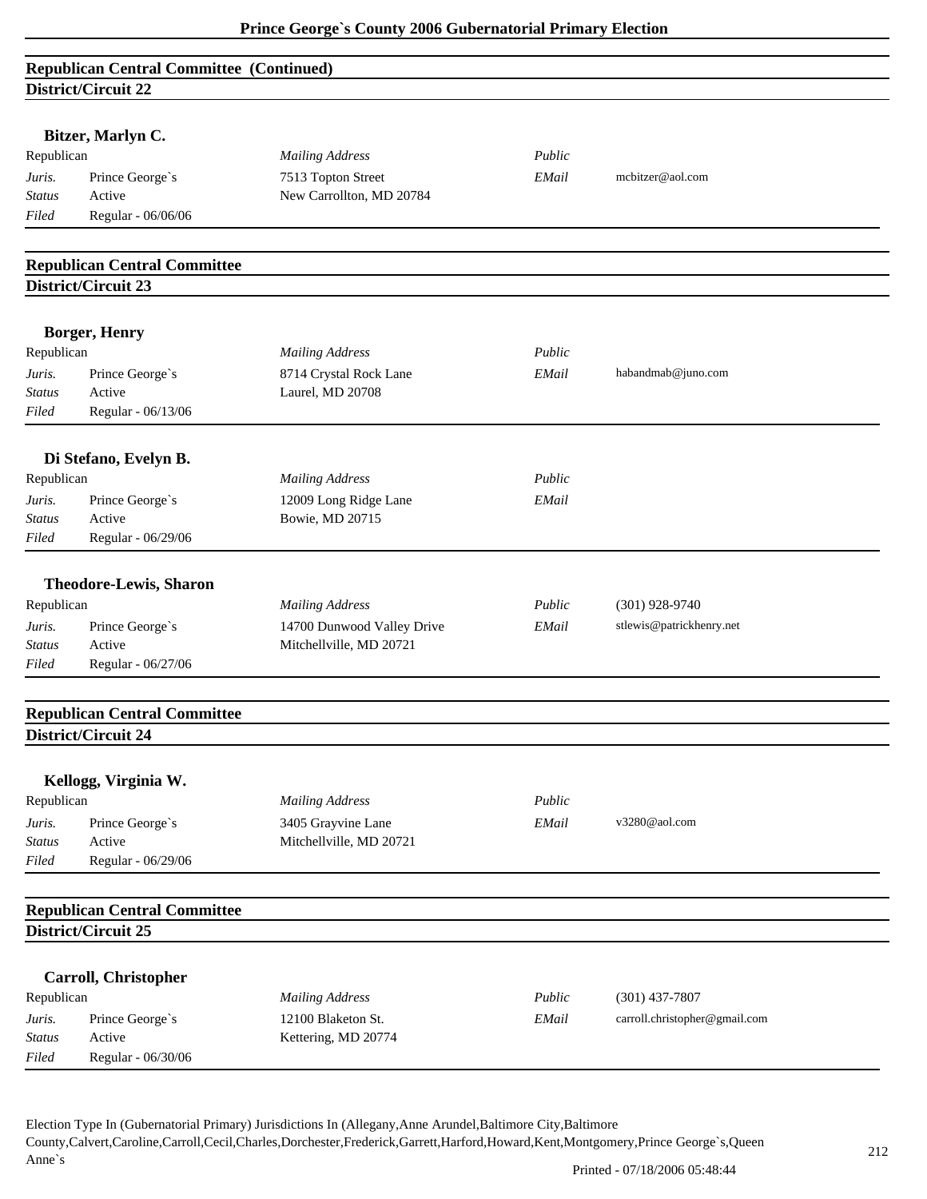## Republican Central Committee (Continued)
### District/Circuit 22

**Bitzer, Marlyn C.**

Republican | *Mailing Address* | *Public* |
*Juris.* Prince George`s | 7513 Topton Street | *EMail* | mcbitzer@aol.com
*Status* Active | New Carrollton, MD 20784
*Filed* Regular - 06/06/06

## Republican Central Committee
### District/Circuit 23

**Borger, Henry**

Republican | *Mailing Address* | *Public* |
*Juris.* Prince George`s | 8714 Crystal Rock Lane | *EMail* | habandmab@juno.com
*Status* Active | Laurel, MD 20708
*Filed* Regular - 06/13/06

**Di Stefano, Evelyn B.**

Republican | *Mailing Address* | *Public* |
*Juris.* Prince George`s | 12009 Long Ridge Lane | *EMail* |
*Status* Active | Bowie, MD 20715
*Filed* Regular - 06/29/06

**Theodore-Lewis, Sharon**

Republican | *Mailing Address* | *Public* | (301) 928-9740
*Juris.* Prince George`s | 14700 Dunwood Valley Drive | *EMail* | stlewis@patrickhenry.net
*Status* Active | Mitchellville, MD 20721
*Filed* Regular - 06/27/06

## Republican Central Committee
### District/Circuit 24

**Kellogg, Virginia W.**

Republican | *Mailing Address* | *Public* |
*Juris.* Prince George`s | 3405 Grayvine Lane | *EMail* | v3280@aol.com
*Status* Active | Mitchellville, MD 20721
*Filed* Regular - 06/29/06

## Republican Central Committee
### District/Circuit 25

**Carroll, Christopher**

Republican | *Mailing Address* | *Public* | (301) 437-7807
*Juris.* Prince George`s | 12100 Blaketon St. | *EMail* | carroll.christopher@gmail.com
*Status* Active | Kettering, MD 20774
*Filed* Regular - 06/30/06

Election Type In (Gubernatorial Primary) Jurisdictions In (Allegany,Anne Arundel,Baltimore City,Baltimore County,Calvert,Caroline,Carroll,Cecil,Charles,Dorchester,Frederick,Garrett,Harford,Howard,Kent,Montgomery,Prince George`s,Queen Anne`s

Printed - 07/18/2006 05:48:44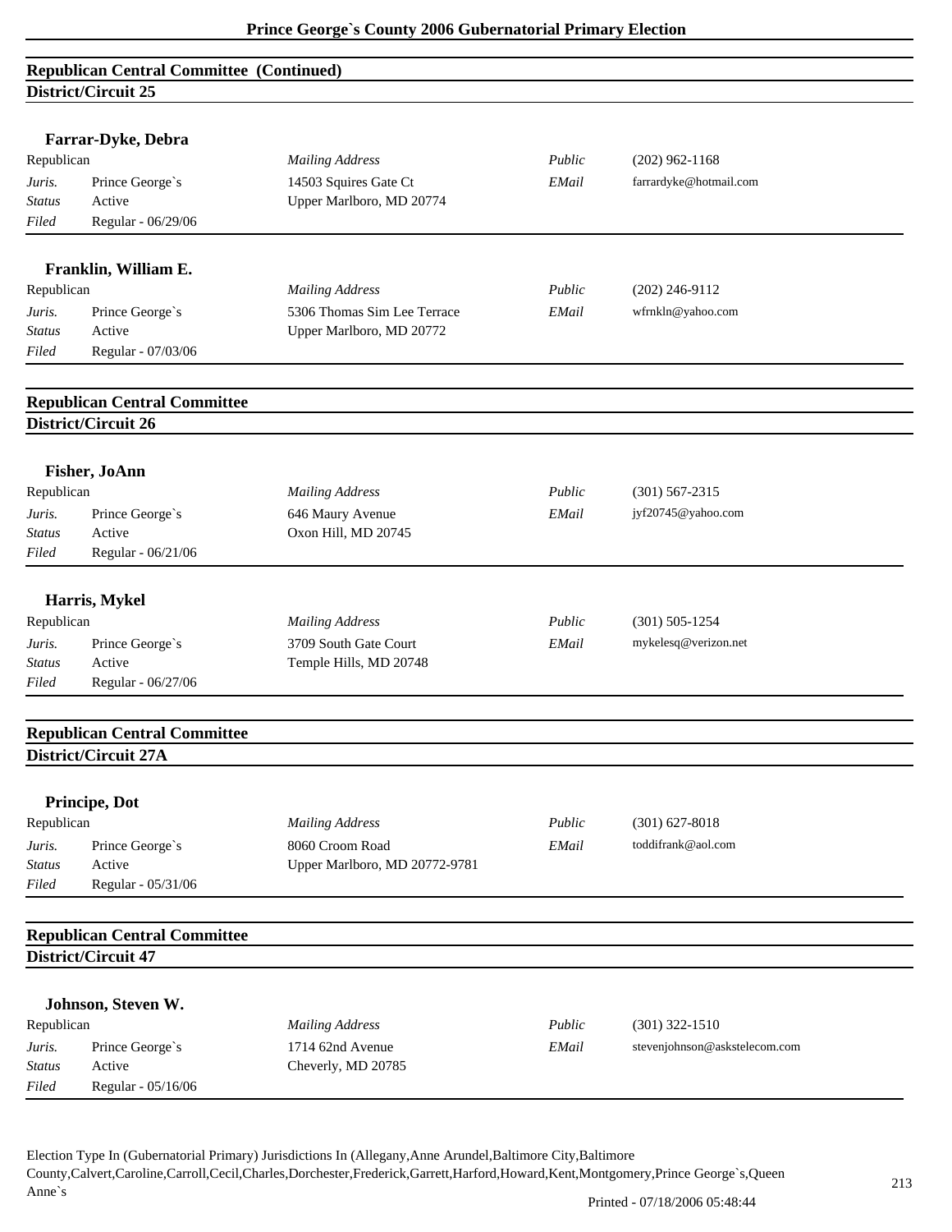## Republican Central Committee (Continued)

### District/Circuit 25

**Farrar-Dyke, Debra**

| | | | | |
|---|---|---|---|---|
| Republican | | *Mailing Address* | *Public* | (202) 962-1168 |
| *Juris.* | Prince George`s | 14503 Squires Gate Ct | *EMail* | farrardyke@hotmail.com |
| *Status* | Active | Upper Marlboro, MD 20774 | | |
| *Filed* | Regular - 06/29/06 | | | |

**Franklin, William E.**

| | | | | |
|---|---|---|---|---|
| Republican | | *Mailing Address* | *Public* | (202) 246-9112 |
| *Juris.* | Prince George`s | 5306 Thomas Sim Lee Terrace | *EMail* | wfrnkln@yahoo.com |
| *Status* | Active | Upper Marlboro, MD 20772 | | |
| *Filed* | Regular - 07/03/06 | | | |

## Republican Central Committee

### District/Circuit 26

**Fisher, JoAnn**

| | | | | |
|---|---|---|---|---|
| Republican | | *Mailing Address* | *Public* | (301) 567-2315 |
| *Juris.* | Prince George`s | 646 Maury Avenue | *EMail* | jyf20745@yahoo.com |
| *Status* | Active | Oxon Hill, MD 20745 | | |
| *Filed* | Regular - 06/21/06 | | | |

**Harris, Mykel**

| | | | | |
|---|---|---|---|---|
| Republican | | *Mailing Address* | *Public* | (301) 505-1254 |
| *Juris.* | Prince George`s | 3709 South Gate Court | *EMail* | mykelesq@verizon.net |
| *Status* | Active | Temple Hills, MD 20748 | | |
| *Filed* | Regular - 06/27/06 | | | |

## Republican Central Committee

### District/Circuit 27A

**Principe, Dot**

| | | | | |
|---|---|---|---|---|
| Republican | | *Mailing Address* | *Public* | (301) 627-8018 |
| *Juris.* | Prince George`s | 8060 Croom Road | *EMail* | toddifrank@aol.com |
| *Status* | Active | Upper Marlboro, MD 20772-9781 | | |
| *Filed* | Regular - 05/31/06 | | | |

## Republican Central Committee

### District/Circuit 47

**Johnson, Steven W.**

| | | | | |
|---|---|---|---|---|
| Republican | | *Mailing Address* | *Public* | (301) 322-1510 |
| *Juris.* | Prince George`s | 1714 62nd Avenue | *EMail* | stevenjohnson@askstelecom.com |
| *Status* | Active | Cheverly, MD 20785 | | |
| *Filed* | Regular - 05/16/06 | | | |

Election Type In (Gubernatorial Primary) Jurisdictions In (Allegany,Anne Arundel,Baltimore City,Baltimore County,Calvert,Caroline,Carroll,Cecil,Charles,Dorchester,Frederick,Garrett,Harford,Howard,Kent,Montgomery,Prince George`s,Queen Anne`s

Printed - 07/18/2006 05:48:44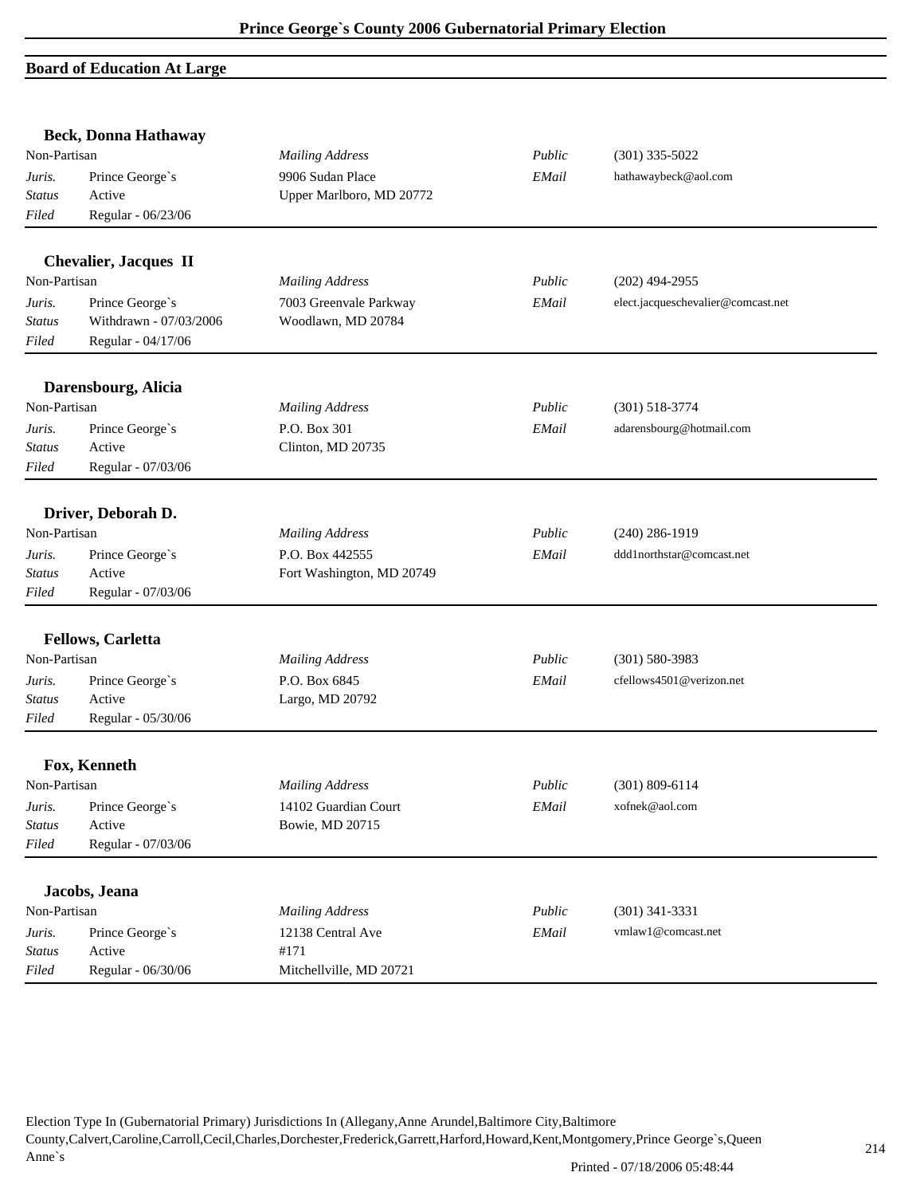## Board of Education At Large

### Beck, Donna Hathaway

| Non-Partisan | | *Mailing Address* | *Public* | (301) 335-5022 |
|---|---|---|---|---|
| *Juris.* | Prince George`s | 9906 Sudan Place | *EMail* | hathawaybeck@aol.com |
| *Status* | Active | Upper Marlboro, MD 20772 | | |
| *Filed* | Regular - 06/23/06 | | | |

### Chevalier, Jacques II

| Non-Partisan | | *Mailing Address* | *Public* | (202) 494-2955 |
|---|---|---|---|---|
| *Juris.* | Prince George`s | 7003 Greenvale Parkway | *EMail* | elect.jacqueschevalier@comcast.net |
| *Status* | Withdrawn - 07/03/2006 | Woodlawn, MD 20784 | | |
| *Filed* | Regular - 04/17/06 | | | |

### Darensbourg, Alicia

| Non-Partisan | | *Mailing Address* | *Public* | (301) 518-3774 |
|---|---|---|---|---|
| *Juris.* | Prince George`s | P.O. Box 301 | *EMail* | adarensbourg@hotmail.com |
| *Status* | Active | Clinton, MD 20735 | | |
| *Filed* | Regular - 07/03/06 | | | |

### Driver, Deborah D.

| Non-Partisan | | *Mailing Address* | *Public* | (240) 286-1919 |
|---|---|---|---|---|
| *Juris.* | Prince George`s | P.O. Box 442555 | *EMail* | ddd1northstar@comcast.net |
| *Status* | Active | Fort Washington, MD 20749 | | |
| *Filed* | Regular - 07/03/06 | | | |

### Fellows, Carletta

| Non-Partisan | | *Mailing Address* | *Public* | (301) 580-3983 |
|---|---|---|---|---|
| *Juris.* | Prince George`s | P.O. Box 6845 | *EMail* | cfellows4501@verizon.net |
| *Status* | Active | Largo, MD 20792 | | |
| *Filed* | Regular - 05/30/06 | | | |

### Fox, Kenneth

| Non-Partisan | | *Mailing Address* | *Public* | (301) 809-6114 |
|---|---|---|---|---|
| *Juris.* | Prince George`s | 14102 Guardian Court | *EMail* | xofnek@aol.com |
| *Status* | Active | Bowie, MD 20715 | | |
| *Filed* | Regular - 07/03/06 | | | |

### Jacobs, Jeana

| Non-Partisan | | *Mailing Address* | *Public* | (301) 341-3331 |
|---|---|---|---|---|
| *Juris.* | Prince George`s | 12138 Central Ave | *EMail* | vmlaw1@comcast.net |
| *Status* | Active | #171 | | |
| *Filed* | Regular - 06/30/06 | Mitchellville, MD 20721 | | |

Election Type In (Gubernatorial Primary) Jurisdictions In (Allegany,Anne Arundel,Baltimore City,Baltimore County,Calvert,Caroline,Carroll,Cecil,Charles,Dorchester,Frederick,Garrett,Harford,Howard,Kent,Montgomery,Prince George`s,Queen Anne`s

Printed - 07/18/2006 05:48:44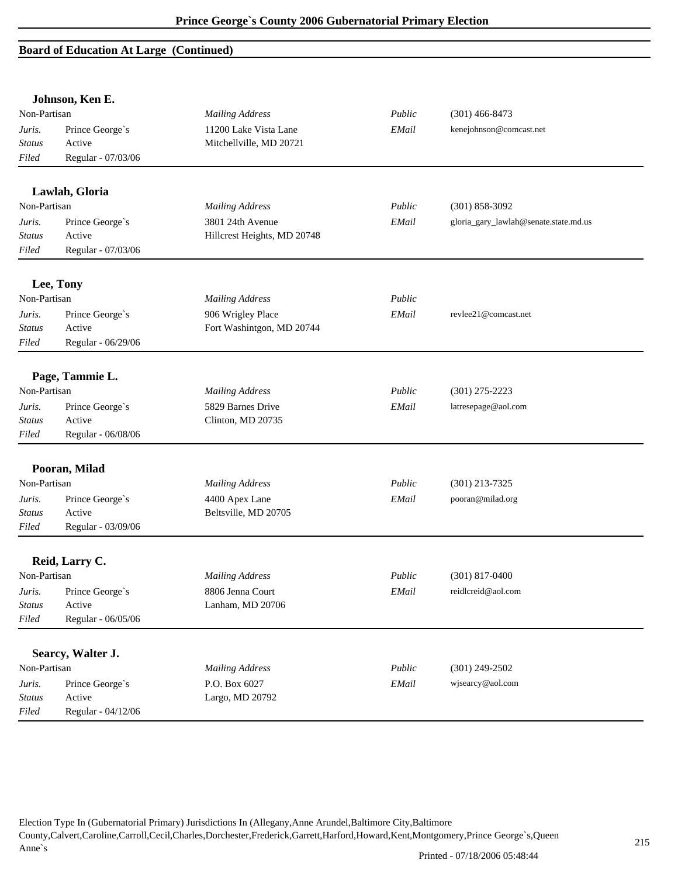## Board of Education At Large (Continued)

### Johnson, Ken E.

| Non-Partisan | | *Mailing Address* | *Public* | (301) 466-8473 |
|---|---|---|---|---|
| *Juris.* | Prince George`s | 11200 Lake Vista Lane | *EMail* | kenejohnson@comcast.net |
| *Status* | Active | Mitchellville, MD 20721 | | |
| *Filed* | Regular - 07/03/06 | | | |

### Lawlah, Gloria

| Non-Partisan | | *Mailing Address* | *Public* | (301) 858-3092 |
|---|---|---|---|---|
| *Juris.* | Prince George`s | 3801 24th Avenue | *EMail* | gloria_gary_lawlah@senate.state.md.us |
| *Status* | Active | Hillcrest Heights, MD 20748 | | |
| *Filed* | Regular - 07/03/06 | | | |

### Lee, Tony

| Non-Partisan | | *Mailing Address* | *Public* | |
|---|---|---|---|---|
| *Juris.* | Prince George`s | 906 Wrigley Place | *EMail* | revlee21@comcast.net |
| *Status* | Active | Fort Washintgon, MD 20744 | | |
| *Filed* | Regular - 06/29/06 | | | |

### Page, Tammie L.

| Non-Partisan | | *Mailing Address* | *Public* | (301) 275-2223 |
|---|---|---|---|---|
| *Juris.* | Prince George`s | 5829 Barnes Drive | *EMail* | latresepage@aol.com |
| *Status* | Active | Clinton, MD 20735 | | |
| *Filed* | Regular - 06/08/06 | | | |

### Pooran, Milad

| Non-Partisan | | *Mailing Address* | *Public* | (301) 213-7325 |
|---|---|---|---|---|
| *Juris.* | Prince George`s | 4400 Apex Lane | *EMail* | pooran@milad.org |
| *Status* | Active | Beltsville, MD 20705 | | |
| *Filed* | Regular - 03/09/06 | | | |

### Reid, Larry C.

| Non-Partisan | | *Mailing Address* | *Public* | (301) 817-0400 |
|---|---|---|---|---|
| *Juris.* | Prince George`s | 8806 Jenna Court | *EMail* | reidlcreid@aol.com |
| *Status* | Active | Lanham, MD 20706 | | |
| *Filed* | Regular - 06/05/06 | | | |

### Searcy, Walter J.

| Non-Partisan | | *Mailing Address* | *Public* | (301) 249-2502 |
|---|---|---|---|---|
| *Juris.* | Prince George`s | P.O. Box 6027 | *EMail* | wjsearcy@aol.com |
| *Status* | Active | Largo, MD 20792 | | |
| *Filed* | Regular - 04/12/06 | | | |

Election Type In (Gubernatorial Primary) Jurisdictions In (Allegany,Anne Arundel,Baltimore City,Baltimore County,Calvert,Caroline,Carroll,Cecil,Charles,Dorchester,Frederick,Garrett,Harford,Howard,Kent,Montgomery,Prince George`s,Queen Anne`s

Printed - 07/18/2006 05:48:44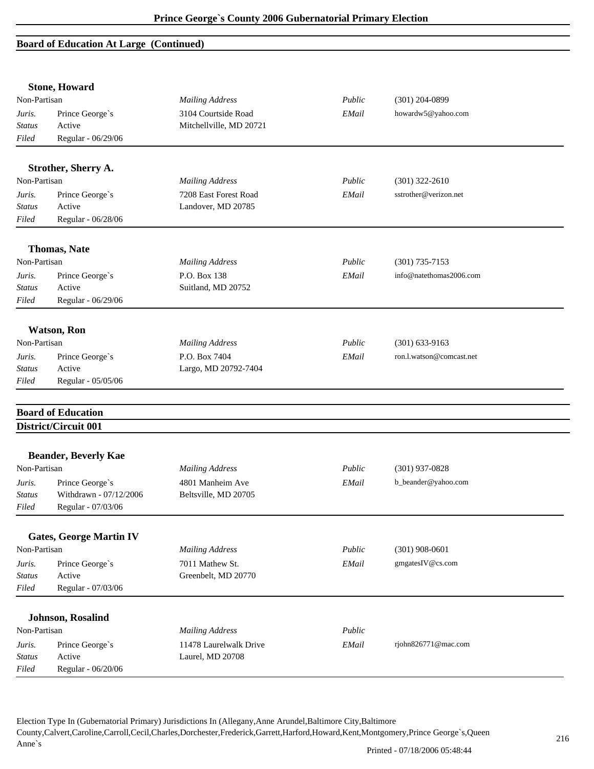## Board of Education At Large (Continued)

### Stone, Howard

| | | | | |
|---|---|---|---|---|
| Non-Partisan | | *Mailing Address* | *Public* | (301) 204-0899 |
| *Juris.* | Prince George`s | 3104 Courtside Road | *EMail* | howardw5@yahoo.com |
| *Status* | Active | Mitchellville, MD 20721 | | |
| *Filed* | Regular - 06/29/06 | | | |

### Strother, Sherry A.

| | | | | |
|---|---|---|---|---|
| Non-Partisan | | *Mailing Address* | *Public* | (301) 322-2610 |
| *Juris.* | Prince George`s | 7208 East Forest Road | *EMail* | sstrother@verizon.net |
| *Status* | Active | Landover, MD 20785 | | |
| *Filed* | Regular - 06/28/06 | | | |

### Thomas, Nate

| | | | | |
|---|---|---|---|---|
| Non-Partisan | | *Mailing Address* | *Public* | (301) 735-7153 |
| *Juris.* | Prince George`s | P.O. Box 138 | *EMail* | info@natethomas2006.com |
| *Status* | Active | Suitland, MD 20752 | | |
| *Filed* | Regular - 06/29/06 | | | |

### Watson, Ron

| | | | | |
|---|---|---|---|---|
| Non-Partisan | | *Mailing Address* | *Public* | (301) 633-9163 |
| *Juris.* | Prince George`s | P.O. Box 7404 | *EMail* | ron.l.watson@comcast.net |
| *Status* | Active | Largo, MD 20792-7404 | | |
| *Filed* | Regular - 05/05/06 | | | |

## Board of Education

## District/Circuit 001

### Beander, Beverly Kae

| | | | | |
|---|---|---|---|---|
| Non-Partisan | | *Mailing Address* | *Public* | (301) 937-0828 |
| *Juris.* | Prince George`s | 4801 Manheim Ave | *EMail* | b_beander@yahoo.com |
| *Status* | Withdrawn - 07/12/2006 | Beltsville, MD 20705 | | |
| *Filed* | Regular - 07/03/06 | | | |

### Gates, George Martin IV

| | | | | |
|---|---|---|---|---|
| Non-Partisan | | *Mailing Address* | *Public* | (301) 908-0601 |
| *Juris.* | Prince George`s | 7011 Mathew St. | *EMail* | gmgatesIV@cs.com |
| *Status* | Active | Greenbelt, MD 20770 | | |
| *Filed* | Regular - 07/03/06 | | | |

### Johnson, Rosalind

| | | | | |
|---|---|---|---|---|
| Non-Partisan | | *Mailing Address* | *Public* | |
| *Juris.* | Prince George`s | 11478 Laurelwalk Drive | *EMail* | rjohn826771@mac.com |
| *Status* | Active | Laurel, MD 20708 | | |
| *Filed* | Regular - 06/20/06 | | | |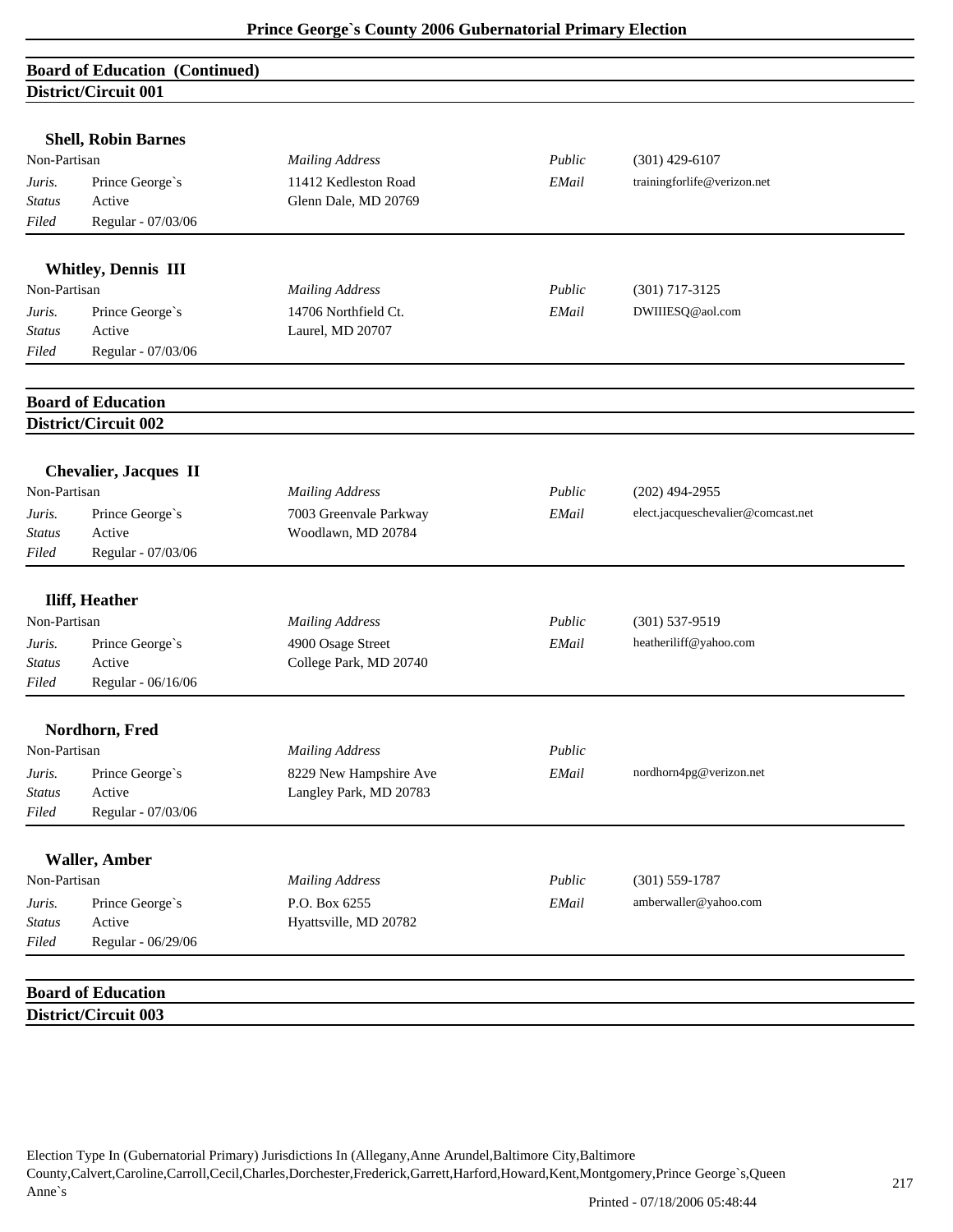## Board of Education (Continued)
### District/Circuit 001

**Shell, Robin Barnes**

| Non-Partisan | | *Mailing Address* | *Public* | (301) 429-6107 |
|---|---|---|---|---|
| *Juris.* | Prince George`s | 11412 Kedleston Road | *EMail* | trainingforlife@verizon.net |
| *Status* | Active | Glenn Dale, MD 20769 | | |
| *Filed* | Regular - 07/03/06 | | | |

**Whitley, Dennis III**

| Non-Partisan | | *Mailing Address* | *Public* | (301) 717-3125 |
|---|---|---|---|---|
| *Juris.* | Prince George`s | 14706 Northfield Ct. | *EMail* | DWIIIESQ@aol.com |
| *Status* | Active | Laurel, MD 20707 | | |
| *Filed* | Regular - 07/03/06 | | | |

## Board of Education
### District/Circuit 002

**Chevalier, Jacques II**

| Non-Partisan | | *Mailing Address* | *Public* | (202) 494-2955 |
|---|---|---|---|---|
| *Juris.* | Prince George`s | 7003 Greenvale Parkway | *EMail* | elect.jacqueschevalier@comcast.net |
| *Status* | Active | Woodlawn, MD 20784 | | |
| *Filed* | Regular - 07/03/06 | | | |

**Iliff, Heather**

| Non-Partisan | | *Mailing Address* | *Public* | (301) 537-9519 |
|---|---|---|---|---|
| *Juris.* | Prince George`s | 4900 Osage Street | *EMail* | heatheriliff@yahoo.com |
| *Status* | Active | College Park, MD 20740 | | |
| *Filed* | Regular - 06/16/06 | | | |

**Nordhorn, Fred**

| Non-Partisan | | *Mailing Address* | *Public* | |
|---|---|---|---|---|
| *Juris.* | Prince George`s | 8229 New Hampshire Ave | *EMail* | nordhorn4pg@verizon.net |
| *Status* | Active | Langley Park, MD 20783 | | |
| *Filed* | Regular - 07/03/06 | | | |

**Waller, Amber**

| Non-Partisan | | *Mailing Address* | *Public* | (301) 559-1787 |
|---|---|---|---|---|
| *Juris.* | Prince George`s | P.O. Box 6255 | *EMail* | amberwaller@yahoo.com |
| *Status* | Active | Hyattsville, MD 20782 | | |
| *Filed* | Regular - 06/29/06 | | | |

## Board of Education
### District/Circuit 003

Election Type In (Gubernatorial Primary) Jurisdictions In (Allegany,Anne Arundel,Baltimore City,Baltimore County,Calvert,Caroline,Carroll,Cecil,Charles,Dorchester,Frederick,Garrett,Harford,Howard,Kent,Montgomery,Prince George`s,Queen Anne`s

Printed - 07/18/2006 05:48:44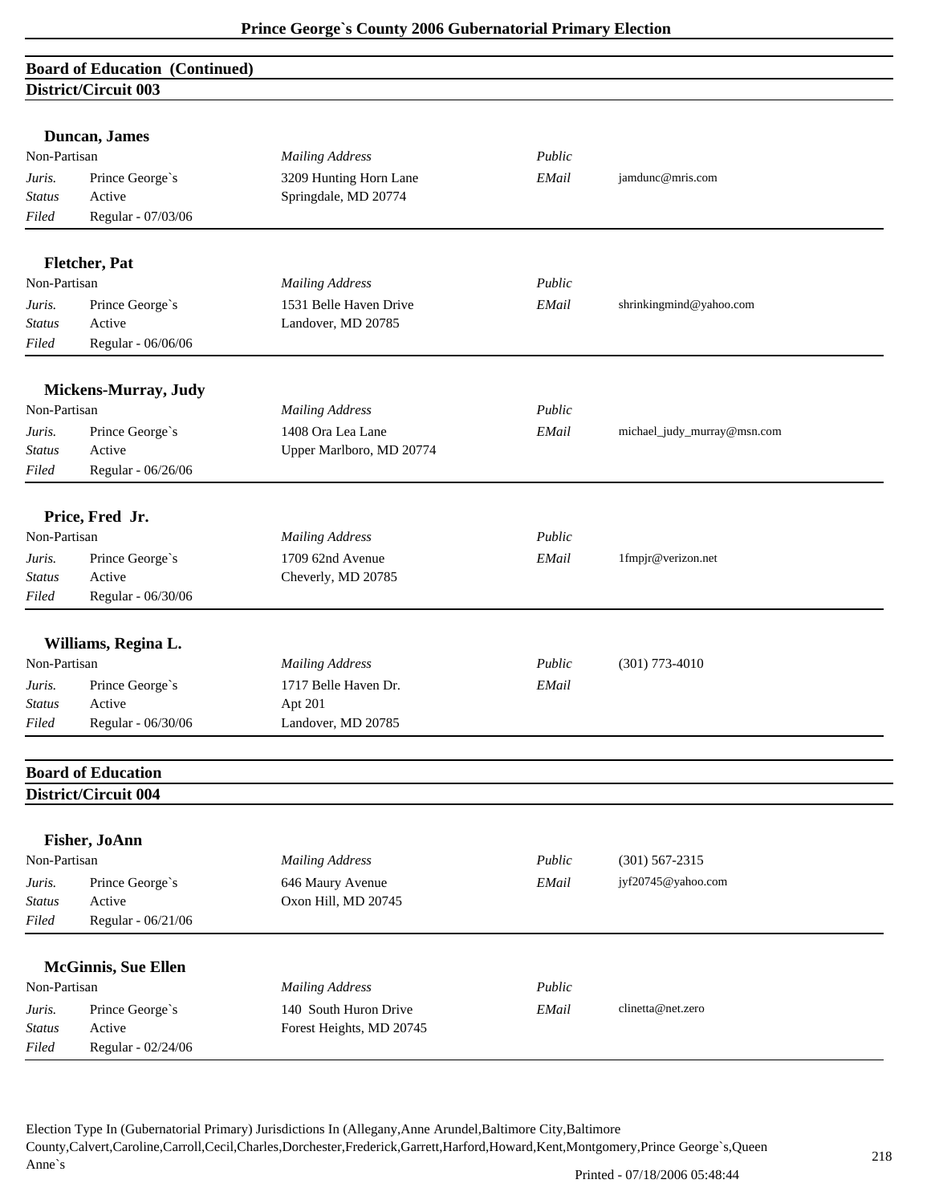## Board of Education (Continued)

### District/Circuit 003

**Duncan, James**

| Non-Partisan | | Mailing Address | Public | |
|---|---|---|---|---|
| *Juris.* | Prince George`s | 3209 Hunting Horn Lane | *EMail* | jamdunc@mris.com |
| *Status* | Active | Springdale, MD 20774 | | |
| *Filed* | Regular - 07/03/06 | | | |

**Fletcher, Pat**

| Non-Partisan | | Mailing Address | Public | |
|---|---|---|---|---|
| *Juris.* | Prince George`s | 1531 Belle Haven Drive | *EMail* | shrinkingmind@yahoo.com |
| *Status* | Active | Landover, MD 20785 | | |
| *Filed* | Regular - 06/06/06 | | | |

**Mickens-Murray, Judy**

| Non-Partisan | | Mailing Address | Public | |
|---|---|---|---|---|
| *Juris.* | Prince George`s | 1408 Ora Lea Lane | *EMail* | michael_judy_murray@msn.com |
| *Status* | Active | Upper Marlboro, MD 20774 | | |
| *Filed* | Regular - 06/26/06 | | | |

**Price, Fred Jr.**

| Non-Partisan | | Mailing Address | Public | |
|---|---|---|---|---|
| *Juris.* | Prince George`s | 1709 62nd Avenue | *EMail* | 1fmpjr@verizon.net |
| *Status* | Active | Cheverly, MD 20785 | | |
| *Filed* | Regular - 06/30/06 | | | |

**Williams, Regina L.**

| Non-Partisan | | Mailing Address | Public | (301) 773-4010 |
|---|---|---|---|---|
| *Juris.* | Prince George`s | 1717 Belle Haven Dr. | *EMail* | |
| *Status* | Active | Apt 201 | | |
| *Filed* | Regular - 06/30/06 | Landover, MD 20785 | | |

## Board of Education

### District/Circuit 004

**Fisher, JoAnn**

| Non-Partisan | | Mailing Address | Public | (301) 567-2315 |
|---|---|---|---|---|
| *Juris.* | Prince George`s | 646 Maury Avenue | *EMail* | jyf20745@yahoo.com |
| *Status* | Active | Oxon Hill, MD 20745 | | |
| *Filed* | Regular - 06/21/06 | | | |

**McGinnis, Sue Ellen**

| Non-Partisan | | Mailing Address | Public | |
|---|---|---|---|---|
| *Juris.* | Prince George`s | 140 South Huron Drive | *EMail* | clinetta@net.zero |
| *Status* | Active | Forest Heights, MD 20745 | | |
| *Filed* | Regular - 02/24/06 | | | |

Election Type In (Gubernatorial Primary) Jurisdictions In (Allegany,Anne Arundel,Baltimore City,Baltimore County,Calvert,Caroline,Carroll,Cecil,Charles,Dorchester,Frederick,Garrett,Harford,Howard,Kent,Montgomery,Prince George`s,Queen Anne`s

Printed - 07/18/2006 05:48:44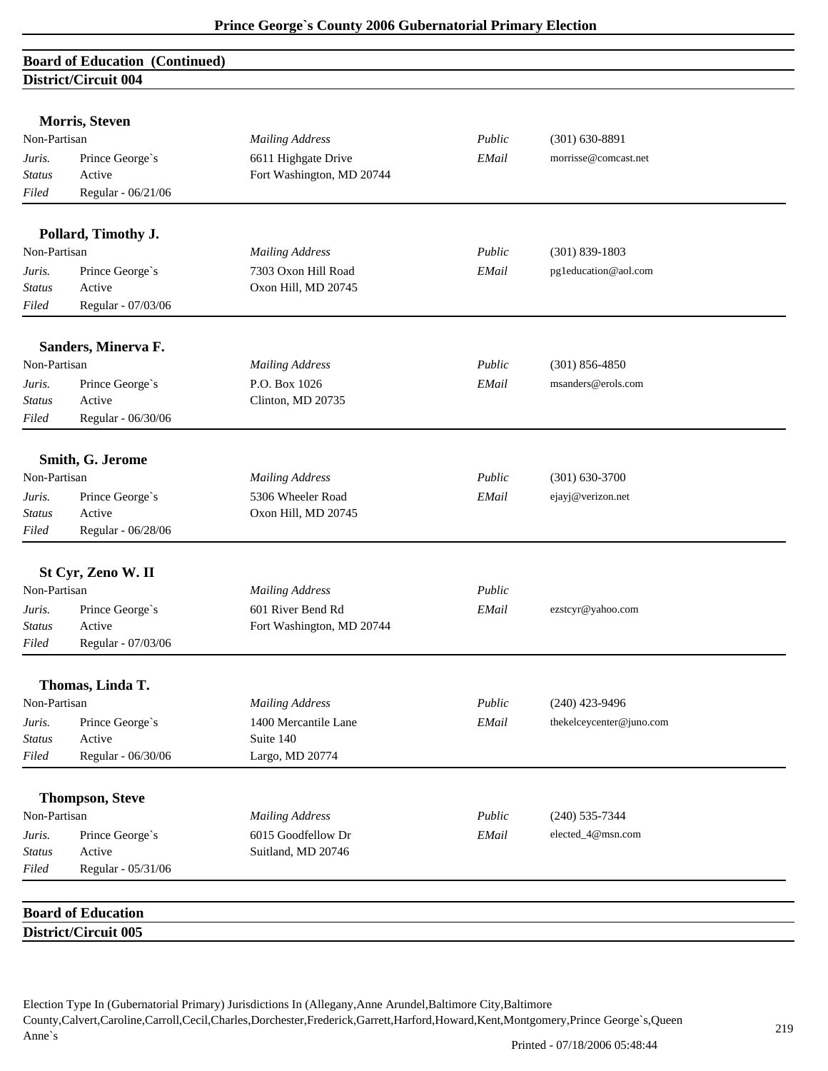## Board of Education (Continued)

### District/Circuit 004

**Morris, Steven**

| Non-Partisan | | *Mailing Address* | *Public* | (301) 630-8891 |
|---|---|---|---|---|
| *Juris.* | Prince George`s | 6611 Highgate Drive | *EMail* | morrisse@comcast.net |
| *Status* | Active | Fort Washington, MD 20744 | | |
| *Filed* | Regular - 06/21/06 | | | |

**Pollard, Timothy J.**

| Non-Partisan | | *Mailing Address* | *Public* | (301) 839-1803 |
|---|---|---|---|---|
| *Juris.* | Prince George`s | 7303 Oxon Hill Road | *EMail* | pg1education@aol.com |
| *Status* | Active | Oxon Hill, MD 20745 | | |
| *Filed* | Regular - 07/03/06 | | | |

**Sanders, Minerva F.**

| Non-Partisan | | *Mailing Address* | *Public* | (301) 856-4850 |
|---|---|---|---|---|
| *Juris.* | Prince George`s | P.O. Box 1026 | *EMail* | msanders@erols.com |
| *Status* | Active | Clinton, MD 20735 | | |
| *Filed* | Regular - 06/30/06 | | | |

**Smith, G. Jerome**

| Non-Partisan | | *Mailing Address* | *Public* | (301) 630-3700 |
|---|---|---|---|---|
| *Juris.* | Prince George`s | 5306 Wheeler Road | *EMail* | ejayj@verizon.net |
| *Status* | Active | Oxon Hill, MD 20745 | | |
| *Filed* | Regular - 06/28/06 | | | |

**St Cyr, Zeno W. II**

| Non-Partisan | | *Mailing Address* | *Public* | |
|---|---|---|---|---|
| *Juris.* | Prince George`s | 601 River Bend Rd | *EMail* | ezstcyr@yahoo.com |
| *Status* | Active | Fort Washington, MD 20744 | | |
| *Filed* | Regular - 07/03/06 | | | |

**Thomas, Linda T.**

| Non-Partisan | | *Mailing Address* | *Public* | (240) 423-9496 |
|---|---|---|---|---|
| *Juris.* | Prince George`s | 1400 Mercantile Lane | *EMail* | thekelceycenter@juno.com |
| *Status* | Active | Suite 140 | | |
| *Filed* | Regular - 06/30/06 | Largo, MD 20774 | | |

**Thompson, Steve**

| Non-Partisan | | *Mailing Address* | *Public* | (240) 535-7344 |
|---|---|---|---|---|
| *Juris.* | Prince George`s | 6015 Goodfellow Dr | *EMail* | elected_4@msn.com |
| *Status* | Active | Suitland, MD 20746 | | |
| *Filed* | Regular - 05/31/06 | | | |

## Board of Education

### District/Circuit 005

Election Type In (Gubernatorial Primary) Jurisdictions In (Allegany,Anne Arundel,Baltimore City,Baltimore County,Calvert,Caroline,Carroll,Cecil,Charles,Dorchester,Frederick,Garrett,Harford,Howard,Kent,Montgomery,Prince George`s,Queen Anne`s

Printed - 07/18/2006 05:48:44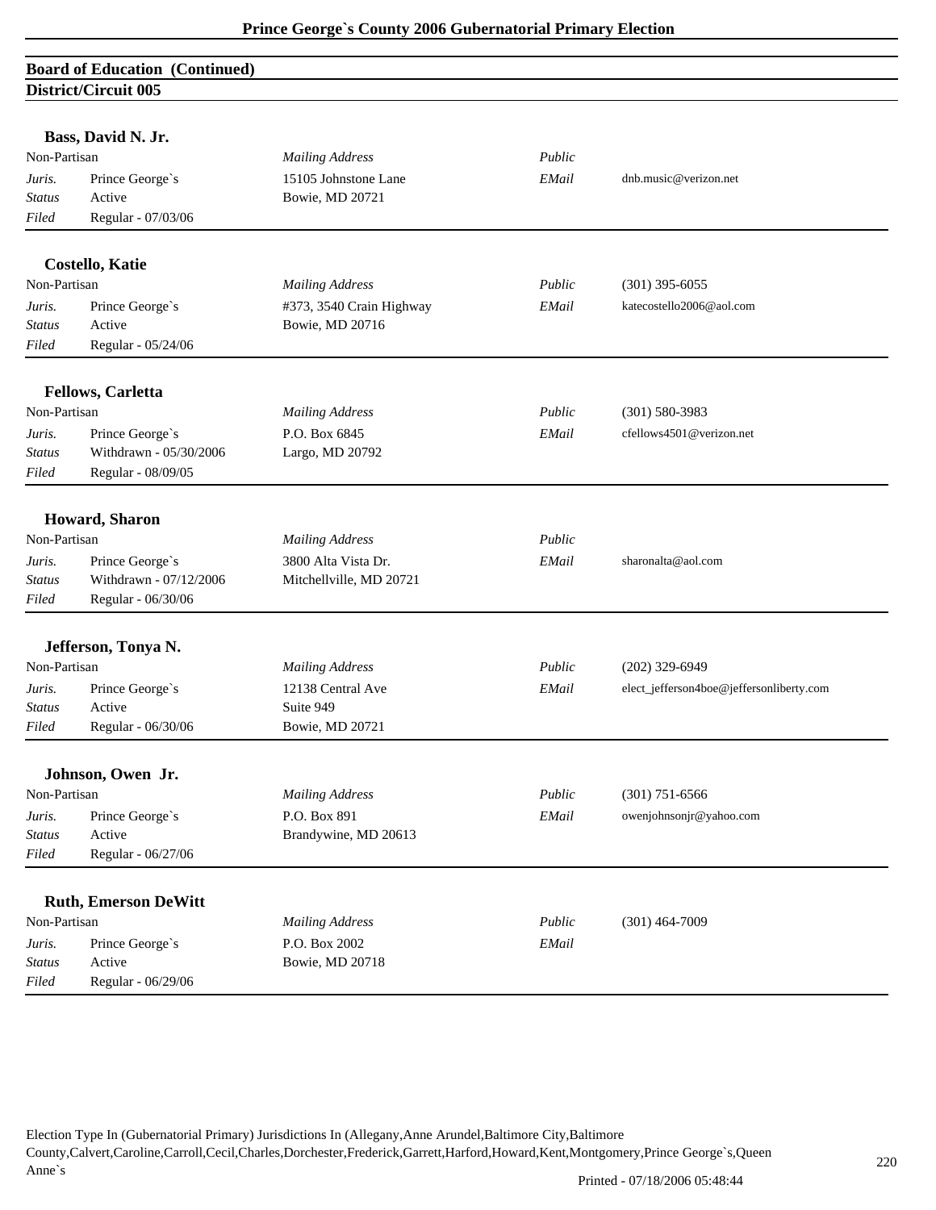## Board of Education (Continued)

### District/Circuit 005

**Bass, David N. Jr.**

| Non-Partisan | | *Mailing Address* | *Public* | |
|---|---|---|---|---|
| *Juris.* | Prince George`s | 15105 Johnstone Lane | *EMail* | dnb.music@verizon.net |
| *Status* | Active | Bowie, MD 20721 | | |
| *Filed* | Regular - 07/03/06 | | | |

**Costello, Katie**

| Non-Partisan | | *Mailing Address* | *Public* | (301) 395-6055 |
|---|---|---|---|---|
| *Juris.* | Prince George`s | #373, 3540 Crain Highway | *EMail* | katecostello2006@aol.com |
| *Status* | Active | Bowie, MD 20716 | | |
| *Filed* | Regular - 05/24/06 | | | |

**Fellows, Carletta**

| Non-Partisan | | *Mailing Address* | *Public* | (301) 580-3983 |
|---|---|---|---|---|
| *Juris.* | Prince George`s | P.O. Box 6845 | *EMail* | cfellows4501@verizon.net |
| *Status* | Withdrawn - 05/30/2006 | Largo, MD 20792 | | |
| *Filed* | Regular - 08/09/05 | | | |

**Howard, Sharon**

| Non-Partisan | | *Mailing Address* | *Public* | |
|---|---|---|---|---|
| *Juris.* | Prince George`s | 3800 Alta Vista Dr. | *EMail* | sharonalta@aol.com |
| *Status* | Withdrawn - 07/12/2006 | Mitchellville, MD 20721 | | |
| *Filed* | Regular - 06/30/06 | | | |

**Jefferson, Tonya N.**

| Non-Partisan | | *Mailing Address* | *Public* | (202) 329-6949 |
|---|---|---|---|---|
| *Juris.* | Prince George`s | 12138 Central Ave | *EMail* | elect_jefferson4boe@jeffersonliberty.com |
| *Status* | Active | Suite 949 | | |
| *Filed* | Regular - 06/30/06 | Bowie, MD 20721 | | |

**Johnson, Owen Jr.**

| Non-Partisan | | *Mailing Address* | *Public* | (301) 751-6566 |
|---|---|---|---|---|
| *Juris.* | Prince George`s | P.O. Box 891 | *EMail* | owenjohnsonjr@yahoo.com |
| *Status* | Active | Brandywine, MD 20613 | | |
| *Filed* | Regular - 06/27/06 | | | |

**Ruth, Emerson DeWitt**

| Non-Partisan | | *Mailing Address* | *Public* | (301) 464-7009 |
|---|---|---|---|---|
| *Juris.* | Prince George`s | P.O. Box 2002 | *EMail* | |
| *Status* | Active | Bowie, MD 20718 | | |
| *Filed* | Regular - 06/29/06 | | | |

Election Type In (Gubernatorial Primary) Jurisdictions In (Allegany,Anne Arundel,Baltimore City,Baltimore County,Calvert,Caroline,Carroll,Cecil,Charles,Dorchester,Frederick,Garrett,Harford,Howard,Kent,Montgomery,Prince George`s,Queen Anne`s

Printed - 07/18/2006 05:48:44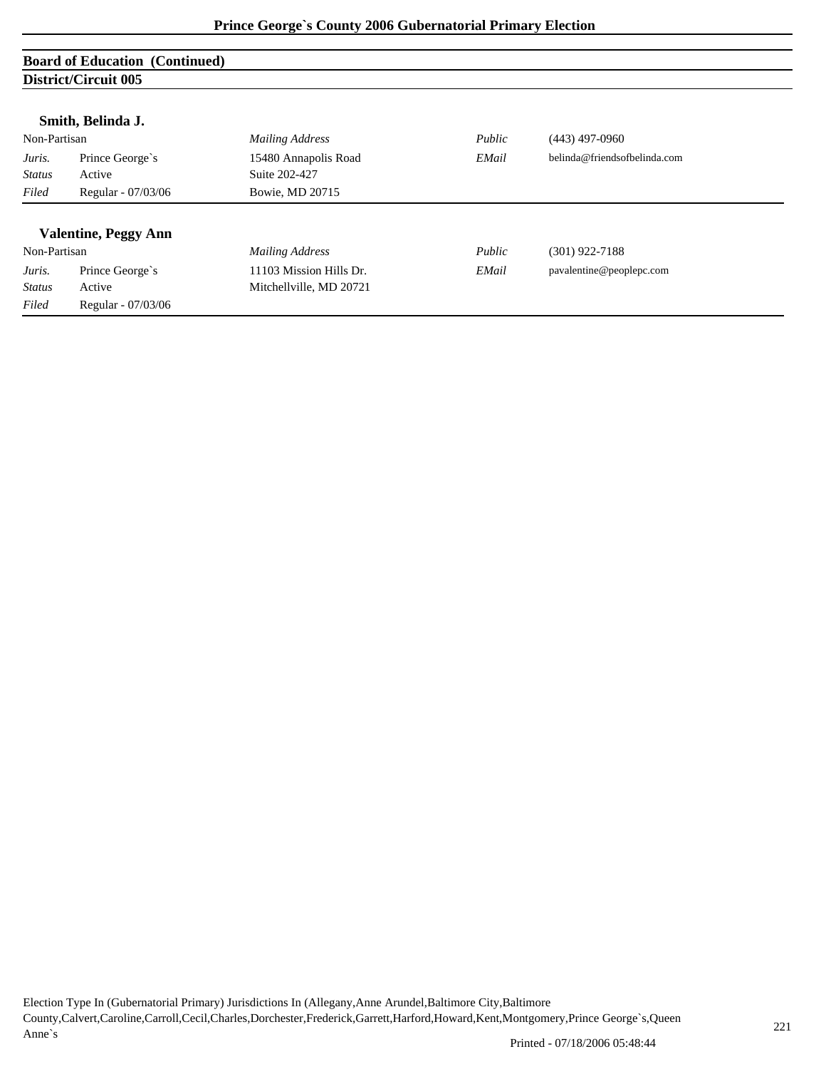**Board of Education (Continued)**

**District/Circuit 005**

### Smith, Belinda J.

| Non-Partisan | | *Mailing Address* | *Public* | (443) 497-0960 |
|---|---|---|---|---|
| *Juris.* | Prince George`s | 15480 Annapolis Road | *EMail* | belinda@friendsofbelinda.com |
| *Status* | Active | Suite 202-427 | | |
| *Filed* | Regular - 07/03/06 | Bowie, MD 20715 | | |

### Valentine, Peggy Ann

| Non-Partisan | | *Mailing Address* | *Public* | (301) 922-7188 |
|---|---|---|---|---|
| *Juris.* | Prince George`s | 11103 Mission Hills Dr. | *EMail* | pavalentine@peoplepc.com |
| *Status* | Active | Mitchellville, MD 20721 | | |
| *Filed* | Regular - 07/03/06 | | | |

Election Type In (Gubernatorial Primary) Jurisdictions In (Allegany,Anne Arundel,Baltimore City,Baltimore County,Calvert,Caroline,Carroll,Cecil,Charles,Dorchester,Frederick,Garrett,Harford,Howard,Kent,Montgomery,Prince George`s,Queen Anne`s

Printed - 07/18/2006 05:48:44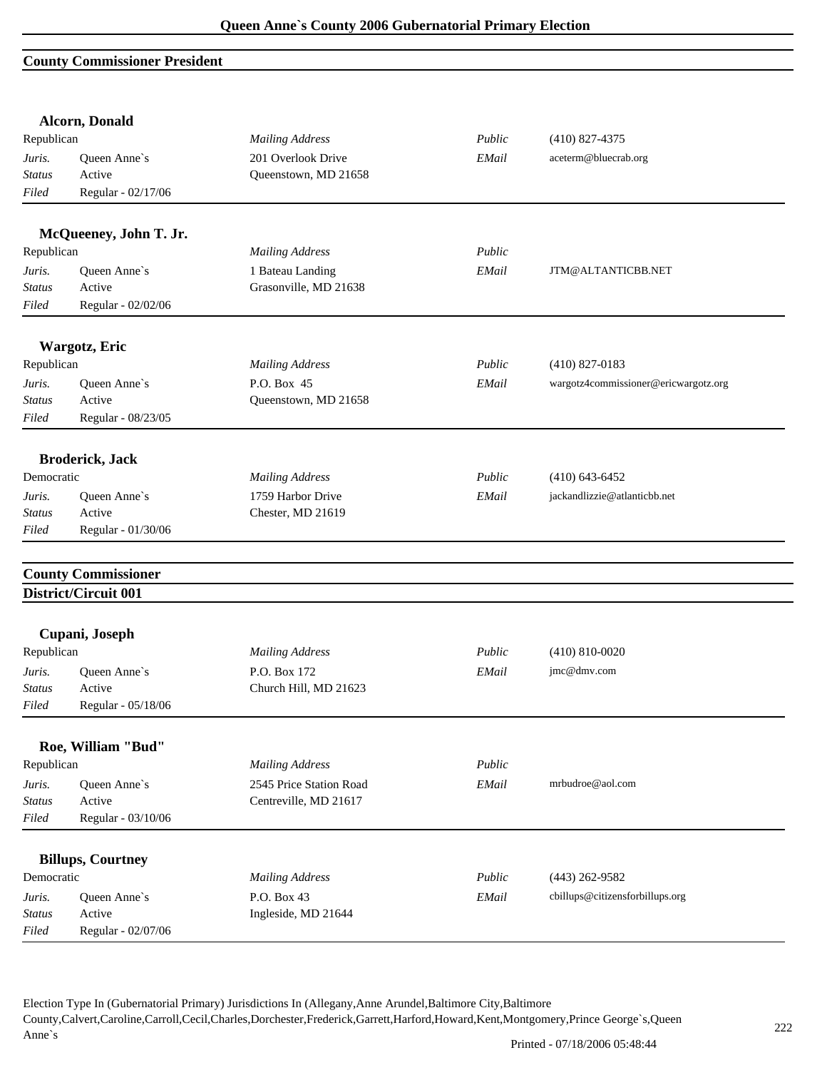## County Commissioner President

### Alcorn, Donald

| Republican | | *Mailing Address* | *Public* | (410) 827-4375 |
|---|---|---|---|---|
| *Juris.* | Queen Anne`s | 201 Overlook Drive | *EMail* | aceterm@bluecrab.org |
| *Status* | Active | Queenstown, MD 21658 | | |
| *Filed* | Regular - 02/17/06 | | | |

### McQueeney, John T. Jr.

| Republican | | *Mailing Address* | *Public* | |
|---|---|---|---|---|
| *Juris.* | Queen Anne`s | 1 Bateau Landing | *EMail* | JTM@ALTANTICBB.NET |
| *Status* | Active | Grasonville, MD 21638 | | |
| *Filed* | Regular - 02/02/06 | | | |

### Wargotz, Eric

| Republican | | *Mailing Address* | *Public* | (410) 827-0183 |
|---|---|---|---|---|
| *Juris.* | Queen Anne`s | P.O. Box 45 | *EMail* | wargotz4commissioner@ericwargotz.org |
| *Status* | Active | Queenstown, MD 21658 | | |
| *Filed* | Regular - 08/23/05 | | | |

### Broderick, Jack

| Democratic | | *Mailing Address* | *Public* | (410) 643-6452 |
|---|---|---|---|---|
| *Juris.* | Queen Anne`s | 1759 Harbor Drive | *EMail* | jackandlizzie@atlanticbb.net |
| *Status* | Active | Chester, MD 21619 | | |
| *Filed* | Regular - 01/30/06 | | | |

## County Commissioner
## District/Circuit 001

### Cupani, Joseph

| Republican | | *Mailing Address* | *Public* | (410) 810-0020 |
|---|---|---|---|---|
| *Juris.* | Queen Anne`s | P.O. Box 172 | *EMail* | jmc@dmv.com |
| *Status* | Active | Church Hill, MD 21623 | | |
| *Filed* | Regular - 05/18/06 | | | |

### Roe, William "Bud"

| Republican | | *Mailing Address* | *Public* | |
|---|---|---|---|---|
| *Juris.* | Queen Anne`s | 2545 Price Station Road | *EMail* | mrbudroe@aol.com |
| *Status* | Active | Centreville, MD 21617 | | |
| *Filed* | Regular - 03/10/06 | | | |

### Billups, Courtney

| Democratic | | *Mailing Address* | *Public* | (443) 262-9582 |
|---|---|---|---|---|
| *Juris.* | Queen Anne`s | P.O. Box 43 | *EMail* | cbillups@citizensforbillups.org |
| *Status* | Active | Ingleside, MD 21644 | | |
| *Filed* | Regular - 02/07/06 | | | |

Election Type In (Gubernatorial Primary) Jurisdictions In (Allegany,Anne Arundel,Baltimore City,Baltimore County,Calvert,Caroline,Carroll,Cecil,Charles,Dorchester,Frederick,Garrett,Harford,Howard,Kent,Montgomery,Prince George`s,Queen Anne`s

Printed - 07/18/2006 05:48:44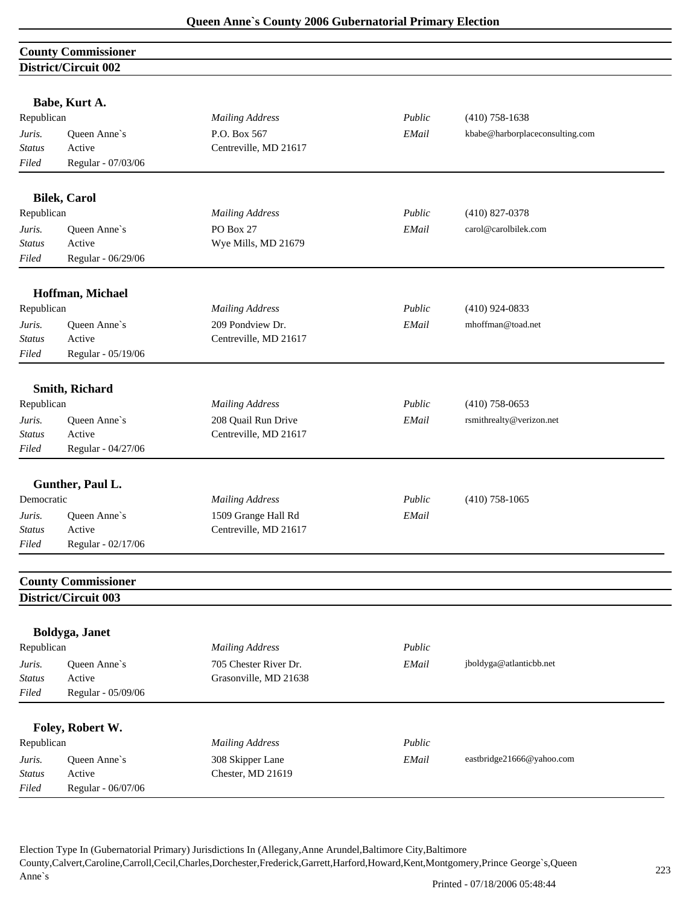## County Commissioner
### District/Circuit 002

**Babe, Kurt A.**

| | | | | |
|---|---|---|---|---|
| Republican | | *Mailing Address* | *Public* | (410) 758-1638 |
| *Juris.* | Queen Anne`s | P.O. Box 567 | *EMail* | kbabe@harborplaceconsulting.com |
| *Status* | Active | Centreville, MD 21617 | | |
| *Filed* | Regular - 07/03/06 | | | |

**Bilek, Carol**

| | | | | |
|---|---|---|---|---|
| Republican | | *Mailing Address* | *Public* | (410) 827-0378 |
| *Juris.* | Queen Anne`s | PO Box 27 | *EMail* | carol@carolbilek.com |
| *Status* | Active | Wye Mills, MD 21679 | | |
| *Filed* | Regular - 06/29/06 | | | |

**Hoffman, Michael**

| | | | | |
|---|---|---|---|---|
| Republican | | *Mailing Address* | *Public* | (410) 924-0833 |
| *Juris.* | Queen Anne`s | 209 Pondview Dr. | *EMail* | mhoffman@toad.net |
| *Status* | Active | Centreville, MD 21617 | | |
| *Filed* | Regular - 05/19/06 | | | |

**Smith, Richard**

| | | | | |
|---|---|---|---|---|
| Republican | | *Mailing Address* | *Public* | (410) 758-0653 |
| *Juris.* | Queen Anne`s | 208 Quail Run Drive | *EMail* | rsmithrealty@verizon.net |
| *Status* | Active | Centreville, MD 21617 | | |
| *Filed* | Regular - 04/27/06 | | | |

**Gunther, Paul L.**

| | | | | |
|---|---|---|---|---|
| Democratic | | *Mailing Address* | *Public* | (410) 758-1065 |
| *Juris.* | Queen Anne`s | 1509 Grange Hall Rd | *EMail* | |
| *Status* | Active | Centreville, MD 21617 | | |
| *Filed* | Regular - 02/17/06 | | | |

## County Commissioner
### District/Circuit 003

**Boldyga, Janet**

| | | | | |
|---|---|---|---|---|
| Republican | | *Mailing Address* | *Public* | |
| *Juris.* | Queen Anne`s | 705 Chester River Dr. | *EMail* | jboldyga@atlanticbb.net |
| *Status* | Active | Grasonville, MD 21638 | | |
| *Filed* | Regular - 05/09/06 | | | |

**Foley, Robert W.**

| | | | | |
|---|---|---|---|---|
| Republican | | *Mailing Address* | *Public* | |
| *Juris.* | Queen Anne`s | 308 Skipper Lane | *EMail* | eastbridge21666@yahoo.com |
| *Status* | Active | Chester, MD 21619 | | |
| *Filed* | Regular - 06/07/06 | | | |

Election Type In (Gubernatorial Primary) Jurisdictions In (Allegany,Anne Arundel,Baltimore City,Baltimore County,Calvert,Caroline,Carroll,Cecil,Charles,Dorchester,Frederick,Garrett,Harford,Howard,Kent,Montgomery,Prince George`s,Queen Anne`s

Printed - 07/18/2006 05:48:44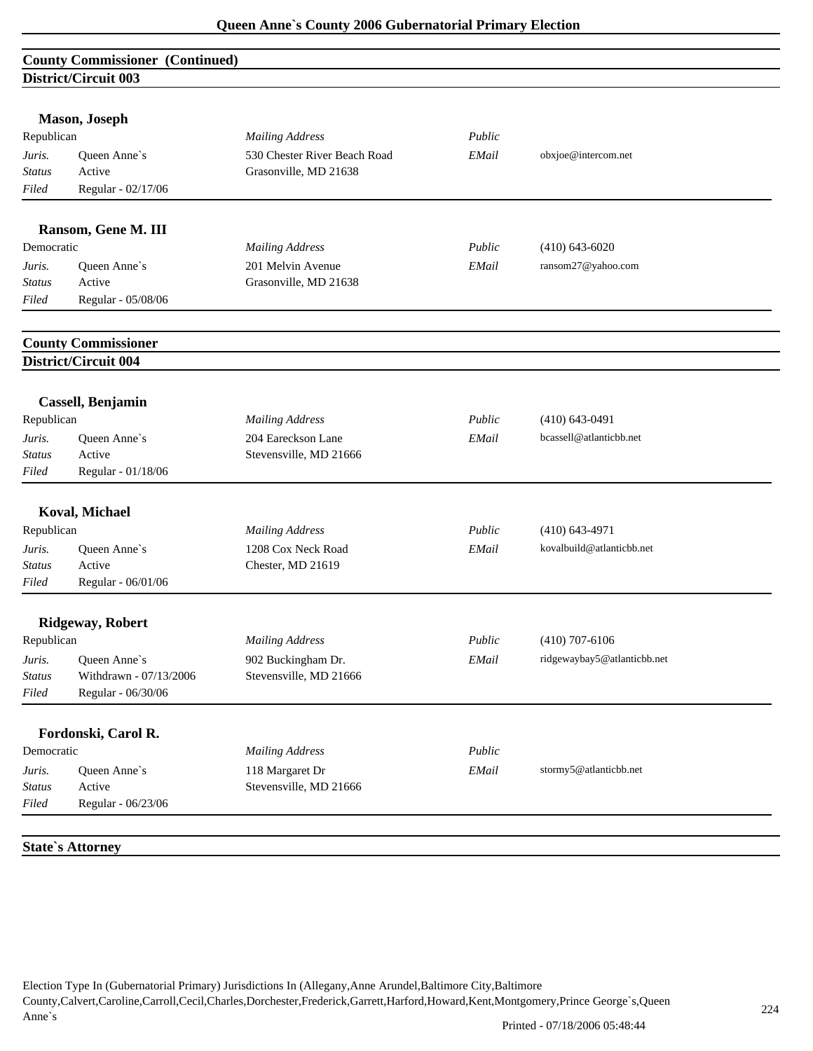## County Commissioner (Continued)

### District/Circuit 003

**Mason, Joseph**

| Republican | | *Mailing Address* | *Public* | |
|---|---|---|---|---|
| *Juris.* | Queen Anne`s | 530 Chester River Beach Road | *EMail* | obxjoe@intercom.net |
| *Status* | Active | Grasonville, MD 21638 | | |
| *Filed* | Regular - 02/17/06 | | | |

**Ransom, Gene M. III**

| Democratic | | *Mailing Address* | *Public* | (410) 643-6020 |
|---|---|---|---|---|
| *Juris.* | Queen Anne`s | 201 Melvin Avenue | *EMail* | ransom27@yahoo.com |
| *Status* | Active | Grasonville, MD 21638 | | |
| *Filed* | Regular - 05/08/06 | | | |

## County Commissioner

### District/Circuit 004

**Cassell, Benjamin**

| Republican | | *Mailing Address* | *Public* | (410) 643-0491 |
|---|---|---|---|---|
| *Juris.* | Queen Anne`s | 204 Eareckson Lane | *EMail* | bcassell@atlanticbb.net |
| *Status* | Active | Stevensville, MD 21666 | | |
| *Filed* | Regular - 01/18/06 | | | |

**Koval, Michael**

| Republican | | *Mailing Address* | *Public* | (410) 643-4971 |
|---|---|---|---|---|
| *Juris.* | Queen Anne`s | 1208 Cox Neck Road | *EMail* | kovalbuild@atlanticbb.net |
| *Status* | Active | Chester, MD 21619 | | |
| *Filed* | Regular - 06/01/06 | | | |

**Ridgeway, Robert**

| Republican | | *Mailing Address* | *Public* | (410) 707-6106 |
|---|---|---|---|---|
| *Juris.* | Queen Anne`s | 902 Buckingham Dr. | *EMail* | ridgewaybay5@atlanticbb.net |
| *Status* | Withdrawn - 07/13/2006 | Stevensville, MD 21666 | | |
| *Filed* | Regular - 06/30/06 | | | |

**Fordonski, Carol R.**

| Democratic | | *Mailing Address* | *Public* | |
|---|---|---|---|---|
| *Juris.* | Queen Anne`s | 118 Margaret Dr | *EMail* | stormy5@atlanticbb.net |
| *Status* | Active | Stevensville, MD 21666 | | |
| *Filed* | Regular - 06/23/06 | | | |

## State`s Attorney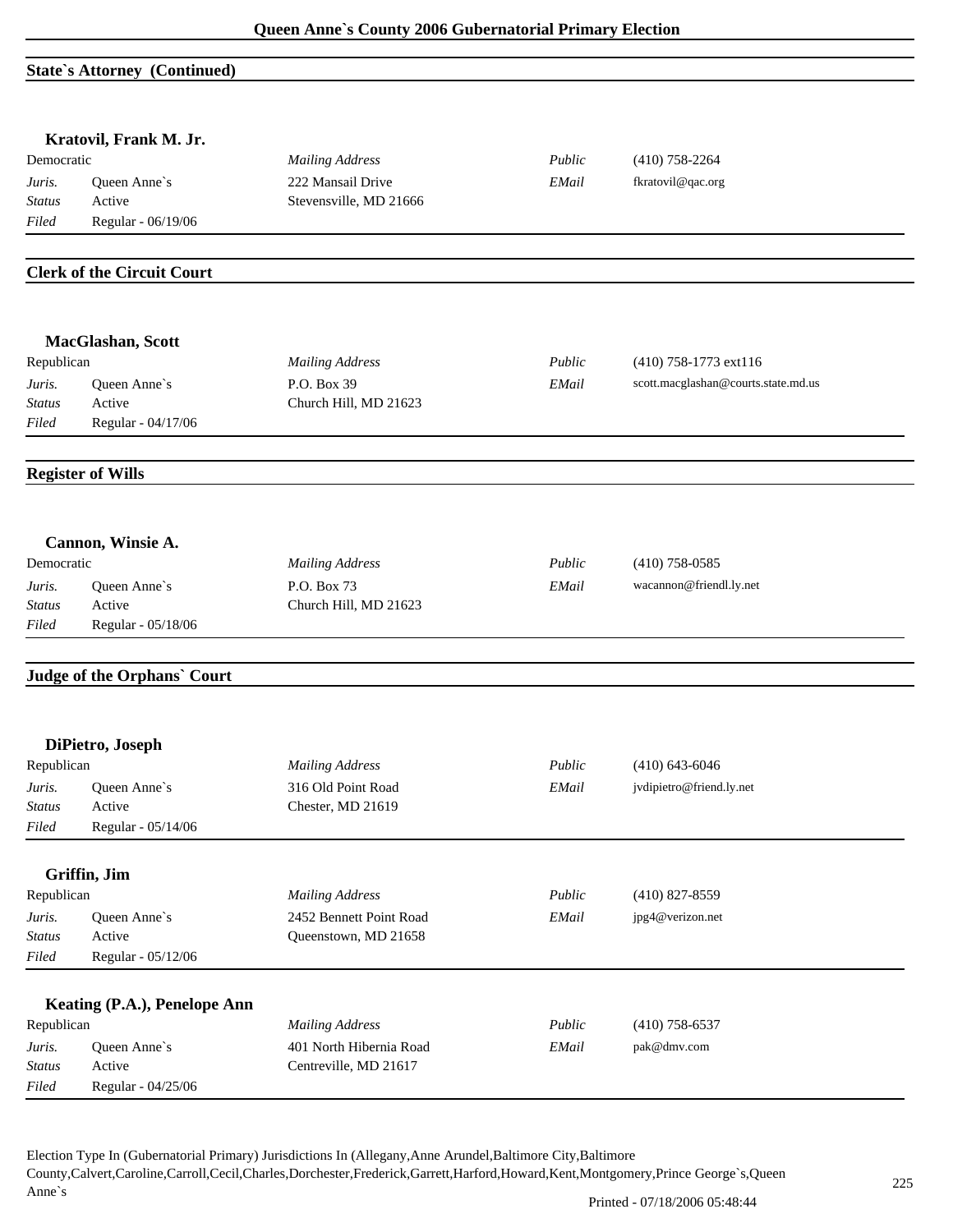## State`s Attorney (Continued)

### Kratovil, Frank M. Jr.

| Democratic | | *Mailing Address* | *Public* | (410) 758-2264 |
|---|---|---|---|---|
| *Juris.* | Queen Anne`s | 222 Mansail Drive | *EMail* | fkratovil@qac.org |
| *Status* | Active | Stevensville, MD 21666 | | |
| *Filed* | Regular - 06/19/06 | | | |

## Clerk of the Circuit Court

### MacGlashan, Scott

| Republican | | *Mailing Address* | *Public* | (410) 758-1773 ext116 |
|---|---|---|---|---|
| *Juris.* | Queen Anne`s | P.O. Box 39 | *EMail* | scott.macglashan@courts.state.md.us |
| *Status* | Active | Church Hill, MD 21623 | | |
| *Filed* | Regular - 04/17/06 | | | |

## Register of Wills

### Cannon, Winsie A.

| Democratic | | *Mailing Address* | *Public* | (410) 758-0585 |
|---|---|---|---|---|
| *Juris.* | Queen Anne`s | P.O. Box 73 | *EMail* | wacannon@friendl.ly.net |
| *Status* | Active | Church Hill, MD 21623 | | |
| *Filed* | Regular - 05/18/06 | | | |

## Judge of the Orphans` Court

### DiPietro, Joseph

| Republican | | *Mailing Address* | *Public* | (410) 643-6046 |
|---|---|---|---|---|
| *Juris.* | Queen Anne`s | 316 Old Point Road | *EMail* | jvdipietro@friend.ly.net |
| *Status* | Active | Chester, MD 21619 | | |
| *Filed* | Regular - 05/14/06 | | | |

### Griffin, Jim

| Republican | | *Mailing Address* | *Public* | (410) 827-8559 |
|---|---|---|---|---|
| *Juris.* | Queen Anne`s | 2452 Bennett Point Road | *EMail* | jpg4@verizon.net |
| *Status* | Active | Queenstown, MD 21658 | | |
| *Filed* | Regular - 05/12/06 | | | |

### Keating (P.A.), Penelope Ann

| Republican | | *Mailing Address* | *Public* | (410) 758-6537 |
|---|---|---|---|---|
| *Juris.* | Queen Anne`s | 401 North Hibernia Road | *EMail* | pak@dmv.com |
| *Status* | Active | Centreville, MD 21617 | | |
| *Filed* | Regular - 04/25/06 | | | |

Election Type In (Gubernatorial Primary) Jurisdictions In (Allegany,Anne Arundel,Baltimore City,Baltimore County,Calvert,Caroline,Carroll,Cecil,Charles,Dorchester,Frederick,Garrett,Harford,Howard,Kent,Montgomery,Prince George`s,Queen Anne`s

Printed - 07/18/2006 05:48:44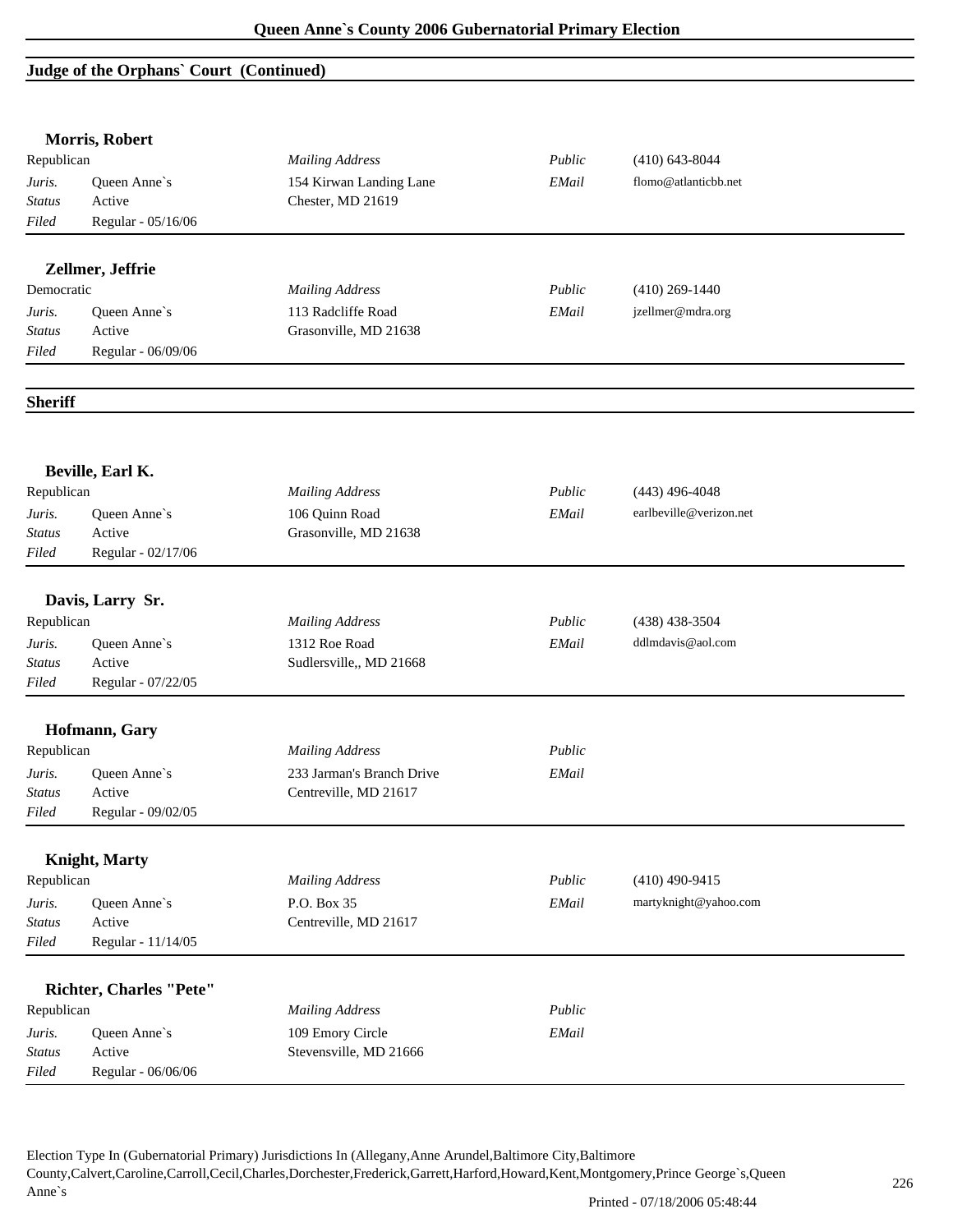## Judge of the Orphans` Court (Continued)

### Morris, Robert

| | | | | |
|---|---|---|---|---|
| Republican | | *Mailing Address* | *Public* | (410) 643-8044 |
| *Juris.* | Queen Anne`s | 154 Kirwan Landing Lane | *EMail* | flomo@atlanticbb.net |
| *Status* | Active | Chester, MD 21619 | | |
| *Filed* | Regular - 05/16/06 | | | |

### Zellmer, Jeffrie

| | | | | |
|---|---|---|---|---|
| Democratic | | *Mailing Address* | *Public* | (410) 269-1440 |
| *Juris.* | Queen Anne`s | 113 Radcliffe Road | *EMail* | jzellmer@mdra.org |
| *Status* | Active | Grasonville, MD 21638 | | |
| *Filed* | Regular - 06/09/06 | | | |

## Sheriff

### Beville, Earl K.

| | | | | |
|---|---|---|---|---|
| Republican | | *Mailing Address* | *Public* | (443) 496-4048 |
| *Juris.* | Queen Anne`s | 106 Quinn Road | *EMail* | earlbeville@verizon.net |
| *Status* | Active | Grasonville, MD 21638 | | |
| *Filed* | Regular - 02/17/06 | | | |

### Davis, Larry Sr.

| | | | | |
|---|---|---|---|---|
| Republican | | *Mailing Address* | *Public* | (438) 438-3504 |
| *Juris.* | Queen Anne`s | 1312 Roe Road | *EMail* | ddlmdavis@aol.com |
| *Status* | Active | Sudlersville,, MD 21668 | | |
| *Filed* | Regular - 07/22/05 | | | |

### Hofmann, Gary

| | | | | |
|---|---|---|---|---|
| Republican | | *Mailing Address* | *Public* | |
| *Juris.* | Queen Anne`s | 233 Jarman's Branch Drive | *EMail* | |
| *Status* | Active | Centreville, MD 21617 | | |
| *Filed* | Regular - 09/02/05 | | | |

### Knight, Marty

| | | | | |
|---|---|---|---|---|
| Republican | | *Mailing Address* | *Public* | (410) 490-9415 |
| *Juris.* | Queen Anne`s | P.O. Box 35 | *EMail* | martyknight@yahoo.com |
| *Status* | Active | Centreville, MD 21617 | | |
| *Filed* | Regular - 11/14/05 | | | |

### Richter, Charles "Pete"

| | | | | |
|---|---|---|---|---|
| Republican | | *Mailing Address* | *Public* | |
| *Juris.* | Queen Anne`s | 109 Emory Circle | *EMail* | |
| *Status* | Active | Stevensville, MD 21666 | | |
| *Filed* | Regular - 06/06/06 | | | |

Election Type In (Gubernatorial Primary) Jurisdictions In (Allegany,Anne Arundel,Baltimore City,Baltimore County,Calvert,Caroline,Carroll,Cecil,Charles,Dorchester,Frederick,Garrett,Harford,Howard,Kent,Montgomery,Prince George`s,Queen Anne`s

Printed - 07/18/2006 05:48:44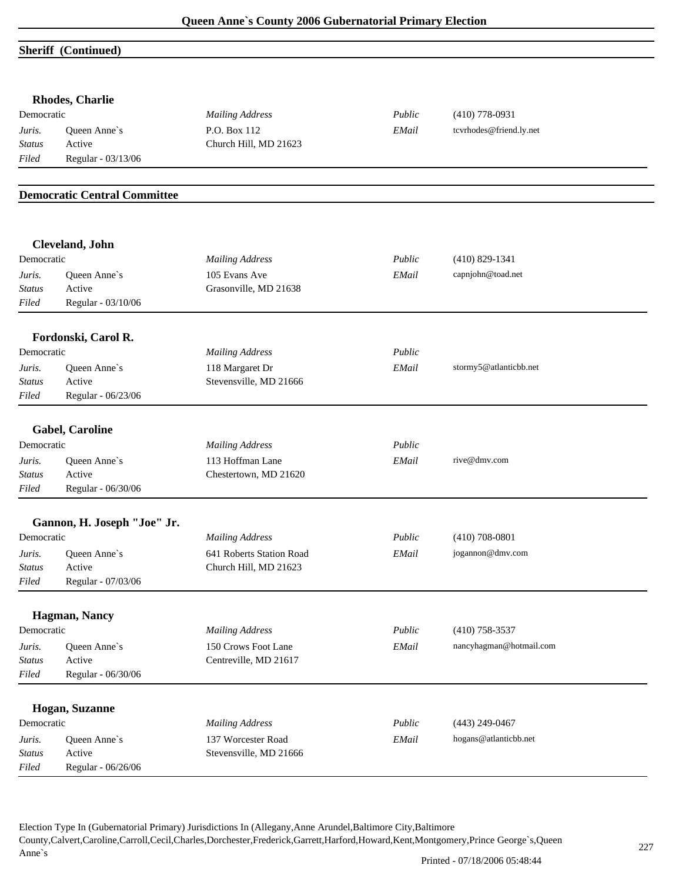## Sheriff (Continued)

### Rhodes, Charlie

| Democratic | | *Mailing Address* | *Public* | (410) 778-0931 |
|---|---|---|---|---|
| *Juris.* | Queen Anne`s | P.O. Box 112 | *EMail* | tcvrhodes@friend.ly.net |
| *Status* | Active | Church Hill, MD 21623 | | |
| *Filed* | Regular - 03/13/06 | | | |

## Democratic Central Committee

### Cleveland, John

| Democratic | | *Mailing Address* | *Public* | (410) 829-1341 |
|---|---|---|---|---|
| *Juris.* | Queen Anne`s | 105 Evans Ave | *EMail* | capnjohn@toad.net |
| *Status* | Active | Grasonville, MD 21638 | | |
| *Filed* | Regular - 03/10/06 | | | |

### Fordonski, Carol R.

| Democratic | | *Mailing Address* | *Public* | |
|---|---|---|---|---|
| *Juris.* | Queen Anne`s | 118 Margaret Dr | *EMail* | stormy5@atlanticbb.net |
| *Status* | Active | Stevensville, MD 21666 | | |
| *Filed* | Regular - 06/23/06 | | | |

### Gabel, Caroline

| Democratic | | *Mailing Address* | *Public* | |
|---|---|---|---|---|
| *Juris.* | Queen Anne`s | 113 Hoffman Lane | *EMail* | rive@dmv.com |
| *Status* | Active | Chestertown, MD 21620 | | |
| *Filed* | Regular - 06/30/06 | | | |

### Gannon, H. Joseph "Joe" Jr.

| Democratic | | *Mailing Address* | *Public* | (410) 708-0801 |
|---|---|---|---|---|
| *Juris.* | Queen Anne`s | 641 Roberts Station Road | *EMail* | jogannon@dmv.com |
| *Status* | Active | Church Hill, MD 21623 | | |
| *Filed* | Regular - 07/03/06 | | | |

### Hagman, Nancy

| Democratic | | *Mailing Address* | *Public* | (410) 758-3537 |
|---|---|---|---|---|
| *Juris.* | Queen Anne`s | 150 Crows Foot Lane | *EMail* | nancyhagman@hotmail.com |
| *Status* | Active | Centreville, MD 21617 | | |
| *Filed* | Regular - 06/30/06 | | | |

### Hogan, Suzanne

| Democratic | | *Mailing Address* | *Public* | (443) 249-0467 |
|---|---|---|---|---|
| *Juris.* | Queen Anne`s | 137 Worcester Road | *EMail* | hogans@atlanticbb.net |
| *Status* | Active | Stevensville, MD 21666 | | |
| *Filed* | Regular - 06/26/06 | | | |

Election Type In (Gubernatorial Primary) Jurisdictions In (Allegany,Anne Arundel,Baltimore City,Baltimore County,Calvert,Caroline,Carroll,Cecil,Charles,Dorchester,Frederick,Garrett,Harford,Howard,Kent,Montgomery,Prince George`s,Queen Anne`s

Printed - 07/18/2006 05:48:44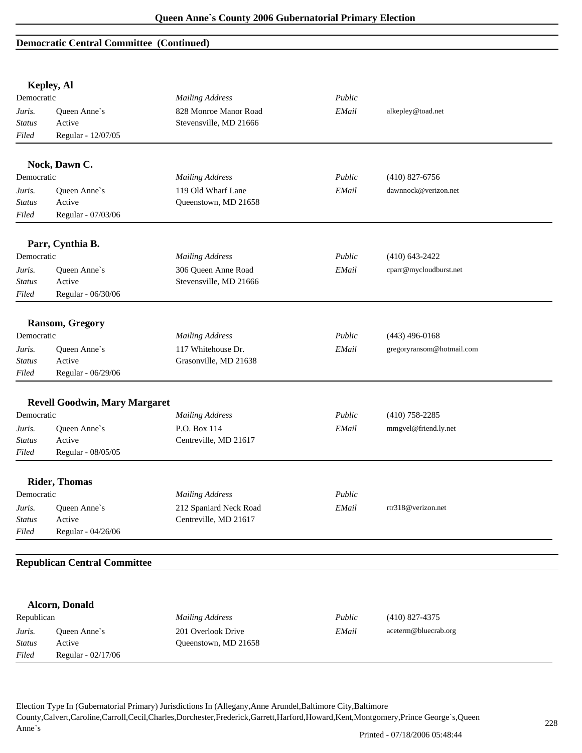## Democratic Central Committee (Continued)

### Kepley, Al

| Democratic | | Mailing Address | Public | |
|---|---|---|---|---|
| Juris. | Queen Anne`s | 828 Monroe Manor Road | EMail | alkepley@toad.net |
| Status | Active | Stevensville, MD 21666 | | |
| Filed | Regular - 12/07/05 | | | |

### Nock, Dawn C.

| Democratic | | Mailing Address | Public | (410) 827-6756 |
|---|---|---|---|---|
| Juris. | Queen Anne`s | 119 Old Wharf Lane | EMail | dawnnock@verizon.net |
| Status | Active | Queenstown, MD 21658 | | |
| Filed | Regular - 07/03/06 | | | |

### Parr, Cynthia B.

| Democratic | | Mailing Address | Public | (410) 643-2422 |
|---|---|---|---|---|
| Juris. | Queen Anne`s | 306 Queen Anne Road | EMail | cparr@mycloudburst.net |
| Status | Active | Stevensville, MD 21666 | | |
| Filed | Regular - 06/30/06 | | | |

### Ransom, Gregory

| Democratic | | Mailing Address | Public | (443) 496-0168 |
|---|---|---|---|---|
| Juris. | Queen Anne`s | 117 Whitehouse Dr. | EMail | gregoryransom@hotmail.com |
| Status | Active | Grasonville, MD 21638 | | |
| Filed | Regular - 06/29/06 | | | |

### Revell Goodwin, Mary Margaret

| Democratic | | Mailing Address | Public | (410) 758-2285 |
|---|---|---|---|---|
| Juris. | Queen Anne`s | P.O. Box 114 | EMail | mmgvel@friend.ly.net |
| Status | Active | Centreville, MD 21617 | | |
| Filed | Regular - 08/05/05 | | | |

### Rider, Thomas

| Democratic | | Mailing Address | Public | |
|---|---|---|---|---|
| Juris. | Queen Anne`s | 212 Spaniard Neck Road | EMail | rtr318@verizon.net |
| Status | Active | Centreville, MD 21617 | | |
| Filed | Regular - 04/26/06 | | | |

## Republican Central Committee

### Alcorn, Donald

| Republican | | Mailing Address | Public | (410) 827-4375 |
|---|---|---|---|---|
| Juris. | Queen Anne`s | 201 Overlook Drive | EMail | aceterm@bluecrab.org |
| Status | Active | Queenstown, MD 21658 | | |
| Filed | Regular - 02/17/06 | | | |

Election Type In (Gubernatorial Primary) Jurisdictions In (Allegany,Anne Arundel,Baltimore City,Baltimore County,Calvert,Caroline,Carroll,Cecil,Charles,Dorchester,Frederick,Garrett,Harford,Howard,Kent,Montgomery,Prince George`s,Queen Anne`s

Printed - 07/18/2006 05:48:44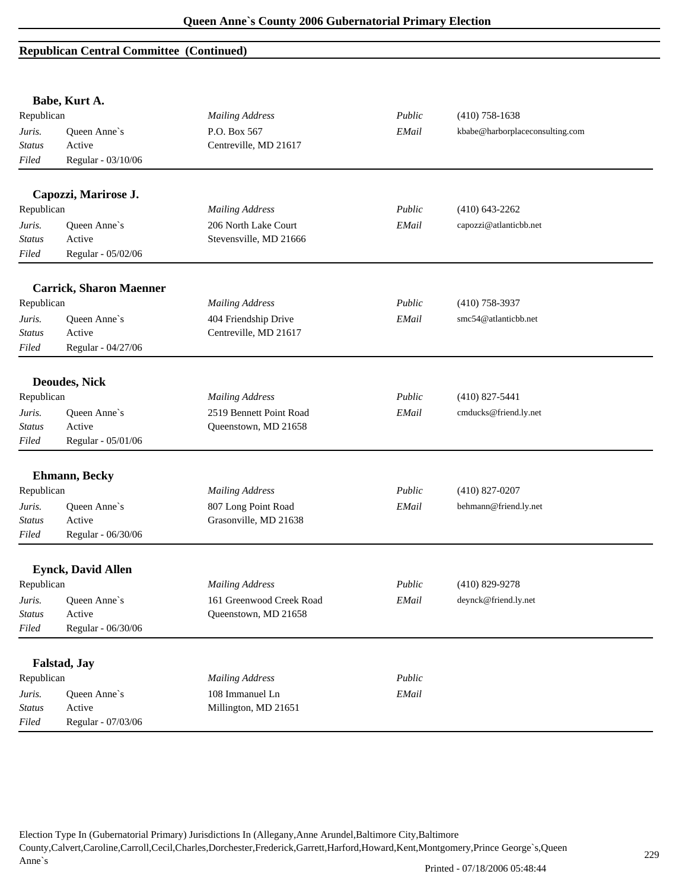## Republican Central Committee (Continued)

### Babe, Kurt A.

| | | | | |
|---|---|---|---|---|
| Republican | | *Mailing Address* | *Public* | (410) 758-1638 |
| *Juris.* | Queen Anne`s | P.O. Box 567 | *EMail* | kbabe@harborplaceconsulting.com |
| *Status* | Active | Centreville, MD 21617 | | |
| *Filed* | Regular - 03/10/06 | | | |

### Capozzi, Marirose J.

| | | | | |
|---|---|---|---|---|
| Republican | | *Mailing Address* | *Public* | (410) 643-2262 |
| *Juris.* | Queen Anne`s | 206 North Lake Court | *EMail* | capozzi@atlanticbb.net |
| *Status* | Active | Stevensville, MD 21666 | | |
| *Filed* | Regular - 05/02/06 | | | |

### Carrick, Sharon Maenner

| | | | | |
|---|---|---|---|---|
| Republican | | *Mailing Address* | *Public* | (410) 758-3937 |
| *Juris.* | Queen Anne`s | 404 Friendship Drive | *EMail* | smc54@atlanticbb.net |
| *Status* | Active | Centreville, MD 21617 | | |
| *Filed* | Regular - 04/27/06 | | | |

### Deoudes, Nick

| | | | | |
|---|---|---|---|---|
| Republican | | *Mailing Address* | *Public* | (410) 827-5441 |
| *Juris.* | Queen Anne`s | 2519 Bennett Point Road | *EMail* | cmducks@friend.ly.net |
| *Status* | Active | Queenstown, MD 21658 | | |
| *Filed* | Regular - 05/01/06 | | | |

### Ehmann, Becky

| | | | | |
|---|---|---|---|---|
| Republican | | *Mailing Address* | *Public* | (410) 827-0207 |
| *Juris.* | Queen Anne`s | 807 Long Point Road | *EMail* | behmann@friend.ly.net |
| *Status* | Active | Grasonville, MD 21638 | | |
| *Filed* | Regular - 06/30/06 | | | |

### Eynck, David Allen

| | | | | |
|---|---|---|---|---|
| Republican | | *Mailing Address* | *Public* | (410) 829-9278 |
| *Juris.* | Queen Anne`s | 161 Greenwood Creek Road | *EMail* | deynck@friend.ly.net |
| *Status* | Active | Queenstown, MD 21658 | | |
| *Filed* | Regular - 06/30/06 | | | |

### Falstad, Jay

| | | | | |
|---|---|---|---|---|
| Republican | | *Mailing Address* | *Public* | |
| *Juris.* | Queen Anne`s | 108 Immanuel Ln | *EMail* | |
| *Status* | Active | Millington, MD 21651 | | |
| *Filed* | Regular - 07/03/06 | | | |

Election Type In (Gubernatorial Primary) Jurisdictions In (Allegany,Anne Arundel,Baltimore City,Baltimore County,Calvert,Caroline,Carroll,Cecil,Charles,Dorchester,Frederick,Garrett,Harford,Howard,Kent,Montgomery,Prince George`s,Queen Anne`s

Printed - 07/18/2006 05:48:44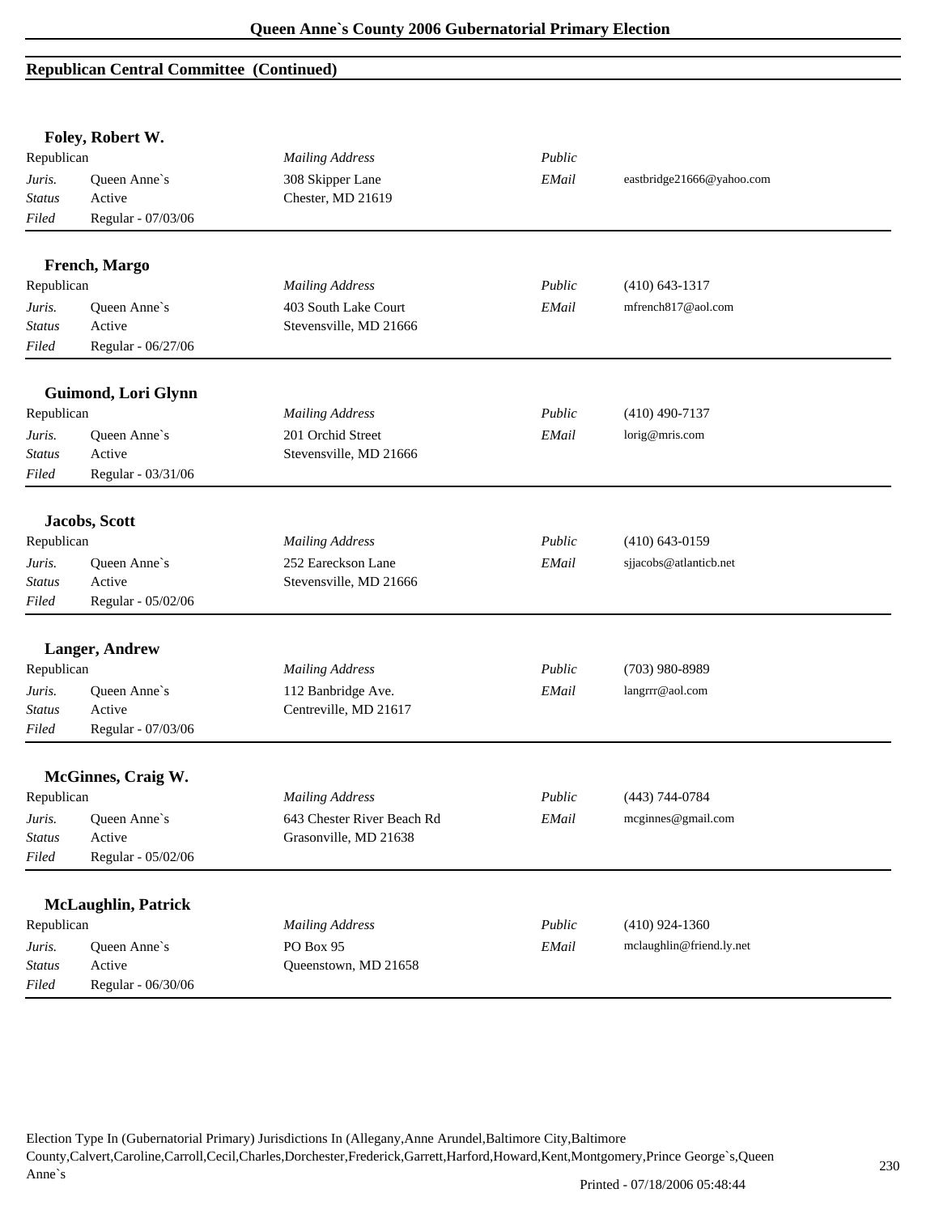## Republican Central Committee (Continued)

**Foley, Robert W.**

| | | | | |
|---|---|---|---|---|
| Republican | | *Mailing Address* | *Public* | |
| *Juris.* | Queen Anne`s | 308 Skipper Lane | *EMail* | eastbridge21666@yahoo.com |
| *Status* | Active | Chester, MD 21619 | | |
| *Filed* | Regular - 07/03/06 | | | |

**French, Margo**

| | | | | |
|---|---|---|---|---|
| Republican | | *Mailing Address* | *Public* | (410) 643-1317 |
| *Juris.* | Queen Anne`s | 403 South Lake Court | *EMail* | mfrench817@aol.com |
| *Status* | Active | Stevensville, MD 21666 | | |
| *Filed* | Regular - 06/27/06 | | | |

**Guimond, Lori Glynn**

| | | | | |
|---|---|---|---|---|
| Republican | | *Mailing Address* | *Public* | (410) 490-7137 |
| *Juris.* | Queen Anne`s | 201 Orchid Street | *EMail* | lorig@mris.com |
| *Status* | Active | Stevensville, MD 21666 | | |
| *Filed* | Regular - 03/31/06 | | | |

**Jacobs, Scott**

| | | | | |
|---|---|---|---|---|
| Republican | | *Mailing Address* | *Public* | (410) 643-0159 |
| *Juris.* | Queen Anne`s | 252 Eareckson Lane | *EMail* | sjjacobs@atlanticb.net |
| *Status* | Active | Stevensville, MD 21666 | | |
| *Filed* | Regular - 05/02/06 | | | |

**Langer, Andrew**

| | | | | |
|---|---|---|---|---|
| Republican | | *Mailing Address* | *Public* | (703) 980-8989 |
| *Juris.* | Queen Anne`s | 112 Banbridge Ave. | *EMail* | langrrr@aol.com |
| *Status* | Active | Centreville, MD 21617 | | |
| *Filed* | Regular - 07/03/06 | | | |

**McGinnes, Craig W.**

| | | | | |
|---|---|---|---|---|
| Republican | | *Mailing Address* | *Public* | (443) 744-0784 |
| *Juris.* | Queen Anne`s | 643 Chester River Beach Rd | *EMail* | mcginnes@gmail.com |
| *Status* | Active | Grasonville, MD 21638 | | |
| *Filed* | Regular - 05/02/06 | | | |

**McLaughlin, Patrick**

| | | | | |
|---|---|---|---|---|
| Republican | | *Mailing Address* | *Public* | (410) 924-1360 |
| *Juris.* | Queen Anne`s | PO Box 95 | *EMail* | mclaughlin@friend.ly.net |
| *Status* | Active | Queenstown, MD 21658 | | |
| *Filed* | Regular - 06/30/06 | | | |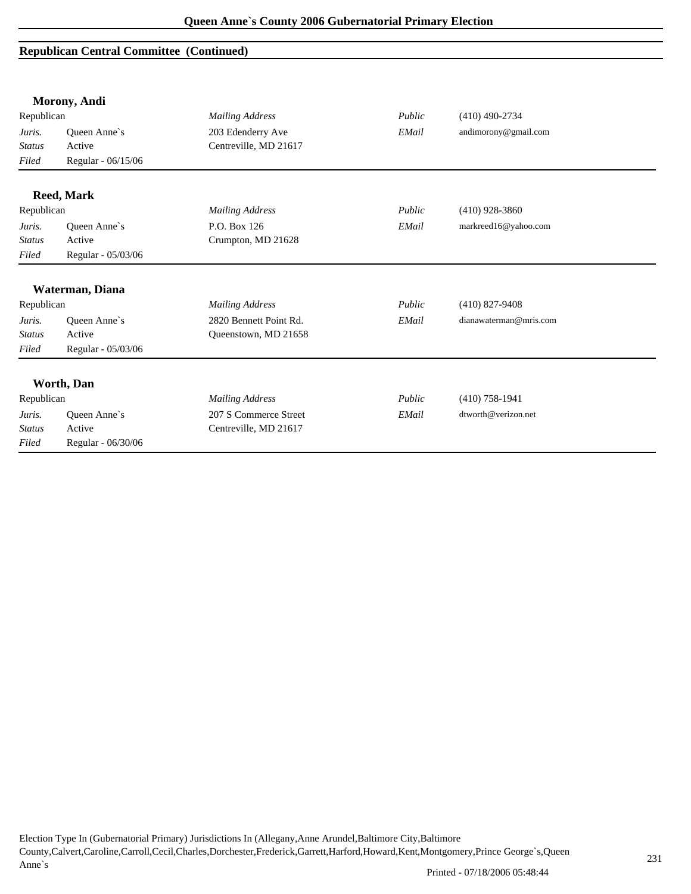## Republican Central Committee (Continued)

### Morony, Andi

| | | | | |
|---|---|---|---|---|
| Republican | | *Mailing Address* | *Public* | (410) 490-2734 |
| *Juris.* | Queen Anne`s | 203 Edenderry Ave | *EMail* | andimorony@gmail.com |
| *Status* | Active | Centreville, MD 21617 | | |
| *Filed* | Regular - 06/15/06 | | | |

### Reed, Mark

| | | | | |
|---|---|---|---|---|
| Republican | | *Mailing Address* | *Public* | (410) 928-3860 |
| *Juris.* | Queen Anne`s | P.O. Box 126 | *EMail* | markreed16@yahoo.com |
| *Status* | Active | Crumpton, MD 21628 | | |
| *Filed* | Regular - 05/03/06 | | | |

### Waterman, Diana

| | | | | |
|---|---|---|---|---|
| Republican | | *Mailing Address* | *Public* | (410) 827-9408 |
| *Juris.* | Queen Anne`s | 2820 Bennett Point Rd. | *EMail* | dianawaterman@mris.com |
| *Status* | Active | Queenstown, MD 21658 | | |
| *Filed* | Regular - 05/03/06 | | | |

### Worth, Dan

| | | | | |
|---|---|---|---|---|
| Republican | | *Mailing Address* | *Public* | (410) 758-1941 |
| *Juris.* | Queen Anne`s | 207 S Commerce Street | *EMail* | dtworth@verizon.net |
| *Status* | Active | Centreville, MD 21617 | | |
| *Filed* | Regular - 06/30/06 | | | |

Election Type In (Gubernatorial Primary) Jurisdictions In (Allegany,Anne Arundel,Baltimore City,Baltimore County,Calvert,Caroline,Carroll,Cecil,Charles,Dorchester,Frederick,Garrett,Harford,Howard,Kent,Montgomery,Prince George`s,Queen Anne`s

Printed - 07/18/2006 05:48:44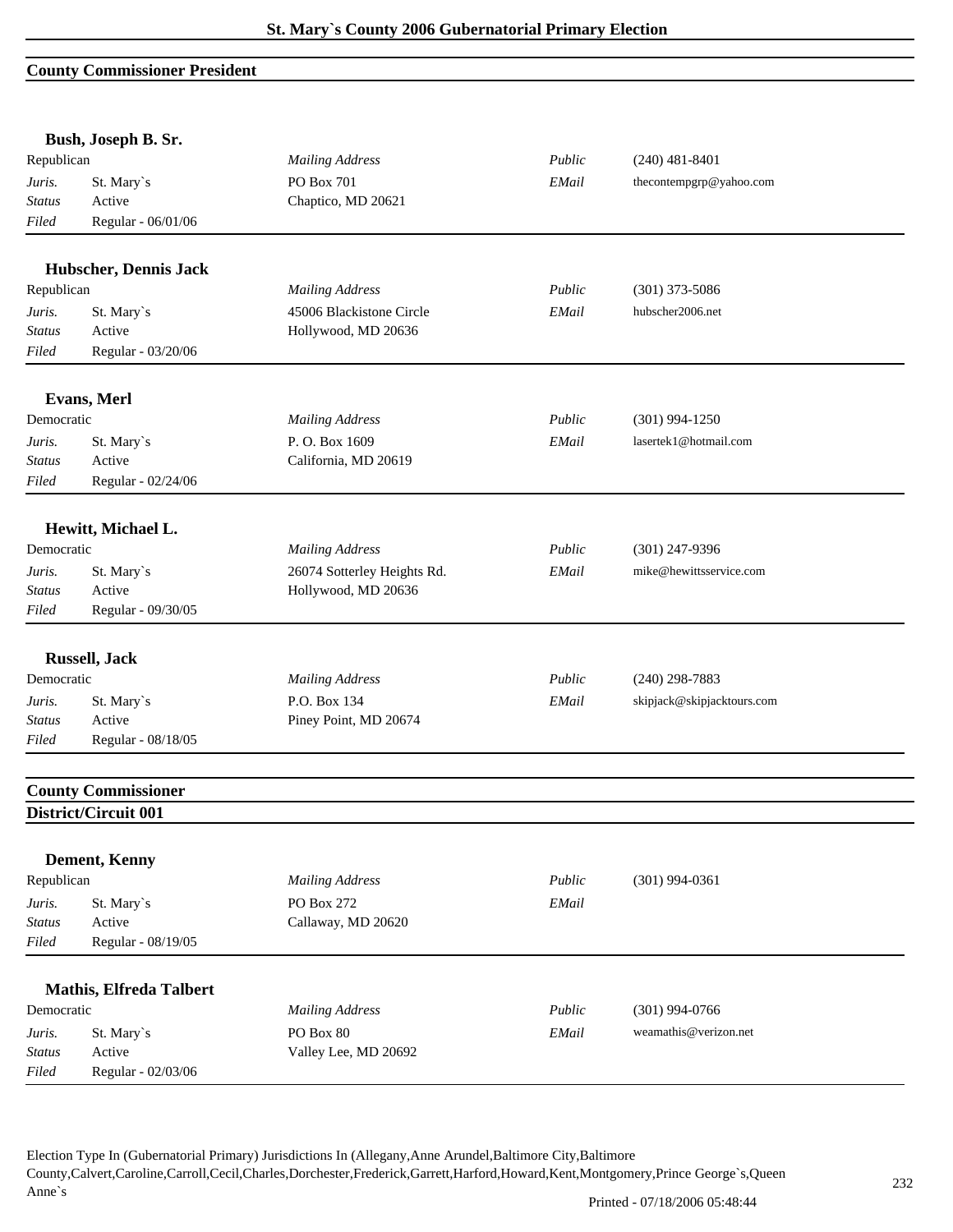## County Commissioner President

### Bush, Joseph B. Sr.

| Republican | | *Mailing Address* | *Public* | (240) 481-8401 |
|---|---|---|---|---|
| *Juris.* | St. Mary`s | PO Box 701 | *EMail* | thecontempgrp@yahoo.com |
| *Status* | Active | Chaptico, MD 20621 | | |
| *Filed* | Regular - 06/01/06 | | | |

### Hubscher, Dennis Jack

| Republican | | *Mailing Address* | *Public* | (301) 373-5086 |
|---|---|---|---|---|
| *Juris.* | St. Mary`s | 45006 Blackistone Circle | *EMail* | hubscher2006.net |
| *Status* | Active | Hollywood, MD 20636 | | |
| *Filed* | Regular - 03/20/06 | | | |

### Evans, Merl

| Democratic | | *Mailing Address* | *Public* | (301) 994-1250 |
|---|---|---|---|---|
| *Juris.* | St. Mary`s | P. O. Box 1609 | *EMail* | lasertek1@hotmail.com |
| *Status* | Active | California, MD 20619 | | |
| *Filed* | Regular - 02/24/06 | | | |

### Hewitt, Michael L.

| Democratic | | *Mailing Address* | *Public* | (301) 247-9396 |
|---|---|---|---|---|
| *Juris.* | St. Mary`s | 26074 Sotterley Heights Rd. | *EMail* | mike@hewittsservice.com |
| *Status* | Active | Hollywood, MD 20636 | | |
| *Filed* | Regular - 09/30/05 | | | |

### Russell, Jack

| Democratic | | *Mailing Address* | *Public* | (240) 298-7883 |
|---|---|---|---|---|
| *Juris.* | St. Mary`s | P.O. Box 134 | *EMail* | skipjack@skipjacktours.com |
| *Status* | Active | Piney Point, MD 20674 | | |
| *Filed* | Regular - 08/18/05 | | | |

## County Commissioner

## District/Circuit 001

### Dement, Kenny

| Republican | | *Mailing Address* | *Public* | (301) 994-0361 |
|---|---|---|---|---|
| *Juris.* | St. Mary`s | PO Box 272 | *EMail* | |
| *Status* | Active | Callaway, MD 20620 | | |
| *Filed* | Regular - 08/19/05 | | | |

### Mathis, Elfreda Talbert

| Democratic | | *Mailing Address* | *Public* | (301) 994-0766 |
|---|---|---|---|---|
| *Juris.* | St. Mary`s | PO Box 80 | *EMail* | weamathis@verizon.net |
| *Status* | Active | Valley Lee, MD 20692 | | |
| *Filed* | Regular - 02/03/06 | | | |

Election Type In (Gubernatorial Primary) Jurisdictions In (Allegany,Anne Arundel,Baltimore City,Baltimore County,Calvert,Caroline,Carroll,Cecil,Charles,Dorchester,Frederick,Garrett,Harford,Howard,Kent,Montgomery,Prince George`s,Queen Anne`s

Printed - 07/18/2006 05:48:44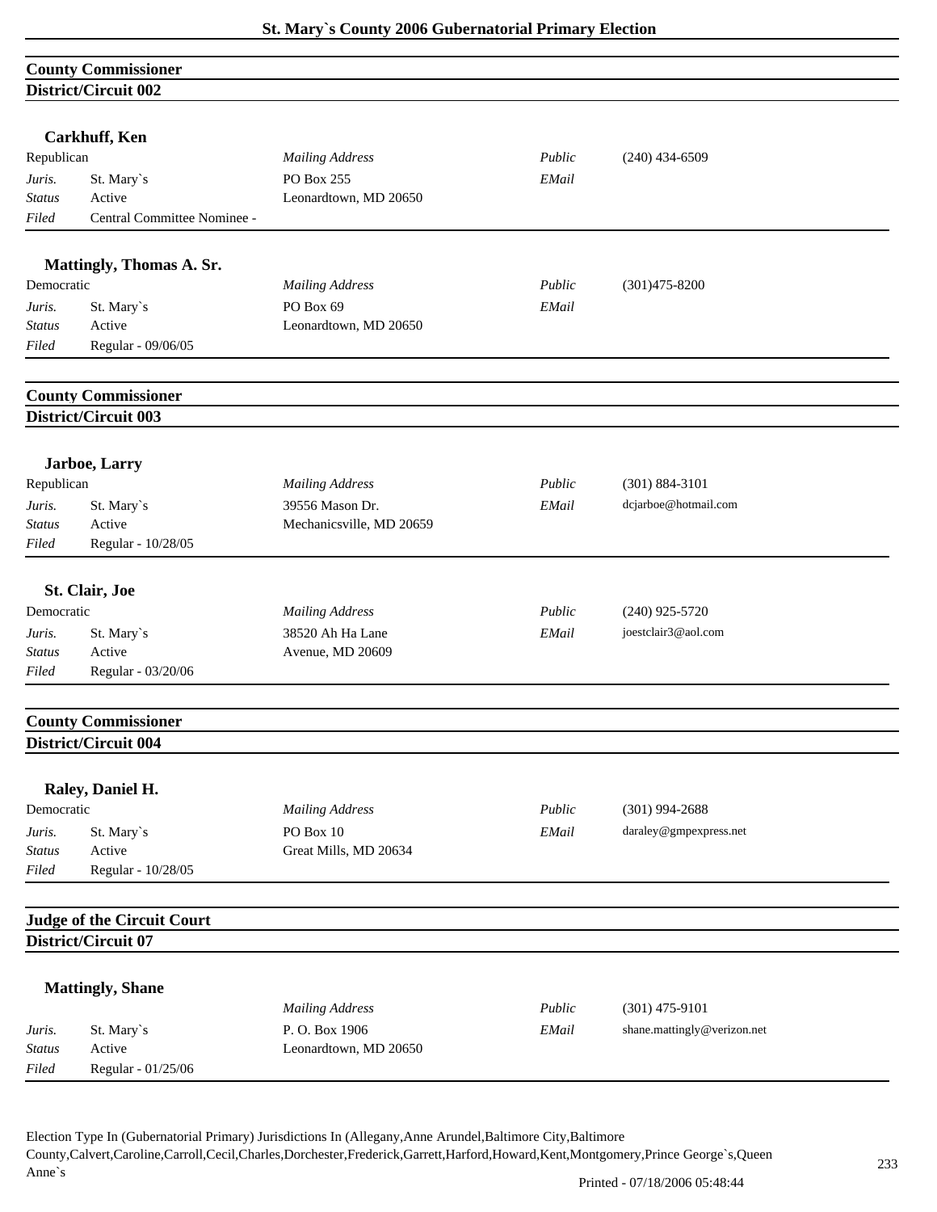## County Commissioner
### District/Circuit 002

**Carkhuff, Ken**

| | | | | |
|---|---|---|---|---|
| Republican | | *Mailing Address* | *Public* | (240) 434-6509 |
| *Juris.* | St. Mary`s | PO Box 255 | *EMail* | |
| *Status* | Active | Leonardtown, MD 20650 | | |
| *Filed* | Central Committee Nominee - | | | |

**Mattingly, Thomas A. Sr.**

| | | | | |
|---|---|---|---|---|
| Democratic | | *Mailing Address* | *Public* | (301)475-8200 |
| *Juris.* | St. Mary`s | PO Box 69 | *EMail* | |
| *Status* | Active | Leonardtown, MD 20650 | | |
| *Filed* | Regular - 09/06/05 | | | |

## County Commissioner
### District/Circuit 003

**Jarboe, Larry**

| | | | | |
|---|---|---|---|---|
| Republican | | *Mailing Address* | *Public* | (301) 884-3101 |
| *Juris.* | St. Mary`s | 39556 Mason Dr. | *EMail* | dcjarboe@hotmail.com |
| *Status* | Active | Mechanicsville, MD 20659 | | |
| *Filed* | Regular - 10/28/05 | | | |

**St. Clair, Joe**

| | | | | |
|---|---|---|---|---|
| Democratic | | *Mailing Address* | *Public* | (240) 925-5720 |
| *Juris.* | St. Mary`s | 38520 Ah Ha Lane | *EMail* | joestclair3@aol.com |
| *Status* | Active | Avenue, MD 20609 | | |
| *Filed* | Regular - 03/20/06 | | | |

## County Commissioner
### District/Circuit 004

**Raley, Daniel H.**

| | | | | |
|---|---|---|---|---|
| Democratic | | *Mailing Address* | *Public* | (301) 994-2688 |
| *Juris.* | St. Mary`s | PO Box 10 | *EMail* | daraley@gmpexpress.net |
| *Status* | Active | Great Mills, MD 20634 | | |
| *Filed* | Regular - 10/28/05 | | | |

## Judge of the Circuit Court
### District/Circuit 07

**Mattingly, Shane**

| | | | | |
|---|---|---|---|---|
| | | *Mailing Address* | *Public* | (301) 475-9101 |
| *Juris.* | St. Mary`s | P. O. Box 1906 | *EMail* | shane.mattingly@verizon.net |
| *Status* | Active | Leonardtown, MD 20650 | | |
| *Filed* | Regular - 01/25/06 | | | |

Election Type In (Gubernatorial Primary) Jurisdictions In (Allegany,Anne Arundel,Baltimore City,Baltimore County,Calvert,Caroline,Carroll,Cecil,Charles,Dorchester,Frederick,Garrett,Harford,Howard,Kent,Montgomery,Prince George`s,Queen Anne`s

Printed - 07/18/2006 05:48:44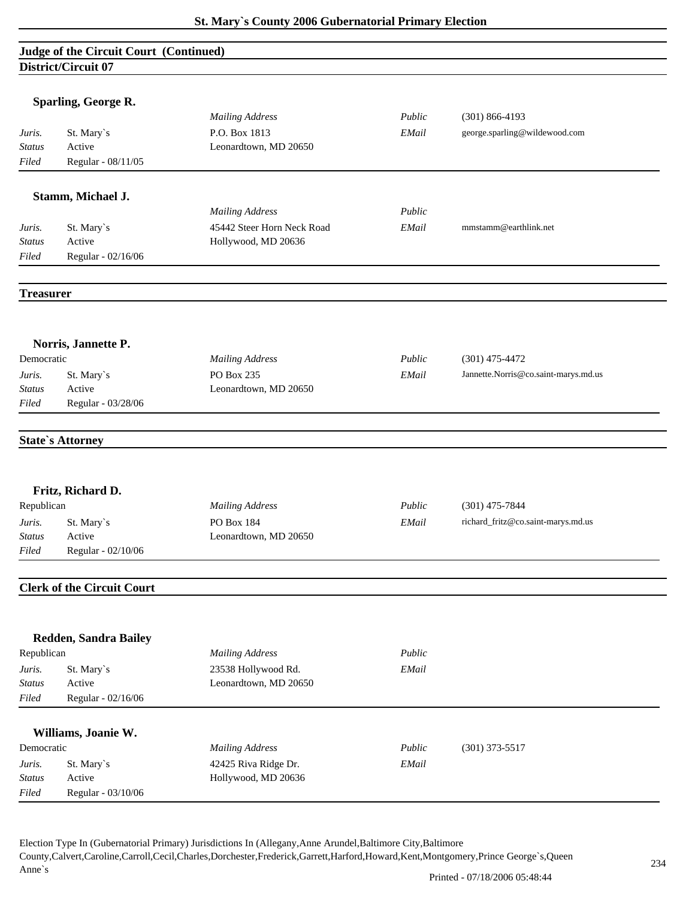## Judge of the Circuit Court (Continued)

### District/Circuit 07

**Sparling, George R.**

| | | | | |
|---|---|---|---|---|
| | | *Mailing Address* | *Public* | (301) 866-4193 |
| *Juris.* | St. Mary`s | P.O. Box 1813 | *EMail* | george.sparling@wildewood.com |
| *Status* | Active | Leonardtown, MD 20650 | | |
| *Filed* | Regular - 08/11/05 | | | |

**Stamm, Michael J.**

| | | | | |
|---|---|---|---|---|
| | | *Mailing Address* | *Public* | |
| *Juris.* | St. Mary`s | 45442 Steer Horn Neck Road | *EMail* | mmstamm@earthlink.net |
| *Status* | Active | Hollywood, MD 20636 | | |
| *Filed* | Regular - 02/16/06 | | | |

## Treasurer

**Norris, Jannette P.**

| | | | | |
|---|---|---|---|---|
| Democratic | | *Mailing Address* | *Public* | (301) 475-4472 |
| *Juris.* | St. Mary`s | PO Box 235 | *EMail* | Jannette.Norris@co.saint-marys.md.us |
| *Status* | Active | Leonardtown, MD 20650 | | |
| *Filed* | Regular - 03/28/06 | | | |

## State`s Attorney

**Fritz, Richard D.**

| | | | | |
|---|---|---|---|---|
| Republican | | *Mailing Address* | *Public* | (301) 475-7844 |
| *Juris.* | St. Mary`s | PO Box 184 | *EMail* | richard_fritz@co.saint-marys.md.us |
| *Status* | Active | Leonardtown, MD 20650 | | |
| *Filed* | Regular - 02/10/06 | | | |

## Clerk of the Circuit Court

**Redden, Sandra Bailey**

| | | | | |
|---|---|---|---|---|
| Republican | | *Mailing Address* | *Public* | |
| *Juris.* | St. Mary`s | 23538 Hollywood Rd. | *EMail* | |
| *Status* | Active | Leonardtown, MD 20650 | | |
| *Filed* | Regular - 02/16/06 | | | |

**Williams, Joanie W.**

| | | | | |
|---|---|---|---|---|
| Democratic | | *Mailing Address* | *Public* | (301) 373-5517 |
| *Juris.* | St. Mary`s | 42425 Riva Ridge Dr. | *EMail* | |
| *Status* | Active | Hollywood, MD 20636 | | |
| *Filed* | Regular - 03/10/06 | | | |

Election Type In (Gubernatorial Primary) Jurisdictions In (Allegany,Anne Arundel,Baltimore City,Baltimore County,Calvert,Caroline,Carroll,Cecil,Charles,Dorchester,Frederick,Garrett,Harford,Howard,Kent,Montgomery,Prince George`s,Queen Anne`s

Printed - 07/18/2006 05:48:44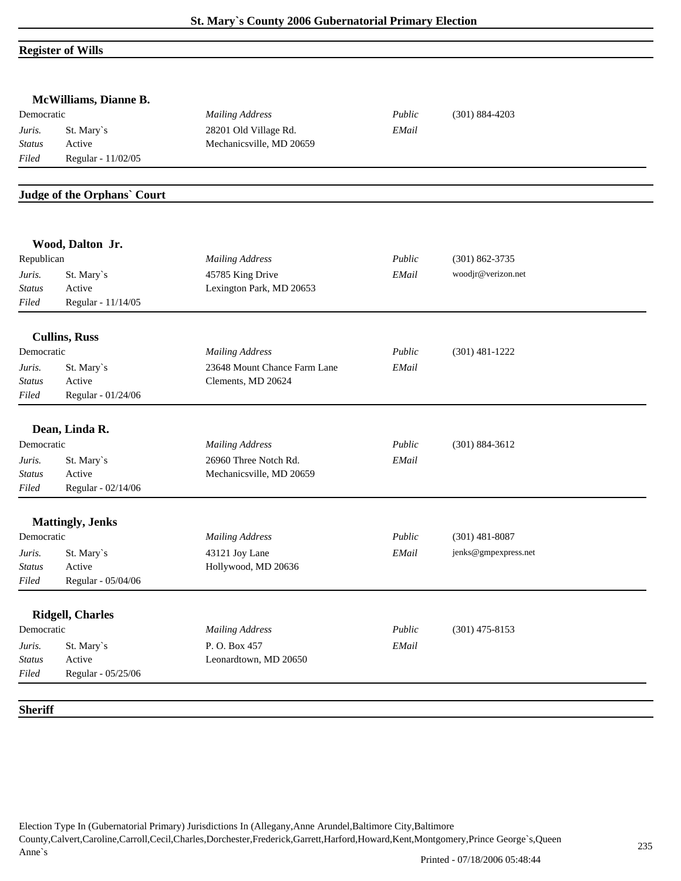## Register of Wills

### McWilliams, Dianne B.

| Democratic | | *Mailing Address* | *Public* | (301) 884-4203 |
|---|---|---|---|---|
| *Juris.* | St. Mary`s | 28201 Old Village Rd. | *EMail* | |
| *Status* | Active | Mechanicsville, MD 20659 | | |
| *Filed* | Regular - 11/02/05 | | | |

## Judge of the Orphans` Court

### Wood, Dalton Jr.

| Republican | | *Mailing Address* | *Public* | (301) 862-3735 |
|---|---|---|---|---|
| *Juris.* | St. Mary`s | 45785 King Drive | *EMail* | woodjr@verizon.net |
| *Status* | Active | Lexington Park, MD 20653 | | |
| *Filed* | Regular - 11/14/05 | | | |

### Cullins, Russ

| Democratic | | *Mailing Address* | *Public* | (301) 481-1222 |
|---|---|---|---|---|
| *Juris.* | St. Mary`s | 23648 Mount Chance Farm Lane | *EMail* | |
| *Status* | Active | Clements, MD 20624 | | |
| *Filed* | Regular - 01/24/06 | | | |

### Dean, Linda R.

| Democratic | | *Mailing Address* | *Public* | (301) 884-3612 |
|---|---|---|---|---|
| *Juris.* | St. Mary`s | 26960 Three Notch Rd. | *EMail* | |
| *Status* | Active | Mechanicsville, MD 20659 | | |
| *Filed* | Regular - 02/14/06 | | | |

### Mattingly, Jenks

| Democratic | | *Mailing Address* | *Public* | (301) 481-8087 |
|---|---|---|---|---|
| *Juris.* | St. Mary`s | 43121 Joy Lane | *EMail* | jenks@gmpexpress.net |
| *Status* | Active | Hollywood, MD 20636 | | |
| *Filed* | Regular - 05/04/06 | | | |

### Ridgell, Charles

| Democratic | | *Mailing Address* | *Public* | (301) 475-8153 |
|---|---|---|---|---|
| *Juris.* | St. Mary`s | P. O. Box 457 | *EMail* | |
| *Status* | Active | Leonardtown, MD 20650 | | |
| *Filed* | Regular - 05/25/06 | | | |

## Sheriff

Election Type In (Gubernatorial Primary) Jurisdictions In (Allegany,Anne Arundel,Baltimore City,Baltimore County,Calvert,Caroline,Carroll,Cecil,Charles,Dorchester,Frederick,Garrett,Harford,Howard,Kent,Montgomery,Prince George`s,Queen Anne`s

Printed - 07/18/2006 05:48:44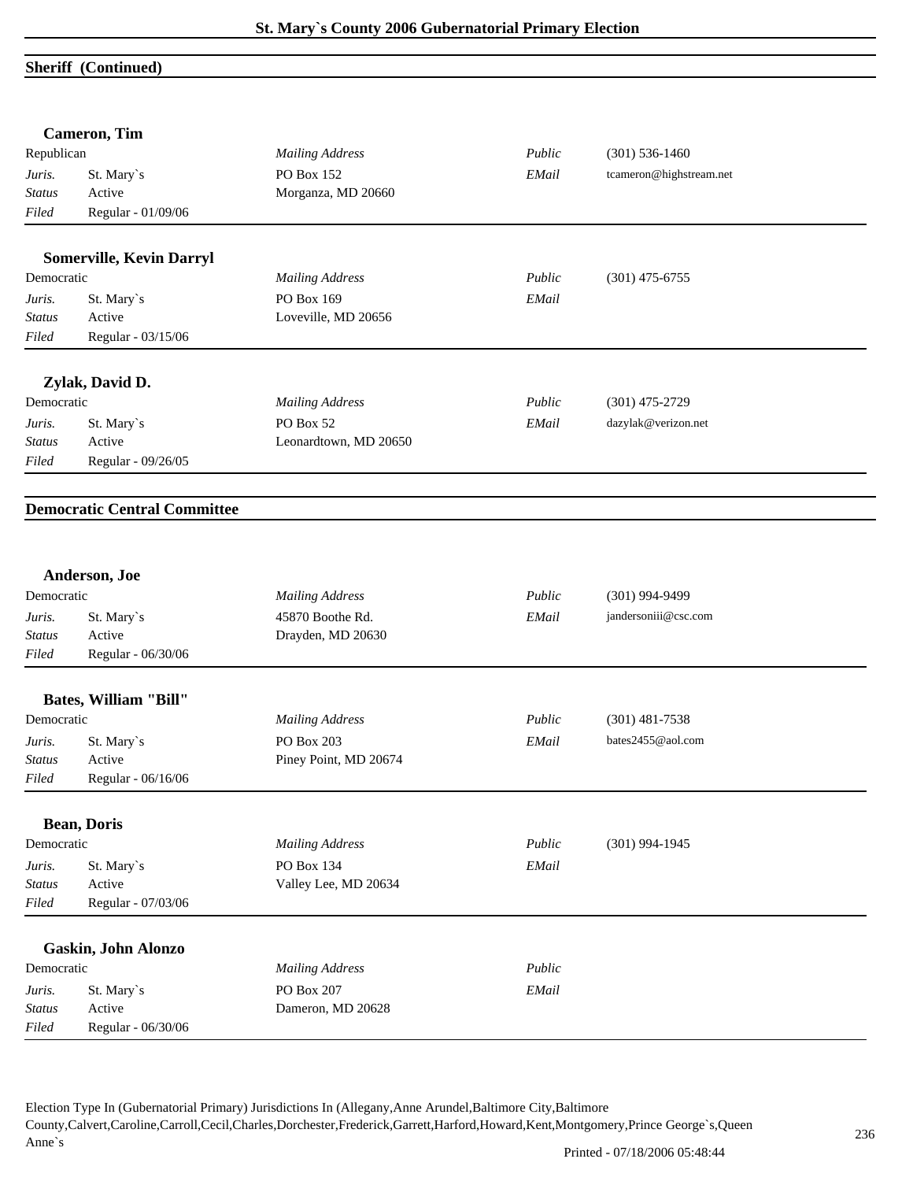## Sheriff (Continued)

### Cameron, Tim

| | | | | |
|---|---|---|---|---|
| Republican | | *Mailing Address* | *Public* | (301) 536-1460 |
| *Juris.* | St. Mary`s | PO Box 152 | *EMail* | tcameron@highstream.net |
| *Status* | Active | Morganza, MD 20660 | | |
| *Filed* | Regular - 01/09/06 | | | |

### Somerville, Kevin Darryl

| | | | | |
|---|---|---|---|---|
| Democratic | | *Mailing Address* | *Public* | (301) 475-6755 |
| *Juris.* | St. Mary`s | PO Box 169 | *EMail* | |
| *Status* | Active | Loveville, MD 20656 | | |
| *Filed* | Regular - 03/15/06 | | | |

### Zylak, David D.

| | | | | |
|---|---|---|---|---|
| Democratic | | *Mailing Address* | *Public* | (301) 475-2729 |
| *Juris.* | St. Mary`s | PO Box 52 | *EMail* | dazylak@verizon.net |
| *Status* | Active | Leonardtown, MD 20650 | | |
| *Filed* | Regular - 09/26/05 | | | |

## Democratic Central Committee

### Anderson, Joe

| | | | | |
|---|---|---|---|---|
| Democratic | | *Mailing Address* | *Public* | (301) 994-9499 |
| *Juris.* | St. Mary`s | 45870 Boothe Rd. | *EMail* | jandersoniii@csc.com |
| *Status* | Active | Drayden, MD 20630 | | |
| *Filed* | Regular - 06/30/06 | | | |

### Bates, William "Bill"

| | | | | |
|---|---|---|---|---|
| Democratic | | *Mailing Address* | *Public* | (301) 481-7538 |
| *Juris.* | St. Mary`s | PO Box 203 | *EMail* | bates2455@aol.com |
| *Status* | Active | Piney Point, MD 20674 | | |
| *Filed* | Regular - 06/16/06 | | | |

### Bean, Doris

| | | | | |
|---|---|---|---|---|
| Democratic | | *Mailing Address* | *Public* | (301) 994-1945 |
| *Juris.* | St. Mary`s | PO Box 134 | *EMail* | |
| *Status* | Active | Valley Lee, MD 20634 | | |
| *Filed* | Regular - 07/03/06 | | | |

### Gaskin, John Alonzo

| | | | | |
|---|---|---|---|---|
| Democratic | | *Mailing Address* | *Public* | |
| *Juris.* | St. Mary`s | PO Box 207 | *EMail* | |
| *Status* | Active | Dameron, MD 20628 | | |
| *Filed* | Regular - 06/30/06 | | | |

Election Type In (Gubernatorial Primary) Jurisdictions In (Allegany,Anne Arundel,Baltimore City,Baltimore County,Calvert,Caroline,Carroll,Cecil,Charles,Dorchester,Frederick,Garrett,Harford,Howard,Kent,Montgomery,Prince George`s,Queen Anne`s

Printed - 07/18/2006 05:48:44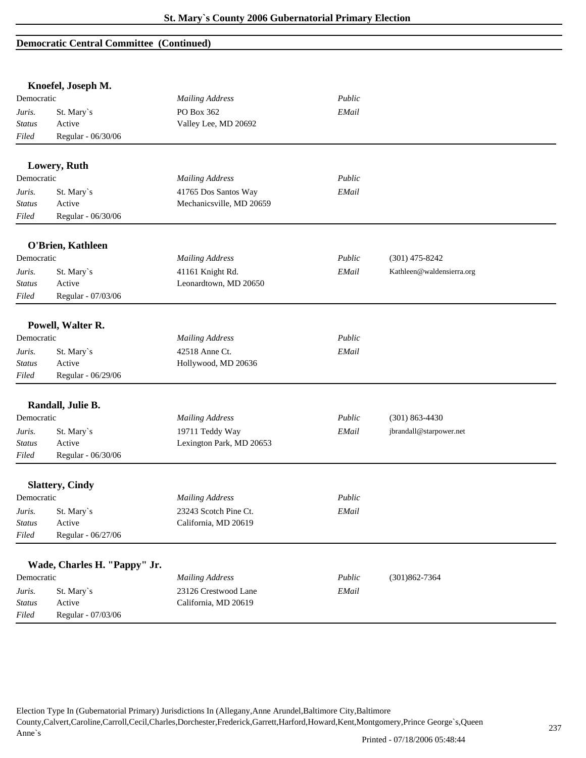## Democratic Central Committee (Continued)

### Knoefel, Joseph M.

| Democratic | | *Mailing Address* | *Public* | |
|---|---|---|---|---|
| *Juris.* | St. Mary`s | PO Box 362 | *EMail* | |
| *Status* | Active | Valley Lee, MD 20692 | | |
| *Filed* | Regular - 06/30/06 | | | |

### Lowery, Ruth

| Democratic | | *Mailing Address* | *Public* | |
|---|---|---|---|---|
| *Juris.* | St. Mary`s | 41765 Dos Santos Way | *EMail* | |
| *Status* | Active | Mechanicsville, MD 20659 | | |
| *Filed* | Regular - 06/30/06 | | | |

### O'Brien, Kathleen

| Democratic | | *Mailing Address* | *Public* | (301) 475-8242 |
|---|---|---|---|---|
| *Juris.* | St. Mary`s | 41161 Knight Rd. | *EMail* | Kathleen@waldensierra.org |
| *Status* | Active | Leonardtown, MD 20650 | | |
| *Filed* | Regular - 07/03/06 | | | |

### Powell, Walter R.

| Democratic | | *Mailing Address* | *Public* | |
|---|---|---|---|---|
| *Juris.* | St. Mary`s | 42518 Anne Ct. | *EMail* | |
| *Status* | Active | Hollywood, MD 20636 | | |
| *Filed* | Regular - 06/29/06 | | | |

### Randall, Julie B.

| Democratic | | *Mailing Address* | *Public* | (301) 863-4430 |
|---|---|---|---|---|
| *Juris.* | St. Mary`s | 19711 Teddy Way | *EMail* | jbrandall@starpower.net |
| *Status* | Active | Lexington Park, MD 20653 | | |
| *Filed* | Regular - 06/30/06 | | | |

### Slattery, Cindy

| Democratic | | *Mailing Address* | *Public* | |
|---|---|---|---|---|
| *Juris.* | St. Mary`s | 23243 Scotch Pine Ct. | *EMail* | |
| *Status* | Active | California, MD 20619 | | |
| *Filed* | Regular - 06/27/06 | | | |

### Wade, Charles H. "Pappy" Jr.

| Democratic | | *Mailing Address* | *Public* | (301)862-7364 |
|---|---|---|---|---|
| *Juris.* | St. Mary`s | 23126 Crestwood Lane | *EMail* | |
| *Status* | Active | California, MD 20619 | | |
| *Filed* | Regular - 07/03/06 | | | |

Election Type In (Gubernatorial Primary) Jurisdictions In (Allegany,Anne Arundel,Baltimore City,Baltimore County,Calvert,Caroline,Carroll,Cecil,Charles,Dorchester,Frederick,Garrett,Harford,Howard,Kent,Montgomery,Prince George`s,Queen Anne`s

Printed - 07/18/2006 05:48:44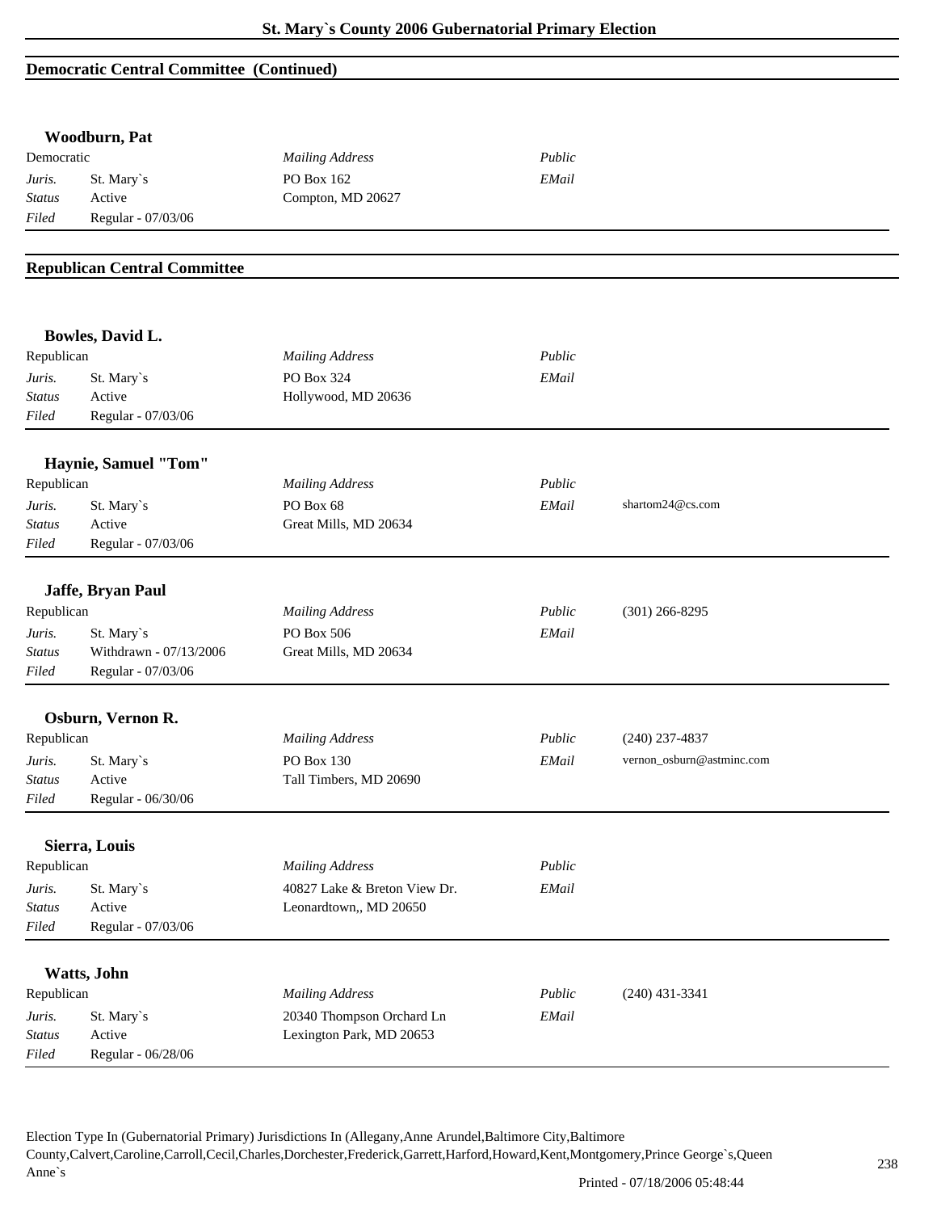## Democratic Central Committee (Continued)

### Woodburn, Pat

| Democratic | | *Mailing Address* | *Public* | |
|---|---|---|---|---|
| *Juris.* | St. Mary`s | PO Box 162 | *EMail* | |
| *Status* | Active | Compton, MD 20627 | | |
| *Filed* | Regular - 07/03/06 | | | |

## Republican Central Committee

### Bowles, David L.

| Republican | | *Mailing Address* | *Public* | |
|---|---|---|---|---|
| *Juris.* | St. Mary`s | PO Box 324 | *EMail* | |
| *Status* | Active | Hollywood, MD 20636 | | |
| *Filed* | Regular - 07/03/06 | | | |

### Haynie, Samuel "Tom"

| Republican | | *Mailing Address* | *Public* | |
|---|---|---|---|---|
| *Juris.* | St. Mary`s | PO Box 68 | *EMail* | shartom24@cs.com |
| *Status* | Active | Great Mills, MD 20634 | | |
| *Filed* | Regular - 07/03/06 | | | |

### Jaffe, Bryan Paul

| Republican | | *Mailing Address* | *Public* | (301) 266-8295 |
|---|---|---|---|---|
| *Juris.* | St. Mary`s | PO Box 506 | *EMail* | |
| *Status* | Withdrawn - 07/13/2006 | Great Mills, MD 20634 | | |
| *Filed* | Regular - 07/03/06 | | | |

### Osburn, Vernon R.

| Republican | | *Mailing Address* | *Public* | (240) 237-4837 |
|---|---|---|---|---|
| *Juris.* | St. Mary`s | PO Box 130 | *EMail* | vernon_osburn@astminc.com |
| *Status* | Active | Tall Timbers, MD 20690 | | |
| *Filed* | Regular - 06/30/06 | | | |

### Sierra, Louis

| Republican | | *Mailing Address* | *Public* | |
|---|---|---|---|---|
| *Juris.* | St. Mary`s | 40827 Lake & Breton View Dr. | *EMail* | |
| *Status* | Active | Leonardtown,, MD 20650 | | |
| *Filed* | Regular - 07/03/06 | | | |

### Watts, John

| Republican | | *Mailing Address* | *Public* | (240) 431-3341 |
|---|---|---|---|---|
| *Juris.* | St. Mary`s | 20340 Thompson Orchard Ln | *EMail* | |
| *Status* | Active | Lexington Park, MD 20653 | | |
| *Filed* | Regular - 06/28/06 | | | |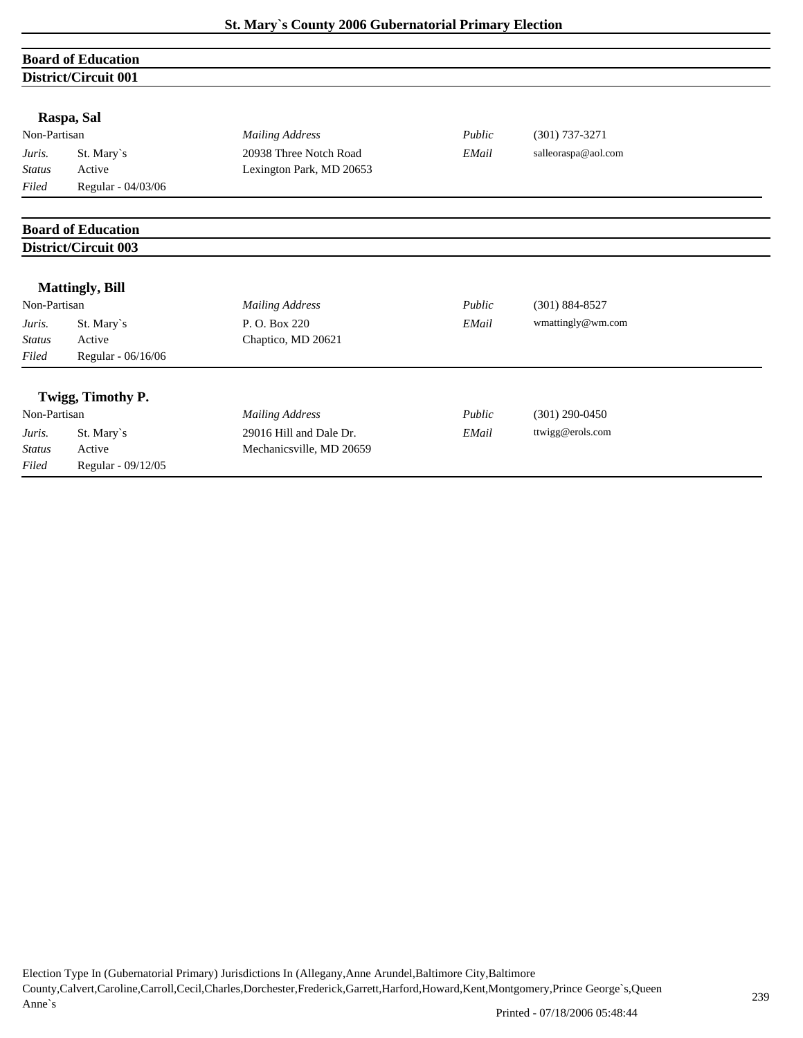## Board of Education
### District/Circuit 001

**Raspa, Sal**

| Non-Partisan | | *Mailing Address* | *Public* | (301) 737-3271 |
|---|---|---|---|---|
| *Juris.* | St. Mary`s | 20938 Three Notch Road | *EMail* | salleoraspa@aol.com |
| *Status* | Active | Lexington Park, MD 20653 | | |
| *Filed* | Regular - 04/03/06 | | | |

## Board of Education
### District/Circuit 003

**Mattingly, Bill**

| Non-Partisan | | *Mailing Address* | *Public* | (301) 884-8527 |
|---|---|---|---|---|
| *Juris.* | St. Mary`s | P. O. Box 220 | *EMail* | wmattingly@wm.com |
| *Status* | Active | Chaptico, MD 20621 | | |
| *Filed* | Regular - 06/16/06 | | | |

**Twigg, Timothy P.**

| Non-Partisan | | *Mailing Address* | *Public* | (301) 290-0450 |
|---|---|---|---|---|
| *Juris.* | St. Mary`s | 29016 Hill and Dale Dr. | *EMail* | ttwigg@erols.com |
| *Status* | Active | Mechanicsville, MD 20659 | | |
| *Filed* | Regular - 09/12/05 | | | |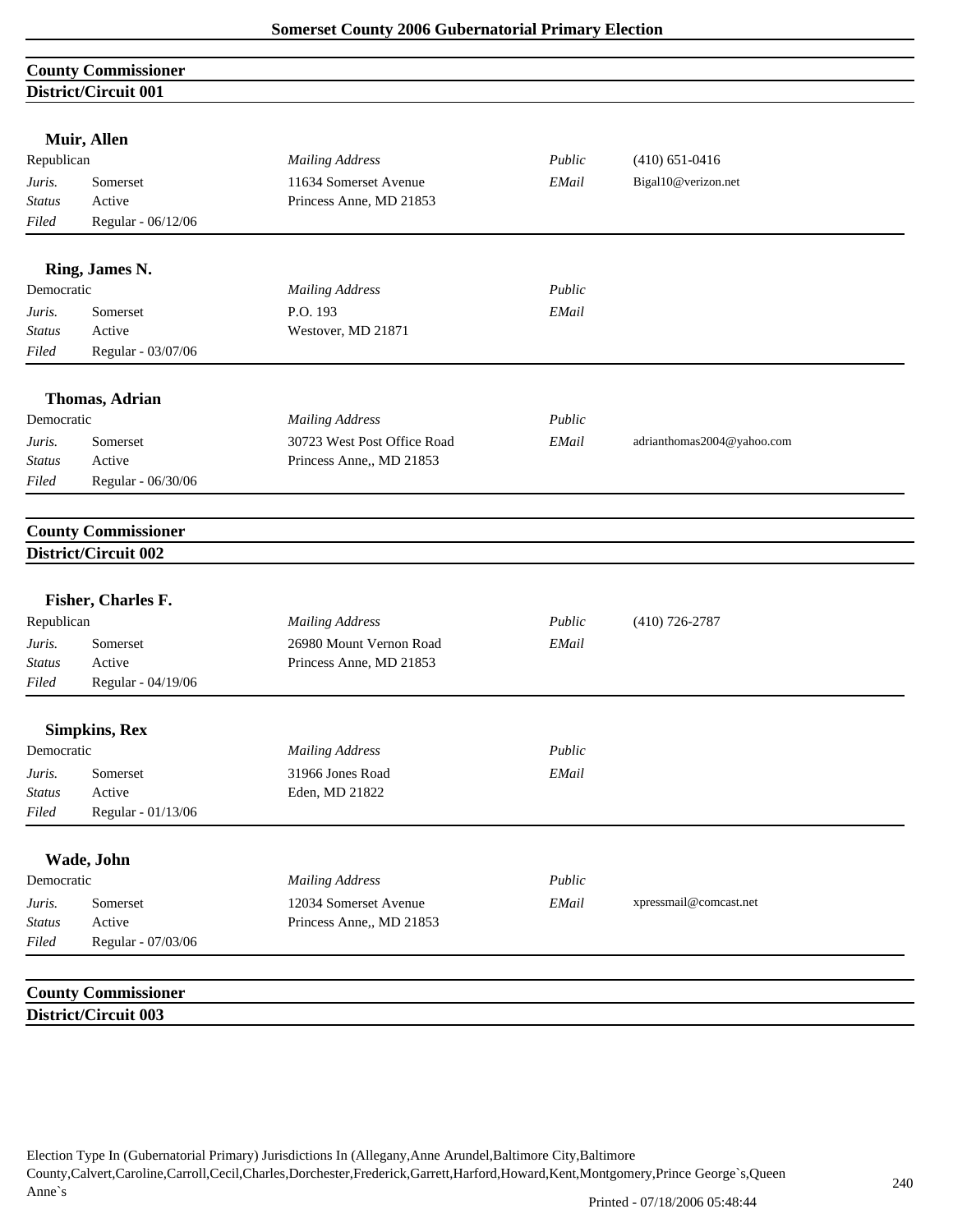## County Commissioner
### District/Circuit 001

**Muir, Allen**

| Republican | | *Mailing Address* | *Public* | (410) 651-0416 |
|---|---|---|---|---|
| *Juris.* | Somerset | 11634 Somerset Avenue | *EMail* | Bigal10@verizon.net |
| *Status* | Active | Princess Anne, MD 21853 | | |
| *Filed* | Regular - 06/12/06 | | | |

**Ring, James N.**

| Democratic | | *Mailing Address* | *Public* | |
|---|---|---|---|---|
| *Juris.* | Somerset | P.O. 193 | *EMail* | |
| *Status* | Active | Westover, MD 21871 | | |
| *Filed* | Regular - 03/07/06 | | | |

**Thomas, Adrian**

| Democratic | | *Mailing Address* | *Public* | |
|---|---|---|---|---|
| *Juris.* | Somerset | 30723 West Post Office Road | *EMail* | adrianthomas2004@yahoo.com |
| *Status* | Active | Princess Anne,, MD 21853 | | |
| *Filed* | Regular - 06/30/06 | | | |

## County Commissioner
### District/Circuit 002

**Fisher, Charles F.**

| Republican | | *Mailing Address* | *Public* | (410) 726-2787 |
|---|---|---|---|---|
| *Juris.* | Somerset | 26980 Mount Vernon Road | *EMail* | |
| *Status* | Active | Princess Anne, MD 21853 | | |
| *Filed* | Regular - 04/19/06 | | | |

**Simpkins, Rex**

| Democratic | | *Mailing Address* | *Public* | |
|---|---|---|---|---|
| *Juris.* | Somerset | 31966 Jones Road | *EMail* | |
| *Status* | Active | Eden, MD 21822 | | |
| *Filed* | Regular - 01/13/06 | | | |

**Wade, John**

| Democratic | | *Mailing Address* | *Public* | |
|---|---|---|---|---|
| *Juris.* | Somerset | 12034 Somerset Avenue | *EMail* | xpressmail@comcast.net |
| *Status* | Active | Princess Anne,, MD 21853 | | |
| *Filed* | Regular - 07/03/06 | | | |

## County Commissioner
### District/Circuit 003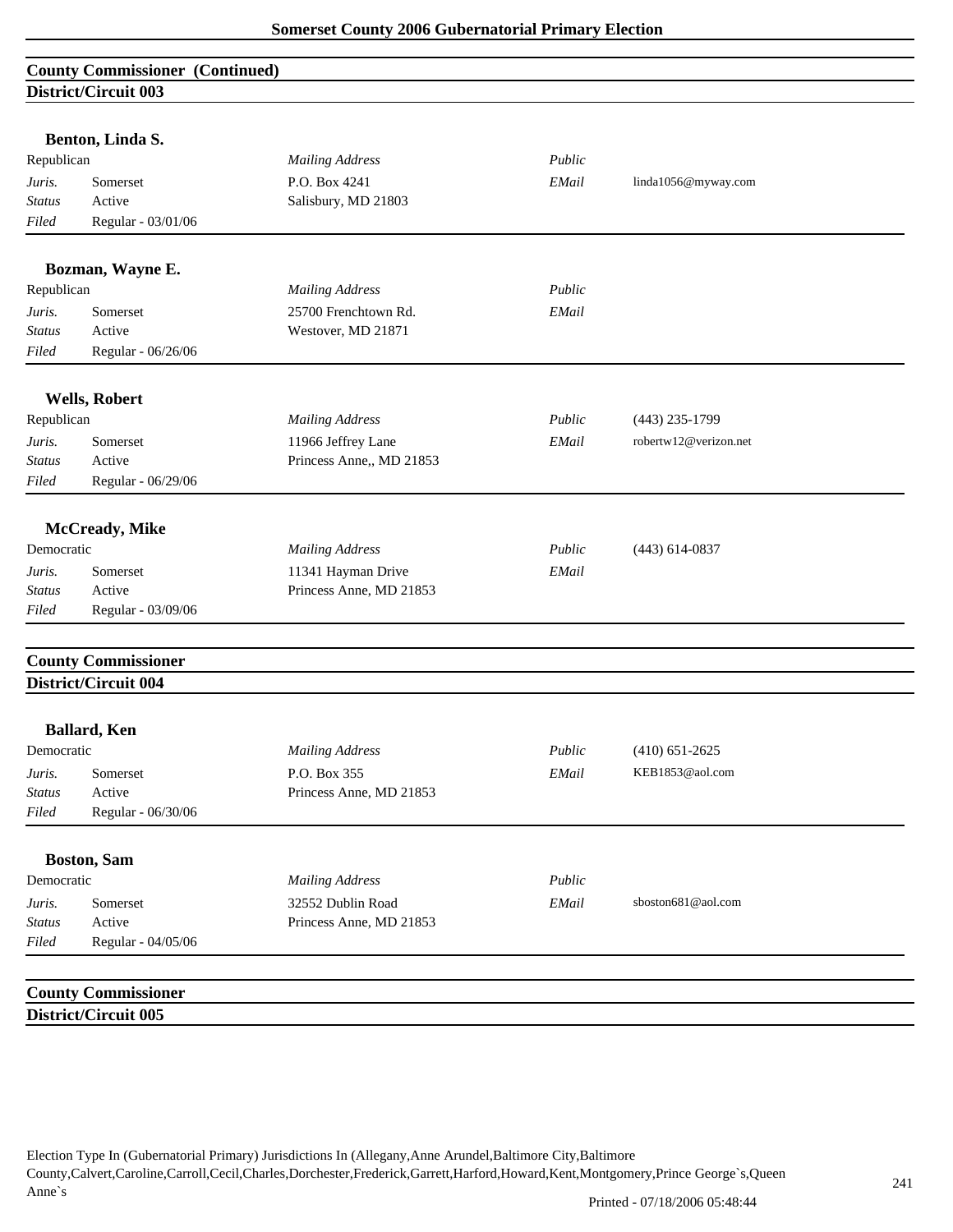## County Commissioner (Continued)
### District/Circuit 003

**Benton, Linda S.**

| | | | | |
|---|---|---|---|---|
| Republican | | *Mailing Address* | *Public* | |
| *Juris.* | Somerset | P.O. Box 4241 | *EMail* | linda1056@myway.com |
| *Status* | Active | Salisbury, MD 21803 | | |
| *Filed* | Regular - 03/01/06 | | | |

**Bozman, Wayne E.**

| | | | | |
|---|---|---|---|---|
| Republican | | *Mailing Address* | *Public* | |
| *Juris.* | Somerset | 25700 Frenchtown Rd. | *EMail* | |
| *Status* | Active | Westover, MD 21871 | | |
| *Filed* | Regular - 06/26/06 | | | |

**Wells, Robert**

| | | | | |
|---|---|---|---|---|
| Republican | | *Mailing Address* | *Public* | (443) 235-1799 |
| *Juris.* | Somerset | 11966 Jeffrey Lane | *EMail* | robertw12@verizon.net |
| *Status* | Active | Princess Anne,, MD 21853 | | |
| *Filed* | Regular - 06/29/06 | | | |

**McCready, Mike**

| | | | | |
|---|---|---|---|---|
| Democratic | | *Mailing Address* | *Public* | (443) 614-0837 |
| *Juris.* | Somerset | 11341 Hayman Drive | *EMail* | |
| *Status* | Active | Princess Anne, MD 21853 | | |
| *Filed* | Regular - 03/09/06 | | | |

## County Commissioner
### District/Circuit 004

**Ballard, Ken**

| | | | | |
|---|---|---|---|---|
| Democratic | | *Mailing Address* | *Public* | (410) 651-2625 |
| *Juris.* | Somerset | P.O. Box 355 | *EMail* | KEB1853@aol.com |
| *Status* | Active | Princess Anne, MD 21853 | | |
| *Filed* | Regular - 06/30/06 | | | |

**Boston, Sam**

| | | | | |
|---|---|---|---|---|
| Democratic | | *Mailing Address* | *Public* | |
| *Juris.* | Somerset | 32552 Dublin Road | *EMail* | sboston681@aol.com |
| *Status* | Active | Princess Anne, MD 21853 | | |
| *Filed* | Regular - 04/05/06 | | | |

## County Commissioner
### District/Circuit 005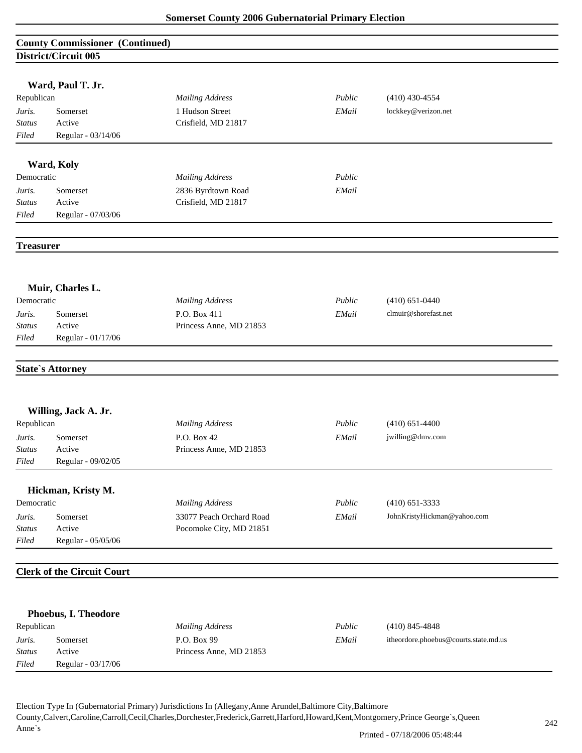## County Commissioner (Continued)

### District/Circuit 005

**Ward, Paul T. Jr.**

| Republican | | *Mailing Address* | *Public* | (410) 430-4554 |
|---|---|---|---|---|
| *Juris.* | Somerset | 1 Hudson Street | *EMail* | lockkey@verizon.net |
| *Status* | Active | Crisfield, MD 21817 | | |
| *Filed* | Regular - 03/14/06 | | | |

**Ward, Koly**

| Democratic | | *Mailing Address* | *Public* | |
|---|---|---|---|---|
| *Juris.* | Somerset | 2836 Byrdtown Road | *EMail* | |
| *Status* | Active | Crisfield, MD 21817 | | |
| *Filed* | Regular - 07/03/06 | | | |

## Treasurer

**Muir, Charles L.**

| Democratic | | *Mailing Address* | *Public* | (410) 651-0440 |
|---|---|---|---|---|
| *Juris.* | Somerset | P.O. Box 411 | *EMail* | clmuir@shorefast.net |
| *Status* | Active | Princess Anne, MD 21853 | | |
| *Filed* | Regular - 01/17/06 | | | |

## State`s Attorney

**Willing, Jack A. Jr.**

| Republican | | *Mailing Address* | *Public* | (410) 651-4400 |
|---|---|---|---|---|
| *Juris.* | Somerset | P.O. Box 42 | *EMail* | jwilling@dmv.com |
| *Status* | Active | Princess Anne, MD 21853 | | |
| *Filed* | Regular - 09/02/05 | | | |

**Hickman, Kristy M.**

| Democratic | | *Mailing Address* | *Public* | (410) 651-3333 |
|---|---|---|---|---|
| *Juris.* | Somerset | 33077 Peach Orchard Road | *EMail* | JohnKristyHickman@yahoo.com |
| *Status* | Active | Pocomoke City, MD 21851 | | |
| *Filed* | Regular - 05/05/06 | | | |

## Clerk of the Circuit Court

**Phoebus, I. Theodore**

| Republican | | *Mailing Address* | *Public* | (410) 845-4848 |
|---|---|---|---|---|
| *Juris.* | Somerset | P.O. Box 99 | *EMail* | itheordore.phoebus@courts.state.md.us |
| *Status* | Active | Princess Anne, MD 21853 | | |
| *Filed* | Regular - 03/17/06 | | | |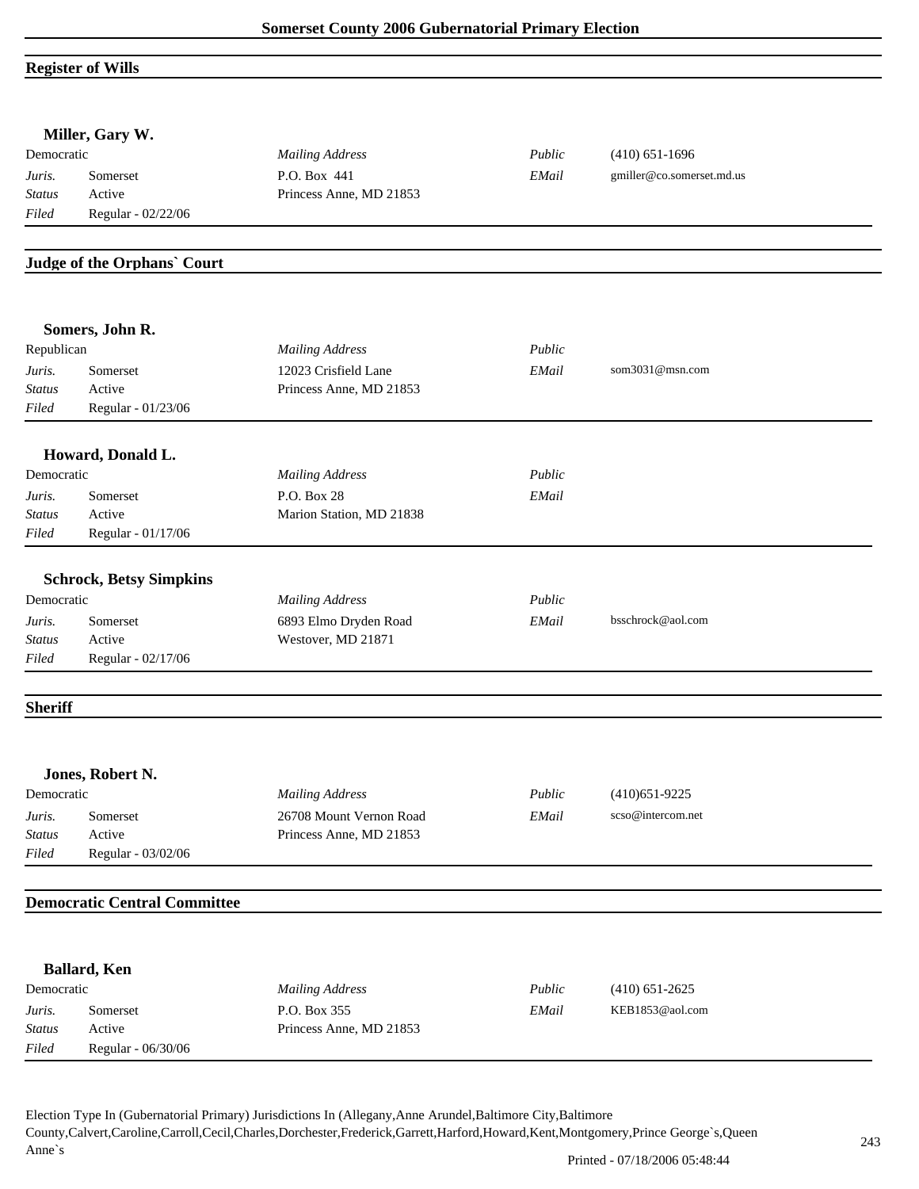## Register of Wills

### Miller, Gary W.

| Democratic | | *Mailing Address* | *Public* | (410) 651-1696 |
|---|---|---|---|---|
| *Juris.* | Somerset | P.O. Box 441 | *EMail* | gmiller@co.somerset.md.us |
| *Status* | Active | Princess Anne, MD 21853 | | |
| *Filed* | Regular - 02/22/06 | | | |

## Judge of the Orphans` Court

### Somers, John R.

| Republican | | *Mailing Address* | *Public* | |
|---|---|---|---|---|
| *Juris.* | Somerset | 12023 Crisfield Lane | *EMail* | som3031@msn.com |
| *Status* | Active | Princess Anne, MD 21853 | | |
| *Filed* | Regular - 01/23/06 | | | |

### Howard, Donald L.

| Democratic | | *Mailing Address* | *Public* | |
|---|---|---|---|---|
| *Juris.* | Somerset | P.O. Box 28 | *EMail* | |
| *Status* | Active | Marion Station, MD 21838 | | |
| *Filed* | Regular - 01/17/06 | | | |

### Schrock, Betsy Simpkins

| Democratic | | *Mailing Address* | *Public* | |
|---|---|---|---|---|
| *Juris.* | Somerset | 6893 Elmo Dryden Road | *EMail* | bsschrock@aol.com |
| *Status* | Active | Westover, MD 21871 | | |
| *Filed* | Regular - 02/17/06 | | | |

## Sheriff

### Jones, Robert N.

| Democratic | | *Mailing Address* | *Public* | (410)651-9225 |
|---|---|---|---|---|
| *Juris.* | Somerset | 26708 Mount Vernon Road | *EMail* | scso@intercom.net |
| *Status* | Active | Princess Anne, MD 21853 | | |
| *Filed* | Regular - 03/02/06 | | | |

## Democratic Central Committee

### Ballard, Ken

| Democratic | | *Mailing Address* | *Public* | (410) 651-2625 |
|---|---|---|---|---|
| *Juris.* | Somerset | P.O. Box 355 | *EMail* | KEB1853@aol.com |
| *Status* | Active | Princess Anne, MD 21853 | | |
| *Filed* | Regular - 06/30/06 | | | |

Election Type In (Gubernatorial Primary) Jurisdictions In (Allegany,Anne Arundel,Baltimore City,Baltimore County,Calvert,Caroline,Carroll,Cecil,Charles,Dorchester,Frederick,Garrett,Harford,Howard,Kent,Montgomery,Prince George`s,Queen Anne`s

Printed - 07/18/2006 05:48:44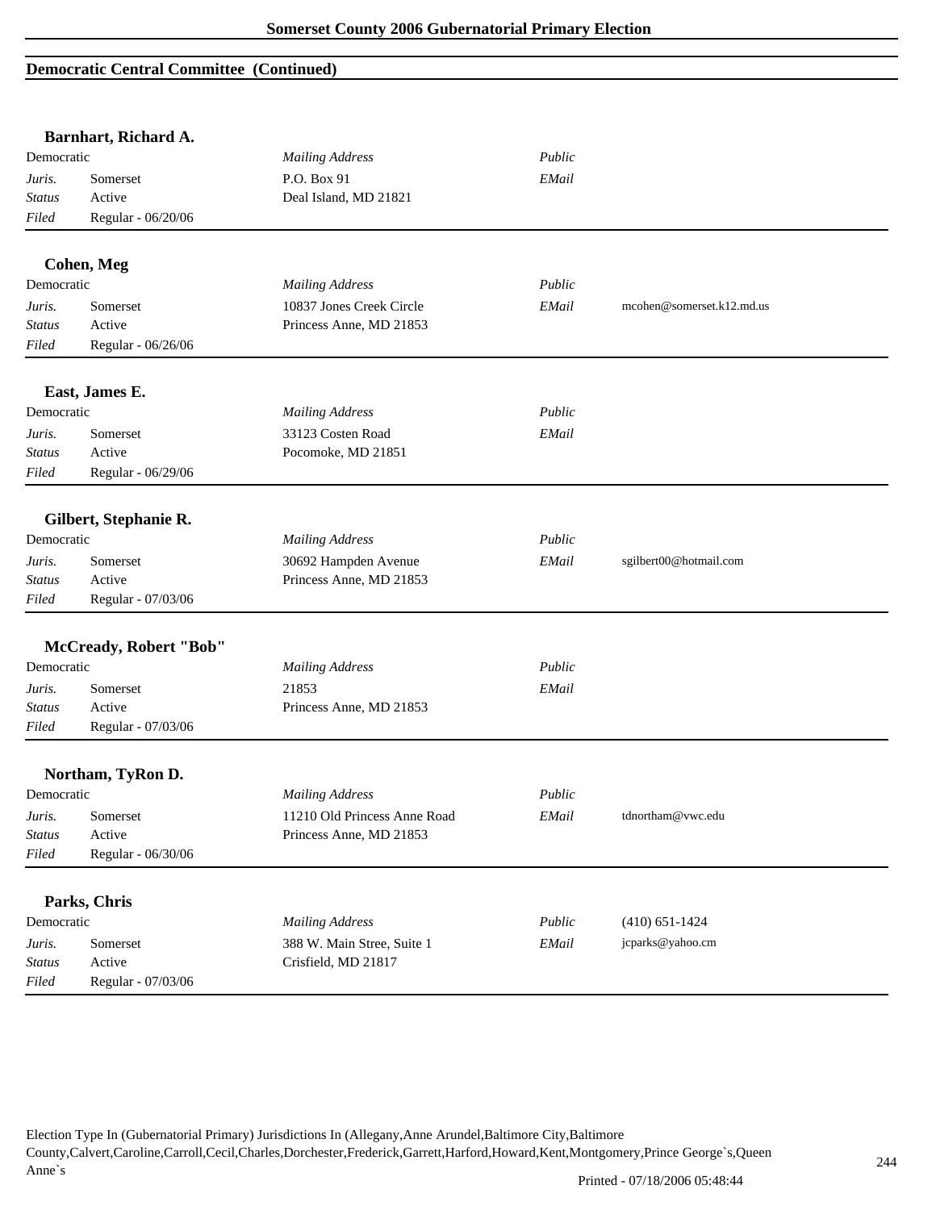## Democratic Central Committee (Continued)

### Barnhart, Richard A.

| Democratic | | *Mailing Address* | *Public* | |
|---|---|---|---|---|
| *Juris.* | Somerset | P.O. Box 91 | *EMail* | |
| *Status* | Active | Deal Island, MD 21821 | | |
| *Filed* | Regular - 06/20/06 | | | |

### Cohen, Meg

| Democratic | | *Mailing Address* | *Public* | |
|---|---|---|---|---|
| *Juris.* | Somerset | 10837 Jones Creek Circle | *EMail* | mcohen@somerset.k12.md.us |
| *Status* | Active | Princess Anne, MD 21853 | | |
| *Filed* | Regular - 06/26/06 | | | |

### East, James E.

| Democratic | | *Mailing Address* | *Public* | |
|---|---|---|---|---|
| *Juris.* | Somerset | 33123 Costen Road | *EMail* | |
| *Status* | Active | Pocomoke, MD 21851 | | |
| *Filed* | Regular - 06/29/06 | | | |

### Gilbert, Stephanie R.

| Democratic | | *Mailing Address* | *Public* | |
|---|---|---|---|---|
| *Juris.* | Somerset | 30692 Hampden Avenue | *EMail* | sgilbert00@hotmail.com |
| *Status* | Active | Princess Anne, MD 21853 | | |
| *Filed* | Regular - 07/03/06 | | | |

### McCready, Robert "Bob"

| Democratic | | *Mailing Address* | *Public* | |
|---|---|---|---|---|
| *Juris.* | Somerset | 21853 | *EMail* | |
| *Status* | Active | Princess Anne, MD 21853 | | |
| *Filed* | Regular - 07/03/06 | | | |

### Northam, TyRon D.

| Democratic | | *Mailing Address* | *Public* | |
|---|---|---|---|---|
| *Juris.* | Somerset | 11210 Old Princess Anne Road | *EMail* | tdnortham@vwc.edu |
| *Status* | Active | Princess Anne, MD 21853 | | |
| *Filed* | Regular - 06/30/06 | | | |

### Parks, Chris

| Democratic | | *Mailing Address* | *Public* | (410) 651-1424 |
|---|---|---|---|---|
| *Juris.* | Somerset | 388 W. Main Stree, Suite 1 | *EMail* | jcparks@yahoo.cm |
| *Status* | Active | Crisfield, MD 21817 | | |
| *Filed* | Regular - 07/03/06 | | | |

Election Type In (Gubernatorial Primary) Jurisdictions In (Allegany,Anne Arundel,Baltimore City,Baltimore County,Calvert,Caroline,Carroll,Cecil,Charles,Dorchester,Frederick,Garrett,Harford,Howard,Kent,Montgomery,Prince George`s,Queen Anne`s

Printed - 07/18/2006 05:48:44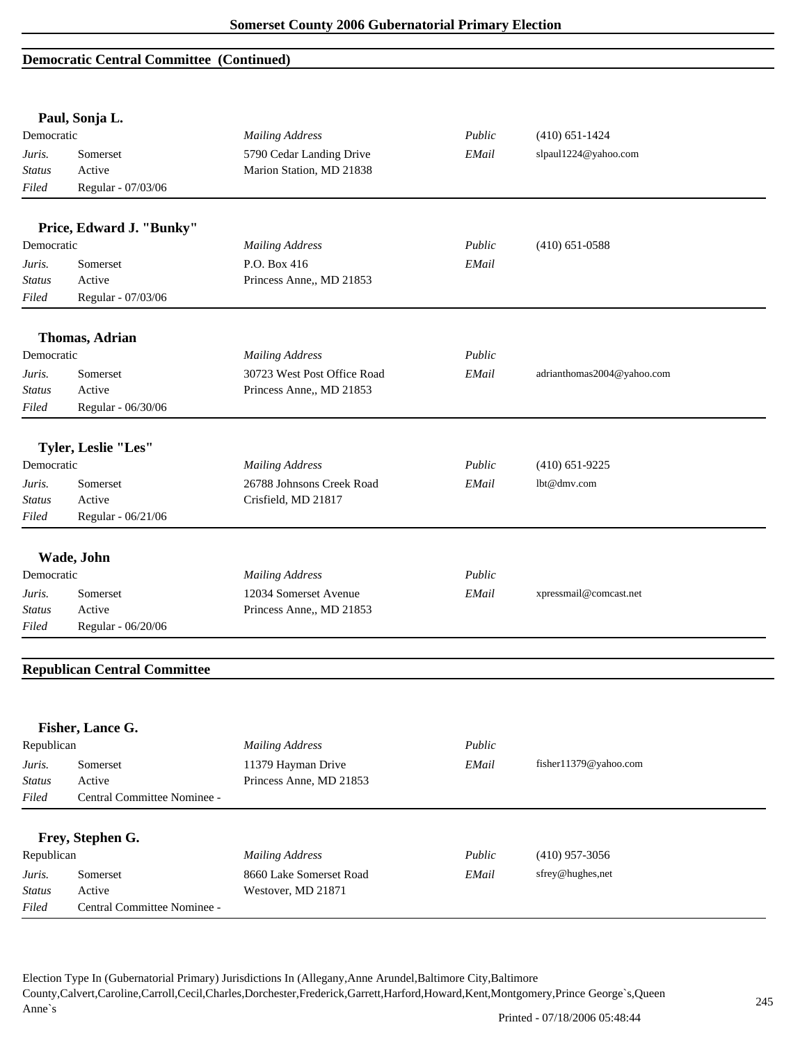## Democratic Central Committee (Continued)

### Paul, Sonja L.

| Democratic | | *Mailing Address* | *Public* | (410) 651-1424 |
|---|---|---|---|---|
| *Juris.* | Somerset | 5790 Cedar Landing Drive | *EMail* | slpaul1224@yahoo.com |
| *Status* | Active | Marion Station, MD 21838 | | |
| *Filed* | Regular - 07/03/06 | | | |

### Price, Edward J. "Bunky"

| Democratic | | *Mailing Address* | *Public* | (410) 651-0588 |
|---|---|---|---|---|
| *Juris.* | Somerset | P.O. Box 416 | *EMail* | |
| *Status* | Active | Princess Anne,, MD 21853 | | |
| *Filed* | Regular - 07/03/06 | | | |

### Thomas, Adrian

| Democratic | | *Mailing Address* | *Public* | |
|---|---|---|---|---|
| *Juris.* | Somerset | 30723 West Post Office Road | *EMail* | adrianthomas2004@yahoo.com |
| *Status* | Active | Princess Anne,, MD 21853 | | |
| *Filed* | Regular - 06/30/06 | | | |

### Tyler, Leslie "Les"

| Democratic | | *Mailing Address* | *Public* | (410) 651-9225 |
|---|---|---|---|---|
| *Juris.* | Somerset | 26788 Johnsons Creek Road | *EMail* | lbt@dmv.com |
| *Status* | Active | Crisfield, MD 21817 | | |
| *Filed* | Regular - 06/21/06 | | | |

### Wade, John

| Democratic | | *Mailing Address* | *Public* | |
|---|---|---|---|---|
| *Juris.* | Somerset | 12034 Somerset Avenue | *EMail* | xpressmail@comcast.net |
| *Status* | Active | Princess Anne,, MD 21853 | | |
| *Filed* | Regular - 06/20/06 | | | |

## Republican Central Committee

### Fisher, Lance G.

| Republican | | *Mailing Address* | *Public* | |
|---|---|---|---|---|
| *Juris.* | Somerset | 11379 Hayman Drive | *EMail* | fisher11379@yahoo.com |
| *Status* | Active | Princess Anne, MD 21853 | | |
| *Filed* | Central Committee Nominee - | | | |

### Frey, Stephen G.

| Republican | | *Mailing Address* | *Public* | (410) 957-3056 |
|---|---|---|---|---|
| *Juris.* | Somerset | 8660 Lake Somerset Road | *EMail* | sfrey@hughes,net |
| *Status* | Active | Westover, MD 21871 | | |
| *Filed* | Central Committee Nominee - | | | |

Election Type In (Gubernatorial Primary) Jurisdictions In (Allegany,Anne Arundel,Baltimore City,Baltimore County,Calvert,Caroline,Carroll,Cecil,Charles,Dorchester,Frederick,Garrett,Harford,Howard,Kent,Montgomery,Prince George`s,Queen Anne`s

Printed - 07/18/2006 05:48:44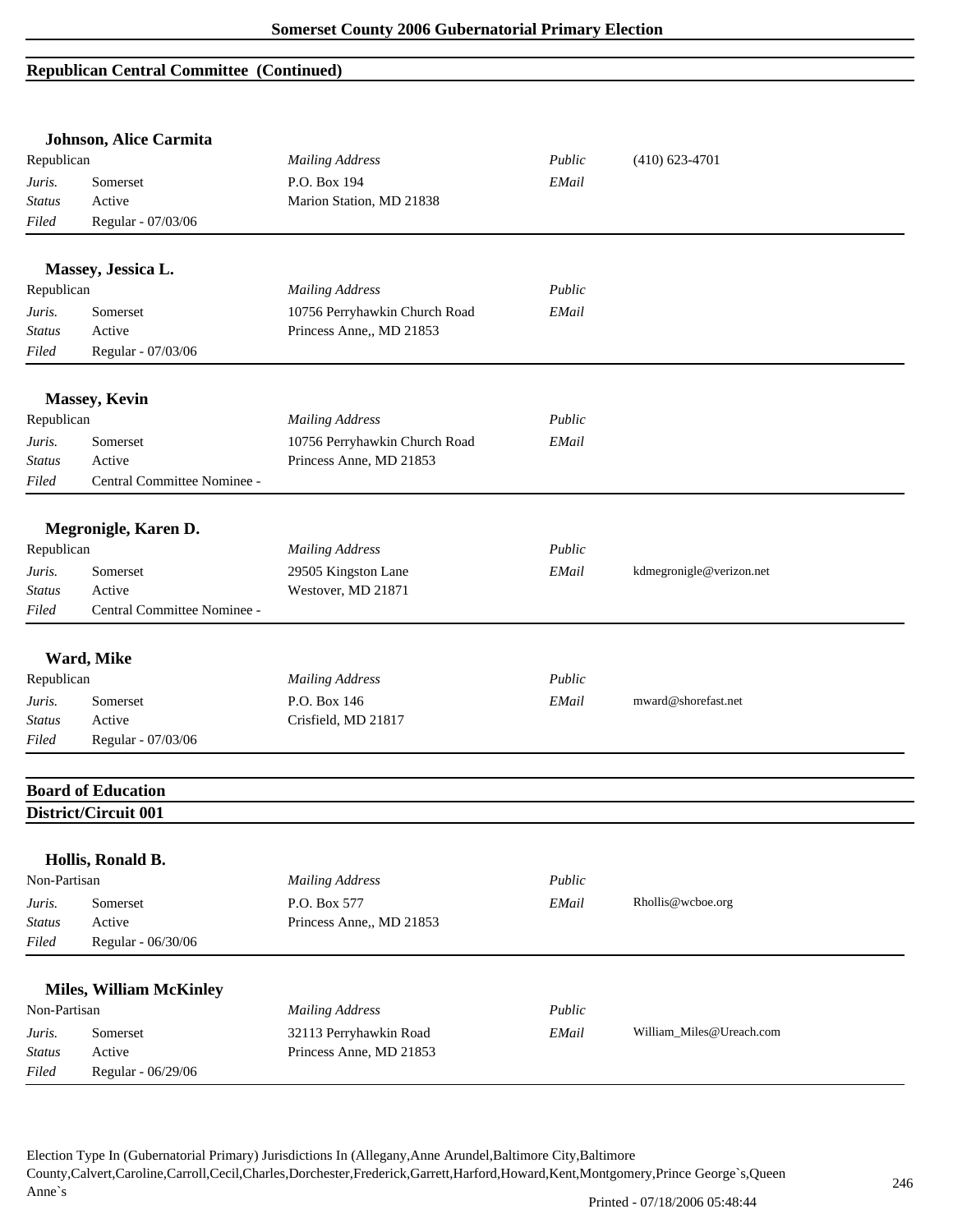## Republican Central Committee (Continued)

### Johnson, Alice Carmita

| Republican | | *Mailing Address* | *Public* | (410) 623-4701 |
|---|---|---|---|---|
| *Juris.* | Somerset | P.O. Box 194 | *EMail* | |
| *Status* | Active | Marion Station, MD 21838 | | |
| *Filed* | Regular - 07/03/06 | | | |

### Massey, Jessica L.

| Republican | | *Mailing Address* | *Public* | |
|---|---|---|---|---|
| *Juris.* | Somerset | 10756 Perryhawkin Church Road | *EMail* | |
| *Status* | Active | Princess Anne,, MD 21853 | | |
| *Filed* | Regular - 07/03/06 | | | |

### Massey, Kevin

| Republican | | *Mailing Address* | *Public* | |
|---|---|---|---|---|
| *Juris.* | Somerset | 10756 Perryhawkin Church Road | *EMail* | |
| *Status* | Active | Princess Anne, MD 21853 | | |
| *Filed* | Central Committee Nominee - | | | |

### Megronigle, Karen D.

| Republican | | *Mailing Address* | *Public* | |
|---|---|---|---|---|
| *Juris.* | Somerset | 29505 Kingston Lane | *EMail* | kdmegronigle@verizon.net |
| *Status* | Active | Westover, MD 21871 | | |
| *Filed* | Central Committee Nominee - | | | |

### Ward, Mike

| Republican | | *Mailing Address* | *Public* | |
|---|---|---|---|---|
| *Juris.* | Somerset | P.O. Box 146 | *EMail* | mward@shorefast.net |
| *Status* | Active | Crisfield, MD 21817 | | |
| *Filed* | Regular - 07/03/06 | | | |

## Board of Education

## District/Circuit 001

### Hollis, Ronald B.

| Non-Partisan | | *Mailing Address* | *Public* | |
|---|---|---|---|---|
| *Juris.* | Somerset | P.O. Box 577 | *EMail* | Rhollis@wcboe.org |
| *Status* | Active | Princess Anne,, MD 21853 | | |
| *Filed* | Regular - 06/30/06 | | | |

### Miles, William McKinley

| Non-Partisan | | *Mailing Address* | *Public* | |
|---|---|---|---|---|
| *Juris.* | Somerset | 32113 Perryhawkin Road | *EMail* | William_Miles@Ureach.com |
| *Status* | Active | Princess Anne, MD 21853 | | |
| *Filed* | Regular - 06/29/06 | | | |

Election Type In (Gubernatorial Primary) Jurisdictions In (Allegany,Anne Arundel,Baltimore City,Baltimore County,Calvert,Caroline,Carroll,Cecil,Charles,Dorchester,Frederick,Garrett,Harford,Howard,Kent,Montgomery,Prince George`s,Queen Anne`s

Printed - 07/18/2006 05:48:44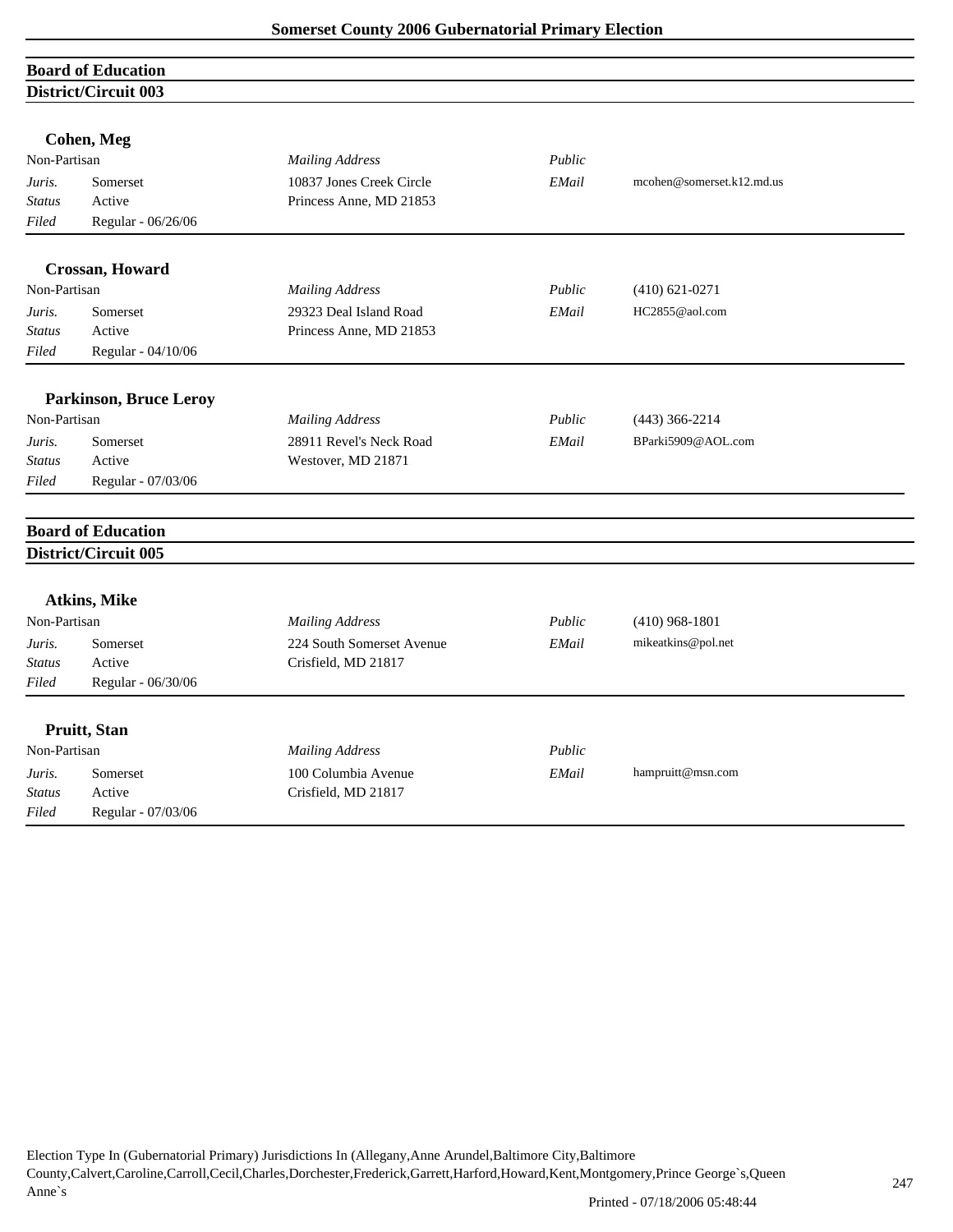## Board of Education

### District/Circuit 003

**Cohen, Meg**

| Non-Partisan | | *Mailing Address* | *Public* | |
|---|---|---|---|---|
| *Juris.* | Somerset | 10837 Jones Creek Circle | *EMail* | mcohen@somerset.k12.md.us |
| *Status* | Active | Princess Anne, MD 21853 | | |
| *Filed* | Regular - 06/26/06 | | | |

**Crossan, Howard**

| Non-Partisan | | *Mailing Address* | *Public* | (410) 621-0271 |
|---|---|---|---|---|
| *Juris.* | Somerset | 29323 Deal Island Road | *EMail* | HC2855@aol.com |
| *Status* | Active | Princess Anne, MD 21853 | | |
| *Filed* | Regular - 04/10/06 | | | |

**Parkinson, Bruce Leroy**

| Non-Partisan | | *Mailing Address* | *Public* | (443) 366-2214 |
|---|---|---|---|---|
| *Juris.* | Somerset | 28911 Revel's Neck Road | *EMail* | BParki5909@AOL.com |
| *Status* | Active | Westover, MD 21871 | | |
| *Filed* | Regular - 07/03/06 | | | |

## Board of Education

### District/Circuit 005

**Atkins, Mike**

| Non-Partisan | | *Mailing Address* | *Public* | (410) 968-1801 |
|---|---|---|---|---|
| *Juris.* | Somerset | 224 South Somerset Avenue | *EMail* | mikeatkins@pol.net |
| *Status* | Active | Crisfield, MD 21817 | | |
| *Filed* | Regular - 06/30/06 | | | |

**Pruitt, Stan**

| Non-Partisan | | *Mailing Address* | *Public* | |
|---|---|---|---|---|
| *Juris.* | Somerset | 100 Columbia Avenue | *EMail* | hampruitt@msn.com |
| *Status* | Active | Crisfield, MD 21817 | | |
| *Filed* | Regular - 07/03/06 | | | |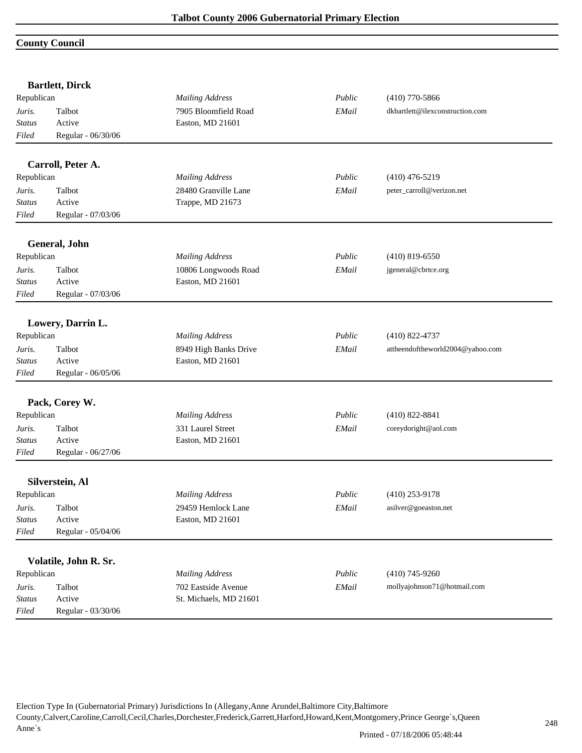## County Council

**Bartlett, Dirck**

| | | | | |
|---|---|---|---|---|
| Republican | | *Mailing Address* | *Public* | (410) 770-5866 |
| *Juris.* | Talbot | 7905 Bloomfield Road | *EMail* | dkbartlett@ilexconstruction.com |
| *Status* | Active | Easton, MD 21601 | | |
| *Filed* | Regular - 06/30/06 | | | |

**Carroll, Peter A.**

| | | | | |
|---|---|---|---|---|
| Republican | | *Mailing Address* | *Public* | (410) 476-5219 |
| *Juris.* | Talbot | 28480 Granville Lane | *EMail* | peter_carroll@verizon.net |
| *Status* | Active | Trappe, MD 21673 | | |
| *Filed* | Regular - 07/03/06 | | | |

**General, John**

| | | | | |
|---|---|---|---|---|
| Republican | | *Mailing Address* | *Public* | (410) 819-6550 |
| *Juris.* | Talbot | 10806 Longwoods Road | *EMail* | jgeneral@cbrtce.org |
| *Status* | Active | Easton, MD 21601 | | |
| *Filed* | Regular - 07/03/06 | | | |

**Lowery, Darrin L.**

| | | | | |
|---|---|---|---|---|
| Republican | | *Mailing Address* | *Public* | (410) 822-4737 |
| *Juris.* | Talbot | 8949 High Banks Drive | *EMail* | attheendoftheworld2004@yahoo.com |
| *Status* | Active | Easton, MD 21601 | | |
| *Filed* | Regular - 06/05/06 | | | |

**Pack, Corey W.**

| | | | | |
|---|---|---|---|---|
| Republican | | *Mailing Address* | *Public* | (410) 822-8841 |
| *Juris.* | Talbot | 331 Laurel Street | *EMail* | coreydoright@aol.com |
| *Status* | Active | Easton, MD 21601 | | |
| *Filed* | Regular - 06/27/06 | | | |

**Silverstein, Al**

| | | | | |
|---|---|---|---|---|
| Republican | | *Mailing Address* | *Public* | (410) 253-9178 |
| *Juris.* | Talbot | 29459 Hemlock Lane | *EMail* | asilver@goeaston.net |
| *Status* | Active | Easton, MD 21601 | | |
| *Filed* | Regular - 05/04/06 | | | |

**Volatile, John R. Sr.**

| | | | | |
|---|---|---|---|---|
| Republican | | *Mailing Address* | *Public* | (410) 745-9260 |
| *Juris.* | Talbot | 702 Eastside Avenue | *EMail* | mollyajohnson71@hotmail.com |
| *Status* | Active | St. Michaels, MD 21601 | | |
| *Filed* | Regular - 03/30/06 | | | |

Election Type In (Gubernatorial Primary) Jurisdictions In (Allegany,Anne Arundel,Baltimore City,Baltimore County,Calvert,Caroline,Carroll,Cecil,Charles,Dorchester,Frederick,Garrett,Harford,Howard,Kent,Montgomery,Prince George`s,Queen Anne`s

Printed - 07/18/2006 05:48:44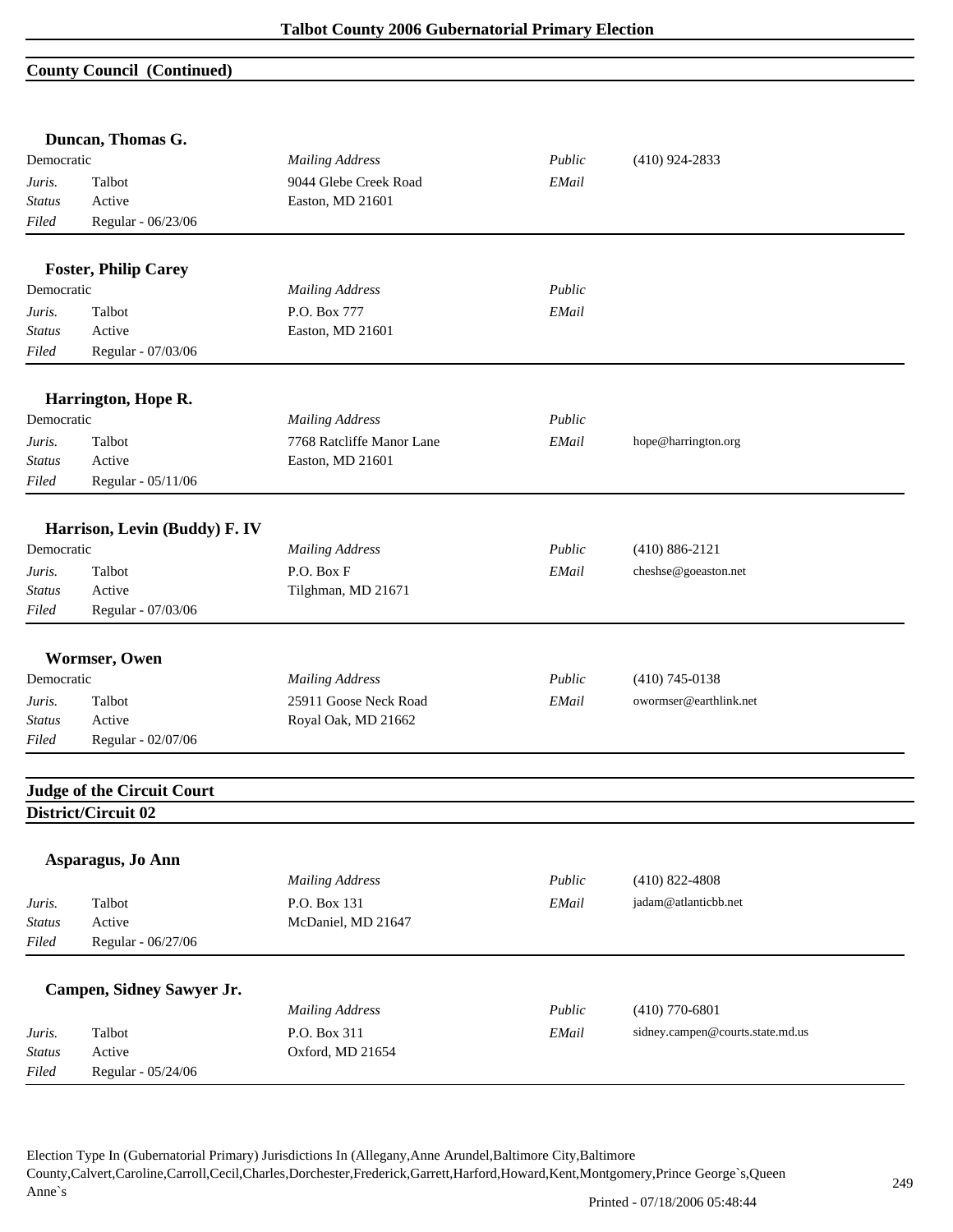## County Council (Continued)

### Duncan, Thomas G.

Democratic

| | | | | |
|---|---|---|---|---|
| *Juris.* | Talbot | *Mailing Address* | *Public* | (410) 924-2833 |
| *Status* | Active | 9044 Glebe Creek Road | *EMail* | |
| *Filed* | Regular - 06/23/06 | Easton, MD 21601 | | |

### Foster, Philip Carey

Democratic

| | | | | |
|---|---|---|---|---|
| *Juris.* | Talbot | *Mailing Address* | *Public* | |
| *Status* | Active | P.O. Box 777 | *EMail* | |
| *Filed* | Regular - 07/03/06 | Easton, MD 21601 | | |

### Harrington, Hope R.

Democratic

| | | | | |
|---|---|---|---|---|
| *Juris.* | Talbot | *Mailing Address* | *Public* | |
| *Status* | Active | 7768 Ratcliffe Manor Lane | *EMail* | hope@harrington.org |
| *Filed* | Regular - 05/11/06 | Easton, MD 21601 | | |

### Harrison, Levin (Buddy) F. IV

Democratic

| | | | | |
|---|---|---|---|---|
| *Juris.* | Talbot | *Mailing Address* | *Public* | (410) 886-2121 |
| *Status* | Active | P.O. Box F | *EMail* | cheshse@goeaston.net |
| *Filed* | Regular - 07/03/06 | Tilghman, MD 21671 | | |

### Wormser, Owen

Democratic

| | | | | |
|---|---|---|---|---|
| *Juris.* | Talbot | *Mailing Address* | *Public* | (410) 745-0138 |
| *Status* | Active | 25911 Goose Neck Road | *EMail* | owormser@earthlink.net |
| *Filed* | Regular - 02/07/06 | Royal Oak, MD 21662 | | |

## Judge of the Circuit Court

## District/Circuit 02

### Asparagus, Jo Ann

| | | | | |
|---|---|---|---|---|
| *Juris.* | Talbot | *Mailing Address* | *Public* | (410) 822-4808 |
| *Status* | Active | P.O. Box 131 | *EMail* | jadam@atlanticbb.net |
| *Filed* | Regular - 06/27/06 | McDaniel, MD 21647 | | |

### Campen, Sidney Sawyer Jr.

| | | | | |
|---|---|---|---|---|
| *Juris.* | Talbot | *Mailing Address* | *Public* | (410) 770-6801 |
| *Status* | Active | P.O. Box 311 | *EMail* | sidney.campen@courts.state.md.us |
| *Filed* | Regular - 05/24/06 | Oxford, MD 21654 | | |

Election Type In (Gubernatorial Primary) Jurisdictions In (Allegany,Anne Arundel,Baltimore City,Baltimore County,Calvert,Caroline,Carroll,Cecil,Charles,Dorchester,Frederick,Garrett,Harford,Howard,Kent,Montgomery,Prince George`s,Queen Anne`s

Printed - 07/18/2006 05:48:44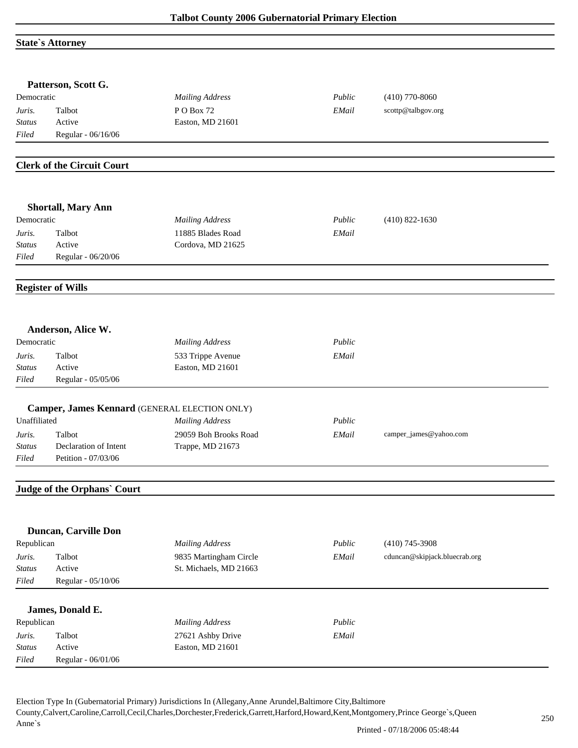# Talbot County 2006 Gubernatorial Primary Election

## State`s Attorney

### Patterson, Scott G.

| Democratic | | *Mailing Address* | *Public* | (410) 770-8060 |
|---|---|---|---|---|
| *Juris.* | Talbot | P O Box 72 | *EMail* | scottp@talbgov.org |
| *Status* | Active | Easton, MD 21601 | | |
| *Filed* | Regular - 06/16/06 | | | |

## Clerk of the Circuit Court

### Shortall, Mary Ann

| Democratic | | *Mailing Address* | *Public* | (410) 822-1630 |
|---|---|---|---|---|
| *Juris.* | Talbot | 11885 Blades Road | *EMail* | |
| *Status* | Active | Cordova, MD 21625 | | |
| *Filed* | Regular - 06/20/06 | | | |

## Register of Wills

### Anderson, Alice W.

| Democratic | | *Mailing Address* | *Public* | |
|---|---|---|---|---|
| *Juris.* | Talbot | 533 Trippe Avenue | *EMail* | |
| *Status* | Active | Easton, MD 21601 | | |
| *Filed* | Regular - 05/05/06 | | | |

### Camper, James Kennard (GENERAL ELECTION ONLY)

| Unaffiliated | | *Mailing Address* | *Public* | |
|---|---|---|---|---|
| *Juris.* | Talbot | 29059 Boh Brooks Road | *EMail* | camper_james@yahoo.com |
| *Status* | Declaration of Intent | Trappe, MD 21673 | | |
| *Filed* | Petition - 07/03/06 | | | |

## Judge of the Orphans` Court

### Duncan, Carville Don

| Republican | | *Mailing Address* | *Public* | (410) 745-3908 |
|---|---|---|---|---|
| *Juris.* | Talbot | 9835 Martingham Circle | *EMail* | cduncan@skipjack.bluecrab.org |
| *Status* | Active | St. Michaels, MD 21663 | | |
| *Filed* | Regular - 05/10/06 | | | |

### James, Donald E.

| Republican | | *Mailing Address* | *Public* | |
|---|---|---|---|---|
| *Juris.* | Talbot | 27621 Ashby Drive | *EMail* | |
| *Status* | Active | Easton, MD 21601 | | |
| *Filed* | Regular - 06/01/06 | | | |

Election Type In (Gubernatorial Primary) Jurisdictions In (Allegany,Anne Arundel,Baltimore City,Baltimore County,Calvert,Caroline,Carroll,Cecil,Charles,Dorchester,Frederick,Garrett,Harford,Howard,Kent,Montgomery,Prince George`s,Queen Anne`s

Printed - 07/18/2006 05:48:44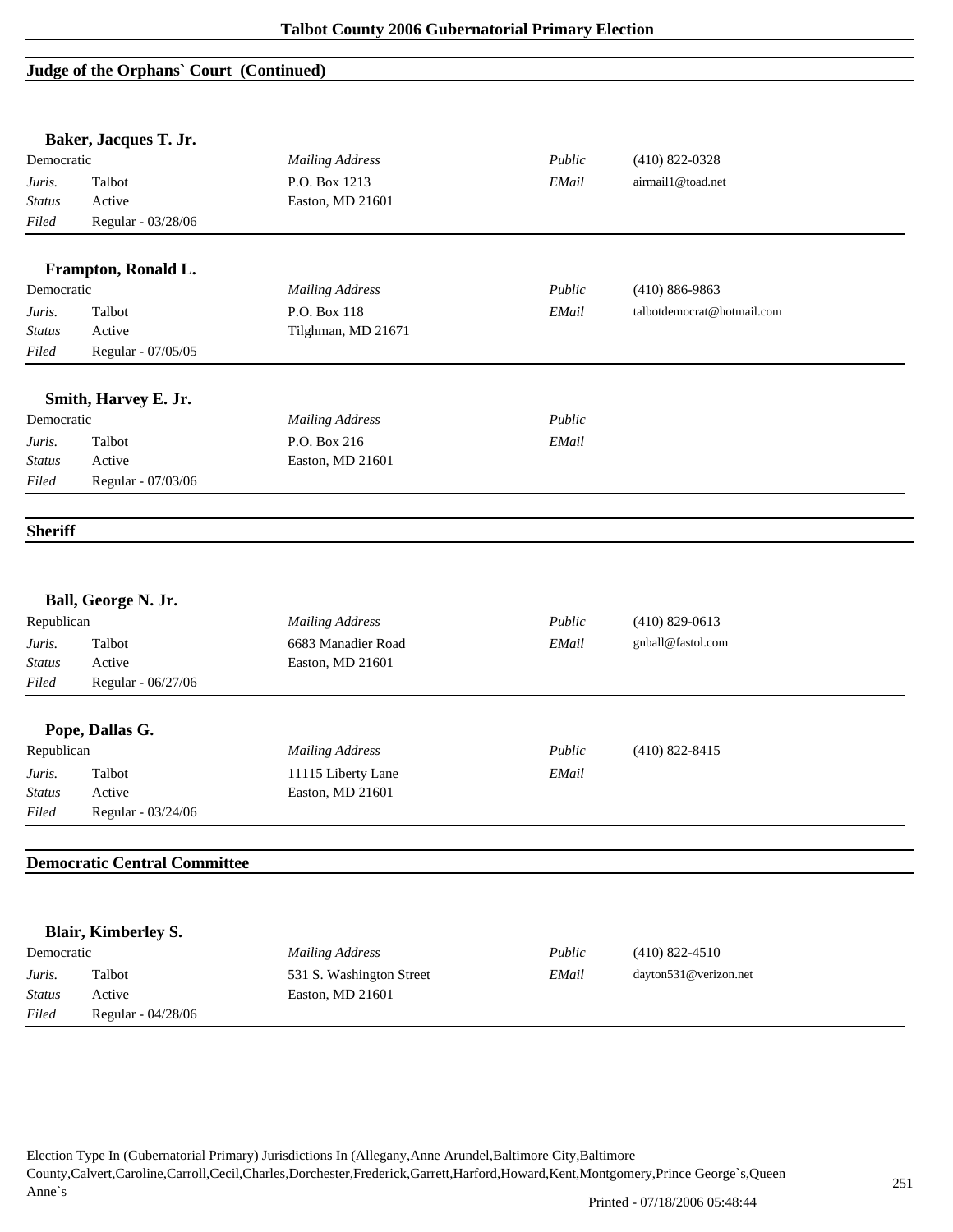## Judge of the Orphans` Court (Continued)

### Baker, Jacques T. Jr.

| Democratic | | *Mailing Address* | *Public* | (410) 822-0328 |
|---|---|---|---|---|
| *Juris.* | Talbot | P.O. Box 1213 | *EMail* | airmail1@toad.net |
| *Status* | Active | Easton, MD 21601 | | |
| *Filed* | Regular - 03/28/06 | | | |

### Frampton, Ronald L.

| Democratic | | *Mailing Address* | *Public* | (410) 886-9863 |
|---|---|---|---|---|
| *Juris.* | Talbot | P.O. Box 118 | *EMail* | talbotdemocrat@hotmail.com |
| *Status* | Active | Tilghman, MD 21671 | | |
| *Filed* | Regular - 07/05/05 | | | |

### Smith, Harvey E. Jr.

| Democratic | | *Mailing Address* | *Public* | |
|---|---|---|---|---|
| *Juris.* | Talbot | P.O. Box 216 | *EMail* | |
| *Status* | Active | Easton, MD 21601 | | |
| *Filed* | Regular - 07/03/06 | | | |

## Sheriff

### Ball, George N. Jr.

| Republican | | *Mailing Address* | *Public* | (410) 829-0613 |
|---|---|---|---|---|
| *Juris.* | Talbot | 6683 Manadier Road | *EMail* | gnball@fastol.com |
| *Status* | Active | Easton, MD 21601 | | |
| *Filed* | Regular - 06/27/06 | | | |

### Pope, Dallas G.

| Republican | | *Mailing Address* | *Public* | (410) 822-8415 |
|---|---|---|---|---|
| *Juris.* | Talbot | 11115 Liberty Lane | *EMail* | |
| *Status* | Active | Easton, MD 21601 | | |
| *Filed* | Regular - 03/24/06 | | | |

## Democratic Central Committee

### Blair, Kimberley S.

| Democratic | | *Mailing Address* | *Public* | (410) 822-4510 |
|---|---|---|---|---|
| *Juris.* | Talbot | 531 S. Washington Street | *EMail* | dayton531@verizon.net |
| *Status* | Active | Easton, MD 21601 | | |
| *Filed* | Regular - 04/28/06 | | | |

Election Type In (Gubernatorial Primary) Jurisdictions In (Allegany,Anne Arundel,Baltimore City,Baltimore County,Calvert,Caroline,Carroll,Cecil,Charles,Dorchester,Frederick,Garrett,Harford,Howard,Kent,Montgomery,Prince George`s,Queen Anne`s

Printed - 07/18/2006 05:48:44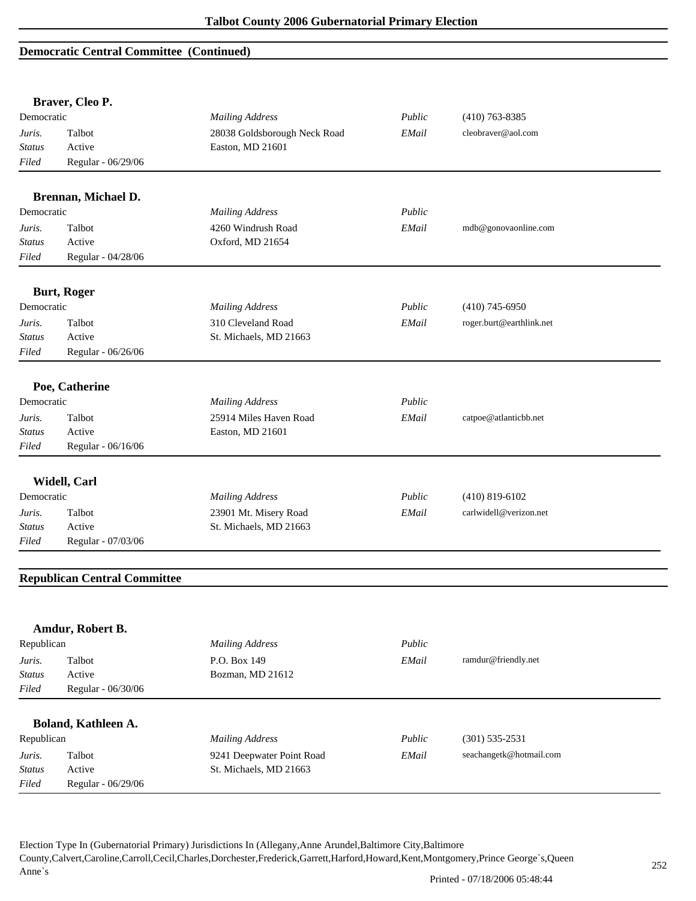## Democratic Central Committee (Continued)

### Braver, Cleo P.

| | | | | |
|---|---|---|---|---|
| Democratic | | *Mailing Address* | *Public* | (410) 763-8385 |
| *Juris.* | Talbot | 28038 Goldsborough Neck Road | *EMail* | cleobraver@aol.com |
| *Status* | Active | Easton, MD 21601 | | |
| *Filed* | Regular - 06/29/06 | | | |

### Brennan, Michael D.

| | | | | |
|---|---|---|---|---|
| Democratic | | *Mailing Address* | *Public* | |
| *Juris.* | Talbot | 4260 Windrush Road | *EMail* | mdb@gonovaonline.com |
| *Status* | Active | Oxford, MD 21654 | | |
| *Filed* | Regular - 04/28/06 | | | |

### Burt, Roger

| | | | | |
|---|---|---|---|---|
| Democratic | | *Mailing Address* | *Public* | (410) 745-6950 |
| *Juris.* | Talbot | 310 Cleveland Road | *EMail* | roger.burt@earthlink.net |
| *Status* | Active | St. Michaels, MD 21663 | | |
| *Filed* | Regular - 06/26/06 | | | |

### Poe, Catherine

| | | | | |
|---|---|---|---|---|
| Democratic | | *Mailing Address* | *Public* | |
| *Juris.* | Talbot | 25914 Miles Haven Road | *EMail* | catpoe@atlanticbb.net |
| *Status* | Active | Easton, MD 21601 | | |
| *Filed* | Regular - 06/16/06 | | | |

### Widell, Carl

| | | | | |
|---|---|---|---|---|
| Democratic | | *Mailing Address* | *Public* | (410) 819-6102 |
| *Juris.* | Talbot | 23901 Mt. Misery Road | *EMail* | carlwidell@verizon.net |
| *Status* | Active | St. Michaels, MD 21663 | | |
| *Filed* | Regular - 07/03/06 | | | |

## Republican Central Committee

### Amdur, Robert B.

| | | | | |
|---|---|---|---|---|
| Republican | | *Mailing Address* | *Public* | |
| *Juris.* | Talbot | P.O. Box 149 | *EMail* | ramdur@friendly.net |
| *Status* | Active | Bozman, MD 21612 | | |
| *Filed* | Regular - 06/30/06 | | | |

### Boland, Kathleen A.

| | | | | |
|---|---|---|---|---|
| Republican | | *Mailing Address* | *Public* | (301) 535-2531 |
| *Juris.* | Talbot | 9241 Deepwater Point Road | *EMail* | seachangetk@hotmail.com |
| *Status* | Active | St. Michaels, MD 21663 | | |
| *Filed* | Regular - 06/29/06 | | | |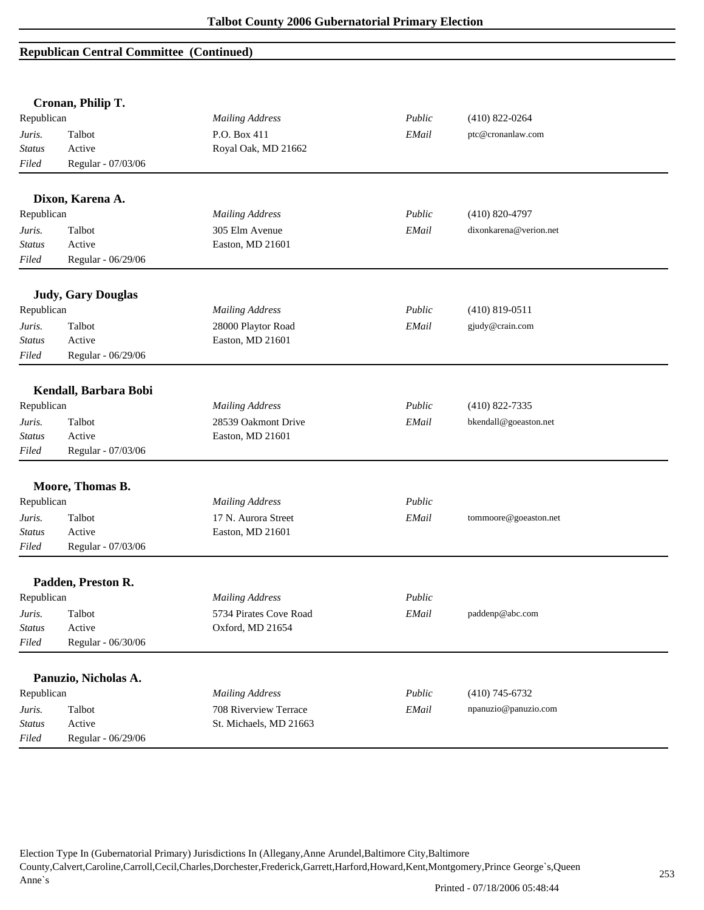## Republican Central Committee (Continued)

### Cronan, Philip T.

| | | | | |
|---|---|---|---|---|
| Republican | | *Mailing Address* | *Public* | (410) 822-0264 |
| *Juris.* | Talbot | P.O. Box 411 | *EMail* | ptc@cronanlaw.com |
| *Status* | Active | Royal Oak, MD 21662 | | |
| *Filed* | Regular - 07/03/06 | | | |

### Dixon, Karena A.

| | | | | |
|---|---|---|---|---|
| Republican | | *Mailing Address* | *Public* | (410) 820-4797 |
| *Juris.* | Talbot | 305 Elm Avenue | *EMail* | dixonkarena@verion.net |
| *Status* | Active | Easton, MD 21601 | | |
| *Filed* | Regular - 06/29/06 | | | |

### Judy, Gary Douglas

| | | | | |
|---|---|---|---|---|
| Republican | | *Mailing Address* | *Public* | (410) 819-0511 |
| *Juris.* | Talbot | 28000 Playtor Road | *EMail* | gjudy@crain.com |
| *Status* | Active | Easton, MD 21601 | | |
| *Filed* | Regular - 06/29/06 | | | |

### Kendall, Barbara Bobi

| | | | | |
|---|---|---|---|---|
| Republican | | *Mailing Address* | *Public* | (410) 822-7335 |
| *Juris.* | Talbot | 28539 Oakmont Drive | *EMail* | bkendall@goeaston.net |
| *Status* | Active | Easton, MD 21601 | | |
| *Filed* | Regular - 07/03/06 | | | |

### Moore, Thomas B.

| | | | | |
|---|---|---|---|---|
| Republican | | *Mailing Address* | *Public* | |
| *Juris.* | Talbot | 17 N. Aurora Street | *EMail* | tommoore@goeaston.net |
| *Status* | Active | Easton, MD 21601 | | |
| *Filed* | Regular - 07/03/06 | | | |

### Padden, Preston R.

| | | | | |
|---|---|---|---|---|
| Republican | | *Mailing Address* | *Public* | |
| *Juris.* | Talbot | 5734 Pirates Cove Road | *EMail* | paddenp@abc.com |
| *Status* | Active | Oxford, MD 21654 | | |
| *Filed* | Regular - 06/30/06 | | | |

### Panuzio, Nicholas A.

| | | | | |
|---|---|---|---|---|
| Republican | | *Mailing Address* | *Public* | (410) 745-6732 |
| *Juris.* | Talbot | 708 Riverview Terrace | *EMail* | npanuzio@panuzio.com |
| *Status* | Active | St. Michaels, MD 21663 | | |
| *Filed* | Regular - 06/29/06 | | | |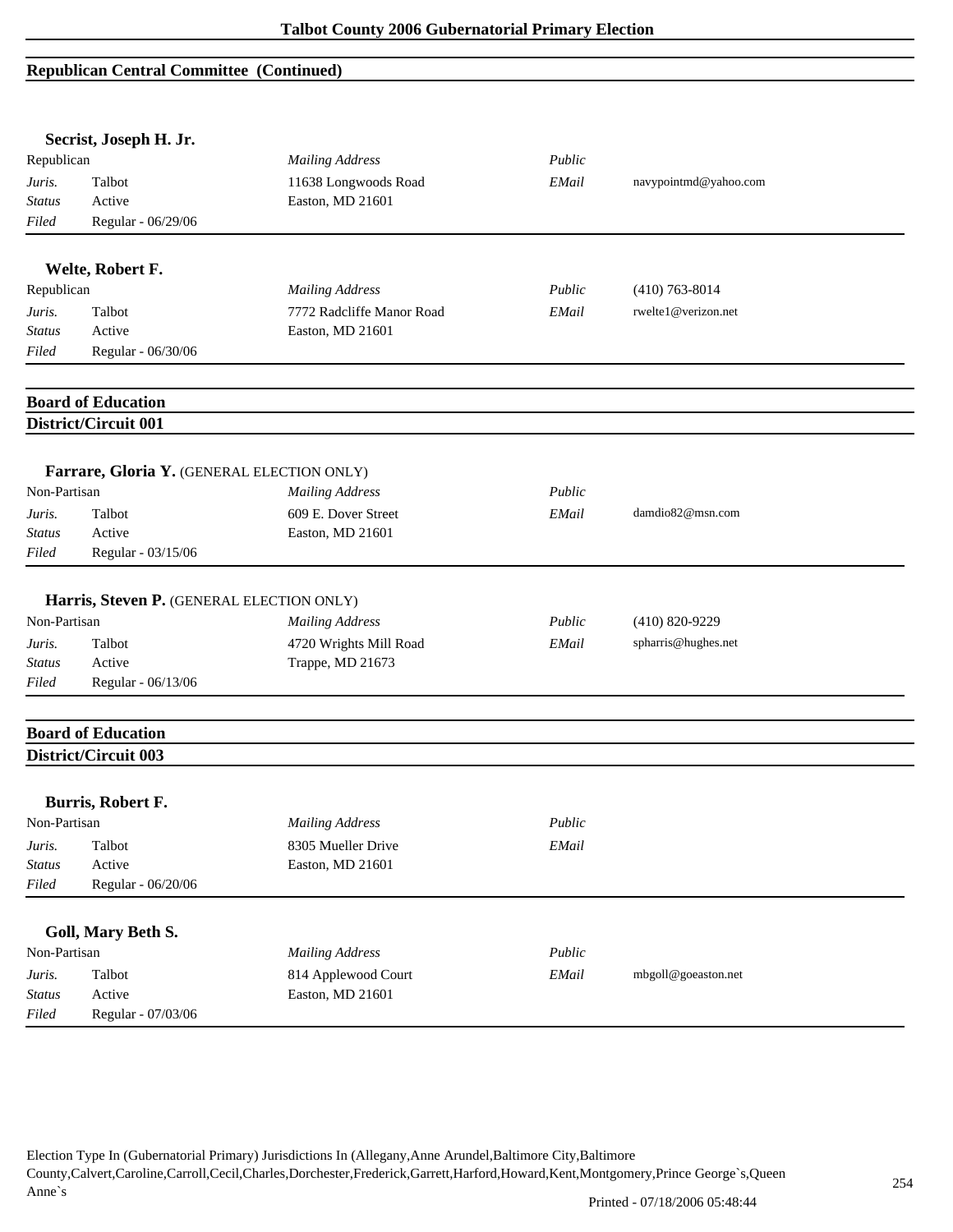## Republican Central Committee (Continued)

**Secrist, Joseph H. Jr.**

| Republican | | *Mailing Address* | *Public* | |
|---|---|---|---|---|
| *Juris.* | Talbot | 11638 Longwoods Road | *EMail* | navypointmd@yahoo.com |
| *Status* | Active | Easton, MD 21601 | | |
| *Filed* | Regular - 06/29/06 | | | |

**Welte, Robert F.**

| Republican | | *Mailing Address* | *Public* | (410) 763-8014 |
|---|---|---|---|---|
| *Juris.* | Talbot | 7772 Radcliffe Manor Road | *EMail* | rwelte1@verizon.net |
| *Status* | Active | Easton, MD 21601 | | |
| *Filed* | Regular - 06/30/06 | | | |

## Board of Education

### District/Circuit 001

**Farrare, Gloria Y.** (GENERAL ELECTION ONLY)

| Non-Partisan | | *Mailing Address* | *Public* | |
|---|---|---|---|---|
| *Juris.* | Talbot | 609 E. Dover Street | *EMail* | damdio82@msn.com |
| *Status* | Active | Easton, MD 21601 | | |
| *Filed* | Regular - 03/15/06 | | | |

**Harris, Steven P.** (GENERAL ELECTION ONLY)

| Non-Partisan | | *Mailing Address* | *Public* | (410) 820-9229 |
|---|---|---|---|---|
| *Juris.* | Talbot | 4720 Wrights Mill Road | *EMail* | spharris@hughes.net |
| *Status* | Active | Trappe, MD 21673 | | |
| *Filed* | Regular - 06/13/06 | | | |

## Board of Education

### District/Circuit 003

**Burris, Robert F.**

| Non-Partisan | | *Mailing Address* | *Public* | |
|---|---|---|---|---|
| *Juris.* | Talbot | 8305 Mueller Drive | *EMail* | |
| *Status* | Active | Easton, MD 21601 | | |
| *Filed* | Regular - 06/20/06 | | | |

**Goll, Mary Beth S.**

| Non-Partisan | | *Mailing Address* | *Public* | |
|---|---|---|---|---|
| *Juris.* | Talbot | 814 Applewood Court | *EMail* | mbgoll@goeaston.net |
| *Status* | Active | Easton, MD 21601 | | |
| *Filed* | Regular - 07/03/06 | | | |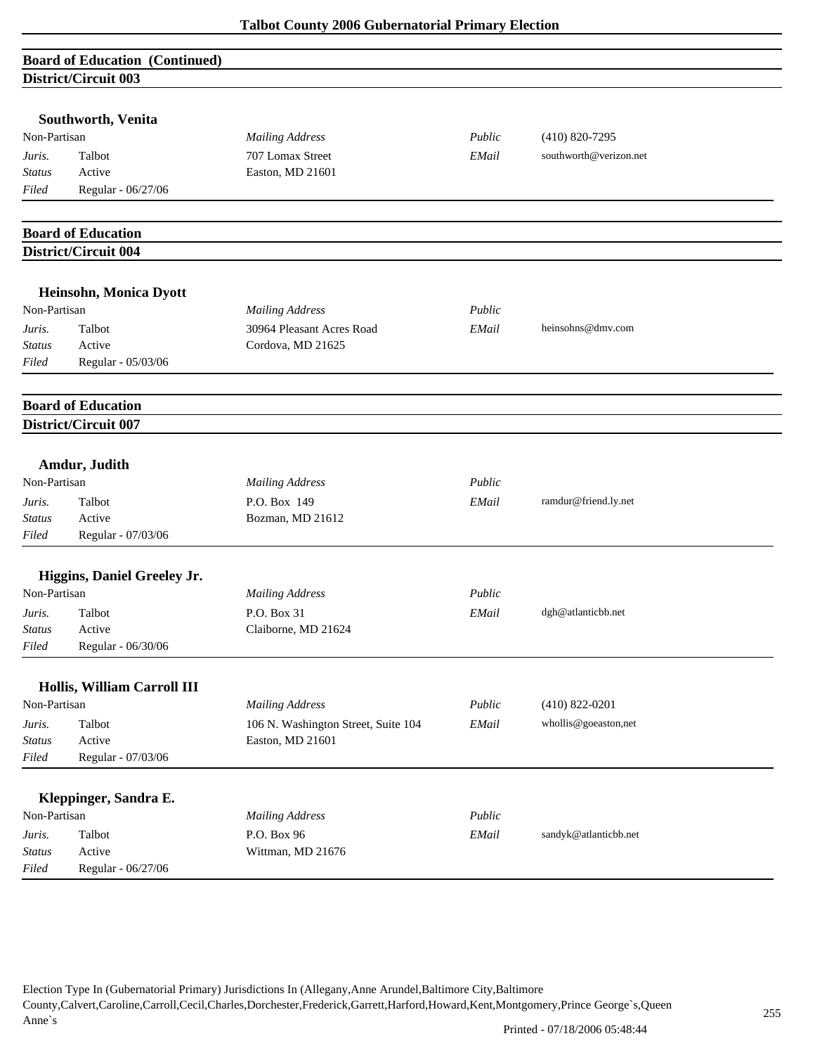## Board of Education (Continued)

### District/Circuit 003

**Southworth, Venita**

| Non-Partisan | | *Mailing Address* | *Public* | (410) 820-7295 |
|---|---|---|---|---|
| *Juris.* | Talbot | 707 Lomax Street | *EMail* | southworth@verizon.net |
| *Status* | Active | Easton, MD 21601 | | |
| *Filed* | Regular - 06/27/06 | | | |

## Board of Education

### District/Circuit 004

**Heinsohn, Monica Dyott**

| Non-Partisan | | *Mailing Address* | *Public* | |
|---|---|---|---|---|
| *Juris.* | Talbot | 30964 Pleasant Acres Road | *EMail* | heinsohns@dmv.com |
| *Status* | Active | Cordova, MD 21625 | | |
| *Filed* | Regular - 05/03/06 | | | |

## Board of Education

### District/Circuit 007

**Amdur, Judith**

| Non-Partisan | | *Mailing Address* | *Public* | |
|---|---|---|---|---|
| *Juris.* | Talbot | P.O. Box 149 | *EMail* | ramdur@friend.ly.net |
| *Status* | Active | Bozman, MD 21612 | | |
| *Filed* | Regular - 07/03/06 | | | |

**Higgins, Daniel Greeley Jr.**

| Non-Partisan | | *Mailing Address* | *Public* | |
|---|---|---|---|---|
| *Juris.* | Talbot | P.O. Box 31 | *EMail* | dgh@atlanticbb.net |
| *Status* | Active | Claiborne, MD 21624 | | |
| *Filed* | Regular - 06/30/06 | | | |

**Hollis, William Carroll III**

| Non-Partisan | | *Mailing Address* | *Public* | (410) 822-0201 |
|---|---|---|---|---|
| *Juris.* | Talbot | 106 N. Washington Street, Suite 104 | *EMail* | whollis@goeaston,net |
| *Status* | Active | Easton, MD 21601 | | |
| *Filed* | Regular - 07/03/06 | | | |

**Kleppinger, Sandra E.**

| Non-Partisan | | *Mailing Address* | *Public* | |
|---|---|---|---|---|
| *Juris.* | Talbot | P.O. Box 96 | *EMail* | sandyk@atlanticbb.net |
| *Status* | Active | Wittman, MD 21676 | | |
| *Filed* | Regular - 06/27/06 | | | |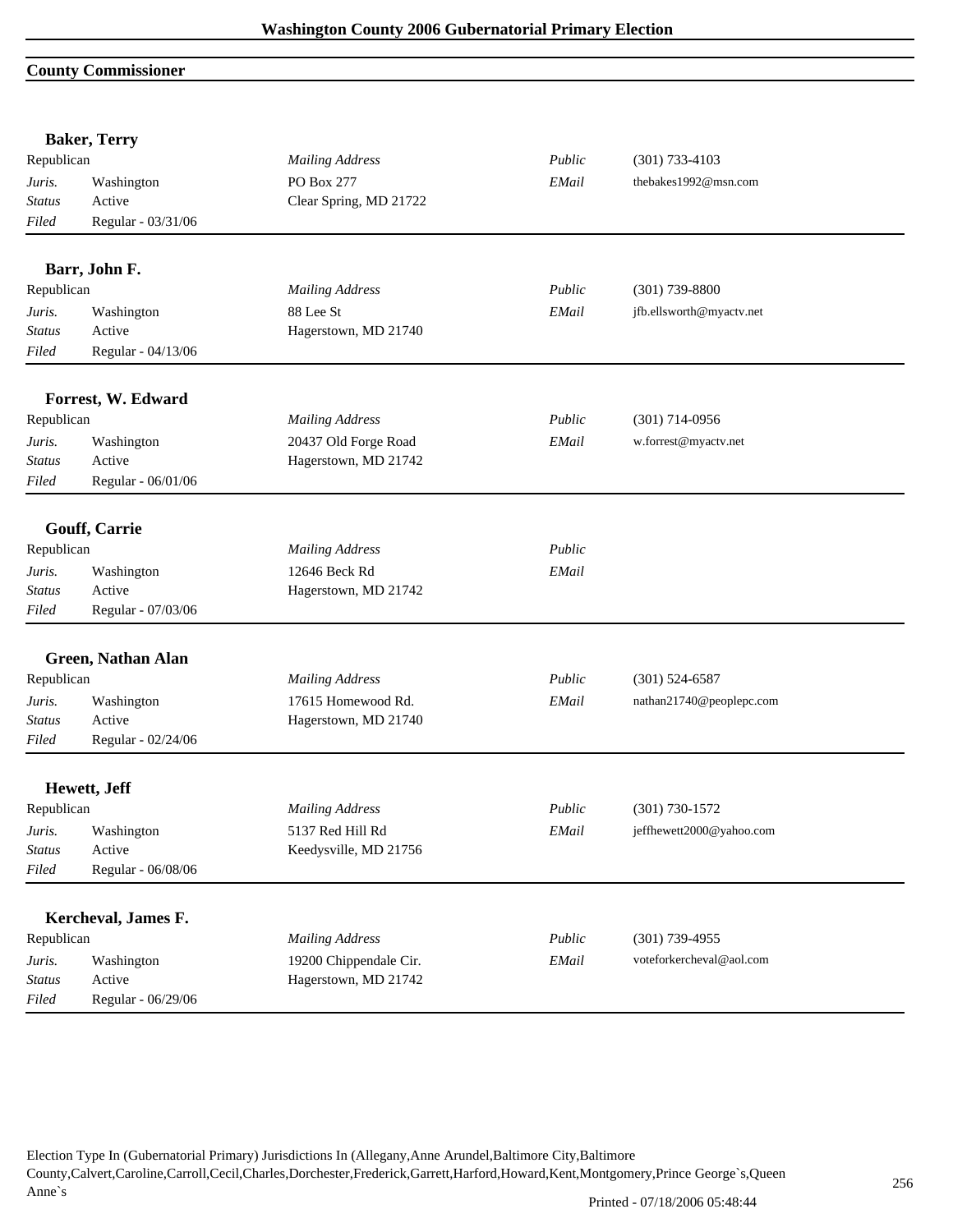## County Commissioner

### Baker, Terry

| | | | | |
|---|---|---|---|---|
| Republican | | *Mailing Address* | *Public* | (301) 733-4103 |
| *Juris.* | Washington | PO Box 277 | *EMail* | thebakes1992@msn.com |
| *Status* | Active | Clear Spring, MD 21722 | | |
| *Filed* | Regular - 03/31/06 | | | |

### Barr, John F.

| | | | | |
|---|---|---|---|---|
| Republican | | *Mailing Address* | *Public* | (301) 739-8800 |
| *Juris.* | Washington | 88 Lee St | *EMail* | jfb.ellsworth@myactv.net |
| *Status* | Active | Hagerstown, MD 21740 | | |
| *Filed* | Regular - 04/13/06 | | | |

### Forrest, W. Edward

| | | | | |
|---|---|---|---|---|
| Republican | | *Mailing Address* | *Public* | (301) 714-0956 |
| *Juris.* | Washington | 20437 Old Forge Road | *EMail* | w.forrest@myactv.net |
| *Status* | Active | Hagerstown, MD 21742 | | |
| *Filed* | Regular - 06/01/06 | | | |

### Gouff, Carrie

| | | | | |
|---|---|---|---|---|
| Republican | | *Mailing Address* | *Public* | |
| *Juris.* | Washington | 12646 Beck Rd | *EMail* | |
| *Status* | Active | Hagerstown, MD 21742 | | |
| *Filed* | Regular - 07/03/06 | | | |

### Green, Nathan Alan

| | | | | |
|---|---|---|---|---|
| Republican | | *Mailing Address* | *Public* | (301) 524-6587 |
| *Juris.* | Washington | 17615 Homewood Rd. | *EMail* | nathan21740@peoplepc.com |
| *Status* | Active | Hagerstown, MD 21740 | | |
| *Filed* | Regular - 02/24/06 | | | |

### Hewett, Jeff

| | | | | |
|---|---|---|---|---|
| Republican | | *Mailing Address* | *Public* | (301) 730-1572 |
| *Juris.* | Washington | 5137 Red Hill Rd | *EMail* | jeffhewett2000@yahoo.com |
| *Status* | Active | Keedysville, MD 21756 | | |
| *Filed* | Regular - 06/08/06 | | | |

### Kercheval, James F.

| | | | | |
|---|---|---|---|---|
| Republican | | *Mailing Address* | *Public* | (301) 739-4955 |
| *Juris.* | Washington | 19200 Chippendale Cir. | *EMail* | voteforkercheval@aol.com |
| *Status* | Active | Hagerstown, MD 21742 | | |
| *Filed* | Regular - 06/29/06 | | | |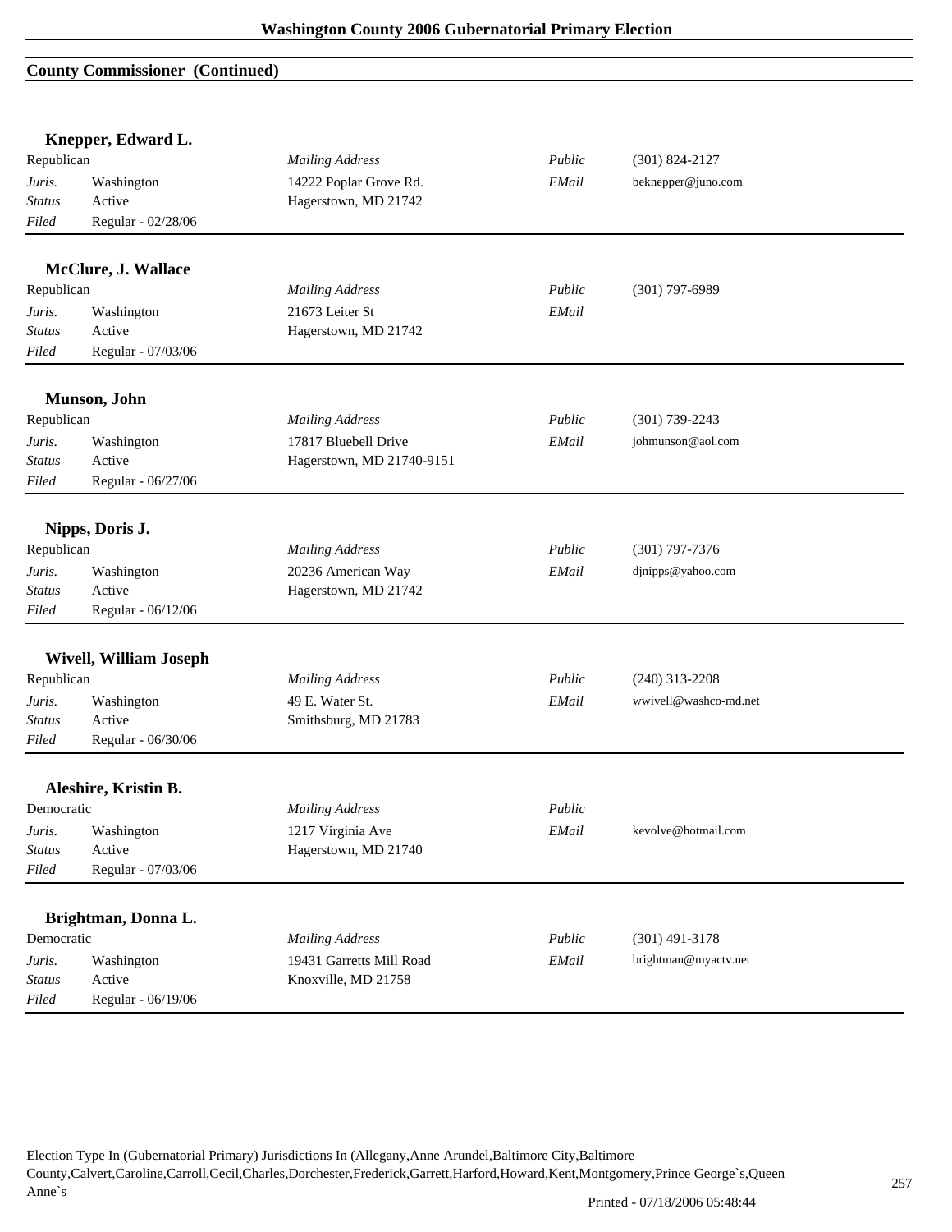## County Commissioner (Continued)

### Knepper, Edward L.

| | | | | |
|---|---|---|---|---|
| Republican | | *Mailing Address* | *Public* | (301) 824-2127 |
| *Juris.* | Washington | 14222 Poplar Grove Rd. | *EMail* | beknepper@juno.com |
| *Status* | Active | Hagerstown, MD 21742 | | |
| *Filed* | Regular - 02/28/06 | | | |

### McClure, J. Wallace

| | | | | |
|---|---|---|---|---|
| Republican | | *Mailing Address* | *Public* | (301) 797-6989 |
| *Juris.* | Washington | 21673 Leiter St | *EMail* | |
| *Status* | Active | Hagerstown, MD 21742 | | |
| *Filed* | Regular - 07/03/06 | | | |

### Munson, John

| | | | | |
|---|---|---|---|---|
| Republican | | *Mailing Address* | *Public* | (301) 739-2243 |
| *Juris.* | Washington | 17817 Bluebell Drive | *EMail* | johmunson@aol.com |
| *Status* | Active | Hagerstown, MD 21740-9151 | | |
| *Filed* | Regular - 06/27/06 | | | |

### Nipps, Doris J.

| | | | | |
|---|---|---|---|---|
| Republican | | *Mailing Address* | *Public* | (301) 797-7376 |
| *Juris.* | Washington | 20236 American Way | *EMail* | djnipps@yahoo.com |
| *Status* | Active | Hagerstown, MD 21742 | | |
| *Filed* | Regular - 06/12/06 | | | |

### Wivell, William Joseph

| | | | | |
|---|---|---|---|---|
| Republican | | *Mailing Address* | *Public* | (240) 313-2208 |
| *Juris.* | Washington | 49 E. Water St. | *EMail* | wwivell@washco-md.net |
| *Status* | Active | Smithsburg, MD 21783 | | |
| *Filed* | Regular - 06/30/06 | | | |

### Aleshire, Kristin B.

| | | | | |
|---|---|---|---|---|
| Democratic | | *Mailing Address* | *Public* | |
| *Juris.* | Washington | 1217 Virginia Ave | *EMail* | kevolve@hotmail.com |
| *Status* | Active | Hagerstown, MD 21740 | | |
| *Filed* | Regular - 07/03/06 | | | |

### Brightman, Donna L.

| | | | | |
|---|---|---|---|---|
| Democratic | | *Mailing Address* | *Public* | (301) 491-3178 |
| *Juris.* | Washington | 19431 Garretts Mill Road | *EMail* | brightman@myactv.net |
| *Status* | Active | Knoxville, MD 21758 | | |
| *Filed* | Regular - 06/19/06 | | | |

Election Type In (Gubernatorial Primary) Jurisdictions In (Allegany,Anne Arundel,Baltimore City,Baltimore County,Calvert,Caroline,Carroll,Cecil,Charles,Dorchester,Frederick,Garrett,Harford,Howard,Kent,Montgomery,Prince George`s,Queen Anne`s

Printed - 07/18/2006 05:48:44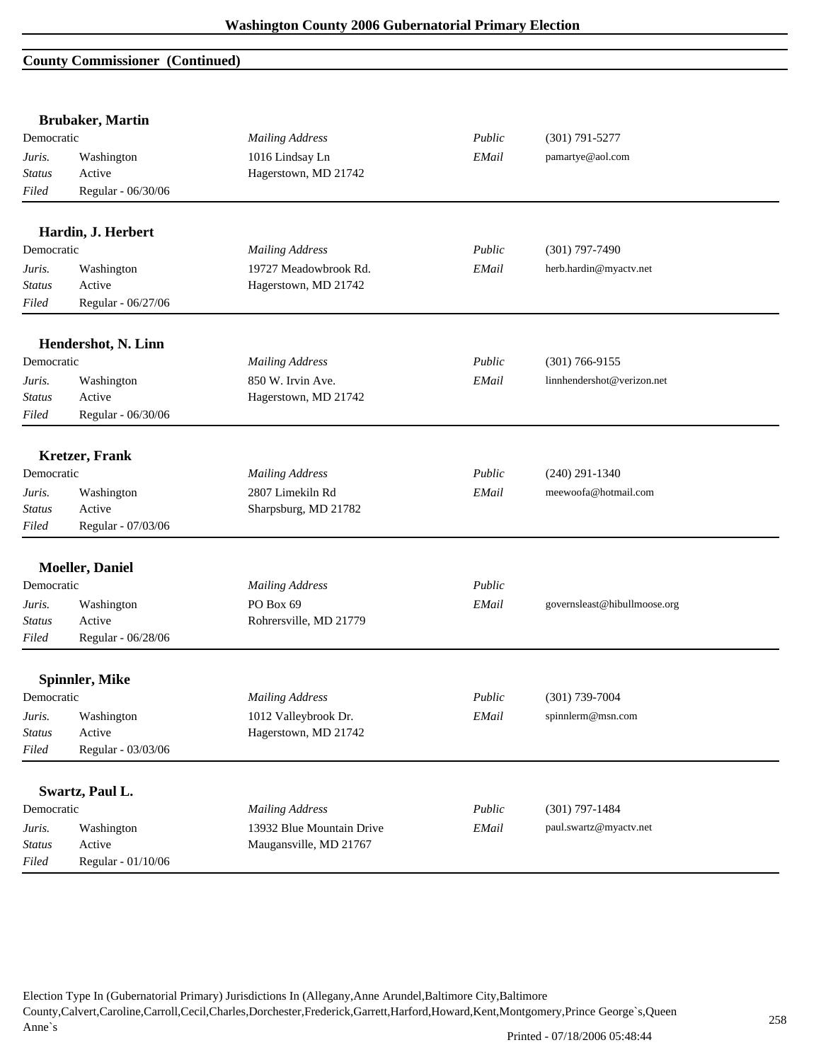## County Commissioner (Continued)

### Brubaker, Martin

| | | | | |
|---|---|---|---|---|
| Democratic | | *Mailing Address* | *Public* | (301) 791-5277 |
| *Juris.* | Washington | 1016 Lindsay Ln | *EMail* | pamartye@aol.com |
| *Status* | Active | Hagerstown, MD 21742 | | |
| *Filed* | Regular - 06/30/06 | | | |

### Hardin, J. Herbert

| | | | | |
|---|---|---|---|---|
| Democratic | | *Mailing Address* | *Public* | (301) 797-7490 |
| *Juris.* | Washington | 19727 Meadowbrook Rd. | *EMail* | herb.hardin@myactv.net |
| *Status* | Active | Hagerstown, MD 21742 | | |
| *Filed* | Regular - 06/27/06 | | | |

### Hendershot, N. Linn

| | | | | |
|---|---|---|---|---|
| Democratic | | *Mailing Address* | *Public* | (301) 766-9155 |
| *Juris.* | Washington | 850 W. Irvin Ave. | *EMail* | linnhendershot@verizon.net |
| *Status* | Active | Hagerstown, MD 21742 | | |
| *Filed* | Regular - 06/30/06 | | | |

### Kretzer, Frank

| | | | | |
|---|---|---|---|---|
| Democratic | | *Mailing Address* | *Public* | (240) 291-1340 |
| *Juris.* | Washington | 2807 Limekiln Rd | *EMail* | meewoofa@hotmail.com |
| *Status* | Active | Sharpsburg, MD 21782 | | |
| *Filed* | Regular - 07/03/06 | | | |

### Moeller, Daniel

| | | | | |
|---|---|---|---|---|
| Democratic | | *Mailing Address* | *Public* | |
| *Juris.* | Washington | PO Box 69 | *EMail* | governsleast@hibullmoose.org |
| *Status* | Active | Rohrersville, MD 21779 | | |
| *Filed* | Regular - 06/28/06 | | | |

### Spinnler, Mike

| | | | | |
|---|---|---|---|---|
| Democratic | | *Mailing Address* | *Public* | (301) 739-7004 |
| *Juris.* | Washington | 1012 Valleybrook Dr. | *EMail* | spinnlerm@msn.com |
| *Status* | Active | Hagerstown, MD 21742 | | |
| *Filed* | Regular - 03/03/06 | | | |

### Swartz, Paul L.

| | | | | |
|---|---|---|---|---|
| Democratic | | *Mailing Address* | *Public* | (301) 797-1484 |
| *Juris.* | Washington | 13932 Blue Mountain Drive | *EMail* | paul.swartz@myactv.net |
| *Status* | Active | Maugansville, MD 21767 | | |
| *Filed* | Regular - 01/10/06 | | | |

Election Type In (Gubernatorial Primary) Jurisdictions In (Allegany,Anne Arundel,Baltimore City,Baltimore County,Calvert,Caroline,Carroll,Cecil,Charles,Dorchester,Frederick,Garrett,Harford,Howard,Kent,Montgomery,Prince George`s,Queen Anne`s

Printed - 07/18/2006 05:48:44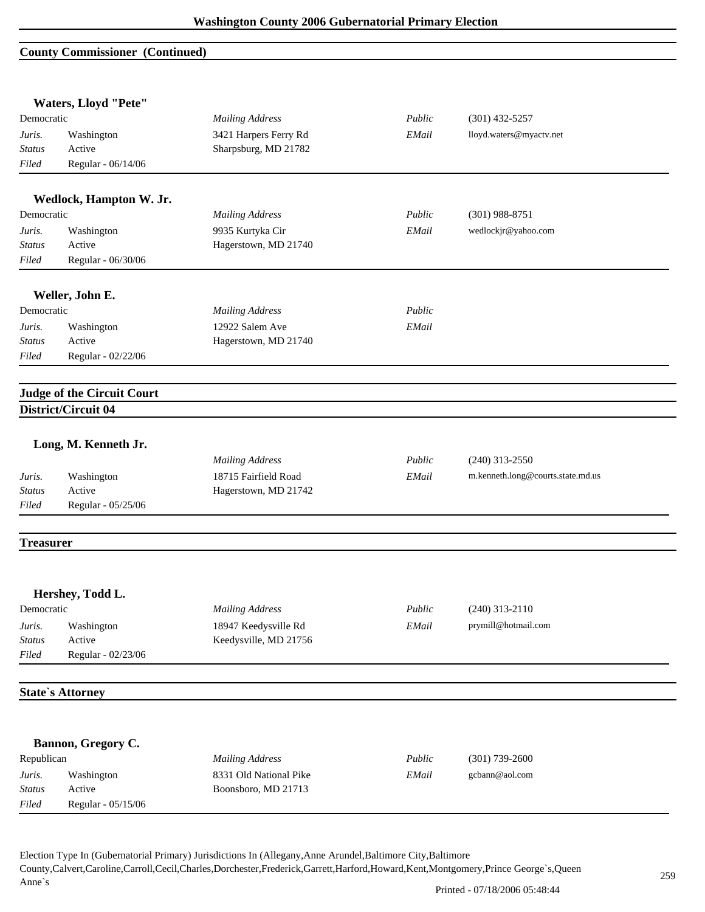## County Commissioner (Continued)

### Waters, Lloyd "Pete"

Democratic

| | | | | |
|---|---|---|---|---|
| *Juris.* | Washington | *Mailing Address* | *Public* | (301) 432-5257 |
| *Status* | Active | 3421 Harpers Ferry Rd | *EMail* | lloyd.waters@myactv.net |
| *Filed* | Regular - 06/14/06 | Sharpsburg, MD 21782 | | |

### Wedlock, Hampton W. Jr.

Democratic

| | | | | |
|---|---|---|---|---|
| *Juris.* | Washington | *Mailing Address* | *Public* | (301) 988-8751 |
| *Status* | Active | 9935 Kurtyka Cir | *EMail* | wedlockjr@yahoo.com |
| *Filed* | Regular - 06/30/06 | Hagerstown, MD 21740 | | |

### Weller, John E.

Democratic

| | | | | |
|---|---|---|---|---|
| *Juris.* | Washington | *Mailing Address* | *Public* | |
| *Status* | Active | 12922 Salem Ave | *EMail* | |
| *Filed* | Regular - 02/22/06 | Hagerstown, MD 21740 | | |

## Judge of the Circuit Court

## District/Circuit 04

### Long, M. Kenneth Jr.

| | | | | |
|---|---|---|---|---|
| *Juris.* | Washington | *Mailing Address* | *Public* | (240) 313-2550 |
| *Status* | Active | 18715 Fairfield Road | *EMail* | m.kenneth.long@courts.state.md.us |
| *Filed* | Regular - 05/25/06 | Hagerstown, MD 21742 | | |

## Treasurer

### Hershey, Todd L.

Democratic

| | | | | |
|---|---|---|---|---|
| *Juris.* | Washington | *Mailing Address* | *Public* | (240) 313-2110 |
| *Status* | Active | 18947 Keedysville Rd | *EMail* | prymill@hotmail.com |
| *Filed* | Regular - 02/23/06 | Keedysville, MD 21756 | | |

## State`s Attorney

### Bannon, Gregory C.

Republican

| | | | | |
|---|---|---|---|---|
| *Juris.* | Washington | *Mailing Address* | *Public* | (301) 739-2600 |
| *Status* | Active | 8331 Old National Pike | *EMail* | gcbann@aol.com |
| *Filed* | Regular - 05/15/06 | Boonsboro, MD 21713 | | |

Election Type In (Gubernatorial Primary) Jurisdictions In (Allegany,Anne Arundel,Baltimore City,Baltimore County,Calvert,Caroline,Carroll,Cecil,Charles,Dorchester,Frederick,Garrett,Harford,Howard,Kent,Montgomery,Prince George`s,Queen Anne`s

Printed - 07/18/2006 05:48:44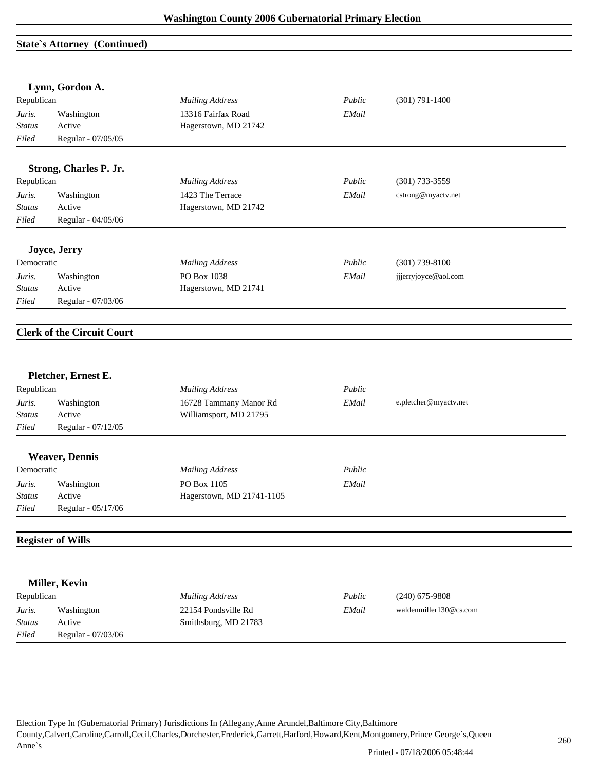## State`s Attorney (Continued)

### Lynn, Gordon A.

| | | | | |
|---|---|---|---|---|
| Republican | | *Mailing Address* | *Public* | (301) 791-1400 |
| *Juris.* | Washington | 13316 Fairfax Road | *EMail* | |
| *Status* | Active | Hagerstown, MD 21742 | | |
| *Filed* | Regular - 07/05/05 | | | |

### Strong, Charles P. Jr.

| | | | | |
|---|---|---|---|---|
| Republican | | *Mailing Address* | *Public* | (301) 733-3559 |
| *Juris.* | Washington | 1423 The Terrace | *EMail* | cstrong@myactv.net |
| *Status* | Active | Hagerstown, MD 21742 | | |
| *Filed* | Regular - 04/05/06 | | | |

### Joyce, Jerry

| | | | | |
|---|---|---|---|---|
| Democratic | | *Mailing Address* | *Public* | (301) 739-8100 |
| *Juris.* | Washington | PO Box 1038 | *EMail* | jjjerryjoyce@aol.com |
| *Status* | Active | Hagerstown, MD 21741 | | |
| *Filed* | Regular - 07/03/06 | | | |

## Clerk of the Circuit Court

### Pletcher, Ernest E.

| | | | | |
|---|---|---|---|---|
| Republican | | *Mailing Address* | *Public* | |
| *Juris.* | Washington | 16728 Tammany Manor Rd | *EMail* | e.pletcher@myactv.net |
| *Status* | Active | Williamsport, MD 21795 | | |
| *Filed* | Regular - 07/12/05 | | | |

### Weaver, Dennis

| | | | | |
|---|---|---|---|---|
| Democratic | | *Mailing Address* | *Public* | |
| *Juris.* | Washington | PO Box 1105 | *EMail* | |
| *Status* | Active | Hagerstown, MD 21741-1105 | | |
| *Filed* | Regular - 05/17/06 | | | |

## Register of Wills

### Miller, Kevin

| | | | | |
|---|---|---|---|---|
| Republican | | *Mailing Address* | *Public* | (240) 675-9808 |
| *Juris.* | Washington | 22154 Pondsville Rd | *EMail* | waldenmiller130@cs.com |
| *Status* | Active | Smithsburg, MD 21783 | | |
| *Filed* | Regular - 07/03/06 | | | |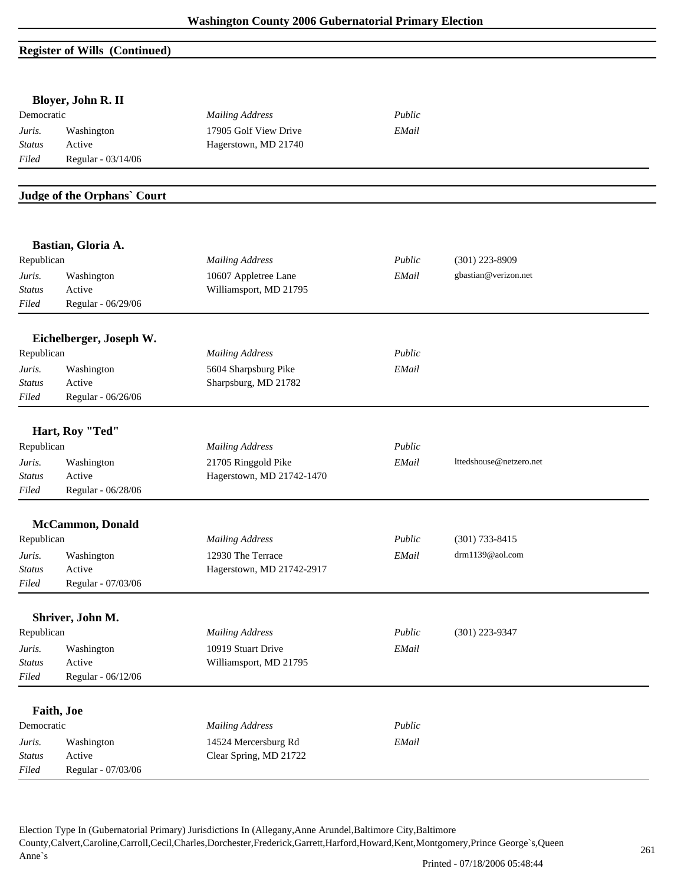## Register of Wills (Continued)

### Bloyer, John R. II

| Democratic | | *Mailing Address* | *Public* | |
|---|---|---|---|---|
| *Juris.* | Washington | 17905 Golf View Drive | *EMail* | |
| *Status* | Active | Hagerstown, MD 21740 | | |
| *Filed* | Regular - 03/14/06 | | | |

## Judge of the Orphans` Court

### Bastian, Gloria A.

| Republican | | *Mailing Address* | *Public* | (301) 223-8909 |
|---|---|---|---|---|
| *Juris.* | Washington | 10607 Appletree Lane | *EMail* | gbastian@verizon.net |
| *Status* | Active | Williamsport, MD 21795 | | |
| *Filed* | Regular - 06/29/06 | | | |

### Eichelberger, Joseph W.

| Republican | | *Mailing Address* | *Public* | |
|---|---|---|---|---|
| *Juris.* | Washington | 5604 Sharpsburg Pike | *EMail* | |
| *Status* | Active | Sharpsburg, MD 21782 | | |
| *Filed* | Regular - 06/26/06 | | | |

### Hart, Roy "Ted"

| Republican | | *Mailing Address* | *Public* | |
|---|---|---|---|---|
| *Juris.* | Washington | 21705 Ringgold Pike | *EMail* | lttedshouse@netzero.net |
| *Status* | Active | Hagerstown, MD 21742-1470 | | |
| *Filed* | Regular - 06/28/06 | | | |

### McCammon, Donald

| Republican | | *Mailing Address* | *Public* | (301) 733-8415 |
|---|---|---|---|---|
| *Juris.* | Washington | 12930 The Terrace | *EMail* | drm1139@aol.com |
| *Status* | Active | Hagerstown, MD 21742-2917 | | |
| *Filed* | Regular - 07/03/06 | | | |

### Shriver, John M.

| Republican | | *Mailing Address* | *Public* | (301) 223-9347 |
|---|---|---|---|---|
| *Juris.* | Washington | 10919 Stuart Drive | *EMail* | |
| *Status* | Active | Williamsport, MD 21795 | | |
| *Filed* | Regular - 06/12/06 | | | |

### Faith, Joe

| Democratic | | *Mailing Address* | *Public* | |
|---|---|---|---|---|
| *Juris.* | Washington | 14524 Mercersburg Rd | *EMail* | |
| *Status* | Active | Clear Spring, MD 21722 | | |
| *Filed* | Regular - 07/03/06 | | | |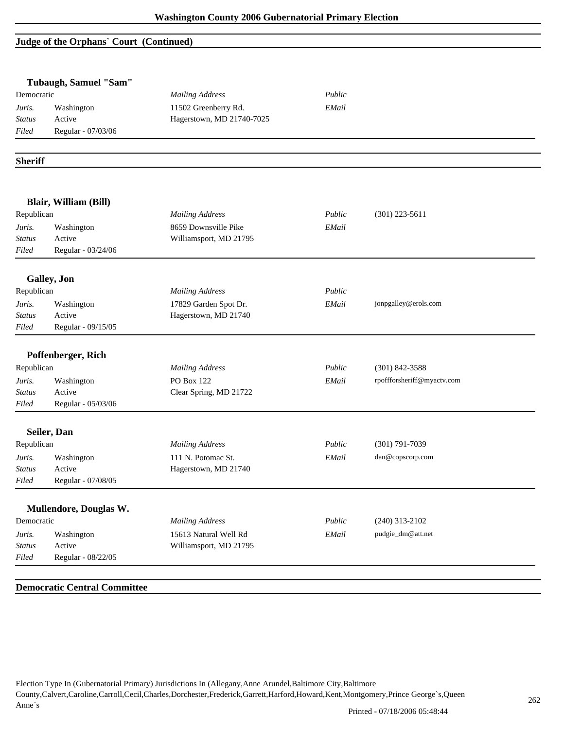## Judge of the Orphans` Court (Continued)

### Tubaugh, Samuel "Sam"

| Democratic | | *Mailing Address* | *Public* | |
|---|---|---|---|---|
| *Juris.* | Washington | 11502 Greenberry Rd. | *EMail* | |
| *Status* | Active | Hagerstown, MD 21740-7025 | | |
| *Filed* | Regular - 07/03/06 | | | |

## Sheriff

### Blair, William (Bill)

| Republican | | *Mailing Address* | *Public* | (301) 223-5611 |
|---|---|---|---|---|
| *Juris.* | Washington | 8659 Downsville Pike | *EMail* | |
| *Status* | Active | Williamsport, MD 21795 | | |
| *Filed* | Regular - 03/24/06 | | | |

### Galley, Jon

| Republican | | *Mailing Address* | *Public* | |
|---|---|---|---|---|
| *Juris.* | Washington | 17829 Garden Spot Dr. | *EMail* | jonpgalley@erols.com |
| *Status* | Active | Hagerstown, MD 21740 | | |
| *Filed* | Regular - 09/15/05 | | | |

### Poffenberger, Rich

| Republican | | *Mailing Address* | *Public* | (301) 842-3588 |
|---|---|---|---|---|
| *Juris.* | Washington | PO Box 122 | *EMail* | rpoffforsheriff@myactv.com |
| *Status* | Active | Clear Spring, MD 21722 | | |
| *Filed* | Regular - 05/03/06 | | | |

### Seiler, Dan

| Republican | | *Mailing Address* | *Public* | (301) 791-7039 |
|---|---|---|---|---|
| *Juris.* | Washington | 111 N. Potomac St. | *EMail* | dan@copscorp.com |
| *Status* | Active | Hagerstown, MD 21740 | | |
| *Filed* | Regular - 07/08/05 | | | |

### Mullendore, Douglas W.

| Democratic | | *Mailing Address* | *Public* | (240) 313-2102 |
|---|---|---|---|---|
| *Juris.* | Washington | 15613 Natural Well Rd | *EMail* | pudgie_dm@att.net |
| *Status* | Active | Williamsport, MD 21795 | | |
| *Filed* | Regular - 08/22/05 | | | |

## Democratic Central Committee

Election Type In (Gubernatorial Primary) Jurisdictions In (Allegany,Anne Arundel,Baltimore City,Baltimore County,Calvert,Caroline,Carroll,Cecil,Charles,Dorchester,Frederick,Garrett,Harford,Howard,Kent,Montgomery,Prince George`s,Queen Anne`s

Printed - 07/18/2006 05:48:44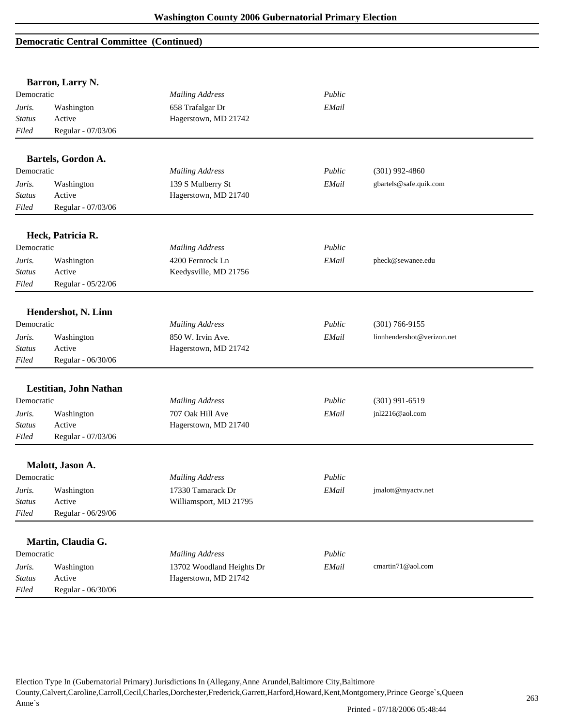## Democratic Central Committee (Continued)

### Barron, Larry N.

| Democratic | | *Mailing Address* | *Public* | |
|---|---|---|---|---|
| *Juris.* | Washington | 658 Trafalgar Dr | *EMail* | |
| *Status* | Active | Hagerstown, MD 21742 | | |
| *Filed* | Regular - 07/03/06 | | | |

### Bartels, Gordon A.

| Democratic | | *Mailing Address* | *Public* | (301) 992-4860 |
|---|---|---|---|---|
| *Juris.* | Washington | 139 S Mulberry St | *EMail* | gbartels@safe.quik.com |
| *Status* | Active | Hagerstown, MD 21740 | | |
| *Filed* | Regular - 07/03/06 | | | |

### Heck, Patricia R.

| Democratic | | *Mailing Address* | *Public* | |
|---|---|---|---|---|
| *Juris.* | Washington | 4200 Fernrock Ln | *EMail* | pheck@sewanee.edu |
| *Status* | Active | Keedysville, MD 21756 | | |
| *Filed* | Regular - 05/22/06 | | | |

### Hendershot, N. Linn

| Democratic | | *Mailing Address* | *Public* | (301) 766-9155 |
|---|---|---|---|---|
| *Juris.* | Washington | 850 W. Irvin Ave. | *EMail* | linnhendershot@verizon.net |
| *Status* | Active | Hagerstown, MD 21742 | | |
| *Filed* | Regular - 06/30/06 | | | |

### Lestitian, John Nathan

| Democratic | | *Mailing Address* | *Public* | (301) 991-6519 |
|---|---|---|---|---|
| *Juris.* | Washington | 707 Oak Hill Ave | *EMail* | jnl2216@aol.com |
| *Status* | Active | Hagerstown, MD 21740 | | |
| *Filed* | Regular - 07/03/06 | | | |

### Malott, Jason A.

| Democratic | | *Mailing Address* | *Public* | |
|---|---|---|---|---|
| *Juris.* | Washington | 17330 Tamarack Dr | *EMail* | jmalott@myactv.net |
| *Status* | Active | Williamsport, MD 21795 | | |
| *Filed* | Regular - 06/29/06 | | | |

### Martin, Claudia G.

| Democratic | | *Mailing Address* | *Public* | |
|---|---|---|---|---|
| *Juris.* | Washington | 13702 Woodland Heights Dr | *EMail* | cmartin71@aol.com |
| *Status* | Active | Hagerstown, MD 21742 | | |
| *Filed* | Regular - 06/30/06 | | | |

Election Type In (Gubernatorial Primary) Jurisdictions In (Allegany,Anne Arundel,Baltimore City,Baltimore County,Calvert,Caroline,Carroll,Cecil,Charles,Dorchester,Frederick,Garrett,Harford,Howard,Kent,Montgomery,Prince George`s,Queen Anne`s

Printed - 07/18/2006 05:48:44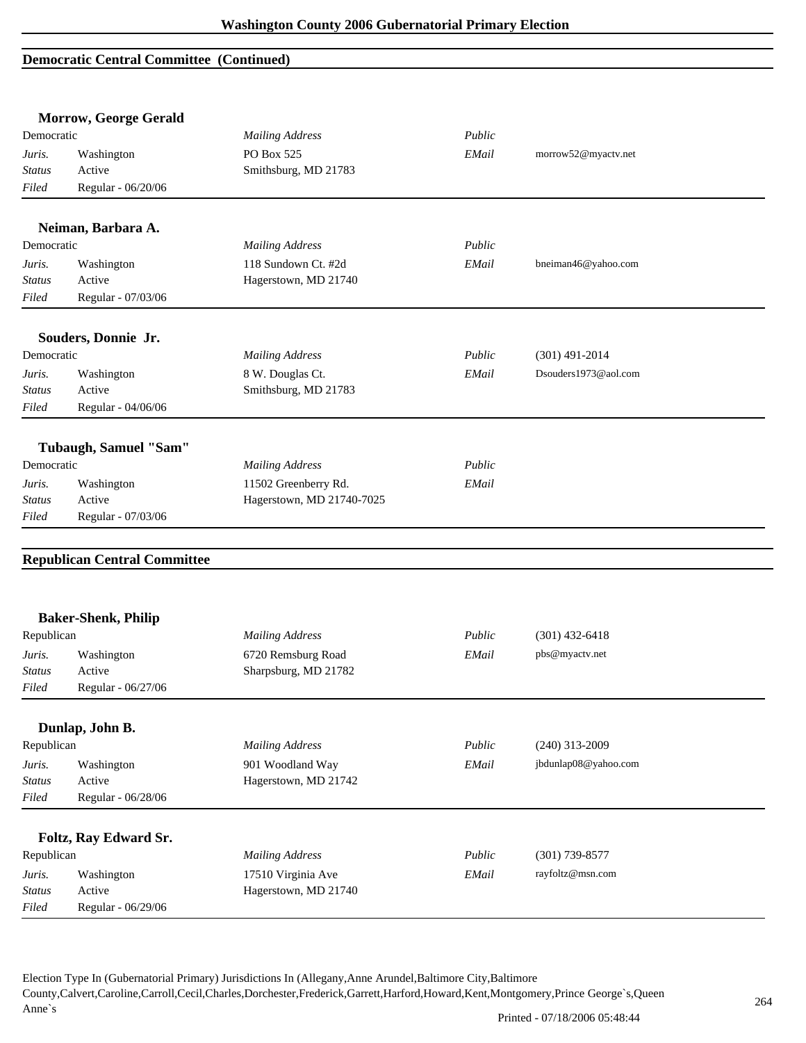## Democratic Central Committee (Continued)

### Morrow, George Gerald

| Democratic | | *Mailing Address* | *Public* | |
|---|---|---|---|---|
| *Juris.* | Washington | PO Box 525 | *EMail* | morrow52@myactv.net |
| *Status* | Active | Smithsburg, MD 21783 | | |
| *Filed* | Regular - 06/20/06 | | | |

### Neiman, Barbara A.

| Democratic | | *Mailing Address* | *Public* | |
|---|---|---|---|---|
| *Juris.* | Washington | 118 Sundown Ct. #2d | *EMail* | bneiman46@yahoo.com |
| *Status* | Active | Hagerstown, MD 21740 | | |
| *Filed* | Regular - 07/03/06 | | | |

### Souders, Donnie Jr.

| Democratic | | *Mailing Address* | *Public* | (301) 491-2014 |
|---|---|---|---|---|
| *Juris.* | Washington | 8 W. Douglas Ct. | *EMail* | Dsouders1973@aol.com |
| *Status* | Active | Smithsburg, MD 21783 | | |
| *Filed* | Regular - 04/06/06 | | | |

### Tubaugh, Samuel "Sam"

| Democratic | | *Mailing Address* | *Public* | |
|---|---|---|---|---|
| *Juris.* | Washington | 11502 Greenberry Rd. | *EMail* | |
| *Status* | Active | Hagerstown, MD 21740-7025 | | |
| *Filed* | Regular - 07/03/06 | | | |

## Republican Central Committee

### Baker-Shenk, Philip

| Republican | | *Mailing Address* | *Public* | (301) 432-6418 |
|---|---|---|---|---|
| *Juris.* | Washington | 6720 Remsburg Road | *EMail* | pbs@myactv.net |
| *Status* | Active | Sharpsburg, MD 21782 | | |
| *Filed* | Regular - 06/27/06 | | | |

### Dunlap, John B.

| Republican | | *Mailing Address* | *Public* | (240) 313-2009 |
|---|---|---|---|---|
| *Juris.* | Washington | 901 Woodland Way | *EMail* | jbdunlap08@yahoo.com |
| *Status* | Active | Hagerstown, MD 21742 | | |
| *Filed* | Regular - 06/28/06 | | | |

### Foltz, Ray Edward Sr.

| Republican | | *Mailing Address* | *Public* | (301) 739-8577 |
|---|---|---|---|---|
| *Juris.* | Washington | 17510 Virginia Ave | *EMail* | rayfoltz@msn.com |
| *Status* | Active | Hagerstown, MD 21740 | | |
| *Filed* | Regular - 06/29/06 | | | |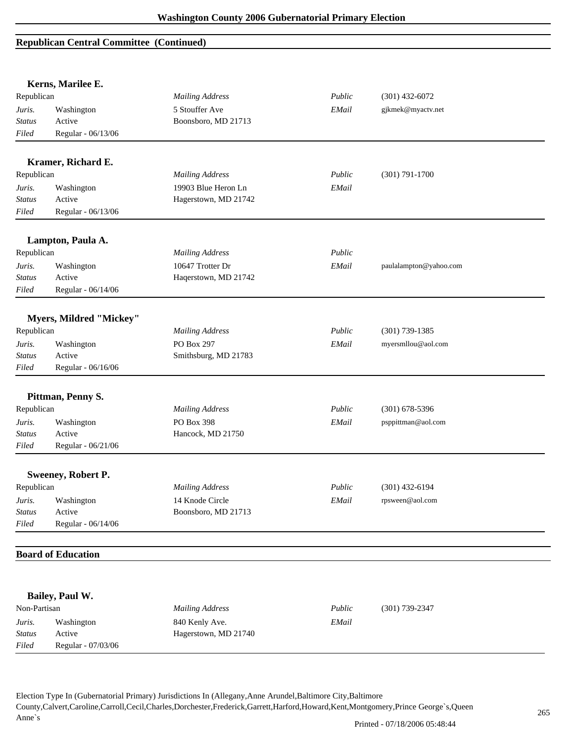## Republican Central Committee (Continued)

### Kerns, Marilee E.

| Republican | | Mailing Address | Public | (301) 432-6072 |
|---|---|---|---|---|
| *Juris.* | Washington | 5 Stouffer Ave | *EMail* | gjkmek@myactv.net |
| *Status* | Active | Boonsboro, MD 21713 | | |
| *Filed* | Regular - 06/13/06 | | | |

### Kramer, Richard E.

| Republican | | Mailing Address | Public | (301) 791-1700 |
|---|---|---|---|---|
| *Juris.* | Washington | 19903 Blue Heron Ln | *EMail* | |
| *Status* | Active | Hagerstown, MD 21742 | | |
| *Filed* | Regular - 06/13/06 | | | |

### Lampton, Paula A.

| Republican | | Mailing Address | Public | |
|---|---|---|---|---|
| *Juris.* | Washington | 10647 Trotter Dr | *EMail* | paulalampton@yahoo.com |
| *Status* | Active | Haqerstown, MD 21742 | | |
| *Filed* | Regular - 06/14/06 | | | |

### Myers, Mildred "Mickey"

| Republican | | Mailing Address | Public | (301) 739-1385 |
|---|---|---|---|---|
| *Juris.* | Washington | PO Box 297 | *EMail* | myersmllou@aol.com |
| *Status* | Active | Smithsburg, MD 21783 | | |
| *Filed* | Regular - 06/16/06 | | | |

### Pittman, Penny S.

| Republican | | Mailing Address | Public | (301) 678-5396 |
|---|---|---|---|---|
| *Juris.* | Washington | PO Box 398 | *EMail* | psppittman@aol.com |
| *Status* | Active | Hancock, MD 21750 | | |
| *Filed* | Regular - 06/21/06 | | | |

### Sweeney, Robert P.

| Republican | | Mailing Address | Public | (301) 432-6194 |
|---|---|---|---|---|
| *Juris.* | Washington | 14 Knode Circle | *EMail* | rpsween@aol.com |
| *Status* | Active | Boonsboro, MD 21713 | | |
| *Filed* | Regular - 06/14/06 | | | |

## Board of Education

### Bailey, Paul W.

| Non-Partisan | | Mailing Address | Public | (301) 739-2347 |
|---|---|---|---|---|
| *Juris.* | Washington | 840 Kenly Ave. | *EMail* | |
| *Status* | Active | Hagerstown, MD 21740 | | |
| *Filed* | Regular - 07/03/06 | | | |

Election Type In (Gubernatorial Primary) Jurisdictions In (Allegany,Anne Arundel,Baltimore City,Baltimore County,Calvert,Caroline,Carroll,Cecil,Charles,Dorchester,Frederick,Garrett,Harford,Howard,Kent,Montgomery,Prince George`s,Queen Anne`s

Printed - 07/18/2006 05:48:44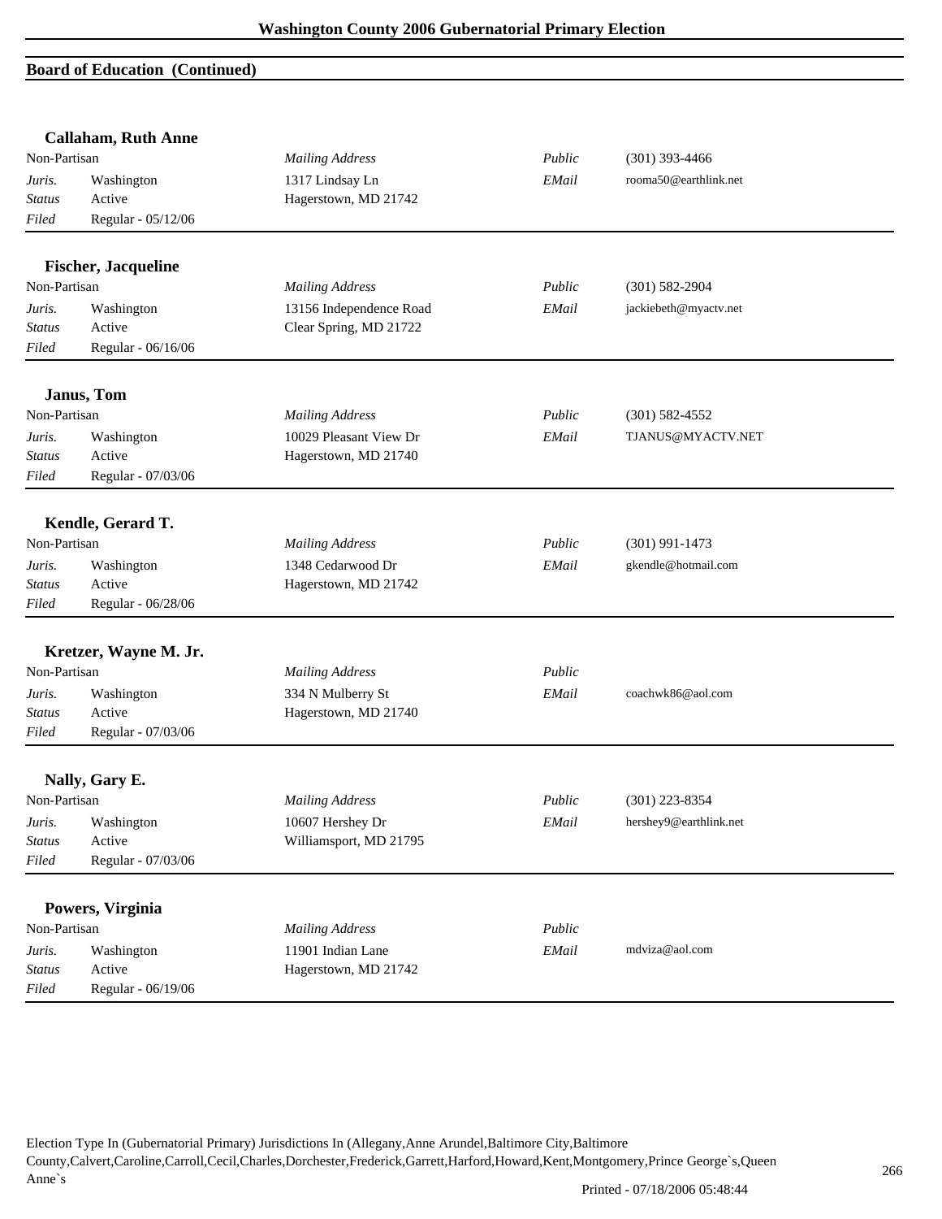## Board of Education (Continued)

**Callaham, Ruth Anne**

| Non-Partisan | | *Mailing Address* | *Public* | (301) 393-4466 |
|---|---|---|---|---|
| *Juris.* | Washington | 1317 Lindsay Ln | *EMail* | rooma50@earthlink.net |
| *Status* | Active | Hagerstown, MD 21742 | | |
| *Filed* | Regular - 05/12/06 | | | |

**Fischer, Jacqueline**

| Non-Partisan | | *Mailing Address* | *Public* | (301) 582-2904 |
|---|---|---|---|---|
| *Juris.* | Washington | 13156 Independence Road | *EMail* | jackiebeth@myactv.net |
| *Status* | Active | Clear Spring, MD 21722 | | |
| *Filed* | Regular - 06/16/06 | | | |

**Janus, Tom**

| Non-Partisan | | *Mailing Address* | *Public* | (301) 582-4552 |
|---|---|---|---|---|
| *Juris.* | Washington | 10029 Pleasant View Dr | *EMail* | TJANUS@MYACTV.NET |
| *Status* | Active | Hagerstown, MD 21740 | | |
| *Filed* | Regular - 07/03/06 | | | |

**Kendle, Gerard T.**

| Non-Partisan | | *Mailing Address* | *Public* | (301) 991-1473 |
|---|---|---|---|---|
| *Juris.* | Washington | 1348 Cedarwood Dr | *EMail* | gkendle@hotmail.com |
| *Status* | Active | Hagerstown, MD 21742 | | |
| *Filed* | Regular - 06/28/06 | | | |

**Kretzer, Wayne M. Jr.**

| Non-Partisan | | *Mailing Address* | *Public* | |
|---|---|---|---|---|
| *Juris.* | Washington | 334 N Mulberry St | *EMail* | coachwk86@aol.com |
| *Status* | Active | Hagerstown, MD 21740 | | |
| *Filed* | Regular - 07/03/06 | | | |

**Nally, Gary E.**

| Non-Partisan | | *Mailing Address* | *Public* | (301) 223-8354 |
|---|---|---|---|---|
| *Juris.* | Washington | 10607 Hershey Dr | *EMail* | hershey9@earthlink.net |
| *Status* | Active | Williamsport, MD 21795 | | |
| *Filed* | Regular - 07/03/06 | | | |

**Powers, Virginia**

| Non-Partisan | | *Mailing Address* | *Public* | |
|---|---|---|---|---|
| *Juris.* | Washington | 11901 Indian Lane | *EMail* | mdviza@aol.com |
| *Status* | Active | Hagerstown, MD 21742 | | |
| *Filed* | Regular - 06/19/06 | | | |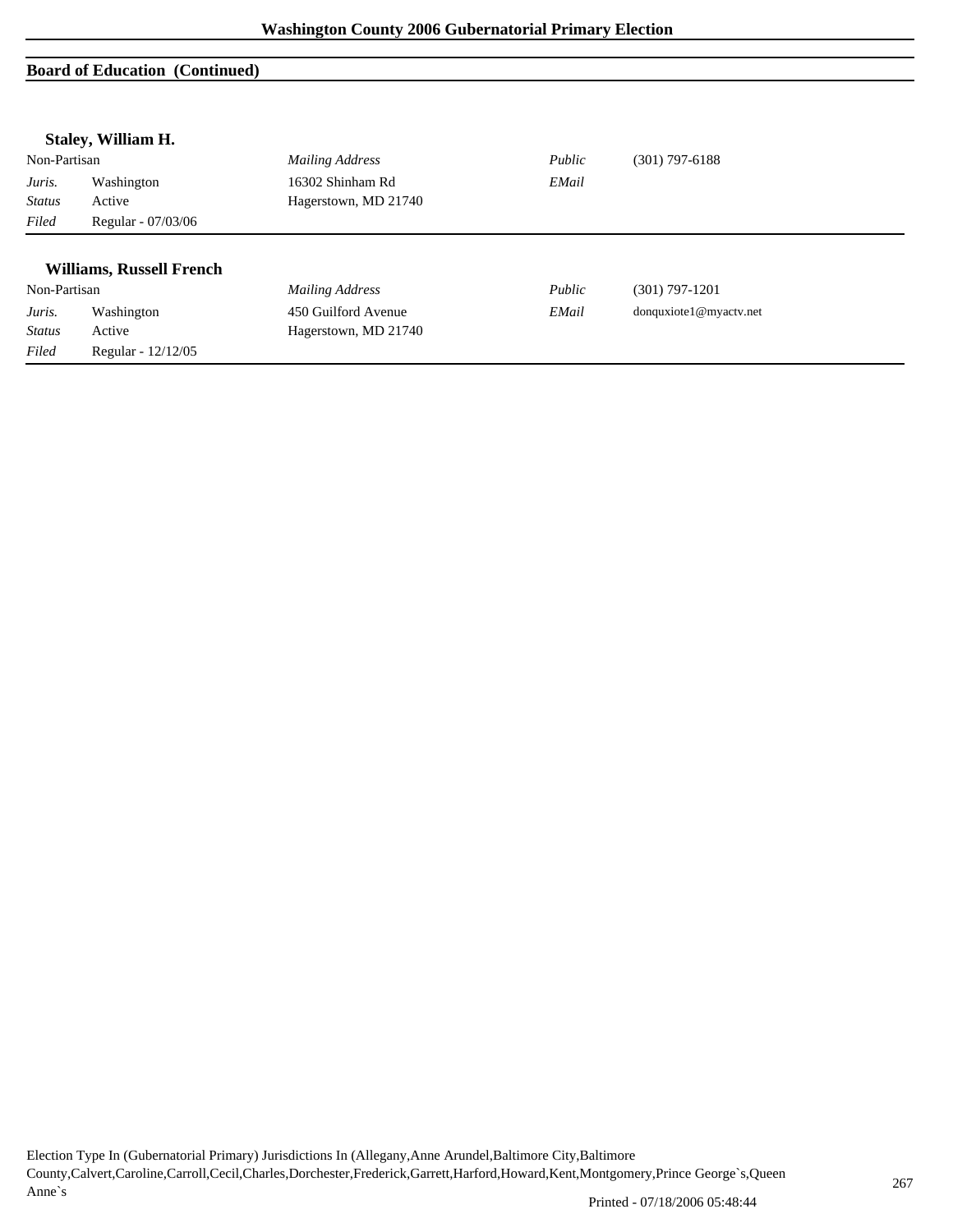## Board of Education (Continued)

### Staley, William H.

| Non-Partisan | | *Mailing Address* | *Public* | (301) 797-6188 |
|---|---|---|---|---|
| *Juris.* | Washington | 16302 Shinham Rd | *EMail* | |
| *Status* | Active | Hagerstown, MD 21740 | | |
| *Filed* | Regular - 07/03/06 | | | |

### Williams, Russell French

| Non-Partisan | | *Mailing Address* | *Public* | (301) 797-1201 |
|---|---|---|---|---|
| *Juris.* | Washington | 450 Guilford Avenue | *EMail* | donquxiote1@myactv.net |
| *Status* | Active | Hagerstown, MD 21740 | | |
| *Filed* | Regular - 12/12/05 | | | |

Election Type In (Gubernatorial Primary) Jurisdictions In (Allegany,Anne Arundel,Baltimore City,Baltimore County,Calvert,Caroline,Carroll,Cecil,Charles,Dorchester,Frederick,Garrett,Harford,Howard,Kent,Montgomery,Prince George`s,Queen Anne`s

Printed - 07/18/2006 05:48:44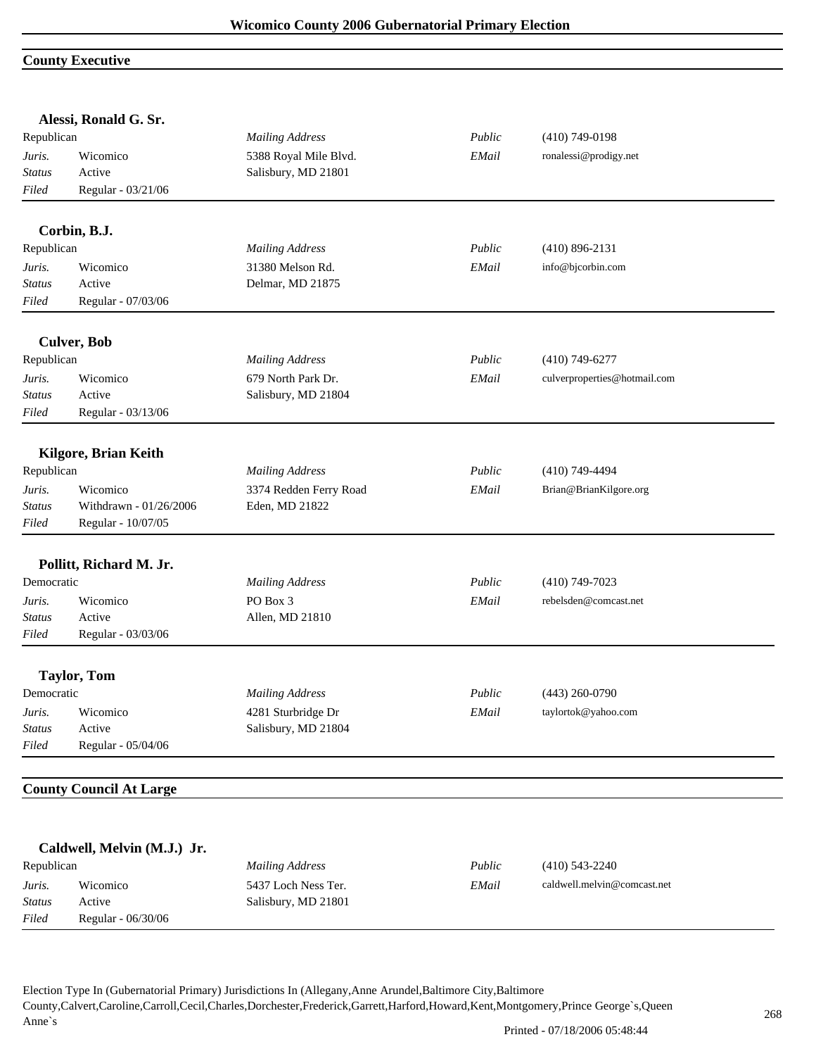## County Executive

### Alessi, Ronald G. Sr.

| Republican | | *Mailing Address* | *Public* | (410) 749-0198 |
|---|---|---|---|---|
| *Juris.* | Wicomico | 5388 Royal Mile Blvd. | *EMail* | ronalessi@prodigy.net |
| *Status* | Active | Salisbury, MD 21801 | | |
| *Filed* | Regular - 03/21/06 | | | |

### Corbin, B.J.

| Republican | | *Mailing Address* | *Public* | (410) 896-2131 |
|---|---|---|---|---|
| *Juris.* | Wicomico | 31380 Melson Rd. | *EMail* | info@bjcorbin.com |
| *Status* | Active | Delmar, MD 21875 | | |
| *Filed* | Regular - 07/03/06 | | | |

### Culver, Bob

| Republican | | *Mailing Address* | *Public* | (410) 749-6277 |
|---|---|---|---|---|
| *Juris.* | Wicomico | 679 North Park Dr. | *EMail* | culverproperties@hotmail.com |
| *Status* | Active | Salisbury, MD 21804 | | |
| *Filed* | Regular - 03/13/06 | | | |

### Kilgore, Brian Keith

| Republican | | *Mailing Address* | *Public* | (410) 749-4494 |
|---|---|---|---|---|
| *Juris.* | Wicomico | 3374 Redden Ferry Road | *EMail* | Brian@BrianKilgore.org |
| *Status* | Withdrawn - 01/26/2006 | Eden, MD 21822 | | |
| *Filed* | Regular - 10/07/05 | | | |

### Pollitt, Richard M. Jr.

| Democratic | | *Mailing Address* | *Public* | (410) 749-7023 |
|---|---|---|---|---|
| *Juris.* | Wicomico | PO Box 3 | *EMail* | rebelsden@comcast.net |
| *Status* | Active | Allen, MD 21810 | | |
| *Filed* | Regular - 03/03/06 | | | |

### Taylor, Tom

| Democratic | | *Mailing Address* | *Public* | (443) 260-0790 |
|---|---|---|---|---|
| *Juris.* | Wicomico | 4281 Sturbridge Dr | *EMail* | taylortok@yahoo.com |
| *Status* | Active | Salisbury, MD 21804 | | |
| *Filed* | Regular - 05/04/06 | | | |

## County Council At Large

### Caldwell, Melvin (M.J.) Jr.

| Republican | | *Mailing Address* | *Public* | (410) 543-2240 |
|---|---|---|---|---|
| *Juris.* | Wicomico | 5437 Loch Ness Ter. | *EMail* | caldwell.melvin@comcast.net |
| *Status* | Active | Salisbury, MD 21801 | | |
| *Filed* | Regular - 06/30/06 | | | |

Election Type In (Gubernatorial Primary) Jurisdictions In (Allegany,Anne Arundel,Baltimore City,Baltimore County,Calvert,Caroline,Carroll,Cecil,Charles,Dorchester,Frederick,Garrett,Harford,Howard,Kent,Montgomery,Prince George`s,Queen Anne`s

Printed - 07/18/2006 05:48:44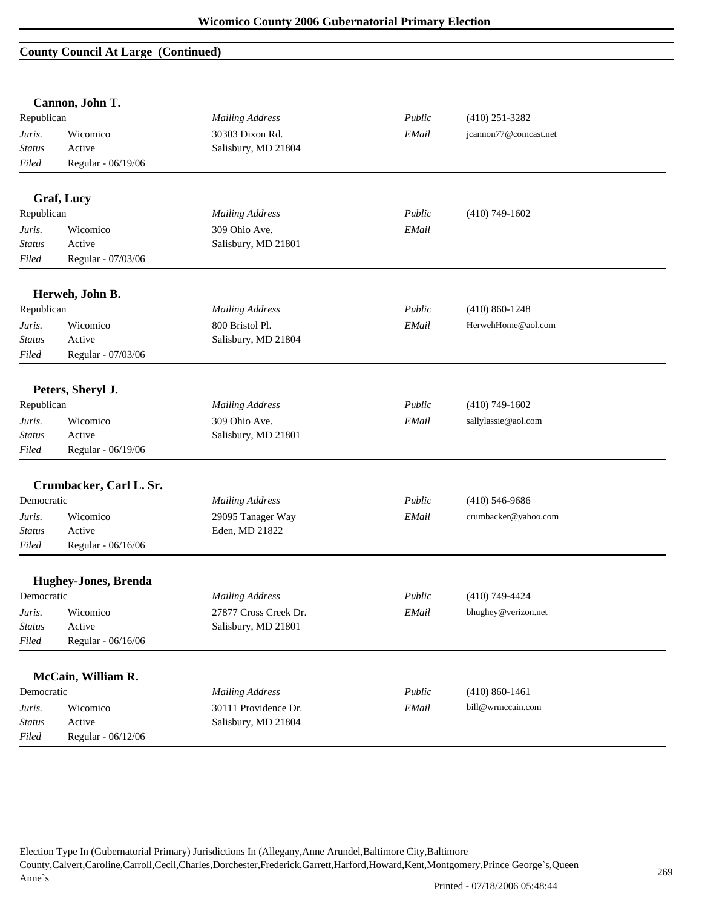## County Council At Large (Continued)

### Cannon, John T.

| Republican | | *Mailing Address* | *Public* | (410) 251-3282 |
|---|---|---|---|---|
| *Juris.* | Wicomico | 30303 Dixon Rd. | *EMail* | jcannon77@comcast.net |
| *Status* | Active | Salisbury, MD 21804 | | |
| *Filed* | Regular - 06/19/06 | | | |

### Graf, Lucy

| Republican | | *Mailing Address* | *Public* | (410) 749-1602 |
|---|---|---|---|---|
| *Juris.* | Wicomico | 309 Ohio Ave. | *EMail* | |
| *Status* | Active | Salisbury, MD 21801 | | |
| *Filed* | Regular - 07/03/06 | | | |

### Herweh, John B.

| Republican | | *Mailing Address* | *Public* | (410) 860-1248 |
|---|---|---|---|---|
| *Juris.* | Wicomico | 800 Bristol Pl. | *EMail* | HerwehHome@aol.com |
| *Status* | Active | Salisbury, MD 21804 | | |
| *Filed* | Regular - 07/03/06 | | | |

### Peters, Sheryl J.

| Republican | | *Mailing Address* | *Public* | (410) 749-1602 |
|---|---|---|---|---|
| *Juris.* | Wicomico | 309 Ohio Ave. | *EMail* | sallylassie@aol.com |
| *Status* | Active | Salisbury, MD 21801 | | |
| *Filed* | Regular - 06/19/06 | | | |

### Crumbacker, Carl L. Sr.

| Democratic | | *Mailing Address* | *Public* | (410) 546-9686 |
|---|---|---|---|---|
| *Juris.* | Wicomico | 29095 Tanager Way | *EMail* | crumbacker@yahoo.com |
| *Status* | Active | Eden, MD 21822 | | |
| *Filed* | Regular - 06/16/06 | | | |

### Hughey-Jones, Brenda

| Democratic | | *Mailing Address* | *Public* | (410) 749-4424 |
|---|---|---|---|---|
| *Juris.* | Wicomico | 27877 Cross Creek Dr. | *EMail* | bhughey@verizon.net |
| *Status* | Active | Salisbury, MD 21801 | | |
| *Filed* | Regular - 06/16/06 | | | |

### McCain, William R.

| Democratic | | *Mailing Address* | *Public* | (410) 860-1461 |
|---|---|---|---|---|
| *Juris.* | Wicomico | 30111 Providence Dr. | *EMail* | bill@wrmccain.com |
| *Status* | Active | Salisbury, MD 21804 | | |
| *Filed* | Regular - 06/12/06 | | | |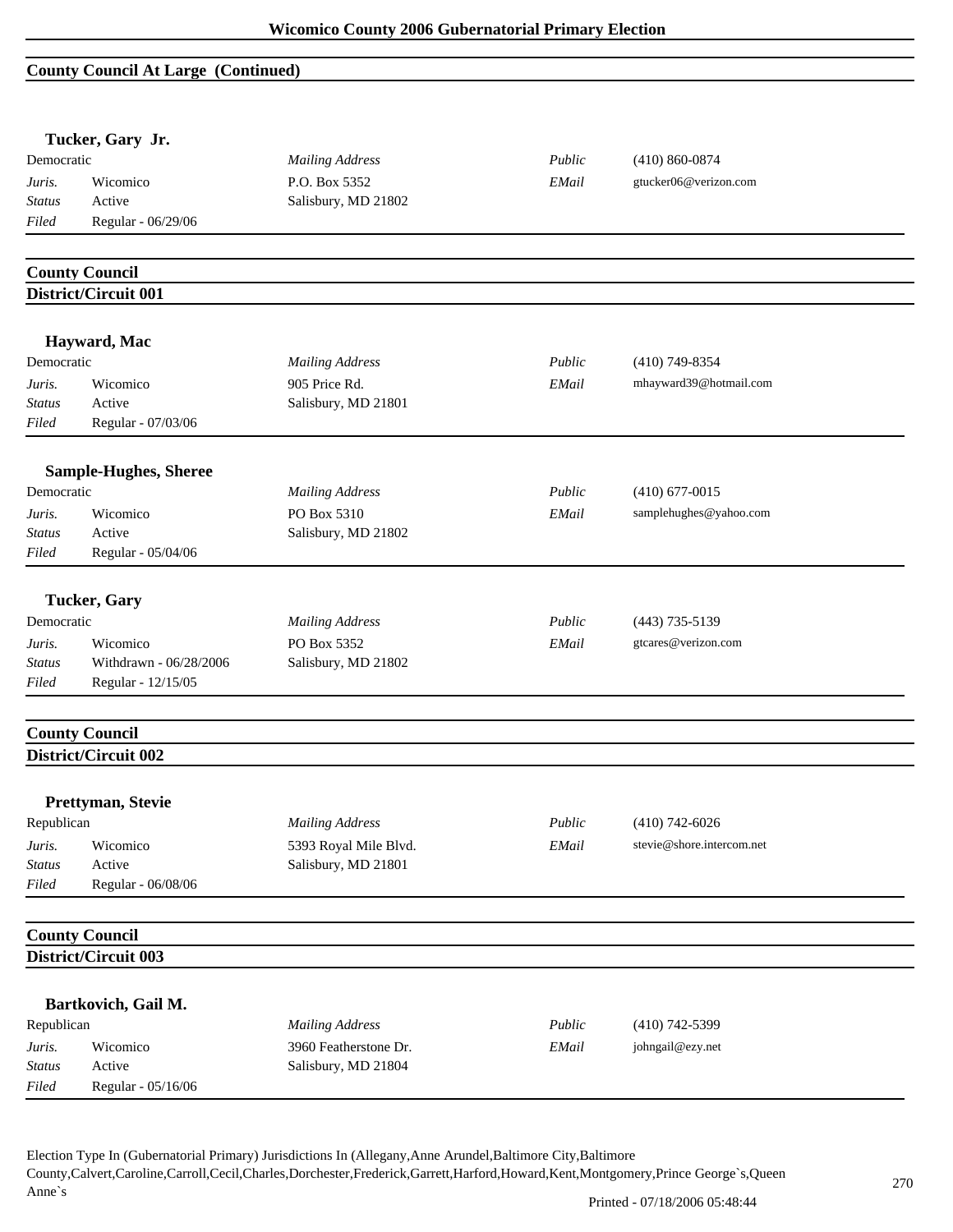## County Council At Large (Continued)

### Tucker, Gary Jr.

| | | | | |
|---|---|---|---|---|
| Democratic | | *Mailing Address* | *Public* | (410) 860-0874 |
| *Juris.* | Wicomico | P.O. Box 5352 | *EMail* | gtucker06@verizon.com |
| *Status* | Active | Salisbury, MD 21802 | | |
| *Filed* | Regular - 06/29/06 | | | |

## County Council
## District/Circuit 001

### Hayward, Mac

| | | | | |
|---|---|---|---|---|
| Democratic | | *Mailing Address* | *Public* | (410) 749-8354 |
| *Juris.* | Wicomico | 905 Price Rd. | *EMail* | mhayward39@hotmail.com |
| *Status* | Active | Salisbury, MD 21801 | | |
| *Filed* | Regular - 07/03/06 | | | |

### Sample-Hughes, Sheree

| | | | | |
|---|---|---|---|---|
| Democratic | | *Mailing Address* | *Public* | (410) 677-0015 |
| *Juris.* | Wicomico | PO Box 5310 | *EMail* | samplehughes@yahoo.com |
| *Status* | Active | Salisbury, MD 21802 | | |
| *Filed* | Regular - 05/04/06 | | | |

### Tucker, Gary

| | | | | |
|---|---|---|---|---|
| Democratic | | *Mailing Address* | *Public* | (443) 735-5139 |
| *Juris.* | Wicomico | PO Box 5352 | *EMail* | gtcares@verizon.com |
| *Status* | Withdrawn - 06/28/2006 | Salisbury, MD 21802 | | |
| *Filed* | Regular - 12/15/05 | | | |

## County Council
## District/Circuit 002

### Prettyman, Stevie

| | | | | |
|---|---|---|---|---|
| Republican | | *Mailing Address* | *Public* | (410) 742-6026 |
| *Juris.* | Wicomico | 5393 Royal Mile Blvd. | *EMail* | stevie@shore.intercom.net |
| *Status* | Active | Salisbury, MD 21801 | | |
| *Filed* | Regular - 06/08/06 | | | |

## County Council
## District/Circuit 003

### Bartkovich, Gail M.

| | | | | |
|---|---|---|---|---|
| Republican | | *Mailing Address* | *Public* | (410) 742-5399 |
| *Juris.* | Wicomico | 3960 Featherstone Dr. | *EMail* | johngail@ezy.net |
| *Status* | Active | Salisbury, MD 21804 | | |
| *Filed* | Regular - 05/16/06 | | | |

Election Type In (Gubernatorial Primary) Jurisdictions In (Allegany,Anne Arundel,Baltimore City,Baltimore County,Calvert,Caroline,Carroll,Cecil,Charles,Dorchester,Frederick,Garrett,Harford,Howard,Kent,Montgomery,Prince George`s,Queen Anne`s

Printed - 07/18/2006 05:48:44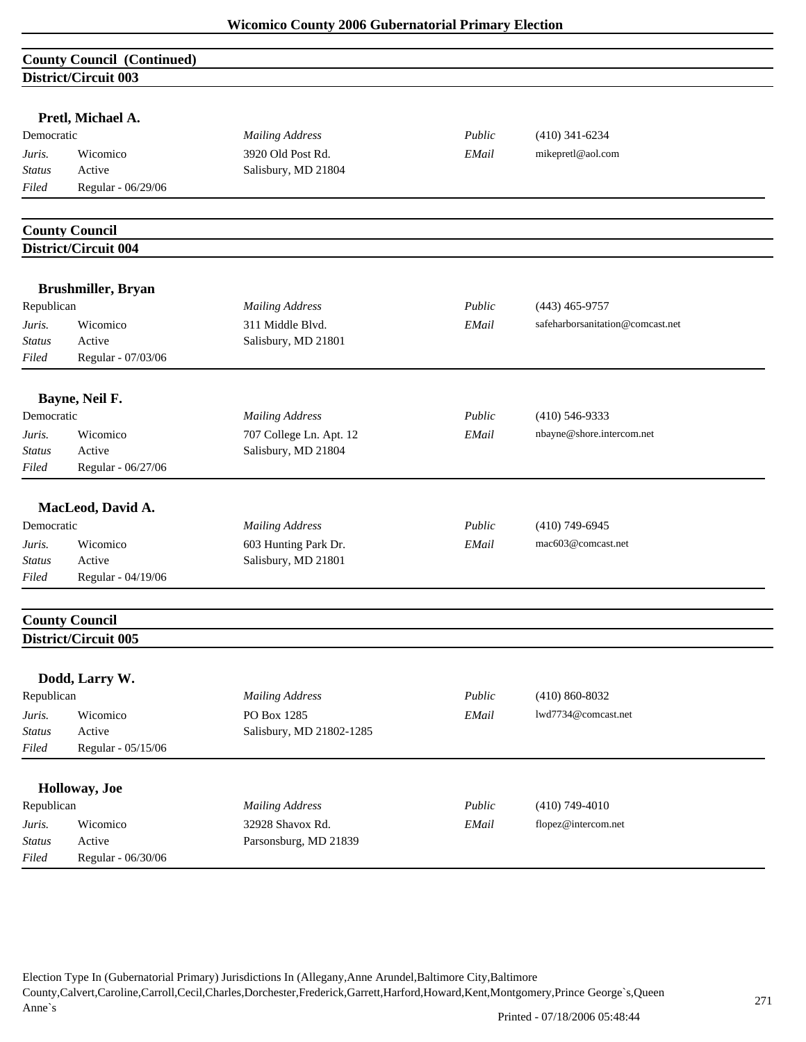## County Council (Continued)

### District/Circuit 003

**Pretl, Michael A.**

| Democratic | | *Mailing Address* | *Public* | (410) 341-6234 |
|---|---|---|---|---|
| *Juris.* | Wicomico | 3920 Old Post Rd. | *EMail* | mikepretl@aol.com |
| *Status* | Active | Salisbury, MD 21804 | | |
| *Filed* | Regular - 06/29/06 | | | |

## County Council

### District/Circuit 004

**Brushmiller, Bryan**

| Republican | | *Mailing Address* | *Public* | (443) 465-9757 |
|---|---|---|---|---|
| *Juris.* | Wicomico | 311 Middle Blvd. | *EMail* | safeharborsanitation@comcast.net |
| *Status* | Active | Salisbury, MD 21801 | | |
| *Filed* | Regular - 07/03/06 | | | |

**Bayne, Neil F.**

| Democratic | | *Mailing Address* | *Public* | (410) 546-9333 |
|---|---|---|---|---|
| *Juris.* | Wicomico | 707 College Ln. Apt. 12 | *EMail* | nbayne@shore.intercom.net |
| *Status* | Active | Salisbury, MD 21804 | | |
| *Filed* | Regular - 06/27/06 | | | |

**MacLeod, David A.**

| Democratic | | *Mailing Address* | *Public* | (410) 749-6945 |
|---|---|---|---|---|
| *Juris.* | Wicomico | 603 Hunting Park Dr. | *EMail* | mac603@comcast.net |
| *Status* | Active | Salisbury, MD 21801 | | |
| *Filed* | Regular - 04/19/06 | | | |

## County Council

### District/Circuit 005

**Dodd, Larry W.**

| Republican | | *Mailing Address* | *Public* | (410) 860-8032 |
|---|---|---|---|---|
| *Juris.* | Wicomico | PO Box 1285 | *EMail* | lwd7734@comcast.net |
| *Status* | Active | Salisbury, MD 21802-1285 | | |
| *Filed* | Regular - 05/15/06 | | | |

**Holloway, Joe**

| Republican | | *Mailing Address* | *Public* | (410) 749-4010 |
|---|---|---|---|---|
| *Juris.* | Wicomico | 32928 Shavox Rd. | *EMail* | flopez@intercom.net |
| *Status* | Active | Parsonsburg, MD 21839 | | |
| *Filed* | Regular - 06/30/06 | | | |

Election Type In (Gubernatorial Primary) Jurisdictions In (Allegany,Anne Arundel,Baltimore City,Baltimore County,Calvert,Caroline,Carroll,Cecil,Charles,Dorchester,Frederick,Garrett,Harford,Howard,Kent,Montgomery,Prince George`s,Queen Anne`s

Printed - 07/18/2006 05:48:44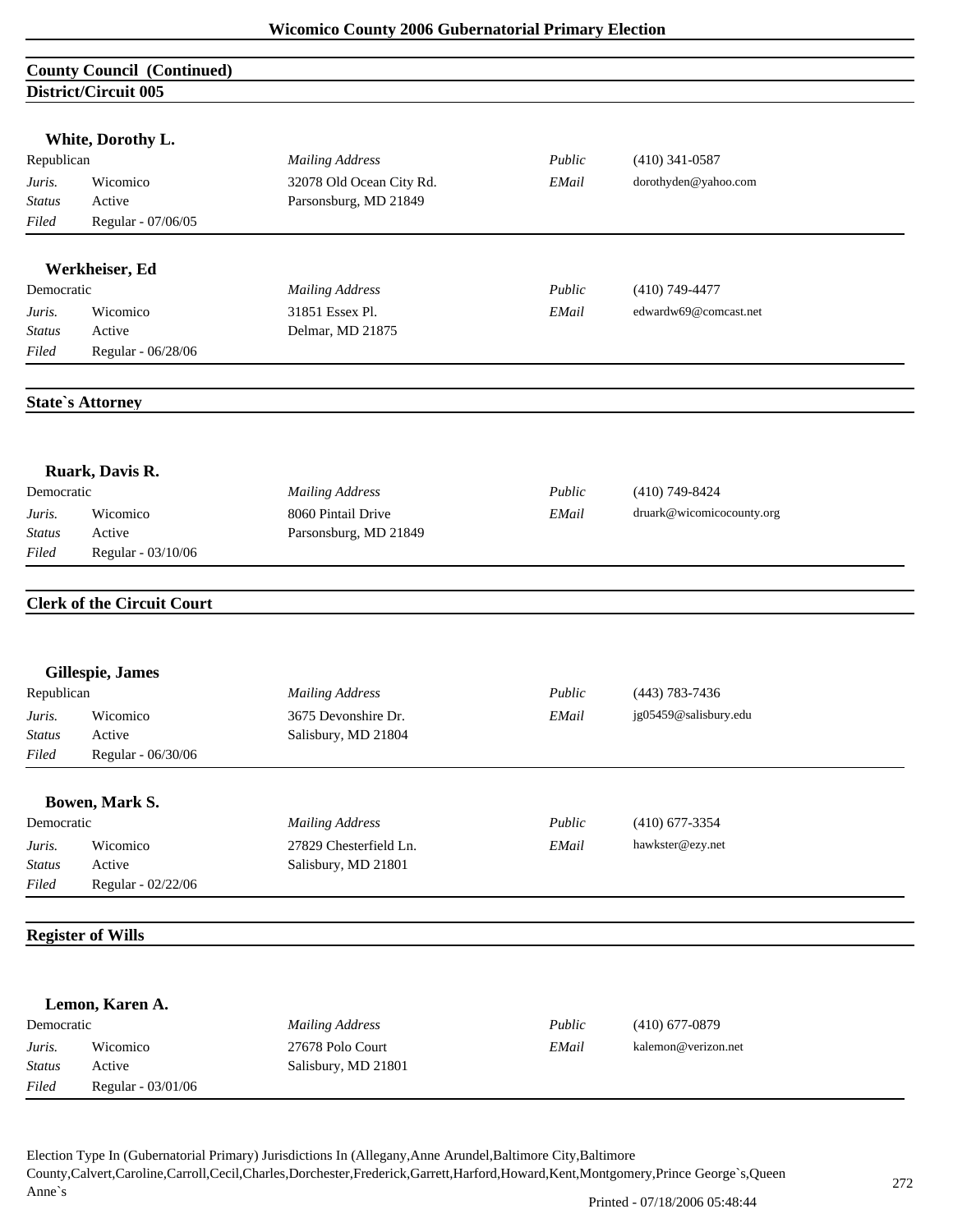## County Council (Continued)

### District/Circuit 005

**White, Dorothy L.**

| Republican | | *Mailing Address* | *Public* | (410) 341-0587 |
|---|---|---|---|---|
| *Juris.* | Wicomico | 32078 Old Ocean City Rd. | *EMail* | dorothyden@yahoo.com |
| *Status* | Active | Parsonsburg, MD 21849 | | |
| *Filed* | Regular - 07/06/05 | | | |

**Werkheiser, Ed**

| Democratic | | *Mailing Address* | *Public* | (410) 749-4477 |
|---|---|---|---|---|
| *Juris.* | Wicomico | 31851 Essex Pl. | *EMail* | edwardw69@comcast.net |
| *Status* | Active | Delmar, MD 21875 | | |
| *Filed* | Regular - 06/28/06 | | | |

## State`s Attorney

**Ruark, Davis R.**

| Democratic | | *Mailing Address* | *Public* | (410) 749-8424 |
|---|---|---|---|---|
| *Juris.* | Wicomico | 8060 Pintail Drive | *EMail* | druark@wicomicocounty.org |
| *Status* | Active | Parsonsburg, MD 21849 | | |
| *Filed* | Regular - 03/10/06 | | | |

## Clerk of the Circuit Court

**Gillespie, James**

| Republican | | *Mailing Address* | *Public* | (443) 783-7436 |
|---|---|---|---|---|
| *Juris.* | Wicomico | 3675 Devonshire Dr. | *EMail* | jg05459@salisbury.edu |
| *Status* | Active | Salisbury, MD 21804 | | |
| *Filed* | Regular - 06/30/06 | | | |

**Bowen, Mark S.**

| Democratic | | *Mailing Address* | *Public* | (410) 677-3354 |
|---|---|---|---|---|
| *Juris.* | Wicomico | 27829 Chesterfield Ln. | *EMail* | hawkster@ezy.net |
| *Status* | Active | Salisbury, MD 21801 | | |
| *Filed* | Regular - 02/22/06 | | | |

## Register of Wills

**Lemon, Karen A.**

| Democratic | | *Mailing Address* | *Public* | (410) 677-0879 |
|---|---|---|---|---|
| *Juris.* | Wicomico | 27678 Polo Court | *EMail* | kalemon@verizon.net |
| *Status* | Active | Salisbury, MD 21801 | | |
| *Filed* | Regular - 03/01/06 | | | |

Election Type In (Gubernatorial Primary) Jurisdictions In (Allegany,Anne Arundel,Baltimore City,Baltimore County,Calvert,Caroline,Carroll,Cecil,Charles,Dorchester,Frederick,Garrett,Harford,Howard,Kent,Montgomery,Prince George`s,Queen Anne`s

Printed - 07/18/2006 05:48:44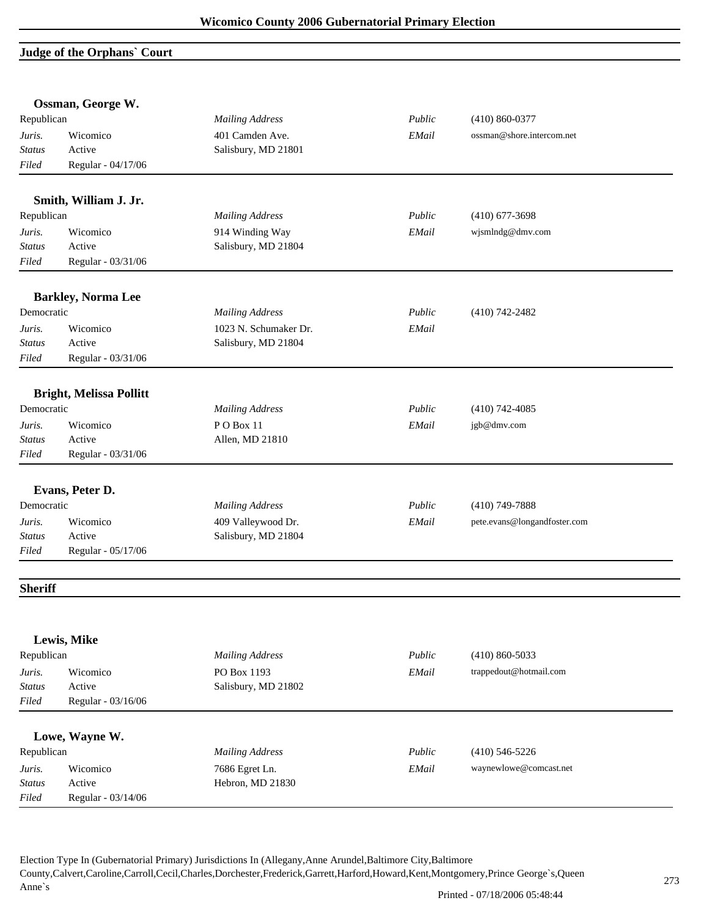## Judge of the Orphans` Court

### Ossman, George W.

| | | | | |
|---|---|---|---|---|
| Republican | | *Mailing Address* | *Public* | (410) 860-0377 |
| *Juris.* | Wicomico | 401 Camden Ave. | *EMail* | ossman@shore.intercom.net |
| *Status* | Active | Salisbury, MD 21801 | | |
| *Filed* | Regular - 04/17/06 | | | |

### Smith, William J. Jr.

| | | | | |
|---|---|---|---|---|
| Republican | | *Mailing Address* | *Public* | (410) 677-3698 |
| *Juris.* | Wicomico | 914 Winding Way | *EMail* | wjsmlndg@dmv.com |
| *Status* | Active | Salisbury, MD 21804 | | |
| *Filed* | Regular - 03/31/06 | | | |

### Barkley, Norma Lee

| | | | | |
|---|---|---|---|---|
| Democratic | | *Mailing Address* | *Public* | (410) 742-2482 |
| *Juris.* | Wicomico | 1023 N. Schumaker Dr. | *EMail* | |
| *Status* | Active | Salisbury, MD 21804 | | |
| *Filed* | Regular - 03/31/06 | | | |

### Bright, Melissa Pollitt

| | | | | |
|---|---|---|---|---|
| Democratic | | *Mailing Address* | *Public* | (410) 742-4085 |
| *Juris.* | Wicomico | P O Box 11 | *EMail* | jgb@dmv.com |
| *Status* | Active | Allen, MD 21810 | | |
| *Filed* | Regular - 03/31/06 | | | |

### Evans, Peter D.

| | | | | |
|---|---|---|---|---|
| Democratic | | *Mailing Address* | *Public* | (410) 749-7888 |
| *Juris.* | Wicomico | 409 Valleywood Dr. | *EMail* | pete.evans@longandfoster.com |
| *Status* | Active | Salisbury, MD 21804 | | |
| *Filed* | Regular - 05/17/06 | | | |

## Sheriff

### Lewis, Mike

| | | | | |
|---|---|---|---|---|
| Republican | | *Mailing Address* | *Public* | (410) 860-5033 |
| *Juris.* | Wicomico | PO Box 1193 | *EMail* | trappedout@hotmail.com |
| *Status* | Active | Salisbury, MD 21802 | | |
| *Filed* | Regular - 03/16/06 | | | |

### Lowe, Wayne W.

| | | | | |
|---|---|---|---|---|
| Republican | | *Mailing Address* | *Public* | (410) 546-5226 |
| *Juris.* | Wicomico | 7686 Egret Ln. | *EMail* | waynewlowe@comcast.net |
| *Status* | Active | Hebron, MD 21830 | | |
| *Filed* | Regular - 03/14/06 | | | |

Election Type In (Gubernatorial Primary) Jurisdictions In (Allegany,Anne Arundel,Baltimore City,Baltimore County,Calvert,Caroline,Carroll,Cecil,Charles,Dorchester,Frederick,Garrett,Harford,Howard,Kent,Montgomery,Prince George`s,Queen Anne`s

Printed - 07/18/2006 05:48:44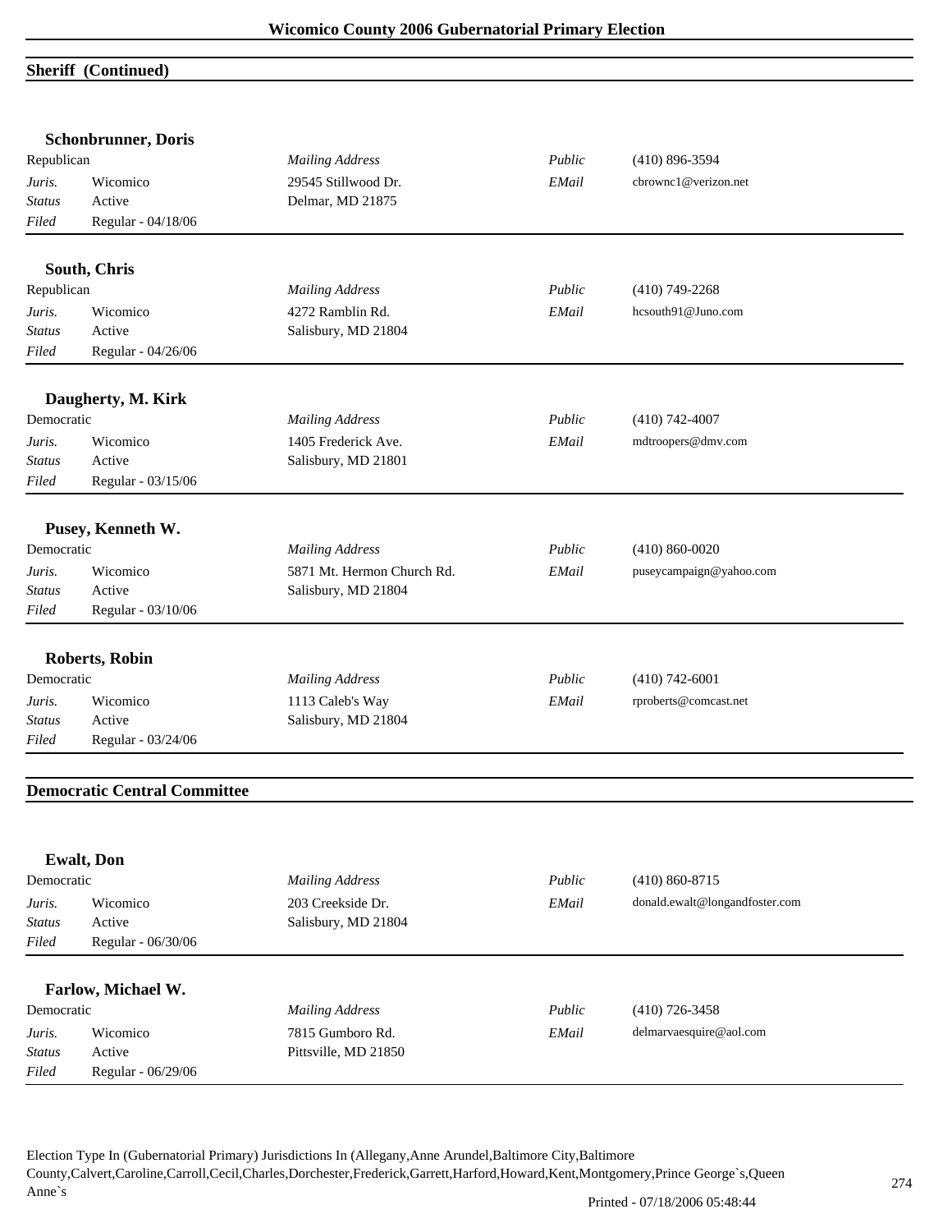## Sheriff (Continued)

### Schonbrunner, Doris

| Republican | | *Mailing Address* | *Public* | (410) 896-3594 |
|---|---|---|---|---|
| *Juris.* | Wicomico | 29545 Stillwood Dr. | *EMail* | cbrownc1@verizon.net |
| *Status* | Active | Delmar, MD 21875 | | |
| *Filed* | Regular - 04/18/06 | | | |

### South, Chris

| Republican | | *Mailing Address* | *Public* | (410) 749-2268 |
|---|---|---|---|---|
| *Juris.* | Wicomico | 4272 Ramblin Rd. | *EMail* | hcsouth91@Juno.com |
| *Status* | Active | Salisbury, MD 21804 | | |
| *Filed* | Regular - 04/26/06 | | | |

### Daugherty, M. Kirk

| Democratic | | *Mailing Address* | *Public* | (410) 742-4007 |
|---|---|---|---|---|
| *Juris.* | Wicomico | 1405 Frederick Ave. | *EMail* | mdtroopers@dmv.com |
| *Status* | Active | Salisbury, MD 21801 | | |
| *Filed* | Regular - 03/15/06 | | | |

### Pusey, Kenneth W.

| Democratic | | *Mailing Address* | *Public* | (410) 860-0020 |
|---|---|---|---|---|
| *Juris.* | Wicomico | 5871 Mt. Hermon Church Rd. | *EMail* | puseycampaign@yahoo.com |
| *Status* | Active | Salisbury, MD 21804 | | |
| *Filed* | Regular - 03/10/06 | | | |

### Roberts, Robin

| Democratic | | *Mailing Address* | *Public* | (410) 742-6001 |
|---|---|---|---|---|
| *Juris.* | Wicomico | 1113 Caleb's Way | *EMail* | rproberts@comcast.net |
| *Status* | Active | Salisbury, MD 21804 | | |
| *Filed* | Regular - 03/24/06 | | | |

## Democratic Central Committee

### Ewalt, Don

| Democratic | | *Mailing Address* | *Public* | (410) 860-8715 |
|---|---|---|---|---|
| *Juris.* | Wicomico | 203 Creekside Dr. | *EMail* | donald.ewalt@longandfoster.com |
| *Status* | Active | Salisbury, MD 21804 | | |
| *Filed* | Regular - 06/30/06 | | | |

### Farlow, Michael W.

| Democratic | | *Mailing Address* | *Public* | (410) 726-3458 |
|---|---|---|---|---|
| *Juris.* | Wicomico | 7815 Gumboro Rd. | *EMail* | delmarvaesquire@aol.com |
| *Status* | Active | Pittsville, MD 21850 | | |
| *Filed* | Regular - 06/29/06 | | | |

Election Type In (Gubernatorial Primary) Jurisdictions In (Allegany,Anne Arundel,Baltimore City,Baltimore County,Calvert,Caroline,Carroll,Cecil,Charles,Dorchester,Frederick,Garrett,Harford,Howard,Kent,Montgomery,Prince George`s,Queen Anne`s

Printed - 07/18/2006 05:48:44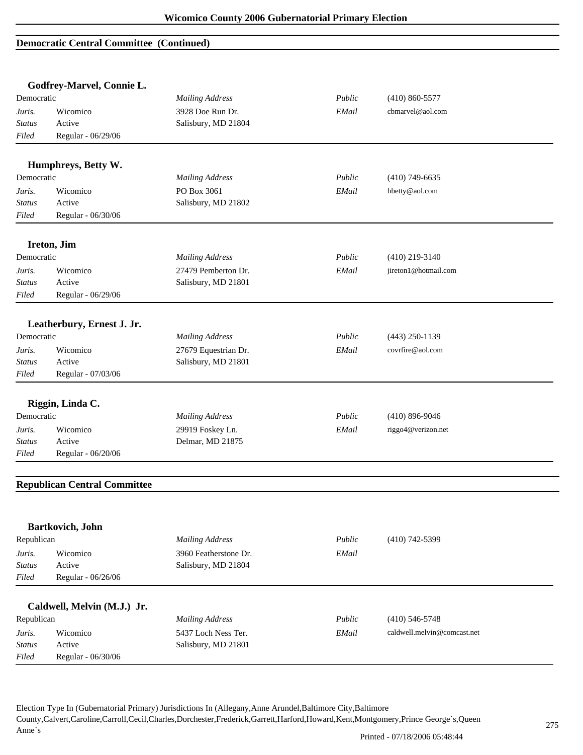## Democratic Central Committee (Continued)

### Godfrey-Marvel, Connie L.

| | | | | |
|---|---|---|---|---|
| Democratic | | *Mailing Address* | *Public* | (410) 860-5577 |
| *Juris.* | Wicomico | 3928 Doe Run Dr. | *EMail* | cbmarvel@aol.com |
| *Status* | Active | Salisbury, MD 21804 | | |
| *Filed* | Regular - 06/29/06 | | | |

### Humphreys, Betty W.

| | | | | |
|---|---|---|---|---|
| Democratic | | *Mailing Address* | *Public* | (410) 749-6635 |
| *Juris.* | Wicomico | PO Box 3061 | *EMail* | hbetty@aol.com |
| *Status* | Active | Salisbury, MD 21802 | | |
| *Filed* | Regular - 06/30/06 | | | |

### Ireton, Jim

| | | | | |
|---|---|---|---|---|
| Democratic | | *Mailing Address* | *Public* | (410) 219-3140 |
| *Juris.* | Wicomico | 27479 Pemberton Dr. | *EMail* | jireton1@hotmail.com |
| *Status* | Active | Salisbury, MD 21801 | | |
| *Filed* | Regular - 06/29/06 | | | |

### Leatherbury, Ernest J. Jr.

| | | | | |
|---|---|---|---|---|
| Democratic | | *Mailing Address* | *Public* | (443) 250-1139 |
| *Juris.* | Wicomico | 27679 Equestrian Dr. | *EMail* | covrfire@aol.com |
| *Status* | Active | Salisbury, MD 21801 | | |
| *Filed* | Regular - 07/03/06 | | | |

### Riggin, Linda C.

| | | | | |
|---|---|---|---|---|
| Democratic | | *Mailing Address* | *Public* | (410) 896-9046 |
| *Juris.* | Wicomico | 29919 Foskey Ln. | *EMail* | riggo4@verizon.net |
| *Status* | Active | Delmar, MD 21875 | | |
| *Filed* | Regular - 06/20/06 | | | |

## Republican Central Committee

### Bartkovich, John

| | | | | |
|---|---|---|---|---|
| Republican | | *Mailing Address* | *Public* | (410) 742-5399 |
| *Juris.* | Wicomico | 3960 Featherstone Dr. | *EMail* | |
| *Status* | Active | Salisbury, MD 21804 | | |
| *Filed* | Regular - 06/26/06 | | | |

### Caldwell, Melvin (M.J.) Jr.

| | | | | |
|---|---|---|---|---|
| Republican | | *Mailing Address* | *Public* | (410) 546-5748 |
| *Juris.* | Wicomico | 5437 Loch Ness Ter. | *EMail* | caldwell.melvin@comcast.net |
| *Status* | Active | Salisbury, MD 21801 | | |
| *Filed* | Regular - 06/30/06 | | | |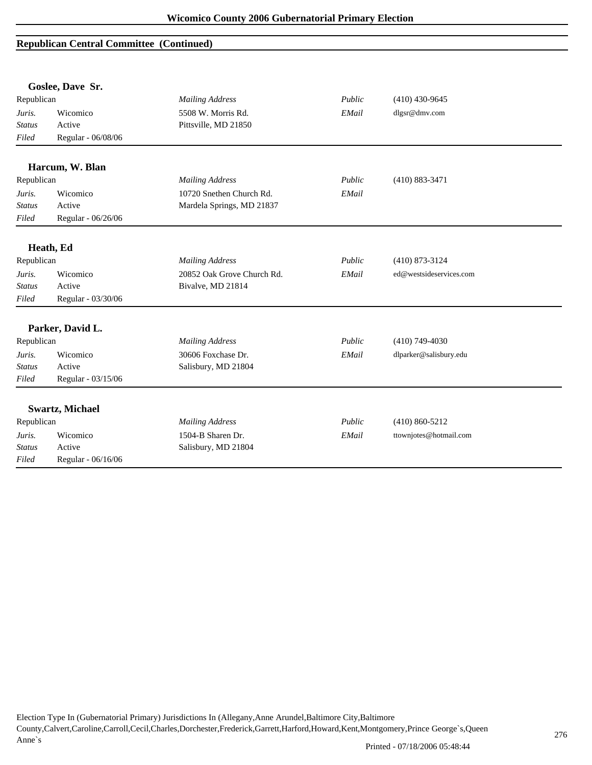## Republican Central Committee (Continued)

### Goslee, Dave Sr.

| Republican | | *Mailing Address* | *Public* | (410) 430-9645 |
|---|---|---|---|---|
| *Juris.* | Wicomico | 5508 W. Morris Rd. | *EMail* | dlgsr@dmv.com |
| *Status* | Active | Pittsville, MD 21850 | | |
| *Filed* | Regular - 06/08/06 | | | |

### Harcum, W. Blan

| Republican | | *Mailing Address* | *Public* | (410) 883-3471 |
|---|---|---|---|---|
| *Juris.* | Wicomico | 10720 Snethen Church Rd. | *EMail* | |
| *Status* | Active | Mardela Springs, MD 21837 | | |
| *Filed* | Regular - 06/26/06 | | | |

### Heath, Ed

| Republican | | *Mailing Address* | *Public* | (410) 873-3124 |
|---|---|---|---|---|
| *Juris.* | Wicomico | 20852 Oak Grove Church Rd. | *EMail* | ed@westsideservices.com |
| *Status* | Active | Bivalve, MD 21814 | | |
| *Filed* | Regular - 03/30/06 | | | |

### Parker, David L.

| Republican | | *Mailing Address* | *Public* | (410) 749-4030 |
|---|---|---|---|---|
| *Juris.* | Wicomico | 30606 Foxchase Dr. | *EMail* | dlparker@salisbury.edu |
| *Status* | Active | Salisbury, MD 21804 | | |
| *Filed* | Regular - 03/15/06 | | | |

### Swartz, Michael

| Republican | | *Mailing Address* | *Public* | (410) 860-5212 |
|---|---|---|---|---|
| *Juris.* | Wicomico | 1504-B Sharen Dr. | *EMail* | ttownjotes@hotmail.com |
| *Status* | Active | Salisbury, MD 21804 | | |
| *Filed* | Regular - 06/16/06 | | | |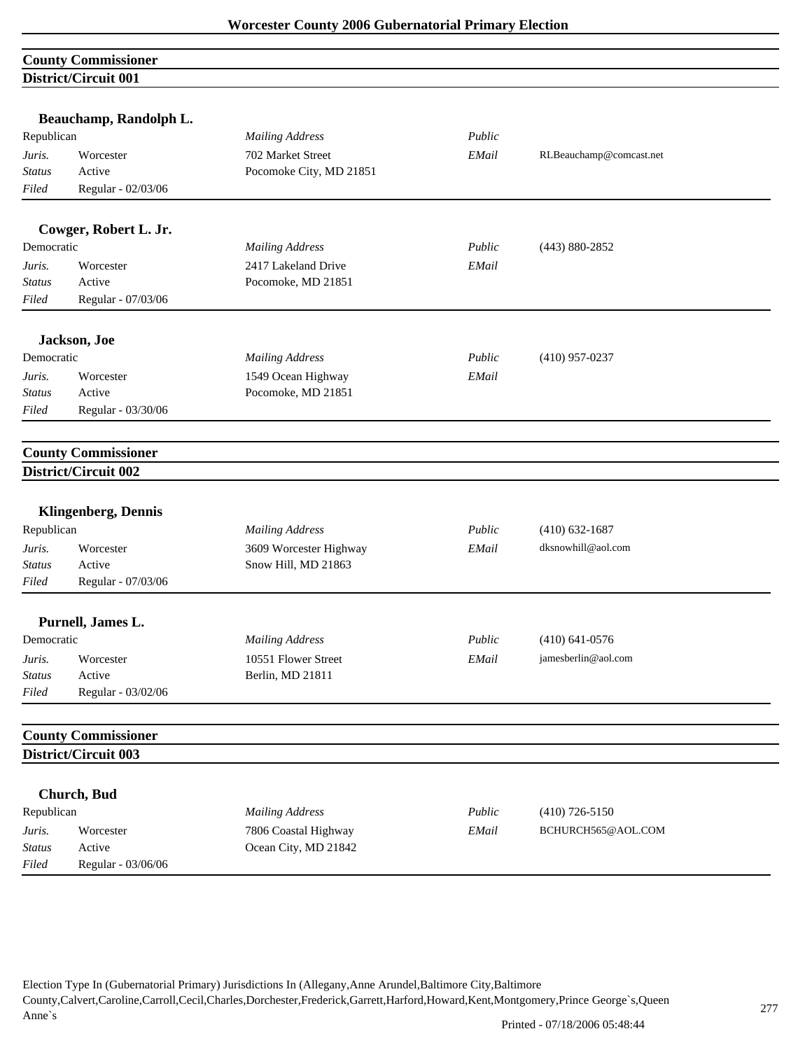# Worcester County 2006 Gubernatorial Primary Election

## County Commissioner
## District/Circuit 001

### Beauchamp, Randolph L.

| Republican | | *Mailing Address* | *Public* | |
|---|---|---|---|---|
| *Juris.* | Worcester | 702 Market Street | *EMail* | RLBeauchamp@comcast.net |
| *Status* | Active | Pocomoke City, MD 21851 | | |
| *Filed* | Regular - 02/03/06 | | | |

### Cowger, Robert L. Jr.

| Democratic | | *Mailing Address* | *Public* | (443) 880-2852 |
|---|---|---|---|---|
| *Juris.* | Worcester | 2417 Lakeland Drive | *EMail* | |
| *Status* | Active | Pocomoke, MD 21851 | | |
| *Filed* | Regular - 07/03/06 | | | |

### Jackson, Joe

| Democratic | | *Mailing Address* | *Public* | (410) 957-0237 |
|---|---|---|---|---|
| *Juris.* | Worcester | 1549 Ocean Highway | *EMail* | |
| *Status* | Active | Pocomoke, MD 21851 | | |
| *Filed* | Regular - 03/30/06 | | | |

## County Commissioner
## District/Circuit 002

### Klingenberg, Dennis

| Republican | | *Mailing Address* | *Public* | (410) 632-1687 |
|---|---|---|---|---|
| *Juris.* | Worcester | 3609 Worcester Highway | *EMail* | dksnowhill@aol.com |
| *Status* | Active | Snow Hill, MD 21863 | | |
| *Filed* | Regular - 07/03/06 | | | |

### Purnell, James L.

| Democratic | | *Mailing Address* | *Public* | (410) 641-0576 |
|---|---|---|---|---|
| *Juris.* | Worcester | 10551 Flower Street | *EMail* | jamesberlin@aol.com |
| *Status* | Active | Berlin, MD 21811 | | |
| *Filed* | Regular - 03/02/06 | | | |

## County Commissioner
## District/Circuit 003

### Church, Bud

| Republican | | *Mailing Address* | *Public* | (410) 726-5150 |
|---|---|---|---|---|
| *Juris.* | Worcester | 7806 Coastal Highway | *EMail* | BCHURCH565@AOL.COM |
| *Status* | Active | Ocean City, MD 21842 | | |
| *Filed* | Regular - 03/06/06 | | | |

Election Type In (Gubernatorial Primary) Jurisdictions In (Allegany,Anne Arundel,Baltimore City,Baltimore County,Calvert,Caroline,Carroll,Cecil,Charles,Dorchester,Frederick,Garrett,Harford,Howard,Kent,Montgomery,Prince George`s,Queen Anne`s

Printed - 07/18/2006 05:48:44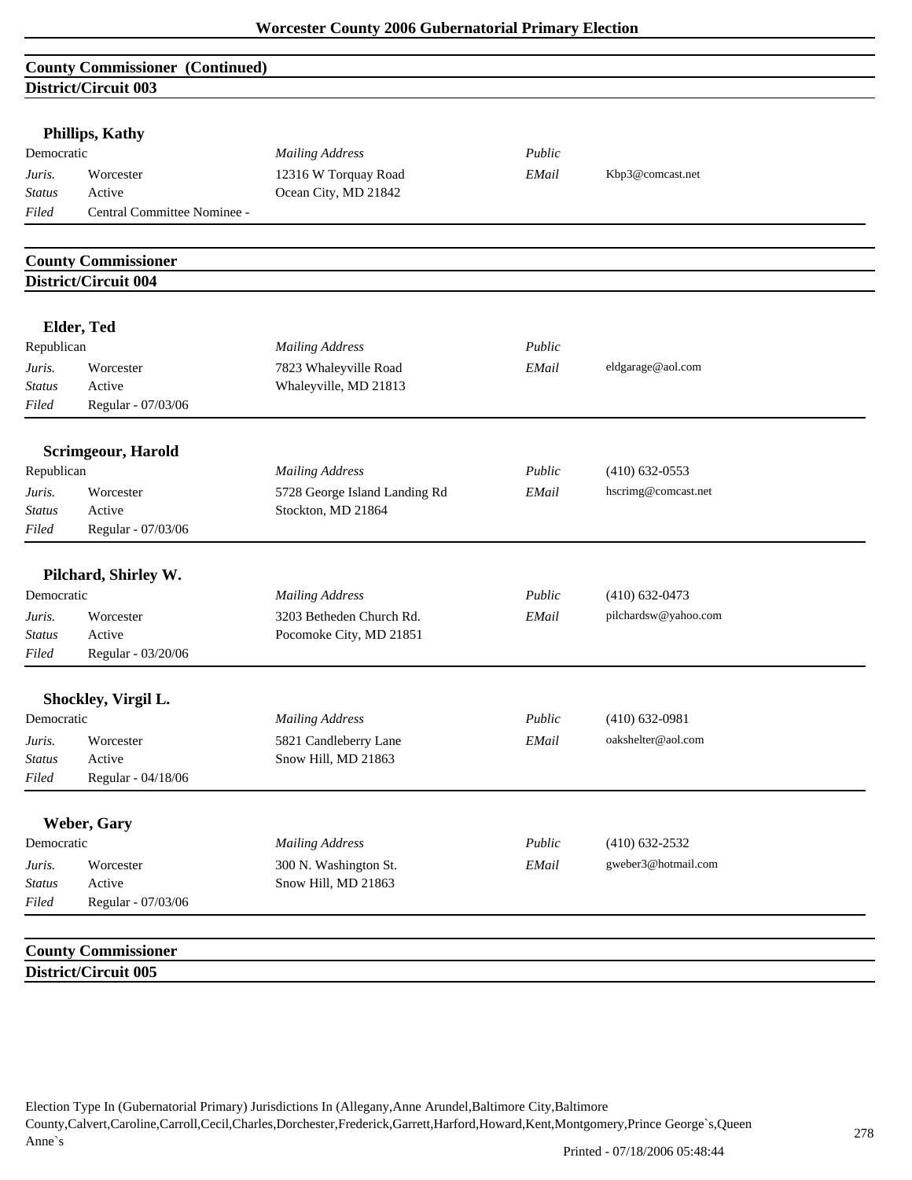## County Commissioner (Continued)
### District/Circuit 003

**Phillips, Kathy**

| Democratic | | *Mailing Address* | *Public* | |
|---|---|---|---|---|
| *Juris.* | Worcester | 12316 W Torquay Road | *EMail* | Kbp3@comcast.net |
| *Status* | Active | Ocean City, MD 21842 | | |
| *Filed* | Central Committee Nominee - | | | |

## County Commissioner
### District/Circuit 004

**Elder, Ted**

| Republican | | *Mailing Address* | *Public* | |
|---|---|---|---|---|
| *Juris.* | Worcester | 7823 Whaleyville Road | *EMail* | eldgarage@aol.com |
| *Status* | Active | Whaleyville, MD 21813 | | |
| *Filed* | Regular - 07/03/06 | | | |

**Scrimgeour, Harold**

| Republican | | *Mailing Address* | *Public* | (410) 632-0553 |
|---|---|---|---|---|
| *Juris.* | Worcester | 5728 George Island Landing Rd | *EMail* | hscrimg@comcast.net |
| *Status* | Active | Stockton, MD 21864 | | |
| *Filed* | Regular - 07/03/06 | | | |

**Pilchard, Shirley W.**

| Democratic | | *Mailing Address* | *Public* | (410) 632-0473 |
|---|---|---|---|---|
| *Juris.* | Worcester | 3203 Betheden Church Rd. | *EMail* | pilchardsw@yahoo.com |
| *Status* | Active | Pocomoke City, MD 21851 | | |
| *Filed* | Regular - 03/20/06 | | | |

**Shockley, Virgil L.**

| Democratic | | *Mailing Address* | *Public* | (410) 632-0981 |
|---|---|---|---|---|
| *Juris.* | Worcester | 5821 Candleberry Lane | *EMail* | oakshelter@aol.com |
| *Status* | Active | Snow Hill, MD 21863 | | |
| *Filed* | Regular - 04/18/06 | | | |

**Weber, Gary**

| Democratic | | *Mailing Address* | *Public* | (410) 632-2532 |
|---|---|---|---|---|
| *Juris.* | Worcester | 300 N. Washington St. | *EMail* | gweber3@hotmail.com |
| *Status* | Active | Snow Hill, MD 21863 | | |
| *Filed* | Regular - 07/03/06 | | | |

## County Commissioner
### District/Circuit 005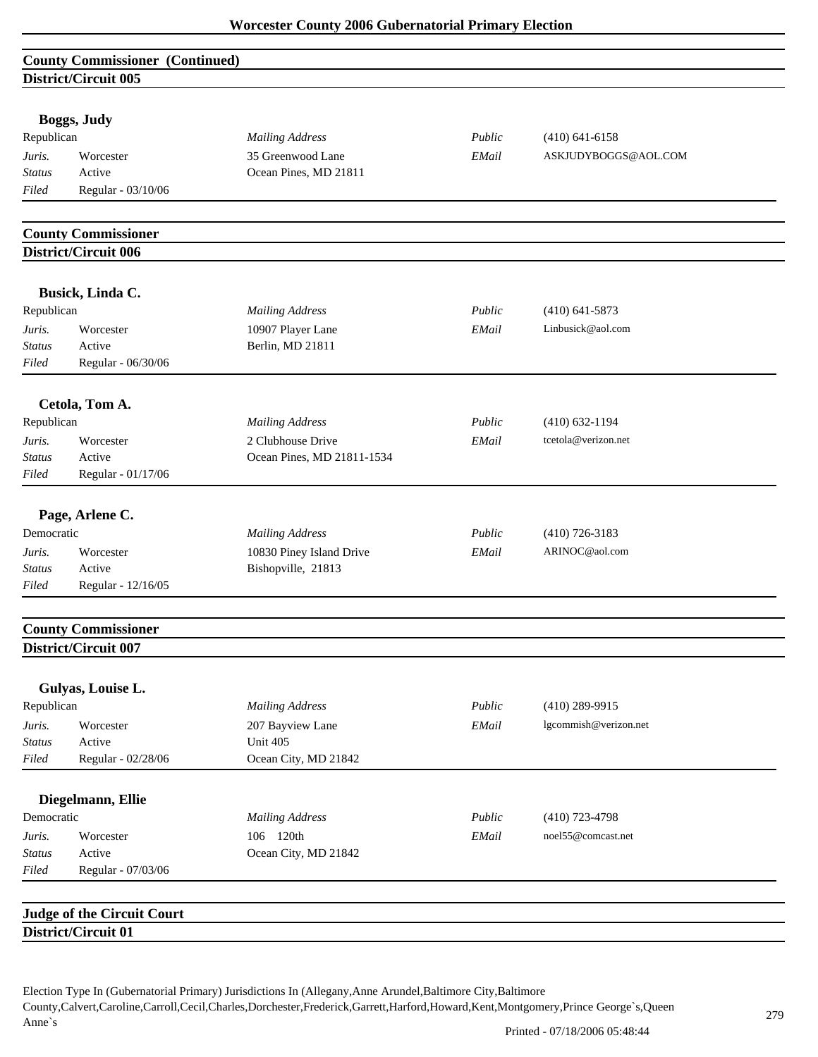## County Commissioner (Continued)

### District/Circuit 005

**Boggs, Judy**

| Republican | | *Mailing Address* | *Public* | (410) 641-6158 |
|---|---|---|---|---|
| *Juris.* | Worcester | 35 Greenwood Lane | *EMail* | ASKJUDYBOGGS@AOL.COM |
| *Status* | Active | Ocean Pines, MD 21811 | | |
| *Filed* | Regular - 03/10/06 | | | |

## County Commissioner

### District/Circuit 006

**Busick, Linda C.**

| Republican | | *Mailing Address* | *Public* | (410) 641-5873 |
|---|---|---|---|---|
| *Juris.* | Worcester | 10907 Player Lane | *EMail* | Linbusick@aol.com |
| *Status* | Active | Berlin, MD 21811 | | |
| *Filed* | Regular - 06/30/06 | | | |

**Cetola, Tom A.**

| Republican | | *Mailing Address* | *Public* | (410) 632-1194 |
|---|---|---|---|---|
| *Juris.* | Worcester | 2 Clubhouse Drive | *EMail* | tcetola@verizon.net |
| *Status* | Active | Ocean Pines, MD 21811-1534 | | |
| *Filed* | Regular - 01/17/06 | | | |

**Page, Arlene C.**

| Democratic | | *Mailing Address* | *Public* | (410) 726-3183 |
|---|---|---|---|---|
| *Juris.* | Worcester | 10830 Piney Island Drive | *EMail* | ARINOC@aol.com |
| *Status* | Active | Bishopville, 21813 | | |
| *Filed* | Regular - 12/16/05 | | | |

## County Commissioner

### District/Circuit 007

**Gulyas, Louise L.**

| Republican | | *Mailing Address* | *Public* | (410) 289-9915 |
|---|---|---|---|---|
| *Juris.* | Worcester | 207 Bayview Lane | *EMail* | lgcommish@verizon.net |
| *Status* | Active | Unit 405 | | |
| *Filed* | Regular - 02/28/06 | Ocean City, MD 21842 | | |

**Diegelmann, Ellie**

| Democratic | | *Mailing Address* | *Public* | (410) 723-4798 |
|---|---|---|---|---|
| *Juris.* | Worcester | 106 120th | *EMail* | noel55@comcast.net |
| *Status* | Active | Ocean City, MD 21842 | | |
| *Filed* | Regular - 07/03/06 | | | |

## Judge of the Circuit Court

### District/Circuit 01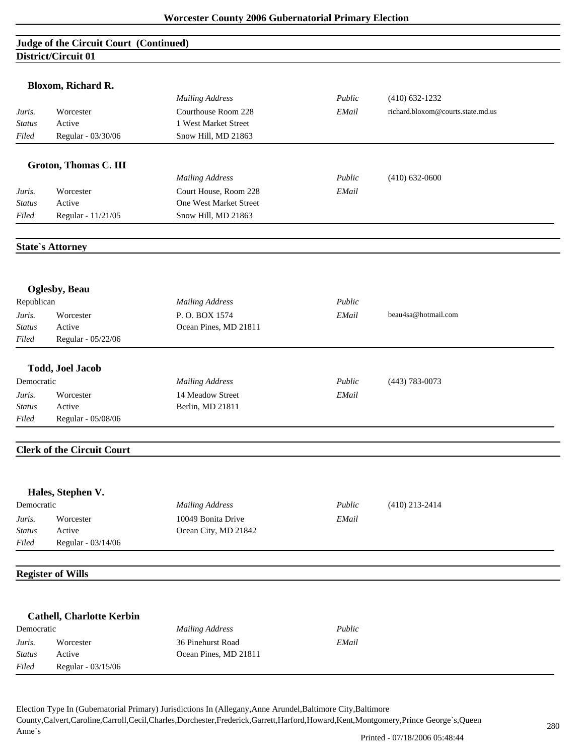## Judge of the Circuit Court (Continued)

### District/Circuit 01

**Bloxom, Richard R.**

| | | | | |
|---|---|---|---|---|
| | | *Mailing Address* | *Public* | (410) 632-1232 |
| *Juris.* | Worcester | Courthouse Room 228 | *EMail* | richard.bloxom@courts.state.md.us |
| *Status* | Active | 1 West Market Street | | |
| *Filed* | Regular - 03/30/06 | Snow Hill, MD 21863 | | |

**Groton, Thomas C. III**

| | | | | |
|---|---|---|---|---|
| | | *Mailing Address* | *Public* | (410) 632-0600 |
| *Juris.* | Worcester | Court House, Room 228 | *EMail* | |
| *Status* | Active | One West Market Street | | |
| *Filed* | Regular - 11/21/05 | Snow Hill, MD 21863 | | |

## State`s Attorney

**Oglesby, Beau**

| | | | | |
|---|---|---|---|---|
| Republican | | *Mailing Address* | *Public* | |
| *Juris.* | Worcester | P. O. BOX 1574 | *EMail* | beau4sa@hotmail.com |
| *Status* | Active | Ocean Pines, MD 21811 | | |
| *Filed* | Regular - 05/22/06 | | | |

**Todd, Joel Jacob**

| | | | | |
|---|---|---|---|---|
| Democratic | | *Mailing Address* | *Public* | (443) 783-0073 |
| *Juris.* | Worcester | 14 Meadow Street | *EMail* | |
| *Status* | Active | Berlin, MD 21811 | | |
| *Filed* | Regular - 05/08/06 | | | |

## Clerk of the Circuit Court

**Hales, Stephen V.**

| | | | | |
|---|---|---|---|---|
| Democratic | | *Mailing Address* | *Public* | (410) 213-2414 |
| *Juris.* | Worcester | 10049 Bonita Drive | *EMail* | |
| *Status* | Active | Ocean City, MD 21842 | | |
| *Filed* | Regular - 03/14/06 | | | |

## Register of Wills

**Cathell, Charlotte Kerbin**

| | | | | |
|---|---|---|---|---|
| Democratic | | *Mailing Address* | *Public* | |
| *Juris.* | Worcester | 36 Pinehurst Road | *EMail* | |
| *Status* | Active | Ocean Pines, MD 21811 | | |
| *Filed* | Regular - 03/15/06 | | | |

Election Type In (Gubernatorial Primary) Jurisdictions In (Allegany,Anne Arundel,Baltimore City,Baltimore County,Calvert,Caroline,Carroll,Cecil,Charles,Dorchester,Frederick,Garrett,Harford,Howard,Kent,Montgomery,Prince George`s,Queen Anne`s

Printed - 07/18/2006 05:48:44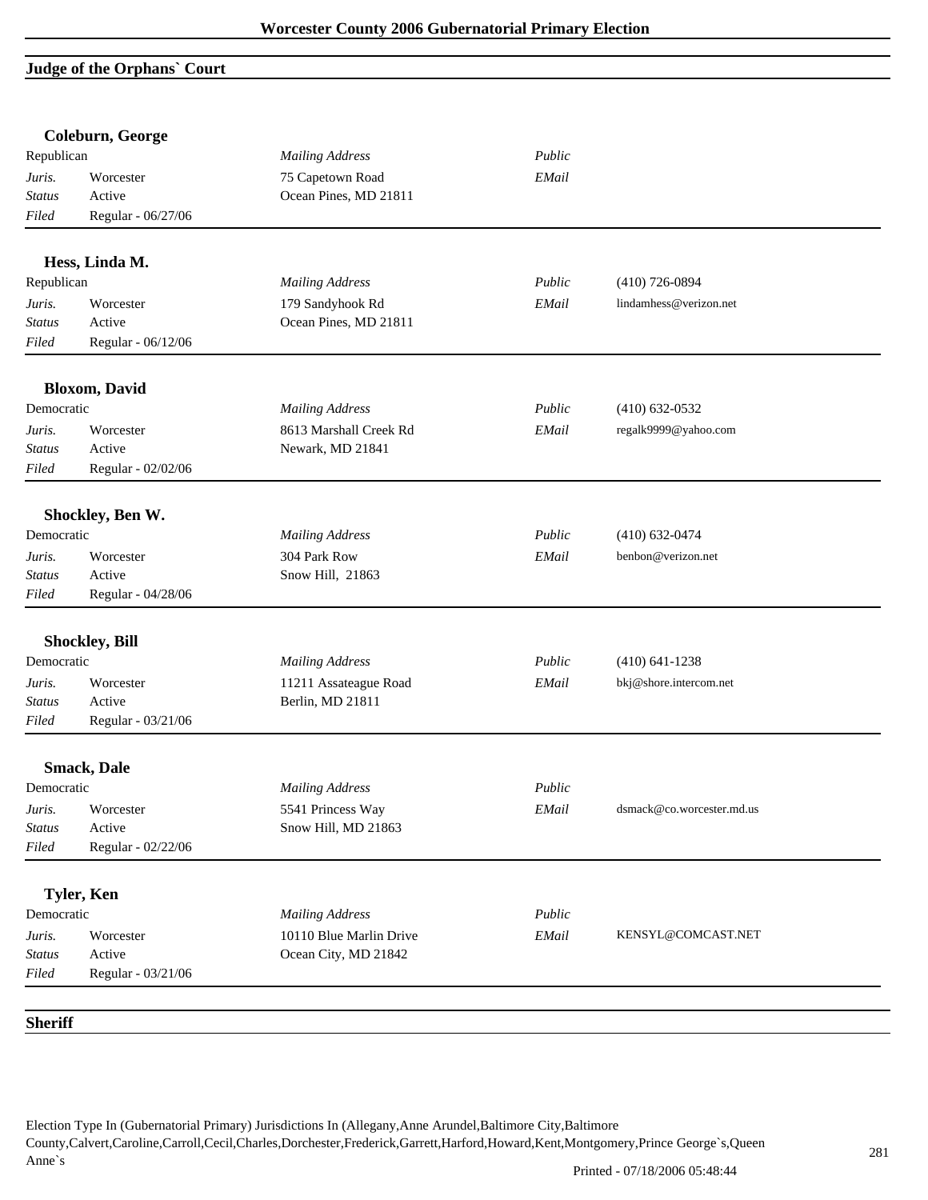## Judge of the Orphans` Court

### Coleburn, George

| Republican | | *Mailing Address* | *Public* | |
|---|---|---|---|---|
| *Juris.* | Worcester | 75 Capetown Road | *EMail* | |
| *Status* | Active | Ocean Pines, MD 21811 | | |
| *Filed* | Regular - 06/27/06 | | | |

### Hess, Linda M.

| Republican | | *Mailing Address* | *Public* | (410) 726-0894 |
|---|---|---|---|---|
| *Juris.* | Worcester | 179 Sandyhook Rd | *EMail* | lindamhess@verizon.net |
| *Status* | Active | Ocean Pines, MD 21811 | | |
| *Filed* | Regular - 06/12/06 | | | |

### Bloxom, David

| Democratic | | *Mailing Address* | *Public* | (410) 632-0532 |
|---|---|---|---|---|
| *Juris.* | Worcester | 8613 Marshall Creek Rd | *EMail* | regalk9999@yahoo.com |
| *Status* | Active | Newark, MD 21841 | | |
| *Filed* | Regular - 02/02/06 | | | |

### Shockley, Ben W.

| Democratic | | *Mailing Address* | *Public* | (410) 632-0474 |
|---|---|---|---|---|
| *Juris.* | Worcester | 304 Park Row | *EMail* | benbon@verizon.net |
| *Status* | Active | Snow Hill, 21863 | | |
| *Filed* | Regular - 04/28/06 | | | |

### Shockley, Bill

| Democratic | | *Mailing Address* | *Public* | (410) 641-1238 |
|---|---|---|---|---|
| *Juris.* | Worcester | 11211 Assateague Road | *EMail* | bkj@shore.intercom.net |
| *Status* | Active | Berlin, MD 21811 | | |
| *Filed* | Regular - 03/21/06 | | | |

### Smack, Dale

| Democratic | | *Mailing Address* | *Public* | |
|---|---|---|---|---|
| *Juris.* | Worcester | 5541 Princess Way | *EMail* | dsmack@co.worcester.md.us |
| *Status* | Active | Snow Hill, MD 21863 | | |
| *Filed* | Regular - 02/22/06 | | | |

### Tyler, Ken

| Democratic | | *Mailing Address* | *Public* | |
|---|---|---|---|---|
| *Juris.* | Worcester | 10110 Blue Marlin Drive | *EMail* | KENSYL@COMCAST.NET |
| *Status* | Active | Ocean City, MD 21842 | | |
| *Filed* | Regular - 03/21/06 | | | |

## Sheriff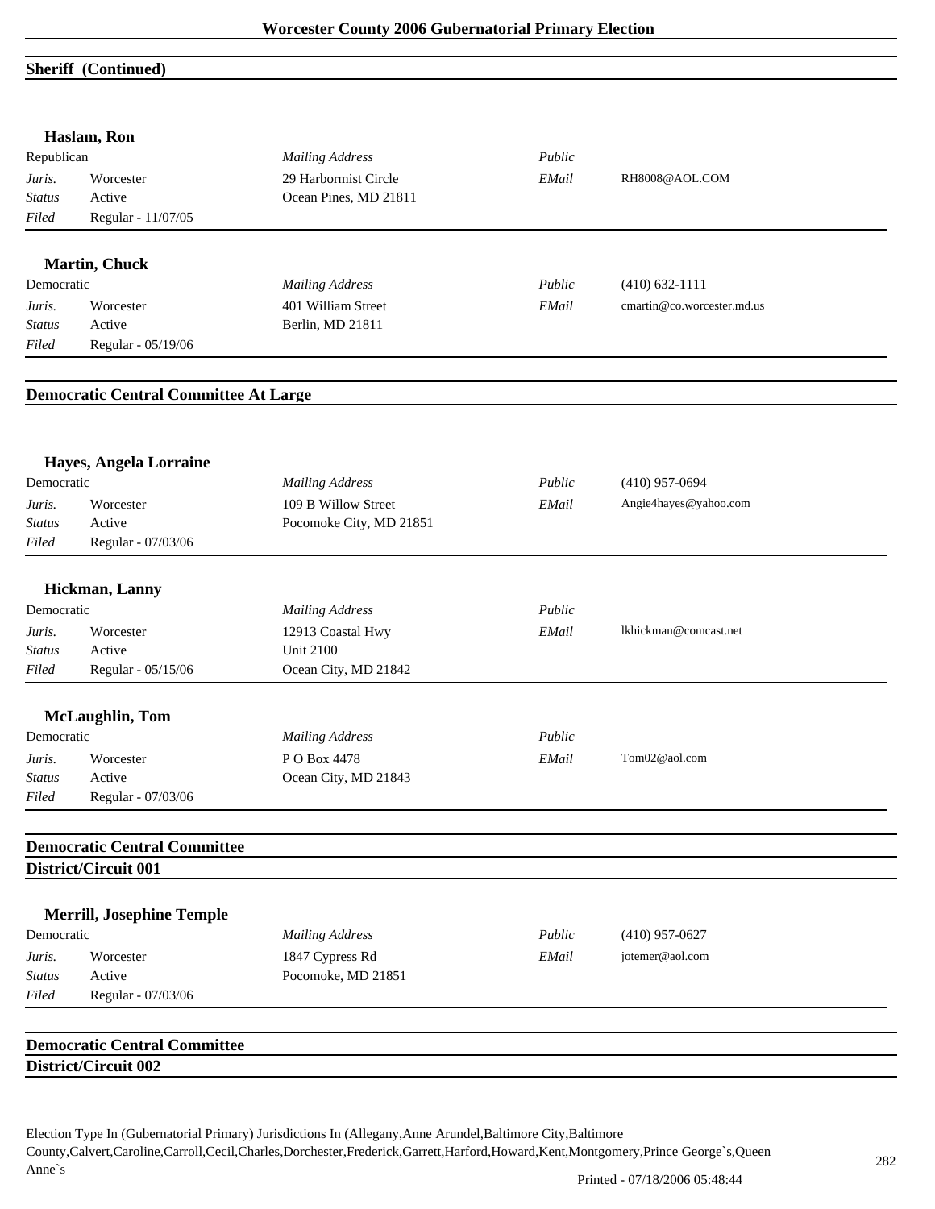## Sheriff (Continued)

### Haslam, Ron

| | | | | |
|---|---|---|---|---|
| Republican | | *Mailing Address* | *Public* | |
| *Juris.* | Worcester | 29 Harbormist Circle | *EMail* | RH8008@AOL.COM |
| *Status* | Active | Ocean Pines, MD 21811 | | |
| *Filed* | Regular - 11/07/05 | | | |

### Martin, Chuck

| | | | | |
|---|---|---|---|---|
| Democratic | | *Mailing Address* | *Public* | (410) 632-1111 |
| *Juris.* | Worcester | 401 William Street | *EMail* | cmartin@co.worcester.md.us |
| *Status* | Active | Berlin, MD 21811 | | |
| *Filed* | Regular - 05/19/06 | | | |

## Democratic Central Committee At Large

### Hayes, Angela Lorraine

| | | | | |
|---|---|---|---|---|
| Democratic | | *Mailing Address* | *Public* | (410) 957-0694 |
| *Juris.* | Worcester | 109 B Willow Street | *EMail* | Angie4hayes@yahoo.com |
| *Status* | Active | Pocomoke City, MD 21851 | | |
| *Filed* | Regular - 07/03/06 | | | |

### Hickman, Lanny

| | | | | |
|---|---|---|---|---|
| Democratic | | *Mailing Address* | *Public* | |
| *Juris.* | Worcester | 12913 Coastal Hwy | *EMail* | lkhickman@comcast.net |
| *Status* | Active | Unit 2100 | | |
| *Filed* | Regular - 05/15/06 | Ocean City, MD 21842 | | |

### McLaughlin, Tom

| | | | | |
|---|---|---|---|---|
| Democratic | | *Mailing Address* | *Public* | |
| *Juris.* | Worcester | P O Box 4478 | *EMail* | Tom02@aol.com |
| *Status* | Active | Ocean City, MD 21843 | | |
| *Filed* | Regular - 07/03/06 | | | |

## Democratic Central Committee
## District/Circuit 001

### Merrill, Josephine Temple

| | | | | |
|---|---|---|---|---|
| Democratic | | *Mailing Address* | *Public* | (410) 957-0627 |
| *Juris.* | Worcester | 1847 Cypress Rd | *EMail* | jotemer@aol.com |
| *Status* | Active | Pocomoke, MD 21851 | | |
| *Filed* | Regular - 07/03/06 | | | |

## Democratic Central Committee
## District/Circuit 002

Election Type In (Gubernatorial Primary) Jurisdictions In (Allegany,Anne Arundel,Baltimore City,Baltimore County,Calvert,Caroline,Carroll,Cecil,Charles,Dorchester,Frederick,Garrett,Harford,Howard,Kent,Montgomery,Prince George`s,Queen Anne`s

Printed - 07/18/2006 05:48:44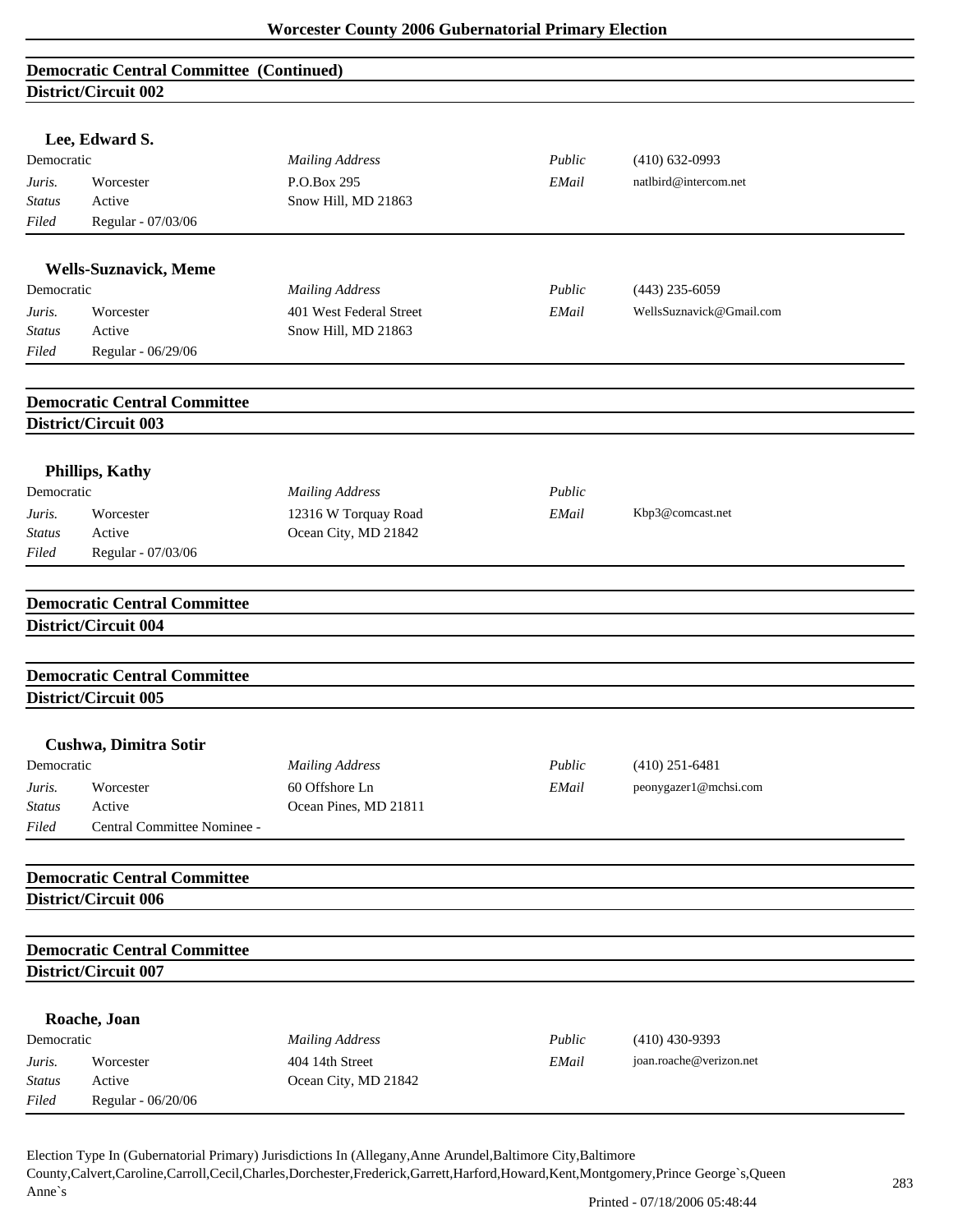## Democratic Central Committee (Continued)

### District/Circuit 002

**Lee, Edward S.**

| Democratic | | *Mailing Address* | *Public* | (410) 632-0993 |
|---|---|---|---|---|
| *Juris.* | Worcester | P.O.Box 295 | *EMail* | natlbird@intercom.net |
| *Status* | Active | Snow Hill, MD 21863 | | |
| *Filed* | Regular - 07/03/06 | | | |

**Wells-Suznavick, Meme**

| Democratic | | *Mailing Address* | *Public* | (443) 235-6059 |
|---|---|---|---|---|
| *Juris.* | Worcester | 401 West Federal Street | *EMail* | WellsSuznavick@Gmail.com |
| *Status* | Active | Snow Hill, MD 21863 | | |
| *Filed* | Regular - 06/29/06 | | | |

## Democratic Central Committee

### District/Circuit 003

**Phillips, Kathy**

| Democratic | | *Mailing Address* | *Public* | |
|---|---|---|---|---|
| *Juris.* | Worcester | 12316 W Torquay Road | *EMail* | Kbp3@comcast.net |
| *Status* | Active | Ocean City, MD 21842 | | |
| *Filed* | Regular - 07/03/06 | | | |

## Democratic Central Committee

### District/Circuit 004

## Democratic Central Committee

### District/Circuit 005

**Cushwa, Dimitra Sotir**

| Democratic | | *Mailing Address* | *Public* | (410) 251-6481 |
|---|---|---|---|---|
| *Juris.* | Worcester | 60 Offshore Ln | *EMail* | peonygazer1@mchsi.com |
| *Status* | Active | Ocean Pines, MD 21811 | | |
| *Filed* | Central Committee Nominee - | | | |

## Democratic Central Committee

### District/Circuit 006

## Democratic Central Committee

### District/Circuit 007

**Roache, Joan**

| Democratic | | *Mailing Address* | *Public* | (410) 430-9393 |
|---|---|---|---|---|
| *Juris.* | Worcester | 404 14th Street | *EMail* | joan.roache@verizon.net |
| *Status* | Active | Ocean City, MD 21842 | | |
| *Filed* | Regular - 06/20/06 | | | |

Election Type In (Gubernatorial Primary) Jurisdictions In (Allegany,Anne Arundel,Baltimore City,Baltimore County,Calvert,Caroline,Carroll,Cecil,Charles,Dorchester,Frederick,Garrett,Harford,Howard,Kent,Montgomery,Prince George`s,Queen Anne`s

Printed - 07/18/2006 05:48:44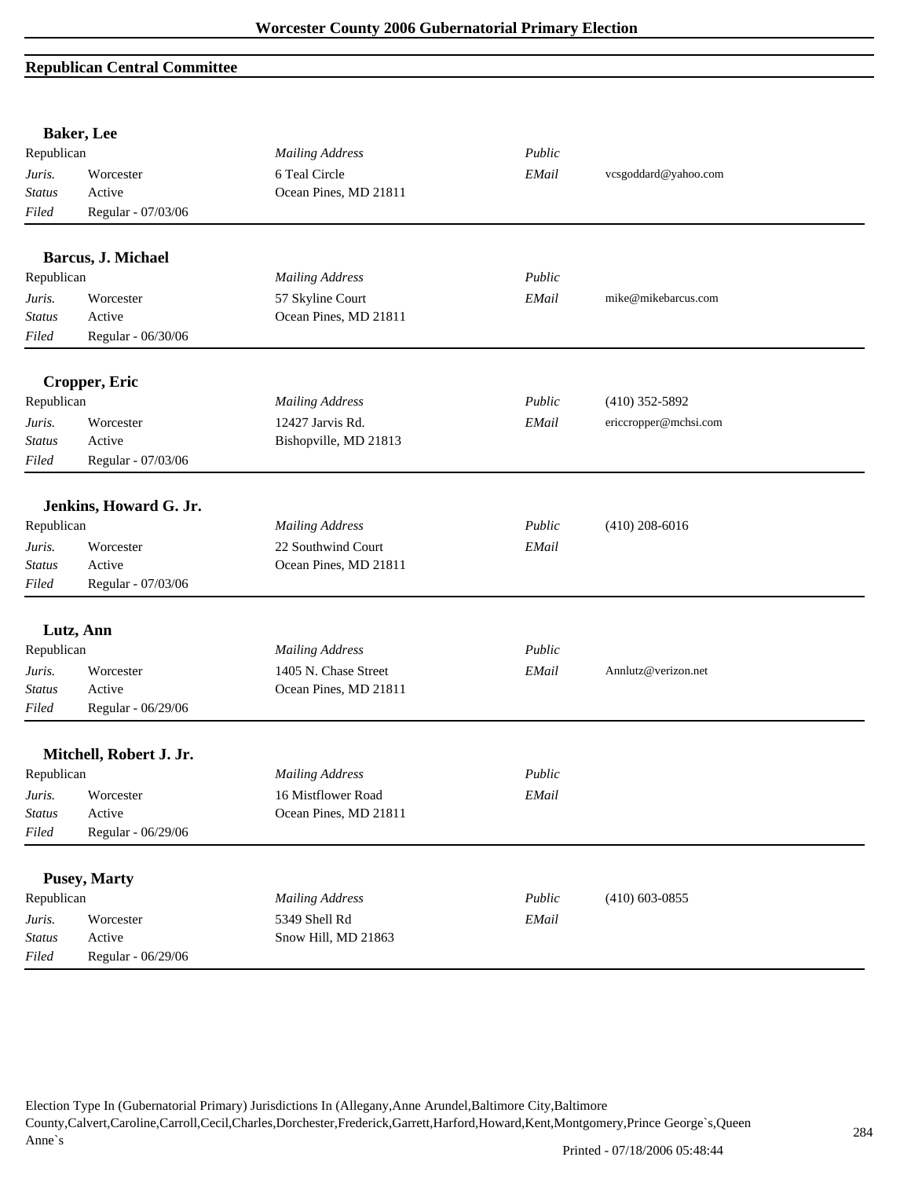# Worcester County 2006 Gubernatorial Primary Election

## Republican Central Committee

### Baker, Lee

| Republican | | Mailing Address | Public | |
|---|---|---|---|---|
| Juris. | Worcester | 6 Teal Circle | EMail | vcsgoddard@yahoo.com |
| Status | Active | Ocean Pines, MD 21811 | | |
| Filed | Regular - 07/03/06 | | | |

### Barcus, J. Michael

| Republican | | Mailing Address | Public | |
|---|---|---|---|---|
| Juris. | Worcester | 57 Skyline Court | EMail | mike@mikebarcus.com |
| Status | Active | Ocean Pines, MD 21811 | | |
| Filed | Regular - 06/30/06 | | | |

### Cropper, Eric

| Republican | | Mailing Address | Public | (410) 352-5892 |
|---|---|---|---|---|
| Juris. | Worcester | 12427 Jarvis Rd. | EMail | ericcropper@mchsi.com |
| Status | Active | Bishopville, MD 21813 | | |
| Filed | Regular - 07/03/06 | | | |

### Jenkins, Howard G. Jr.

| Republican | | Mailing Address | Public | (410) 208-6016 |
|---|---|---|---|---|
| Juris. | Worcester | 22 Southwind Court | EMail | |
| Status | Active | Ocean Pines, MD 21811 | | |
| Filed | Regular - 07/03/06 | | | |

### Lutz, Ann

| Republican | | Mailing Address | Public | |
|---|---|---|---|---|
| Juris. | Worcester | 1405 N. Chase Street | EMail | Annlutz@verizon.net |
| Status | Active | Ocean Pines, MD 21811 | | |
| Filed | Regular - 06/29/06 | | | |

### Mitchell, Robert J. Jr.

| Republican | | Mailing Address | Public | |
|---|---|---|---|---|
| Juris. | Worcester | 16 Mistflower Road | EMail | |
| Status | Active | Ocean Pines, MD 21811 | | |
| Filed | Regular - 06/29/06 | | | |

### Pusey, Marty

| Republican | | Mailing Address | Public | (410) 603-0855 |
|---|---|---|---|---|
| Juris. | Worcester | 5349 Shell Rd | EMail | |
| Status | Active | Snow Hill, MD 21863 | | |
| Filed | Regular - 06/29/06 | | | |

Election Type In (Gubernatorial Primary) Jurisdictions In (Allegany,Anne Arundel,Baltimore City,Baltimore County,Calvert,Caroline,Carroll,Cecil,Charles,Dorchester,Frederick,Garrett,Harford,Howard,Kent,Montgomery,Prince George`s,Queen Anne`s

Printed - 07/18/2006 05:48:44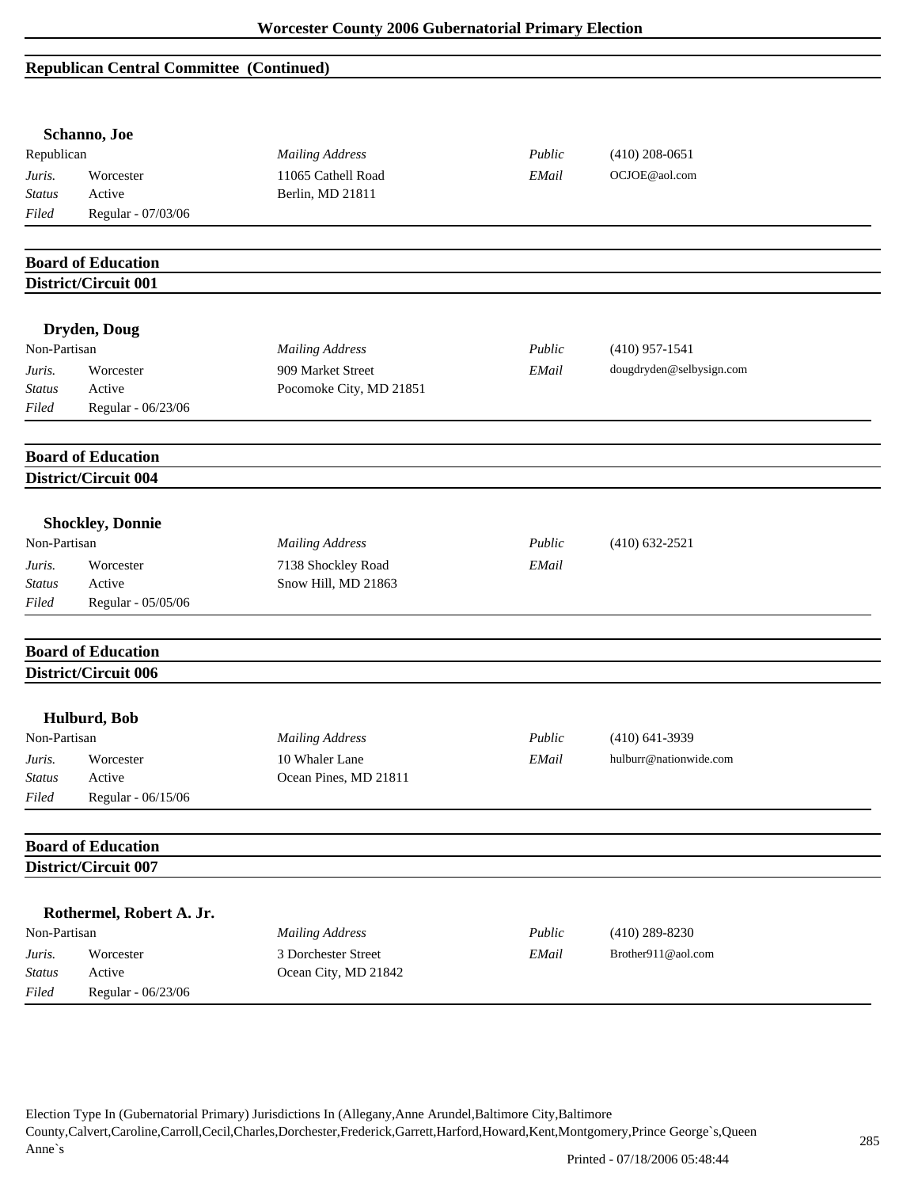## Republican Central Committee (Continued)

**Schanno, Joe**

| | | | | |
|---|---|---|---|---|
| Republican | | *Mailing Address* | *Public* | (410) 208-0651 |
| *Juris.* | Worcester | 11065 Cathell Road | *EMail* | OCJOE@aol.com |
| *Status* | Active | Berlin, MD 21811 | | |
| *Filed* | Regular - 07/03/06 | | | |

## Board of Education

### District/Circuit 001

**Dryden, Doug**

| | | | | |
|---|---|---|---|---|
| Non-Partisan | | *Mailing Address* | *Public* | (410) 957-1541 |
| *Juris.* | Worcester | 909 Market Street | *EMail* | dougdryden@selbysign.com |
| *Status* | Active | Pocomoke City, MD 21851 | | |
| *Filed* | Regular - 06/23/06 | | | |

## Board of Education

### District/Circuit 004

**Shockley, Donnie**

| | | | | |
|---|---|---|---|---|
| Non-Partisan | | *Mailing Address* | *Public* | (410) 632-2521 |
| *Juris.* | Worcester | 7138 Shockley Road | *EMail* | |
| *Status* | Active | Snow Hill, MD 21863 | | |
| *Filed* | Regular - 05/05/06 | | | |

## Board of Education

### District/Circuit 006

**Hulburd, Bob**

| | | | | |
|---|---|---|---|---|
| Non-Partisan | | *Mailing Address* | *Public* | (410) 641-3939 |
| *Juris.* | Worcester | 10 Whaler Lane | *EMail* | hulburr@nationwide.com |
| *Status* | Active | Ocean Pines, MD 21811 | | |
| *Filed* | Regular - 06/15/06 | | | |

## Board of Education

### District/Circuit 007

**Rothermel, Robert A. Jr.**

| | | | | |
|---|---|---|---|---|
| Non-Partisan | | *Mailing Address* | *Public* | (410) 289-8230 |
| *Juris.* | Worcester | 3 Dorchester Street | *EMail* | Brother911@aol.com |
| *Status* | Active | Ocean City, MD 21842 | | |
| *Filed* | Regular - 06/23/06 | | | |